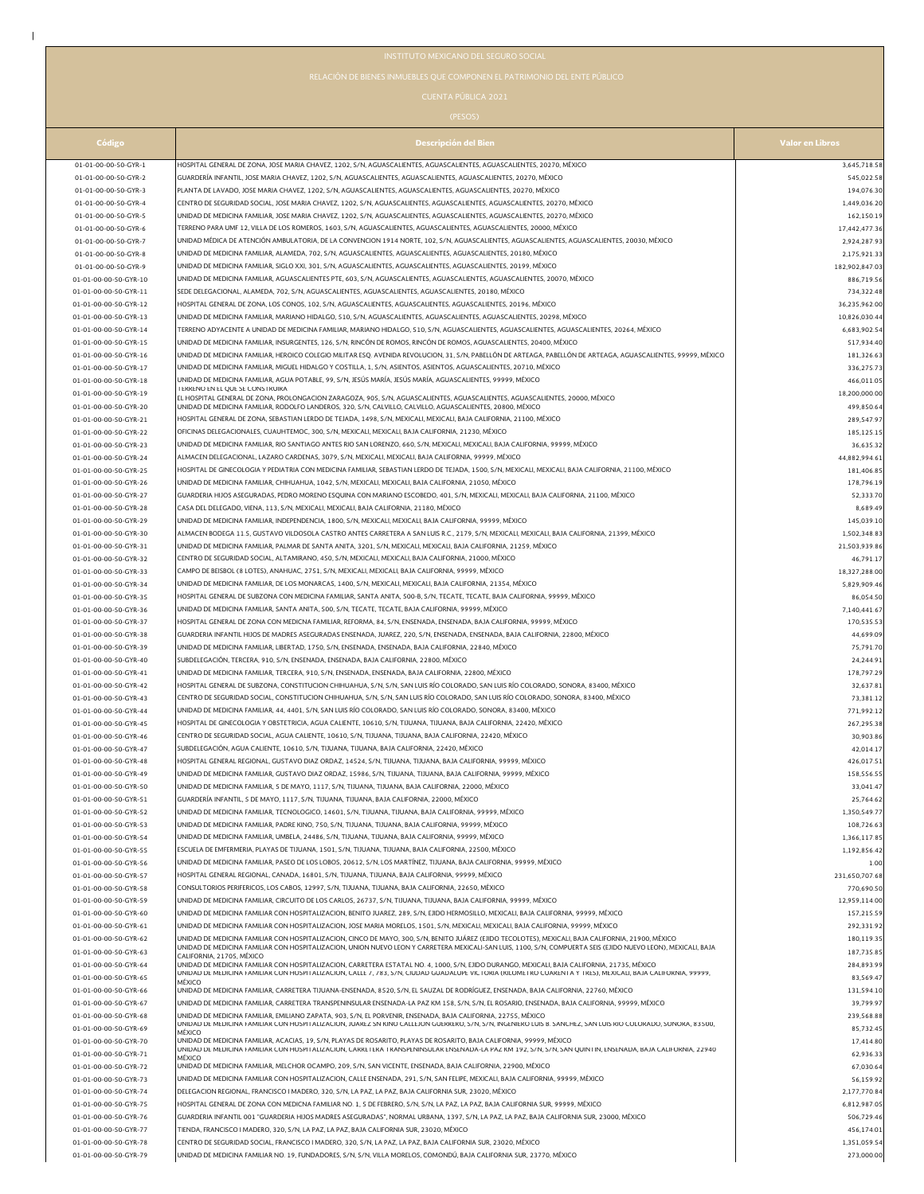# INSTITUTO MEXICANO DEL SEGURO SOCIAL

## RELACIÓN DE BIENES INMUEBLES QUE COMPONEN EL PATRIMONIO DEL ENTE PÚBLICO

## CUENTA PÚBLICA 2021

## (PESOS)

| Código | Descripción del Bien | Valor en Libros |
|---|---|---|
| 01-01-00-00-50-GYR-1 | HOSPITAL GENERAL DE ZONA, JOSE MARIA CHAVEZ, 1202, S/N, AGUASCALIENTES, AGUASCALIENTES, AGUASCALIENTES, 20270, MÉXICO | 3,645,718.58 |
| 01-01-00-00-50-GYR-2 | GUARDERÍA INFANTIL, JOSE MARIA CHAVEZ, 1202, S/N, AGUASCALIENTES, AGUASCALIENTES, AGUASCALIENTES, 20270, MÉXICO | 545,022.58 |
| 01-01-00-00-50-GYR-3 | PLANTA DE LAVADO, JOSE MARIA CHAVEZ, 1202, S/N, AGUASCALIENTES, AGUASCALIENTES, AGUASCALIENTES, 20270, MÉXICO | 194,076.30 |
| 01-01-00-00-50-GYR-4 | CENTRO DE SEGURIDAD SOCIAL, JOSE MARIA CHAVEZ, 1202, S/N, AGUASCALIENTES, AGUASCALIENTES, AGUASCALIENTES, 20270, MÉXICO | 1,449,036.20 |
| 01-01-00-00-50-GYR-5 | UNIDAD DE MEDICINA FAMILIAR, JOSE MARIA CHAVEZ, 1202, S/N, AGUASCALIENTES, AGUASCALIENTES, AGUASCALIENTES, 20270, MÉXICO | 162,150.19 |
| 01-01-00-00-50-GYR-6 | TERRENO PARA UMF 12, VILLA DE LOS ROMEROS, 1603, S/N, AGUASCALIENTES, AGUASCALIENTES, AGUASCALIENTES, 20000, MÉXICO | 17,442,477.36 |
| 01-01-00-00-50-GYR-7 | UNIDAD MÉDICA DE ATENCIÓN AMBULATORIA, DE LA CONVENCION 1914 NORTE, 102, S/N, AGUASCALIENTES, AGUASCALIENTES, AGUASCALIENTES, 20030, MÉXICO | 2,924,287.93 |
| 01-01-00-00-50-GYR-8 | UNIDAD DE MEDICINA FAMILIAR, ALAMEDA, 702, S/N, AGUASCALIENTES, AGUASCALIENTES, AGUASCALIENTES, 20180, MÉXICO | 2,175,921.33 |
| 01-01-00-00-50-GYR-9 | UNIDAD DE MEDICINA FAMILIAR, SIGLO XXI, 301, S/N, AGUASCALIENTES, AGUASCALIENTES, AGUASCALIENTES, 20199, MÉXICO | 182,902,847.03 |
| 01-01-00-00-50-GYR-10 | UNIDAD DE MEDICINA FAMILIAR, AGUASCALIENTES PTE, 603, S/N, AGUASCALIENTES, AGUASCALIENTES, AGUASCALIENTES, 20070, MÉXICO | 886,719.56 |
| 01-01-00-00-50-GYR-11 | SEDE DELEGACIONAL, ALAMEDA, 702, S/N, AGUASCALIENTES, AGUASCALIENTES, AGUASCALIENTES, 20180, MÉXICO | 734,322.48 |
| 01-01-00-00-50-GYR-12 | HOSPITAL GENERAL DE ZONA, LOS CONOS, 102, S/N, AGUASCALIENTES, AGUASCALIENTES, AGUASCALIENTES, 20196, MÉXICO | 36,235,962.00 |
| 01-01-00-00-50-GYR-13 | UNIDAD DE MEDICINA FAMILIAR, MARIANO HIDALGO, 510, S/N, AGUASCALIENTES, AGUASCALIENTES, AGUASCALIENTES, 20298, MÉXICO | 10,826,030.44 |
| 01-01-00-00-50-GYR-14 | TERRENO ADYACENTE A UNIDAD DE MEDICINA FAMILIAR, MARIANO HIDALGO, 510, S/N, AGUASCALIENTES, AGUASCALIENTES, AGUASCALIENTES, 20264, MÉXICO | 6,683,902.54 |
| 01-01-00-00-50-GYR-15 | UNIDAD DE MEDICINA FAMILIAR, INSURGENTES, 126, S/N, RINCÓN DE ROMOS, RINCÓN DE ROMOS, AGUASCALIENTES, 20400, MÉXICO | 517,934.40 |
| 01-01-00-00-50-GYR-16 | UNIDAD DE MEDICINA FAMILIAR, HEROICO COLEGIO MILITAR ESQ. AVENIDA REVOLUCION, 31, S/N, PABELLÓN DE ARTEAGA, PABELLÓN DE ARTEAGA, AGUASCALIENTES, 99999, MÉXICO | 181,326.63 |
| 01-01-00-00-50-GYR-17 | UNIDAD DE MEDICINA FAMILIAR, MIGUEL HIDALGO Y COSTILLA, 1, S/N, ASIENTOS, ASIENTOS, AGUASCALIENTES, 20710, MÉXICO | 336,275.73 |
| 01-01-00-00-50-GYR-18 | UNIDAD DE MEDICINA FAMILIAR, AGUA POTABLE, 99, S/N, JESÚS MARÍA, JESÚS MARÍA, AGUASCALIENTES, 99999, MÉXICO | 466,011.05 |
| 01-01-00-00-50-GYR-19 | TERRENO EN EL QUE SE CONSTRUIRA EL HOSPITAL GENERAL DE ZONA, PROLONGACION ZARAGOZA, 905, S/N, AGUASCALIENTES, AGUASCALIENTES, AGUASCALIENTES, 20000, MÉXICO | 18,200,000.00 |
| 01-01-00-00-50-GYR-20 | UNIDAD DE MEDICINA FAMILIAR, RODOLFO LANDEROS, 320, S/N, CALVILLO, CALVILLO, AGUASCALIENTES, 20800, MÉXICO | 499,850.64 |
| 01-01-00-00-50-GYR-21 | HOSPITAL GENERAL DE ZONA, SEBASTIAN LERDO DE TEJADA, 1498, S/N, MEXICALI, MEXICALI, BAJA CALIFORNIA, 21100, MÉXICO | 289,547.97 |
| 01-01-00-00-50-GYR-22 | OFICINAS DELEGACIONALES, CUAUHTEMOC, 300, S/N, MEXICALI, MEXICALI, BAJA CALIFORNIA, 21230, MÉXICO | 185,125.15 |
| 01-01-00-00-50-GYR-23 | UNIDAD DE MEDICINA FAMILIAR, RIO SANTIAGO ANTES RIO SAN LORENZO, 660, S/N, MEXICALI, MEXICALI, BAJA CALIFORNIA, 99999, MÉXICO | 36,635.32 |
| 01-01-00-00-50-GYR-24 | ALMACEN DELEGACIONAL, LAZARO CARDENAS, 3079, S/N, MEXICALI, MEXICALI, BAJA CALIFORNIA, 99999, MÉXICO | 44,882,994.61 |
| 01-01-00-00-50-GYR-25 | HOSPITAL DE GINECOLOGIA Y PEDIATRIA CON MEDICINA FAMILIAR, SEBASTIAN LERDO DE TEJADA, 1500, S/N, MEXICALI, MEXICALI, BAJA CALIFORNIA, 21100, MÉXICO | 181,406.85 |
| 01-01-00-00-50-GYR-26 | UNIDAD DE MEDICINA FAMILIAR, CHIHUAHUA, 1042, S/N, MEXICALI, MEXICALI, BAJA CALIFORNIA, 21050, MÉXICO | 178,796.19 |
| 01-01-00-00-50-GYR-27 | GUARDERIA HIJOS ASEGURADAS, PEDRO MORENO ESQUINA CON MARIANO ESCOBEDO, 401, S/N, MEXICALI, MEXICALI, BAJA CALIFORNIA, 21100, MÉXICO | 52,333.70 |
| 01-01-00-00-50-GYR-28 | CASA DEL DELEGADO, VIENA, 113, S/N, MEXICALI, MEXICALI, BAJA CALIFORNIA, 21180, MÉXICO | 8,689.49 |
| 01-01-00-00-50-GYR-29 | UNIDAD DE MEDICINA FAMILIAR, INDEPENDENCIA, 1800, S/N, MEXICALI, MEXICALI, BAJA CALIFORNIA, 99999, MÉXICO | 145,039.10 |
| 01-01-00-00-50-GYR-30 | ALMACEN BODEGA 11.5, GUSTAVO VILDOSOLA CASTRO ANTES CARRETERA A SAN LUIS R.C., 2179, S/N, MEXICALI, MEXICALI, BAJA CALIFORNIA, 21399, MÉXICO | 1,502,348.83 |
| 01-01-00-00-50-GYR-31 | UNIDAD DE MEDICINA FAMILIAR, PALMAR DE SANTA ANITA, 3201, S/N, MEXICALI, MEXICALI, BAJA CALIFORNIA, 21259, MÉXICO | 21,503,939.86 |
| 01-01-00-00-50-GYR-32 | CENTRO DE SEGURIDAD SOCIAL, ALTAMIRANO, 450, S/N, MEXICALI, MEXICALI, BAJA CALIFORNIA, 21000, MÉXICO | 46,791.17 |
| 01-01-00-00-50-GYR-33 | CAMPO DE BEISBOL (8 LOTES), ANAHUAC, 2751, S/N, MEXICALI, MEXICALI, BAJA CALIFORNIA, 99999, MÉXICO | 18,327,288.00 |
| 01-01-00-00-50-GYR-34 | UNIDAD DE MEDICINA FAMILIAR, DE LOS MONARCAS, 1400, S/N, MEXICALI, MEXICALI, BAJA CALIFORNIA, 21354, MÉXICO | 5,829,909.46 |
| 01-01-00-00-50-GYR-35 | HOSPITAL GENERAL DE SUBZONA CON MEDICINA FAMILIAR, SANTA ANITA, 500-B, S/N, TECATE, TECATE, BAJA CALIFORNIA, 99999, MÉXICO | 86,054.50 |
| 01-01-00-00-50-GYR-36 | UNIDAD DE MEDICINA FAMILIAR, SANTA ANITA, 500, S/N, TECATE, TECATE, BAJA CALIFORNIA, 99999, MÉXICO | 7,140,441.67 |
| 01-01-00-00-50-GYR-37 | HOSPITAL GENERAL DE ZONA CON MEDICNA FAMILIAR, REFORMA, 84, S/N, ENSENADA, ENSENADA, BAJA CALIFORNIA, 99999, MÉXICO | 170,535.53 |
| 01-01-00-00-50-GYR-38 | GUARDERIA INFANTIL HIJOS DE MADRES ASEGURADAS ENSENADA, JUAREZ, 220, S/N, ENSENADA, ENSENADA, BAJA CALIFORNIA, 22800, MÉXICO | 44,699.09 |
| 01-01-00-00-50-GYR-39 | UNIDAD DE MEDICINA FAMILIAR, LIBERTAD, 1750, S/N, ENSENADA, ENSENADA, BAJA CALIFORNIA, 22840, MÉXICO | 75,791.70 |
| 01-01-00-00-50-GYR-40 | SUBDELEGACIÓN, TERCERA, 910, S/N, ENSENADA, ENSENADA, BAJA CALIFORNIA, 22800, MÉXICO | 24,244.91 |
| 01-01-00-00-50-GYR-41 | UNIDAD DE MEDICINA FAMILIAR, TERCERA, 910, S/N, ENSENADA, ENSENADA, BAJA CALIFORNIA, 22800, MÉXICO | 178,797.29 |
| 01-01-00-00-50-GYR-42 | HOSPITAL GENERAL DE SUBZONA, CONSTITUCION CHIHUAHUA, S/N, S/N, SAN LUIS RÍO COLORADO, SAN LUIS RÍO COLORADO, SONORA, 83400, MÉXICO | 32,637.81 |
| 01-01-00-00-50-GYR-43 | CENTRO DE SEGURIDAD SOCIAL, CONSTITUCION CHIHUAHUA, S/N, S/N, SAN LUIS RÍO COLORADO, SAN LUIS RÍO COLORADO, SONORA, 83400, MÉXICO | 73,381.12 |
| 01-01-00-00-50-GYR-44 | UNIDAD DE MEDICINA FAMILIAR, 44, 4401, S/N, SAN LUIS RÍO COLORADO, SAN LUIS RÍO COLORADO, SONORA, 83400, MÉXICO | 771,992.12 |
| 01-01-00-00-50-GYR-45 | HOSPITAL DE GINECOLOGIA Y OBSTETRICIA, AGUA CALIENTE, 10610, S/N, TIJUANA, TIJUANA, BAJA CALIFORNIA, 22420, MÉXICO | 267,295.38 |
| 01-01-00-00-50-GYR-46 | CENTRO DE SEGURIDAD SOCIAL, AGUA CALIENTE, 10610, S/N, TIJUANA, TIJUANA, BAJA CALIFORNIA, 22420, MÉXICO | 30,903.86 |
| 01-01-00-00-50-GYR-47 | SUBDELEGACIÓN, AGUA CALIENTE, 10610, S/N, TIJUANA, TIJUANA, BAJA CALIFORNIA, 22420, MÉXICO | 42,014.17 |
| 01-01-00-00-50-GYR-48 | HOSPITAL GENERAL REGIONAL, GUSTAVO DIAZ ORDAZ, 14524, S/N, TIJUANA, TIJUANA, BAJA CALIFORNIA, 99999, MÉXICO | 426,017.51 |
| 01-01-00-00-50-GYR-49 | UNIDAD DE MEDICINA FAMILIAR, GUSTAVO DIAZ ORDAZ, 15986, S/N, TIJUANA, TIJUANA, BAJA CALIFORNIA, 99999, MÉXICO | 158,556.55 |
| 01-01-00-00-50-GYR-50 | UNIDAD DE MEDICINA FAMILIAR, 5 DE MAYO, 1117, S/N, TIJUANA, TIJUANA, BAJA CALIFORNIA, 22000, MÉXICO | 33,041.47 |
| 01-01-00-00-50-GYR-51 | GUARDERÍA INFANTIL, 5 DE MAYO, 1117, S/N, TIJUANA, TIJUANA, BAJA CALIFORNIA, 22000, MÉXICO | 25,764.62 |
| 01-01-00-00-50-GYR-52 | UNIDAD DE MEDICINA FAMILIAR, TECNOLOGICO, 14601, S/N, TIJUANA, TIJUANA, BAJA CALIFORNIA, 99999, MÉXICO | 1,350,549.77 |
| 01-01-00-00-50-GYR-53 | UNIDAD DE MEDICINA FAMILIAR, PADRE KINO, 750, S/N, TIJUANA, TIJUANA, BAJA CALIFORNIA, 99999, MÉXICO | 108,726.63 |
| 01-01-00-00-50-GYR-54 | UNIDAD DE MEDICINA FAMILIAR, UMBELA, 24486, S/N, TIJUANA, TIJUANA, BAJA CALIFORNIA, 99999, MÉXICO | 1,366,117.85 |
| 01-01-00-00-50-GYR-55 | ESCUELA DE EMFERMERIA, PLAYAS DE TIJUANA, 1501, S/N, TIJUANA, TIJUANA, BAJA CALIFORNIA, 22500, MÉXICO | 1,192,856.42 |
| 01-01-00-00-50-GYR-56 | UNIDAD DE MEDICINA FAMILIAR, PASEO DE LOS LOBOS, 20612, S/N, LOS MARTÍNEZ, TIJUANA, BAJA CALIFORNIA, 99999, MÉXICO | 1.00 |
| 01-01-00-00-50-GYR-57 | HOSPITAL GENERAL REGIONAL, CANADA, 16801, S/N, TIJUANA, TIJUANA, BAJA CALIFORNIA, 99999, MÉXICO | 231,650,707.68 |
| 01-01-00-00-50-GYR-58 | CONSULTORIOS PERIFERICOS, LOS CABOS, 12997, S/N, TIJUANA, TIJUANA, BAJA CALIFORNIA, 22650, MÉXICO | 770,690.50 |
| 01-01-00-00-50-GYR-59 | UNIDAD DE MEDICINA FAMILIAR, CIRCUITO DE LOS CARLOS, 26737, S/N, TIJUANA, TIJUANA, BAJA CALIFORNIA, 99999, MÉXICO | 12,959,114.00 |
| 01-01-00-00-50-GYR-60 | UNIDAD DE MEDICINA FAMILIAR CON HOSPITALIZACION, BENITO JUAREZ, 289, S/N, EJIDO HERMOSILLO, MEXICALI, BAJA CALIFORNIA, 99999, MÉXICO | 157,215.59 |
| 01-01-00-00-50-GYR-61 | UNIDAD DE MEDICINA FAMILIAR CON HOSPITALIZACION, JOSE MARIA MORELOS, 1501, S/N, MEXICALI, MEXICALI, BAJA CALIFORNIA, 99999, MÉXICO | 292,331.92 |
| 01-01-00-00-50-GYR-62 | UNIDAD DE MEDICINA FAMILIAR CON HOSPITALIZACION, CINCO DE MAYO, 300, S/N, BENITO JUÁREZ (EJIDO TECOLOTES), MEXICALI, BAJA CALIFORNIA, 21900, MÉXICO | 180,119.35 |
| 01-01-00-00-50-GYR-63 | UNIDAD DE MEDICINA FAMILIAR CON HOSPITALIZACION, UNION NUEVO LEON Y CARRETERA MEXICALI-SAN LUIS, 1100, S/N, COMPUERTA SEIS (EJIDO NUEVO LEÓN), MEXICALI, BAJA CALIFORNIA, 21705, MÉXICO | 187,735.85 |
| 01-01-00-00-50-GYR-64 | UNIDAD DE MEDICINA FAMILIAR CON HOSPITALIZACION, CARRETERA ESTATAL NO. 4, 1000, S/N, EJIDO DURANGO, MEXICALI, BAJA CALIFORNIA, 21735, MÉXICO | 284,893.99 |
| 01-01-00-00-50-GYR-65 | UNIDAD DE MEDICINA FAMILIAR CON HOSPITALIZACION, CALLE 7, 783, S/N, CIUDAD GUADALUPE VICTORIA (KILÓMETRO CUARENTA Y TRES), MEXICALI, BAJA CALIFORNIA, 99999, MÉXICO | 83,569.47 |
| 01-01-00-00-50-GYR-66 | UNIDAD DE MEDICINA FAMILIAR, CARRETERA TIJUANA-ENSENADA, 8520, S/N, EL SAUZAL DE RODRÍGUEZ, ENSENADA, BAJA CALIFORNIA, 22760, MÉXICO | 131,594.10 |
| 01-01-00-00-50-GYR-67 | UNIDAD DE MEDICINA FAMILIAR, CARRETERA TRANSPENINSULAR ENSENADA-LA PAZ KM 158, S/N, S/N, EL ROSARIO, ENSENADA, BAJA CALIFORNIA, 99999, MÉXICO | 39,799.97 |
| 01-01-00-00-50-GYR-68 | UNIDAD DE MEDICINA FAMILIAR, EMILIANO ZAPATA, 903, S/N, EL PORVENIR, ENSENADA, BAJA CALIFORNIA, 22755, MÉXICO | 239,568.88 |
| 01-01-00-00-50-GYR-69 | UNIDAD DE MEDICINA FAMILIAR CON HOSPITALIZACION, JUAREZ SN KINO CALLEJON GUERRERO, S/N, S/N, INGENIERO LUIS B. SÁNCHEZ, SAN LUIS RÍO COLORADO, SONORA, 83500, MÉXICO | 85,732.45 |
| 01-01-00-00-50-GYR-70 | UNIDAD DE MEDICINA FAMILIAR, ACACIAS, 19, S/N, PLAYAS DE ROSARITO, PLAYAS DE ROSARITO, BAJA CALIFORNIA, 99999, MÉXICO | 17,414.80 |
| 01-01-00-00-50-GYR-71 | UNIDAD DE MEDICINA FAMILIAR CON HOSPITALIZACION, CARRETERA TRANSPENINSULAR ENSENADA-LA PAZ KM 192, S/N, S/N, SAN QUINTÍN, ENSENADA, BAJA CALIFORNIA, 22940 MÉXICO | 62,936.33 |
| 01-01-00-00-50-GYR-72 | UNIDAD DE MEDICINA FAMILIAR, MELCHOR OCAMPO, 209, S/N, SAN VICENTE, ENSENADA, BAJA CALIFORNIA, 22900, MÉXICO | 67,030.64 |
| 01-01-00-00-50-GYR-73 | UNIDAD DE MEDICINA FAMILIAR CON HOSPITALIZACION, CALLE ENSENADA, 291, S/N, SAN FELIPE, MEXICALI, BAJA CALIFORNIA, 99999, MÉXICO | 56,159.92 |
| 01-01-00-00-50-GYR-74 | DELEGACION REGIONAL, FRANCISCO I MADERO, 320, S/N, LA PAZ, LA PAZ, BAJA CALIFORNIA SUR, 23020, MÉXICO | 2,177,770.84 |
| 01-01-00-00-50-GYR-75 | HOSPITAL GENERAL DE ZONA CON MEDICNA FAMILIAR NO. 1, 5 DE FEBRERO, S/N, S/N, LA PAZ, LA PAZ, BAJA CALIFORNIA SUR, 99999, MÉXICO | 6,812,987.05 |
| 01-01-00-00-50-GYR-76 | GUARDERIA INFANTIL 001 "GUARDERIA HIJOS MADRES ASEGURADAS", NORMAL URBANA, 1397, S/N, LA PAZ, LA PAZ, BAJA CALIFORNIA SUR, 23000, MÉXICO | 506,729.46 |
| 01-01-00-00-50-GYR-77 | TIENDA, FRANCISCO I MADERO, 320, S/N, LA PAZ, LA PAZ, BAJA CALIFORNIA SUR, 23020, MÉXICO | 456,174.01 |
| 01-01-00-00-50-GYR-78 | CENTRO DE SEGURIDAD SOCIAL, FRANCISCO I MADERO, 320, S/N, LA PAZ, LA PAZ, BAJA CALIFORNIA SUR, 23020, MÉXICO | 1,351,059.54 |
| 01-01-00-00-50-GYR-79 | UNIDAD DE MEDICINA FAMILIAR NO. 19, FUNDADORES, S/N, S/N, VILLA MORELOS, COMONDÚ, BAJA CALIFORNIA SUR, 23770, MÉXICO | 273,000.00 |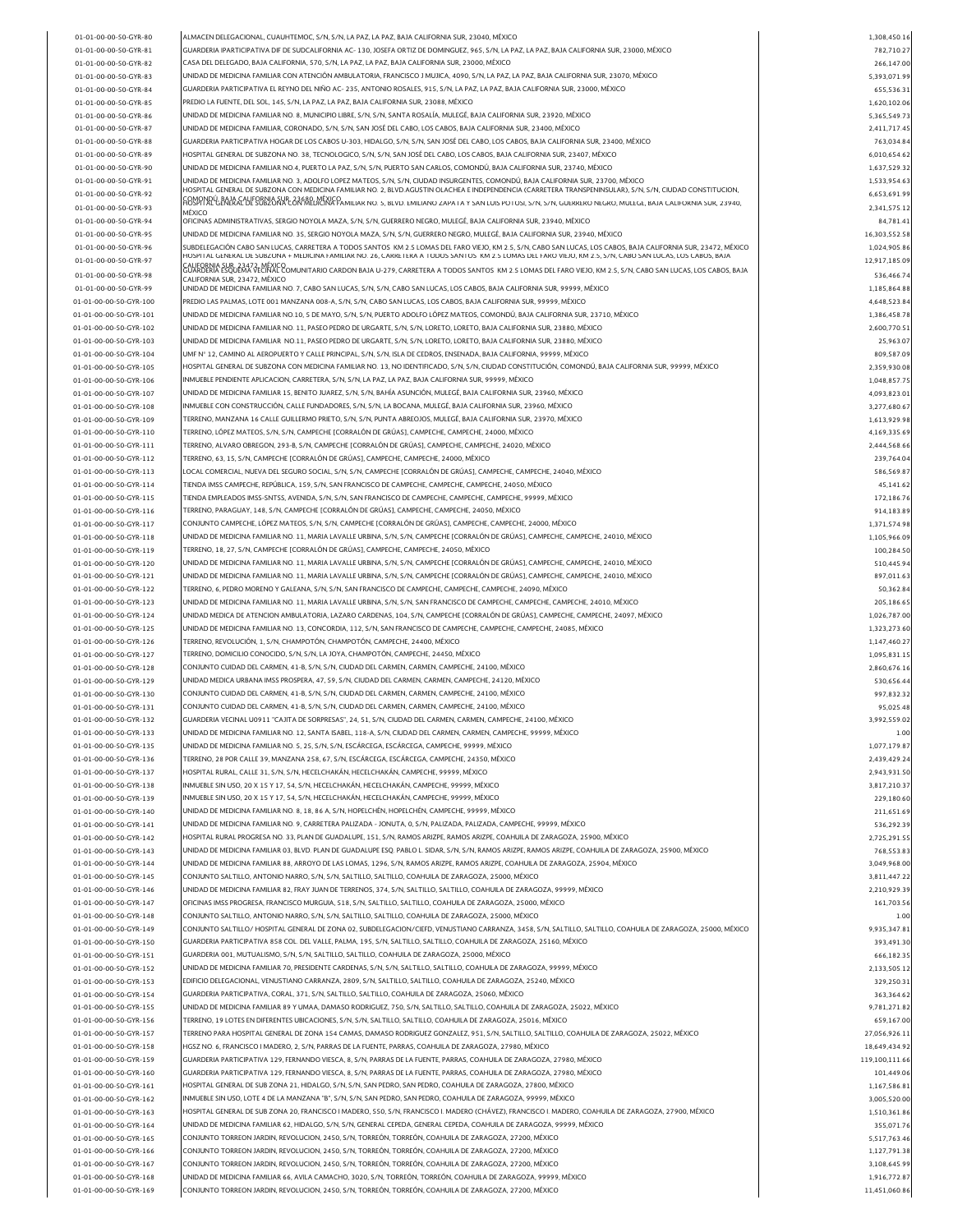| | | | |
|---|---|---|---|
| 01-01-00-00-50-GYR-80 | ALMACEN DELEGACIONAL, CUAUHTEMOC, S/N, S/N, LA PAZ, LA PAZ, BAJA CALIFORNIA SUR, 23040, MÉXICO | | 1,308,450.16 |
| 01-01-00-00-50-GYR-81 | GUARDERIA IPARTICIPATIVA DIF DE SUDCALIFORNIA AC- 130, JOSEFA ORTIZ DE DOMINGUEZ, 965, S/N, LA PAZ, LA PAZ, BAJA CALIFORNIA SUR, 23000, MÉXICO | | 782,710.27 |
| 01-01-00-00-50-GYR-82 | CASA DEL DELEGADO, BAJA CALIFORNIA, 570, S/N, LA PAZ, LA PAZ, BAJA CALIFORNIA SUR, 23000, MÉXICO | | 266,147.00 |
| 01-01-00-00-50-GYR-83 | UNIDAD DE MEDICINA FAMILIAR CON ATENCIÓN AMBULATORIA, FRANCISCO J MUJICA, 4090, S/N, LA PAZ, LA PAZ, BAJA CALIFORNIA SUR, 23070, MÉXICO | | 5,393,071.99 |
| 01-01-00-00-50-GYR-84 | GUARDERIA PARTICIPATIVA EL REYNO DEL NIÑO AC- 235, ANTONIO ROSALES, 915, S/N, LA PAZ, LA PAZ, BAJA CALIFORNIA SUR, 23000, MÉXICO | | 655,536.31 |
| 01-01-00-00-50-GYR-85 | PREDIO LA FUENTE, DEL SOL, 145, S/N, LA PAZ, LA PAZ, BAJA CALIFORNIA SUR, 23088, MÉXICO | | 1,620,102.06 |
| 01-01-00-00-50-GYR-86 | UNIDAD DE MEDICINA FAMILIAR NO. 8, MUNICIPIO LIBRE, S/N, S/N, SANTA ROSALÍA, MULEGÉ, BAJA CALIFORNIA SUR, 23920, MÉXICO | | 5,365,549.73 |
| 01-01-00-00-50-GYR-87 | UNIDAD DE MEDICINA FAMILIAR, CORONADO, S/N, S/N, SAN JOSÉ DEL CABO, LOS CABOS, BAJA CALIFORNIA SUR, 23400, MÉXICO | | 2,411,717.45 |
| 01-01-00-00-50-GYR-88 | GUARDERIA PARTICIPATIVA HOGAR DE LOS CABOS U-303, HIDALGO, S/N, S/N, SAN JOSÉ DEL CABO, LOS CABOS, BAJA CALIFORNIA SUR, 23400, MÉXICO | | 763,034.84 |
| 01-01-00-00-50-GYR-89 | HOSPITAL GENERAL DE SUBZONA NO. 38, TECNOLOGICO, S/N, S/N, SAN JOSÉ DEL CABO, LOS CABOS, BAJA CALIFORNIA SUR, 23407, MÉXICO | | 6,010,654.62 |
| 01-01-00-00-50-GYR-90 | UNIDAD DE MEDICINA FAMILIAR NO.4, PUERTO LA PAZ, S/N, S/N, PUERTO SAN CARLOS, COMONDÚ, BAJA CALIFORNIA SUR, 23740, MÉXICO | | 1,637,529.32 |
| 01-01-00-00-50-GYR-91 | UNIDAD DE MEDICINA FAMILIAR NO. 3, ADOLFO LOPEZ MATEOS, S/N, S/N, CIUDAD INSURGENTES, COMONDÚ, BAJA CALIFORNIA SUR, 23700, MÉXICO | | 1,533,954.63 |
| 01-01-00-00-50-GYR-92 | HOSPITAL GENERAL DE SUBZONA CON MEDICINA FAMILIAR NO. 2, BLVD.AGUSTIN OLACHEA E INDEPENDENCIA (CARRETERA TRANSPENINSULAR), S/N, S/N, CIUDAD CONSTITUCION, COMONDÚ, BAJA CALIFORNIA SUR, 23680, MÉXICO | | 6,653,691.99 |
| 01-01-00-00-50-GYR-93 | HOSPITAL GENERAL DE SUBZONA CON MEDICINA FAMILIAR NO. 5, BLVD. EMILIANO ZAPATA Y SAN LUIS POTOSI, S/N, S/N, GUERRERO NEGRO, MULEGÉ, BAJA CALIFORNIA SUR, 23940, MÉXICO | | 2,341,575.12 |
| 01-01-00-00-50-GYR-94 | OFICINAS ADMINISTRATIVAS, SERGIO NOYOLA MAZA, S/N, S/N, GUERRERO NEGRO, MULEGÉ, BAJA CALIFORNIA SUR, 23940, MÉXICO | | 84,781.41 |
| 01-01-00-00-50-GYR-95 | UNIDAD DE MEDICINA FAMILIAR NO. 35, SERGIO NOYOLA MAZA, S/N, S/N, GUERRERO NEGRO, MULEGÉ, BAJA CALIFORNIA SUR, 23940, MÉXICO | | 16,303,552.58 |
| 01-01-00-00-50-GYR-96 | SUBDELEGACIÓN CABO SAN LUCAS, CARRETERA A TODOS SANTOS KM 2.5 LOMAS DEL FARO VIEJO, KM 2.5, S/N, CABO SAN LUCAS, LOS CABOS, BAJA CALIFORNIA SUR, 23472, MÉXICO | | 1,024,905.86 |
| 01-01-00-00-50-GYR-97 | HOSPITAL GENERAL DE SUBZONA + MEDICINA FAMILIAR NO. 26, CARRETERA A TODOS SANTOS KM 2.5 LOMAS DEL FARO VIEJO, KM 2.5, S/N, CABO SAN LUCAS, LOS CABOS, BAJA CALIFORNIA SUR, 23472, MÉXICO | | 12,917,185.09 |
| 01-01-00-00-50-GYR-98 | GUARDERIA ESQUEMA VECINAL COMUNITARIO CARDON BAJA U-279, CARRETERA A TODOS SANTOS KM 2.5 LOMAS DEL FARO VIEJO, KM 2.5, S/N, CABO SAN LUCAS, LOS CABOS, BAJA CALIFORNIA SUR, 23472, MÉXICO | | 536,466.74 |
| 01-01-00-00-50-GYR-99 | UNIDAD DE MEDICINA FAMILIAR NO. 7, CABO SAN LUCAS, S/N, S/N, CABO SAN LUCAS, LOS CABOS, BAJA CALIFORNIA SUR, 99999, MÉXICO | | 1,185,864.88 |
| 01-01-00-00-50-GYR-100 | PREDIO LAS PALMAS, LOTE 001 MANZANA 008-A, S/N, S/N, CABO SAN LUCAS, LOS CABOS, BAJA CALIFORNIA SUR, 99999, MÉXICO | | 4,648,523.84 |
| 01-01-00-00-50-GYR-101 | UNIDAD DE MEDICINA FAMILIAR NO.10, 5 DE MAYO, S/N, S/N, PUERTO ADOLFO LÓPEZ MATEOS, COMONDÚ, BAJA CALIFORNIA SUR, 23710, MÉXICO | | 1,386,458.78 |
| 01-01-00-00-50-GYR-102 | UNIDAD DE MEDICINA FAMILIAR NO. 11, PASEO PEDRO DE URGARTE, S/N, S/N, LORETO, LORETO, BAJA CALIFORNIA SUR, 23880, MÉXICO | | 2,600,770.51 |
| 01-01-00-00-50-GYR-103 | UNIDAD DE MEDICINA FAMILIAR NO.11, PASEO PEDRO DE URGARTE, S/N, S/N, LORETO, LORETO, BAJA CALIFORNIA SUR, 23880, MÉXICO | | 25,963.07 |
| 01-01-00-00-50-GYR-104 | UMF N° 12, CAMINO AL AEROPUERTO Y CALLE PRINCIPAL, S/N, S/N, ISLA DE CEDROS, ENSENADA, BAJA CALIFORNIA, 99999, MÉXICO | | 809,587.09 |
| 01-01-00-00-50-GYR-105 | HOSPITAL GENERAL DE SUBZONA CON MEDICINA FAMILIAR NO. 13, NO IDENTIFICADO, S/N, S/N, CIUDAD CONSTITUCIÓN, COMONDÚ, BAJA CALIFORNIA SUR, 99999, MÉXICO | | 2,359,930.08 |
| 01-01-00-00-50-GYR-106 | INMUEBLE PENDIENTE APLICACION, CARRETERA, S/N, S/N, LA PAZ, LA PAZ, BAJA CALIFORNIA SUR, 99999, MÉXICO | | 1,048,857.75 |
| 01-01-00-00-50-GYR-107 | UNIDAD DE MEDICINA FAMILIAR 15, BENITO JUAREZ, S/N, S/N, BAHÍA ASUNCIÓN, MULEGÉ, BAJA CALIFORNIA SUR, 23960, MÉXICO | | 4,093,823.01 |
| 01-01-00-00-50-GYR-108 | INMUEBLE CON CONSTRUCCIÓN, CALLE FUNDADORES, S/N, S/N, LA BOCANA, MULEGÉ, BAJA CALIFORNIA SUR, 23960, MÉXICO | | 3,277,680.67 |
| 01-01-00-00-50-GYR-109 | TERRENO, MANZANA 16 CALLE GUILLERMO PRIETO, S/N, S/N, PUNTA ABREOJOS, MULEGÉ, BAJA CALIFORNIA SUR, 23970, MÉXICO | | 1,613,929.98 |
| 01-01-00-00-50-GYR-110 | TERRENO, LÓPEZ MATEOS, S/N, S/N, CAMPECHE [CORRALÓN DE GRÚAS], CAMPECHE, CAMPECHE, 24000, MÉXICO | | 4,169,335.69 |
| 01-01-00-00-50-GYR-111 | TERRENO, ALVARO OBREGON, 293-B, S/N, CAMPECHE [CORRALÓN DE GRÚAS], CAMPECHE, CAMPECHE, 24020, MÉXICO | | 2,444,568.66 |
| 01-01-00-00-50-GYR-112 | TERRENO, 63, 15, S/N, CAMPECHE [CORRALÓN DE GRÚAS], CAMPECHE, CAMPECHE, 24000, MÉXICO | | 239,764.04 |
| 01-01-00-00-50-GYR-113 | LOCAL COMERCIAL, NUEVA DEL SEGURO SOCIAL, S/N, S/N, CAMPECHE [CORRALÓN DE GRÚAS], CAMPECHE, CAMPECHE, 24040, MÉXICO | | 586,569.87 |
| 01-01-00-00-50-GYR-114 | TIENDA IMSS CAMPECHE, REPÚBLICA, 159, S/N, SAN FRANCISCO DE CAMPECHE, CAMPECHE, CAMPECHE, 24050, MÉXICO | | 45,141.62 |
| 01-01-00-00-50-GYR-115 | TIENDA EMPLEADOS IMSS-SNTSS, AVENIDA, S/N, S/N, SAN FRANCISCO DE CAMPECHE, CAMPECHE, CAMPECHE, 99999, MÉXICO | | 172,186.76 |
| 01-01-00-00-50-GYR-116 | TERRENO, PARAGUAY, 148, S/N, CAMPECHE [CORRALÓN DE GRÚAS], CAMPECHE, CAMPECHE, 24050, MÉXICO | | 914,183.89 |
| 01-01-00-00-50-GYR-117 | CONJUNTO CAMPECHE, LÓPEZ MATEOS, S/N, S/N, CAMPECHE [CORRALÓN DE GRÚAS], CAMPECHE, CAMPECHE, 24000, MÉXICO | | 1,371,574.98 |
| 01-01-00-00-50-GYR-118 | UNIDAD DE MEDICINA FAMILIAR NO. 11, MARIA LAVALLE URBINA, S/N, S/N, CAMPECHE [CORRALÓN DE GRÚAS], CAMPECHE, CAMPECHE, 24010, MÉXICO | | 1,105,966.09 |
| 01-01-00-00-50-GYR-119 | TERRENO, 18, 27, S/N, CAMPECHE [CORRALÓN DE GRÚAS], CAMPECHE, CAMPECHE, 24050, MÉXICO | | 100,284.50 |
| 01-01-00-00-50-GYR-120 | UNIDAD DE MEDICINA FAMILIAR NO. 11, MARIA LAVALLE URBINA, S/N, S/N, CAMPECHE [CORRALÓN DE GRÚAS], CAMPECHE, CAMPECHE, 24010, MÉXICO | | 510,445.94 |
| 01-01-00-00-50-GYR-121 | UNIDAD DE MEDICINA FAMILIAR NO. 11, MARIA LAVALLE URBINA, S/N, S/N, CAMPECHE [CORRALÓN DE GRÚAS], CAMPECHE, CAMPECHE, 24010, MÉXICO | | 897,011.63 |
| 01-01-00-00-50-GYR-122 | TERRENO, 6, PEDRO MORENO Y GALEANA, S/N, S/N, SAN FRANCISCO DE CAMPECHE, CAMPECHE, CAMPECHE, 24090, MÉXICO | | 50,362.84 |
| 01-01-00-00-50-GYR-123 | UNIDAD DE MEDICINA FAMILIAR NO. 11, MARIA LAVALLE URBINA, S/N, S/N, SAN FRANCISCO DE CAMPECHE, CAMPECHE, CAMPECHE, 24010, MÉXICO | | 205,186.65 |
| 01-01-00-00-50-GYR-124 | UNIDAD MEDICA DE ATENCION AMBULATORIA, LAZARO CARDENAS, 104, S/N, CAMPECHE [CORRALÓN DE GRÚAS], CAMPECHE, CAMPECHE, 24097, MÉXICO | | 1,026,787.00 |
| 01-01-00-00-50-GYR-125 | UNIDAD DE MEDICINA FAMILIAR NO. 13, CONCORDIA, 112, S/N, SAN FRANCISCO DE CAMPECHE, CAMPECHE, CAMPECHE, 24085, MÉXICO | | 1,323,273.60 |
| 01-01-00-00-50-GYR-126 | TERRENO, REVOLUCIÓN, 1, S/N, CHAMPOTÓN, CHAMPOTÓN, CAMPECHE, 24400, MÉXICO | | 1,147,460.27 |
| 01-01-00-00-50-GYR-127 | TERRENO, DOMICILIO CONOCIDO, S/N, S/N, LA JOYA, CHAMPOTÓN, CAMPECHE, 24450, MÉXICO | | 1,095,831.15 |
| 01-01-00-00-50-GYR-128 | CONJUNTO CUIDAD DEL CARMEN, 41-B, S/N, S/N, CIUDAD DEL CARMEN, CARMEN, CAMPECHE, 24100, MÉXICO | | 2,860,676.16 |
| 01-01-00-00-50-GYR-129 | UNIDAD MEDICA URBANA IMSS PROSPERA, 47, 59, S/N, CIUDAD DEL CARMEN, CARMEN, CAMPECHE, 24120, MÉXICO | | 530,656.44 |
| 01-01-00-00-50-GYR-130 | CONJUNTO CUIDAD DEL CARMEN, 41-B, S/N, S/N, CIUDAD DEL CARMEN, CARMEN, CAMPECHE, 24100, MÉXICO | | 997,832.32 |
| 01-01-00-00-50-GYR-131 | CONJUNTO CUIDAD DEL CARMEN, 41-B, S/N, S/N, CIUDAD DEL CARMEN, CARMEN, CAMPECHE, 24100, MÉXICO | | 95,025.48 |
| 01-01-00-00-50-GYR-132 | GUARDERIA VECINAL U0911 "CAJITA DE SORPRESAS", 24, 51, S/N, CIUDAD DEL CARMEN, CARMEN, CAMPECHE, 24100, MÉXICO | | 3,992,559.02 |
| 01-01-00-00-50-GYR-133 | UNIDAD DE MEDICINA FAMILIAR NO. 12, SANTA ISABEL, 118-A, S/N, CIUDAD DEL CARMEN, CARMEN, CAMPECHE, 99999, MÉXICO | | 1.00 |
| 01-01-00-00-50-GYR-135 | UNIDAD DE MEDICINA FAMILIAR NO. 5, 25, S/N, S/N, ESCÁRCEGA, ESCÁRCEGA, CAMPECHE, 99999, MÉXICO | | 1,077,179.87 |
| 01-01-00-00-50-GYR-136 | TERRENO, 28 POR CALLE 39, MANZANA 258, 67, S/N, ESCÁRCEGA, ESCÁRCEGA, CAMPECHE, 24350, MÉXICO | | 2,439,429.24 |
| 01-01-00-00-50-GYR-137 | HOSPITAL RURAL, CALLE 31, S/N, S/N, HECELCHAKÁN, HECELCHAKÁN, CAMPECHE, 99999, MÉXICO | | 2,943,931.50 |
| 01-01-00-00-50-GYR-138 | INMUEBLE SIN USO, 20 X 15 Y 17, 54, S/N, HECELCHAKÁN, HECELCHAKÁN, CAMPECHE, 99999, MÉXICO | | 3,817,210.37 |
| 01-01-00-00-50-GYR-139 | INMUEBLE SIN USO, 20 X 15 Y 17, 54, S/N, HECELCHAKÁN, HECELCHAKÁN, CAMPECHE, 99999, MÉXICO | | 229,180.60 |
| 01-01-00-00-50-GYR-140 | UNIDAD DE MEDICINA FAMILIAR NO. 8, 18, 86 A, S/N, HOPELCHÉN, HOPELCHÉN, CAMPECHE, 99999, MÉXICO | | 211,651.69 |
| 01-01-00-00-50-GYR-141 | UNIDAD DE MEDICINA FAMILIAR NO. 9, CARRETERA PALIZADA - JONUTA, 0, S/N, PALIZADA, PALIZADA, CAMPECHE, 99999, MÉXICO | | 536,292.39 |
| 01-01-00-00-50-GYR-142 | HOSPITAL RURAL PROGRESA NO. 33, PLAN DE GUADALUPE, 151, S/N, RAMOS ARIZPE, RAMOS ARIZPE, COAHUILA DE ZARAGOZA, 25900, MÉXICO | | 2,725,291.55 |
| 01-01-00-00-50-GYR-143 | UNIDAD DE MEDICINA FAMILIAR 03, BLVD. PLAN DE GUADALUPE ESQ. PABLO L. SIDAR, S/N, S/N, RAMOS ARIZPE, RAMOS ARIZPE, COAHUILA DE ZARAGOZA, 25900, MÉXICO | | 768,553.83 |
| 01-01-00-00-50-GYR-144 | UNIDAD DE MEDICINA FAMILIAR 88, ARROYO DE LAS LOMAS, 1296, S/N, RAMOS ARIZPE, RAMOS ARIZPE, COAHUILA DE ZARAGOZA, 25904, MÉXICO | | 3,049,968.00 |
| 01-01-00-00-50-GYR-145 | CONJUNTO SALTILLO, ANTONIO NARRO, S/N, S/N, SALTILLO, SALTILLO, COAHUILA DE ZARAGOZA, 25000, MÉXICO | | 3,811,447.22 |
| 01-01-00-00-50-GYR-146 | UNIDAD DE MEDICINA FAMILIAR 82, FRAY JUAN DE TERRENOS, 374, S/N, SALTILLO, SALTILLO, COAHUILA DE ZARAGOZA, 99999, MÉXICO | | 2,210,929.39 |
| 01-01-00-00-50-GYR-147 | OFICINAS IMSS PROGRESA, FRANCISCO MURGUIA, 518, S/N, SALTILLO, SALTILLO, COAHUILA DE ZARAGOZA, 25000, MÉXICO | | 161,703.56 |
| 01-01-00-00-50-GYR-148 | CONJUNTO SALTILLO, ANTONIO NARRO, S/N, S/N, SALTILLO, SALTILLO, COAHUILA DE ZARAGOZA, 25000, MÉXICO | | 1.00 |
| 01-01-00-00-50-GYR-149 | CONJUNTO SALTILLO/ HOSPITAL GENERAL DE ZONA 02, SUBDELEGACION/CIEFD, VENUSTIANO CARRANZA, 3458, S/N, SALTILLO, SALTILLO, COAHUILA DE ZARAGOZA, 25000, MÉXICO | | 9,935,347.81 |
| 01-01-00-00-50-GYR-150 | GUARDERIA PARTICIPATIVA 858 COL. DEL VALLE, PALMA, 195, S/N, SALTILLO, SALTILLO, COAHUILA DE ZARAGOZA, 25160, MÉXICO | | 393,491.30 |
| 01-01-00-00-50-GYR-151 | GUARDERIA 001, MUTUALISMO, S/N, S/N, SALTILLO, SALTILLO, COAHUILA DE ZARAGOZA, 25000, MÉXICO | | 666,182.35 |
| 01-01-00-00-50-GYR-152 | UNIDAD DE MEDICINA FAMILIAR 70, PRESIDENTE CARDENAS, S/N, S/N, SALTILLO, SALTILLO, COAHUILA DE ZARAGOZA, 99999, MÉXICO | | 2,133,505.12 |
| 01-01-00-00-50-GYR-153 | EDIFICIO DELEGACIONAL, VENUSTIANO CARRANZA, 2809, S/N, SALTILLO, SALTILLO, COAHUILA DE ZARAGOZA, 25240, MÉXICO | | 329,250.31 |
| 01-01-00-00-50-GYR-154 | GUARDERIA PARTICIPATIVA, CORAL, 371, S/N, SALTILLO, SALTILLO, COAHUILA DE ZARAGOZA, 25060, MÉXICO | | 363,364.62 |
| 01-01-00-00-50-GYR-155 | UNIDAD DE MEDICINA FAMILIAR 89 Y UMAA, DAMASO RODRIGUEZ, 750, S/N, SALTILLO, SALTILLO, COAHUILA DE ZARAGOZA, 25022, MÉXICO | | 9,781,271.82 |
| 01-01-00-00-50-GYR-156 | TERRENO, 19 LOTES EN DIFERENTES UBICACIONES, S/N, S/N, SALTILLO, SALTILLO, COAHUILA DE ZARAGOZA, 25016, MÉXICO | | 659,167.00 |
| 01-01-00-00-50-GYR-157 | TERRENO PARA HOSPITAL GENERAL DE ZONA 154 CAMAS, DAMASO RODRIGUEZ GONZALEZ, 951, S/N, SALTILLO, SALTILLO, COAHUILA DE ZARAGOZA, 25022, MÉXICO | | 27,056,926.11 |
| 01-01-00-00-50-GYR-158 | HGSZ NO. 6, FRANCISCO I MADERO, 2, S/N, PARRAS DE LA FUENTE, PARRAS, COAHUILA DE ZARAGOZA, 27980, MÉXICO | | 18,649,434.92 |
| 01-01-00-00-50-GYR-159 | GUARDERIA PARTICIPATIVA 129, FERNANDO VIESCA, 8, S/N, PARRAS DE LA FUENTE, PARRAS, COAHUILA DE ZARAGOZA, 27980, MÉXICO | | 119,100,111.66 |
| 01-01-00-00-50-GYR-160 | GUARDERIA PARTICIPATIVA 129, FERNANDO VIESCA, 8, S/N, PARRAS DE LA FUENTE, PARRAS, COAHUILA DE ZARAGOZA, 27980, MÉXICO | | 101,449.06 |
| 01-01-00-00-50-GYR-161 | HOSPITAL GENERAL DE SUB ZONA 21, HIDALGO, S/N, S/N, SAN PEDRO, SAN PEDRO, COAHUILA DE ZARAGOZA, 27800, MÉXICO | | 1,167,586.81 |
| 01-01-00-00-50-GYR-162 | INMUEBLE SIN USO, LOTE 4 DE LA MANZANA "B", S/N, S/N, SAN PEDRO, SAN PEDRO, COAHUILA DE ZARAGOZA, 99999, MÉXICO | | 3,005,520.00 |
| 01-01-00-00-50-GYR-163 | HOSPITAL GENERAL DE SUB ZONA 20, FRANCISCO I MADERO, 550, S/N, FRANCISCO I. MADERO (CHÁVEZ), FRANCISCO I. MADERO, COAHUILA DE ZARAGOZA, 27900, MÉXICO | | 1,510,361.86 |
| 01-01-00-00-50-GYR-164 | UNIDAD DE MEDICINA FAMILIAR 62, HIDALGO, S/N, S/N, GENERAL CEPEDA, GENERAL CEPEDA, COAHUILA DE ZARAGOZA, 99999, MÉXICO | | 355,071.76 |
| 01-01-00-00-50-GYR-165 | CONJUNTO TORREON JARDIN, REVOLUCION, 2450, S/N, TORREÓN, TORREÓN, COAHUILA DE ZARAGOZA, 27200, MÉXICO | | 5,517,763.46 |
| 01-01-00-00-50-GYR-166 | CONJUNTO TORREON JARDIN, REVOLUCION, 2450, S/N, TORREÓN, TORREÓN, COAHUILA DE ZARAGOZA, 27200, MÉXICO | | 1,127,791.38 |
| 01-01-00-00-50-GYR-167 | CONJUNTO TORREON JARDIN, REVOLUCION, 2450, S/N, TORREÓN, TORREÓN, COAHUILA DE ZARAGOZA, 27200, MÉXICO | | 3,108,645.99 |
| 01-01-00-00-50-GYR-168 | UNIDAD DE MEDICINA FAMILIAR 66, AVILA CAMACHO, 3020, S/N, TORREÓN, TORREÓN, COAHUILA DE ZARAGOZA, 99999, MÉXICO | | 1,916,772.87 |
| 01-01-00-00-50-GYR-169 | CONJUNTO TORREON JARDIN, REVOLUCION, 2450, S/N, TORREÓN, TORREÓN, COAHUILA DE ZARAGOZA, 27200, MÉXICO | | 11,451,060.86 |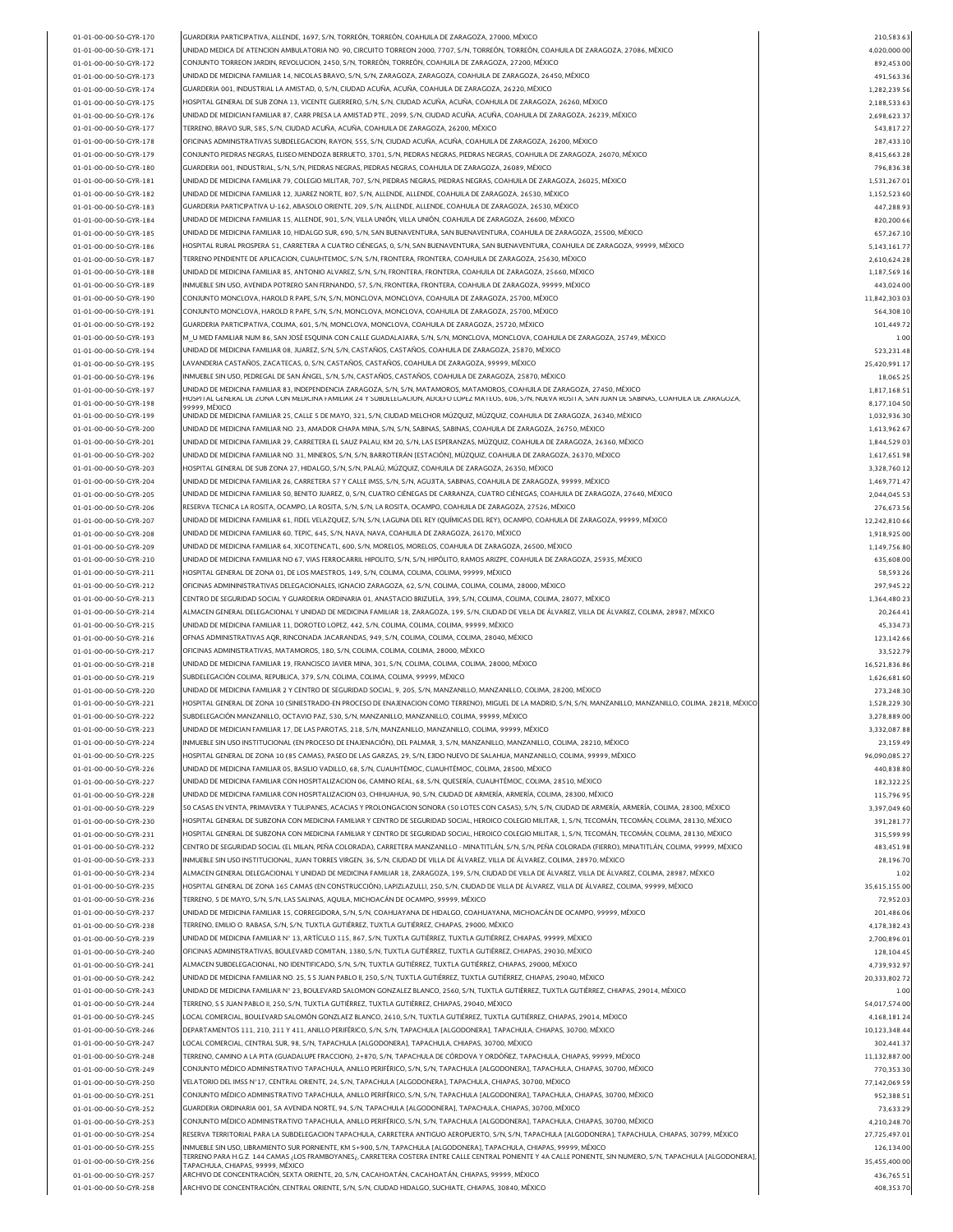| | | |
|---|---|---|
| 01-01-00-00-50-GYR-170 | GUARDERIA PARTICIPATIVA, ALLENDE, 1697, S/N, TORREÓN, TORREÓN, COAHUILA DE ZARAGOZA, 27000, MÉXICO | 210,583.63 |
| 01-01-00-00-50-GYR-171 | UNIDAD MEDICA DE ATENCION AMBULATORIA NO. 90, CIRCUITO TORREON 2000, 7707, S/N, TORREÓN, TORREÓN, COAHUILA DE ZARAGOZA, 27086, MÉXICO | 4,020,000.00 |
| 01-01-00-00-50-GYR-172 | CONJUNTO TORREON JARDIN, REVOLUCION, 2450, S/N, TORREÓN, TORREÓN, COAHUILA DE ZARAGOZA, 27200, MÉXICO | 892,453.00 |
| 01-01-00-00-50-GYR-173 | UNIDAD DE MEDICINA FAMILIAR 14, NICOLAS BRAVO, S/N, S/N, ZARAGOZA, ZARAGOZA, COAHUILA DE ZARAGOZA, 26450, MÉXICO | 491,563.36 |
| 01-01-00-00-50-GYR-174 | GUARDERIA 001, INDUSTRIAL LA AMISTAD, 0, S/N, CIUDAD ACUÑA, ACUÑA, COAHUILA DE ZARAGOZA, 26220, MÉXICO | 1,282,239.56 |
| 01-01-00-00-50-GYR-175 | HOSPITAL GENERAL DE SUB ZONA 13, VICENTE GUERRERO, S/N, S/N, CIUDAD ACUÑA, ACUÑA, COAHUILA DE ZARAGOZA, 26260, MÉXICO | 2,188,533.63 |
| 01-01-00-00-50-GYR-176 | UNIDAD DE MEDICIAN FAMILIAR 87, CARR PRESA LA AMISTAD PTE., 2099, S/N, CIUDAD ACUÑA, ACUÑA, COAHUILA DE ZARAGOZA, 26239, MÉXICO | 2,698,623.37 |
| 01-01-00-00-50-GYR-177 | TERRENO, BRAVO SUR, 585, S/N, CIUDAD ACUÑA, ACUÑA, COAHUILA DE ZARAGOZA, 26200, MÉXICO | 543,817.27 |
| 01-01-00-00-50-GYR-178 | OFICINAS ADMINISTRATIVAS SUBDELEGACION, RAYON, 555, S/N, CIUDAD ACUÑA, ACUÑA, COAHUILA DE ZARAGOZA, 26200, MÉXICO | 287,433.10 |
| 01-01-00-00-50-GYR-179 | CONJUNTO PIEDRAS NEGRAS, ELISEO MENDOZA BERRUETO, 3701, S/N, PIEDRAS NEGRAS, PIEDRAS NEGRAS, COAHUILA DE ZARAGOZA, 26070, MÉXICO | 8,415,663.28 |
| 01-01-00-00-50-GYR-180 | GUARDERIA 001, INDUSTRIAL, S/N, S/N, PIEDRAS NEGRAS, PIEDRAS NEGRAS, COAHUILA DE ZARAGOZA, 26089, MÉXICO | 796,836.38 |
| 01-01-00-00-50-GYR-181 | UNIDAD DE MEDICINA FAMILIAR 79, COLEGIO MILITAR, 707, S/N, PIEDRAS NEGRAS, PIEDRAS NEGRAS, COAHUILA DE ZARAGOZA, 26025, MÉXICO | 1,531,267.01 |
| 01-01-00-00-50-GYR-182 | UNIDAD DE MEDICINA FAMILIAR 12, JUAREZ NORTE, 807, S/N, ALLENDE, ALLENDE, COAHUILA DE ZARAGOZA, 26530, MÉXICO | 1,152,523.60 |
| 01-01-00-00-50-GYR-183 | GUARDERIA PARTICIPATIVA U-162, ABASOLO ORIENTE, 209, S/N, ALLENDE, ALLENDE, COAHUILA DE ZARAGOZA, 26530, MÉXICO | 447,288.93 |
| 01-01-00-00-50-GYR-184 | UNIDAD DE MEDICINA FAMILIAR 15, ALLENDE, 901, S/N, VILLA UNIÓN, VILLA UNIÓN, COAHUILA DE ZARAGOZA, 26600, MÉXICO | 820,200.66 |
| 01-01-00-00-50-GYR-185 | UNIDAD DE MEDICINA FAMILIAR 10, HIDALGO SUR, 690, S/N, SAN BUENAVENTURA, SAN BUENAVENTURA, COAHUILA DE ZARAGOZA, 25500, MÉXICO | 657,267.10 |
| 01-01-00-00-50-GYR-186 | HOSPITAL RURAL PROSPERA 51, CARRETERA A CUATRO CIÉNEGAS, 0, S/N, SAN BUENAVENTURA, SAN BUENAVENTURA, COAHUILA DE ZARAGOZA, 99999, MÉXICO | 5,143,161.77 |
| 01-01-00-00-50-GYR-187 | TERRENO PENDIENTE DE APLICACION, CUAUHTEMOC, S/N, S/N, FRONTERA, FRONTERA, COAHUILA DE ZARAGOZA, 25630, MÉXICO | 2,610,624.28 |
| 01-01-00-00-50-GYR-188 | UNIDAD DE MEDICINA FAMILIAR 85, ANTONIO ALVAREZ, S/N, S/N, FRONTERA, FRONTERA, COAHUILA DE ZARAGOZA, 25660, MÉXICO | 1,187,569.16 |
| 01-01-00-00-50-GYR-189 | INMUEBLE SIN USO, AVENIDA POTRERO SAN FERNANDO, 57, S/N, FRONTERA, FRONTERA, COAHUILA DE ZARAGOZA, 99999, MÉXICO | 443,024.00 |
| 01-01-00-00-50-GYR-190 | CONJUNTO MONCLOVA, HAROLD R PAPE, S/N, MONCLOVA, MONCLOVA, COAHUILA DE ZARAGOZA, 25700, MÉXICO | 11,842,303.03 |
| 01-01-00-00-50-GYR-191 | CONJUNTO MONCLOVA, HAROLD R PAPE, S/N, S/N, MONCLOVA, MONCLOVA, COAHUILA DE ZARAGOZA, 25700, MÉXICO | 564,308.10 |
| 01-01-00-00-50-GYR-192 | GUARDERIA PARTICIPATIVA, COLIMA, 601, S/N, MONCLOVA, MONCLOVA, COAHUILA DE ZARAGOZA, 25720, MÉXICO | 101,449.72 |
| 01-01-00-00-50-GYR-193 | M_U MED FAMILIAR NUM 86, SAN JOSÉ ESQUINA CON CALLE GUADALAJARA, S/N, S/N, MONCLOVA, MONCLOVA, COAHUILA DE ZARAGOZA, 25749, MÉXICO | 1.00 |
| 01-01-00-00-50-GYR-194 | UNIDAD DE MEDICINA FAMILIAR 08, JUAREZ, S/N, S/N, CASTAÑOS, CASTAÑOS, COAHUILA DE ZARAGOZA, 25870, MÉXICO | 523,231.48 |
| 01-01-00-00-50-GYR-195 | LAVANDERIA CASTAÑOS, ZACATECAS, 0, S/N, CASTAÑOS, CASTAÑOS, COAHUILA DE ZARAGOZA, 99999, MÉXICO | 25,420,991.17 |
| 01-01-00-00-50-GYR-196 | INMUEBLE SIN USO, PEDREGAL DE SAN ÁNGEL, S/N, S/N, CASTAÑOS, CASTAÑOS, COAHUILA DE ZARAGOZA, 25870, MÉXICO | 18,065.25 |
| 01-01-00-00-50-GYR-197 | UNIDAD DE MEDICINA FAMILIAR 83, INDEPENDENCIA ZARAGOZA, S/N, S/N, MATAMOROS, MATAMOROS, COAHUILA DE ZARAGOZA, 27450, MÉXICO | 1,817,168.51 |
| 01-01-00-00-50-GYR-198 | HOSPITAL GENERAL DE ZONA CON MEDICINA FAMILIAR 24 Y SUBDELEGACION, ADOLFO LOPEZ MATEOS, 606, S/N, NUEVA ROSITA, SAN JUAN DE SABINAS, COAHUILA DE ZARAGOZA, 99999, MÉXICO | 8,177,104.50 |
| 01-01-00-00-50-GYR-199 | UNIDAD DE MEDICINA FAMILIAR 25, CALLE 5 DE MAYO, 321, S/N, CIUDAD MELCHOR MÚZQUIZ, MÚZQUIZ, COAHUILA DE ZARAGOZA, 26340, MÉXICO | 1,032,936.30 |
| 01-01-00-00-50-GYR-200 | UNIDAD DE MEDICINA FAMILIAR NO. 23, AMADOR CHAPA MINA, S/N, S/N, SABINAS, SABINAS, COAHUILA DE ZARAGOZA, 26750, MÉXICO | 1,613,962.67 |
| 01-01-00-00-50-GYR-201 | UNIDAD DE MEDICINA FAMILIAR 29, CARRETERA EL SAUZ PALAU, KM 20, S/N, LAS ESPERANZAS, MÚZQUIZ, COAHUILA DE ZARAGOZA, 26360, MÉXICO | 1,844,529.03 |
| 01-01-00-00-50-GYR-202 | UNIDAD DE MEDICINA FAMILIAR NO. 31, MINEROS, S/N, S/N, BARROTERÁN [ESTACIÓN], MÚZQUIZ, COAHUILA DE ZARAGOZA, 26370, MÉXICO | 1,617,651.98 |
| 01-01-00-00-50-GYR-203 | HOSPITAL GENERAL DE SUB ZONA 27, HIDALGO, S/N, S/N, PALAÚ, MÚZQUIZ, COAHUILA DE ZARAGOZA, 26350, MÉXICO | 3,328,760.12 |
| 01-01-00-00-50-GYR-204 | UNIDAD DE MEDICINA FAMILIAR 26, CARRETERA 57 Y CALLE IMSS, S/N, S/N, AGUJITA, SABINAS, COAHUILA DE ZARAGOZA, 99999, MÉXICO | 1,469,771.47 |
| 01-01-00-00-50-GYR-205 | UNIDAD DE MEDICINA FAMILIAR 50, BENITO JUAREZ, 0, S/N, CUATRO CIÉNEGAS DE CARRANZA, CUATRO CIÉNEGAS, COAHUILA DE ZARAGOZA, 27640, MÉXICO | 2,044,045.53 |
| 01-01-00-00-50-GYR-206 | RESERVA TECNICA LA ROSITA, OCAMPO, S/N, S/N, LA ROSITA, OCAMPO, COAHUILA DE ZARAGOZA, 27526, MÉXICO | 276,673.56 |
| 01-01-00-00-50-GYR-207 | UNIDAD DE MEDICINA FAMILIAR 61, FIDEL VELAZQUEZ, S/N, S/N, LAGUNA DEL REY (QUÍMICAS DEL REY), OCAMPO, COAHUILA DE ZARAGOZA, 99999, MÉXICO | 12,242,810.66 |
| 01-01-00-00-50-GYR-208 | UNIDAD DE MEDICINA FAMILIAR 60, TEPIC, 645, S/N, NAVA, NAVA, COAHUILA DE ZARAGOZA, 26170, MÉXICO | 1,918,925.00 |
| 01-01-00-00-50-GYR-209 | UNIDAD DE MEDICINA FAMILIAR 64, XICOTENCATL, 600, S/N, MORELOS, MORELOS, COAHUILA DE ZARAGOZA, 26500, MÉXICO | 1,149,756.80 |
| 01-01-00-00-50-GYR-210 | UNIDAD DE MEDICINA FAMILIAR NO 67, VIAS FERROCARRIL HIPOLITO, S/N, S/N, HIPÓLITO, RAMOS ARIZPE, COAHUILA DE ZARAGOZA, 25935, MÉXICO | 635,608.00 |
| 01-01-00-00-50-GYR-211 | HOSPITAL GENERAL DE ZONA 01, DE LOS MAESTROS, 149, S/N, COLIMA, COLIMA, COLIMA, 99999, MÉXICO | 58,593.26 |
| 01-01-00-00-50-GYR-212 | OFICINAS ADMININISTRATIVAS DELEGACIONALES, IGNACIO ZARAGOZA, 62, S/N, COLIMA, COLIMA, COLIMA, 28000, MÉXICO | 297,945.22 |
| 01-01-00-00-50-GYR-213 | CENTRO DE SEGURIDAD SOCIAL Y GUARDERIA ORDINARIA 01, ANASTACIO BRIZUELA, 399, S/N, COLIMA, COLIMA, COLIMA, 28077, MÉXICO | 1,364,480.23 |
| 01-01-00-00-50-GYR-214 | ALMACEN GENERAL DELEGACIONAL Y UNIDAD DE MEDICINA FAMILIAR 18, ZARAGOZA, 199, S/N, CIUDAD DE VILLA DE ÁLVAREZ, VILLA DE ÁLVAREZ, COLIMA, 28987, MÉXICO | 20,264.41 |
| 01-01-00-00-50-GYR-215 | UNIDAD DE MEDICINA FAMILIAR 11, DOROTEO LOPEZ, 442, S/N, COLIMA, COLIMA, COLIMA, 99999, MÉXICO | 45,334.73 |
| 01-01-00-00-50-GYR-216 | OFNAS ADMINISTRATIVAS AQR, RINCONADA JACARANDAS, 949, S/N, COLIMA, COLIMA, COLIMA, 28040, MÉXICO | 123,142.66 |
| 01-01-00-00-50-GYR-217 | OFICINAS ADMINISTRATIVAS, MATAMOROS, 180, S/N, COLIMA, COLIMA, COLIMA, 28000, MÉXICO | 33,522.79 |
| 01-01-00-00-50-GYR-218 | UNIDAD DE MEDICINA FAMILIAR 19, FRANCISCO JAVIER MINA, 301, S/N, COLIMA, COLIMA, COLIMA, 28000, MÉXICO | 16,521,836.86 |
| 01-01-00-00-50-GYR-219 | SUBDELEGACIÓN COLIMA, REPUBLICA, 379, S/N, COLIMA, COLIMA, COLIMA, 99999, MÉXICO | 1,626,681.60 |
| 01-01-00-00-50-GYR-220 | UNIDAD DE MEDICINA FAMILIAR 2 Y CENTRO DE SEGURIDAD SOCIAL, 9, 205, S/N, MANZANILLO, MANZANILLO, COLIMA, 28200, MÉXICO | 273,248.30 |
| 01-01-00-00-50-GYR-221 | HOSPITAL GENERAL DE ZONA 10 (SINIESTRADO-EN PROCESO DE ENAJENACION COMO TERRENO), MIGUEL DE LA MADRID, S/N, S/N, MANZANILLO, MANZANILLO, COLIMA, 28218, MÉXICO | 1,528,229.30 |
| 01-01-00-00-50-GYR-222 | SUBDELEGACIÓN MANZANILLO, OCTAVIO PAZ, 530, S/N, MANZANILLO, MANZANILLO, COLIMA, 99999, MÉXICO | 3,278,889.00 |
| 01-01-00-00-50-GYR-223 | UNIDAD DE MEDICIAN FAMILIAR 17, DE LAS PAROTAS, 218, S/N, MANZANILLO, MANZANILLO, COLIMA, 99999, MÉXICO | 3,332,087.88 |
| 01-01-00-00-50-GYR-224 | INMUEBLE SIN USO INSTITUCIONAL (EN PROCESO DE ENAJENACIÓN), DEL PALMAR, 3, S/N, MANZANILLO, MANZANILLO, COLIMA, 28210, MÉXICO | 23,159.49 |
| 01-01-00-00-50-GYR-225 | HOSPITAL GENERAL DE ZONA 10 (85 CAMAS), PASEO DE LAS GARZAS, 29, S/N, EJIDO NUEVO DE SALAHUA, MANZANILLO, COLIMA, 99999, MÉXICO | 96,090,085.27 |
| 01-01-00-00-50-GYR-226 | UNIDAD DE MEDICINA FAMILIAR 05, BASILIO VADILLO, 68, S/N, CUAUHTÉMOC, CUAUHTÉMOC, COLIMA, 28500, MÉXICO | 440,838.80 |
| 01-01-00-00-50-GYR-227 | UNIDAD DE MEDICINA FAMILIAR CON HOSPITALIZACION 06, CAMINO REAL, 68, S/N, QUESERÍA, CUAUHTÉMOC, COLIMA, 28510, MÉXICO | 182,322.25 |
| 01-01-00-00-50-GYR-228 | UNIDAD DE MEDICINA FAMILIAR CON HOSPITALIZACION 03, CHIHUAHUA, 90, S/N, CIUDAD DE ARMERÍA, ARMERÍA, COLIMA, 28300, MÉXICO | 115,796.95 |
| 01-01-00-00-50-GYR-229 | 50 CASAS EN VENTA, PRIMAVERA Y TULIPANES, ACACIAS Y PROLONGACION SONORA (50 LOTES CON CASAS), S/N, S/N, CIUDAD DE ARMERÍA, ARMERÍA, COLIMA, 28300, MÉXICO | 3,397,049.60 |
| 01-01-00-00-50-GYR-230 | HOSPITAL GENERAL DE SUBZONA CON MEDICINA FAMILIAR Y CENTRO DE SEGURIDAD SOCIAL, HEROICO COLEGIO MILITAR, 1, S/N, TECOMÁN, TECOMÁN, COLIMA, 28130, MÉXICO | 391,281.77 |
| 01-01-00-00-50-GYR-231 | HOSPITAL GENERAL DE SUBZONA CON MEDICINA FAMILIAR Y CENTRO DE SEGURIDAD SOCIAL, HEROICO COLEGIO MILITAR, 1, S/N, TECOMÁN, TECOMÁN, COLIMA, 28130, MÉXICO | 315,599.99 |
| 01-01-00-00-50-GYR-232 | CENTRO DE SEGURIDAD SOCIAL (EL MILAN, PEÑA COLORADA), CARRETERA MANZANILLO - MINATITLÁN, S/N, S/N, PEÑA COLORADA (FIERRO), MINATITLÁN, COLIMA, 99999, MÉXICO | 483,451.98 |
| 01-01-00-00-50-GYR-233 | INMUEBLE SIN USO INSTITUCIONAL, JUAN TORRES VIRGEN, 36, S/N, CIUDAD DE VILLA DE ÁLVAREZ, VILLA DE ÁLVAREZ, COLIMA, 28970, MÉXICO | 28,196.70 |
| 01-01-00-00-50-GYR-234 | ALMACEN GENERAL DELEGACIONAL Y UNIDAD DE MEDICINA FAMILIAR 18, ZARAGOZA, 199, S/N, CIUDAD DE VILLA DE ÁLVAREZ, VILLA DE ÁLVAREZ, COLIMA, 28987, MÉXICO | 1.02 |
| 01-01-00-00-50-GYR-235 | HOSPITAL GENERAL DE ZONA 165 CAMAS (EN CONSTRUCCIÓN), LAPIZLAZULLI, 250, S/N, CIUDAD DE VILLA DE ÁLVAREZ, VILLA DE ÁLVAREZ, COLIMA, 99999, MÉXICO | 35,615,155.00 |
| 01-01-00-00-50-GYR-236 | TERRENO, 5 DE MAYO, S/N, S/N, LAS SALINAS, AQUILA, MICHOACÁN DE OCAMPO, 99999, MÉXICO | 72,952.03 |
| 01-01-00-00-50-GYR-237 | UNIDAD DE MEDICINA FAMILIAR 15, CORREGIDORA, S/N, S/N, COAHUAYANA DE HIDALGO, COAHUAYANA, MICHOACÁN DE OCAMPO, 99999, MÉXICO | 201,486.06 |
| 01-01-00-00-50-GYR-238 | TERRENO, EMILIO O. RABASA, S/N, S/N, TUXTLA GUTIÉRREZ, TUXTLA GUTIÉRREZ, CHIAPAS, 29000, MÉXICO | 4,178,382.43 |
| 01-01-00-00-50-GYR-239 | UNIDAD DE MEDICINA FAMILIAR N° 13, ARTÍCULO 115, 867, S/N, TUXTLA GUTIÉRREZ, TUXTLA GUTIÉRREZ, CHIAPAS, 99999, MÉXICO | 2,700,896.01 |
| 01-01-00-00-50-GYR-240 | OFICINAS ADMINISTRATIVAS, BOULEVARD COMITAN, 1380, S/N, TUXTLA GUTIÉRREZ, TUXTLA GUTIÉRREZ, CHIAPAS, 29030, MÉXICO | 128,104.45 |
| 01-01-00-00-50-GYR-241 | ALMACEN SUBDELEGACIONAL, NO IDENTIFICADO, S/N, S/N, TUXTLA GUTIÉRREZ, TUXTLA GUTIÉRREZ, CHIAPAS, 29000, MÉXICO | 4,739,932.97 |
| 01-01-00-00-50-GYR-242 | UNIDAD DE MEDICINA FAMILIAR NO. 25, S S JUAN PABLO II, 250, S/N, TUXTLA GUTIÉRREZ, TUXTLA GUTIÉRREZ, CHIAPAS, 29040, MÉXICO | 20,333,802.72 |
| 01-01-00-00-50-GYR-243 | UNIDAD DE MEDICINA FAMILIAR N° 23, BOULEVARD SALOMON GONZALEZ BLANCO, 2560, S/N, TUXTLA GUTIÉRREZ, TUXTLA GUTIÉRREZ, CHIAPAS, 29014, MÉXICO | 1.00 |
| 01-01-00-00-50-GYR-244 | TERRENO, S S JUAN PABLO II, 250, S/N, TUXTLA GUTIÉRREZ, TUXTLA GUTIÉRREZ, CHIAPAS, 29040, MÉXICO | 54,017,574.00 |
| 01-01-00-00-50-GYR-245 | LOCAL COMERCIAL, BOULEVARD SALOMÓN GONZLAEZ BLANCO, 2610, S/N, TUXTLA GUTIÉRREZ, TUXTLA GUTIÉRREZ, CHIAPAS, 29014, MÉXICO | 4,168,181.24 |
| 01-01-00-00-50-GYR-246 | DEPARTAMENTOS 111, 210, 211 Y 411, ANILLO PERIFÉRICO, S/N, S/N, TAPACHULA [ALGODONERA], TAPACHULA, CHIAPAS, 30700, MÉXICO | 10,123,348.44 |
| 01-01-00-00-50-GYR-247 | LOCAL COMERCIAL, CENTRAL SUR, 98, S/N, TAPACHULA [ALGODONERA], TAPACHULA, CHIAPAS, 30700, MÉXICO | 302,441.37 |
| 01-01-00-00-50-GYR-248 | TERRENO, CAMINO A LA PITA (GUADALUPE FRACCION), 2+870, S/N, TAPACHULA DE CÓRDOVA Y ORDÓÑEZ, TAPACHULA, CHIAPAS, 99999, MÉXICO | 11,132,887.00 |
| 01-01-00-00-50-GYR-249 | CONJUNTO MÉDICO ADMINISTRATIVO TAPACHULA, ANILLO PERIFÉRICO, S/N, S/N, TAPACHULA [ALGODONERA], TAPACHULA, CHIAPAS, 30700, MÉXICO | 770,353.30 |
| 01-01-00-00-50-GYR-250 | VELATORIO DEL IMSS N°17, CENTRAL ORIENTE, 24, S/N, TAPACHULA [ALGODONERA], TAPACHULA, CHIAPAS, 30700, MÉXICO | 77,142,069.59 |
| 01-01-00-00-50-GYR-251 | CONJUNTO MÉDICO ADMINISTRATIVO TAPACHULA, ANILLO PERIFÉRICO, S/N, S/N, TAPACHULA [ALGODONERA], TAPACHULA, CHIAPAS, 30700, MÉXICO | 952,388.51 |
| 01-01-00-00-50-GYR-252 | GUARDERIA ORDINARIA 001, 5A AVENIDA NORTE, 94, S/N, TAPACHULA [ALGODONERA], TAPACHULA, CHIAPAS, 30700, MÉXICO | 73,633.29 |
| 01-01-00-00-50-GYR-253 | CONJUNTO MÉDICO ADMINISTRATIVO TAPACHULA, ANILLO PERIFÉRICO, S/N, S/N, TAPACHULA [ALGODONERA], TAPACHULA, CHIAPAS, 30700, MÉXICO | 4,210,248.70 |
| 01-01-00-00-50-GYR-254 | RESERVA TERRITORIAL PARA LA SUBDELEGACION TAPACHULA, CARRETERA ANTIGUO AEROPUERTO, S/N, S/N, TAPACHULA [ALGODONERA], TAPACHULA, CHIAPAS, 30799, MÉXICO | 27,725,497.01 |
| 01-01-00-00-50-GYR-255 | INMUEBLE SIN USO, LIBRAMIENTO SUR PORNIENTE, KM 5+900, S/N, TAPACHULA [ALGODONERA], TAPACHULA, CHIAPAS, 99999, MÉXICO | 126,134.00 |
| 01-01-00-00-50-GYR-256 | TERRENO PARA H.G.Z. 144 CAMAS ¿LOS FRAMBOYANES¿, CARRETERA COSTERA ENTRE CALLE CENTRAL PONIENTE Y 4A CALLE PONIENTE, SIN NUMERO, S/N, TAPACHULA [ALGODONERA], TAPACHULA, CHIAPAS, 99999, MÉXICO | 35,455,400.00 |
| 01-01-00-00-50-GYR-257 | ARCHIVO DE CONCENTRACIÓN, SEXTA ORIENTE, 20, S/N, CACAHOATÁN, CACAHOATÁN, CHIAPAS, 99999, MÉXICO | 436,765.51 |
| 01-01-00-00-50-GYR-258 | ARCHIVO DE CONCENTRACIÓN, CENTRAL ORIENTE, S/N, S/N, CIUDAD HIDALGO, SUCHIATE, CHIAPAS, 30840, MÉXICO | 408,353.70 |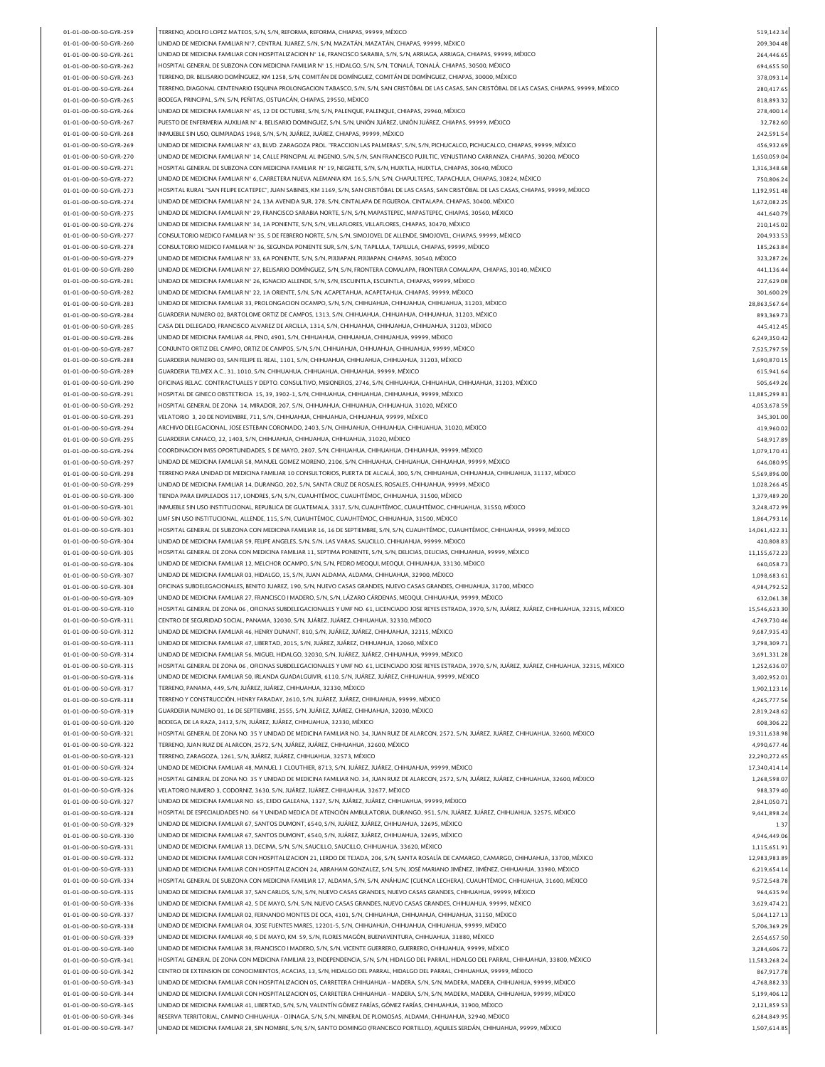| | | |
|---|---|---|
| 01-01-00-00-50-GYR-259 | TERRENO, ADOLFO LOPEZ MATEOS, S/N, S/N, REFORMA, REFORMA, CHIAPAS, 99999, MÉXICO | 519,142.34 |
| 01-01-00-00-50-GYR-260 | UNIDAD DE MEDICINA FAMILIAR N°7, CENTRAL JUAREZ, S/N, S/N, MAZATÁN, MAZATÁN, CHIAPAS, 99999, MÉXICO | 209,304.48 |
| 01-01-00-00-50-GYR-261 | UNIDAD DE MEDICINA FAMILIAR CON HOSPITALIZACION N° 16, FRANCISCO SARABIA, S/N, S/N, ARRIAGA, ARRIAGA, CHIAPAS, 99999, MÉXICO | 264,446.65 |
| 01-01-00-00-50-GYR-262 | HOSPITAL GENERAL DE SUBZONA CON MEDICINA FAMILIAR N° 15, HIDALGO, S/N, S/N, TONALÁ, TONALÁ, CHIAPAS, 30500, MÉXICO | 694,655.50 |
| 01-01-00-00-50-GYR-263 | TERRENO, DR. BELISARIO DOMÍNGUEZ, KM 1258, S/N, COMITÁN DE DOMÍNGUEZ, COMITÁN DE DOMÍNGUEZ, CHIAPAS, 30000, MÉXICO | 378,093.14 |
| 01-01-00-00-50-GYR-264 | TERRENO, DIAGONAL CENTENARIO ESQUINA PROLONGACION TABASCO, S/N, S/N, SAN CRISTÓBAL DE LAS CASAS, SAN CRISTÓBAL DE LAS CASAS, CHIAPAS, 99999, MÉXICO | 280,417.65 |
| 01-01-00-00-50-GYR-265 | BODEGA, PRINCIPAL, S/N, S/N, PEÑITAS, OSTUACÁN, CHIAPAS, 29550, MÉXICO | 818,893.32 |
| 01-01-00-00-50-GYR-266 | UNIDAD DE MEDICINA FAMILIAR N° 45, 12 DE OCTUBRE, S/N, S/N, PALENQUE, PALENQUE, CHIAPAS, 29960, MÉXICO | 278,400.14 |
| 01-01-00-00-50-GYR-267 | PUESTO DE ENFERMERIA AUXILIAR N° 4, BELISARIO DOMINGUEZ, S/N, S/N, UNIÓN JUÁREZ, UNIÓN JUÁREZ, CHIAPAS, 99999, MÉXICO | 32,782.60 |
| 01-01-00-00-50-GYR-268 | INMUEBLE SIN USO, OLIMPIADAS 1968, S/N, S/N, JUÁREZ, JUÁREZ, CHIAPAS, 99999, MÉXICO | 242,591.54 |
| 01-01-00-00-50-GYR-269 | UNIDAD DE MEDICINA FAMILIAR N° 43, BLVD. ZARAGOZA PROL. "FRACCION LAS PALMERAS", S/N, S/N, PICHUCALCO, PICHUCALCO, CHIAPAS, 99999, MÉXICO | 456,932.69 |
| 01-01-00-00-50-GYR-270 | UNIDAD DE MEDICINA FAMILIAR N° 14, CALLE PRINCIPAL AL INGENIO, S/N, S/N, SAN FRANCISCO PUJILTIC, VENUSTIANO CARRANZA, CHIAPAS, 30200, MÉXICO | 1,650,059.04 |
| 01-01-00-00-50-GYR-271 | HOSPITAL GENERAL DE SUBZONA CON MEDICINA FAMILIAR N° 19, NEGRETE, S/N, S/N, HUIXTLA, HUIXTLA, CHIAPAS, 30640, MÉXICO | 1,316,348.68 |
| 01-01-00-00-50-GYR-272 | UNIDAD DE MEDICINA FAMILIAR N° 6, CARRETERA NUEVA ALEMANIA KM. 16.5, S/N, S/N, CHAPULTEPEC, TAPACHULA, CHIAPAS, 30824, MÉXICO | 750,806.24 |
| 01-01-00-00-50-GYR-273 | HOSPITAL RURAL "SAN FELIPE ECATEPEC", JUAN SABINES, KM 1169, S/N, SAN CRISTÓBAL DE LAS CASAS, SAN CRISTÓBAL DE LAS CASAS, CHIAPAS, 99999, MÉXICO | 1,192,951.48 |
| 01-01-00-00-50-GYR-274 | UNIDAD DE MEDICINA FAMILIAR N° 24, 13A AVENIDA SUR, 278, S/N, CINTALAPA DE FIGUEROA, CINTALAPA, CHIAPAS, 30400, MÉXICO | 1,672,082.25 |
| 01-01-00-00-50-GYR-275 | UNIDAD DE MEDICINA FAMILIAR N° 29, FRANCISCO SARABIA NORTE, S/N, S/N, MAPASTEPEC, MAPASTEPEC, CHIAPAS, 30560, MÉXICO | 441,640.79 |
| 01-01-00-00-50-GYR-276 | UNIDAD DE MEDICINA FAMILIAR N° 34, 1A PONIENTE, S/N, S/N, VILLAFLORES, VILLAFLORES, CHIAPAS, 30470, MÉXICO | 210,145.02 |
| 01-01-00-00-50-GYR-277 | CONSULTORIO MEDICO FAMILIAR N° 35, 5 DE FEBRERO NORTE, S/N, S/N, SIMOJOVEL DE ALLENDE, SIMOJOVEL, CHIAPAS, 99999, MÉXICO | 204,933.53 |
| 01-01-00-00-50-GYR-278 | CONSULTORIO MEDICO FAMILIAR N° 36, SEGUNDA PONIENTE SUR, S/N, S/N, TAPILULA, TAPILULA, CHIAPAS, 99999, MÉXICO | 185,263.84 |
| 01-01-00-00-50-GYR-279 | UNIDAD DE MEDICINA FAMILIAR N° 33, 6A PONIENTE, S/N, S/N, PIJIJIAPAN, PIJIJIAPAN, CHIAPAS, 30540, MÉXICO | 323,287.26 |
| 01-01-00-00-50-GYR-280 | UNIDAD DE MEDICINA FAMILIAR N° 27, BELISARIO DOMÍNGUEZ, S/N, S/N, FRONTERA COMALAPA, FRONTERA COMALAPA, CHIAPAS, 30140, MÉXICO | 441,136.44 |
| 01-01-00-00-50-GYR-281 | UNIDAD DE MEDICINA FAMILIAR N° 26, IGNACIO ALLENDE, S/N, S/N, ESCUINTLA, ESCUINTLA, CHIAPAS, 99999, MÉXICO | 227,629.08 |
| 01-01-00-00-50-GYR-282 | UNIDAD DE MEDICINA FAMILIAR N° 22, 1A ORIENTE, S/N, S/N, ACAPETAHUA, ACAPETAHUA, CHIAPAS, 99999, MÉXICO | 301,600.29 |
| 01-01-00-00-50-GYR-283 | UNIDAD DE MEDICINA FAMILIAR 33, PROLONGACION OCAMPO, S/N, S/N, CHIHUAHUA, CHIHUAHUA, CHIHUAHUA, 31203, MÉXICO | 28,863,567.64 |
| 01-01-00-00-50-GYR-284 | GUARDERIA NUMERO 02, BARTOLOME ORTIZ DE CAMPOS, 1313, S/N, CHIHUAHUA, CHIHUAHUA, CHIHUAHUA, 31203, MÉXICO | 893,369.73 |
| 01-01-00-00-50-GYR-285 | CASA DEL DELEGADO, FRANCISCO ALVAREZ DE ARCILLA, 1314, S/N, CHIHUAHUA, CHIHUAHUA, CHIHUAHUA, 31203, MÉXICO | 445,412.45 |
| 01-01-00-00-50-GYR-286 | UNIDAD DE MEDICINA FAMILIAR 44, PINO, 4901, S/N, CHIHUAHUA, CHIHUAHUA, CHIHUAHUA, 99999, MÉXICO | 6,249,350.42 |
| 01-01-00-00-50-GYR-287 | CONJUNTO ORTIZ DEL CAMPO, ORTIZ DE CAMPOS, S/N, S/N, CHIHUAHUA, CHIHUAHUA, CHIHUAHUA, 99999, MÉXICO | 7,525,797.59 |
| 01-01-00-00-50-GYR-288 | GUARDERIA NUMERO 03, SAN FELIPE EL REAL, 1101, S/N, CHIHUAHUA, CHIHUAHUA, CHIHUAHUA, 31203, MÉXICO | 1,690,870.15 |
| 01-01-00-00-50-GYR-289 | GUARDERIA TELMEX A.C., 31, 1010, S/N, CHIHUAHUA, CHIHUAHUA, CHIHUAHUA, 99999, MÉXICO | 615,941.64 |
| 01-01-00-00-50-GYR-290 | OFICINAS RELAC. CONTRACTUALES Y DEPTO. CONSULTIVO, MISIONEROS, 2746, S/N, CHIHUAHUA, CHIHUAHUA, CHIHUAHUA, 31203, MÉXICO | 505,649.26 |
| 01-01-00-00-50-GYR-291 | HOSPITAL DE GINECO OBSTETRICIA 15, 39, 3902-1, S/N, CHIHUAHUA, CHIHUAHUA, CHIHUAHUA, 99999, MÉXICO | 11,885,299.81 |
| 01-01-00-00-50-GYR-292 | HOSPITAL GENERAL DE ZONA 14, MIRADOR, 207, S/N, CHIHUAHUA, CHIHUAHUA, CHIHUAHUA, 31020, MÉXICO | 4,053,678.59 |
| 01-01-00-00-50-GYR-293 | VELATORIO 3, 20 DE NOVIEMBRE, 711, S/N, CHIHUAHUA, CHIHUAHUA, CHIHUAHUA, 99999, MÉXICO | 345,301.00 |
| 01-01-00-00-50-GYR-294 | ARCHIVO DELEGACIONAL, JOSE ESTEBAN CORONADO, 2403, S/N, CHIHUAHUA, CHIHUAHUA, CHIHUAHUA, 31020, MÉXICO | 419,960.02 |
| 01-01-00-00-50-GYR-295 | GUARDERIA CANACO, 22, 1403, S/N, CHIHUAHUA, CHIHUAHUA, CHIHUAHUA, 31020, MÉXICO | 548,917.89 |
| 01-01-00-00-50-GYR-296 | COORDINACION IMSS OPORTUNIDADES, 5 DE MAYO, 2807, S/N, CHIHUAHUA, CHIHUAHUA, CHIHUAHUA, 99999, MÉXICO | 1,079,170.41 |
| 01-01-00-00-50-GYR-297 | UNIDAD DE MEDICINA FAMILIAR 58, MANUEL GOMEZ MORENO, 2106, S/N, CHIHUAHUA, CHIHUAHUA, CHIHUAHUA, 99999, MÉXICO | 646,080.95 |
| 01-01-00-00-50-GYR-298 | TERRENO PARA UNIDAD DE MEDICINA FAMILIAR 10 CONSULTORIOS, PUERTA DE ALCALÁ, 300, S/N, CHIHUAHUA, CHIHUAHUA, CHIHUAHUA, 31137, MÉXICO | 5,569,896.00 |
| 01-01-00-00-50-GYR-299 | UNIDAD DE MEDICINA FAMILIAR 14, DURANGO, 202, S/N, SANTA CRUZ DE ROSALES, ROSALES, CHIHUAHUA, 99999, MÉXICO | 1,028,266.45 |
| 01-01-00-00-50-GYR-300 | TIENDA PARA EMPLEADOS 117, LONDRES, S/N, S/N, CUAUHTÉMOC, CUAUHTÉMOC, CHIHUAHUA, 31500, MÉXICO | 1,379,489.20 |
| 01-01-00-00-50-GYR-301 | INMUEBLE SIN USO INSTITUCIONAL, REPUBLICA DE GUATEMALA, 3317, S/N, CUAUHTÉMOC, CUAUHTÉMOC, CHIHUAHUA, 31550, MÉXICO | 3,248,472.99 |
| 01-01-00-00-50-GYR-302 | UMF SIN USO INSTITUCIONAL, ALLENDE, 115, S/N, CUAUHTÉMOC, CUAUHTÉMOC, CHIHUAHUA, 31500, MÉXICO | 1,864,793.16 |
| 01-01-00-00-50-GYR-303 | HOSPITAL GENERAL DE SUBZONA CON MEDICINA FAMILIAR 16, 16 DE SEPTIEMBRE, S/N, S/N, CUAUHTÉMOC, CUAUHTÉMOC, CHIHUAHUA, 99999, MÉXICO | 14,061,422.31 |
| 01-01-00-00-50-GYR-304 | UNIDAD DE MEDICINA FAMILIAR 59, FELIPE ANGELES, S/N, S/N, LAS VARAS, SAUCILLO, CHIHUAHUA, 99999, MÉXICO | 420,808.83 |
| 01-01-00-00-50-GYR-305 | HOSPITAL GENERAL DE ZONA CON MEDICINA FAMILIAR 11, SEPTIMA PONIENTE, S/N, S/N, DELICIAS, DELICIAS, CHIHUAHUA, 99999, MÉXICO | 11,155,672.23 |
| 01-01-00-00-50-GYR-306 | UNIDAD DE MEDICINA FAMILIAR 12, MELCHOR OCAMPO, S/N, S/N, PEDRO MEOQUI, MEOQUI, CHIHUAHUA, 33130, MÉXICO | 660,058.73 |
| 01-01-00-00-50-GYR-307 | UNIDAD DE MEDICINA FAMILIAR 03, HIDALGO, 15, S/N, JUAN ALDAMA, ALDAMA, CHIHUAHUA, 32900, MÉXICO | 1,098,683.61 |
| 01-01-00-00-50-GYR-308 | OFICINAS SUBDELEGACIONALES, BENITO JUAREZ, 190, S/N, NUEVO CASAS GRANDES, NUEVO CASAS GRANDES, CHIHUAHUA, 31700, MÉXICO | 4,984,792.52 |
| 01-01-00-00-50-GYR-309 | UNIDAD DE MEDICINA FAMILIAR 27, FRANCISCO I MADERO, S/N, S/N, LÁZARO CÁRDENAS, MEOQUI, CHIHUAHUA, 99999, MÉXICO | 632,061.38 |
| 01-01-00-00-50-GYR-310 | HOSPITAL GENERAL DE ZONA 06 , OFICINAS SUBDELEGACIONALES Y UMF NO. 61, LICENCIADO JOSE REYES ESTRADA, 3970, S/N, JUÁREZ, JUÁREZ, CHIHUAHUA, 32315, MÉXICO | 15,546,623.30 |
| 01-01-00-00-50-GYR-311 | CENTRO DE SEGURIDAD SOCIAL, PANAMA, 32030, S/N, JUÁREZ, JUÁREZ, CHIHUAHUA, 32330, MÉXICO | 4,769,730.46 |
| 01-01-00-00-50-GYR-312 | UNIDAD DE MEDICINA FAMILIAR 46, HENRY DUNANT, 810, S/N, JUÁREZ, JUÁREZ, CHIHUAHUA, 32315, MÉXICO | 9,687,935.43 |
| 01-01-00-00-50-GYR-313 | UNIDAD DE MEDICINA FAMILIAR 47, LIBERTAD, 2015, S/N, JUÁREZ, JUÁREZ, CHIHUAHUA, 32060, MÉXICO | 3,798,309.71 |
| 01-01-00-00-50-GYR-314 | UNIDAD DE MEDICINA FAMILIAR 56, MIGUEL HIDALGO, 32030, S/N, JUÁREZ, JUÁREZ, CHIHUAHUA, 99999, MÉXICO | 3,691,331.28 |
| 01-01-00-00-50-GYR-315 | HOSPITAL GENERAL DE ZONA 06 , OFICINAS SUBDELEGACIONALES Y UMF NO. 61, LICENCIADO JOSE REYES ESTRADA, 3970, S/N, JUÁREZ, JUÁREZ, CHIHUAHUA, 32315, MÉXICO | 1,252,636.07 |
| 01-01-00-00-50-GYR-316 | UNIDAD DE MEDICINA FAMILIAR 50, IRLANDA GUADALGUIVIR, 6110, S/N, JUÁREZ, JUÁREZ, CHIHUAHUA, 99999, MÉXICO | 3,402,952.01 |
| 01-01-00-00-50-GYR-317 | TERRENO, PANAMA, 449, S/N, JUÁREZ, JUÁREZ, CHIHUAHUA, 32330, MÉXICO | 1,902,123.16 |
| 01-01-00-00-50-GYR-318 | TERRENO Y CONSTRUCCIÓN, HENRY FARADAY, 2610, S/N, JUÁREZ, JUÁREZ, CHIHUAHUA, 99999, MÉXICO | 4,265,777.56 |
| 01-01-00-00-50-GYR-319 | GUARDERIA NUMERO 01, 16 DE SEPTIEMBRE, 2555, S/N, JUÁREZ, JUÁREZ, CHIHUAHUA, 32030, MÉXICO | 2,819,248.62 |
| 01-01-00-00-50-GYR-320 | BODEGA, DE LA RAZA, 2412, S/N, JUÁREZ, JUÁREZ, CHIHUAHUA, 32330, MÉXICO | 608,306.22 |
| 01-01-00-00-50-GYR-321 | HOSPITAL GENERAL DE ZONA NO. 35 Y UNIDAD DE MEDICINA FAMILIAR NO. 34, JUAN RUIZ DE ALARCON, 2572, S/N, JUÁREZ, JUÁREZ, CHIHUAHUA, 32600, MÉXICO | 19,311,638.98 |
| 01-01-00-00-50-GYR-322 | TERRENO, JUAN RUIZ DE ALARCON, 2572, S/N, JUÁREZ, JUÁREZ, CHIHUAHUA, 32600, MÉXICO | 4,990,677.46 |
| 01-01-00-00-50-GYR-323 | TERRENO, ZARAGOZA, 1261, S/N, JUÁREZ, JUÁREZ, CHIHUAHUA, 32573, MÉXICO | 22,290,272.65 |
| 01-01-00-00-50-GYR-324 | UNIDAD DE MEDICINA FAMILIAR 48, MANUEL J. CLOUTHIER, 8713, S/N, JUÁREZ, JUÁREZ, CHIHUAHUA, 99999, MÉXICO | 17,340,414.14 |
| 01-01-00-00-50-GYR-325 | HOSPITAL GENERAL DE ZONA NO. 35 Y UNIDAD DE MEDICINA FAMILIAR NO. 34, JUAN RUIZ DE ALARCON, 2572, S/N, JUÁREZ, JUÁREZ, CHIHUAHUA, 32600, MÉXICO | 1,268,598.07 |
| 01-01-00-00-50-GYR-326 | VELATORIO NUMERO 3, CODORNIZ, 3630, S/N, JUÁREZ, JUÁREZ, CHIHUAHUA, 32677, MÉXICO | 988,379.40 |
| 01-01-00-00-50-GYR-327 | UNIDAD DE MEDICINA FAMILIAR NO. 65, EJIDO GALEANA, 1327, S/N, JUÁREZ, JUÁREZ, CHIHUAHUA, 99999, MÉXICO | 2,841,050.71 |
| 01-01-00-00-50-GYR-328 | HOSPITAL DE ESPECIALIDADES NO. 66 Y UNIDAD MEDICA DE ATENCIÓN AMBULATORIA, DURANGO, 951, S/N, JUÁREZ, JUÁREZ, CHIHUAHUA, 32575, MÉXICO | 9,441,898.24 |
| 01-01-00-00-50-GYR-329 | UNIDAD DE MEDICINA FAMILIAR 67, SANTOS DUMONT, 6540, S/N, JUÁREZ, JUÁREZ, CHIHUAHUA, 32695, MÉXICO | 1.37 |
| 01-01-00-00-50-GYR-330 | UNIDAD DE MEDICINA FAMILIAR 67, SANTOS DUMONT, 6540, S/N, JUÁREZ, JUÁREZ, CHIHUAHUA, 32695, MÉXICO | 4,946,449.06 |
| 01-01-00-00-50-GYR-331 | UNIDAD DE MEDICINA FAMILIAR 13, DECIMA, S/N, S/N, SAUCILLO, SAUCILLO, CHIHUAHUA, 33620, MÉXICO | 1,115,651.91 |
| 01-01-00-00-50-GYR-332 | UNIDAD DE MEDICINA FAMILIAR CON HOSPITALIZACION 21, LERDO DE TEJADA, 206, S/N, SANTA ROSALÍA DE CAMARGO, CAMARGO, CHIHUAHUA, 33700, MÉXICO | 12,983,983.89 |
| 01-01-00-00-50-GYR-333 | UNIDAD DE MEDICINA FAMILIAR CON HOSPITALIZACION 24, ABRAHAM GONZALEZ, S/N, S/N, JOSÉ MARIANO JIMÉNEZ, JIMÉNEZ, CHIHUAHUA, 33980, MÉXICO | 6,219,654.14 |
| 01-01-00-00-50-GYR-334 | HOSPITAL GENERAL DE SUBZONA CON MEDICINA FAMILIAR 17, ALDAMA, S/N, S/N, ANÁHUAC [CUENCA LECHERA], CUAUHTÉMOC, CHIHUAHUA, 31600, MÉXICO | 9,572,548.78 |
| 01-01-00-00-50-GYR-335 | UNIDAD DE MEDICINA FAMILIAR 37, SAN CARLOS, S/N, S/N, NUEVO CASAS GRANDES, NUEVO CASAS GRANDES, CHIHUAHUA, 99999, MÉXICO | 964,635.94 |
| 01-01-00-00-50-GYR-336 | UNIDAD DE MEDICINA FAMILIAR 42, 5 DE MAYO, S/N, S/N, NUEVO CASAS GRANDES, NUEVO CASAS GRANDES, CHIHUAHUA, 99999, MÉXICO | 3,629,474.21 |
| 01-01-00-00-50-GYR-337 | UNIDAD DE MEDICINA FAMILIAR 02, FERNANDO MONTES DE OCA, 4101, S/N, CHIHUAHUA, CHIHUAHUA, CHIHUAHUA, 31150, MÉXICO | 5,064,127.13 |
| 01-01-00-00-50-GYR-338 | UNIDAD DE MEDICINA FAMILIAR 04, JOSE FUENTES MARES, 12201-5, S/N, CHIHUAHUA, CHIHUAHUA, CHIHUAHUA, 99999, MÉXICO | 5,706,369.29 |
| 01-01-00-00-50-GYR-339 | UNIDAD DE MEDICINA FAMILIAR 40, 5 DE MAYO, KM. 59, S/N, FLORES MAGÓN, BUENAVENTURA, CHIHUAHUA, 31880, MÉXICO | 2,654,657.50 |
| 01-01-00-00-50-GYR-340 | UNIDAD DE MEDICINA FAMILIAR 38, FRANCISCO I MADERO, S/N, S/N, VICENTE GUERRERO, GUERRERO, CHIHUAHUA, 99999, MÉXICO | 3,284,606.72 |
| 01-01-00-00-50-GYR-341 | HOSPITAL GENERAL DE ZONA CON MEDICINA FAMILIAR 23, INDEPENDENCIA, S/N, S/N, HIDALGO DEL PARRAL, HIDALGO DEL PARRAL, CHIHUAHUA, 33800, MÉXICO | 11,583,268.24 |
| 01-01-00-00-50-GYR-342 | CENTRO DE EXTENSION DE CONOCIMIENTOS, ACACIAS, 13, S/N, HIDALGO DEL PARRAL, HIDALGO DEL PARRAL, CHIHUAHUA, 99999, MÉXICO | 867,917.78 |
| 01-01-00-00-50-GYR-343 | UNIDAD DE MEDICINA FAMILIAR CON HOSPITALIZACION 05, CARRETERA CHIHUAHUA - MADERA, S/N, S/N, MADERA, MADERA, CHIHUAHUA, 99999, MÉXICO | 4,768,882.33 |
| 01-01-00-00-50-GYR-344 | UNIDAD DE MEDICINA FAMILIAR CON HOSPITALIZACION 05, CARRETERA CHIHUAHUA - MADERA, S/N, S/N, MADERA, MADERA, CHIHUAHUA, 99999, MÉXICO | 5,199,406.12 |
| 01-01-00-00-50-GYR-345 | UNIDAD DE MEDICINA FAMILIAR 41, LIBERTAD, S/N, S/N, VALENTÍN GÓMEZ FARÍAS, GÓMEZ FARÍAS, CHIHUAHUA, 31900, MÉXICO | 2,121,859.53 |
| 01-01-00-00-50-GYR-346 | RESERVA TERRITORIAL, CAMINO CHIHUAHUA - OJINAGA, S/N, S/N, MINERAL DE PLOMOSAS, ALDAMA, CHIHUAHUA, 32940, MÉXICO | 6,284,849.95 |
| 01-01-00-00-50-GYR-347 | UNIDAD DE MEDICINA FAMILIAR 28, SIN NOMBRE, S/N, S/N, SANTO DOMINGO (FRANCISCO PORTILLO), AQUILES SERDÁN, CHIHUAHUA, 99999, MÉXICO | 1,507,614.85 |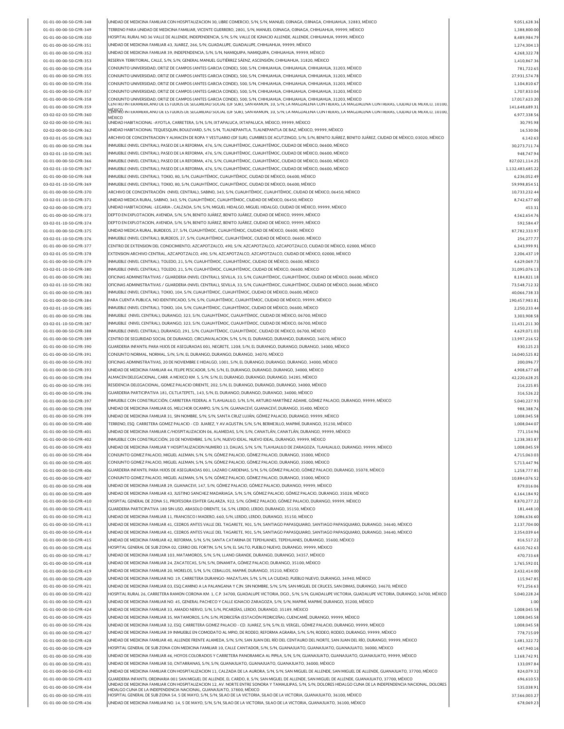| | | |
|---|---|---|
| 01-01-00-00-50-GYR-348 | UNIDAD DE MEDICINA FAMILIAR CON HOSPITALIZACION 30, LIBRE COMERCIO, S/N, S/N, MANUEL OJINAGA, OJINAGA, CHIHUAHUA, 32883, MÉXICO | 9,051,628.36 |
| 01-01-00-00-50-GYR-349 | TERRENO PARA UNIDAD DE MEDICINA FAMILIAR, VICENTE GUERRERO, 2801, S/N, MANUEL OJINAGA, OJINAGA, CHIHUAHUA, 99999, MÉXICO | 1,388,800.00 |
| 01-01-00-00-50-GYR-350 | HOSPITAL RURAL NO.36 VALLE DE ALLENDE, INDEPENDENCIA, S/N, S/N, VALLE DE IGNACIO ALLENDE, ALLENDE, CHIHUAHUA, 99999, MÉXICO | 8,489,984.79 |
| 01-01-00-00-50-GYR-351 | UNIDAD DE MEDICINA FAMILIAR 43, JUAREZ, 266, S/N, GUADALUPE, GUADALUPE, CHIHUAHUA, 99999, MÉXICO | 1,274,304.13 |
| 01-01-00-00-50-GYR-352 | UNIDAD DE MEDICINA FAMILIAR 39, INDEPENDENCIA, S/N, S/N, NAMIQUIPA, NAMIQUIPA, CHIHUAHUA, 99999, MÉXICO | 4,268,322.78 |
| 01-01-00-00-50-GYR-353 | RESERVA TERRITORIAL, CALLE, S/N, S/N, GENERAL MANUEL GUTIÉRREZ SÁENZ, ASCENSIÓN, CHIHUAHUA, 31820, MÉXICO | 1,410,867.36 |
| 01-01-00-00-50-GYR-354 | CONJUNTO UNIVERSIDAD, ORTIZ DE CAMPOS (ANTES GARCIA CONDE), 500, S/N, CHIHUAHUA, CHIHUAHUA, CHIHUAHUA, 31203, MÉXICO | 781,722.65 |
| 01-01-00-00-50-GYR-355 | CONJUNTO UNIVERSIDAD, ORTIZ DE CAMPOS (ANTES GARCIA CONDE), 500, S/N, CHIHUAHUA, CHIHUAHUA, CHIHUAHUA, 31203, MÉXICO | 27,931,574.78 |
| 01-01-00-00-50-GYR-356 | CONJUNTO UNIVERSIDAD, ORTIZ DE CAMPOS (ANTES GARCIA CONDE), 500, S/N, CHIHUAHUA, CHIHUAHUA, CHIHUAHUA, 31203, MÉXICO | 1,104,810.67 |
| 01-01-00-00-50-GYR-357 | CONJUNTO UNIVERSIDAD, ORTIZ DE CAMPOS (ANTES GARCIA CONDE), 500, S/N, CHIHUAHUA, CHIHUAHUA, CHIHUAHUA, 31203, MÉXICO | 1,707,833.04 |
| 01-01-00-00-50-GYR-358 | CONJUNTO UNIVERSIDAD, ORTIZ DE CAMPOS (ANTES GARCIA CONDE), 500, S/N, CHIHUAHUA, CHIHUAHUA, CHIHUAHUA, 31203, MÉXICO | 17,017,623.20 |
| 01-01-00-00-50-GYR-359 | CENTRO INTERAMERICANO DE ESTUDIOS DE SEGURIDAD SOCIAL (DF SUR), SAN RAMON, 10, S/N, LA MAGDALENA CONTRERAS, LA MAGDALENA CONTRERAS, CIUDAD DE MÉXICO, 10100, MÉXICO | 141,648,689.31 |
| 03-02-02-03-50-GYR-360 | CENTRO INTERAMERICANO DE ESTUDIOS DE SEGURIDAD SOCIAL (DF SUR), SAN RAMON, 10, S/N, LA MAGDALENA CONTRERAS, LA MAGDALENA CONTRERAS, CIUDAD DE MÉXICO, 10100, MÉXICO | 6,977,338.56 |
| 02-02-00-00-50-GYR-361 | UNIDAD HABITACIONAL -AYOTLA, CARRETERA, S/N, S/N, IXTAPALUCA, IXTAPALUCA, MÉXICO, 99999, MÉXICO | 30,795.98 |
| 02-02-00-00-50-GYR-362 | UNIDAD HABITACIONAL TEQUESQUIN, BOULEVARD, S/N, S/N, TLALNEPANTLA, TLALNEPANTLA DE BAZ, MÉXICO, 99999, MÉXICO | 16,530.06 |
| 03-02-01-05-50-GYR-363 | ARCHIVO DE CONCENTRACION Y ALMACEN DE ROPA Y VESTUARIO (DF SUR), CUMBRES DE ACUTZINGO, S/N, S/N, BENITO JUÁREZ, BENITO JUÁREZ, CIUDAD DE MÉXICO, 03020, MÉXICO | 6,142.63 |
| 01-01-00-00-50-GYR-364 | INMUEBLE (NIVEL CENTRAL), PASEO DE LA REFORMA, 476, S/N, CUAUHTÉMOC, CUAUHTÉMOC, CIUDAD DE MÉXICO, 06600, MÉXICO | 30,273,711.74 |
| 03-02-01-10-50-GYR-365 | INMUEBLE (NIVEL CENTRAL), PASEO DE LA REFORMA, 476, S/N, CUAUHTÉMOC, CUAUHTÉMOC, CIUDAD DE MÉXICO, 06600, MÉXICO | 948,747.94 |
| 01-01-00-00-50-GYR-366 | INMUEBLE (NIVEL CENTRAL), PASEO DE LA REFORMA, 476, S/N, CUAUHTÉMOC, CUAUHTÉMOC, CIUDAD DE MÉXICO, 06600, MÉXICO | 827,021,114.25 |
| 03-02-01-10-50-GYR-367 | INMUEBLE (NIVEL CENTRAL), PASEO DE LA REFORMA, 476, S/N, CUAUHTÉMOC, CUAUHTÉMOC, CIUDAD DE MÉXICO, 06600, MÉXICO | 1,132,483,685.22 |
| 01-01-00-00-50-GYR-368 | INMUEBLE (NIVEL CENTRAL), TOKIO, 80, S/N, CUAUHTÉMOC, CUAUHTÉMOC, CIUDAD DE MÉXICO, 06600, MÉXICO | 6,236,052.49 |
| 03-02-01-10-50-GYR-369 | INMUEBLE (NIVEL CENTRAL), TOKIO, 80, S/N, CUAUHTÉMOC, CUAUHTÉMOC, CIUDAD DE MÉXICO, 06600, MÉXICO | 59,998,854.51 |
| 01-01-00-00-50-GYR-370 | ARCHIVO DE CONCENTRACIÓN (NIVEL CENTRAL), SABINO, 343, S/N, CUAUHTÉMOC, CUAUHTÉMOC, CIUDAD DE MÉXICO, 06450, MÉXICO | 10,733,232.44 |
| 03-02-01-10-50-GYR-371 | UNIDAD MEDICA RURAL, SABINO, 343, S/N, CUAUHTÉMOC, CUAUHTÉMOC, CIUDAD DE MÉXICO, 06450, MÉXICO | 8,742,677.60 |
| 02-02-00-00-50-GYR-372 | UNIDAD HABITACIONAL -LEGARIA-, CALZADA, S/N, S/N, MIGUEL HIDALGO, MIGUEL HIDALGO, CIUDAD DE MÉXICO, 99999, MÉXICO | 453.31 |
| 01-01-00-00-50-GYR-373 | DEPTO EN EXPLOTACION, AVENIDA, S/N, S/N, BENITO JUÁREZ, BENITO JUÁREZ, CIUDAD DE MÉXICO, 99999, MÉXICO | 4,562,654.76 |
| 03-02-01-10-50-GYR-374 | DEPTO EN EXPLOTACION, AVENIDA, S/N, S/N, BENITO JUÁREZ, BENITO JUÁREZ, CIUDAD DE MÉXICO, 99999, MÉXICO | 592,584.47 |
| 01-01-00-00-50-GYR-375 | UNIDAD MEDICA RURAL, BURDEOS, 27, S/N, CUAUHTÉMOC, CUAUHTÉMOC, CIUDAD DE MÉXICO, 06600, MÉXICO | 87,782,333.97 |
| 03-02-01-10-50-GYR-376 | INMUEBLE (NIVEL CENTRAL), BURDEOS, 27, S/N, CUAUHTÉMOC, CUAUHTÉMOC, CIUDAD DE MÉXICO, 06600, MÉXICO | 256,277.77 |
| 01-01-00-00-50-GYR-377 | CENTRO DE EXTENSION DEL CONOCIMIENTO, AZCAPOTZALCO, 490, S/N, AZCAPOTZALCO, AZCAPOTZALCO, CIUDAD DE MÉXICO, 02000, MÉXICO | 6,343,999.91 |
| 03-02-01-05-50-GYR-378 | EXTENSION ARCHIVO CENTRAL, AZCAPOTZALCO, 490, S/N, AZCAPOTZALCO, AZCAPOTZALCO, CIUDAD DE MÉXICO, 02000, MÉXICO | 2,206,437.19 |
| 01-01-00-00-50-GYR-379 | INMUEBLE (NIVEL CENTRAL), TOLEDO, 21, S/N, CUAUHTÉMOC, CUAUHTÉMOC, CIUDAD DE MÉXICO, 06600, MÉXICO | 4,629,069.73 |
| 03-02-01-10-50-GYR-380 | INMUEBLE (NIVEL CENTRAL), TOLEDO, 21, S/N, CUAUHTÉMOC, CUAUHTÉMOC, CIUDAD DE MÉXICO, 06600, MÉXICO | 31,095,076.13 |
| 01-01-00-00-50-GYR-381 | OFICINAS ADMINISTRATIVAS / GUARDERIA (NIVEL CENTRAL), SEVILLA, 33, S/N, CUAUHTÉMOC, CUAUHTÉMOC, CIUDAD DE MÉXICO, 06600, MÉXICO | 8,184,821.18 |
| 03-02-01-10-50-GYR-382 | OFICINAS ADMINISTRATIVAS / GUARDERIA (NIVEL CENTRAL), SEVILLA, 33, S/N, CUAUHTÉMOC, CUAUHTÉMOC, CIUDAD DE MÉXICO, 06600, MÉXICO | 73,548,712.32 |
| 01-01-00-00-50-GYR-383 | INMUEBLE (NIVEL CENTRAL), TOKIO, 104, S/N, CUAUHTÉMOC, CUAUHTÉMOC, CIUDAD DE MÉXICO, 06600, MÉXICO | 40,066,738.33 |
| 01-01-00-00-50-GYR-384 | PARA CUENTA PUBLICA, NO IDENTIFICADO, S/N, S/N, CUAUHTÉMOC, CUAUHTÉMOC, CIUDAD DE MÉXICO, 99999, MÉXICO | 190,457,983.81 |
| 03-02-01-10-50-GYR-385 | INMUEBLE (NIVEL CENTRAL), TOKIO, 104, S/N, CUAUHTÉMOC, CUAUHTÉMOC, CIUDAD DE MÉXICO, 06600, MÉXICO | 2,250,233.44 |
| 01-01-00-00-50-GYR-386 | INMUEBLE (NIVEL CENTRAL), DURANGO, 323, S/N, CUAUHTÉMOC, CUAUHTÉMOC, CIUDAD DE MÉXICO, 06700, MÉXICO | 3,303,908.58 |
| 03-02-01-10-50-GYR-387 | INMUEBLE (NIVEL CENTRAL), DURANGO, 323, S/N, CUAUHTÉMOC, CUAUHTÉMOC, CIUDAD DE MÉXICO, 06700, MÉXICO | 11,431,211.30 |
| 01-01-00-00-50-GYR-388 | INMUEBLE (NIVEL CENTRAL), DURANGO, 291, S/N, CUAUHTÉMOC, CUAUHTÉMOC, CIUDAD DE MÉXICO, 06700, MÉXICO | 4,629,071.03 |
| 01-01-00-00-50-GYR-389 | CENTRO DE SEGURIDAD SOCIAL DE DURANGO, CIRCUNVALACION, S/N, S/N, EL DURANGO, DURANGO, DURANGO, 34070, MÉXICO | 13,997,216.52 |
| 01-01-00-00-50-GYR-390 | GUARDERIA INFANTIL PARA HIJOS DE ASEGURADAS 001, NEGRETE, 1208, S/N, EL DURANGO, DURANGO, DURANGO, 34000, MÉXICO | 830,125.23 |
| 01-01-00-00-50-GYR-391 | CONJUNTO NORMAL, NORMAL, S/N, S/N, EL DURANGO, DURANGO, DURANGO, 34070, MÉXICO | 16,040,525.82 |
| 01-01-00-00-50-GYR-392 | OFICINAS ADMINISTRATIVAS, 20 DE NOVIEMBRE E HIDALGO, 1001, S/N, EL DURANGO, DURANGO, DURANGO, 34000, MÉXICO | 200,096.77 |
| 01-01-00-00-50-GYR-393 | UNIDAD DE MEDICINA FAMILIAR 44, FELIPE PESCADOR, S/N, S/N, EL DURANGO, DURANGO, DURANGO, 34000, MÉXICO | 4,908,677.68 |
| 01-01-00-00-50-GYR-394 | ALMACEN DELEGACIONAL, CARR. A MEXICO KM. 5, S/N, S/N, EL DURANGO, DURANGO, DURANGO, 34285, MÉXICO | 42,220,628.25 |
| 01-01-00-00-50-GYR-395 | RESIDENCIA DELEGACIONAL, GOMEZ PALACIO ORIENTE, 202, S/N, EL DURANGO, DURANGO, DURANGO, 34000, MÉXICO | 216,225.85 |
| 01-01-00-00-50-GYR-396 | GUARDERIA PARTICIPATIVA 181, CILTLATEPETL, 143, S/N, EL DURANGO, DURANGO, DURANGO, 34000, MÉXICO | 316,526.22 |
| 01-01-00-00-50-GYR-397 | INMUEBLE CON CONSTRUCCIÓN, CARRETERA FEDERAL A TLAHUALILO, S/N, S/N, ARTURO MARTÍNEZ ADAME, GÓMEZ PALACIO, DURANGO, 99999, MÉXICO | 5,040,227.93 |
| 01-01-00-00-50-GYR-398 | UNIDAD DE MEDICINA FAMILIAR 05, MELCHOR OCAMPO, S/N, S/N, GUANACEVÍ, GUANACEVÍ, DURANGO, 35400, MÉXICO | 988,388.76 |
| 01-01-00-00-50-GYR-399 | UNIDAD DE MEDICINA FAMILIAR 31, SIN NOMBRE, S/N, S/N, SANTA CRUZ LUJÁN, GÓMEZ PALACIO, DURANGO, 99999, MÉXICO | 1,008,045.58 |
| 01-01-00-00-50-GYR-400 | TERRENO, ESQ. CARRETERA GOMEZ PALACIO - CD. JUAREZ, Y AV.AGUSTIN, S/N, S/N, BERMEJILLO, MAPIMÍ, DURANGO, 35230, MÉXICO | 1,008,044.07 |
| 01-01-00-00-50-GYR-401 | UNIDAD DE MEDICINA FAMILIAR C/HOSPITALIZACION 06, ALAMEDAS, S/N, S/N, CANATLÁN, CANATLÁN, DURANGO, 99999, MÉXICO | 771,154.96 |
| 01-01-00-00-50-GYR-402 | INMUEBLE CON CONSTRUCCIÓN, 20 DE NOVIEMBRE, S/N, S/N, NUEVO IDEAL, NUEVO IDEAL, DURANGO, 99999, MÉXICO | 1,238,383.87 |
| 01-01-00-00-50-GYR-403 | UNIDAD DE MEDICINA FAMILIAR Y HOSPITALIZACION NUMERO 13, DALIAS, S/N, S/N, TLAHUALILO DE ZARAGOZA, TLAHUALILO, DURANGO, 99999, MÉXICO | 1,008,045.59 |
| 01-01-00-00-50-GYR-404 | CONJUNTO GOMEZ PALACIO, MIGUEL ALEMAN, S/N, S/N, GÓMEZ PALACIO, GÓMEZ PALACIO, DURANGO, 35000, MÉXICO | 4,715,063.03 |
| 01-01-00-00-50-GYR-405 | CONJUNTO GOMEZ PALACIO, MIGUEL ALEMAN, S/N, S/N, GÓMEZ PALACIO, GÓMEZ PALACIO, DURANGO, 35000, MÉXICO | 5,713,447.96 |
| 01-01-00-00-50-GYR-406 | GUARDERIA INFANTIL PARA HIJOS DE ASEGURADAS 001, LAZARO CARDENAS, S/N, S/N, GÓMEZ PALACIO, GÓMEZ PALACIO, DURANGO, 35078, MÉXICO | 1,258,777.85 |
| 01-01-00-00-50-GYR-407 | CONJUNTO GOMEZ PALACIO, MIGUEL ALEMAN, S/N, S/N, GÓMEZ PALACIO, GÓMEZ PALACIO, DURANGO, 35000, MÉXICO | 10,884,076.52 |
| 01-01-00-00-50-GYR-408 | UNIDAD DE MEDICINA FAMILIAR 29, GUANACEVI, 147, S/N, GÓMEZ PALACIO, GÓMEZ PALACIO, DURANGO, 99999, MÉXICO | 879,016.06 |
| 01-01-00-00-50-GYR-409 | UNIDAD DE MEDICINA FAMILIAR 43, JUSTINO SANCHEZ MADARIAGA, S/N, S/N, GÓMEZ PALACIO, GÓMEZ PALACIO, DURANGO, 35028, MÉXICO | 6,164,184.92 |
| 01-01-00-00-50-GYR-410 | HOSPITAL GENERAL DE ZONA 51, PROFESORA ESHTER GALARZA, 922, S/N, GÓMEZ PALACIO, GÓMEZ PALACIO, DURANGO, 99999, MÉXICO | 8,870,277.22 |
| 01-01-00-00-50-GYR-411 | GUARDERIA PARTICIPATIVA 180 SIN USO, ABASOLO ORIENTE, 56, S/N, LERDO, LERDO, DURANGO, 35150, MÉXICO | 181,448.10 |
| 01-01-00-00-50-GYR-412 | UNIDAD DE MEDICINA FAMILIAR 11, FRANCISCO I MADERO, 660, S/N, LERDO, LERDO, DURANGO, 35150, MÉXICO | 3,086,636.60 |
| 01-01-00-00-50-GYR-413 | UNIDAD DE MEDICINA FAMILIAR 41, CEDROS ANTES VALLE DEL TAGARETE, 901, S/N, SANTIAGO PAPASQUIARO, SANTIAGO PAPASQUIARO, DURANGO, 34640, MÉXICO | 2,137,704.00 |
| 01-01-00-00-50-GYR-414 | UNIDAD DE MEDICINA FAMILIAR 41, CEDROS ANTES VALLE DEL TAGARETE, 901, S/N, SANTIAGO PAPASQUIARO, SANTIAGO PAPASQUIARO, DURANGO, 34640, MÉXICO | 2,354,039.64 |
| 01-01-00-00-50-GYR-415 | UNIDAD DE MEDICINA FAMILIAR 42, REFORMA, S/N, S/N, SANTA CATARINA DE TEPEHUANES, TEPEHUANES, DURANGO, 35600, MÉXICO | 816,517.22 |
| 01-01-00-00-50-GYR-416 | HOSPITAL GENERAL DE SUB ZONA 02, CERRO DEL FORTIN, S/N, S/N, EL SALTO, PUEBLO NUEVO, DURANGO, 99999, MÉXICO | 6,610,762.63 |
| 01-01-00-00-50-GYR-417 | UNIDAD DE MEDICINA FAMILIAR 103, MATAMOROS, S/N, S/N, LLANO GRANDE, DURANGO, DURANGO, 34357, MÉXICO | 470,733.68 |
| 01-01-00-00-50-GYR-418 | UNIDAD DE MEDICINA FAMILIAR 24, ZACATECAS, S/N, S/N, DINAMITA, GÓMEZ PALACIO, DURANGO, 35100, MÉXICO | 1,765,592.01 |
| 01-01-00-00-50-GYR-419 | UNIDAD DE MEDICINA FAMILIAR 20, MORELOS, S/N, S/N, CEBALLOS, MAPIMÍ, DURANGO, 35210, MÉXICO | 2,432,414.00 |
| 01-01-00-00-50-GYR-420 | UNIDAD DE MEDICINA FAMILIAR NO. 19, CARRETERA DURANGO- MAZATLAN, S/N, S/N, LA CIUDAD, PUEBLO NUEVO, DURANGO, 34940, MÉXICO | 115,947.85 |
| 01-01-00-00-50-GYR-421 | UNIDAD DE MEDICINA FAMILIAR 03, ESQ.CAMINO A LA PALANGANA Y CJN. SIN NOMBRE, S/N, S/N, SAN MIGUEL DE CRUCES, SAN DIMAS, DURANGO, 34670, MÉXICO | 971,256.63 |
| 01-01-00-00-50-GYR-422 | HOSPITAL RURAL 26, CARRETERA RAMON CORONA KM. 1, C.P. 34700, GUADALUPE VICTORIA, DGO., S/N, S/N, GUADALUPE VICTORIA, GUADALUPE VICTORIA, DURANGO, 34700, MÉXICO | 5,040,228.24 |
| 01-01-00-00-50-GYR-423 | UNIDAD DE MEDICINA FAMILIAR NO. 45, GENERAL PACHECO Y CALLE IGNACIO ZARAGOZA, S/N, S/N, MAPIMÍ, MAPIMÍ, DURANGO, 35200, MÉXICO | 1.00 |
| 01-01-00-00-50-GYR-424 | UNIDAD DE MEDICINA FAMILIAR 33, AMADO NERVO, S/N, S/N, PICARDÍAS, LERDO, DURANGO, 35189, MÉXICO | 1,008,045.58 |
| 01-01-00-00-50-GYR-425 | UNIDAD DE MEDICINA FAMILIAR 35, MATAMOROS, S/N, S/N, PEDRICEÑA (ESTACIÓN PEDRICEÑA), CUENCAMÉ, DURANGO, 99999, MÉXICO | 1,008,045.58 |
| 01-01-00-00-50-GYR-426 | UNIDAD DE MEDICINA FAMILIAR 32, ESQ. CARRETERA GOMEZ PALACIO - CD. JUAREZ, S/N, S/N, EL VERGEL, GÓMEZ PALACIO, DURANGO, 99999, MÉXICO | 1,008,045.58 |
| 01-01-00-00-50-GYR-427 | UNIDAD DE MEDICINA FAMILIAR 39 INMUEBLE EN COMODATO AL MPIO, DE RODEO, REFORMA AGRARIA, S/N, S/N, RODEO, RODEO, DURANGO, 99999, MÉXICO | 778,715.09 |
| 01-01-00-00-50-GYR-428 | UNIDAD DE MEDICINA FAMILIAR 40, ALLENDE FRENTE ALAMEDA, S/N, S/N, SAN JUAN DEL RÍO DEL CENTAURO DEL NORTE, SAN JUAN DEL RÍO, DURANGO, 99999, MÉXICO | 1,481,322.72 |
| 01-01-00-00-50-GYR-429 | HOSPITAL GENERAL DE SUB ZONA CON MEDICINA FAMILIAR 10, CALLE CANTADOR, S/N, S/N, GUANAJUATO, GUANAJUATO, GUANAJUATO, 36000, MÉXICO | 647,940.16 |
| 01-01-00-00-50-GYR-430 | UNIDAD DE MEDICINA FAMILIAR 46, HOYOS COLORADOS Y CARRETERA PANORAMICA AL PIPILA, S/N, S/N, GUANAJUATO, GUANAJUATO, GUANAJUATO, 99999, MÉXICO | 1,168,742.91 |
| 01-01-00-00-50-GYR-431 | UNIDAD DE MEDICINA FAMILIAR 50, CNTARRANAS, S/N, S/N, GUANAJUATO, GUANAJUATO, GUANAJUATO, 36000, MÉXICO | 133,097.84 |
| 01-01-00-00-50-GYR-432 | UNIDAD DE MEDICINA FAMILIAR CON HOSPITALIZACION 11, CALZADA DE LA AURORA, S/N, S/N, SAN MIGUEL DE ALLENDE, SAN MIGUEL DE ALLENDE, GUANAJUATO, 37700, MÉXICO | 824,079.32 |
| 01-01-00-00-50-GYR-433 | GUARDERIA INFANTIL ORDINARIA 001 SAN MIGUEL DE ALLENDE, EL CARDO, 8, S/N, SAN MIGUEL DE ALLENDE, SAN MIGUEL DE ALLENDE, GUANAJUATO, 37700, MÉXICO | 696,610.53 |
| 01-01-00-00-50-GYR-434 | UNIDAD DE MEDICINA FAMILIAR CON HOSPITALIZACION 12, AV. NORTE ENTRE SONORA Y TAMAULIPAS, S/N, S/N, DOLORES HIDALGO CUNA DE LA INDEPENDENCIA NACIONAL, DOLORES HIDALGO CUNA DE LA INDEPENDENCIA NACIONAL, GUANAJUATO, 37800, MÉXICO | 535,038.91 |
| 01-01-00-00-50-GYR-435 | HOSPITAL GENERAL DE SUB ZONA 54, 5 DE MAYO, S/N, S/N, SILAO DE LA VICTORIA, SILAO DE LA VICTORIA, GUANAJUATO, 36100, MÉXICO | 37,566,003.27 |
| 01-01-00-00-50-GYR-436 | UNIDAD DE MEDICINA FAMILIAR NO. 14, 5 DE MAYO, S/N, S/N, SILAO DE LA VICTORIA, SILAO DE LA VICTORIA, GUANAJUATO, 36100, MÉXICO | 678,069.23 |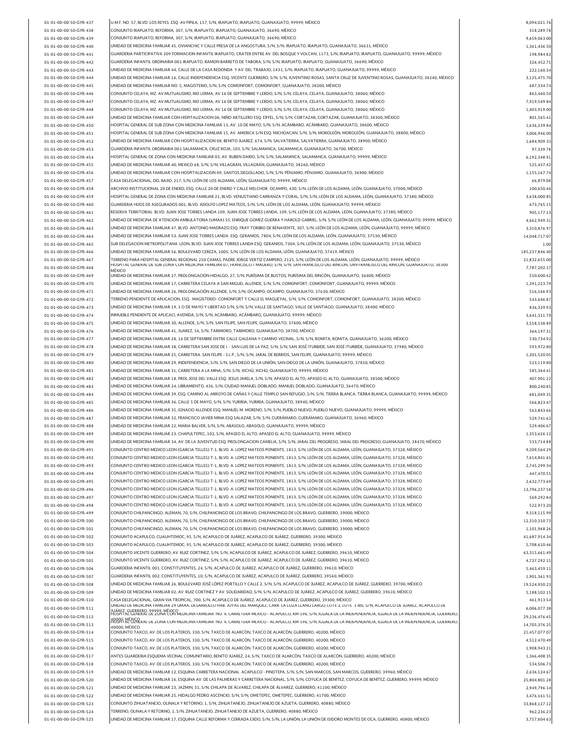| | | |
|---|---|---|
| 01-01-00-00-50-GYR-437 | U.M.F. NO. 57, BLVD. LOS REYES ESQ. AV PIPILA, 157, S/N, IRAPUATO, IRAPUATO, GUANAJUATO, 99999, MÉXICO | 8,094,021.76 |
| 01-01-00-00-50-GYR-438 | CONJUNTO IRAPUATO, REFORMA, 307, S/N, IRAPUATO, IRAPUATO, GUANAJUATO, 36690, MÉXICO | 318,289.78 |
| 01-01-00-00-50-GYR-439 | CONJUNTO IRAPUATO, REFORMA, 307, S/N, IRAPUATO, IRAPUATO, GUANAJUATO, 36690, MÉXICO | 9,659,063.00 |
| 01-01-00-00-50-GYR-440 | UNIDAD DE MEDICINA FAMILIAR 45, OVIANCHIC Y CALLE PRESA DE LA ANGOSTURA, S/N, S/N, IRAPUATO, IRAPUATO, GUANAJUATO, 36631, MÉXICO | 1,361,436.50 |
| 01-01-00-00-50-GYR-441 | GUARDERIA PARTICIPATIVA 209 FORMACION INFANTIL IRAPUATO, CRATER ENTRE AV. DEL BOSQUE Y VOLCAN, 1173, S/N, IRAPUATO, IRAPUATO, GUANAJUATO, 99999, MÉXICO | 198,984.82 |
| 01-01-00-00-50-GYR-442 | GUARDERIA INFANTIL ORDINARIA 001 IRAPUATO, RAMON BARRETO DE TABORA, S/N, S/N, IRAPUATO, IRAPUATO, GUANAJUATO, 36690, MÉXICO | 326,452.75 |
| 01-01-00-00-50-GYR-443 | UNIDAD DE MEDICINA FAMILIAR 44, CALLE DE LA CASA REDONDA Y AV. DEL TRABAJO, 1431, S/N, IRAPUATO, IRAPUATO, GUANAJUATO, 99999, MÉXICO | 222,160.34 |
| 01-01-00-00-50-GYR-444 | UNIDAD DE MEDICINA FAMILIAR 16, CALLE INDEPENDENCIA ESQ. VICENTE GUERRERO, S/N, S/N, JUVENTINO ROSAS, SANTA CRUZ DE JUVENTINO ROSAS, GUANAJUATO, 38240, MÉXICO | 3,125,475.70 |
| 01-01-00-00-50-GYR-445 | UNIDAD DE MEDICINA FAMILIAR NO. 5, MAGISTERIO, S/N, S/N, COMONFORT, COMONFORT, GUANAJUATO, 38200, MÉXICO | 687,334.74 |
| 01-01-00-00-50-GYR-446 | CONJUNTO CELAYA, MZ. AV.MUTUALISMO, RIO LERMA, AV 16 DE SEPTIEMBRE Y LERDO, S/N, S/N, CELAYA, CELAYA, GUANAJUATO, 38060, MÉXICO | 863,460.50 |
| 01-01-00-00-50-GYR-447 | CONJUNTO CELAYA, MZ. AV.MUTUALISMO, RIO LERMA, AV 16 DE SEPTIEMBRE Y LERDO, S/N, S/N, CELAYA, CELAYA, GUANAJUATO, 38060, MÉXICO | 7,919,549.84 |
| 01-01-00-00-50-GYR-448 | CONJUNTO CELAYA, MZ. AV.MUTUALISMO, RIO LERMA, AV 16 DE SEPTIEMBRE Y LERDO, S/N, S/N, CELAYA, CELAYA, GUANAJUATO, 38060, MÉXICO | 1,403,919.00 |
| 01-01-00-00-50-GYR-449 | UNIDAD DE MEDICINA FAMILIAR CON HISPITALIZACION 06, NIÑO ARTILLERO ESQ. EIFFEL, S/N, S/N, CORTAZAR, CORTAZAR, GUANAJUATO, 38300, MÉXICO | 801,565.41 |
| 01-01-00-00-50-GYR-450 | HOSPITAL GENERAL DE SUB ZONA CON MEDICINA FAMILIAR 13, AV. 10 DE MAYO, S/N, S/N, ACÁMBARO, ACÁMBARO, GUANAJUATO, 38600, MÉXICO | 1,636,239.84 |
| 01-01-00-00-50-GYR-451 | HOSPITAL GENERAL DE SUB ZONA CON MEDICINA FAMILIAR 15, AV. AMERICA S/N ESQ. MICHOACAN, S/N, S/N, MOROLEÓN, MOROLEÓN, GUANAJUATO, 38800, MÉXICO | 3,006,946.00 |
| 01-01-00-00-50-GYR-452 | UNIDAD DE MEDICINA FAMILIAR CON HOSPITALIZACION 08, BENITO JUAREZ, 674, S/N, SALVATIERRA, SALVATIERRA, GUANAJUATO, 38900, MÉXICO | 1,684,909.33 |
| 01-01-00-00-50-GYR-453 | GUARDERIA INFANTIL ORDINARIA 001 SALAMANCA, CRUZ ROJA, 103, S/N, SALAMANCA, SALAMANCA, GUANAJUATO, 36700, MÉXICO | 97,339.78 |
| 01-01-00-00-50-GYR-454 | HOSPITAL GENERAL DE ZONA CON MEDICINA FAMILIAR 03, AV. RUBEN DARIO, S/N, S/N, SALAMANCA, SALAMANCA, GUANAJUATO, 99999, MÉXICO | 6,192,348.91 |
| 01-01-00-00-50-GYR-455 | UNIDAD DE MEDICINA FAMILIAR 40, MEXICO 68, S/N, S/N, VILLAGRÁN, VILLAGRÁN, GUANAJUATO, 38260, MÉXICO | 525,437.42 |
| 01-01-00-00-50-GYR-456 | UNIDAD DE MEDICINA FAMILIAR CON HOSPITALIZACION 09, SANTOS DEGOLLADO, S/N, S/N, PÉNJAMO, PÉNJAMO, GUANAJUATO, 36900, MÉXICO | 1,155,167.74 |
| 01-01-00-00-50-GYR-457 | CASA DELEGACIONAL, DEL BAJIO, 217, S/N, LEÓN DE LOS ALDAMA, LEÓN, GUANAJUATO, 99999, MÉXICO | 66,879.08 |
| 01-01-00-00-50-GYR-458 | ARCHIVO INSTITUCIONAL 20 DE ENERO, ESQ. CALLE 20 DE ENERO Y CALLE MELCHOR OCAMPO, 430, S/N, LEÓN DE LOS ALDAMA, LEÓN, GUANAJUATO, 37000, MÉXICO | 100,650.46 |
| 01-01-00-00-50-GYR-459 | HOSPITAL GENERAL DE ZONA CON MEDICINA FAMILIAR 21, BLVD. VENUSTIANO CARRANZA Y CORAL, S/N, S/N, LEÓN DE LOS ALDAMA, LEÓN, GUANAJUATO, 37380, MÉXICO | 3,638,000.85 |
| 01-01-00-00-50-GYR-460 | GUARDERIA HIJOS DE ASEGURADOS 001, BLVD. ADOLFO LOPEZ MATEOS, S/N, S/N, LEÓN DE LOS ALDAMA, LEÓN, GUANAJUATO, 99999, MÉXICO | 673,765.15 |
| 01-01-00-00-50-GYR-461 | RESERVA TERRITORIAL BLVD. JUAN JOSE TORRES LANDA 109, JUAN JOSE TORRES LANDA, 109, S/N, LEÓN DE LOS ALDAMA, LEÓN, GUANAJUATO, 37380, MÉXICO | 905,177.13 |
| 01-01-00-00-50-GYR-462 | UNIDAD DE MEDICINA DE ATENCION AMBULATORIA (UMAA) 55, ENRIQUE GOMEZ GUERRA Y HAROLD GABRIEL, S/N, S/N, LEÓN DE LOS ALDAMA, LEÓN, GUANAJUATO, 99999, MÉXICO | 4,662,949.31 |
| 01-01-00-00-50-GYR-463 | UNIDAD DE MEDICINA FAMILIAR 47, BLVD. ANTONIO MADRAZO ESQ. FRAY TORIBIO DE BENAVENTE, 307, S/N, LEÓN DE LOS ALDAMA, LEÓN, GUANAJUATO, 99999, MÉXICO | 3,310,876.97 |
| 01-01-00-00-50-GYR-464 | UNIDAD DE MEDICINA FAMILIAR 53, JUAN JOSE TORRES LANDA ESQ. GERANIOS, 7804, S/N, LEÓN DE LOS ALDAMA, LEÓN, GUANAJUATO, 37530, MÉXICO | 14,048,717.07 |
| 01-01-00-00-50-GYR-465 | SUB DELEGACION METROPOLITANA LEON, BLVD. JUAN JOSE TORRES LANDA ESQ. GERANIOS, 7304, S/N, LEÓN DE LOS ALDAMA, LEÓN, GUANAJUATO, 37530, MÉXICO | 1.00 |
| 01-01-00-00-50-GYR-466 | UNIDAD DE MEDICINA FAMILIAR 56, BOULEVARD CEREZA, 1005, S/N, LEÓN DE LOS ALDAMA, LEÓN, GUANAJUATO, 37419, MÉXICO | 185,237,846.40 |
| 01-01-00-00-50-GYR-467 | TERRENO PARA HOSPITAL GENERAL REGIONAL 250 CAMAS, PADRE JORGE VERTIZ CAMPERO, 2125, S/N, LEÓN DE LOS ALDAMA, LEÓN, GUANAJUATO, 99999, MÉXICO | 21,832,655.00 |
| 01-01-00-00-50-GYR-468 | HOSPITAL GENERAL DE SUB ZONA CON MEDICINA FAMILIAR 07, FRANCISCO I. MADERO, S/N, S/N, SAN FRANCISCO DEL RINCÓN, SAN FRANCISCO DEL RINCÓN, GUANAJUATO, 36300 MÉXICO | 7,787,202.17 |
| 01-01-00-00-50-GYR-469 | UNIDAD DE MEDICINA FAMILIAR 27, PROLONGACION HIDALGO, 27, S/N, PURÍSIMA DE BUSTOS, PURÍSIMA DEL RINCÓN, GUANAJUATO, 36400, MÉXICO | 550,600.42 |
| 01-01-00-00-50-GYR-470 | UNIDAD DE MEDICINA FAMILIAR 17, CARRETERA CELAYA A SAN MIGUEL ALLENDE, S/N, S/N, COMONFORT, COMONFORT, GUANAJUATO, 99999, MÉXICO | 1,391,223.79 |
| 01-01-00-00-50-GYR-471 | UNIDAD DE MEDICINA FAMILIAR 26, PROLONGACIÓN ALLENDE, S/N, S/N, OCAMPO, OCAMPO, GUANAJUATO, 37630, MÉXICO | 516,166.93 |
| 01-01-00-00-50-GYR-472 | TERRENO PENDIENTE DE APLICACION, ESQ. MAGISTERIO- COMONFORT Y CALLE EL MAGUEYAL, S/N, S/N, COMONFORT, COMONFORT, GUANAJUATO, 38200, MÉXICO | 543,646.87 |
| 01-01-00-00-50-GYR-473 | UNIDAD DE MEDICINA FAMILIAR 19, 1.O DE MAYO Y LIBERTAD S/N, S/N, S/N, VALLE DE SANTIAGO, VALLE DE SANTIAGO, GUANAJUATO, 38400, MÉXICO | 836,329.93 |
| 01-01-00-00-50-GYR-474 | INMUEBLE PENDIENTE DE APLICACI, AVENIDA, S/N, S/N, ACÁMBARO, ACÁMBARO, GUANAJUATO, 99999, MÉXICO | 3,641,311.79 |
| 01-01-00-00-50-GYR-475 | UNIDAD DE MEDICINA FAMILIAR 30, ALLENDE, S/N, S/N, SAN FELIPE, SAN FELIPE, GUANAJUATO, 37600, MÉXICO | 3,558,538.89 |
| 01-01-00-00-50-GYR-476 | UNIDAD DE MEDICINA FAMILIAR 41, JUAREZ, 56, S/N, TARIMORO, TARIMORO, GUANAJUATO, 38700, MÉXICO | 364,197.31 |
| 01-01-00-00-50-GYR-477 | UNIDAD DE MEDICINA FAMILIAR 28, 16 DE SEPTIEMBRE ENTRE CALLE GALEANA Y CAMINO VECINAL, S/N, S/N, ROMITA, ROMITA, GUANAJUATO, 36200, MÉXICO | 530,734.92 |
| 01-01-00-00-50-GYR-478 | UNIDAD DE MEDICINA FAMILIAR 38, CARRETERA SAN JOSE DE I. - SAN LUIS DE LA PAZ, S/N, S/N, SAN JOSÉ ITURBIDE, SAN JOSÉ ITURBIDE, GUANAJUATO, 37980, MÉXICO | 593,972.80 |
| 01-01-00-00-50-GYR-479 | UNIDAD DE MEDICINA FAMILIAR 25, CARRETERA. SAN FELIPE - S.L.P., S/N, S/N, JARAL DE BERRIOS, SAN FELIPE, GUANAJUATO, 99999, MÉXICO | 1,201,520.05 |
| 01-01-00-00-50-GYR-480 | UNIDAD DE MEDICINA FAMILIAR 29, INDEPENDENCIA, S/N, S/N, SAN DIEGO DE LA UNIÓN, SAN DIEGO DE LA UNIÓN, GUANAJUATO, 37850, MÉXICO | 523,119.80 |
| 01-01-00-00-50-GYR-481 | UNIDAD DE MEDICINA FAMILIAR 31, CARRETERA A LA MINA, S/N, S/N, XICHÚ, XICHÚ, GUANAJUATO, 99999, MÉXICO | 585,364.41 |
| 01-01-00-00-50-GYR-482 | UNIDAD DE MEDICINA FAMILIAR 18, PROL JOSE DEL VALLE ESQ. JESUS JARELA, S/N, S/N, APASEO EL ALTO, APASEO EL ALTO, GUANAJUATO, 38500, MÉXICO | 407,901.22 |
| 01-01-00-00-50-GYR-483 | UNIDAD DE MEDICINA FAMILIAR 24, LIBRAMIENTO, 436, S/N, CIUDAD MANUEL DOBLADO, MANUEL DOBLADO, GUANAJUATO, 36470, MÉXICO | 800,240.85 |
| 01-01-00-00-50-GYR-484 | UNIDAD DE MEDICINA FAMILIAR 39, ESQ. CAMINO AL ARROYO DE CAÑAS Y CALLE TEMPLO SAN REFUGIO, S/N, S/N, TIERRA BLANCA, TIERRA BLANCA, GUANAJUATO, 99999, MÉXICO | 681,049.35 |
| 01-01-00-00-50-GYR-485 | UNIDAD DE MEDICINA FAMILIAR 36, CALLE 5 DE MAYO, S/N, S/N, YURIRIA, YURIRIA, GUANAJUATO, 38940, MÉXICO | 566,823.47 |
| 01-01-00-00-50-GYR-486 | UNIDAD DE MEDICINA FAMILIAR 35, IGNACIO ALLENDE ESQ. MANUEL M. MORENO, S/N, S/N, PUEBLO NUEVO, PUEBLO NUEVO, GUANAJUATO, 99999, MÉXICO | 563,843.66 |
| 01-01-00-00-50-GYR-487 | UNIDAD DE MEDICINA FAMILIAR 32, FRANCISCO JAVIER MINA ESQ SALAZAR, S/N, S/N, CUERÁMARO, CUERÁMARO, GUANAJUATO, 36960, MÉXICO | 529,741.62 |
| 01-01-00-00-50-GYR-488 | UNIDAD DE MEDICINA FAMILIAR 22, MARIA BALVER, S/N, S/N, ABASOLO, ABASOLO, GUANAJUATO, 99999, MÉXICO | 529,406.67 |
| 01-01-00-00-50-GYR-489 | UNIDAD DE MEDICINA FAMILIAR 23, CHAPULTEPEC, 102, S/N, APASEO EL ALTO, APASEO EL ALTO, GUANAJUATO, 99999, MÉXICO | 1,353,626.12 |
| 01-01-00-00-50-GYR-490 | UNIDAD DE MEDICINA FAMILIAR 34, AV. DE LA JUVENTUD ESQ. PROLONGACION CAMELIA, S/N, S/N, JARAL DEL PROGRESO, JARAL DEL PROGRESO, GUANAJUATO, 38470, MÉXICO | 533,714.88 |
| 01-01-00-00-50-GYR-491 | CONJUNTO CENTRO MEDICO LEON (GARCIA TELLES) T-1, BLVD. A. LOPEZ MATEOS PONIENTE, 1813, S/N, LEÓN DE LOS ALDAMA, LEÓN, GUANAJUATO, 37328, MÉXICO | 9,209,564.29 |
| 01-01-00-00-50-GYR-492 | CONJUNTO CENTRO MEDICO LEON (GARCIA TELLES) T-1, BLVD. A. LOPEZ MATEOS PONIENTE, 1813, S/N, LEÓN DE LOS ALDAMA, LEÓN, GUANAJUATO, 37328, MÉXICO | 7,614,841.65 |
| 01-01-00-00-50-GYR-493 | CONJUNTO CENTRO MEDICO LEON (GARCIA TELLES) T-1, BLVD. A. LOPEZ MATEOS PONIENTE, 1813, S/N, LEÓN DE LOS ALDAMA, LEÓN, GUANAJUATO, 37328, MÉXICO | 2,745,299.34 |
| 01-01-00-00-50-GYR-494 | CONJUNTO CENTRO MEDICO LEON (GARCIA TELLES) T-1, BLVD. A. LOPEZ MATEOS PONIENTE, 1813, S/N, LEÓN DE LOS ALDAMA, LEÓN, GUANAJUATO, 37328, MÉXICO | 447,470.55 |
| 01-01-00-00-50-GYR-495 | CONJUNTO CENTRO MEDICO LEON (GARCIA TELLES) T-1, BLVD. A. LOPEZ MATEOS PONIENTE, 1813, S/N, LEÓN DE LOS ALDAMA, LEÓN, GUANAJUATO, 37328, MÉXICO | 2,632,773.69 |
| 01-01-00-00-50-GYR-496 | CONJUNTO CENTRO MEDICO LEON (GARCIA TELLES) T-1, BLVD. A. LOPEZ MATEOS PONIENTE, 1813, S/N, LEÓN DE LOS ALDAMA, LEÓN, GUANAJUATO, 37328, MÉXICO | 13,796,237.58 |
| 01-01-00-00-50-GYR-497 | CONJUNTO CENTRO MEDICO LEON (GARCIA TELLES) T-1, BLVD. A. LOPEZ MATEOS PONIENTE, 1813, S/N, LEÓN DE LOS ALDAMA, LEÓN, GUANAJUATO, 37328, MÉXICO | 569,292.84 |
| 01-01-00-00-50-GYR-498 | CONJUNTO CENTRO MEDICO LEON (GARCIA TELLES) T-1, BLVD. A. LOPEZ MATEOS PONIENTE, 1813, S/N, LEÓN DE LOS ALDAMA, LEÓN, GUANAJUATO, 37328, MÉXICO | 522,973.20 |
| 01-01-00-00-50-GYR-499 | CONJUNTO CHILPANCINGO, ALEMAN, 70, S/N, CHILPANCINGO DE LOS BRAVO, CHILPANCINGO DE LOS BRAVO, GUERRERO, 39000, MÉXICO | 9,318,115.99 |
| 01-01-00-00-50-GYR-500 | CONJUNTO CHILPANCINGO, ALEMAN, 70, S/N, CHILPANCINGO DE LOS BRAVO, CHILPANCINGO DE LOS BRAVO, GUERRERO, 39000, MÉXICO | 12,310,310.73 |
| 01-01-00-00-50-GYR-501 | CONJUNTO CHILPANCINGO, ALEMAN, 70, S/N, CHILPANCINGO DE LOS BRAVO, CHILPANCINGO DE LOS BRAVO, GUERRERO, 39000, MÉXICO | 1,101,968.26 |
| 01-01-00-00-50-GYR-502 | CONJUNTO ACAPULCO, CUAUHTEMOC, 95, S/N, ACAPULCO DE JUÁREZ, ACAPULCO DE JUÁREZ, GUERRERO, 39300, MÉXICO | 41,687,914.34 |
| 01-01-00-00-50-GYR-503 | CONJUNTO ACAPULCO, CUAUHTEMOC, 95, S/N, ACAPULCO DE JUÁREZ, ACAPULCO DE JUÁREZ, GUERRERO, 39300, MÉXICO | 5,708,610.46 |
| 01-01-00-00-50-GYR-504 | CONJUNTO VICENTE GUERRERO, AV. RUIZ CORTINEZ, S/N, S/N, ACAPULCO DE JUÁREZ, ACAPULCO DE JUÁREZ, GUERRERO, 39610, MÉXICO | 63,315,661.49 |
| 01-01-00-00-50-GYR-505 | CONJUNTO VICENTE GUERRERO, AV. RUIZ CORTINEZ, S/N, S/N, ACAPULCO DE JUÁREZ, ACAPULCO DE JUÁREZ, GUERRERO, 39610, MÉXICO | 4,727,292.15 |
| 01-01-00-00-50-GYR-506 | GUARDERIA INFANTIL 001, CONSTITUYENTES, 24, S/N, ACAPULCO DE JUÁREZ, ACAPULCO DE JUÁREZ, GUERRERO, 39610, MÉXICO | 5,463,459.11 |
| 01-01-00-00-50-GYR-507 | GUARDERIA INFANTIL 002, CONSTITUYENTES, 10, S/N, ACAPULCO DE JUÁREZ, ACAPULCO DE JUÁREZ, GUERRERO, 39560, MÉXICO | 1,901,361.93 |
| 01-01-00-00-50-GYR-508 | UNIDAD DE MEDICINA FAMILIAR 26, BOULEVARD JOSÉ LÓPEZ PORTILLO Y CALLE 2, S/N, S/N, ACAPULCO DE JUÁREZ, ACAPULCO DE JUÁREZ, GUERRERO, 39700, MÉXICO | 19,524,950.23 |
| 01-01-00-00-50-GYR-509 | UNIDAD DE MEDICINA FAMILIAR 02, AV. RUIZ CORTINEZ Y AV. SOLIDARIDAD, S/N, S/N, ACAPULCO DE JUÁREZ, ACAPULCO DE JUÁREZ, GUERRERO, 39610, MÉXICO | 5,188,102.15 |
| 01-01-00-00-50-GYR-510 | CASA DELEGACIONAL, GRAN VIA TROPICAL, 700, S/N, ACAPULCO DE JUÁREZ, ACAPULCO DE JUÁREZ, GUERRERO, 39300, MÉXICO | 461,913.54 |
| 01-01-00-00-50-GYR-511 | UNIDAD DE MEDICINA FAMILIAR 29 UMAA, DESARROLLO HAB. JOYAS DEL MARQUEZ, CARR. LA LOZA LLANO LARGO, LOTE 2, LOTE 1-BIS, S/N, ACAPULCO DE JUÁREZ, ACAPULCO DE JUÁREZ, GUERRERO, 99999, MÉXICO | 6,006,077.38 |
| 01-01-00-00-50-GYR-512 | HOSPITAL GENERAL DE ZONA CON MEDICINA FAMILIAR NO. 4, CARRETERA MEXICO - ACAPULCO, KM 196, S/N, IGUALA DE LA INDEPENDENCIA, IGUALA DE LA INDEPENDENCIA, GUERRERO, 40000, MÉXICO | 29,236,476.65 |
| 01-01-00-00-50-GYR-513 | HOSPITAL GENERAL DE ZONA CON MEDICINA FAMILIAR NO. 4, CARRETERA MEXICO - ACAPULCO, KM 196, S/N, IGUALA DE LA INDEPENDENCIA, IGUALA DE LA INDEPENDENCIA, GUERRERO, 40000, MÉXICO | 14,705,376.25 |
| 01-01-00-00-50-GYR-514 | CONJUNTO TAXCO, AV. DE LOS PLATEROS, 330, S/N, TAXCO DE ALARCÓN, TAXCO DE ALARCÓN, GUERRERO, 40200, MÉXICO | 21,457,077.07 |
| 01-01-00-00-50-GYR-515 | CONJUNTO TAXCO, AV. DE LOS PLATEROS, 330, S/N, TAXCO DE ALARCÓN, TAXCO DE ALARCÓN, GUERRERO, 40200, MÉXICO | 4,512,470.49 |
| 01-01-00-00-50-GYR-516 | CONJUNTO TAXCO, AV. DE LOS PLATEROS, 330, S/N, TAXCO DE ALARCÓN, TAXCO DE ALARCÓN, GUERRERO, 40200, MÉXICO | 1,908,943.21 |
| 01-01-00-00-50-GYR-517 | ANTES GUARDERIA ESQUEMA VECINAL COMUNITARIO, BENITO JUAREZ, 24, S/N, TAXCO DE ALARCÓN, TAXCO DE ALARCÓN, GUERRERO, 40200, MÉXICO | 1,366,408.35 |
| 01-01-00-00-50-GYR-518 | CONJUNTO TAXCO, AV. DE LOS PLATEROS, 330, S/N, TAXCO DE ALARCÓN, TAXCO DE ALARCÓN, GUERRERO, 40200, MÉXICO | 534,506.73 |
| 01-01-00-00-50-GYR-519 | UNIDAD DE MEDICINA FAMILIAR 12, ESQUINA CARRETERA NACIONAL ACAPULCO - PINOTEPA, S/N, S/N, SAN MARCOS, SAN MARCOS, GUERRERO, 39960, MÉXICO | 2,636,124.67 |
| 01-01-00-00-50-GYR-520 | UNIDAD DE MEDICINA FAMILIAR 16, ESQUINA AV. DE LAS PALMERAS Y CARRETERA NACIONAL, S/N, S/N, COYUCA DE BENÍTEZ, COYUCA DE BENÍTEZ, GUERRERO, 99999, MÉXICO | 25,804,801.28 |
| 01-01-00-00-50-GYR-521 | UNIDAD DE MEDICINA FAMILIAR 23, JAZMIN, 31, S/N, CHILAPA DE ÁLVAREZ, CHILAPA DE ÁLVAREZ, GUERRERO, 41100, MÉXICO | 2,949,796.14 |
| 01-01-00-00-50-GYR-522 | UNIDAD DE MEDICINA FAMILIAR 25, HIDALGO PEDRO ASCENCIO, S/N, S/N, OMETEPEC, OMETEPEC, GUERRERO, 41700, MÉXICO | 3,476,161.51 |
| 01-01-00-00-50-GYR-523 | CONJUNTO ZIHUATANEJO, OLINALA Y RETORNO, 1, S/N, ZIHUATANEJO, ZIHUATANEJO DE AZUETA, GUERRERO, 40880, MÉXICO | 33,868,127.12 |
| 01-01-00-00-50-GYR-524 | TERRENO, OLINALA Y RETORNO, 1, S/N, ZIHUATANEJO, ZIHUATANEJO DE AZUETA, GUERRERO, 40880, MÉXICO | 962,236.23 |
| 01-01-00-00-50-GYR-525 | UNIDAD DE MEDICINA FAMILIAR 17, ESQUINA CALLE REFORMA Y CERRADA EJIDO, S/N, S/N, LA UNIÓN, LA UNIÓN DE ISIDORO MONTES DE OCA, GUERRERO, 40800, MÉXICO | 3,757,604.63 |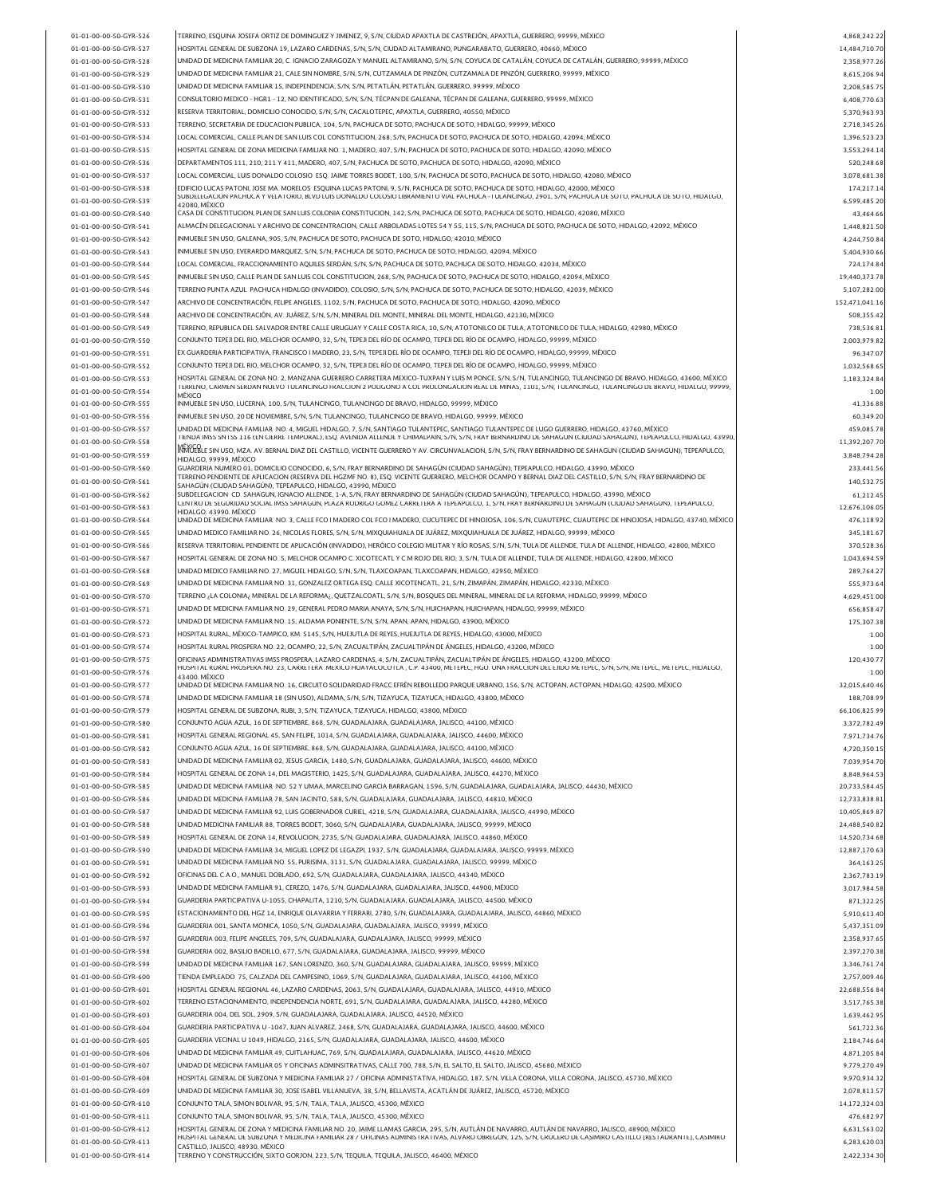| | | |
|---|---|---|
| 01-01-00-00-50-GYR-526 | TERRENO, ESQUINA JOSEFA ORTIZ DE DOMINGUEZ Y JIMENEZ, 9, S/N, CIUDAD APAXTLA DE CASTREJÓN, APAXTLA, GUERRERO, 99999, MÉXICO | 4,868,242.22 |
| 01-01-00-00-50-GYR-527 | HOSPITAL GENERAL DE SUBZONA 19, LAZARO CARDENAS, S/N, S/N, CIUDAD ALTAMIRANO, PUNGARABATO, GUERRERO, 40660, MÉXICO | 14,484,710.70 |
| 01-01-00-00-50-GYR-528 | UNIDAD DE MEDICINA FAMILIAR 20, C. IGNACIO ZARAGOZA Y MANUEL ALTAMIRANO, S/N, S/N, COYUCA DE CATALÁN, COYUCA DE CATALÁN, GUERRERO, 99999, MÉXICO | 2,358,977.26 |
| 01-01-00-00-50-GYR-529 | UNIDAD DE MEDICINA FAMILIAR 21, CALE SIN NOMBRE, S/N, S/N, CUTZAMALA DE PINZÓN, CUTZAMALA DE PINZÓN, GUERRERO, 99999, MÉXICO | 8,615,206.94 |
| 01-01-00-00-50-GYR-530 | UNIDAD DE MEDICINA FAMILIAR 15, INDEPENDENCIA, S/N, S/N, PETATLÁN, PETATLÁN, GUERRERO, 99999, MÉXICO | 2,208,585.75 |
| 01-01-00-00-50-GYR-531 | CONSULTORIO MEDICO - HGR1 - 12, NO IDENTIFICADO, S/N, S/N, TÉCPAN DE GALEANA, TÉCPAN DE GALEANA, GUERRERO, 99999, MÉXICO | 6,408,770.63 |
| 01-01-00-00-50-GYR-532 | RESERVA TERRITORIAL, DOMICILIO CONOCIDO, S/N, S/N, CACALOTEPEC, APAXTLA, GUERRERO, 40550, MÉXICO | 5,370,963.93 |
| 01-01-00-00-50-GYR-533 | TERRENO, SECRETARIA DE EDUCACION PUBLICA, 104, S/N, PACHUCA DE SOTO, PACHUCA DE SOTO, HIDALGO, 99999, MÉXICO | 2,718,345.26 |
| 01-01-00-00-50-GYR-534 | LOCAL COMERCIAL, CALLE PLAN DE SAN LUIS COL CONSTITUCION, 268, S/N, PACHUCA DE SOTO, PACHUCA DE SOTO, HIDALGO, 42094, MÉXICO | 1,396,523.23 |
| 01-01-00-00-50-GYR-535 | HOSPITAL GENERAL DE ZONA MEDICINA FAMILIAR NO. 1, MADERO, 407, S/N, PACHUCA DE SOTO, PACHUCA DE SOTO, HIDALGO, 42090, MÉXICO | 3,553,294.14 |
| 01-01-00-00-50-GYR-536 | DEPARTAMENTOS 111, 210, 211 Y 411, MADERO, 407, S/N, PACHUCA DE SOTO, PACHUCA DE SOTO, HIDALGO, 42090, MÉXICO | 520,248.68 |
| 01-01-00-00-50-GYR-537 | LOCAL COMERCIAL, LUIS DONALDO COLOSIO ESQ. JAIME TORRES BODET, 100, S/N, PACHUCA DE SOTO, PACHUCA DE SOTO, HIDALGO, 42080, MÉXICO | 3,078,681.38 |
| 01-01-00-00-50-GYR-538 | EDIFICIO LUCAS PATONI, JOSE MA. MORELOS ESQUINA LUCAS PATONI, 9, S/N, PACHUCA DE SOTO, PACHUCA DE SOTO, HIDALGO, 42000, MÉXICO | 174,217.14 |
| 01-01-00-00-50-GYR-539 | SUBDELEGACION PACHUCA Y VELATORIO, BLVD LUIS DONALDO COLOSIO LIBRAMIENTO VIAL PACHUCA -TULANCINGO, 2901, S/N, PACHUCA DE SOTO, PACHUCA DE SOTO, HIDALGO, 42080, MÉXICO | 6,599,485.20 |
| 01-01-00-00-50-GYR-540 | CASA DE CONSTITUCION, PLAN DE SAN LUIS COLONIA CONSTITUCION, 142, S/N, PACHUCA DE SOTO, PACHUCA DE SOTO, HIDALGO, 42080, MÉXICO | 43,464.66 |
| 01-01-00-00-50-GYR-541 | ALMACÉN DELEGACIONAL Y ARCHIVO DE CONCENTRACION, CALLE ARBOLADAS LOTES 54 Y 55, 115, S/N, PACHUCA DE SOTO, PACHUCA DE SOTO, HIDALGO, 42092, MÉXICO | 1,448,821.50 |
| 01-01-00-00-50-GYR-542 | INMUEBLE SIN USO, GALEANA, 905, S/N, PACHUCA DE SOTO, PACHUCA DE SOTO, HIDALGO, 42010, MÉXICO | 4,244,750.84 |
| 01-01-00-00-50-GYR-543 | INMUEBLE SIN USO, EVERARDO MARQUEZ, S/N, S/N, PACHUCA DE SOTO, PACHUCA DE SOTO, HIDALGO, 42094, MÉXICO | 5,404,930.66 |
| 01-01-00-00-50-GYR-544 | LOCAL COMERCIAL, FRACCIONAMIENTO AQUILES SERDÁN, S/N, S/N, PACHUCA DE SOTO, PACHUCA DE SOTO, HIDALGO, 42034, MÉXICO | 724,174.84 |
| 01-01-00-00-50-GYR-545 | INMUEBLE SIN USO, CALLE PLAN DE SAN LUIS COL CONSTITUCION, 268, S/N, PACHUCA DE SOTO, PACHUCA DE SOTO, HIDALGO, 42094, MÉXICO | 19,440,373.78 |
| 01-01-00-00-50-GYR-546 | TERRENO PUNTA AZUL PACHUCA HIDALGO (INVADIDO), COLOSIO, S/N, S/N, PACHUCA DE SOTO, PACHUCA DE SOTO, HIDALGO, 42039, MÉXICO | 5,107,282.00 |
| 01-01-00-00-50-GYR-547 | ARCHIVO DE CONCENTRACIÓN, FELIPE ANGELES, 1102, S/N, PACHUCA DE SOTO, PACHUCA DE SOTO, HIDALGO, 42090, MÉXICO | 152,471,041.16 |
| 01-01-00-00-50-GYR-548 | ARCHIVO DE CONCENTRACIÓN, AV. JUÁREZ, S/N, S/N, MINERAL DEL MONTE, MINERAL DEL MONTE, HIDALGO, 42130, MÉXICO | 508,355.42 |
| 01-01-00-00-50-GYR-549 | TERRENO, REPUBLICA DEL SALVADOR ENTRE CALLE URUGUAY Y CALLE COSTA RICA, 10, S/N, ATOTONILCO DE TULA, ATOTONILCO DE TULA, HIDALGO, 42980, MÉXICO | 738,536.81 |
| 01-01-00-00-50-GYR-550 | CONJUNTO TEPEJI DEL RIO, MELCHOR OCAMPO, 32, S/N, TEPEJI DEL RÍO DE OCAMPO, TEPEJI DEL RÍO DE OCAMPO, HIDALGO, 99999, MÉXICO | 2,003,979.82 |
| 01-01-00-00-50-GYR-551 | EX GUARDERIA PARTICIPATIVA, FRANCISCO I MADERO, 23, S/N, TEPEJI DEL RÍO DE OCAMPO, TEPEJI DEL RÍO DE OCAMPO, HIDALGO, 99999, MÉXICO | 96,347.07 |
| 01-01-00-00-50-GYR-552 | CONJUNTO TEPEJI DEL RIO, MELCHOR OCAMPO, 32, S/N, TEPEJI DEL RÍO DE OCAMPO, TEPEJI DEL RÍO DE OCAMPO, HIDALGO, 99999, MÉXICO | 1,032,568.65 |
| 01-01-00-00-50-GYR-553 | HOSPITAL GENERAL DE ZONA NO. 2, MANZANA GUERRERO CARRETERA MEXICO-TUXPAN Y LUIS M PONCE, S/N, S/N, TULANCINGO, TULANCINGO DE BRAVO, HIDALGO, 43600, MÉXICO | 1,183,324.84 |
| 01-01-00-00-50-GYR-554 | TERRENO, CARMEN SERDAN NUEVO TULANCINGO FRACCION 2 POLIGONO A COL PROLONGACION REAL DE MINAS, 1101, S/N, TULANCINGO, TULANCINGO DE BRAVO, HIDALGO, 99999, MÉXICO | 1.00 |
| 01-01-00-00-50-GYR-555 | INMUEBLE SIN USO, LUCERNA, 100, S/N, TULANCINGO, TULANCINGO DE BRAVO, HIDALGO, 99999, MÉXICO | 41,336.88 |
| 01-01-00-00-50-GYR-556 | INMUEBLE SIN USO, 20 DE NOVIEMBRE, S/N, S/N, TULANCINGO, TULANCINGO DE BRAVO, HIDALGO, 99999, MÉXICO | 60,349.20 |
| 01-01-00-00-50-GYR-557 | UNIDAD DE MEDICINA FAMILIAR NO. 4, MIGUEL HIDALGO, 7, S/N, SANTIAGO TULANTEPEC, SANTIAGO TULANTEPEC DE LUGO GUERRERO, HIDALGO, 43760, MÉXICO | 459,085.78 |
| 01-01-00-00-50-GYR-558 | TIENDA IMSS SNTSS 116 (EN CIERRE TEMPORAL), ESQ. AVENIDA ALLENDE Y CHIMALPAIN, S/N, S/N, FRAY BERNARDINO DE SAHAGÚN (CIUDAD SAHAGÚN), TEPEAPULCO, HIDALGO, 43990, MÉXICO | 11,392,207.70 |
| 01-01-00-00-50-GYR-559 | INMUEBLE SIN USO, MZA. AV. BERNAL DIAZ DEL CASTILLO, VICENTE GUERRERO Y AV. CIRCUNVALACION, S/N, S/N, FRAY BERNARDINO DE SAHAGUN (CIUDAD SAHAGUN), TEPEAPULCO, HIDALGO, 99999, MÉXICO | 3,848,794.28 |
| 01-01-00-00-50-GYR-560 | GUARDERIA NUMERO 01, DOMICILIO CONOCIDO, 6, S/N, FRAY BERNARDINO DE SAHAGÚN (CIUDAD SAHAGÚN), TEPEAPULCO, HIDALGO, 43990, MÉXICO | 233,441.56 |
| 01-01-00-00-50-GYR-561 | TERRENO PENDIENTE DE APLICACION (RESERVA DEL HGZMF NO. 8), ESQ. VICENTE GUERRERO, MELCHOR OCAMPO Y BERNAL DIAZ DEL CASTILLO, S/N, S/N, FRAY BERNARDINO DE SAHAGÚN (CIUDAD SAHAGÚN), TEPEAPULCO, HIDALGO, 43990, MÉXICO | 140,532.75 |
| 01-01-00-00-50-GYR-562 | SUBDELEGACION CD. SAHAGUN, IGNACIO ALLENDE, 1-A, S/N, FRAY BERNARDINO DE SAHAGÚN (CIUDAD SAHAGÚN), TEPEAPULCO, HIDALGO, 43990, MÉXICO | 61,212.45 |
| 01-01-00-00-50-GYR-563 | CENTRO DE SEGURIDAD SOCIAL IMSS SAHAGUN, PLAZA RODRIGO GOMEZ CARRETERA A TEPEAPULCO, 1, S/N, FRAY BERNARDINO DE SAHAGÚN (CIUDAD SAHAGÚN), TEPEAPULCO, HIDALGO, 43990, MÉXICO | 12,676,106.05 |
| 01-01-00-00-50-GYR-564 | UNIDAD DE MEDICINA FAMILIAR NO. 3, CALLE FCO I MADERO COL FCO I MADERO, CUCUTEPEC DE HINOJOSA, 106, S/N, CUAUTEPEC, CUAUTEPEC DE HINOJOSA, HIDALGO, 43740, MÉXICO | 476,118.92 |
| 01-01-00-00-50-GYR-565 | UNIDAD MEDICO FAMILIAR NO. 26, NICOLAS FLORES, S/N, S/N, MIXQUIAHUALA DE JUÁREZ, MIXQUIAHUALA DE JUÁREZ, HIDALGO, 99999, MÉXICO | 345,181.67 |
| 01-01-00-00-50-GYR-566 | RESERVA TERRITORIAL PENDIENTE DE APLICACIÓN (INVADIDO), HERÓICO COLEGIO MILITAR Y RÍO ROSAS, S/N, S/N, TULA DE ALLENDE, TULA DE ALLENDE, HIDALGO, 42800, MÉXICO | 370,528.36 |
| 01-01-00-00-50-GYR-567 | HOSPITAL GENERAL DE ZONA NO. 5, MELCHOR OCAMPO C. XICOTECATL Y C.M ROJO DEL RIO, 3, S/N, TULA DE ALLENDE, TULA DE ALLENDE, HIDALGO, 42800, MÉXICO | 1,043,694.59 |
| 01-01-00-00-50-GYR-568 | UNIDAD MEDICO FAMILIAR NO. 27, MIGUEL HIDALGO, S/N, S/N, TLAXCOAPAN, TLAXCOAPAN, HIDALGO, 42950, MÉXICO | 289,764.27 |
| 01-01-00-00-50-GYR-569 | UNIDAD DE MEDICINA FAMILIAR NO. 31, GONZALEZ ORTEGA ESQ. CALLE XICOTENCATL, 21, S/N, ZIMAPÁN, ZIMAPÁN, HIDALGO, 42330, MÉXICO | 555,973.64 |
| 01-01-00-00-50-GYR-570 | TERRENO ¿LA COLONIA¿ MINERAL DE LA REFORMA¿, QUETZALCOATL, S/N, S/N, BOSQUES DEL MINERAL, MINERAL DE LA REFORMA, HIDALGO, 99999, MÉXICO | 4,629,451.00 |
| 01-01-00-00-50-GYR-571 | UNIDAD DE MEDICINA FAMILIAR NO. 29, GENERAL PEDRO MARIA ANAYA, S/N, S/N, HUICHAPAN, HUICHAPAN, HIDALGO, 99999, MÉXICO | 656,858.47 |
| 01-01-00-00-50-GYR-572 | UNIDAD DE MEDICINA FAMILIAR NO. 15, ALDAMA PONIENTE, S/N, S/N, APAN, APAN, HIDALGO, 43900, MÉXICO | 175,307.38 |
| 01-01-00-00-50-GYR-573 | HOSPITAL RURAL, MÉXICO-TAMPICO, KM. 5145, S/N, HUEJUTLA DE REYES, HUEJUTLA DE REYES, HIDALGO, 43000, MÉXICO | 1.00 |
| 01-01-00-00-50-GYR-574 | HOSPITAL RURAL PROSPERA NO. 22, OCAMPO, 22, S/N, ZACUALTIPÁN, ZACUALTIPÁN DE ÁNGELES, HIDALGO, 43200, MÉXICO | 1.00 |
| 01-01-00-00-50-GYR-575 | OFICINAS ADMINISTRATIVAS IMSS PROSPERA, LAZARO CARDENAS, 4, S/N, ZACUALTIPÁN, ZACUALTIPÁN DE ÁNGELES, HIDALGO, 43200, MÉXICO | 120,430.77 |
| 01-01-00-00-50-GYR-576 | HOSPITAL RURAL PROSPERA NO. 23, CARRETERA MEXICO HUAYACOCOTLA , C.P. 43400, METEPEC, HGO. UNA FRACCION DEL EJIDO METEPEC, S/N, S/N, METEPEC, METEPEC, HIDALGO, 43400, MÉXICO | 1.00 |
| 01-01-00-00-50-GYR-577 | UNIDAD DE MEDICINA FAMILIAR NO. 16, CIRCUITO SOLIDARIDAD FRACC EFRÉN REBOLLEDO PARQUE URBANO, 156, S/N, ACTOPAN, ACTOPAN, HIDALGO, 42500, MÉXICO | 32,015,640.46 |
| 01-01-00-00-50-GYR-578 | UNIDAD DE MEDICINA FAMILIAR 18 (SIN USO), ALDAMA, S/N, S/N, TIZAYUCA, TIZAYUCA, HIDALGO, 43800, MÉXICO | 188,708.99 |
| 01-01-00-00-50-GYR-579 | HOSPITAL GENERAL DE SUBZONA, RUBI, 3, S/N, TIZAYUCA, TIZAYUCA, HIDALGO, 43800, MÉXICO | 66,106,825.99 |
| 01-01-00-00-50-GYR-580 | CONJUNTO AGUA AZUL, 16 DE SEPTIEMBRE, 868, S/N, GUADALAJARA, GUADALAJARA, JALISCO, 44100, MÉXICO | 3,372,782.49 |
| 01-01-00-00-50-GYR-581 | HOSPITAL GENERAL REGIONAL 45, SAN FELIPE, 1014, S/N, GUADALAJARA, GUADALAJARA, JALISCO, 44600, MÉXICO | 7,971,734.76 |
| 01-01-00-00-50-GYR-582 | CONJUNTO AGUA AZUL, 16 DE SEPTIEMBRE, 868, S/N, GUADALAJARA, GUADALAJARA, JALISCO, 44100, MÉXICO | 4,720,350.15 |
| 01-01-00-00-50-GYR-583 | UNIDAD DE MEDICINA FAMILIAR 02, JESUS GARCIA, 1480, S/N, GUADALAJARA, GUADALAJARA, JALISCO, 44600, MÉXICO | 7,039,954.70 |
| 01-01-00-00-50-GYR-584 | HOSPITAL GENERAL DE ZONA 14, DEL MAGISTERIO, 1425, S/N, GUADALAJARA, GUADALAJARA, JALISCO, 44270, MÉXICO | 8,848,964.53 |
| 01-01-00-00-50-GYR-585 | UNIDAD DE MEDICINA FAMILIAR NO. 52 Y UMAA, MARCELINO GARCIA BARRAGAN, 1596, S/N, GUADALAJARA, GUADALAJARA, JALISCO, 44430, MÉXICO | 20,733,584.45 |
| 01-01-00-00-50-GYR-586 | UNIDAD DE MEDICINA FAMILIAR 78, SAN JACINTO, 588, S/N, GUADALAJARA, GUADALAJARA, JALISCO, 44810, MÉXICO | 12,733,838.81 |
| 01-01-00-00-50-GYR-587 | UNIDAD DE MEDICINA FAMILIAR 92, LUIS GOBERNADOR CURIEL, 4218, S/N, GUADALAJARA, GUADALAJARA, JALISCO, 44990, MÉXICO | 10,405,869.87 |
| 01-01-00-00-50-GYR-588 | UNIDAD MEDICINA FAMILIAR 88, TORRES BODET, 3060, S/N, GUADALAJARA, GUADALAJARA, JALISCO, 99999, MÉXICO | 24,488,540.82 |
| 01-01-00-00-50-GYR-589 | HOSPITAL GENERAL DE ZONA 14, REVOLUCION, 2735, S/N, GUADALAJARA, GUADALAJARA, JALISCO, 44860, MÉXICO | 14,520,734.68 |
| 01-01-00-00-50-GYR-590 | UNIDAD DE MEDICINA FAMILIAR 34, MIGUEL LOPEZ DE LEGAZPI, 1937, S/N, GUADALAJARA, GUADALAJARA, JALISCO, 99999, MÉXICO | 12,887,170.63 |
| 01-01-00-00-50-GYR-591 | UNIDAD DE MEDICINA FAMILIAR NO. 55, PURISIMA, 3131, S/N, GUADALAJARA, GUADALAJARA, JALISCO, 99999, MÉXICO | 364,163.25 |
| 01-01-00-00-50-GYR-592 | OFICINAS DEL C.A.O., MANUEL DOBLADO, 692, S/N, GUADALAJARA, GUADALAJARA, JALISCO, 44340, MÉXICO | 2,367,783.19 |
| 01-01-00-00-50-GYR-593 | UNIDAD DE MEDICINA FAMILIAR 91, CEREZO, 1476, S/N, GUADALAJARA, GUADALAJARA, JALISCO, 44900, MÉXICO | 3,017,984.58 |
| 01-01-00-00-50-GYR-594 | GUARDERIA PARTICIPATIVA U-1055, CHAPALITA, 1210, S/N, GUADALAJARA, GUADALAJARA, JALISCO, 44500, MÉXICO | 871,322.25 |
| 01-01-00-00-50-GYR-595 | ESTACIONAMIENTO DEL HGZ 14, ENRIQUE OLAVARRIA Y FERRARI, 2780, S/N, GUADALAJARA, GUADALAJARA, JALISCO, 44860, MÉXICO | 5,910,613.40 |
| 01-01-00-00-50-GYR-596 | GUARDERIA 001, SANTA MONICA, 1050, S/N, GUADALAJARA, GUADALAJARA, JALISCO, 99999, MÉXICO | 5,437,351.09 |
| 01-01-00-00-50-GYR-597 | GUARDERIA 003, FELIPE ANGELES, 709, S/N, GUADALAJARA, GUADALAJARA, JALISCO, 99999, MÉXICO | 2,358,937.65 |
| 01-01-00-00-50-GYR-598 | GUARDERIA 002, BASILIO BADILLO, 677, S/N, GUADALAJARA, GUADALAJARA, JALISCO, 99999, MÉXICO | 2,397,270.38 |
| 01-01-00-00-50-GYR-599 | UNIDAD DE MEDICINA FAMILIAR 167, SAN LORENZO, 360, S/N, GUADALAJARA, GUADALAJARA, JALISCO, 99999, MÉXICO | 3,346,761.74 |
| 01-01-00-00-50-GYR-600 | TIENDA EMPLEADO 75, CALZADA DEL CAMPESINO, 1069, S/N, GUADALAJARA, GUADALAJARA, JALISCO, 44100, MÉXICO | 2,757,009.46 |
| 01-01-00-00-50-GYR-601 | HOSPITAL GENERAL REGIONAL 46, LAZARO CARDENAS, 2063, S/N, GUADALAJARA, GUADALAJARA, JALISCO, 44910, MÉXICO | 22,688,556.84 |
| 01-01-00-00-50-GYR-602 | TERRENO ESTACIONAMIENTO, INDEPENDENCIA NORTE, 691, S/N, GUADALAJARA, GUADALAJARA, JALISCO, 44280, MÉXICO | 3,517,765.38 |
| 01-01-00-00-50-GYR-603 | GUARDERIA 004, DEL SOL, 2909, S/N, GUADALAJARA, GUADALAJARA, JALISCO, 44520, MÉXICO | 1,639,462.95 |
| 01-01-00-00-50-GYR-604 | GUARDERIA PARTICIPATIVA U -1047, JUAN ALVAREZ, 2468, S/N, GUADALAJARA, GUADALAJARA, JALISCO, 44600, MÉXICO | 561,722.36 |
| 01-01-00-00-50-GYR-605 | GUARDERIA VECINAL U 1049, HIDALGO, 2165, S/N, GUADALAJARA, GUADALAJARA, JALISCO, 44600, MÉXICO | 2,184,746.64 |
| 01-01-00-00-50-GYR-606 | UNIDAD DE MEDICINA FAMILIAR 49, CUITLAHUAC, 769, S/N, GUADALAJARA, GUADALAJARA, JALISCO, 44620, MÉXICO | 4,871,205.84 |
| 01-01-00-00-50-GYR-607 | UNIDAD DE MEDICINA FAMILIAR 05 Y OFICINAS ADMINSITRATIVAS, CALLE 700, 788, S/N, EL SALTO, EL SALTO, JALISCO, 45680, MÉXICO | 9,779,270.49 |
| 01-01-00-00-50-GYR-608 | HOSPITAL GENERAL DE SUBZONA Y MEDICINA FAMILIAR 27 / OFICINA ADMINISTATIVA, HIDALGO, 187, S/N, VILLA CORONA, VILLA CORONA, JALISCO, 45730, MÉXICO | 9,970,934.32 |
| 01-01-00-00-50-GYR-609 | UNIDAD DE MEDICINA FAMILIAR 30, JOSE ISABEL VILLANUEVA, 38, S/N, BELLAVISTA, ACATLÁN DE JUÁREZ, JALISCO, 45720, MÉXICO | 2,078,813.57 |
| 01-01-00-00-50-GYR-610 | CONJUNTO TALA, SIMON BOLIVAR, 95, S/N, TALA, TALA, JALISCO, 45300, MÉXICO | 14,172,324.03 |
| 01-01-00-00-50-GYR-611 | CONJUNTO TALA, SIMON BOLIVAR, 95, S/N, TALA, TALA, JALISCO, 45300, MÉXICO | 476,682.97 |
| 01-01-00-00-50-GYR-612 | HOSPITAL GENERAL DE ZONA Y MEDICINA FAMILIAR NO. 20, JAIME LLAMAS GARCIA, 295, S/N, AUTLÁN DE NAVARRO, AUTLÁN DE NAVARRO, JALISCO, 48900, MÉXICO | 6,631,563.02 |
| 01-01-00-00-50-GYR-613 | HOSPITAL GENERAL DE SUBZONA Y MEDICINA FAMILIAR 28 / OFICINAS ADMINISTRATIVAS, ALVARO OBREGON, 125, S/N, CRUCERO DE CASIMIRO CASTILLO [RESTAURANTE], CASIMIRO CASTILLO, JALISCO, 48930, MÉXICO | 6,283,620.03 |
| 01-01-00-00-50-GYR-614 | TERRENO Y CONSTRUCCIÓN, SIXTO GORJON, 223, S/N, TEQUILA, TEQUILA, JALISCO, 46400, MÉXICO | 2,422,334.30 |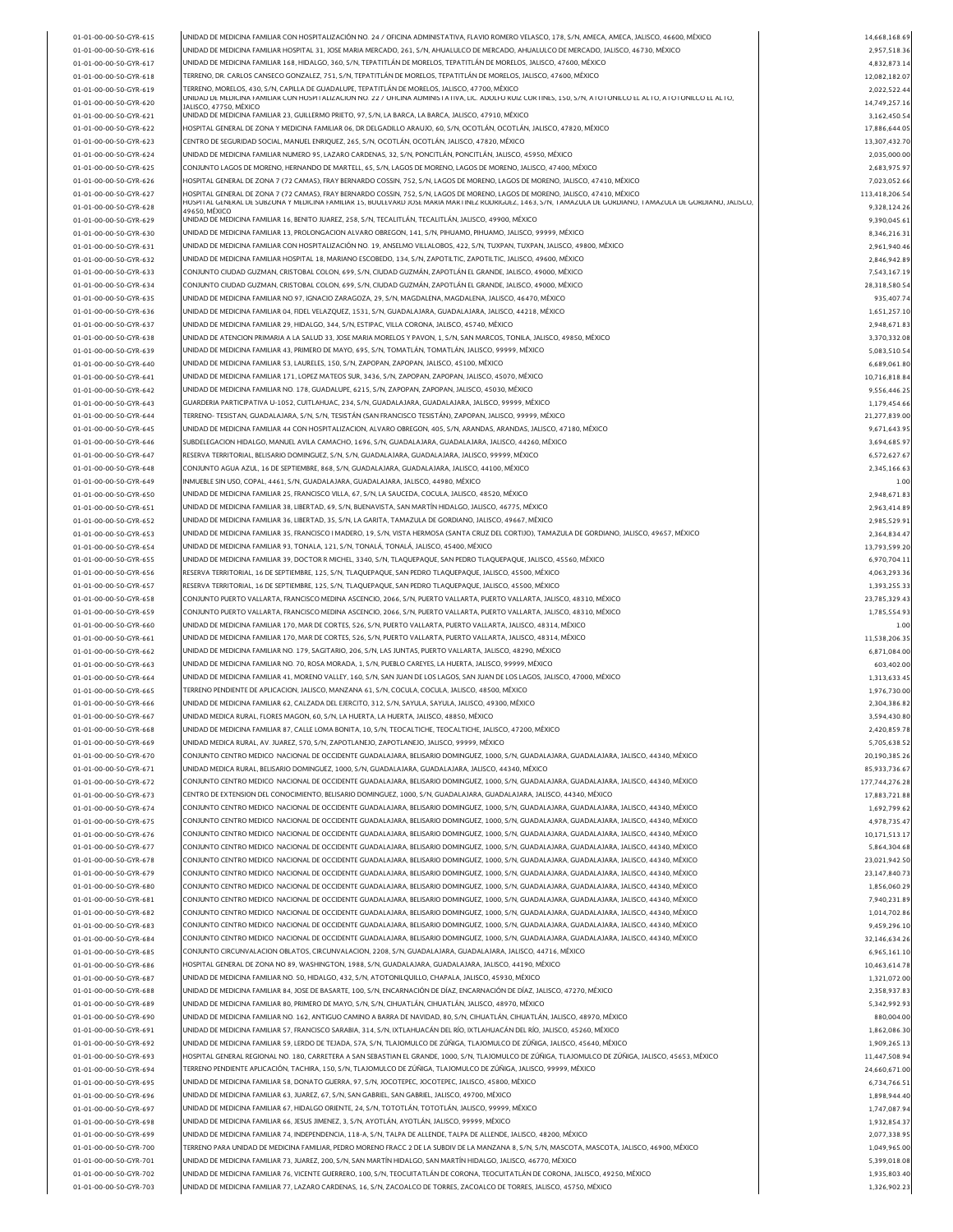| | | |
|---|---|---|
| 01-01-00-00-50-GYR-615 | UNIDAD DE MEDICINA FAMILIAR CON HOSPITALIZACIÓN NO. 24 / OFICINA ADMINISTATIVA, FLAVIO ROMERO VELASCO, 178, S/N, AMECA, AMECA, JALISCO, 46600, MÉXICO | 14,668,168.69 |
| 01-01-00-00-50-GYR-616 | UNIDAD DE MEDICINA FAMILIAR HOSPITAL 31, JOSE MARIA MERCADO, 261, S/N, AHUALULCO DE MERCADO, AHUALULCO DE MERCADO, JALISCO, 46730, MÉXICO | 2,957,518.36 |
| 01-01-00-00-50-GYR-617 | UNIDAD DE MEDICINA FAMILIAR 168, HIDALGO, 360, S/N, TEPATITLÁN DE MORELOS, TEPATITLÁN DE MORELOS, JALISCO, 47600, MÉXICO | 4,832,873.14 |
| 01-01-00-00-50-GYR-618 | TERRENO, DR. CARLOS CANSECO GONZALEZ, 751, S/N, TEPATITLÁN DE MORELOS, TEPATITLÁN DE MORELOS, JALISCO, 47600, MÉXICO | 12,082,182.07 |
| 01-01-00-00-50-GYR-619 | TERRENO, MORELOS, 430, S/N, CAPILLA DE GUADALUPE, TEPATITLÁN DE MORELOS, JALISCO, 47700, MÉXICO | 2,022,522.44 |
| 01-01-00-00-50-GYR-620 | UNIDAD DE MEDICINA FAMILIAR CON HOSPITALIZACIÓN NO. 22 / OFICINA ADMINISTATIVA, LIC. ADOLFO RUIZ CORTINES, 150, S/N, ATOTONILCO EL ALTO, ATOTONILCO EL ALTO, JALISCO, 47750, MÉXICO | 14,749,257.16 |
| 01-01-00-00-50-GYR-621 | UNIDAD DE MEDICINA FAMILIAR 23, GUILLERMO PRIETO, 97, S/N, LA BARCA, LA BARCA, JALISCO, 47910, MÉXICO | 3,162,450.54 |
| 01-01-00-00-50-GYR-622 | HOSPITAL GENERAL DE ZONA Y MEDICINA FAMILIAR 06, DR DELGADILLO ARAUJO, 60, S/N, OCOTLÁN, OCOTLÁN, JALISCO, 47820, MÉXICO | 17,886,644.05 |
| 01-01-00-00-50-GYR-623 | CENTRO DE SEGURIDAD SOCIAL, MANUEL ENRIQUEZ, 265, S/N, OCOTLÁN, OCOTLÁN, JALISCO, 47820, MÉXICO | 13,307,432.70 |
| 01-01-00-00-50-GYR-624 | UNIDAD DE MEDICINA FAMILIAR NUMERO 95, LAZARO CARDENAS, 32, S/N, PONCITLÁN, PONCITLÁN, JALISCO, 45950, MÉXICO | 2,035,000.00 |
| 01-01-00-00-50-GYR-625 | CONJUNTO LAGOS DE MORENO, HERNANDO DE MARTELL, 65, S/N, LAGOS DE MORENO, LAGOS DE MORENO, JALISCO, 47400, MÉXICO | 2,683,975.97 |
| 01-01-00-00-50-GYR-626 | HOSPITAL GENERAL DE ZONA 7 (72 CAMAS), FRAY BERNARDO COSSIN, 752, S/N, LAGOS DE MORENO, LAGOS DE MORENO, JALISCO, 47410, MÉXICO | 7,023,052.66 |
| 01-01-00-00-50-GYR-627 | HOSPITAL GENERAL DE ZONA 7 (72 CAMAS), FRAY BERNARDO COSSIN, 752, S/N, LAGOS DE MORENO, LAGOS DE MORENO, JALISCO, 47410, MÉXICO | 113,418,206.54 |
| 01-01-00-00-50-GYR-628 | HOSPITAL GENERAL DE SUBZONA Y MEDICINA FAMILIAR 15, BOULEVARD JOSE MARIA MARTINEZ RODRIGUEZ, 1463, S/N, TAMAZULA DE GORDIANO, TAMAZULA DE GORDIANO, JALISCO, 49650, MÉXICO | 9,328,124.26 |
| 01-01-00-00-50-GYR-629 | UNIDAD DE MEDICINA FAMILIAR 16, BENITO JUAREZ, 258, S/N, TECALITLÁN, TECALITLÁN, JALISCO, 49900, MÉXICO | 9,390,045.61 |
| 01-01-00-00-50-GYR-630 | UNIDAD DE MEDICINA FAMILIAR 13, PROLONGACION ALVARO OBREGON, 141, S/N, PIHUAMO, PIHUAMO, JALISCO, 99999, MÉXICO | 8,346,216.31 |
| 01-01-00-00-50-GYR-631 | UNIDAD DE MEDICINA FAMILIAR CON HOSPITALIZACIÓN NO. 19, ANSELMO VILLALOBOS, 422, S/N, TUXPAN, TUXPAN, JALISCO, 49800, MÉXICO | 2,961,940.46 |
| 01-01-00-00-50-GYR-632 | UNIDAD DE MEDICINA FAMILIAR HOSPITAL 18, MARIANO ESCOBEDO, 134, S/N, ZAPOTILTIC, ZAPOTILTIC, JALISCO, 49600, MÉXICO | 2,846,942.89 |
| 01-01-00-00-50-GYR-633 | CONJUNTO CIUDAD GUZMAN, CRISTOBAL COLON, 699, S/N, CIUDAD GUZMÁN, ZAPOTLÁN EL GRANDE, JALISCO, 49000, MÉXICO | 7,543,167.19 |
| 01-01-00-00-50-GYR-634 | CONJUNTO CIUDAD GUZMAN, CRISTOBAL COLON, 699, S/N, CIUDAD GUZMÁN, ZAPOTLÁN EL GRANDE, JALISCO, 49000, MÉXICO | 28,318,580.54 |
| 01-01-00-00-50-GYR-635 | UNIDAD DE MEDICINA FAMILIAR NO 97, IGNACIO ZARAGOZA, 29, S/N, MAGDALENA, MAGDALENA, JALISCO, 46470, MÉXICO | 935,407.74 |
| 01-01-00-00-50-GYR-636 | UNIDAD DE MEDICINA FAMILIAR 04, FIDEL VELAZQUEZ, 1531, S/N, GUADALAJARA, GUADALAJARA, JALISCO, 44218, MÉXICO | 1,651,257.10 |
| 01-01-00-00-50-GYR-637 | UNIDAD DE MEDICINA FAMILIAR 29, HIDALGO, 344, S/N, ESTIPAC, VILLA CORONA, JALISCO, 45740, MÉXICO | 2,948,671.83 |
| 01-01-00-00-50-GYR-638 | UNIDAD DE ATENCION PRIMARIA A LA SALUD 33, JOSE MARIA MORELOS Y PAVON, 1, S/N, SAN MARCOS, TONILA, JALISCO, 49850, MÉXICO | 3,370,332.08 |
| 01-01-00-00-50-GYR-639 | UNIDAD DE MEDICINA FAMILIAR 43, PRIMERO DE MAYO, 695, S/N, TOMATLÁN, TOMATLÁN, JALISCO, 99999, MÉXICO | 5,083,510.54 |
| 01-01-00-00-50-GYR-640 | UNIDAD DE MEDICINA FAMILIAR 53, LAURELES, 150, S/N, ZAPOPAN, ZAPOPAN, JALISCO, 45100, MÉXICO | 6,689,061.80 |
| 01-01-00-00-50-GYR-641 | UNIDAD DE MEDICINA FAMILIAR 171, LOPEZ MATEOS SUR, 3436, S/N, ZAPOPAN, ZAPOPAN, JALISCO, 45070, MÉXICO | 10,716,818.84 |
| 01-01-00-00-50-GYR-642 | UNIDAD DE MEDICINA FAMILIAR NO. 178, GUADALUPE, 6215, S/N, ZAPOPAN, ZAPOPAN, JALISCO, 45030, MÉXICO | 9,556,446.25 |
| 01-01-00-00-50-GYR-643 | GUARDERIA PARTICIPATIVA U-1052, CUITLAHUAC, 234, S/N, GUADALAJARA, GUADALAJARA, JALISCO, 99999, MÉXICO | 1,179,454.66 |
| 01-01-00-00-50-GYR-644 | TERRENO- TESISTAN, GUADALAJARA, S/N, S/N, TESISTÁN (SAN FRANCISCO TESISTÁN), ZAPOPAN, JALISCO, 99999, MÉXICO | 21,277,839.00 |
| 01-01-00-00-50-GYR-645 | UNIDAD DE MEDICINA FAMILIAR 44 CON HOSPITALIZACION, ALVARO OBREGON, 405, S/N, ARANDAS, ARANDAS, JALISCO, 47180, MÉXICO | 9,671,643.95 |
| 01-01-00-00-50-GYR-646 | SUBDELEGACION HIDALGO, MANUEL AVILA CAMACHO, 1696, S/N, GUADALAJARA, GUADALAJARA, JALISCO, 44260, MÉXICO | 3,694,685.97 |
| 01-01-00-00-50-GYR-647 | RESERVA TERRITORIAL, BELISARIO DOMINGUEZ, S/N, S/N, GUADALAJARA, GUADALAJARA, JALISCO, 99999, MÉXICO | 6,572,627.67 |
| 01-01-00-00-50-GYR-648 | CONJUNTO AGUA AZUL, 16 DE SEPTIEMBRE, 868, S/N, GUADALAJARA, GUADALAJARA, JALISCO, 44100, MÉXICO | 2,345,166.63 |
| 01-01-00-00-50-GYR-649 | INMUEBLE SIN USO, COPAL, 4461, S/N, GUADALAJARA, GUADALAJARA, JALISCO, 44980, MÉXICO | 1.00 |
| 01-01-00-00-50-GYR-650 | UNIDAD DE MEDICINA FAMILIAR 25, FRANCISCO VILLA, 67, S/N, LA SAUCEDA, COCULA, JALISCO, 48520, MÉXICO | 2,948,671.83 |
| 01-01-00-00-50-GYR-651 | UNIDAD DE MEDICINA FAMILIAR 38, LIBERTAD, 69, S/N, BUENAVISTA, SAN MARTÍN HIDALGO, JALISCO, 46775, MÉXICO | 2,963,414.89 |
| 01-01-00-00-50-GYR-652 | UNIDAD DE MEDICINA FAMILIAR 36, LIBERTAD, 35, S/N, LA GARITA, TAMAZULA DE GORDIANO, JALISCO, 49667, MÉXICO | 2,985,529.91 |
| 01-01-00-00-50-GYR-653 | UNIDAD DE MEDICINA FAMILIAR 35, FRANCISCO I MADERO, 19, S/N, VISTA HERMOSA (SANTA CRUZ DEL CORTIJO), TAMAZULA DE GORDIANO, JALISCO, 49657, MÉXICO | 2,364,834.47 |
| 01-01-00-00-50-GYR-654 | UNIDAD DE MEDICINA FAMILIAR 93, TONALA, 121, S/N, TONALÁ, TONALÁ, JALISCO, 45400, MÉXICO | 13,793,599.20 |
| 01-01-00-00-50-GYR-655 | UNIDAD DE MEDICINA FAMILIAR 39, DOCTOR R MICHEL, 3340, S/N, TLAQUEPAQUE, SAN PEDRO TLAQUEPAQUE, JALISCO, 45560, MÉXICO | 6,970,704.11 |
| 01-01-00-00-50-GYR-656 | RESERVA TERRITORIAL, 16 DE SEPTIEMBRE, 125, S/N, TLAQUEPAQUE, SAN PEDRO TLAQUEPAQUE, JALISCO, 45500, MÉXICO | 4,063,293.36 |
| 01-01-00-00-50-GYR-657 | RESERVA TERRITORIAL, 16 DE SEPTIEMBRE, 125, S/N, TLAQUEPAQUE, SAN PEDRO TLAQUEPAQUE, JALISCO, 45500, MÉXICO | 1,393,255.33 |
| 01-01-00-00-50-GYR-658 | CONJUNTO PUERTO VALLARTA, FRANCISCO MEDINA ASCENCIO, 2066, S/N, PUERTO VALLARTA, PUERTO VALLARTA, JALISCO, 48310, MÉXICO | 23,785,329.43 |
| 01-01-00-00-50-GYR-659 | CONJUNTO PUERTO VALLARTA, FRANCISCO MEDINA ASCENCIO, 2066, S/N, PUERTO VALLARTA, PUERTO VALLARTA, JALISCO, 48310, MÉXICO | 1,785,554.93 |
| 01-01-00-00-50-GYR-660 | UNIDAD DE MEDICINA FAMILIAR 170, MAR DE CORTES, 526, S/N, PUERTO VALLARTA, PUERTO VALLARTA, JALISCO, 48314, MÉXICO | 1.00 |
| 01-01-00-00-50-GYR-661 | UNIDAD DE MEDICINA FAMILIAR 170, MAR DE CORTES, 526, S/N, PUERTO VALLARTA, PUERTO VALLARTA, JALISCO, 48314, MÉXICO | 11,538,206.35 |
| 01-01-00-00-50-GYR-662 | UNIDAD DE MEDICINA FAMILIAR NO. 179, SAGITARIO, 206, S/N, LAS JUNTAS, PUERTO VALLARTA, JALISCO, 48290, MÉXICO | 6,871,084.00 |
| 01-01-00-00-50-GYR-663 | UNIDAD DE MEDICINA FAMILIAR NO. 70, ROSA MORADA, 1, S/N, PUEBLO CAREYES, LA HUERTA, JALISCO, 99999, MÉXICO | 603,402.00 |
| 01-01-00-00-50-GYR-664 | UNIDAD DE MEDICINA FAMILIAR 41, MORENO VALLEY, 160, S/N, SAN JUAN DE LOS LAGOS, SAN JUAN DE LOS LAGOS, JALISCO, 47000, MÉXICO | 1,313,633.45 |
| 01-01-00-00-50-GYR-665 | TERRENO PENDIENTE DE APLICACION, JALISCO, MANZANA 61, S/N, COCULA, COCULA, JALISCO, 48500, MÉXICO | 1,976,730.00 |
| 01-01-00-00-50-GYR-666 | UNIDAD DE MEDICINA FAMILIAR 62, CALZADA DEL EJERCITO, 312, S/N, SAYULA, SAYULA, JALISCO, 49300, MÉXICO | 2,304,386.82 |
| 01-01-00-00-50-GYR-667 | UNIDAD MEDICA RURAL, FLORES MAGON, 60, S/N, LA HUERTA, LA HUERTA, JALISCO, 48850, MÉXICO | 3,594,430.80 |
| 01-01-00-00-50-GYR-668 | UNIDAD DE MEDICINA FAMILIAR 87, CALLE LOMA BONITA, 10, S/N, TEOCALTICHE, TEOCALTICHE, JALISCO, 47200, MÉXICO | 2,420,859.78 |
| 01-01-00-00-50-GYR-669 | UNIDAD MEDICA RURAL, AV. JUAREZ, 570, S/N, ZAPOTLANEJO, ZAPOTLANEJO, JALISCO, 99999, MÉXICO | 5,705,638.52 |
| 01-01-00-00-50-GYR-670 | CONJUNTO CENTRO MEDICO NACIONAL DE OCCIDENTE GUADALAJARA, BELISARIO DOMINGUEZ, 1000, S/N, GUADALAJARA, GUADALAJARA, JALISCO, 44340, MÉXICO | 20,190,385.26 |
| 01-01-00-00-50-GYR-671 | UNIDAD MEDICA RURAL, BELISARIO DOMINGUEZ, 1000, S/N, GUADALAJARA, GUADALAJARA, JALISCO, 44340, MÉXICO | 85,933,736.67 |
| 01-01-00-00-50-GYR-672 | CONJUNTO CENTRO MEDICO NACIONAL DE OCCIDENTE GUADALAJARA, BELISARIO DOMINGUEZ, 1000, S/N, GUADALAJARA, GUADALAJARA, JALISCO, 44340, MÉXICO | 177,744,276.28 |
| 01-01-00-00-50-GYR-673 | CENTRO DE EXTENSION DEL CONOCIMIENTO, BELISARIO DOMINGUEZ, 1000, S/N, GUADALAJARA, GUADALAJARA, JALISCO, 44340, MÉXICO | 17,883,721.88 |
| 01-01-00-00-50-GYR-674 | CONJUNTO CENTRO MEDICO NACIONAL DE OCCIDENTE GUADALAJARA, BELISARIO DOMINGUEZ, 1000, S/N, GUADALAJARA, GUADALAJARA, JALISCO, 44340, MÉXICO | 1,692,799.62 |
| 01-01-00-00-50-GYR-675 | CONJUNTO CENTRO MEDICO NACIONAL DE OCCIDENTE GUADALAJARA, BELISARIO DOMINGUEZ, 1000, S/N, GUADALAJARA, GUADALAJARA, JALISCO, 44340, MÉXICO | 4,978,735.47 |
| 01-01-00-00-50-GYR-676 | CONJUNTO CENTRO MEDICO NACIONAL DE OCCIDENTE GUADALAJARA, BELISARIO DOMINGUEZ, 1000, S/N, GUADALAJARA, GUADALAJARA, JALISCO, 44340, MÉXICO | 10,171,513.17 |
| 01-01-00-00-50-GYR-677 | CONJUNTO CENTRO MEDICO NACIONAL DE OCCIDENTE GUADALAJARA, BELISARIO DOMINGUEZ, 1000, S/N, GUADALAJARA, GUADALAJARA, JALISCO, 44340, MÉXICO | 5,864,304.68 |
| 01-01-00-00-50-GYR-678 | CONJUNTO CENTRO MEDICO NACIONAL DE OCCIDENTE GUADALAJARA, BELISARIO DOMINGUEZ, 1000, S/N, GUADALAJARA, GUADALAJARA, JALISCO, 44340, MÉXICO | 23,021,942.50 |
| 01-01-00-00-50-GYR-679 | CONJUNTO CENTRO MEDICO NACIONAL DE OCCIDENTE GUADALAJARA, BELISARIO DOMINGUEZ, 1000, S/N, GUADALAJARA, GUADALAJARA, JALISCO, 44340, MÉXICO | 23,147,840.73 |
| 01-01-00-00-50-GYR-680 | CONJUNTO CENTRO MEDICO NACIONAL DE OCCIDENTE GUADALAJARA, BELISARIO DOMINGUEZ, 1000, S/N, GUADALAJARA, GUADALAJARA, JALISCO, 44340, MÉXICO | 1,856,060.29 |
| 01-01-00-00-50-GYR-681 | CONJUNTO CENTRO MEDICO NACIONAL DE OCCIDENTE GUADALAJARA, BELISARIO DOMINGUEZ, 1000, S/N, GUADALAJARA, GUADALAJARA, JALISCO, 44340, MÉXICO | 7,940,231.89 |
| 01-01-00-00-50-GYR-682 | CONJUNTO CENTRO MEDICO NACIONAL DE OCCIDENTE GUADALAJARA, BELISARIO DOMINGUEZ, 1000, S/N, GUADALAJARA, GUADALAJARA, JALISCO, 44340, MÉXICO | 1,014,702.86 |
| 01-01-00-00-50-GYR-683 | CONJUNTO CENTRO MEDICO NACIONAL DE OCCIDENTE GUADALAJARA, BELISARIO DOMINGUEZ, 1000, S/N, GUADALAJARA, GUADALAJARA, JALISCO, 44340, MÉXICO | 9,459,296.10 |
| 01-01-00-00-50-GYR-684 | CONJUNTO CENTRO MEDICO NACIONAL DE OCCIDENTE GUADALAJARA, BELISARIO DOMINGUEZ, 1000, S/N, GUADALAJARA, GUADALAJARA, JALISCO, 44340, MÉXICO | 32,146,634.26 |
| 01-01-00-00-50-GYR-685 | CONJUNTO CIRCUNVALACION OBLATOS, CIRCUNVALACION, 2208, S/N, GUADALAJARA, GUADALAJARA, JALISCO, 44716, MÉXICO | 6,965,161.10 |
| 01-01-00-00-50-GYR-686 | HOSPITAL GENERAL DE ZONA NO 89, WASHINGTON, 1988, S/N, GUADALAJARA, GUADALAJARA, JALISCO, 44190, MÉXICO | 10,463,614.78 |
| 01-01-00-00-50-GYR-687 | UNIDAD DE MEDICINA FAMILIAR NO. 50, HIDALGO, 432, S/N, ATOTONILQUILLO, CHAPALA, JALISCO, 45930, MÉXICO | 1,321,072.00 |
| 01-01-00-00-50-GYR-688 | UNIDAD DE MEDICINA FAMILIAR 84, JOSE DE BASARTE, 100, S/N, ENCARNACIÓN DE DÍAZ, ENCARNACIÓN DE DÍAZ, JALISCO, 47270, MÉXICO | 2,358,937.83 |
| 01-01-00-00-50-GYR-689 | UNIDAD DE MEDICINA FAMILIAR 80, PRIMERO DE MAYO, S/N, S/N, CIHUATLÁN, CIHUATLÁN, JALISCO, 48970, MÉXICO | 5,342,992.93 |
| 01-01-00-00-50-GYR-690 | UNIDAD DE MEDICINA FAMILIAR NO. 162, ANTIGUO CAMINO A BARRA DE NAVIDAD, 80, S/N, CIHUATLÁN, CIHUATLÁN, JALISCO, 48970, MÉXICO | 880,004.00 |
| 01-01-00-00-50-GYR-691 | UNIDAD DE MEDICINA FAMILIAR 57, FRANCISCO SARABIA, 314, S/N, IXTLAHUACÁN DEL RÍO, IXTLAHUACÁN DEL RÍO, JALISCO, 45260, MÉXICO | 1,862,086.30 |
| 01-01-00-00-50-GYR-692 | UNIDAD DE MEDICINA FAMILIAR 59, LERDO DE TEJADA, 57A, S/N, TLAJOMULCO DE ZÚÑIGA, TLAJOMULCO DE ZÚÑIGA, JALISCO, 45640, MÉXICO | 1,909,265.13 |
| 01-01-00-00-50-GYR-693 | HOSPITAL GENERAL REGIONAL NO. 180, CARRETERA A SAN SEBASTIAN EL GRANDE, 1000, S/N, TLAJOMULCO DE ZÚÑIGA, TLAJOMULCO DE ZÚÑIGA, JALISCO, 45653, MÉXICO | 11,447,508.94 |
| 01-01-00-00-50-GYR-694 | TERRENO PENDIENTE APLICACIÓN, TACHIRA, 150, S/N, TLAJOMULCO DE ZÚÑIGA, TLAJOMULCO DE ZÚÑIGA, JALISCO, 99999, MÉXICO | 24,660,671.00 |
| 01-01-00-00-50-GYR-695 | UNIDAD DE MEDICINA FAMILIAR 58, DONATO GUERRA, 97, S/N, JOCOTEPEC, JOCOTEPEC, JALISCO, 45800, MÉXICO | 6,734,766.51 |
| 01-01-00-00-50-GYR-696 | UNIDAD DE MEDICINA FAMILIAR 63, JUAREZ, 67, S/N, SAN GABRIEL, SAN GABRIEL, JALISCO, 49700, MÉXICO | 1,898,944.40 |
| 01-01-00-00-50-GYR-697 | UNIDAD DE MEDICINA FAMILIAR 67, HIDALGO ORIENTE, 24, S/N, TOTOTLÁN, TOTOTLÁN, JALISCO, 99999, MÉXICO | 1,747,087.94 |
| 01-01-00-00-50-GYR-698 | UNIDAD DE MEDICINA FAMILIAR 66, JESUS JIMENEZ, 3, S/N, AYOTLÁN, AYOTLÁN, JALISCO, 99999, MÉXICO | 1,932,854.37 |
| 01-01-00-00-50-GYR-699 | UNIDAD DE MEDICINA FAMILIAR 74, INDEPENDENCIA, 118-A, S/N, TALPA DE ALLENDE, TALPA DE ALLENDE, JALISCO, 48200, MÉXICO | 2,077,338.95 |
| 01-01-00-00-50-GYR-700 | TERRENO PARA UNIDAD DE MEDICINA FAMILIAR, PEDRO MORENO FRACC 2 DE LA SUBDIV DE LA MANZANA 8, S/N, S/N, MASCOTA, MASCOTA, JALISCO, 46900, MÉXICO | 1,049,965.00 |
| 01-01-00-00-50-GYR-701 | UNIDAD DE MEDICINA FAMILIAR 73, JUAREZ, 200, S/N, SAN MARTÍN HIDALGO, SAN MARTÍN HIDALGO, JALISCO, 46770, MÉXICO | 5,399,018.08 |
| 01-01-00-00-50-GYR-702 | UNIDAD DE MEDICINA FAMILIAR 76, VICENTE GUERRERO, 100, S/N, TEOCUITATLÁN DE CORONA, TEOCUITATLÁN DE CORONA, JALISCO, 49250, MÉXICO | 1,935,803.40 |
| 01-01-00-00-50-GYR-703 | UNIDAD DE MEDICINA FAMILIAR 77, LAZARO CARDENAS, 16, S/N, ZACOALCO DE TORRES, ZACOALCO DE TORRES, JALISCO, 45750, MÉXICO | 1,326,902.23 |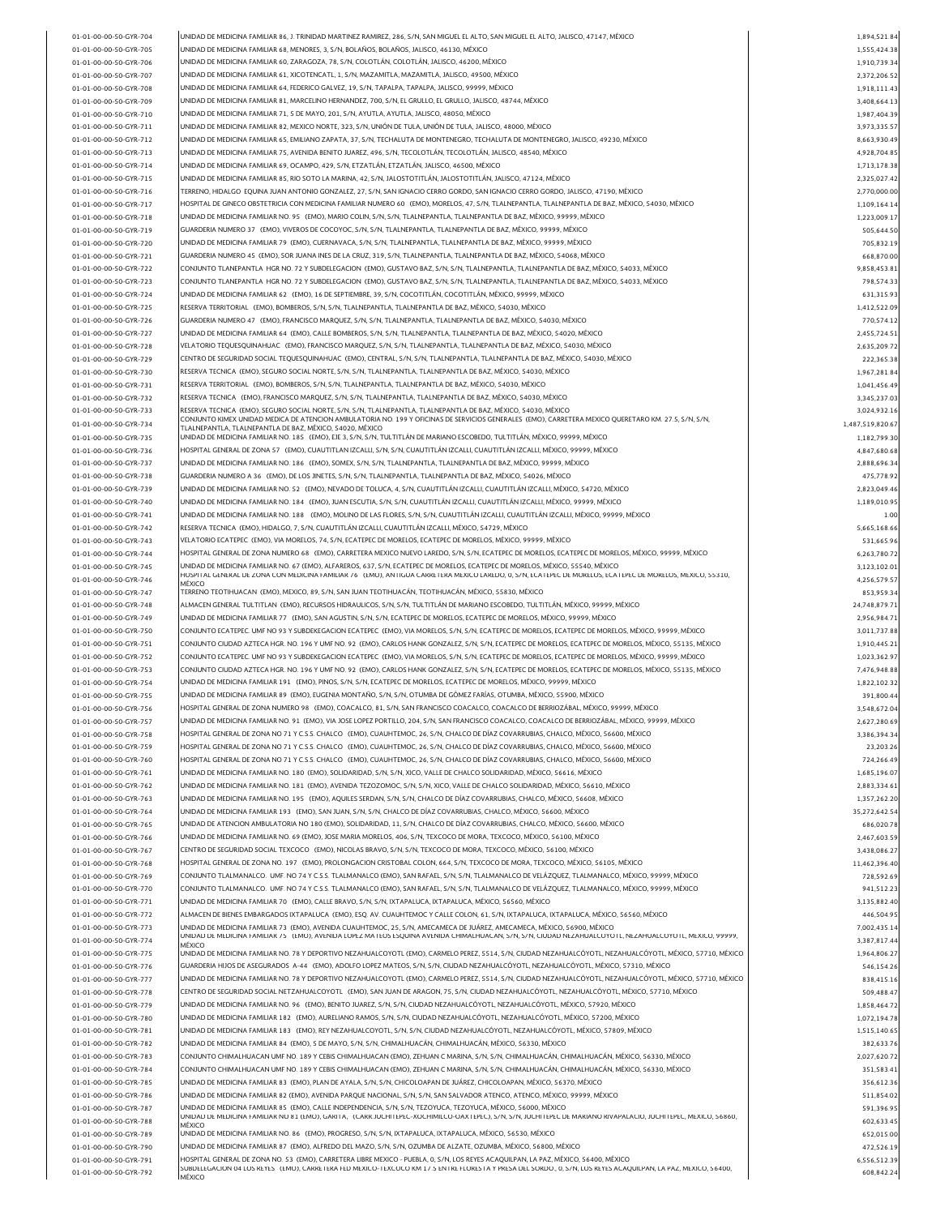| | | |
|---|---|---|
| 01-01-00-00-50-GYR-704 | UNIDAD DE MEDICINA FAMILIAR 86, J. TRINIDAD MARTINEZ RAMIREZ, 286, S/N, SAN MIGUEL EL ALTO, SAN MIGUEL EL ALTO, JALISCO, 47147, MÉXICO | 1,894,521.84 |
| 01-01-00-00-50-GYR-705 | UNIDAD DE MEDICINA FAMILIAR 68, MENORES, 3, S/N, BOLAÑOS, BOLAÑOS, JALISCO, 46130, MÉXICO | 1,555,424.38 |
| 01-01-00-00-50-GYR-706 | UNIDAD DE MEDICINA FAMILIAR 60, ZARAGOZA, 78, S/N, COLOTLÁN, COLOTLÁN, JALISCO, 46200, MÉXICO | 1,910,739.34 |
| 01-01-00-00-50-GYR-707 | UNIDAD DE MEDICINA FAMILIAR 61, XICOTENCATL, 1, S/N, MAZAMITLA, MAZAMITLA, JALISCO, 49500, MÉXICO | 2,372,206.52 |
| 01-01-00-00-50-GYR-708 | UNIDAD DE MEDICINA FAMILIAR 64, FEDERICO GALVEZ, 19, S/N, TAPALPA, TAPALPA, JALISCO, 99999, MÉXICO | 1,918,111.43 |
| 01-01-00-00-50-GYR-709 | UNIDAD DE MEDICINA FAMILIAR 81, MARCELINO HERNANDEZ, 700, S/N, EL GRULLO, EL GRULLO, JALISCO, 48744, MÉXICO | 3,408,664.13 |
| 01-01-00-00-50-GYR-710 | UNIDAD DE MEDICINA FAMILIAR 71, 5 DE MAYO, 201, S/N, AYUTLA, AYUTLA, JALISCO, 48050, MÉXICO | 1,987,404.39 |
| 01-01-00-00-50-GYR-711 | UNIDAD DE MEDICINA FAMILIAR 82, MEXICO NORTE, 323, S/N, UNIÓN DE TULA, UNIÓN DE TULA, JALISCO, 48000, MÉXICO | 3,973,335.57 |
| 01-01-00-00-50-GYR-712 | UNIDAD DE MEDICINA FAMILIAR 65, EMILIANO ZAPATA, 37, S/N, TECHALUTA DE MONTENEGRO, TECHALUTA DE MONTENEGRO, JALISCO, 49230, MÉXICO | 8,663,930.49 |
| 01-01-00-00-50-GYR-713 | UNIDAD DE MEDICINA FAMILIAR 75, AVENIDA BENITO JUAREZ, 496, S/N, TECOLOTLÁN, TECOLOTLÁN, JALISCO, 48540, MÉXICO | 4,928,704.85 |
| 01-01-00-00-50-GYR-714 | UNIDAD DE MEDICINA FAMILIAR 69, OCAMPO, 429, S/N, ETZATLÁN, ETZATLÁN, JALISCO, 46500, MÉXICO | 1,713,178.38 |
| 01-01-00-00-50-GYR-715 | UNIDAD DE MEDICINA FAMILIAR 85, RIO SOTO LA MARINA, 42, S/N, JALOSTOTITLÁN, JALOSTOTITLÁN, JALISCO, 47124, MÉXICO | 2,325,027.42 |
| 01-01-00-00-50-GYR-716 | TERRENO, HIDALGO ESQUINA JUAN ANTONIO GONZALEZ, 27, S/N, SAN IGNACIO CERRO GORDO, SAN IGNACIO CERRO GORDO, JALISCO, 47190, MÉXICO | 2,770,000.00 |
| 01-01-00-00-50-GYR-717 | HOSPITAL DE GINECO OBSTETRICIA CON MEDICINA FAMILIAR NUMERO 60 (EMO), MORELOS, 47, S/N, TLALNEPANTLA, TLALNEPANTLA DE BAZ, MÉXICO, 54030, MÉXICO | 1,109,164.14 |
| 01-01-00-00-50-GYR-718 | UNIDAD DE MEDICINA FAMILIAR NO. 95 (EMO), MARIO COLIN, S/N, S/N, TLALNEPANTLA, TLALNEPANTLA DE BAZ, MÉXICO, 99999, MÉXICO | 1,223,009.17 |
| 01-01-00-00-50-GYR-719 | GUARDERIA NUMERO 37 (EMO), VIVEROS DE COCOYOC, S/N, S/N, TLALNEPANTLA, TLALNEPANTLA DE BAZ, MÉXICO, 99999, MÉXICO | 505,644.50 |
| 01-01-00-00-50-GYR-720 | UNIDAD DE MEDICINA FAMILIAR 79 (EMO), CUERNAVACA, S/N, S/N, TLALNEPANTLA, TLALNEPANTLA DE BAZ, MÉXICO, 99999, MÉXICO | 705,832.19 |
| 01-01-00-00-50-GYR-721 | GUARDERIA NUMERO 45 (EMO), SOR JUANA INES DE LA CRUZ, 319, S/N, TLALNEPANTLA, TLALNEPANTLA DE BAZ, MÉXICO, 54068, MÉXICO | 668,870.00 |
| 01-01-00-00-50-GYR-722 | CONJUNTO TLANEPANTLA HGR NO. 72 Y SUBDELEGACION (EMO), GUSTAVO BAZ, S/N, S/N, TLALNEPANTLA, TLALNEPANTLA DE BAZ, MÉXICO, 54033, MÉXICO | 9,858,453.81 |
| 01-01-00-00-50-GYR-723 | CONJUNTO TLANEPANTLA HGR NO. 72 Y SUBDELEGACION (EMO), GUSTAVO BAZ, S/N, S/N, TLALNEPANTLA, TLALNEPANTLA DE BAZ, MÉXICO, 54033, MÉXICO | 798,574.33 |
| 01-01-00-00-50-GYR-724 | UNIDAD DE MEDICINA FAMILIAR 62 (EMO), 16 DE SEPTIEMBRE, 39, S/N, COCOTITLÁN, COCOTITLÁN, MÉXICO, 99999, MÉXICO | 631,315.93 |
| 01-01-00-00-50-GYR-725 | RESERVA TERRITORIAL (EMO), BOMBEROS, S/N, S/N, TLALNEPANTLA, TLALNEPANTLA DE BAZ, MÉXICO, 54030, MÉXICO | 1,412,522.09 |
| 01-01-00-00-50-GYR-726 | GUARDERIA NUMERO 47 (EMO), FRANCISCO MARQUEZ, S/N, S/N, TLALNEPANTLA, TLALNEPANTLA DE BAZ, MÉXICO, 54030, MÉXICO | 770,574.12 |
| 01-01-00-00-50-GYR-727 | UNIDAD DE MEDICINA FAMILIAR 64 (EMO), CALLE BOMBEROS, S/N, S/N, TLALNEPANTLA, TLALNEPANTLA DE BAZ, MÉXICO, 54020, MÉXICO | 2,455,724.51 |
| 01-01-00-00-50-GYR-728 | VELATORIO TEQUESQUINAHUAC (EMO), FRANCISCO MARQUEZ, S/N, S/N, TLALNEPANTLA, TLALNEPANTLA DE BAZ, MÉXICO, 54030, MÉXICO | 2,635,209.72 |
| 01-01-00-00-50-GYR-729 | CENTRO DE SEGURIDAD SOCIAL TEQUESQUINAHUAC (EMO), CENTRAL, S/N, S/N, TLALNEPANTLA, TLALNEPANTLA DE BAZ, MÉXICO, 54030, MÉXICO | 222,365.38 |
| 01-01-00-00-50-GYR-730 | RESERVA TECNICA (EMO), SEGURO SOCIAL NORTE, S/N, S/N, TLALNEPANTLA, TLALNEPANTLA DE BAZ, MÉXICO, 54030, MÉXICO | 1,967,281.84 |
| 01-01-00-00-50-GYR-731 | RESERVA TERRITORIAL (EMO), BOMBEROS, S/N, S/N, TLALNEPANTLA, TLALNEPANTLA DE BAZ, MÉXICO, 54030, MÉXICO | 1,041,456.49 |
| 01-01-00-00-50-GYR-732 | RESERVA TECNICA (EMO), FRANCISCO MARQUEZ, S/N, S/N, TLALNEPANTLA, TLALNEPANTLA DE BAZ, MÉXICO, 54030, MÉXICO | 3,345,237.03 |
| 01-01-00-00-50-GYR-733 | RESERVA TECNICA (EMO), SEGURO SOCIAL NORTE, S/N, S/N, TLALNEPANTLA, TLALNEPANTLA DE BAZ, MÉXICO, 54030, MÉXICO | 3,024,932.16 |
| 01-01-00-00-50-GYR-734 | CONJUNTO KIMEX UNIDAD MEDICA DE ATENCION AMBULATORIA NO. 199 Y OFICINAS DE SERVICIOS GENERALES (EMO), CARRETERA MEXICO QUERETARO KM. 27.5, S/N, S/N, TLALNEPANTLA, TLALNEPANTLA DE BAZ, MÉXICO, 54020, MÉXICO | 1,487,519,820.67 |
| 01-01-00-00-50-GYR-735 | UNIDAD DE MEDICINA FAMILIAR NO. 185 (EMO), EJE 3, S/N, S/N, TULTITLÁN DE MARIANO ESCOBEDO, TULTITLÁN, MÉXICO, 99999, MÉXICO | 1,182,799.30 |
| 01-01-00-00-50-GYR-736 | HOSPITAL GENERAL DE ZONA 57 (EMO), CUAUTITLAN IZCALLI, S/N, S/N, CUAUTITLÁN IZCALLI, CUAUTITLÁN IZCALLI, MÉXICO, 99999, MÉXICO | 4,847,680.68 |
| 01-01-00-00-50-GYR-737 | UNIDAD DE MEDICINA FAMILIAR NO. 186 (EMO), SOMEX, S/N, S/N, TLALNEPANTLA, TLALNEPANTLA DE BAZ, MÉXICO, 99999, MÉXICO | 2,888,696.34 |
| 01-01-00-00-50-GYR-738 | GUARDERIA NUMERO A 36 (EMO), DE LOS JINETES, S/N, S/N, TLALNEPANTLA, TLALNEPANTLA DE BAZ, MÉXICO, 54026, MÉXICO | 475,778.92 |
| 01-01-00-00-50-GYR-739 | UNIDAD DE MEDICINA FAMILIAR NO. 52 (EMO), NEVADO DE TOLUCA, 4, S/N, CUAUTITLÁN IZCALLI, CUAUTITLÁN IZCALLI, MÉXICO, 54720, MÉXICO | 2,823,049.46 |
| 01-01-00-00-50-GYR-740 | UNIDAD DE MEDICINA FAMILIAR NO. 184 (EMO), JUAN ESCUTIA, S/N, S/N, CUAUTITLÁN IZCALLI, CUAUTITLÁN IZCALLI, MÉXICO, 99999, MÉXICO | 1,189,010.95 |
| 01-01-00-00-50-GYR-741 | UNIDAD DE MEDICINA FAMILIAR NO. 188 (EMO), MOLINO DE LAS FLORES, S/N, S/N, CUAUTITLÁN IZCALLI, CUAUTITLÁN IZCALLI, MÉXICO, 99999, MÉXICO | 1.00 |
| 01-01-00-00-50-GYR-742 | RESERVA TECNICA (EMO), HIDALGO, 7, S/N, CUAUTITLÁN IZCALLI, CUAUTITLÁN IZCALLI, MÉXICO, 54729, MÉXICO | 5,665,168.66 |
| 01-01-00-00-50-GYR-743 | VELATORIO ECATEPEC (EMO), VIA MORELOS, 74, S/N, ECATEPEC DE MORELOS, ECATEPEC DE MORELOS, MÉXICO, 99999, MÉXICO | 531,665.96 |
| 01-01-00-00-50-GYR-744 | HOSPITAL GENERAL DE ZONA NUMERO 68 (EMO), CARRETERA MEXICO NUEVO LAREDO, S/N, S/N, ECATEPEC DE MORELOS, ECATEPEC DE MORELOS, MÉXICO, 99999, MÉXICO | 6,263,780.72 |
| 01-01-00-00-50-GYR-745 | UNIDAD DE MEDICINA FAMILIAR NO. 67 (EMO), ALFAREROS, 637, S/N, ECATEPEC DE MORELOS, ECATEPEC DE MORELOS, MÉXICO, 55540, MÉXICO | 3,123,102.01 |
| 01-01-00-00-50-GYR-746 | HOSPITAL GENERAL DE ZONA CON MEDICINA FAMILIAR 76 (EMO), ANTIGUA CARRETERA MEXICO LAREDO, 0, S/N, ECATEPEC DE MORELOS, ECATEPEC DE MORELOS, MÉXICO, 55310, MÉXICO | 4,256,579.57 |
| 01-01-00-00-50-GYR-747 | TERRENO TEOTIHUACAN (EMO), MEXICO, 89, S/N, SAN JUAN TEOTIHUACÁN, TEOTIHUACÁN, MÉXICO, 55830, MÉXICO | 853,959.34 |
| 01-01-00-00-50-GYR-748 | ALMACEN GENERAL TULTITLAN (EMO), RECURSOS HIDRAULICOS, S/N, S/N, TULTITLÁN DE MARIANO ESCOBEDO, TULTITLÁN, MÉXICO, 99999, MÉXICO | 24,748,879.71 |
| 01-01-00-00-50-GYR-749 | UNIDAD DE MEDICINA FAMILIAR 77 (EMO), SAN AGUSTIN, S/N, S/N, ECATEPEC DE MORELOS, ECATEPEC DE MORELOS, MÉXICO, 99999, MÉXICO | 2,956,984.71 |
| 01-01-00-00-50-GYR-750 | CONJUNTO ECATEPEC UMF NO 93 Y SUBDELEGACION ECATEPEC (EMO), VIA MORELOS, S/N, S/N, ECATEPEC DE MORELOS, ECATEPEC DE MORELOS, MÉXICO, 99999, MÉXICO | 3,011,737.88 |
| 01-01-00-00-50-GYR-751 | CONJUNTO CIUDAD AZTECA HGR. NO. 196 Y UMF NO. 92 (EMO), CARLOS HANK GONZALEZ, S/N, S/N, ECATEPEC DE MORELOS, ECATEPEC DE MORELOS, MÉXICO, 55135, MÉXICO | 1,910,445.21 |
| 01-01-00-00-50-GYR-752 | CONJUNTO ECATEPEC UMF NO 93 Y SUBDELEGACION ECATEPEC (EMO), VIA MORELOS, S/N, S/N, ECATEPEC DE MORELOS, ECATEPEC DE MORELOS, MÉXICO, 99999, MÉXICO | 1,023,362.97 |
| 01-01-00-00-50-GYR-753 | CONJUNTO CIUDAD AZTECA HGR. NO. 196 Y UMF NO. 92 (EMO), CARLOS HANK GONZALEZ, S/N, S/N, ECATEPEC DE MORELOS, ECATEPEC DE MORELOS, MÉXICO, 55135, MÉXICO | 7,476,948.88 |
| 01-01-00-00-50-GYR-754 | UNIDAD DE MEDICINA FAMILIAR 191 (EMO), PINOS, S/N, S/N, ECATEPEC DE MORELOS, ECATEPEC DE MORELOS, MÉXICO, 99999, MÉXICO | 1,822,102.32 |
| 01-01-00-00-50-GYR-755 | UNIDAD DE MEDICINA FAMILIAR 89 (EMO), EUGENIA MONTAÑO, S/N, S/N, OTUMBA DE GÓMEZ FARÍAS, OTUMBA, MÉXICO, 55900, MÉXICO | 391,800.44 |
| 01-01-00-00-50-GYR-756 | HOSPITAL GENERAL DE ZONA NUMERO 98 (EMO), COACALCO, 81, S/N, SAN FRANCISCO COACALCO, COACALCO DE BERRIOZÁBAL, MÉXICO, 99999, MÉXICO | 3,548,672.04 |
| 01-01-00-00-50-GYR-757 | UNIDAD DE MEDICINA FAMILIAR NO. 91 (EMO), VIA JOSE LOPEZ PORTILLO, 204, S/N, SAN FRANCISCO COACALCO, COACALCO DE BERRIOZÁBAL, MÉXICO, 99999, MÉXICO | 2,627,280.69 |
| 01-01-00-00-50-GYR-758 | HOSPITAL GENERAL DE ZONA NO 71 Y C.S.S. CHALCO (EMO), CUAUHTEMOC, 26, S/N, CHALCO DE DÍAZ COVARRUBIAS, CHALCO, MÉXICO, 56600, MÉXICO | 3,386,394.34 |
| 01-01-00-00-50-GYR-759 | HOSPITAL GENERAL DE ZONA NO 71 Y C.S.S. CHALCO (EMO), CUAUHTEMOC, 26, S/N, CHALCO DE DÍAZ COVARRUBIAS, CHALCO, MÉXICO, 56600, MÉXICO | 23,203.26 |
| 01-01-00-00-50-GYR-760 | HOSPITAL GENERAL DE ZONA NO 71 Y C.S.S. CHALCO (EMO), CUAUHTEMOC, 26, S/N, CHALCO DE DÍAZ COVARRUBIAS, CHALCO, MÉXICO, 56600, MÉXICO | 724,266.49 |
| 01-01-00-00-50-GYR-761 | UNIDAD DE MEDICINA FAMILIAR NO. 180 (EMO), SOLIDARIDAD, S/N, S/N, XICO, VALLE DE CHALCO SOLIDARIDAD, MÉXICO, 56616, MÉXICO | 1,685,196.07 |
| 01-01-00-00-50-GYR-762 | UNIDAD DE MEDICINA FAMILIAR NO. 181 (EMO), AVENIDA TEZOZOMOC, S/N, S/N, XICO, VALLE DE CHALCO SOLIDARIDAD, MÉXICO, 56610, MÉXICO | 2,883,334.61 |
| 01-01-00-00-50-GYR-763 | UNIDAD DE MEDICINA FAMILIAR NO. 195 (EMO), AQUILES SERDAN, S/N, S/N, CHALCO DE DÍAZ COVARRUBIAS, CHALCO, MÉXICO, 56608, MÉXICO | 1,357,262.20 |
| 01-01-00-00-50-GYR-764 | UNIDAD DE MEDICINA FAMILIAR 193 (EMO), SAN JUAN, S/N, S/N, CHALCO DE DÍAZ COVARRUBIAS, CHALCO, MÉXICO, 56600, MÉXICO | 35,272,642.54 |
| 01-01-00-00-50-GYR-765 | UNIDAD DE ATENCION AMBULATORIA NO 180 (EMO), SOLIDARIDAD, 11, S/N, CHALCO DE DÍAZ COVARRUBIAS, CHALCO, MÉXICO, 56600, MÉXICO | 686,020.78 |
| 01-01-00-00-50-GYR-766 | UNIDAD DE MEDICINA FAMILIAR NO. 69 (EMO), JOSE MARIA MORELOS, 406, S/N, TEXCOCO DE MORA, TEXCOCO, MÉXICO, 56100, MÉXICO | 2,467,603.59 |
| 01-01-00-00-50-GYR-767 | CENTRO DE SEGURIDAD SOCIAL TEXCOCO (EMO), NICOLAS BRAVO, S/N, S/N, TEXCOCO DE MORA, TEXCOCO, MÉXICO, 56100, MÉXICO | 3,438,086.27 |
| 01-01-00-00-50-GYR-768 | HOSPITAL GENERAL DE ZONA NO. 197 (EMO), PROLONGACION CRISTOBAL COLON, 664, S/N, TEXCOCO DE MORA, TEXCOCO, MÉXICO, 56105, MÉXICO | 11,462,396.40 |
| 01-01-00-00-50-GYR-769 | CONJUNTO TLALMANALCO. UMF. NO 74 Y C.S.S. TLALMANALCO (EMO), SAN RAFAEL, S/N, S/N, TLALMANALCO DE VELÁZQUEZ, TLALMANALCO, MÉXICO, 99999, MÉXICO | 728,592.69 |
| 01-01-00-00-50-GYR-770 | CONJUNTO TLALMANALCO. UMF. NO 74 Y C.S.S. TLALMANALCO (EMO), SAN RAFAEL, S/N, S/N, TLALMANALCO DE VELÁZQUEZ, TLALMANALCO, MÉXICO, 99999, MÉXICO | 941,512.23 |
| 01-01-00-00-50-GYR-771 | UNIDAD DE MEDICINA FAMILIAR 70 (EMO), CALLE BRAVO, S/N, S/N, IXTAPALUCA, IXTAPALUCA, MÉXICO, 56560, MÉXICO | 3,135,882.40 |
| 01-01-00-00-50-GYR-772 | ALMACEN DE BIENES EMBARGADOS IXTAPALUCA (EMO), ESQ. AV. CUAUHTEMOC Y CALLE COLON, 61, S/N, IXTAPALUCA, IXTAPALUCA, MÉXICO, 56560, MÉXICO | 446,504.95 |
| 01-01-00-00-50-GYR-773 | UNIDAD DE MEDICINA FAMILIAR 73 (EMO), AVENIDA CUAUHTEMOC, 25, S/N, AMECAMECA DE JUÁREZ, AMECAMECA, MÉXICO, 56900, MÉXICO | 7,002,435.14 |
| 01-01-00-00-50-GYR-774 | UNIDAD DE MEDICINA FAMILIAR 75 (EMO), AVENIDA LOPEZ MATEOS ESQUINA AVENIDA CHIMALHUACAN, S/N, S/N, CIUDAD NEZAHUALCÓYOTL, NEZAHUALCÓYOTL, MÉXICO, 99999, MÉXICO | 3,387,817.44 |
| 01-01-00-00-50-GYR-775 | UNIDAD DE MEDICINA FAMILIAR NO. 78 Y DEPORTIVO NEZAHUALCOYOTL (EMO), CARMELO PEREZ, 5514, S/N, CIUDAD NEZAHUALCÓYOTL, NEZAHUALCÓYOTL, MÉXICO, 57710, MÉXICO | 1,964,806.27 |
| 01-01-00-00-50-GYR-776 | GUARDERIA HIJOS DE ASEGURADOS A-44 (EMO), ADOLFO LOPEZ MATEOS, S/N, S/N, CIUDAD NEZAHUALCÓYOTL, NEZAHUALCÓYOTL, MÉXICO, 57310, MÉXICO | 546,154.26 |
| 01-01-00-00-50-GYR-777 | UNIDAD DE MEDICINA FAMILIAR NO. 78 Y DEPORTIVO NEZAHUALCOYOTL (EMO), CARMELO PEREZ, 5514, S/N, CIUDAD NEZAHUALCÓYOTL, NEZAHUALCÓYOTL, MÉXICO, 57710, MÉXICO | 838,415.16 |
| 01-01-00-00-50-GYR-778 | CENTRO DE SEGURIDAD SOCIAL NETZAHUALCOYOTL (EMO), SAN JUAN DE ARAGON, 75, S/N, CIUDAD NEZAHUALCÓYOTL, NEZAHUALCÓYOTL, MÉXICO, 57710, MÉXICO | 509,488.47 |
| 01-01-00-00-50-GYR-779 | UNIDAD DE MEDICINA FAMILIAR NO. 96 (EMO), BENITO JUAREZ, S/N, S/N, CIUDAD NEZAHUALCÓYOTL, NEZAHUALCÓYOTL, MÉXICO, 57920, MÉXICO | 1,858,464.72 |
| 01-01-00-00-50-GYR-780 | UNIDAD DE MEDICINA FAMILIAR 182 (EMO), AURELIANO RAMOS, S/N, S/N, CIUDAD NEZAHUALCÓYOTL, NEZAHUALCÓYOTL, MÉXICO, 57200, MÉXICO | 1,072,194.78 |
| 01-01-00-00-50-GYR-781 | UNIDAD DE MEDICINA FAMILIAR 183 (EMO), REY NEZAHUALCOYOTL, S/N, S/N, CIUDAD NEZAHUALCÓYOTL, NEZAHUALCÓYOTL, MÉXICO, 57809, MÉXICO | 1,515,140.65 |
| 01-01-00-00-50-GYR-782 | UNIDAD DE MEDICINA FAMILIAR 84 (EMO), 5 DE MAYO, S/N, S/N, CHIMALHUACÁN, CHIMALHUACÁN, MÉXICO, 56330, MÉXICO | 382,633.76 |
| 01-01-00-00-50-GYR-783 | CONJUNTO CHIMALHUACAN UMF NO. 189 Y CEBIS CHIMALHUACAN (EMO), ZEHUAN C MARINA, S/N, S/N, CHIMALHUACÁN, CHIMALHUACÁN, MÉXICO, 56330, MÉXICO | 2,027,620.72 |
| 01-01-00-00-50-GYR-784 | CONJUNTO CHIMALHUACAN UMF NO. 189 Y CEBIS CHIMALHUACAN (EMO), ZEHUAN C MARINA, S/N, S/N, CHIMALHUACÁN, CHIMALHUACÁN, MÉXICO, 56330, MÉXICO | 351,583.41 |
| 01-01-00-00-50-GYR-785 | UNIDAD DE MEDICINA FAMILIAR 83 (EMO), PLAN DE AYALA, S/N, S/N, CHICOLOAPAN DE JUÁREZ, CHICOLOAPAN, MÉXICO, 56370, MÉXICO | 356,612.36 |
| 01-01-00-00-50-GYR-786 | UNIDAD DE MEDICINA FAMILIAR 82 (EMO), AVENIDA PARQUE NACIONAL, S/N, S/N, SAN SALVADOR ATENCO, ATENCO, MÉXICO, 99999, MÉXICO | 511,854.02 |
| 01-01-00-00-50-GYR-787 | UNIDAD DE MEDICINA FAMILIAR 85 (EMO), CALLE INDEPENDENCIA, S/N, S/N, TEZOYUCA, TEZOYUCA, MÉXICO, 56000, MÉXICO | 591,396.95 |
| 01-01-00-00-50-GYR-788 | UNIDAD DE MEDICINA FAMILIAR NO 81 (EMO), GARITA (CARR.JOCHITEPEC-XOCHIMILCO-OAXTEPEC), S/N, S/N, JOCHITEPEC DE MARIANO RIVAPALACIO, JOCHITEPEC, MÉXICO, 56860, MÉXICO | 602,633.45 |
| 01-01-00-00-50-GYR-789 | UNIDAD DE MEDICINA FAMILIAR NO. 86 (EMO), PROGRESO, S/N, S/N, IXTAPALUCA, IXTAPALUCA, MÉXICO, 56530, MÉXICO | 652,015.00 |
| 01-01-00-00-50-GYR-790 | UNIDAD DE MEDICINA FAMILIAR 87 (EMO), ALFREDO DEL MAZO, S/N, S/N, OZUMBA DE ALZATE, OZUMBA, MÉXICO, 56800, MÉXICO | 472,526.19 |
| 01-01-00-00-50-GYR-791 | HOSPITAL GENERAL DE ZONA NO. 53 (EMO), CARRETERA LIBRE MEXICO - PUEBLA, 0, S/N, LOS REYES ACAQUILPAN, LA PAZ, MÉXICO, 56400, MÉXICO | 6,556,512.39 |
| 01-01-00-00-50-GYR-792 | SUBDELEGACION 04 LOS REYES (EMO), CARRETERA FED MEXICO-TEXCOCO KM 17.5 ENTRE FLORESTA Y PRESA DEL SORDO., 0, S/N, LOS REYES ACAQUILPAN, LA PAZ, MÉXICO, 56400, MÉXICO | 608,842.24 |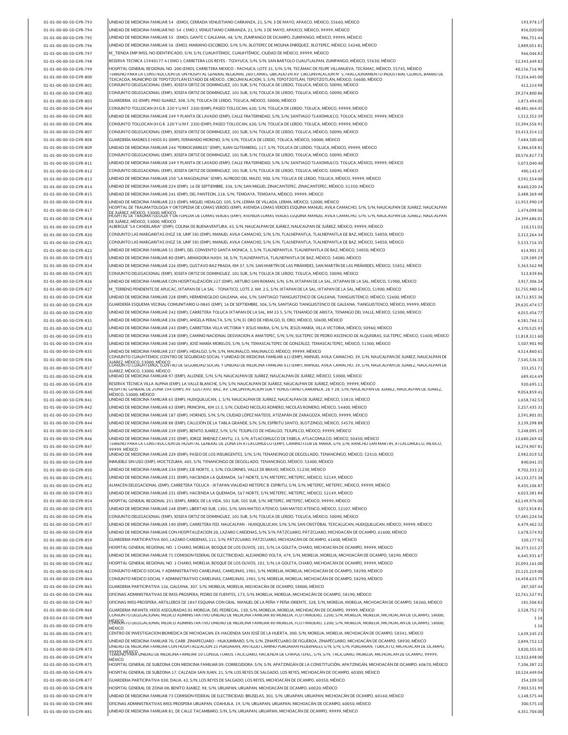| | | |
|---|---|---|
| 01-01-00-00-50-GYR-793 | UNIDAD DE MEDICINA FAMILIAR 54 (EMO), CERRADA VENUSTIANO CARRANZA, 21, S/N, 3 DE MAYO, APAXCO, MÉXICO, 55660, MÉXICO | 193,978.17 |
| 01-01-00-00-50-GYR-794 | UNIDAD DE MEDICINA FAMILIAR NO. 54 ( EMO ), VENUSTIANO CARRANZA, 21, S/N, 3 DE MAYO, APAXCO, MÉXICO, 99999, MÉXICO | 856,020.00 |
| 01-01-00-00-50-GYR-795 | UNIDAD DE MEDICINA FAMILIAR 55 (EMO), GANTE C GALEANA, 48, S/N, ZUMPANGO DE OCAMPO, ZUMPANGO, MÉXICO, 99999, MÉXICO | 986,751.44 |
| 01-01-00-00-50-GYR-796 | UNIDAD DE MEDICINA FAMILIAR 56 (EMO), MARIANO ESCOBEDO, S/N, S/N, JILOTEPEC DE MOLINA ENRÍQUEZ, JILOTEPEC, MÉXICO, 54240, MÉXICO | 2,889,051.81 |
| 01-01-00-00-50-GYR-797 | M_TIENDA EMP IMSS, NO IDENTIFICADO, S/N, S/N, CUAUHTÉMOC, CUAUHTÉMOC, CIUDAD DE MÉXICO, 99999, MÉXICO | 966,046.82 |
| 01-01-00-00-50-GYR-798 | RESERVA TECNICA 15940177 4 ( EMO ), CARRETERA LOS REYES - TIZAYUCA, S/N, S/N, SAN BARTOLO CUAUTLALPAN, ZUMPANGO, MÉXICO, 55630, MÉXICO | 52,343,449.82 |
| 01-01-00-00-50-GYR-799 | HOSPITAL GENERAL REGIONAL NO. 200 (EMO), CARRETERA MEXICO - PACHUCA, LOTE 31, S/N, S/N, TECÁMAC DE FELIPE VILLANUEVA, TECÁMAC, MÉXICO, 55745, MÉXICO | 40,156,716.90 |
| 01-01-00-00-50-GYR-800 | TERRENO PARA LA CONSTRUCCION DE UN HOSPITAL GENERAL REGIONAL 260 CAMAS, UBICADO EN AV. CIRCUNVALACION N° 5, FRACCIONAMIENTO INDUSTRIAL CEDROS, BARRIO DE TEXCACOA, MUNICIPIO DE TEPOTZOTLÁN ESTADO DE MÉXICO., CIRCUNVALACION, 5, S/N, TEPOTZOTLÁN, TEPOTZOTLÁN, MÉXICO, 54600, MÉXICO | 73,254,445.00 |
| 01-01-00-00-50-GYR-801 | CONJUNTO DELEGACIONAL (EMP), JOSEFA ORTIZ DE DOMINGUEZ, 101 SUR, S/N, TOLUCA DE LERDO, TOLUCA, MÉXICO, 50090, MÉXICO | 412,214.98 |
| 01-01-00-00-50-GYR-802 | CONJUNTO DELEGACIONAL (EMP), JOSEFA ORTIZ DE DOMINGUEZ, 101 SUR, S/N, TOLUCA DE LERDO, TOLUCA, MÉXICO, 50090, MÉXICO | 29,274,800.86 |
| 01-01-00-00-50-GYR-803 | GUARDERIA 02 (EMP), PINO SUAREZ, 308, S/N, TOLUCA DE LERDO, TOLUCA, MÉXICO, 50000, MÉXICO | 1,873,494.05 |
| 01-01-00-00-50-GYR-804 | CONJUNTO TOLLOCAN (H.G.R. 220 Y U.M.F. 220) (EMP), PASEO TOLLOCAN, 620, S/N, TOLUCA DE LERDO, TOLUCA, MÉXICO, 99999, MÉXICO | 40,481,464.45 |
| 01-01-00-00-50-GYR-805 | UNIDAD DE MEDICINA FAMILIAR 249 Y PLANTA DE LAVADO (EMP), CALLE FRATERNIDAD, S/N, S/N, SANTIAGO TLAXOMULCO, TOLUCA, MÉXICO, 99999, MÉXICO | 1,512,352.39 |
| 01-01-00-00-50-GYR-806 | CONJUNTO TOLLOCAN (H.G.R. 220 Y U.M.F. 220) (EMP), PASEO TOLLOCAN, 620, S/N, TOLUCA DE LERDO, TOLUCA, MÉXICO, 99999, MÉXICO | 15,394,556.91 |
| 01-01-00-00-50-GYR-807 | CONJUNTO DELEGACIONAL (EMP), JOSEFA ORTIZ DE DOMINGUEZ, 101 SUR, S/N, TOLUCA DE LERDO, TOLUCA, MÉXICO, 50090, MÉXICO | 33,413,314.12 |
| 01-01-00-00-50-GYR-808 | GUARDERÍA MADRES E HIJOS 01 (EMP), FERNANDO MORENO, S/N, S/N, TOLUCA DE LERDO, TOLUCA, MÉXICO, 50000, MÉXICO | 7,684,500.60 |
| 01-01-00-00-50-GYR-809 | UNIDAD DE MEDICINA FAMILIAR 244 "FERROCARRILES" (EMP), JUAN GUTEMBERG, 117, S/N, TOLUCA DE LERDO, TOLUCA, MÉXICO, 99999, MÉXICO | 5,386,658.81 |
| 01-01-00-00-50-GYR-810 | CONJUNTO DELEGACIONAL (EMP), JOSEFA ORTIZ DE DOMINGUEZ, 101 SUR, S/N, TOLUCA DE LERDO, TOLUCA, MÉXICO, 50090, MÉXICO | 20,576,817.73 |
| 01-01-00-00-50-GYR-811 | UNIDAD DE MEDICINA FAMILIAR 249 Y PLANTA DE LAVADO (EMP), CALLE FRATERNIDAD, S/N, S/N, SANTIAGO TLAXOMULCO, TOLUCA, MÉXICO, 99999, MÉXICO | 5,073,040.40 |
| 01-01-00-00-50-GYR-812 | CONJUNTO DELEGACIONAL (EMP), JOSEFA ORTIZ DE DOMINGUEZ, 101 SUR, S/N, TOLUCA DE LERDO, TOLUCA, MÉXICO, 50090, MÉXICO | 490,143.47 |
| 01-01-00-00-50-GYR-813 | UNIDAD DE MEDICINA FAMILIAR 250 "LA MAGDALENA" (EMP), ALFREDO DEL MAZO, 900, S/N, TOLUCA DE LERDO, TOLUCA, MÉXICO, 99999, MÉXICO | 3,591,554.00 |
| 01-01-00-00-50-GYR-814 | UNIDAD DE MEDICINA FAMILIAR 224 (EMP), 16 DE SEPTIEMBRE, 336, S/N, SAN MIGUEL ZINACANTEPEC, ZINACANTEPEC, MÉXICO, 51350, MÉXICO | 8,660,220.24 |
| 01-01-00-00-50-GYR-815 | UNIDAD DE MEDICINA FAMILIAR 241 (EMP), DEL PANTEON, 218, S/N, TEMOAYA, TEMOAYA, MÉXICO, 99999, MÉXICO | 2,488,369.48 |
| 01-01-00-00-50-GYR-816 | UNIDAD DE MEDICINA FAMILIAR 223 (EMP), MIGUEL HIDALGO, 105, S/N, LERMA DE VILLADA, LERMA, MÉXICO, 52000, MÉXICO | 11,953,990.19 |
| 01-01-00-00-50-GYR-817 | HOSPITAL DE TRAUMATOLOGIA Y ORTOPEDIA DE LOMAS VERDES (EMP), AVENIDA LOMAS VERDES ESQUINA MANUEL AVILA CAMACHO, S/N, S/N, NAUCALPAN DE JUAREZ, NAUCALPAN DE JUÁREZ, MÉXICO, 53000, MÉXICO | 1,474,098.06 |
| 01-01-00-00-50-GYR-818 | HOSPITAL DE TRAUMATOLOGIA Y ORTOPEDIA DE LOMAS VERDES (EMP), AVENIDA LOMAS VERDES ESQUINA MANUEL AVILA CAMACHO, S/N, S/N, NAUCALPAN DE JUAREZ, NAUCALPAN DE JUÁREZ, MÉXICO, 53000, MÉXICO | 24,399,686.01 |
| 01-01-00-00-50-GYR-819 | ALBERGUE "LA CANDELARIA" (EMP), COLINA DE BUENAVENTURA, 43, S/N, NAUCALPAN DE JUÁREZ, NAUCALPAN DE JUÁREZ, MÉXICO, 99999, MÉXICO | 110,151.02 |
| 01-01-00-00-50-GYR-820 | CONJUNTO LAS MARGARITAS (HGZ 58, UMF 58) (EMP), MANUEL AVILA CAMACHO, S/N, S/N, TLALNEPANTLA, TLALNEPANTLA DE BAZ, MÉXICO, 54050, MÉXICO | 2,312,264.34 |
| 01-01-00-00-50-GYR-821 | CONJUNTO LAS MARGARITAS (HGZ 58, UMF 58) (EMP), MANUEL AVILA CAMACHO, S/N, S/N, TLALNEPANTLA, TLALNEPANTLA DE BAZ, MÉXICO, 54050, MÉXICO | 5,533,716.35 |
| 01-01-00-00-50-GYR-822 | UNIDAD DE MEDICINA FAMILIAR 51 (EMP), DEL CONVENTO SANTA MONICA, 3, S/N, TLALNEPANTLA, TLALNEPANTLA DE BAZ, MÉXICO, 54050, MÉXICO | 614,901.33 |
| 01-01-00-00-50-GYR-823 | UNIDAD DE MEDICINA FAMILIAR 80 (EMP), ARMADORA NASH, 38, S/N, TLALNEPANTLA, TLALNEPANTLA DE BAZ, MÉXICO, 54080, MÉXICO | 129,589.29 |
| 01-01-00-00-50-GYR-824 | UNIDAD DE MEDICINA FAMILIAR 226 (EMP), GUSTAVO BAZ PRADA, KM 37, S/N, SAN MARTÍN DE LAS PIRÁMIDES, SAN MARTÍN DE LAS PIRÁMIDES, MÉXICO, 55852, MÉXICO | 5,363,562.98 |
| 01-01-00-00-50-GYR-825 | CONJUNTO DELEGACIONAL (EMP), JOSEFA ORTIZ DE DOMINGUEZ, 101 SUR, S/N, TOLUCA DE LERDO, TOLUCA, MÉXICO, 50090, MÉXICO | 513,839.86 |
| 01-01-00-00-50-GYR-826 | UNIDAD DE MEDICINA FAMILIAR CON HOSPITALIZACIÓN 227 (EMP), ARTURO SAN ROMAN, S/N, S/N, IXTAPAN DE LA SAL, IXTAPAN DE LA SAL, MÉXICO, 51900, MÉXICO | 3,917,306.24 |
| 01-01-00-00-50-GYR-827 | M_TERRENO PENDIENTE DE APLICAC, IXTAPAN DE LA SAL - TONATICO, LOTE 2, KM. 2.5, S/N, IXTAPAN DE LA SAL, IXTAPAN DE LA SAL, MÉXICO, 51900, MÉXICO | 31,755,980.54 |
| 01-01-00-00-50-GYR-828 | UNIDAD DE MEDICINA FAMILIAR 228 (EMP), HERMENEGILDO GALEANA, 406, S/N, SANTIAGO TIANGUISTENCO DE GALEANA, TIANGUISTENCO, MÉXICO, 52600, MÉXICO | 18,711,855.36 |
| 01-01-00-00-50-GYR-829 | GUARDERÍA ESQUEMA VECINAL COMUNITARIO U-0845 (EMP), 16 DE SEPTIEMBRE, 306, S/N, SANTIAGO TIANGUISTENCO DE GALEANA, TIANGUISTENCO, MÉXICO, 99999, MÉXICO | 29,635,474.57 |
| 01-01-00-00-50-GYR-830 | UNIDAD DE MEDICINA FAMILIAR 242 (EMP), CARRETERA TOLUCA IXTAPAN DE LA SAL, KM 23.5, S/N, TENANGO DE ARISTA, TENANGO DEL VALLE, MÉXICO, 52300, MÉXICO | 4,015,456.77 |
| 01-01-00-00-50-GYR-831 | UNIDAD DE MEDICINA FAMILIAR 236 (EMP), ANGELA PERALTA, S/N, S/N, EL ORO DE HIDALGO, EL ORO, MÉXICO, 50600, MÉXICO | 6,581,766.11 |
| 01-01-00-00-50-GYR-832 | UNIDAD DE MEDICINA FAMILIAR 243 (EMP), CARRETERA VILLA VICTORIA Y JESUS MARIA, S/N, S/N, JESÚS MARÍA, VILLA VICTORIA, MÉXICO, 50960, MÉXICO | 4,370,525.93 |
| 01-01-00-00-50-GYR-833 | UNIDAD DE MEDICINA FAMILIAR 238 (EMP), CAMINO NACIONAL DESVIACION A AMATEPEC, S/N, S/N, SULTEPEC DE PEDRO ASCENCIO DE ALQUISIRAS, SULTEPEC, MÉXICO, 51600, MÉXICO | 11,818,311.60 |
| 01-01-00-00-50-GYR-834 | UNIDAD DE MEDICINA FAMILIAR 240 (EMP), JOSÉ MARÍA MORELOS, S/N, S/N, TEMASCALTEPEC DE GONZÁLEZ, TEMASCALTEPEC, MÉXICO, 51300, MÉXICO | 5,507,901.90 |
| 01-01-00-00-50-GYR-835 | UNIDAD DE MEDICINA FAMILIAR 237 (EMP), HIDALGO, S/N, S/N, MALINALCO, MALINALCO, MÉXICO, 99999, MÉXICO | 4,514,860.61 |
| 01-01-00-00-50-GYR-836 | CONJUNTO CUAUHTEMOC (CENTRO DE SEGURIDAD SOCIAL Y UNIDAD DE MEDICINA FAMILIAR 61) (EMP), MANUEL AVILA CAMACHO, 39, S/N, NAUCALPAN DE JUAREZ, NAUCALPAN DE JUÁREZ, MÉXICO, 53000, MÉXICO | 7,545,536.33 |
| 01-01-00-00-50-GYR-837 | CONJUNTO CUAUHTEMOC (CENTRO DE SEGURIDAD SOCIAL Y UNIDAD DE MEDICINA FAMILIAR 61) (EMP), MANUEL AVILA CAMACHO, 39, S/N, NAUCALPAN DE JUAREZ, NAUCALPAN DE JUÁREZ, MÉXICO, 53000, MÉXICO | 333,251.71 |
| 01-01-00-00-50-GYR-838 | UNIDAD DE MEDICINA FAMILIAR 97 (EMP), ALLENDE, S/N, S/N, NAUCALPAN DE JUÁREZ, NAUCALPAN DE JUÁREZ, MÉXICO, 53000, MÉXICO | 689,414.49 |
| 01-01-00-00-50-GYR-839 | RESERVA TÉCNICA VILLA ALPINA (EMP), LA VALLE BLANCHE, S/N, S/N, NAUCALPAN DE JUÁREZ, NAUCALPAN DE JUÁREZ, MÉXICO, 99999, MÉXICO | 920,695.11 |
| 01-01-00-00-50-GYR-840 | HOSPITAL GENERAL DE ZONA 194 (EMP), AV. GUSTAVO BAZ, AV. CIRCUNVALACION SUR Y VENUSTIANO CARRANZA, 26 Y 28, S/N, NAUCALPAN DE JUAREZ, NAUCALPAN DE JUÁREZ, MÉXICO, 53000, MÉXICO | 9,054,859.41 |
| 01-01-00-00-50-GYR-841 | UNIDAD DE MEDICINA FAMILIAR 65 (EMP), HUIXQUILUCAN, 1, S/N, NAUCALPAN DE JUÁREZ, NAUCALPAN DE JUÁREZ, MÉXICO, 53810, MÉXICO | 1,658,742.53 |
| 01-01-00-00-50-GYR-842 | UNIDAD DE MEDICINA FAMILIAR 63 (EMP), PRINCIPAL, KM 15.5, S/N, CIUDAD NICOLÁS ROMERO, NICOLÁS ROMERO, MÉXICO, 54400, MÉXICO | 5,257,435.31 |
| 01-01-00-00-50-GYR-843 | UNIDAD DE MEDICINA FAMILIAR 187 (EMP), HORNOS, S/N, S/N, CIUDAD LÓPEZ MATEOS, ATIZAPÁN DE ZARAGOZA, MÉXICO, 99999, MÉXICO | 2,591,801.01 |
| 01-01-00-00-50-GYR-844 | UNIDAD DE MEDICINA FAMILIAR 88 (EMP), CALLEJÓN DE LA TABLA GRANDE, S/N, S/N, ESPÍRITU SANTO, JILOTZINGO, MÉXICO, 54570, MÉXICO | 3,139,298.88 |
| 01-01-00-00-50-GYR-845 | UNIDAD DE MEDICINA FAMILIAR 239 (EMP), BENITO JUAREZ, S/N, S/N, TEJUPILCO DE HIDALGO, TEJUPILCO, MÉXICO, 99999, MÉXICO | 5,248,095.19 |
| 01-01-00-00-50-GYR-846 | UNIDAD DE MEDICINA FAMILIAR 235 (EMP), JORGE JIMENEZ CANTU, 13, S/N, ATLACOMULCO DE FABELA, ATLACOMULCO, MÉXICO, 50450, MÉXICO | 13,680,269.42 |
| 01-01-00-00-50-GYR-847 | TERRENO PARA LA CONSTRUCCION DE HOSPITAL GENERAL DE ZONA EN ATLACOMULCO (EMP), CAMINO FLOR DE MARIA, S/N, S/N, RANCHO SAN MARTIN, ATLACOMULCO, MÉXICO, 99999, MÉXICO | 16,274,907.81 |
| 01-01-00-00-50-GYR-848 | UNIDAD DE MEDICINA FAMILIAR 229 (EMP), PASEO DE LOS INSURGENTES, S/N, S/N, TENANCINGO DE DEGOLLADO, TENANCINGO, MÉXICO, 52410, MÉXICO | 2,982,019.52 |
| 01-01-00-00-50-GYR-849 | INMUEBLE SIN USO (EMP), MOCTEZUMA, 405, S/N, TENANCINGO DE DEGOLLADO, TENANCINGO, MÉXICO, 52400, MÉXICO | 840,041.35 |
| 01-01-00-00-50-GYR-850 | UNIDAD DE MEDICINA FAMILIAR 234 (EMP), EJE NORTE, 1, S/N, COLORINES, VALLE DE BRAVO, MÉXICO, 51230, MÉXICO | 9,702,333.22 |
| 01-01-00-00-50-GYR-851 | UNIDAD DE MEDICINA FAMILIAR 231 (EMP), HACIENDA LA QUEMADA, 567 NORTE, S/N, METEPEC, METEPEC, MÉXICO, 52149, MÉXICO | 14,133,375.38 |
| 01-01-00-00-50-GYR-852 | ALMACEN DELEGACIONAL (EMP), CARRETERA TOLUCA - IXTAPAN VIALIDAD METEPEC B. ESPIRITU, S/N, S/N, METEPEC, METEPEC, MÉXICO, 99999, MÉXICO | 8,435,106.87 |
| 01-01-00-00-50-GYR-853 | UNIDAD DE MEDICINA FAMILIAR 231 (EMP), HACIENDA LA QUEMADA, 567 NORTE, S/N, METEPEC, METEPEC, MÉXICO, 52149, MÉXICO | 6,023,381.84 |
| 01-01-00-00-50-GYR-854 | HOSPITAL GENERAL REGIONAL 251 (EMP), ÁRBOL DE LA VIDA, 501 SUR, 505 SUR, S/N, METEPEC, METEPEC, MÉXICO, 99999, MÉXICO | 62,149,976.00 |
| 01-01-00-00-50-GYR-855 | UNIDAD DE MEDICINA FAMILIAR 248 (EMP), LIBERTAD SUR, 1301, S/N, SAN MATEO ATENCO, SAN MATEO ATENCO, MÉXICO, 52107, MÉXICO | 3,072,918.81 |
| 01-01-00-00-50-GYR-856 | CONJUNTO DELEGACIONAL (EMP), JOSEFA ORTIZ DE DOMINGUEZ, 101 SUR, S/N, TOLUCA DE LERDO, TOLUCA, MÉXICO, 50090, MÉXICO | 57,485,224.56 |
| 01-01-00-00-50-GYR-857 | UNIDAD DE MEDICINA FAMILIAR 190 (EMP), CARRETERA FED. NAUCALPAN - HUIXQUILUCAN, S/N, S/N, SAN CRISTÓBAL TEXCALUCAN, HUIXQUILUCAN, MÉXICO, 99999, MÉXICO | 6,479,462.32 |
| 01-01-00-00-50-GYR-858 | UNIDAD DE MEDICINA FAMILIAR CON HOSPITALIZACION 20, LAZARO CARDENAS, S/N, S/N, PÁTZCUARO, PÁTZCUARO, MICHOACÁN DE OCAMPO, 61600, MÉXICO | 1,678,574.92 |
| 01-01-00-00-50-GYR-859 | GUARDERIA PARTICIPATIVA 005, LAZARO CARDENAS, 111, S/N, PÁTZCUARO, PÁTZCUARO, MICHOACÁN DE OCAMPO, 61600, MÉXICO | 320,177.92 |
| 01-01-00-00-50-GYR-860 | HOSPITAL GENERAL REGIONAL NO. 1 CHARO, MORELIA, BOSQUE DE LOS OLIVOS, 101, S/N, LA GOLETA, CHARO, MICHOACÁN DE OCAMPO, 99999, MÉXICO | 36,373,315.27 |
| 01-01-00-00-50-GYR-861 | UNIDAD DE MEDICINA FAMILIAR 71 COMISION FEDERAL DE ELECTRICIDAD, ALEJANDRO VOLTA, 479, S/N, MORELIA, MORELIA, MICHOACÁN DE OCAMPO, 58290, MÉXICO | 6,445,931.67 |
| 01-01-00-00-50-GYR-862 | HOSPITAL GENERAL REGIONAL NO. 1 CHARO, MORELIA, BOSQUE DE LOS OLIVOS, 101, S/N, LA GOLETA, CHARO, MICHOACÁN DE OCAMPO, 99999, MÉXICO | 25,093,161.00 |
| 01-01-00-00-50-GYR-863 | CONJUNTO MEDICO SOCIAL Y ADMINISTRATIVO CAMELINAS, CAMELINAS, 1901, S/N, MORELIA, MORELIA, MICHOACÁN DE OCAMPO, 58290, MÉXICO | 25,125,219.00 |
| 01-01-00-00-50-GYR-864 | CONJUNTO MEDICO SOCIAL Y ADMINISTRATIVO CAMELINAS, CAMELINAS, 1901, S/N, MORELIA, MORELIA, MICHOACÁN DE OCAMPO, 58290, MÉXICO | 16,458,633.79 |
| 01-01-00-00-50-GYR-865 | GUARDERIA PARTICIPATIVA 126, GALEANA, 307, S/N, MORELIA, MORELIA, MICHOACÁN DE OCAMPO, 58000, MÉXICO | 287,507.44 |
| 01-01-00-00-50-GYR-866 | OFICINAS ADMINISTRATIVAS DE IMSS-PROSPERA, PEDRO DE FUENTES, 173, S/N, MORELIA, MORELIA, MICHOACÁN DE OCAMPO, 58190, MÉXICO | 22,761,527.91 |
| 01-01-00-00-50-GYR-867 | OFICINAS IMSS-PROSPERA, ARTILLEROS DE 1847 ESQUINA CON GRAL. MANUEL DE LA PEÑA Y PEÑA ORIENTE, 328, S/N, MORELIA, MORELIA, MICHOACÁN DE OCAMPO, 58260, MÉXICO | 181,506.82 |
| 01-01-00-00-50-GYR-868 | GUARDERIA INFANTIL HIJOS ASEGURADAS 01 MORELIA, DEL PEDREGAL, 130, S/N, MORELIA, MORELIA, MICHOACÁN DE OCAMPO, 99999, MÉXICO | 2,528,752.73 |
| 03-02-04-03-50-GYR-869 | CONJUNTO DELEGACIONAL MEDICO ADMINISTRATIVO UNIDAD DE MEDICINA FAMILIAR 80 MORELIA, FCO MADERO, 1200, S/N, MORELIA, MORELIA, MICHOACÁN DE OCAMPO, 58000, MÉXICO | 1.16 |
| 01-01-00-00-50-GYR-870 | CONJUNTO DELEGACIONAL MEDICO ADMINISTRATIVO UNIDAD DE MEDICINA FAMILIAR 80 MORELIA, FCO MADERO, 1200, S/N, MORELIA, MORELIA, MICHOACÁN DE OCAMPO, 58000, MÉXICO | 1.16 |
| 01-01-00-00-50-GYR-871 | CENTRO DE INVESTIGACION BIOMEDICA DE MICHOACAN, EX-HACIENDA SAN JOSÉ DE LA HUERTA, 300, S/N, MORELIA, MORELIA, MICHOACÁN DE OCAMPO, 58341, MÉXICO | 1,639,245.23 |
| 01-01-00-00-50-GYR-872 | UNIDAD DE MEDICINA FAMILIAR 70, CARR. ZINAPECUARO - HUAJUMBARO, S/N, S/N, ZINAPÉCUARO DE FIGUEROA, ZINAPÉCUARO, MICHOACÁN DE OCAMPO, 58930, MÉXICO | 2,899,752.12 |
| 01-01-00-00-50-GYR-873 | UNIDAD DE MEDICINA FAMILIAR CON HOSPITALIZACION 25 PURUARAN, ANTIGUO CAMINO PURUARAN PEDERNALES S/N, S/N, S/N, PURUARÁN, TURICATO, MICHOACÁN DE OCAMPO, 99999, MÉXICO | 3,820,355.01 |
| 01-01-00-00-50-GYR-874 | TERRENO PARA UNIDAD DE MEDICINA FAMILIAR 10 CONSULTORIOS TACICUARO, HACIENDA DE CHAPULTEPEC, S/N, S/N, TACÍCUARO, MORELIA, MICHOACÁN DE OCAMPO, 99999, MÉXICO | 11,922,698.00 |
| 01-01-00-00-50-GYR-875 | HOSPITAL GENERAL DE SUBZONA CON MEDICINA FAMILIAR 09, CORREGIDORA, S/N, S/N, APATZINGÁN DE LA CONSTITUCIÓN, APATZINGÁN, MICHOACÁN DE OCAMPO, 60670, MÉXICO | 7,106,387.22 |
| 01-01-00-00-50-GYR-876 | HOSPITAL GENERAL DE SUBZONA 17, CALZADA SAN JUAN, 21, S/N, LOS REYES DE SALGADO, LOS REYES, MICHOACÁN DE OCAMPO, 60300, MÉXICO | 10,124,449.04 |
| 01-01-00-00-50-GYR-877 | GUARDERIA PARTICIPATIVA 030, DALIA, 42, S/N, LOS REYES DE SALGADO, LOS REYES, MICHOACÁN DE OCAMPO, 60350, MÉXICO | 254,109.50 |
| 01-01-00-00-50-GYR-878 | HOSPITAL GENERAL DE ZONA 08, BENITO JUAREZ, 98, S/N, URUAPAN, URUAPAN, MICHOACÁN DE OCAMPO, 60020, MÉXICO | 7,903,531.99 |
| 01-01-00-00-50-GYR-879 | UNIDAD DE MEDICINA FAMILIAR 73 COMISION FEDERAL DE ELECTRICIDAD, BRUSELAS, 301, S/N, URUAPAN, URUAPAN, MICHOACÁN DE OCAMPO, 60160, MÉXICO | 1,148,575.44 |
| 01-01-00-00-50-GYR-880 | OFICINAS ADMINISTRATIVAS IMSS-PROSPERA URUAPAN, COAHUILA, 19, S/N, URUAPAN, URUAPAN, MICHOACÁN DE OCAMPO, 60050, MÉXICO | 300,575.10 |
| 01-01-00-00-50-GYR-881 | UNIDAD DE MEDICINA FAMILIAR 81, DE CALLE TACAMBARO, S/N, S/N, URUAPAN, URUAPAN, MICHOACÁN DE OCAMPO, 99999, MÉXICO | 4,351,704.00 |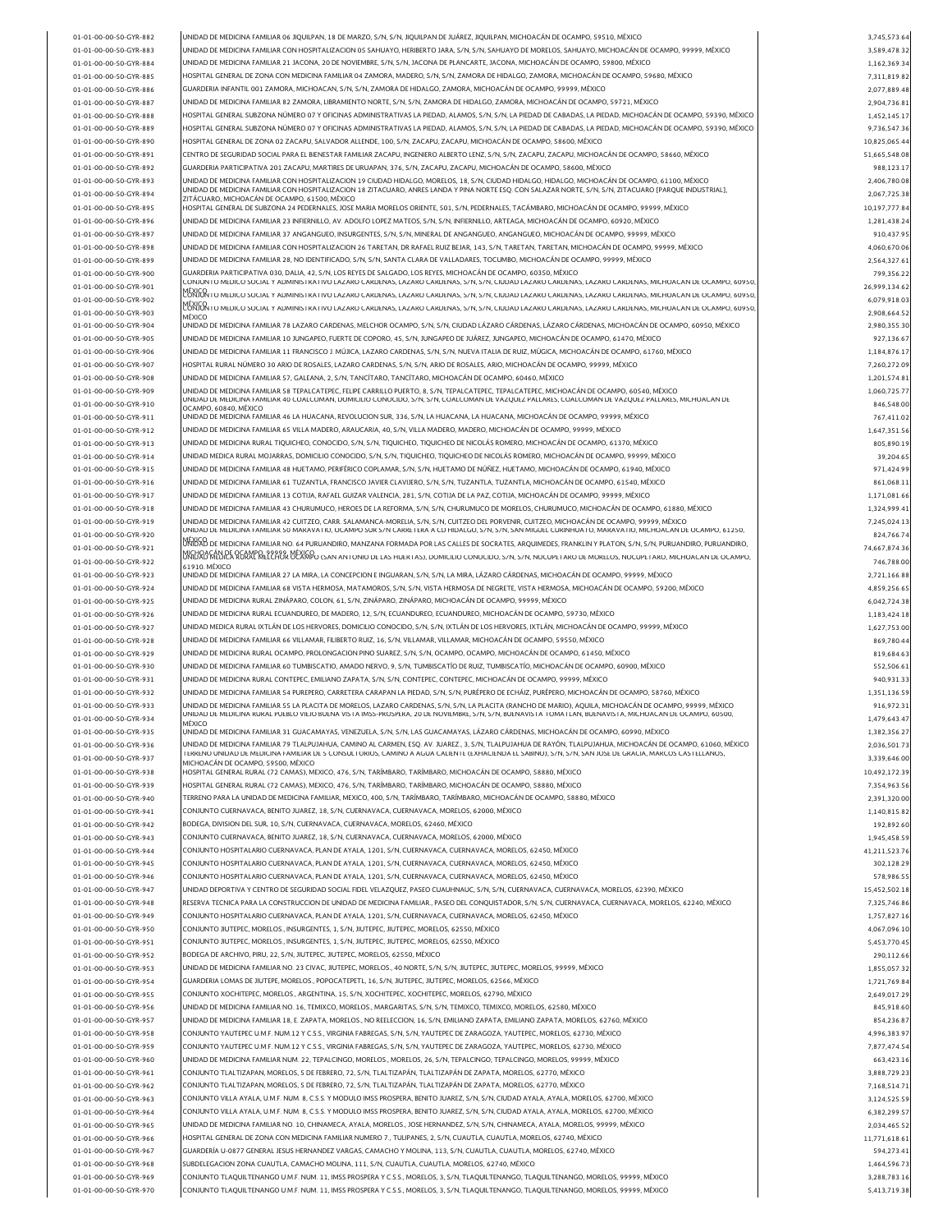| | | |
|---|---|---|
| 01-01-00-00-50-GYR-882 | UNIDAD DE MEDICINA FAMILIAR 06 JIQUILPAN, 18 DE MARZO, S/N, S/N, JIQUILPAN DE JUÁREZ, JIQUILPAN, MICHOACÁN DE OCAMPO, 59510, MÉXICO | 3,745,573.64 |
| 01-01-00-00-50-GYR-883 | UNIDAD DE MEDICINA FAMILIAR CON HOSPITALIZACION 05 SAHUAYO, HERIBERTO JARA, S/N, S/N, SAHUAYO DE MORELOS, SAHUAYO, MICHOACÁN DE OCAMPO, 99999, MÉXICO | 3,589,478.32 |
| 01-01-00-00-50-GYR-884 | UNIDAD DE MEDICINA FAMILIAR 21 JACONA, 20 DE NOVIEMBRE, S/N, S/N, JACONA DE PLANCARTE, JACONA, MICHOACÁN DE OCAMPO, 59800, MÉXICO | 1,162,369.34 |
| 01-01-00-00-50-GYR-885 | HOSPITAL GENERAL DE ZONA CON MEDICINA FAMILIAR 04 ZAMORA, MADERO, S/N, S/N, ZAMORA DE HIDALGO, ZAMORA, MICHOACÁN DE OCAMPO, 59680, MÉXICO | 7,311,819.82 |
| 01-01-00-00-50-GYR-886 | GUARDERIA INFANTIL 001 ZAMORA, MICHOACAN, S/N, S/N, ZAMORA DE HIDALGO, ZAMORA, MICHOACÁN DE OCAMPO, 99999, MÉXICO | 2,077,889.48 |
| 01-01-00-00-50-GYR-887 | UNIDAD DE MEDICINA FAMILIAR 82 ZAMORA, LIBRAMIENTO NORTE, S/N, S/N, ZAMORA DE HIDALGO, ZAMORA, MICHOACÁN DE OCAMPO, 59721, MÉXICO | 2,904,736.81 |
| 01-01-00-00-50-GYR-888 | HOSPITAL GENERAL SUBZONA NÚMERO 07 Y OFICINAS ADMINISTRATIVAS LA PIEDAD, ALAMOS, S/N, S/N, LA PIEDAD DE CABADAS, LA PIEDAD, MICHOACÁN DE OCAMPO, 59390, MÉXICO | 1,452,145.17 |
| 01-01-00-00-50-GYR-889 | HOSPITAL GENERAL SUBZONA NÚMERO 07 Y OFICINAS ADMINISTRATIVAS LA PIEDAD, ALAMOS, S/N, S/N, LA PIEDAD DE CABADAS, LA PIEDAD, MICHOACÁN DE OCAMPO, 59390, MÉXICO | 9,736,547.36 |
| 01-01-00-00-50-GYR-890 | HOSPITAL GENERAL DE ZONA 02 ZACAPU, SALVADOR ALLENDE, 100, S/N, ZACAPU, ZACAPU, MICHOACÁN DE OCAMPO, 58600, MÉXICO | 10,825,065.44 |
| 01-01-00-00-50-GYR-891 | CENTRO DE SEGURIDAD SOCIAL PARA EL BIENESTAR FAMILIAR ZACAPU, INGENIERO ALBERTO LENZ, S/N, S/N, ZACAPU, ZACAPU, MICHOACÁN DE OCAMPO, 58660, MÉXICO | 51,665,548.08 |
| 01-01-00-00-50-GYR-892 | GUARDERIA PARTICIPATIVA 201 ZACAPU, MARTIRES DE URUAPAN, 376, S/N, ZACAPU, ZACAPU, MICHOACÁN DE OCAMPO, 58600, MÉXICO | 988,123.17 |
| 01-01-00-00-50-GYR-893 | UNIDAD DE MEDICINA FAMILIAR CON HOSPITALIZACION 19 CIUDAD HIDALGO, MORELOS, 18, S/N, CIUDAD HIDALGO, HIDALGO, MICHOACÁN DE OCAMPO, 61100, MÉXICO | 2,406,780.08 |
| 01-01-00-00-50-GYR-894 | UNIDAD DE MEDICINA FAMILIAR CON HOSPITALIZACION 18 ZITACUARO, ANRES LANDA Y PINA NORTE ESQ. CON SALAZAR NORTE, S/N, S/N, ZITACUARO [PARQUE INDUSTRIAL], ZITÁCUARO, MICHOACÁN DE OCAMPO, 61500, MÉXICO | 2,067,725.38 |
| 01-01-00-00-50-GYR-895 | HOSPITAL GENERAL DE SUBZONA 24 PEDERNALES, JOSE MARIA MORELOS ORIENTE, 501, S/N, PEDERNALES, TACÁMBARO, MICHOACÁN DE OCAMPO, 99999, MÉXICO | 10,197,777.84 |
| 01-01-00-00-50-GYR-896 | UNIDAD DE MEDICINA FAMILIAR 23 INFIERNILLO, AV. ADOLFO LOPEZ MATEOS, S/N, S/N, INFIERNILLO, ARTEAGA, MICHOACÁN DE OCAMPO, 60920, MÉXICO | 1,281,438.24 |
| 01-01-00-00-50-GYR-897 | UNIDAD DE MEDICINA FAMILIAR 37 ANGANGUEO, INSURGENTES, S/N, S/N, MINERAL DE ANGANGUEO, ANGANGUEO, MICHOACÁN DE OCAMPO, 99999, MÉXICO | 910,437.95 |
| 01-01-00-00-50-GYR-898 | UNIDAD DE MEDICINA FAMILIAR CON HOSPITALIZACION 26 TARETAN, DR RAFAEL RUIZ BEJAR, 143, S/N, TARETAN, TARETAN, MICHOACÁN DE OCAMPO, 99999, MÉXICO | 4,060,670.06 |
| 01-01-00-00-50-GYR-899 | UNIDAD DE MEDICINA FAMILIAR 28, NO IDENTIFICADO, S/N, S/N, SANTA CLARA DE VALLADARES, TOCUMBO, MICHOACÁN DE OCAMPO, 99999, MÉXICO | 2,564,327.61 |
| 01-01-00-00-50-GYR-900 | GUARDERIA PARTICIPATIVA 030, DALIA, 42, S/N, LOS REYES DE SALGADO, LOS REYES, MICHOACÁN DE OCAMPO, 60350, MÉXICO | 799,356.22 |
| 01-01-00-00-50-GYR-901 | CONJUNTO MEDICO SOCIAL Y ADMINISTRATIVO LAZARO CARDENAS, LAZARO CARDENAS, S/N, S/N, CIUDAD LAZARO CARDENAS, LAZARO CARDENAS, MICHOACAN DE OCAMPO, 60950, MÉXICO | 26,999,134.62 |
| 01-01-00-00-50-GYR-902 | CONJUNTO MEDICO SOCIAL Y ADMINISTRATIVO LAZARO CARDENAS, LAZARO CARDENAS, S/N, S/N, CIUDAD LAZARO CARDENAS, LAZARO CARDENAS, MICHOACAN DE OCAMPO, 60950, MÉXICO | 6,079,918.03 |
| 01-01-00-00-50-GYR-903 | CONJUNTO MEDICO SOCIAL Y ADMINISTRATIVO LAZARO CARDENAS, LAZARO CARDENAS, S/N, S/N, CIUDAD LAZARO CARDENAS, LAZARO CARDENAS, MICHOACAN DE OCAMPO, 60950, MÉXICO | 2,908,664.52 |
| 01-01-00-00-50-GYR-904 | UNIDAD DE MEDICINA FAMILIAR 78 LAZARO CARDENAS, MELCHOR OCAMPO, S/N, S/N, CIUDAD LÁZARO CÁRDENAS, LÁZARO CÁRDENAS, MICHOACÁN DE OCAMPO, 60950, MÉXICO | 2,980,355.30 |
| 01-01-00-00-50-GYR-905 | UNIDAD DE MEDICINA FAMILIAR 10 JUNGAPEO, FUERTE DE COPORO, 45, S/N, JUNGAPEO DE JUÁREZ, JUNGAPEO, MICHOACÁN DE OCAMPO, 61470, MÉXICO | 927,136.67 |
| 01-01-00-00-50-GYR-906 | UNIDAD DE MEDICINA FAMILIAR 11 FRANCISCO J. MÚJICA, LAZARO CARDENAS, S/N, S/N, NUEVA ITALIA DE RUIZ, MÚGICA, MICHOACÁN DE OCAMPO, 61760, MÉXICO | 1,184,876.17 |
| 01-01-00-00-50-GYR-907 | HOSPITAL RURAL NÚMERO 30 ARIO DE ROSALES, LAZARO CARDENAS, S/N, S/N, ARIO DE ROSALES, ARIO, MICHOACÁN DE OCAMPO, 99999, MÉXICO | 7,260,272.09 |
| 01-01-00-00-50-GYR-908 | UNIDAD DE MEDICINA FAMILIAR 57, GALEANA, 2, S/N, TANCÍTARO, TANCÍTARO, MICHOACÁN DE OCAMPO, 60460, MÉXICO | 1,201,574.81 |
| 01-01-00-00-50-GYR-909 | UNIDAD DE MEDICINA FAMILIAR 58 TEPALCATEPEC, FELIPE CARRILLO PUERTO, 8, S/N, TEPALCATEPEC, TEPALCATEPEC, MICHOACÁN DE OCAMPO, 60540, MÉXICO | 1,060,725.77 |
| 01-01-00-00-50-GYR-910 | UNIDAD DE MEDICINA FAMILIAR 40 COALCOMAN, DOMICILIO CONOCIDO, S/N, S/N, COALCOMÁN DE VÁZQUEZ PALLARES, COALCOMÁN DE VÁZQUEZ PALLARES, MICHOACÁN DE OCAMPO, 60840, MÉXICO | 846,548.00 |
| 01-01-00-00-50-GYR-911 | UNIDAD DE MEDICINA FAMILIAR 46 LA HUACANA, REVOLUCION SUR, 336, S/N, LA HUACANA, LA HUACANA, MICHOACÁN DE OCAMPO, 99999, MÉXICO | 767,411.02 |
| 01-01-00-00-50-GYR-912 | UNIDAD DE MEDICINA FAMILIAR 65 VILLA MADERO, ARAUCARIA, 40, S/N, VILLA MADERO, MADERO, MICHOACÁN DE OCAMPO, 99999, MÉXICO | 1,647,351.56 |
| 01-01-00-00-50-GYR-913 | UNIDAD DE MEDICINA RURAL TIQUICHEO, CONOCIDO, S/N, S/N, TIQUICHEO, TIQUICHEO DE NICOLÁS ROMERO, MICHOACÁN DE OCAMPO, 61370, MÉXICO | 805,890.19 |
| 01-01-00-00-50-GYR-914 | UNIDAD MEDICA RURAL MOJARRAS, DOMICILIO CONOCIDO, S/N, S/N, TIQUICHEO, TIQUICHEO DE NICOLÁS ROMERO, MICHOACÁN DE OCAMPO, 99999, MÉXICO | 39,204.65 |
| 01-01-00-00-50-GYR-915 | UNIDAD DE MEDICINA FAMILIAR 48 HUETAMO, PERIFÉRICO COPLAMAR, S/N, S/N, HUETAMO DE NÚÑEZ, HUETAMO, MICHOACÁN DE OCAMPO, 61940, MÉXICO | 971,424.99 |
| 01-01-00-00-50-GYR-916 | UNIDAD DE MEDICINA FAMILIAR 61 TUZANTLA, FRANCISCO JAVIER CLAVIJERO, S/N, S/N, TUZANTLA, TUZANTLA, MICHOACÁN DE OCAMPO, 61540, MÉXICO | 861,068.11 |
| 01-01-00-00-50-GYR-917 | UNIDAD DE MEDICINA FAMILIAR 13 COTIJA, RAFAEL GUIZAR VALENCIA, 281, S/N, COTIJA DE LA PAZ, COTIJA, MICHOACÁN DE OCAMPO, 99999, MÉXICO | 1,171,081.66 |
| 01-01-00-00-50-GYR-918 | UNIDAD DE MEDICINA FAMILIAR 43 CHURUMUCO, HEROES DE LA REFORMA, S/N, S/N, CHURUMUCO DE MORELOS, CHURUMUCO, MICHOACÁN DE OCAMPO, 61880, MÉXICO | 1,324,999.41 |
| 01-01-00-00-50-GYR-919 | UNIDAD DE MEDICINA FAMILIAR 42 CUITZEO, CARR. SALAMANCA-MORELIA, S/N, S/N, CUITZEO DEL PORVENIR, CUITZEO, MICHOACÁN DE OCAMPO, 99999, MÉXICO | 7,245,024.13 |
| 01-01-00-00-50-GYR-920 | UNIDAD DE MEDICINA FAMILIAR 50 MARAVATIO, OCAMPO SUR S/N CARRETERA A CD HIDALGO, S/N, S/N, SAN MIGUEL CURINHUATO, MARAVATÍO, MICHOACÁN DE OCAMPO, 61250, MÉXICO | 824,766.74 |
| 01-01-00-00-50-GYR-921 | UNIDAD DE MEDICINA FAMILIAR NO. 64 PURUANDIRO, MANZANA FORMADA POR LAS CALLES DE SOCRATES, ARQUIMEDES, FRANKLIN Y PLATON, S/N, S/N, PURUANDIRO, PURUANDIRO, MICHOACÁN DE OCAMPO, 99999, MÉXICO | 74,667,874.36 |
| 01-01-00-00-50-GYR-922 | UNIDAD MEDICA RURAL MELCHOR OCAMPO (SAN ANTONIO DE LAS HUERTAS), DOMICILIO CONOCIDO, S/N, S/N, NOCUPÉTARO DE MORELOS, NOCUPÉTARO, MICHOACÁN DE OCAMPO, 61910, MÉXICO | 746,788.00 |
| 01-01-00-00-50-GYR-923 | UNIDAD DE MEDICINA FAMILIAR 27 LA MIRA, LA CONCEPCION E INGUARAN, S/N, S/N, LA MIRA, LÁZARO CÁRDENAS, MICHOACÁN DE OCAMPO, 99999, MÉXICO | 2,721,166.88 |
| 01-01-00-00-50-GYR-924 | UNIDAD DE MEDICINA FAMILIAR 68 VISTA HERMOSA, MATAMOROS, S/N, S/N, VISTA HERMOSA DE NEGRETE, VISTA HERMOSA, MICHOACÁN DE OCAMPO, 59200, MÉXICO | 4,859,256.65 |
| 01-01-00-00-50-GYR-925 | UNIDAD DE MEDICINA RURAL ZINÁPARO, COLON, 61, S/N, ZINÁPARO, ZINÁPARO, MICHOACÁN DE OCAMPO, 99999, MÉXICO | 6,042,724.38 |
| 01-01-00-00-50-GYR-926 | UNIDAD DE MEDICINA RURAL ECUANDUREO, DE MADERO, 12, S/N, ECUANDUREO, ECUANDUREO, MICHOACÁN DE OCAMPO, 59730, MÉXICO | 1,183,424.18 |
| 01-01-00-00-50-GYR-927 | UNIDAD MEDICA RURAL IXTLÁN DE LOS HERVORES, DOMICILIO CONOCIDO, S/N, S/N, IXTLÁN DE LOS HERVORES, IXTLÁN, MICHOACÁN DE OCAMPO, 99999, MÉXICO | 1,627,753.00 |
| 01-01-00-00-50-GYR-928 | UNIDAD DE MEDICINA FAMILIAR 66 VILLAMAR, FILIBERTO RUIZ, 16, S/N, VILLAMAR, VILLAMAR, MICHOACÁN DE OCAMPO, 59550, MÉXICO | 869,780.44 |
| 01-01-00-00-50-GYR-929 | UNIDAD DE MEDICINA RURAL OCAMPO, PROLONGACION PINO SUAREZ, S/N, S/N, OCAMPO, OCAMPO, MICHOACÁN DE OCAMPO, 61450, MÉXICO | 819,684.63 |
| 01-01-00-00-50-GYR-930 | UNIDAD DE MEDICINA FAMILIAR 60 TUMBISCATIO, AMADO NERVO, 9, S/N, TUMBISCATÍO DE RUIZ, TUMBISCATÍO, MICHOACÁN DE OCAMPO, 60900, MÉXICO | 552,506.61 |
| 01-01-00-00-50-GYR-931 | UNIDAD DE MEDICINA RURAL CONTEPEC, EMILIANO ZAPATA, S/N, S/N, CONTEPEC, CONTEPEC, MICHOACÁN DE OCAMPO, 99999, MÉXICO | 940,931.33 |
| 01-01-00-00-50-GYR-932 | UNIDAD DE MEDICINA FAMILIAR 54 PUREPERO, CARRETERA CARAPAN LA PIEDAD, S/N, S/N, PURÉPERO DE ECHÁIZ, PURÉPERO, MICHOACÁN DE OCAMPO, 58760, MÉXICO | 1,351,136.59 |
| 01-01-00-00-50-GYR-933 | UNIDAD DE MEDICINA FAMILIAR 55 LA PLACITA DE MORELOS, LAZARO CARDENAS, S/N, S/N, LA PLACITA (RANCHO DE MARIO), AQUILA, MICHOACÁN DE OCAMPO, 99999, MÉXICO | 916,972.31 |
| 01-01-00-00-50-GYR-934 | UNIDAD DE MEDICINA RURAL PUEBLO VIEJO BUENA VISTA IMSS-PROSPERA, 20 DE NOVIEMBRE, S/N, S/N, BUENAVISTA TOMATLÁN, BUENAVISTA, MICHOACÁN DE OCAMPO, 60500, MÉXICO | 1,479,643.47 |
| 01-01-00-00-50-GYR-935 | UNIDAD DE MEDICINA FAMILIAR 31 GUACAMAYAS, VENEZUELA, S/N, S/N, LAS GUACAMAYAS, LÁZARO CÁRDENAS, MICHOACÁN DE OCAMPO, 60990, MÉXICO | 1,382,356.27 |
| 01-01-00-00-50-GYR-936 | UNIDAD DE MEDICINA FAMILIAR 79 TLALPUJAHUA, CAMINO AL CARMEN, ESQ. AV. JUAREZ., 3, S/N, TLALPUJAHUA DE RAYÓN, TLALPUJAHUA, MICHOACÁN DE OCAMPO, 61060, MÉXICO | 2,036,501.73 |
| 01-01-00-00-50-GYR-937 | TERRENO UNIDAD DE MEDICINA FAMILIAR DE 5 CONSULTORIOS, CAMINO A AGUA CALIENTE (EXHACIENDA EL SABINO), S/N, S/N, SAN JOSÉ DE GRACIA, MARCOS CASTELLANOS, MICHOACÁN DE OCAMPO, 59500, MÉXICO | 3,339,646.00 |
| 01-01-00-00-50-GYR-938 | HOSPITAL GENERAL RURAL (72 CAMAS), MEXICO, 476, S/N, TARÍMBARO, TARÍMBARO, MICHOACÁN DE OCAMPO, 58880, MÉXICO | 10,492,172.39 |
| 01-01-00-00-50-GYR-939 | HOSPITAL GENERAL RURAL (72 CAMAS), MEXICO, 476, S/N, TARÍMBARO, TARÍMBARO, MICHOACÁN DE OCAMPO, 58880, MÉXICO | 7,354,963.56 |
| 01-01-00-00-50-GYR-940 | TERRENO PARA LA UNIDAD DE MEDICINA FAMILIAR, MEXICO, 400, S/N, TARÍMBARO, TARÍMBARO, MICHOACÁN DE OCAMPO, 58880, MÉXICO | 2,391,320.00 |
| 01-01-00-00-50-GYR-941 | CONJUNTO CUERNAVACA, BENITO JUAREZ, 18, S/N, CUERNAVACA, CUERNAVACA, MORELOS, 62000, MÉXICO | 1,140,815.82 |
| 01-01-00-00-50-GYR-942 | BODEGA, DIVISION DEL SUR, 10, S/N, CUERNAVACA, CUERNAVACA, MORELOS, 62460, MÉXICO | 192,892.60 |
| 01-01-00-00-50-GYR-943 | CONJUNTO CUERNAVACA, BENITO JUAREZ, 18, S/N, CUERNAVACA, CUERNAVACA, MORELOS, 62000, MÉXICO | 1,945,458.59 |
| 01-01-00-00-50-GYR-944 | CONJUNTO HOSPITALARIO CUERNAVACA, PLAN DE AYALA, 1201, S/N, CUERNAVACA, CUERNAVACA, MORELOS, 62450, MÉXICO | 41,211,523.76 |
| 01-01-00-00-50-GYR-945 | CONJUNTO HOSPITALARIO CUERNAVACA, PLAN DE AYALA, 1201, S/N, CUERNAVACA, CUERNAVACA, MORELOS, 62450, MÉXICO | 302,128.29 |
| 01-01-00-00-50-GYR-946 | CONJUNTO HOSPITALARIO CUERNAVACA, PLAN DE AYALA, 1201, S/N, CUERNAVACA, CUERNAVACA, MORELOS, 62450, MÉXICO | 578,986.55 |
| 01-01-00-00-50-GYR-947 | UNIDAD DEPORTIVA Y CENTRO DE SEGURIDAD SOCIAL FIDEL VELAZQUEZ, PASEO CUAUHNAUC, S/N, S/N, CUERNAVACA, CUERNAVACA, MORELOS, 62390, MÉXICO | 15,452,502.18 |
| 01-01-00-00-50-GYR-948 | RESERVA TECNICA PARA LA CONSTRUCCION DE UNIDAD DE MEDICINA FAMILIAR., PASEO DEL CONQUISTADOR, S/N, S/N, CUERNAVACA, CUERNAVACA, MORELOS, 62240, MÉXICO | 7,325,746.86 |
| 01-01-00-00-50-GYR-949 | CONJUNTO HOSPITALARIO CUERNAVACA, PLAN DE AYALA, 1201, S/N, CUERNAVACA, CUERNAVACA, MORELOS, 62450, MÉXICO | 1,757,827.16 |
| 01-01-00-00-50-GYR-950 | CONJUNTO JIUTEPEC, MORELOS., INSURGENTES, 1, S/N, JIUTEPEC, JIUTEPEC, MORELOS, 62550, MÉXICO | 4,067,096.10 |
| 01-01-00-00-50-GYR-951 | CONJUNTO JIUTEPEC, MORELOS., INSURGENTES, 1, S/N, JIUTEPEC, JIUTEPEC, MORELOS, 62550, MÉXICO | 5,453,770.45 |
| 01-01-00-00-50-GYR-952 | BODEGA DE ARCHIVO, PIRU, 22, S/N, JIUTEPEC, JIUTEPEC, MORELOS, 62550, MÉXICO | 290,112.66 |
| 01-01-00-00-50-GYR-953 | UNIDAD DE MEDICINA FAMILIAR NO. 23 CIVAC, JIUTEPEC, MORELOS., 40 NORTE, S/N, S/N, JIUTEPEC, JIUTEPEC, MORELOS, 99999, MÉXICO | 1,855,057.32 |
| 01-01-00-00-50-GYR-954 | GUARDERIA LOMAS DE JIUTEPEC, MORELOS., POPOCATEPETL, 16, S/N, JIUTEPEC, JIUTEPEC, MORELOS, 62566, MÉXICO | 1,721,769.84 |
| 01-01-00-00-50-GYR-955 | CONJUNTO XOCHITEPEC, MORELOS., ARGENTINA, 15, S/N, XOCHITEPEC, XOCHITEPEC, MORELOS, 62790, MÉXICO | 2,649,017.29 |
| 01-01-00-00-50-GYR-956 | UNIDAD DE MEDICINA FAMILIAR NO. 16, TEMIXCO, MORELOS., MARGARITAS, S/N, S/N, TEMIXCO, TEMIXCO, MORELOS, 62580, MÉXICO | 845,918.60 |
| 01-01-00-00-50-GYR-957 | UNIDAD DE MEDICINA FAMILIAR 18, E. ZAPATA, MORELOS., NO REELECCION, 16, S/N, EMILIANO ZAPATA, EMILIANO ZAPATA, MORELOS, 62760, MÉXICO | 854,236.87 |
| 01-01-00-00-50-GYR-958 | CONJUNTO YAUTEPEC U.M.F. NUM.12 Y C.S.S., VIRGINIA FABREGAS, S/N, S/N, YAUTEPEC DE ZARAGOZA, YAUTEPEC, MORELOS, 62730, MÉXICO | 4,996,383.97 |
| 01-01-00-00-50-GYR-959 | CONJUNTO YAUTEPEC U.M.F. NUM.12 Y C.S.S., VIRGINIA FABREGAS, S/N, S/N, YAUTEPEC DE ZARAGOZA, YAUTEPEC, MORELOS, 62730, MÉXICO | 7,877,474.54 |
| 01-01-00-00-50-GYR-960 | UNIDAD DE MEDICINA FAMILIAR NUM. 22, TEPALCINGO, MORELOS., MORELOS, 26, S/N, TEPALCINGO, TEPALCINGO, MORELOS, 99999, MÉXICO | 663,423.16 |
| 01-01-00-00-50-GYR-961 | CONJUNTO TLALTIZAPAN, MORELOS, 5 DE FEBRERO, 72, S/N, TLALTIZAPÁN, TLALTIZAPÁN DE ZAPATA, MORELOS, 62770, MÉXICO | 3,888,729.23 |
| 01-01-00-00-50-GYR-962 | CONJUNTO TLALTIZAPAN, MORELOS, 5 DE FEBRERO, 72, S/N, TLALTIZAPÁN, TLALTIZAPÁN DE ZAPATA, MORELOS, 62770, MÉXICO | 7,168,514.71 |
| 01-01-00-00-50-GYR-963 | CONJUNTO VILLA AYALA, U.M.F. NUM. 8, C.S.S. Y MODULO IMSS PROSPERA, BENITO JUAREZ, S/N, S/N, CIUDAD AYALA, AYALA, MORELOS, 62700, MÉXICO | 3,124,525.59 |
| 01-01-00-00-50-GYR-964 | CONJUNTO VILLA AYALA, U.M.F. NUM. 8, C.S.S. Y MODULO IMSS PROSPERA, BENITO JUAREZ, S/N, S/N, CIUDAD AYALA, AYALA, MORELOS, 62700, MÉXICO | 6,382,299.57 |
| 01-01-00-00-50-GYR-965 | UNIDAD DE MEDICINA FAMILIAR NO. 10, CHINAMECA, AYALA, MORELOS., JOSE HERNANDEZ, S/N, S/N, CHINAMECA, AYALA, MORELOS, 99999, MÉXICO | 2,034,465.52 |
| 01-01-00-00-50-GYR-966 | HOSPITAL GENERAL DE ZONA CON MEDICINA FAMILIAR NUMERO 7., TULIPANES, 2, S/N, CUAUTLA, CUAUTLA, MORELOS, 62740, MÉXICO | 11,771,618.61 |
| 01-01-00-00-50-GYR-967 | GUARDERÍA U-0877 GENERAL JESUS HERNANDEZ VARGAS, CAMACHO Y MOLINA, 113, S/N, CUAUTLA, CUAUTLA, MORELOS, 62740, MÉXICO | 594,273.41 |
| 01-01-00-00-50-GYR-968 | SUBDELEGACION ZONA CUAUTLA, CAMACHO MOLINA, 111, S/N, CUAUTLA, CUAUTLA, MORELOS, 62740, MÉXICO | 1,464,596.73 |
| 01-01-00-00-50-GYR-969 | CONJUNTO TLAQUILTENANGO U.M.F. NUM. 11, IMSS PROSPERA Y C.S.S., MORELOS, 3, S/N, TLAQUILTENANGO, TLAQUILTENANGO, MORELOS, 99999, MÉXICO | 3,288,783.16 |
| 01-01-00-00-50-GYR-970 | CONJUNTO TLAQUILTENANGO U.M.F. NUM. 11, IMSS PROSPERA Y C.S.S., MORELOS, 3, S/N, TLAQUILTENANGO, TLAQUILTENANGO, MORELOS, 99999, MÉXICO | 5,413,719.38 |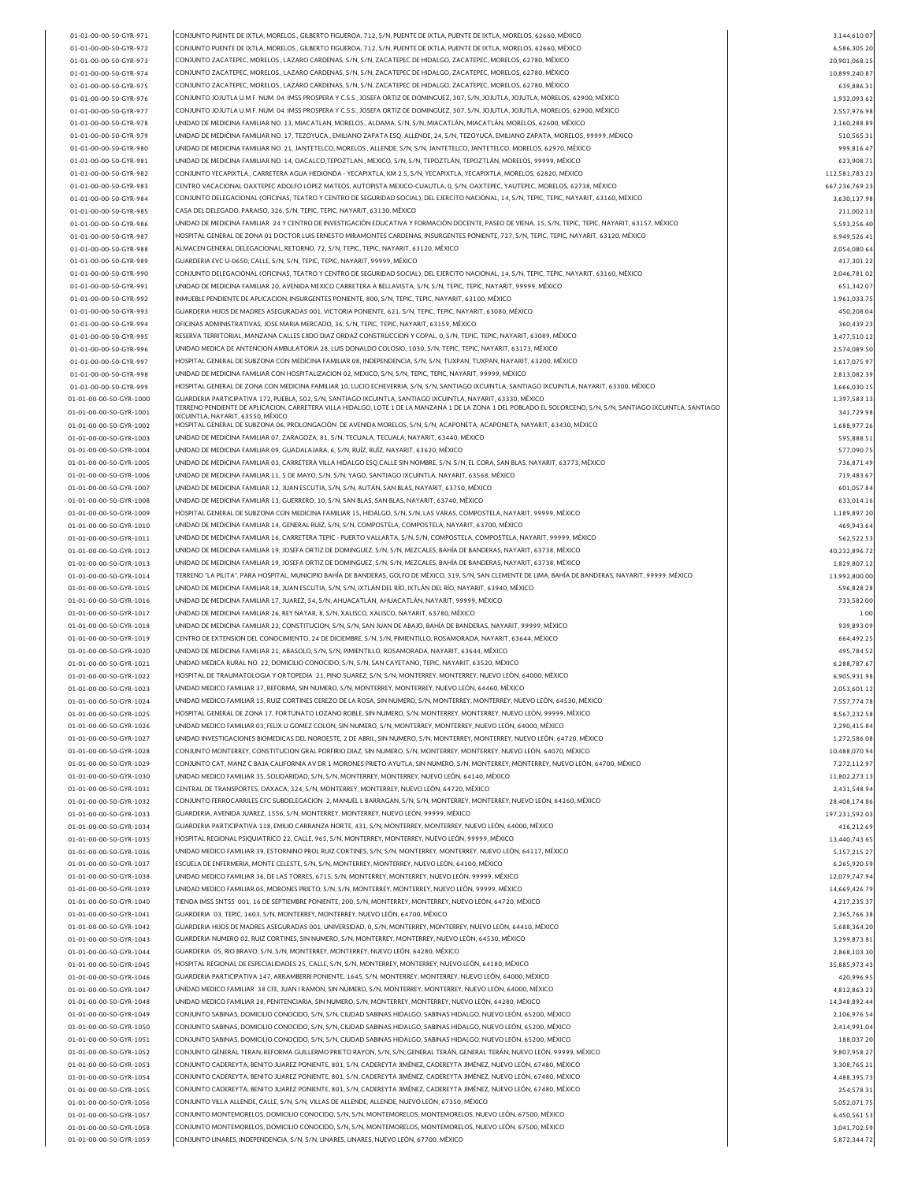| | | |
|---|---|---|
| 01-01-00-00-50-GYR-971 | CONJUNTO PUENTE DE IXTLA, MORELOS., GILBERTO FIGUEROA, 712, S/N, PUENTE DE IXTLA, PUENTE DE IXTLA, MORELOS, 62660, MÉXICO | 3,144,610.07 |
| 01-01-00-00-50-GYR-972 | CONJUNTO PUENTE DE IXTLA, MORELOS., GILBERTO FIGUEROA, 712, S/N, PUENTE DE IXTLA, PUENTE DE IXTLA, MORELOS, 62660, MÉXICO | 6,586,305.20 |
| 01-01-00-00-50-GYR-973 | CONJUNTO ZACATEPEC, MORELOS., LAZARO CARDENAS, S/N, S/N, ZACATEPEC DE HIDALGO, ZACATEPEC, MORELOS, 62780, MÉXICO | 20,901,068.15 |
| 01-01-00-00-50-GYR-974 | CONJUNTO ZACATEPEC, MORELOS., LAZARO CARDENAS, S/N, S/N, ZACATEPEC DE HIDALGO, ZACATEPEC, MORELOS, 62780, MÉXICO | 10,899,240.87 |
| 01-01-00-00-50-GYR-975 | CONJUNTO ZACATEPEC, MORELOS., LAZARO CARDENAS, S/N, S/N, ZACATEPEC DE HIDALGO, ZACATEPEC, MORELOS, 62780, MÉXICO | 639,886.31 |
| 01-01-00-00-50-GYR-976 | CONJUNTO JOJUTLA U.M.F. NUM. 04. IMSS PROSPERA Y C.S.S., JOSEFA ORTIZ DE DOMINGUEZ, 307, S/N, JOJUTLA, JOJUTLA, MORELOS, 62900, MÉXICO | 1,932,093.62 |
| 01-01-00-00-50-GYR-977 | CONJUNTO JOJUTLA U.M.F. NUM. 04. IMSS PROSPERA Y C.S.S., JOSEFA ORTIZ DE DOMINGUEZ, 307, S/N, JOJUTLA, JOJUTLA, MORELOS, 62900, MÉXICO | 2,557,976.98 |
| 01-01-00-00-50-GYR-978 | UNIDAD DE MEDICINA FAMILIAR NO. 13, MIACATLAN, MORELOS., ALDAMA, S/N, S/N, MIACATLÁN, MIACATLÁN, MORELOS, 62600, MÉXICO | 2,160,288.89 |
| 01-01-00-00-50-GYR-979 | UNIDAD DE MEDICINA FAMILIAR NO. 17, TEZOYUCA., EMILIANO ZAPATA ESQ. ALLENDE, 24, S/N, TEZOYUCA, EMILIANO ZAPATA, MORELOS, 99999, MÉXICO | 510,565.31 |
| 01-01-00-00-50-GYR-980 | UNIDAD DE MEDICINA FAMILIAR NO. 21, JANTETELCO, MORELOS., ALLENDE, S/N, S/N, JANTETELCO, JANTETELCO, MORELOS, 62970, MÉXICO | 999,816.47 |
| 01-01-00-00-50-GYR-981 | UNIDAD DE MEDICINA FAMILIAR NO. 14, OACALCO,TEPOZTLAN., MEXICO, S/N, S/N, TEPOZTLÁN, TEPOZTLÁN, MORELOS, 99999, MÉXICO | 623,908.71 |
| 01-01-00-00-50-GYR-982 | CONJUNTO YECAPIXTLA., CARRETERA AGUA HEDIONDA - YECAPIXTLA, KM 2.5, S/N, YECAPIXTLA, YECAPIXTLA, MORELOS, 62820, MÉXICO | 112,581,783.23 |
| 01-01-00-00-50-GYR-983 | CENTRO VACACIONAL OAXTEPEC ADOLFO LOPEZ MATEOS, AUTOPISTA MEXICO-CUAUTLA, 0, S/N, OAXTEPEC, YAUTEPEC, MORELOS, 62738, MÉXICO | 667,236,769.23 |
| 01-01-00-00-50-GYR-984 | CONJUNTO DELEGACIONAL (OFICINAS, TEATRO Y CENTRO DE SEGURIDAD SOCIAL), DEL EJERCITO NACIONAL, 14, S/N, TEPIC, TEPIC, NAYARIT, 63160, MÉXICO | 3,630,137.98 |
| 01-01-00-00-50-GYR-985 | CASA DEL DELEGADO, PARAISO, 326, S/N, TEPIC, TEPIC, NAYARIT, 63130, MÉXICO | 211,002.13 |
| 01-01-00-00-50-GYR-986 | UNIDAD DE MEDICINA FAMILIAR 24 Y CENTRO DE INVESTIGACIÓN EDUCATIVA Y FORMACIÓN DOCENTE, PASEO DE VIENA, 15, S/N, TEPIC, TEPIC, NAYARIT, 63157, MÉXICO | 5,593,256.40 |
| 01-01-00-00-50-GYR-987 | HOSPITAL GENERAL DE ZONA 01 DOCTOR LUIS ERNESTO MIRAMONTES CARDENAS, INSURGENTES PONIENTE, 727, S/N, TEPIC, TEPIC, NAYARIT, 63120, MÉXICO | 6,949,526.41 |
| 01-01-00-00-50-GYR-988 | ALMACEN GENERAL DELEGACIONAL, RETORNO, 72, S/N, TEPIC, TEPIC, NAYARIT, 63120, MÉXICO | 2,054,080.64 |
| 01-01-00-00-50-GYR-989 | GUARDERIA EVC U-0650, CALLE, S/N, S/N, TEPIC, TEPIC, NAYARIT, 99999, MÉXICO | 417,301.22 |
| 01-01-00-00-50-GYR-990 | CONJUNTO DELEGACIONAL (OFICINAS, TEATRO Y CENTRO DE SEGURIDAD SOCIAL), DEL EJERCITO NACIONAL, 14, S/N, TEPIC, TEPIC, NAYARIT, 63160, MÉXICO | 2,046,781.02 |
| 01-01-00-00-50-GYR-991 | UNIDAD DE MEDICINA FAMILIAR 20, AVENIDA MEXICO CARRETERA A BELLAVISTA, S/N, S/N, TEPIC, TEPIC, NAYARIT, 99999, MÉXICO | 651,342.07 |
| 01-01-00-00-50-GYR-992 | INMUEBLE PENDIENTE DE APLICACION, INSURGENTES PONIENTE, 800, S/N, TEPIC, TEPIC, NAYARIT, 63100, MÉXICO | 1,961,033.75 |
| 01-01-00-00-50-GYR-993 | GUARDERIA HIJOS DE MADRES ASEGURADAS 001, VICTORIA PONIENTE, 621, S/N, TEPIC, TEPIC, NAYARIT, 63080, MÉXICO | 450,208.04 |
| 01-01-00-00-50-GYR-994 | OFICINAS ADMINISTRATIVAS, JOSE MARIA MERCADO, 36, S/N, TEPIC, TEPIC, NAYARIT, 63159, MÉXICO | 360,439.23 |
| 01-01-00-00-50-GYR-995 | RESERVA TERRITORIAL, MANZANA CALLES EJIDO DIAZ ORDAZ CONSTRUCCION Y COPAL, 0, S/N, TEPIC, TEPIC, NAYARIT, 63089, MÉXICO | 3,477,510.12 |
| 01-01-00-00-50-GYR-996 | UNIDAD MEDICA DE ANTENCION AMBULATORIA 28, LUIS DONALDO COLOSIO, 1030, S/N, TEPIC, TEPIC, NAYARIT, 63173, MÉXICO | 2,574,089.50 |
| 01-01-00-00-50-GYR-997 | HOSPITAL GENERAL DE SUBZONA CON MEDICINA FAMILIAR 08, INDEPENDENCIA, S/N, S/N, TUXPAN, TUXPAN, NAYARIT, 63200, MÉXICO | 1,617,075.97 |
| 01-01-00-00-50-GYR-998 | UNIDAD DE MEDICINA FAMILIAR CON HOSPITALIZACION 02, MEXICO, S/N, S/N, TEPIC, TEPIC, NAYARIT, 99999, MÉXICO | 2,813,082.39 |
| 01-01-00-00-50-GYR-999 | HOSPITAL GENERAL DE ZONA CON MEDICINA FAMILIAR 10, LUCIO ECHEVERRIA, S/N, S/N, SANTIAGO IXCUINTLA, SANTIAGO IXCUINTLA, NAYARIT, 63300, MÉXICO | 3,666,030.15 |
| 01-01-00-00-50-GYR-1000 | GUARDERIA PARTICIPATIVA 172, PUEBLA, 502, S/N, SANTIAGO IXCUINTLA, SANTIAGO IXCUINTLA, NAYARIT, 63330, MÉXICO | 1,397,583.13 |
| 01-01-00-00-50-GYR-1001 | TERRENO PENDIENTE DE APLICACION, CARRETERA VILLA HIDALGO, LOTE 1 DE LA MANZANA 1 DE LA ZONA 1 DEL POBLADO EL SOLORCENO, S/N, SANTIAGO IXCUINTLA, SANTIAGO IXCUINTLA, NAYARIT, 63550, MÉXICO | 341,729.98 |
| 01-01-00-00-50-GYR-1002 | HOSPITAL GENERAL DE SUBZONA 06, PROLONGACIÓN DE AVENIDA MORELOS, S/N, S/N, ACAPONETA, ACAPONETA, NAYARIT, 63430, MÉXICO | 1,688,977.26 |
| 01-01-00-00-50-GYR-1003 | UNIDAD DE MEDICINA FAMILIAR 07, ZARAGOZA, 81, S/N, TECUALA, TECUALA, NAYARIT, 63440, MÉXICO | 595,888.51 |
| 01-01-00-00-50-GYR-1004 | UNIDAD DE MEDICINA FAMILIAR 09, GUADALAJARA, 6, S/N, RUÍZ, RUÍZ, NAYARIT, 63620, MÉXICO | 577,090.75 |
| 01-01-00-00-50-GYR-1005 | UNIDAD DE MEDICINA FAMILIAR 03, CARRETERA VILLA HIDALGO ESQ.CALLE SIN NOMBRE, S/N, S/N, EL CORA, SAN BLAS, NAYARIT, 63773, MÉXICO | 736,871.49 |
| 01-01-00-00-50-GYR-1006 | UNIDAD DE MEDICINA FAMILIAR 11, 5 DE MAYO, S/N, S/N, YAGO, SANTIAGO IXCUINTLA, NAYARIT, 63568, MÉXICO | 719,483.67 |
| 01-01-00-00-50-GYR-1007 | UNIDAD DE MEDICINA FAMILIAR 12, JUAN ESCUTIA, S/N, S/N, AUTÁN, SAN BLAS, NAYARIT, 63750, MÉXICO | 601,057.84 |
| 01-01-00-00-50-GYR-1008 | UNIDAD DE MEDICINA FAMILIAR 13, GUERRERO, 10, S/N, SAN BLAS, SAN BLAS, NAYARIT, 63740, MÉXICO | 633,014.16 |
| 01-01-00-00-50-GYR-1009 | HOSPITAL GENERAL DE SUBZONA CON MEDICINA FAMILIAR 15, HIDALGO, S/N, S/N, LAS VARAS, COMPOSTELA, NAYARIT, 99999, MÉXICO | 1,189,897.20 |
| 01-01-00-00-50-GYR-1010 | UNIDAD DE MEDICINA FAMILIAR 14, GENERAL RUIZ, S/N, S/N, COMPOSTELA, COMPOSTELA, NAYARIT, 63700, MÉXICO | 469,943.64 |
| 01-01-00-00-50-GYR-1011 | UNIDAD DE MEDICINA FAMILIAR 16, CARRETERA TEPIC - PUERTO VALLARTA, S/N, S/N, COMPOSTELA, COMPOSTELA, NAYARIT, 99999, MÉXICO | 562,522.53 |
| 01-01-00-00-50-GYR-1012 | UNIDAD DE MEDICINA FAMILIAR 19, JOSEFA ORTIZ DE DOMINGUEZ, S/N, S/N, MEZCALES, BAHÍA DE BANDERAS, NAYARIT, 63738, MÉXICO | 40,232,896.72 |
| 01-01-00-00-50-GYR-1013 | UNIDAD DE MEDICINA FAMILIAR 19, JOSEFA ORTIZ DE DOMINGUEZ, S/N, S/N, MEZCALES, BAHÍA DE BANDERAS, NAYARIT, 63738, MÉXICO | 1,829,807.12 |
| 01-01-00-00-50-GYR-1014 | TERRENO "LA PILITA", PARA HOSPITAL, MUNICIPIO BAHÍA DE BANDERAS, GOLFO DE MÉXICO, 319, S/N, SAN CLEMENTE DE LIMA, BAHÍA DE BANDERAS, NAYARIT, 99999, MÉXICO | 13,992,800.00 |
| 01-01-00-00-50-GYR-1015 | UNIDAD DE MEDICINA FAMILIAR 18, JUAN ESCUTIA, S/N, S/N, IXTLÁN DEL RÍO, IXTLÁN DEL RÍO, NAYARIT, 63940, MÉXICO | 596,828.28 |
| 01-01-00-00-50-GYR-1016 | UNIDAD DE MEDICINA FAMILIAR 17, JUAREZ, 54, S/N, AHUACATLÁN, AHUACATLÁN, NAYARIT, 99999, MÉXICO | 733,582.00 |
| 01-01-00-00-50-GYR-1017 | UNIDAD DE MEDICINA FAMILIAR 26, REY NAYAR, 8, S/N, XALISCO, XALISCO, NAYARIT, 63780, MÉXICO | 1.00 |
| 01-01-00-00-50-GYR-1018 | UNIDAD DE MEDICINA FAMILIAR 22, CONSTITUCION, S/N, S/N, SAN JUAN DE ABAJO, BAHÍA DE BANDERAS, NAYARIT, 99999, MÉXICO | 939,893.09 |
| 01-01-00-00-50-GYR-1019 | CENTRO DE EXTENSION DEL CONOCIMIENTO, 24 DE DICIEMBRE, S/N, S/N, PIMIENTILLO, ROSAMORADA, NAYARIT, 63644, MÉXICO | 664,492.25 |
| 01-01-00-00-50-GYR-1020 | UNIDAD DE MEDICINA FAMILIAR 21, ABASOLO, S/N, S/N, PIMIENTILLO, ROSAMORADA, NAYARIT, 63644, MÉXICO | 495,784.52 |
| 01-01-00-00-50-GYR-1021 | UNIDAD MEDICA RURAL NO. 22, DOMICILIO CONOCIDO, S/N, S/N, SAN CAYETANO, TEPIC, NAYARIT, 63520, MÉXICO | 6,288,787.67 |
| 01-01-00-00-50-GYR-1022 | HOSPITAL DE TRAUMATOLOGIA Y ORTOPEDIA 21, PINO SUAREZ, S/N, S/N, MONTERREY, MONTERREY, NUEVO LEÓN, 64000, MÉXICO | 6,905,931.98 |
| 01-01-00-00-50-GYR-1023 | UNIDAD MEDICO FAMILIAR 37, REFORMA, SIN NUMERO, S/N, MONTERREY, MONTERREY, NUEVO LEÓN, 64460, MÉXICO | 2,053,601.12 |
| 01-01-00-00-50-GYR-1024 | UNIDAD MEDICO FAMILIAR 15, RUIZ CORTINES CEREZO DE LA ROSA, SIN NUMERO, S/N, MONTERREY, MONTERREY, NUEVO LEÓN, 64530, MÉXICO | 7,557,774.78 |
| 01-01-00-00-50-GYR-1025 | HOSPITAL GENERAL DE ZONA 17, FORTUNATO LOZANO ROBLE, SIN NUMERO, S/N, MONTERREY, MONTERREY, NUEVO LEÓN, 99999, MÉXICO | 8,567,232.58 |
| 01-01-00-00-50-GYR-1026 | UNIDAD MEDICO FAMILIAR 03, FELIX U GOMEZ COLON, SIN NUMERO, S/N, MONTERREY, MONTERREY, NUEVO LEÓN, 64000, MÉXICO | 2,290,415.84 |
| 01-01-00-00-50-GYR-1027 | UNIDAD INVESTIGACIONES BIOMEDICAS DEL NOROESTE, 2 DE ABRIL, SIN NUMERO, S/N, MONTERREY, MONTERREY, NUEVO LEÓN, 64720, MÉXICO | 1,272,586.08 |
| 01-01-00-00-50-GYR-1028 | CONJUNTO MONTERREY, CONSTITUCION GRAL PORFIRIO DIAZ, SIN NUMERO, S/N, MONTERREY, MONTERREY, NUEVO LEÓN, 64070, MÉXICO | 10,488,070.94 |
| 01-01-00-00-50-GYR-1029 | CONJUNTO CAT, MANZ C BAJA CALIFORNIA AV DR 1 MORONES PRIETO AYUTLA, SIN NUMERO, S/N, MONTERREY, MONTERREY, NUEVO LEÓN, 64700, MÉXICO | 7,272,112.97 |
| 01-01-00-00-50-GYR-1030 | UNIDAD MEDICO FAMILIAR 35, SOLIDARIDAD, S/N, S/N, MONTERREY, MONTERREY, NUEVO LEÓN, 64140, MÉXICO | 11,802,273.13 |
| 01-01-00-00-50-GYR-1031 | CENTRAL DE TRANSPORTES, OAXACA, 324, S/N, MONTERREY, MONTERREY, NUEVO LEÓN, 64720, MÉXICO | 2,431,548.94 |
| 01-01-00-00-50-GYR-1032 | CONJUNTO FERROCARRILES CFC SUBDELEGACION 2, MANUEL L BARRAGAN, S/N, S/N, MONTERREY, MONTERREY, NUEVO LEÓN, 64260, MÉXICO | 28,408,174.86 |
| 01-01-00-00-50-GYR-1033 | GUARDERIA, AVENIDA JUAREZ, 1556, S/N, MONTERREY, MONTERREY, NUEVO LEÓN, 99999, MÉXICO | 197,231,592.03 |
| 01-01-00-00-50-GYR-1034 | GUARDERIA PARTICIPATIVA 118, EMILIO CARRANZA NORTE, 431, S/N, MONTERREY, MONTERREY, NUEVO LEÓN, 64000, MÉXICO | 416,212.69 |
| 01-01-00-00-50-GYR-1035 | HOSPITAL REGIONAL PSIQUIATRICO 22, CALLE, 965, S/N, MONTERREY, MONTERREY, NUEVO LEÓN, 99999, MÉXICO | 13,440,743.65 |
| 01-01-00-00-50-GYR-1036 | UNIDAD MEDICO FAMILIAR 39, ESTORNINO PROL RUIZ CORTINES, S/N, S/N, MONTERREY, MONTERREY, NUEVO LEÓN, 64117, MÉXICO | 5,157,215.27 |
| 01-01-00-00-50-GYR-1037 | ESCUELA DE ENFERMERIA, MONTE CELESTE, S/N, S/N, MONTERREY, MONTERREY, NUEVO LEÓN, 64100, MÉXICO | 6,265,920.59 |
| 01-01-00-00-50-GYR-1038 | UNIDAD MEDICO FAMILIAR 36, DE LAS TORRES, 6715, S/N, MONTERREY, MONTERREY, NUEVO LEÓN, 99999, MÉXICO | 12,079,747.94 |
| 01-01-00-00-50-GYR-1039 | UNIDAD MEDICO FAMILIAR 05, MORONES PRIETO, S/N, S/N, MONTERREY, MONTERREY, NUEVO LEÓN, 99999, MÉXICO | 14,669,426.79 |
| 01-01-00-00-50-GYR-1040 | TIENDA IMSS SNTSS 001, 16 DE SEPTIEMBRE PONIENTE, 200, S/N, MONTERREY, MONTERREY, NUEVO LEÓN, 64720, MÉXICO | 4,217,235.37 |
| 01-01-00-00-50-GYR-1041 | GUARDERIA 03, TEPIC, 1603, S/N, MONTERREY, MONTERREY, NUEVO LEÓN, 64700, MÉXICO | 2,365,766.38 |
| 01-01-00-00-50-GYR-1042 | GUARDERIA HIJOS DE MADRES ASEGURADAS 001, UNIVERSIDAD, 0, S/N, MONTERREY, MONTERREY, NUEVO LEÓN, 64410, MÉXICO | 5,688,364.20 |
| 01-01-00-00-50-GYR-1043 | GUARDERIA NUMERO 02, RUIZ CORTINES, SIN NUMERO, S/N, MONTERREY, MONTERREY, NUEVO LEÓN, 64530, MÉXICO | 3,299,873.81 |
| 01-01-00-00-50-GYR-1044 | GUARDERIA 05, RIO BRAVO, S/N, S/N, MONTERREY, MONTERREY, NUEVO LEÓN, 64280, MÉXICO | 2,868,103.30 |
| 01-01-00-00-50-GYR-1045 | HOSPITAL REGIONAL DE ESPECIALIDADES 25, CALLE, S/N, S/N, MONTERREY, MONTERREY, NUEVO LEÓN, 64180, MÉXICO | 35,885,973.43 |
| 01-01-00-00-50-GYR-1046 | GUARDERIA PARTICIPATIVA 147, ARRAMBERRI PONIENTE, 1645, S/N, MONTERREY, MONTERREY, NUEVO LEÓN, 64000, MÉXICO | 420,996.95 |
| 01-01-00-00-50-GYR-1047 | UNIDAD MEDICO FAMILIAR 38 CFE, JUAN I RAMON, SIN NUMERO, S/N, MONTERREY, MONTERREY, NUEVO LEÓN, 64000, MÉXICO | 4,812,863.23 |
| 01-01-00-00-50-GYR-1048 | UNIDAD MEDICO FAMILIAR 28, PENITENCIARIA, SIN NUMERO, S/N, MONTERREY, MONTERREY, NUEVO LEÓN, 64280, MÉXICO | 14,348,892.44 |
| 01-01-00-00-50-GYR-1049 | CONJUNTO SABINAS, DOMICILIO CONOCIDO, S/N, S/N, CIUDAD SABINAS HIDALGO, SABINAS HIDALGO, NUEVO LEÓN, 65200, MÉXICO | 2,106,976.54 |
| 01-01-00-00-50-GYR-1050 | CONJUNTO SABINAS, DOMICILIO CONOCIDO, S/N, S/N, CIUDAD SABINAS HIDALGO, SABINAS HIDALGO, NUEVO LEÓN, 65200, MÉXICO | 2,414,991.04 |
| 01-01-00-00-50-GYR-1051 | CONJUNTO SABINAS, DOMICILIO CONOCIDO, S/N, S/N, CIUDAD SABINAS HIDALGO, SABINAS HIDALGO, NUEVO LEÓN, 65200, MÉXICO | 188,037.20 |
| 01-01-00-00-50-GYR-1052 | CONJUNTO GENERAL TERAN, REFORMA GUILLERMO PRIETO RAYON, S/N, S/N, GENERAL TERÁN, GENERAL TERÁN, NUEVO LEÓN, 99999, MÉXICO | 9,807,958.27 |
| 01-01-00-00-50-GYR-1053 | CONJUNTO CADEREYTA, BENITO JUAREZ PONIENTE, 801, S/N, CADEREYTA JIMÉNEZ, CADEREYTA JIMÉNEZ, NUEVO LEÓN, 67480, MÉXICO | 3,308,765.21 |
| 01-01-00-00-50-GYR-1054 | CONJUNTO CADEREYTA, BENITO JUAREZ PONIENTE, 801, S/N, CADEREYTA JIMÉNEZ, CADEREYTA JIMÉNEZ, NUEVO LEÓN, 67480, MÉXICO | 4,488,395.73 |
| 01-01-00-00-50-GYR-1055 | CONJUNTO CADEREYTA, BENITO JUAREZ PONIENTE, 801, S/N, CADEREYTA JIMÉNEZ, CADEREYTA JIMÉNEZ, NUEVO LEÓN, 67480, MÉXICO | 254,578.31 |
| 01-01-00-00-50-GYR-1056 | CONJUNTO VILLA ALLENDE, CALLE, S/N, S/N, VILLAS DE ALLENDE, ALLENDE, NUEVO LEÓN, 67350, MÉXICO | 5,052,071.75 |
| 01-01-00-00-50-GYR-1057 | CONJUNTO MONTEMORELOS, DOMICILIO CONOCIDO, S/N, S/N, MONTEMORELOS, MONTEMORELOS, NUEVO LEÓN, 67500, MÉXICO | 6,450,561.53 |
| 01-01-00-00-50-GYR-1058 | CONJUNTO MONTEMORELOS, DOMICILIO CONOCIDO, S/N, S/N, MONTEMORELOS, MONTEMORELOS, NUEVO LEÓN, 67500, MÉXICO | 3,041,702.59 |
| 01-01-00-00-50-GYR-1059 | CONJUNTO LINARES, INDEPENDENCIA, S/N, S/N, LINARES, LINARES, NUEVO LEÓN, 67700, MÉXICO | 5,872,344.72 |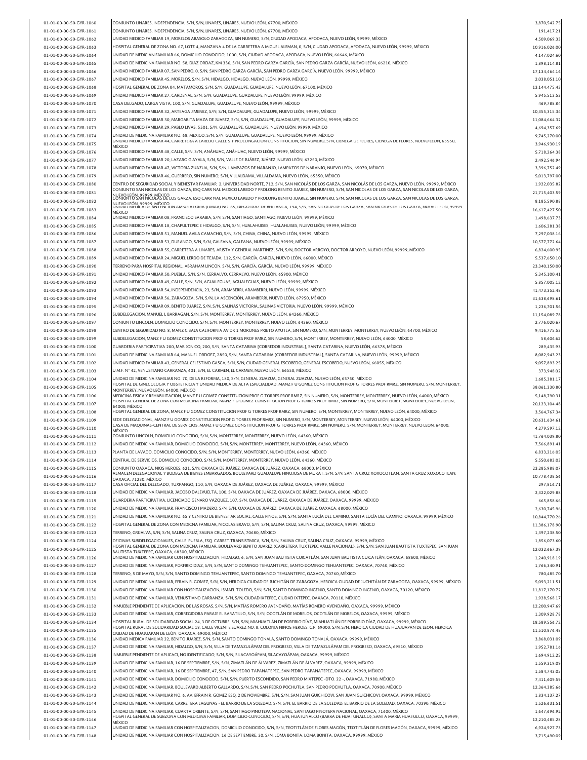| | | |
|---|---|---|
| 01-01-00-00-50-GYR-1060 | CONJUNTO LINARES, INDEPENDENCIA, S/N, S/N, LINARES, LINARES, NUEVO LEÓN, 67700, MÉXICO | 3,870,542.75 |
| 01-01-00-00-50-GYR-1061 | CONJUNTO LINARES, INDEPENDENCIA, S/N, S/N, LINARES, LINARES, NUEVO LEÓN, 67700, MÉXICO | 191,417.21 |
| 01-01-00-00-50-GYR-1062 | UNIDAD MEDICO FAMILIAR 19, MORELOS ABASOLO ZARAGOZA, SIN NUMERO, S/N, CIUDAD APODACA, APODACA, NUEVO LEÓN, 99999, MÉXICO | 4,509,069.33 |
| 01-01-00-00-50-GYR-1063 | HOSPITAL GENERAL DE ZONA NO. 67, LOTE 4, MANZANA 4 DE LA CARRETERA A MIGUEL ALEMAN, 0, S/N, CIUDAD APODACA, APODACA, NUEVO LEÓN, 99999, MÉXICO | 10,916,026.00 |
| 01-01-00-00-50-GYR-1064 | UNIDAD DE MEDICIAN FAMILIAR 66, DOMICILIO CONOCIDO, 1000, S/N, CIUDAD APODACA, APODACA, NUEVO LEÓN, 66646, MÉXICO | 4,147,024.60 |
| 01-01-00-00-50-GYR-1065 | UNIDAD DE MEDICINA FAMILIAR NO. 58, DIAZ ORDAZ, KM 336, S/N, SAN PEDRO GARZA GARCÍA, SAN PEDRO GARZA GARCÍA, NUEVO LEÓN, 66210, MÉXICO | 1,898,114.81 |
| 01-01-00-00-50-GYR-1066 | UNIDAD MEDICO FAMILIAR 07, SAN PEDRO, 0, S/N, SAN PEDRO GARZA GARCÍA, SAN PEDRO GARZA GARCÍA, NUEVO LEÓN, 99999, MÉXICO | 17,134,464.16 |
| 01-01-00-00-50-GYR-1067 | UNIDAD MEDICO FAMILIAR 45, MORELOS, S/N, S/N, HIDALGO, HIDALGO, NUEVO LEÓN, 99999, MÉXICO | 2,038,051.10 |
| 01-01-00-00-50-GYR-1068 | HOSPITAL GENERAL DE ZONA 04, MATAMOROS, S/N, S/N, GUADALUPE, GUADALUPE, NUEVO LEÓN, 67100, MÉXICO | 13,144,475.43 |
| 01-01-00-00-50-GYR-1069 | UNIDAD MEDICO FAMILIAR 27, CARDENAL, S/N, S/N, GUADALUPE, GUADALUPE, NUEVO LEÓN, 99999, MÉXICO | 5,945,513.53 |
| 01-01-00-00-50-GYR-1070 | CASA DELGADO, LARGA VISTA, 100, S/N, GUADALUPE, GUADALUPE, NUEVO LEÓN, 99999, MÉXICO | 469,788.84 |
| 01-01-00-00-50-GYR-1071 | UNIDAD MEDICO FAMILIAR 32, ARTEAGA JIMENEZ, S/N, S/N, GUADALUPE, GUADALUPE, NUEVO LEÓN, 99999, MÉXICO | 10,355,315.34 |
| 01-01-00-00-50-GYR-1072 | UNIDAD MEDICO FAMILIAR 30, MARGARITA MAZA DE JUAREZ, S/N, S/N, GUADALUPE, GUADALUPE, NUEVO LEÓN, 99999, MÉXICO | 11,084,664.32 |
| 01-01-00-00-50-GYR-1073 | UNIDAD MEDICO FAMILIAR 29, PABLO LIVAS, 5501, S/N, GUADALUPE, GUADALUPE, NUEVO LEÓN, 99999, MÉXICO | 4,694,357.69 |
| 01-01-00-00-50-GYR-1074 | UNIDAD DE MEDICINA FAMILIAR NO. 68, MEXICO, S/N, S/N, GUADALUPE, GUADALUPE, NUEVO LEÓN, 99999, MÉXICO | 9,745,270.00 |
| 01-01-00-00-50-GYR-1075 | UNIDAD MEDICO FAMILIAR 44, CARRETERA A LAREDO CALLE 5 Y PROLONGACION CONSTITUCION, SIN NUMERO, S/N, CIENEGA DE FLORES, CIENEGA DE FLORES, NUEVO LEÓN, 65550, MÉXICO | 3,946,930.19 |
| 01-01-00-00-50-GYR-1076 | UNIDAD MEDICO FAMILIAR 48, CALLE, S/N, S/N, ANÁHUAC, ANÁHUAC, NUEVO LEÓN, 99999, MÉXICO | 5,718,264.38 |
| 01-01-00-00-50-GYR-1077 | UNIDAD MEDICO FAMILIAR 20, LAZARO G AYALA, S/N, S/N, VALLE DE JUÁREZ, JUÁREZ, NUEVO LEÓN, 67250, MÉXICO | 2,492,546.94 |
| 01-01-00-00-50-GYR-1078 | UNIDAD MEDICO FAMILIAR 47, VICTORIA ZUAZUA, S/N, S/N, LAMPAZOS DE NARANJO, LAMPAZOS DE NARANJO, NUEVO LEÓN, 65070, MÉXICO | 3,396,752.49 |
| 01-01-00-00-50-GYR-1079 | UNIDAD MEDICO FAMILIAR 46, GUERRERO, SIN NUMERO, S/N, VILLALDAMA, VILLALDAMA, NUEVO LEÓN, 65350, MÉXICO | 5,013,797.00 |
| 01-01-00-00-50-GYR-1080 | CENTRO DE SEGURIDAD SOCIAL Y BIENESTAR FAMILIAR 2, UNIVERSIDAD NORTE, 712, S/N, SAN NICOLÁS DE LOS GARZA, SAN NICOLÁS DE LOS GARZA, NUEVO LEÓN, 99999, MÉXICO | 1,922,035.82 |
| 01-01-00-00-50-GYR-1081 | CONJUNTO SAN NICOLAS DE LOS GARZA, ESQ CARR NAL MEXICO LAREDO Y PROLONG BENITO JUAREZ, SIN NUMERO, S/N, SAN NICOLAS DE LOS GARZA, SAN NICOLAS DE LOS GARZA, NUEVO LEÓN, 99999, MÉXICO | 21,715,403.59 |
| 01-01-00-00-50-GYR-1082 | CONJUNTO SAN NICOLAS DE LOS GARZA, ESQ CARR NAL MEXICO LAREDO Y PROLONG BENITO JUAREZ, SIN NUMERO, S/N, SAN NICOLAS DE LOS GARZA, SAN NICOLAS DE LOS GARZA, NUEVO LEÓN, 99999, MÉXICO | 8,185,590.88 |
| 01-01-00-00-50-GYR-1083 | UNIDAD MEDICA DE ANTENCION AMBULATORIA (UMAA) NO. 65, DIEGO DIAZ DE BERLANGA, 194, S/N, SAN NICOLAS DE LOS GARZA, SAN NICOLAS DE LOS GARZA, NUEVO LEÓN, 99999 MÉXICO | 16,617,427.50 |
| 01-01-00-00-50-GYR-1084 | UNIDAD MEDICO FAMILIAR 08, FRANCISCO SARABIA, S/N, S/N, SANTIAGO, SANTIAGO, NUEVO LEÓN, 99999, MÉXICO | 1,498,637.73 |
| 01-01-00-00-50-GYR-1085 | UNIDAD MEDICO FAMILIAR 18, CHAPULTEPEC E HIDALGO, S/N, S/N, HUALAHUISES, HUALAHUISES, NUEVO LEÓN, 99999, MÉXICO | 1,606,281.38 |
| 01-01-00-00-50-GYR-1086 | UNIDAD MEDICO FAMILIAR 51, MANUEL AVILA CAMACHO, S/N, S/N, CHINA, CHINA, NUEVO LEÓN, 99999, MÉXICO | 7,297,038.16 |
| 01-01-00-00-50-GYR-1087 | UNIDAD MEDICO FAMILIAR 53, DURANGO, S/N, S/N, GALEANA, GALEANA, NUEVO LEÓN, 99999, MÉXICO | 10,577,772.64 |
| 01-01-00-00-50-GYR-1088 | UNIDAD MEDICO FAMILIAR 55, CARRETERA A LINARES, ARISTA Y GENERAL MARTINEZ, S/N, S/N, DOCTOR ARROYO, DOCTOR ARROYO, NUEVO LEÓN, 99999, MÉXICO | 6,824,600.95 |
| 01-01-00-00-50-GYR-1089 | UNIDAD MEDICO FAMILIAR 24, MIGUEL LERDO DE TEJADA, 112, S/N, GARCÍA, GARCÍA, NUEVO LEÓN, 66000, MÉXICO | 5,537,650.10 |
| 01-01-00-00-50-GYR-1090 | TERRENO PARA HOSPITAL REGIONAL, ABRAHAM LINCON, S/N, S/N, GARCÍA, GARCÍA, NUEVO LEÓN, 99999, MÉXICO | 23,340,150.00 |
| 01-01-00-00-50-GYR-1091 | UNIDAD MEDICO FAMILIAR 50, PUEBLA, S/N, S/N, CERRALVO, CERRALVO, NUEVO LEÓN, 65900, MÉXICO | 5,345,100.41 |
| 01-01-00-00-50-GYR-1092 | UNIDAD MEDICO FAMILIAR 49, CALLE, S/N, S/N, AGUALEGUAS, AGUALEGUAS, NUEVO LEÓN, 99999, MÉXICO | 5,857,005.12 |
| 01-01-00-00-50-GYR-1093 | UNIDAD MEDICO FAMILIAR 54, INDEPENDENCIA, 23, S/N, ARAMBERRI, ARAMBERRI, NUEVO LEÓN, 99999, MÉXICO | 41,473,352.48 |
| 01-01-00-00-50-GYR-1094 | UNIDAD MEDICO FAMILIAR 56, ZARAGOZA, S/N, S/N, LA ASCENCIÓN, ARAMBERRI, NUEVO LEÓN, 67950, MÉXICO | 31,638,698.61 |
| 01-01-00-00-50-GYR-1095 | UNIDAD MEDICO FAMILIAR 09, BENITO JUAREZ, S/N, S/N, SALINAS VICTORIA, SALINAS VICTORIA, NUEVO LEÓN, 99999, MÉXICO | 1,236,701.56 |
| 01-01-00-00-50-GYR-1096 | SUBDELEGACION, MANUEL L BARRAGAN, S/N, S/N, MONTERREY, MONTERREY, NUEVO LEÓN, 64260, MÉXICO | 11,154,089.78 |
| 01-01-00-00-50-GYR-1097 | CONJUNTO LINCOLN, DOMICILIO CONOCIDO, S/N, S/N, MONTERREY, MONTERREY, NUEVO LEÓN, 64360, MÉXICO | 2,776,020.67 |
| 01-01-00-00-50-GYR-1098 | CENTRO DE SEGURIDAD NO. 8, MANZ C BAJA CALIFORNIA AV DR 1 MORONES PRIETO AYUTLA, SIN NUMERO, S/N, MONTERREY, MONTERREY, NUEVO LEÓN, 64700, MÉXICO | 9,416,775.53 |
| 01-01-00-00-50-GYR-1099 | SUBDELEGACION, MANZ F U GOMEZ CONSTITUCION PROF G TORRES PROF RMRZ, SIN NUMERO, S/N, MONTERREY, MONTERREY, NUEVO LEÓN, 64000, MÉXICO | 58,606.62 |
| 01-01-00-00-50-GYR-1100 | GUARDERIA PARTICIPATIVA 200, MAR JONICO, 200, S/N, SANTA CATARINA [CORREDOR INDUSTRIAL], SANTA CATARINA, NUEVO LEÓN, 66378, MÉXICO | 289,435.93 |
| 01-01-00-00-50-GYR-1101 | UNIDAD DE MEDICINA FAMILIAR 64, MANUEL ORDOEZ, 2850, S/N, SANTA CATARINA [CORREDOR INDUSTRIAL], SANTA CATARINA, NUEVO LEÓN, 99999, MÉXICO | 8,082,943.23 |
| 01-01-00-00-50-GYR-1102 | UNIDAD MEDICO FAMILIAR 43, GENERAL CELESTINO GASCA, S/N, S/N, CIUDAD GENERAL ESCOBEDO, GENERAL ESCOBEDO, NUEVO LEÓN, 66055, MÉXICO | 9,057,893.25 |
| 01-01-00-00-50-GYR-1103 | U.M.F. N° 42, VENUSTIANO CARRANZA, 401, S/N, EL CARMEN, EL CARMEN, NUEVO LEÓN, 66550, MÉXICO | 373,948.02 |
| 01-01-00-00-50-GYR-1104 | UNIDAD DE MEDICINA FAMILIAR NO. 70, DE LA REFORMA, 180, S/N, GENERAL ZUAZUA, GENERAL ZUAZUA, NUEVO LEÓN, 65750, MÉXICO | 1,685,381.17 |
| 01-01-00-00-50-GYR-1105 | HOSPITAL DE GINECOLOGIA Y OBSTETRICIA Y UNIDAD MEDICA DE ALTA ESPECIALIDAD, MANZ F U GOMEZ CONSTITUCION PROF G TORRES PROF RMRZ, SIN NUMERO, S/N, MONTERREY, MONTERREY, NUEVO LEÓN, 64000, MÉXICO | 38,061,330.80 |
| 01-01-00-00-50-GYR-1106 | MEDICINA FISICA Y REHABILITACION, MANZ F U GOMEZ CONSTITUCION PROF G TORRES PROF RMRZ, SIN NUMERO, S/N, MONTERREY, MONTERREY, NUEVO LEÓN, 64000, MÉXICO | 5,148,790.31 |
| 01-01-00-00-50-GYR-1107 | HOSPITAL GENERAL DE ZONA CON MEDICINA FAMILIAR, MANZ F U GOMEZ CONSTITUCION PROF G TORRES PROF RMRZ, SIN NUMERO, S/N, MONTERREY, MONTERREY, NUEVO LEÓN, 64000, MÉXICO | 20,123,104.48 |
| 01-01-00-00-50-GYR-1108 | HOSPITAL GENERAL DE ZONA, MANZ F U GOMEZ CONSTITUCION PROF G TORRES PROF RMRZ, SIN NUMERO, S/N, MONTERREY, MONTERREY, NUEVO LEÓN, 64000, MÉXICO | 3,564,767.34 |
| 01-01-00-00-50-GYR-1109 | SEDE DELEGACIONAL, MANZ F U GOMEZ CONSTITUCION PROF G TORRES PROF RMRZ, SIN NUMERO, S/N, MONTERREY, MONTERREY, NUEVO LEÓN, 64000, MÉXICO | 20,631,634.61 |
| 01-01-00-00-50-GYR-1110 | CASA DE MAQUINAS-CENTRAL DE SERVICIOS, MANZ F U GOMEZ CONSTITUCION PROF G TORRES PROF RMRZ, SIN NUMERO, S/N, MONTERREY, MONTERREY, NUEVO LEÓN, 64000, MÉXICO | 4,279,597.12 |
| 01-01-00-00-50-GYR-1111 | CONJUNTO LINCOLN, DOMICILIO CONOCIDO, S/N, S/N, MONTERREY, MONTERREY, NUEVO LEÓN, 64360, MÉXICO | 41,764,039.80 |
| 01-01-00-00-50-GYR-1112 | UNIDAD DE MEDICINA FAMILIAR, DOMICILIO CONOCIDO, S/N, S/N, MONTERREY, MONTERREY, NUEVO LEÓN, 64360, MÉXICO | 7,566,891.41 |
| 01-01-00-00-50-GYR-1113 | PLANTA DE LAVADO, DOMICILIO CONOCIDO, S/N, S/N, MONTERREY, MONTERREY, NUEVO LEÓN, 64360, MÉXICO | 6,833,216.05 |
| 01-01-00-00-50-GYR-1114 | CENTRAL DE SERVICIOS, DOMICILIO CONOCIDO, S/N, S/N, MONTERREY, MONTERREY, NUEVO LEÓN, 64360, MÉXICO | 5,550,683.03 |
| 01-01-00-00-50-GYR-1115 | CONJUNTO OAXACA, NIOS HEROES, 621, S/N, OAXACA DE JUÁREZ, OAXACA DE JUÁREZ, OAXACA, 68000, MÉXICO | 23,285,988.07 |
| 01-01-00-00-50-GYR-1116 | ALMACEN DELEGACIONAL Y BODEGA DE BIENES EMBARGADOS, BOULEVARD GUADALUPE HINOJOSA DE MURAT, S/N, S/N, SANTA CRUZ XOXOCOTLAN, SANTA CRUZ XOXOCOTLAN, OAXACA, 71230, MÉXICO | 10,778,438.56 |
| 01-01-00-00-50-GYR-1117 | CASA OFICIAL DEL DELEGADO, TUXPANGO, 110, S/N, OAXACA DE JUÁREZ, OAXACA DE JUÁREZ, OAXACA, 99999, MÉXICO | 297,816.71 |
| 01-01-00-00-50-GYR-1118 | UNIDAD DE MEDICINA FAMILIAR, JACOBO DALEVUELTA, 100, S/N, OAXACA DE JUÁREZ, OAXACA DE JUÁREZ, OAXACA, 68000, MÉXICO | 2,322,029.88 |
| 01-01-00-00-50-GYR-1119 | GUARDERIA PARTICIPATIVA, LICENCIADO GENARO VAZQUEZ, 107, S/N, OAXACA DE JUÁREZ, OAXACA DE JUÁREZ, OAXACA, 99999, MÉXICO | 665,858.66 |
| 01-01-00-00-50-GYR-1120 | UNIDAD DE MEDICINA FAMILIAR, FRANCISCO I MADERO, S/N, S/N, OAXACA DE JUÁREZ, OAXACA DE JUÁREZ, OAXACA, 68000, MÉXICO | 2,630,745.96 |
| 01-01-00-00-50-GYR-1121 | UNIDAD DE MEDICINA FAMILIAR NO. 65 Y CENTRO DE BIENESTAR SOCIAL, CALLE PINOS, S/N, S/N, SANTA LUCÍA DEL CAMINO, SANTA LUCÍA DEL CAMINO, OAXACA, 99999, MÉXICO | 10,844,770.26 |
| 01-01-00-00-50-GYR-1122 | HOSPITAL GENERAL DE ZONA CON MEDICNA FAMILIAR, NICOLAS BRAVO, S/N, S/N, SALINA CRUZ, SALINA CRUZ, OAXACA, 99999, MÉXICO | 11,386,178.90 |
| 01-01-00-00-50-GYR-1123 | TERRENO, GRIJALVA, S/N, S/N, SALINA CRUZ, SALINA CRUZ, OAXACA, 70680, MÉXICO | 1,397,238.50 |
| 01-01-00-00-50-GYR-1124 | OFICINAS SUBDELEGACIONALES, CALLE PUEBLA, ESQ. CARRET TRANSISTMICA, S/N, S/N, SALINA CRUZ, SALINA CRUZ, OAXACA, 99999, MÉXICO | 1,856,073.60 |
| 01-01-00-00-50-GYR-1125 | HOSPITAL GENERAL DE ZONA CON MEDICINA FAMILIAR, BOULEVARD BENITO JUAREZ (CARRETERA TUXTEPEC VALLE NACIONAL), S/N, S/N, SAN JUAN BAUTISTA TUXTEPEC, SAN JUAN BAUTISTA TUXTEPEC, OAXACA, 68300, MÉXICO | 12,032,667.39 |
| 01-01-00-00-50-GYR-1126 | UNIDAD DE MEDICINA FAMILIAR CON HOSPITALIZACION, HIDALGO, 6, S/N, SAN JUAN BAUTISTA CUICATLÁN, SAN JUAN BAUTISTA CUICATLÁN, OAXACA, 68600, MÉXICO | 1,240,918.19 |
| 01-01-00-00-50-GYR-1127 | UNIDAD DE MEDICINA FAMILIAR, PORFIRIO DIAZ, S/N, S/N, SANTO DOMINGO TEHUANTEPEC, SANTO DOMINGO TEHUANTEPEC, OAXACA, 70760, MÉXICO | 1,766,340.91 |
| 01-01-00-00-50-GYR-1128 | TERRENO, 5 DE MAYO, S/N, S/N, SANTO DOMINGO TEHUANTEPEC, SANTO DOMINGO TEHUANTEPEC, OAXACA, 70760, MÉXICO | 780,485.70 |
| 01-01-00-00-50-GYR-1129 | UNIDAD DE MEDICINA FAMILIAR, EFRAIN R. GOMEZ, S/N, S/N, HEROICA CIUDAD DE JUCHITÁN DE ZARAGOZA, HEROICA CIUDAD DE JUCHITÁN DE ZARAGOZA, OAXACA, 99999, MÉXICO | 5,093,211.51 |
| 01-01-00-00-50-GYR-1130 | UNIDAD DE MEDICINA FAMILIAR CON HOSPITALIZACION, ISMAEL TOLEDO, S/N, S/N, SANTO DOMINGO INGENIO, SANTO DOMINGO INGENIO, OAXACA, 70120, MÉXICO | 11,817,170.72 |
| 01-01-00-00-50-GYR-1131 | UNIDAD DE MEDICINA FAMILIAR, VENUSTIANO CARRANZA, S/N, S/N, CIUDAD IXTEPEC, CIUDAD IXTEPEC, OAXACA, 70110, MÉXICO | 1,928,568.17 |
| 01-01-00-00-50-GYR-1132 | INMUEBLE PENDIENTE DE APLICACION, DE LAS ROSAS, S/N, S/N, MATÍAS ROMERO AVENDAÑO, MATÍAS ROMERO AVENDAÑO, OAXACA, 99999, MÉXICO | 12,200,947.69 |
| 01-01-00-00-50-GYR-1133 | UNIDAD DE MEDICINA FAMILIAR, CORREGIDORA PARAJE EL BARATILLO, S/N, S/N, OCOTLÁN DE MORELOS, OCOTLÁN DE MORELOS, OAXACA, 99999, MÉXICO | 1,309,928.78 |
| 01-01-00-00-50-GYR-1134 | HOSPITAL RURAL DE SOLIDARIDAD SOCIAL 24, 3 DE OCTUBRE, S/N, S/N, MIAHUATLÁN DE PORFIRIO DÍAZ, MIAHUATLÁN DE PORFIRIO DÍAZ, OAXACA, 99999, MÉXICO | 18,589,556.72 |
| 01-01-00-00-50-GYR-1135 | HOSPITAL RURAL DE SOLIDARIDAD SOCIAL 18, CALLE VICENTE SUAREZ NO. 8, COLONIA NIÑOS HEROES, C.P. 69000, S/N, S/N, HEROICA CIUDAD DE HUAJUAPAN DE LEÓN, HEROICA CIUDAD DE HUAJUAPAN DE LEÓN, OAXACA, 69000, MÉXICO | 11,510,876.48 |
| 01-01-00-00-50-GYR-1136 | UNIDAD MEDICA FAMILIAR 22, BENITO JUAREZ, S/N, S/N, SANTO DOMINGO TONALÁ, SANTO DOMINGO TONALÁ, OAXACA, 99999, MÉXICO | 3,868,031.09 |
| 01-01-00-00-50-GYR-1137 | UNIDAD DE MEDICINA FAMILIAR, HIDALGO, S/N, S/N, VILLA DE TAMAZULÁPAM DEL PROGRESO, VILLA DE TAMAZULÁPAM DEL PROGRESO, OAXACA, 69510, MÉXICO | 1,952,781.16 |
| 01-01-00-00-50-GYR-1138 | INMUEBLE PENDIENTE DE APLICACI, NO IDENTIFICADO, S/N, S/N, SILACAYOÁPAM, SILACAYOÁPAM, OAXACA, 99999, MÉXICO | 1,694,912.25 |
| 01-01-00-00-50-GYR-1139 | UNIDAD DE MEDICINA FAMILIAR, 16 DE SEPTIEMBRE, S/N, S/N, ZIMATLÁN DE ÁLVAREZ, ZIMATLÁN DE ÁLVAREZ, OAXACA, 99999, MÉXICO | 1,559,319.09 |
| 01-01-00-00-50-GYR-1140 | UNIDAD DE MEDICINA FAMILIAR, 16 DE SEPTIEMBRE, 47, S/N, SAN PEDRO TAPANATEPEC, SAN PEDRO TAPANATEPEC, OAXACA, 99999, MÉXICO | 1,584,743.05 |
| 01-01-00-00-50-GYR-1141 | UNIDAD DE MEDICINA FAMILIAR, DOMICILIO CONOCIDO, S/N, S/N, PUERTO ESCONDIDO, SAN PEDRO MIXTEPEC -DTO. 22 -, OAXACA, 71980, MÉXICO | 7,411,609.59 |
| 01-01-00-00-50-GYR-1142 | UNIDAD DE MEDICINA FAMILIAR, BOULEVARD ALBERTO GALLARDO, S/N, S/N, SAN PEDRO POCHUTLA, SAN PEDRO POCHUTLA, OAXACA, 70900, MÉXICO | 12,364,385.66 |
| 01-01-00-00-50-GYR-1143 | UNIDAD DE MEDICINA FAMILIAR NO. 6, AV. EFRAIN R. GOMEZ ESQ. 2 DE NOVIEMBRE, S/N, S/N, SAN JUAN GUICHICOVI, SAN JUAN GUICHICOVI, OAXACA, 99999, MÉXICO | 1,834,137.27 |
| 01-01-00-00-50-GYR-1144 | UNIDAD DE MEDICINA FAMILIAR, CARRETERA LAGUNAS - EL BARRIO DE LA SOLEDAD, S/N, S/N, EL BARRIO DE LA SOLEDAD, EL BARRIO DE LA SOLEDAD, OAXACA, 70390, MÉXICO | 1,526,631.51 |
| 01-01-00-00-50-GYR-1145 | UNIDAD DE MEDICINA FAMILIAR, CUARTA ORIENTE, S/N, S/N, SANTIAGO PINOTEPA NACIONAL, SANTIAGO PINOTEPA NACIONAL, OAXACA, 71600, MÉXICO | 1,647,696.92 |
| 01-01-00-00-50-GYR-1146 | HOSPITAL GENERAL DE SUBZONA CON MEDICINA FAMILIAR, DOMICILIO CONOCIDO, S/N, S/N, HUATULCO (BARRA DE HUATULCO), SANTA MARÍA HUATULCO, OAXACA, 99999, MÉXICO | 12,210,485.28 |
| 01-01-00-00-50-GYR-1147 | UNIDAD DE MEDICINA FAMILIAR CON HOSPITALIZACION, DOMICILIO CONOCIDO, S/N, S/N, TEOTITLÁN DE FLORES MAGÓN, TEOTITLÁN DE FLORES MAGÓN, OAXACA, 99999, MÉXICO | 6,924,927.73 |
| 01-01-00-00-50-GYR-1148 | UNIDAD DE MEDICINA FAMILIAR CON HOSPITALIZACION, 16 DE SEPTIEMBRE, 30, S/N, LOMA BONITA, LOMA BONITA, OAXACA, 99999, MÉXICO | 3,715,490.09 |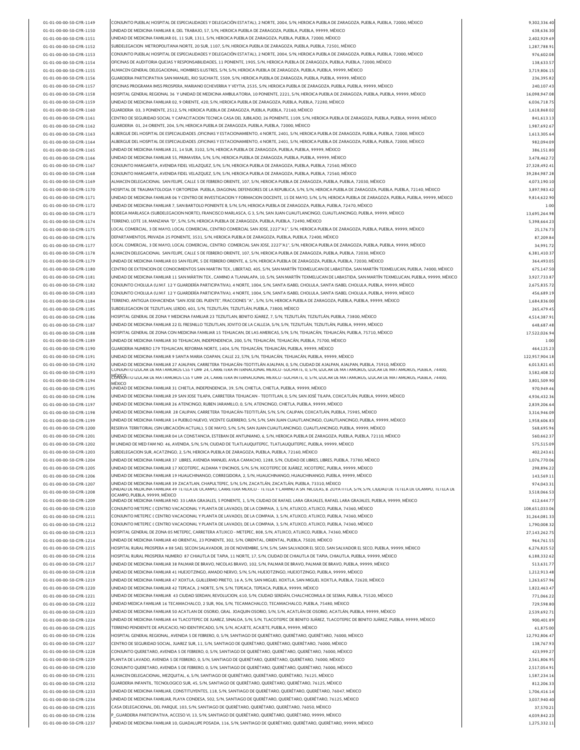| | | |
|---|---|---|
| 01-01-00-00-50-GYR-1149 | CONJUNTO PUEBLA( HOSPITAL DE ESPECIALIDADES Y DELEGACIÓN ESTATAL), 2 NORTE, 2004, S/N, HEROICA PUEBLA DE ZARAGOZA, PUEBLA, PUEBLA, 72000, MÉXICO | 9,302,336.40 |
| 01-01-00-00-50-GYR-1150 | UNIDAD DE MEDICINA FAMILIAR 8, DEL TRABAJO, 57, S/N, HEROICA PUEBLA DE ZARAGOZA, PUEBLA, PUEBLA, 99999, MÉXICO | 638,636.30 |
| 01-01-00-00-50-GYR-1151 | UNIDAD DE MEDICINA FAMILIAR 01, 11 SUR, 1311, S/N, HEROICA PUEBLA DE ZARAGOZA, PUEBLA, PUEBLA, 72000, MÉXICO | 2,402,929.69 |
| 01-01-00-00-50-GYR-1152 | SUBDELEGACION METROPOLITANA NORTE, 20 SUR, 1107, S/N, HEROICA PUEBLA DE ZARAGOZA, PUEBLA, PUEBLA, 72501, MÉXICO | 1,287,788.91 |
| 01-01-00-00-50-GYR-1153 | CONJUNTO PUEBLA( HOSPITAL DE ESPECIALIDADES Y DELEGACIÓN ESTATAL), 2 NORTE, 2004, S/N, HEROICA PUEBLA DE ZARAGOZA, PUEBLA, PUEBLA, 72000, MÉXICO | 976,602.08 |
| 01-01-00-00-50-GYR-1154 | OFICINAS DE AUDITORIA QUEJAS Y RESPONSABILIDADES, 11 PONIENTE, 1905, S/N, HEROICA PUEBLA DE ZARAGOZA, PUEBLA, PUEBLA, 72000, MÉXICO | 138,633.57 |
| 01-01-00-00-50-GYR-1155 | ALMACEN GENERAL DELEGACIONAL, HOMBRES ILUSTRES, S/N, S/N, HEROICA PUEBLA DE ZARAGOZA, PUEBLA, PUEBLA, 99999, MÉXICO | 3,719,806.15 |
| 01-01-00-00-50-GYR-1156 | GUARDERIA PARTICIPATIVA SAN MANUEL, RIO SUCHIATE, 5509, S/N, HEROICA PUEBLA DE ZARAGOZA, PUEBLA, PUEBLA, 99999, MÉXICO | 236,395.82 |
| 01-01-00-00-50-GYR-1157 | OFICINAS PROGRAMA IMSS PROSPERA, MARIANO ECHEVERRIA Y VEYTIA, 2535, S/N, HEROICA PUEBLA DE ZARAGOZA, PUEBLA, PUEBLA, 99999, MÉXICO | 240,107.43 |
| 01-01-00-00-50-GYR-1158 | HOSPITAL GENERAL REGIONAL 36 Y UNIDAD DE MEDICINA AMBULATORIA, 10 PONIENTE, 2221, S/N, HEROICA PUEBLA DE ZARAGOZA, PUEBLA, PUEBLA, 99999, MÉXICO | 16,098,947.08 |
| 01-01-00-00-50-GYR-1159 | UNIDAD DE MEDICINA FAMILIAR 02, 9 ORIENTE, 420, S/N, HEROICA PUEBLA DE ZARAGOZA, PUEBLA, PUEBLA, 72280, MÉXICO | 6,036,718.75 |
| 01-01-00-00-50-GYR-1160 | GUARDERIA 03, 3 PONIENTE, 2512, S/N, HEROICA PUEBLA DE ZARAGOZA, PUEBLA, PUEBLA, 72160, MÉXICO | 1,618,868.02 |
| 01-01-00-00-50-GYR-1161 | CENTRO DE SEGURIDAD SOCIAL Y CAPACITACION TECNICA CASA DEL JUBILADO, 26 PONIENTE, 1109, S/N, HEROICA PUEBLA DE ZARAGOZA, PUEBLA, PUEBLA, 99999, MÉXICO | 841,613.13 |
| 01-01-00-00-50-GYR-1162 | GUARDERIA 01, 24 ORIENTE, 204, S/N, HEROICA PUEBLA DE ZARAGOZA, PUEBLA, PUEBLA, 72000, MÉXICO | 1,987,692.67 |
| 01-01-00-00-50-GYR-1163 | ALBERGUE DEL HOSPITAL DE ESPECIALIDADES ,OFICINAS Y ESTACIONAMIENTO, 4 NORTE, 2401, S/N, HEROICA PUEBLA DE ZARAGOZA, PUEBLA, PUEBLA, 72000, MÉXICO | 1,613,305.64 |
| 01-01-00-00-50-GYR-1164 | ALBERGUE DEL HOSPITAL DE ESPECIALIDADES ,OFICINAS Y ESTACIONAMIENTO, 4 NORTE, 2401, S/N, HEROICA PUEBLA DE ZARAGOZA, PUEBLA, PUEBLA, 72000, MÉXICO | 982,094.09 |
| 01-01-00-00-50-GYR-1165 | UNIDAD DE MEDICINA FAMILIAR 21, 14 SUR, 3102, S/N, HEROICA PUEBLA DE ZARAGOZA, PUEBLA, PUEBLA, 99999, MÉXICO | 386,151.80 |
| 01-01-00-00-50-GYR-1166 | UNIDAD DE MEDICINA FAMILIAR 55, PRIMAVERA, S/N, S/N, HEROICA PUEBLA DE ZARAGOZA, PUEBLA, PUEBLA, 99999, MÉXICO | 3,478,462.72 |
| 01-01-00-00-50-GYR-1167 | CONJUNTO MARGARITA, AVENIDA FIDEL VELAZQUEZ, S/N, S/N, HEROICA PUEBLA DE ZARAGOZA, PUEBLA, PUEBLA, 72560, MÉXICO | 27,328,492.41 |
| 01-01-00-00-50-GYR-1168 | CONJUNTO MARGARITA, AVENIDA FIDEL VELAZQUEZ, S/N, S/N, HEROICA PUEBLA DE ZARAGOZA, PUEBLA, PUEBLA, 72560, MÉXICO | 39,284,987.28 |
| 01-01-00-00-50-GYR-1169 | ALMACEN DELEGACIONAL SAN FELIPE, CALLE 5 DE FEBRERO ORIENTE, 107, S/N, HEROICA PUEBLA DE ZARAGOZA, PUEBLA, PUEBLA, 72030, MÉXICO | 4,073,190.10 |
| 01-01-00-00-50-GYR-1170 | HOSPITAL DE TRAUMATOLOGIA Y ORTOPEDIA PUEBLA, DIAGONAL DEFENSORES DE LA REPUBLICA, S/N, S/N, HEROICA PUEBLA DE ZARAGOZA, PUEBLA, PUEBLA, 72140, MÉXICO | 3,897,983.42 |
| 01-01-00-00-50-GYR-1171 | UNIDAD DE MEDICINA FAMILIAR 06 Y CENTRO DE INVESTIGACION Y FORMACION DOCENTE, 15 DE MAYO, S/N, S/N, HEROICA PUEBLA DE ZARAGOZA, PUEBLA, PUEBLA, 99999, MÉXICO | 9,814,622.90 |
| 01-01-00-00-50-GYR-1172 | UNIDAD DE MEDICINA FAMILIAR 7, SAN BARTOLO PONIENTE 8, S/N, S/N, HEROICA PUEBLA DE ZARAGOZA, PUEBLA, PUEBLA, 72470, MÉXICO | 1.00 |
| 01-01-00-00-50-GYR-1173 | BODEGA MARLASCA (SUBDELEGACION NORTE), FRANCISCO MARLASCA, G 3, S/N, SAN JUAN CUAUTLANCINGO, CUAUTLANCINGO, PUEBLA, 99999, MÉXICO | 13,695,264.98 |
| 01-01-00-00-50-GYR-1174 | TERRENO, LOTE 18, MANZANA "D", S/N, S/N, HEROICA PUEBLA DE ZARAGOZA, PUEBLA, PUEBLA, 72490, MÉXICO | 5,398,664.23 |
| 01-01-00-00-50-GYR-1175 | LOCAL COMERCIAL, 3 DE MAYO, LOCAL COMERCIAL, CENTRO COMERCIAL SAN JOSE, 2227"A1", S/N, HEROICA PUEBLA DE ZARAGOZA, PUEBLA, PUEBLA, 99999, MÉXICO | 25,176.73 |
| 01-01-00-00-50-GYR-1176 | DEPARTAMENTOS, PRIVADA 25 PONIENTE, 3531, S/N, HEROICA PUEBLA DE ZARAGOZA, PUEBLA, PUEBLA, 72400, MÉXICO | 87,209.84 |
| 01-01-00-00-50-GYR-1177 | LOCAL COMERCIAL, 3 DE MAYO, LOCAL COMERCIAL, CENTRO COMERCIAL SAN JOSE, 2227"A1", S/N, HEROICA PUEBLA DE ZARAGOZA, PUEBLA, PUEBLA, 99999, MÉXICO | 34,991.72 |
| 01-01-00-00-50-GYR-1178 | ALMACEN DELEGACIONAL SAN FELIPE, CALLE 5 DE FEBRERO ORIENTE, 107, S/N, HEROICA PUEBLA DE ZARAGOZA, PUEBLA, PUEBLA, 72030, MÉXICO | 6,381,410.37 |
| 01-01-00-00-50-GYR-1179 | UNIDAD DE MEDICINA FAMILIAR 03 SAN FELIPE, 5 DE FEBRERO ORIENTE, 6, S/N, HEROICA PUEBLA DE ZARAGOZA, PUEBLA, PUEBLA, 72030, MÉXICO | 364,493.05 |
| 01-01-00-00-50-GYR-1180 | CENTRO DE EXTENCION DE CONOCIMIENTOS SAN MARTIN TEX., LIBERTAD, 405, S/N, SAN MARTÍN TEXMELUCAN DE LABASTIDA, SAN MARTÍN TEXMELUCAN, PUEBLA, 74000, MÉXICO | 675,147.50 |
| 01-01-00-00-50-GYR-1181 | UNIDAD DE MEDICINA FAMILIAR 11 SAN MÀRTIN TEX., CAMINO A TLANALAPA, 10, S/N, SAN MARTÍN TEXMELUCAN DE LABASTIDA, SAN MARTÍN TEXMELUCAN, PUEBLA, 99999, MÉXICO | 3,927,733.87 |
| 01-01-00-00-50-GYR-1182 | CONJUNTO CHOLULA (U.M.F. 12 Y GUARDERÍA PARTICIPATIVA), 4 NORTE, 1004, S/N, SANTA ISABEL CHOLULA, SANTA ISABEL CHOLULA, PUEBLA, 99999, MÉXICO | 2,675,835.72 |
| 01-01-00-00-50-GYR-1183 | CONJUNTO CHOLULA (U.M.F. 12 Y GUARDERÍA PARTICIPATIVA), 4 NORTE, 1004, S/N, SANTA ISABEL CHOLULA, SANTA ISABEL CHOLULA, PUEBLA, 99999, MÉXICO | 456,689.19 |
| 01-01-00-00-50-GYR-1184 | TERRENO, ANTIGUA EXHACIENDA "SAN JOSE DEL PUENTE", FRACCIONES "A"., S/N, S/N, HEROICA PUEBLA DE ZARAGOZA, PUEBLA, PUEBLA, 99999, MÉXICO | 1,684,836.00 |
| 01-01-00-00-50-GYR-1185 | SUBDELEGACION DE TEZIUTLAN, LERDO, 601, S/N, TEZIUTLÁN, TEZIUTLÁN, PUEBLA, 73800, MÉXICO | 265,479.45 |
| 01-01-00-00-50-GYR-1186 | HOSPITAL GENERAL DE ZONA Y MEDICINA FAMILIAR 23 TEZIUTLAN, BENITO JUÁREZ, 7, S/N, TEZIUTLÁN, TEZIUTLÁN, PUEBLA, 73800, MÉXICO | 4,514,387.91 |
| 01-01-00-00-50-GYR-1187 | UNIDAD DE MEDICINA FAMILIAR 22 EL FRESNILLO TEZIUTLAN, JOVITO DE LA CALLEJA, S/N, S/N, TEZIUTLÁN, TEZIUTLÁN, PUEBLA, 99999, MÉXICO | 648,687.48 |
| 01-01-00-00-50-GYR-1188 | HOSPITAL GENERAL DE ZONA CON MEDICINA FAMILIAR 15 TEHUACAN, DE LAS AMERICAS, S/N, S/N, TEHUACÁN, TEHUACÁN, PUEBLA, 75710, MÉXICO | 17,522,026.94 |
| 01-01-00-00-50-GYR-1189 | UNIDAD DE MEDICINA FAMILIAR 30 TEHUACAN, INDEPENDENCIA, 200, S/N, TEHUACÁN, TEHUACÁN, PUEBLA, 75700, MÉXICO | 1.00 |
| 01-01-00-00-50-GYR-1190 | GUARDERIA NUMERO 179 TEHUACAN, REFORMA NORTE, 1404, S/N, TEHUACÁN, TEHUACÁN, PUEBLA, 99999, MÉXICO | 464,125.23 |
| 01-01-00-00-50-GYR-1191 | UNIDAD DE MEDICINA FAMILIAR 9 SANTA MARIA COAPAN, CALLE 22, S7N, S/N, TEHUACÁN, TEHUACÁN, PUEBLA, 99999, MÉXICO | 122,957,904.18 |
| 01-01-00-00-50-GYR-1192 | UNIDAD DE MEDICINA FAMILIAR 27 AJALPAN, CARRETERA TEHUACÁN-TEOTITLÁN AJALPAN, 0, S/N, CIUDAD DE AJALPAN, AJALPAN, PUEBLA, 75910, MÉXICO | 6,013,821.65 |
| 01-01-00-00-50-GYR-1193 | CONJUNTO IZUCAR DE MATAMOROS CSS Y UMF 24, CARRETERA INTERNACIONAL MEXICO -SUCHIATE, 0, S/N, IZÚCAR DE MATAMOROS, IZÚCAR DE MATAMOROS, PUEBLA, 74400, MÉXICO | 3,582,408.32 |
| 01-01-00-00-50-GYR-1194 | CONJUNTO IZUCAR DE MATAMOROS CSS Y UMF 24, CARRETERA INTERNACIONAL MEXICO -SUCHIATE, 0, S/N, IZÚCAR DE MATAMOROS, IZÚCAR DE MATAMOROS, PUEBLA, 74400, MÉXICO | 3,801,509.90 |
| 01-01-00-00-50-GYR-1195 | UNIDAD DE MEDICINA FAMILIAR 31 CHIETLA, INDEPENDENCIA, 39, S/N, CHIETLA, CHIETLA, PUEBLA, 99999, MÉXICO | 970,949.46 |
| 01-01-00-00-50-GYR-1196 | UNIDAD DE MEDICINA FAMILIAR 29 SAN JOSE TILAPA, CARRETERA TEHUACAN - TEOTITLAN, 0, S/N, SAN JOSÉ TILAPA, COXCATLÁN, PUEBLA, 99999, MÉXICO | 4,936,432.36 |
| 01-01-00-00-50-GYR-1197 | UNIDAD DE MEDICINA FAMILIAR 26 ATENCINGO, RUBEN JARAMILLO, 0, S/N, ATENCINGO, CHIETLA, PUEBLA, 99999, MÉXICO | 2,839,206.64 |
| 01-01-00-00-50-GYR-1198 | UNIDAD DE MEDICINA FAMILIAR 28 CALIPAN, CARRETERA TEHUACÁN-TEOTITLÁN, S/N, S/N, CALIPAN, COXCATLÁN, PUEBLA, 75985, MÉXICO | 3,316,946.09 |
| 01-01-00-00-50-GYR-1199 | UNIDAD DE MEDICINA FAMILIAR 14 PUEBLO NUEVO, VICENTE GUERRERO, S/N, S/N, SAN JUAN CUAUTLANCINGO, CUAUTLANCINGO, PUEBLA, 99999, MÉXICO | 1,958,606.83 |
| 01-01-00-00-50-GYR-1200 | RESERVA TERRITORIAL (SIN UBICACIÓN ACTUAL), 5 DE MAYO, S/N, S/N, SAN JUAN CUAUTLANCINGO, CUAUTLANCINGO, PUEBLA, 99999, MÉXICO | 568,695.96 |
| 01-01-00-00-50-GYR-1201 | UNIDAD DE MEDICINA FAMILIAR 04 LA CONSTANCIA, ESTEBAN DE ANTUNIANO, 6, S/N, HEROICA PUEBLA DE ZARAGOZA, PUEBLA, PUEBLA, 72110, MÉXICO | 560,662.37 |
| 01-01-00-00-50-GYR-1202 | M UNIDAD DE MED FAM NO. 46, AVENIDA, S/N, S/N, CIUDAD DE TLATLAUQUITEPEC, TLATLAUQUITEPEC, PUEBLA, 99999, MÉXICO | 575,515.09 |
| 01-01-00-00-50-GYR-1203 | SUBDELEGACION SUR, ACATZINGO, 2, S/N, HEROICA PUEBLA DE ZARAGOZA, PUEBLA, PUEBLA, 72160, MÉXICO | 402,243.61 |
| 01-01-00-00-50-GYR-1204 | UNIDAD DE MEDICINA FAMILIAR 37 LIBRES, AVENIDA MANUEL AVILA CAMACHO, 1288, S/N, CIUDAD DE LIBRES, LIBRES, PUEBLA, 73780, MÉXICO | 1,076,770.06 |
| 01-01-00-00-50-GYR-1205 | UNIDAD DE MEDICINA FAMILIAR 17 XICOTEPEC, ALDAMA Y ENCINOS, S/N, S/N, XICOTEPEC DE JUÁREZ, XICOTEPEC, PUEBLA, 99999, MÉXICO | 298,896.22 |
| 01-01-00-00-50-GYR-1206 | UNIDAD DE MEDICINA FAMILIAR 19 HUAUCHINANGO, CORREGIDORA, 2, S/N, HUAUCHINANGO, HUAUCHINANGO, PUEBLA, 99999, MÉXICO | 143,569.11 |
| 01-01-00-00-50-GYR-1207 | UNIDAD DE MEDICINA FAMILIAR 39 ZACATLAN, CHAPULTEPEC, S/N, S/N, ZACATLÁN, ZACATLÁN, PUEBLA, 73310, MÉXICO | 974,043.31 |
| 01-01-00-00-50-GYR-1208 | UNIDAD DE MEDICINA FAMILIAR 49 TETELA DE OCAMPO, CARRETERA MEXICO - TETELA Y CAMINO A SN. NICOLAS, B. ZOYATITLA, S/N, S/N, CIUDAD DE TETELA DE OCAMPO, TETELA DE OCAMPO, PUEBLA, 99999, MÉXICO | 3,518,066.53 |
| 01-01-00-00-50-GYR-1209 | UNIDAD DE MEDICINA FAMILIAR NO. 33 LARA GRAJALES, 5 PONIENTE, 1, S/N, CIUDAD DE RAFAEL LARA GRAJALES, RAFAEL LARA GRAJALES, PUEBLA, 99999, MÉXICO | 612,644.77 |
| 01-01-00-00-50-GYR-1210 | CONJUNTO METEPEC ( CENTRO VACACIONAL Y PLANTA DE LAVADO), DE LA COMPAIA, 3, S/N, ATLIXCO, ATLIXCO, PUEBLA, 74360, MÉXICO | 108,651,033.06 |
| 01-01-00-00-50-GYR-1211 | CONJUNTO METEPEC ( CENTRO VACACIONAL Y PLANTA DE LAVADO), DE LA COMPAIA, 3, S/N, ATLIXCO, ATLIXCO, PUEBLA, 74360, MÉXICO | 31,264,081.33 |
| 01-01-00-00-50-GYR-1212 | CONJUNTO METEPEC ( CENTRO VACACIONAL Y PLANTA DE LAVADO), DE LA COMPAIA, 3, S/N, ATLIXCO, ATLIXCO, PUEBLA, 74360, MÉXICO | 1,790,008.32 |
| 01-01-00-00-50-GYR-1213 | HOSPITAL GENERAL DE ZONA 05 METEPEC, CARRETERA ATLIXCO - METEPEC, 808, S/N, ATLIXCO, ATLIXCO, PUEBLA, 74360, MÉXICO | 27,143,262.75 |
| 01-01-00-00-50-GYR-1214 | UNIDAD DE MEDICINA FAMILIAR 40 ORIENTAL, 23 PONIENTE, 302, S/N, ORIENTAL, ORIENTAL, PUEBLA, 75020, MÉXICO | 964,761.55 |
| 01-01-00-00-50-GYR-1215 | HOSPITAL RURAL PROSPERA # 88 SAEL SECON SALAVADOR, 20 DE NOVIEMBRE, S/N, S/N, SAN SALVADOR EL SECO, SAN SALVADOR EL SECO, PUEBLA, 99999, MÉXICO | 6,276,825.52 |
| 01-01-00-00-50-GYR-1216 | HOSPITAL RURAL PROSPERA NUMERO 87 CHIAUTLA DE TAPIA, 11 NORTE, 17, S/N, CIUDAD DE CHIAUTLA DE TAPIA, CHIAUTLA, PUEBLA, 99999, MÉXICO | 6,188,332.62 |
| 01-01-00-00-50-GYR-1217 | UNIDAD DE MEDICINA FAMILIAR 38 PALMAR DE BRAVO, NICOLAS BRAVO, 102, S/N, PALMAR DE BRAVO, PALMAR DE BRAVO, PUEBLA, 99999, MÉXICO | 513,631.77 |
| 01-01-00-00-50-GYR-1218 | UNIDAD DE MEDICINA FAMILIAR 41 HUEJOTZINGO, AMADO NERVO, S/N, S/N, HUEJOTZINGO, HUEJOTZINGO, PUEBLA, 99999, MÉXICO | 1,212,913.48 |
| 01-01-00-00-50-GYR-1219 | UNIDAD DE MEDICINA FAMILIAR 47 XOXTLA, GUILLERMO PRIETO, 16 A, S/N, SAN MIGUEL XOXTLA, SAN MIGUEL XOXTLA, PUEBLA, 72620, MÉXICO | 1,263,657.96 |
| 01-01-00-00-50-GYR-1220 | UNIDAD DE MEDICINA FAMILIAR 42 TEPEACA, 2 NORTE, S/N, S/N, TEPEACA, TEPEACA, PUEBLA, 99999, MÉXICO | 1,822,463.47 |
| 01-01-00-00-50-GYR-1221 | UNIDAD DE MEDICINA FAMILIAR 43 CIUDAD SERDAN, REVOLUCION, 610, S/N, CIUDAD SERDÁN, CHALCHICOMULA DE SESMA, PUEBLA, 75520, MÉXICO | 771,066.22 |
| 01-01-00-00-50-GYR-1222 | UNIDAD MEDICA FAMILIAR 16 TECAMACHALCO, 2 SUR, 906, S/N, TECAMACHALCO, TECAMACHALCO, PUEBLA, 75480, MÉXICO | 729,598.80 |
| 01-01-00-00-50-GYR-1223 | UNIDAD DE MEDICINA FAMILIAR 50 ACATLAN DE OSORIO, GRAL. JOAQUIN OSORIO, S/N, S/N, ACATLÁN DE OSORIO, ACATLÁN, PUEBLA, 99999, MÉXICO | 2,539,692.71 |
| 01-01-00-00-50-GYR-1224 | UNIDAD DE MEDICINA FAMILIAR 44 TLACOTEPEC DE JUAREZ, SINALOA, S/N, S/N, TLACOTEPEC DE BENITO JUÁREZ, TLACOTEPEC DE BENITO JUÁREZ, PUEBLA, 99999, MÉXICO | 900,401.89 |
| 01-01-00-00-50-GYR-1225 | TERRENO PENDIENTE DE APLICACIO, NO IDENTIFICADO, S/N, S/N, ACAJETE, ACAJETE, PUEBLA, 99999, MÉXICO | 61,875.00 |
| 01-01-00-00-50-GYR-1226 | HOSPITAL GENERAL REGIONAL, AVENIDA 5 DE FEBRERO, 0, S/N, SANTIAGO DE QUERÉTARO, QUERÉTARO, QUERÉTARO, 76000, MÉXICO | 12,792,806.47 |
| 01-01-00-00-50-GYR-1227 | CENTRO DE SEGURIDAD SOCIAL, JUAREZ SUR, 11, S/N, SANTIAGO DE QUERÉTARO, QUERÉTARO, QUERÉTARO, 76000, MÉXICO | 138,767.93 |
| 01-01-00-00-50-GYR-1228 | CONJUNTO QUERETARO, AVENIDA 5 DE FEBRERO, 0, S/N, SANTIAGO DE QUERÉTARO, QUERÉTARO, QUERÉTARO, 76000, MÉXICO | 423,999.27 |
| 01-01-00-00-50-GYR-1229 | PLANTA DE LAVADO, AVENIDA 5 DE FEBRERO, 0, S/N, SANTIAGO DE QUERÉTARO, QUERÉTARO, QUERÉTARO, 76000, MÉXICO | 2,561,806.95 |
| 01-01-00-00-50-GYR-1230 | CONJUNTO QUERETARO, AVENIDA 5 DE FEBRERO, 0, S/N, SANTIAGO DE QUERÉTARO, QUERÉTARO, QUERÉTARO, 76000, MÉXICO | 2,517,054.91 |
| 01-01-00-00-50-GYR-1231 | ALMACEN DELEGACIONAL, MEZQUITAL, 6, S/N, SANTIAGO DE QUERÉTARO, QUERÉTARO, QUERÉTARO, 76125, MÉXICO | 1,587,234.16 |
| 01-01-00-00-50-GYR-1232 | GUARDERIA INFANTIL, TECNOLOGICO SUR, 45, S/N, SANTIAGO DE QUERÉTARO, QUERÉTARO, QUERÉTARO, 76125, MÉXICO | 812,206.33 |
| 01-01-00-00-50-GYR-1233 | UNIDAD DE MEDICINA FAMILIAR, CONSTITUYENTES, 118, S/N, SANTIAGO DE QUERÉTARO, QUERÉTARO, QUERÉTARO, 76047, MÉXICO | 1,706,416.14 |
| 01-01-00-00-50-GYR-1234 | UNIDAD DE MEDICINA FAMILIAR, PLAYA CONDESA, 502, S/N, SANTIAGO DE QUERÉTARO, QUERÉTARO, QUERÉTARO, 76125, MÉXICO | 3,037,940.40 |
| 01-01-00-00-50-GYR-1235 | CASA DELEGACIONAL, DEL PARQUE, 103, S/N, SANTIAGO DE QUERÉTARO, QUERÉTARO, QUERÉTARO, 76050, MÉXICO | 37,570.21 |
| 01-01-00-00-50-GYR-1236 | P_GUARDERIA PARTICIPATIVA, ACCESO VI, 13, S/N, SANTIAGO DE QUERÉTARO, QUERÉTARO, QUERÉTARO, 99999, MÉXICO | 4,039,842.23 |
| 01-01-00-00-50-GYR-1237 | UNIDAD DE MEDICINA FAMILIAR 10, GUADALUPE POSADA, 116, S/N, SANTIAGO DE QUERÉTARO, QUERÉTARO, QUERÉTARO, 99999, MÉXICO | 1,275,332.11 |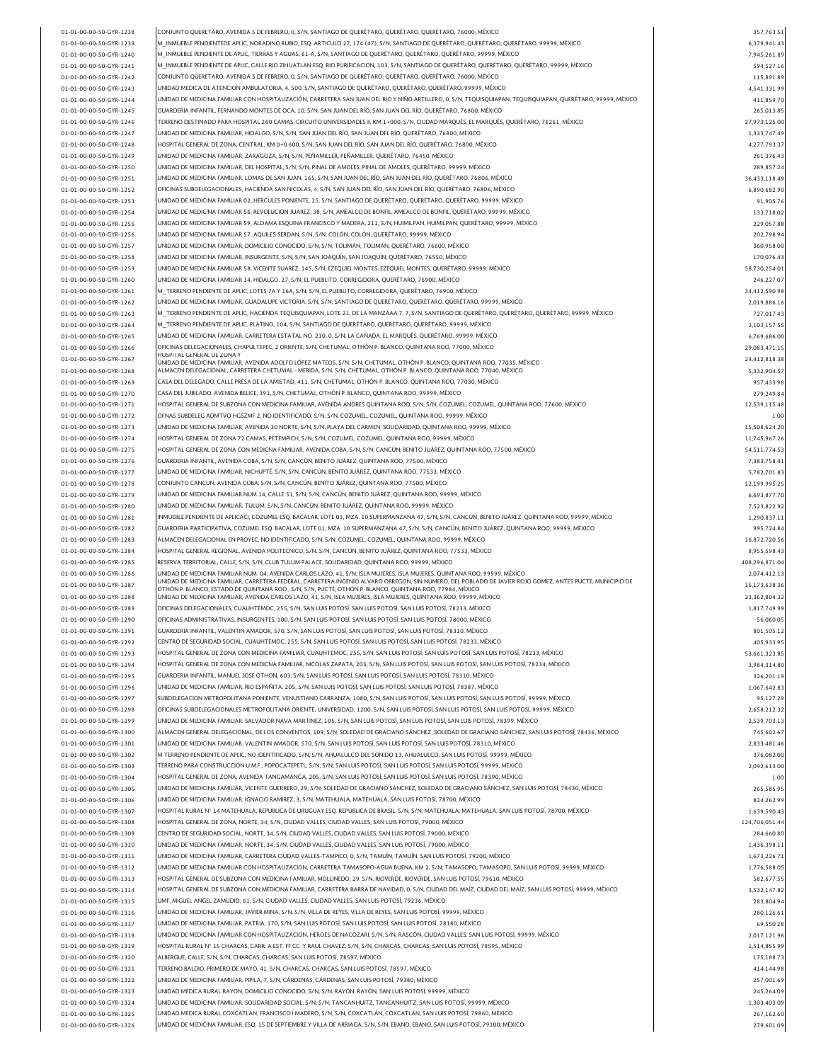| | | |
|---|---|---|
| 01-01-00-00-50-GYR-1238 | CONJUNTO QUERETARO, AVENIDA 5 DE FEBRERO, 0, S/N, SANTIAGO DE QUERÉTARO, QUERÉTARO, QUERÉTARO, 76000, MÉXICO | 357,763.51 |
| 01-01-00-00-50-GYR-1239 | M_INMUEBLE PENDIENTEDE APLIC, NORADINO RUBIO, ESQ. ARTICULO 27, 174 (47), S/N, SANTIAGO DE QUERÉTARO, QUERÉTARO, QUERÉTARO, 99999, MÉXICO | 6,379,941.43 |
| 01-01-00-00-50-GYR-1240 | M_INMUEBLE PENDIENTE DE APLIC, TIERRAS Y AGUAS, 61-A, S/N, SANTIAGO DE QUERÉTARO, QUERÉTARO, QUERÉTARO, 99999, MÉXICO | 7,945,261.89 |
| 01-01-00-00-50-GYR-1241 | M_INMUEBLE PENDIENTE DE APLIC, CALLE RIO ZIHUATLAN ESQ. RIO PURIFICACION, 103, S/N, SANTIAGO DE QUERÉTARO, QUERÉTARO, QUERÉTARO, 99999, MÉXICO | 594,527.16 |
| 01-01-00-00-50-GYR-1242 | CONJUNTO QUERETARO, AVENIDA 5 DE FEBRERO, 0, S/N, SANTIAGO DE QUERÉTARO, QUERÉTARO, QUERÉTARO, 76000, MÉXICO | 115,891.89 |
| 01-01-00-00-50-GYR-1243 | UNIDAD MEDICA DE ATENCION AMBULATORIA, 4, 500, S/N, SANTIAGO DE QUERÉTARO, QUERÉTARO, QUERÉTARO, 99999, MÉXICO | 4,541,331.99 |
| 01-01-00-00-50-GYR-1244 | UNIDAD DE MEDICINA FAMILIAR CON HOSPITALIZACIÓN, CARRETERA SAN JUAN DEL RIO Y NIÑO ARTILLERO, 0, S/N, TEQUISQUIAPAN, TEQUISQUIAPAN, QUERÉTARO, 99999, MÉXICO | 411,859.70 |
| 01-01-00-00-50-GYR-1245 | GUARDERIA INFANTIL, FERNANDO MONTES DE OCA, 10, S/N, SAN JUAN DEL RÍO, SAN JUAN DEL RÍO, QUERÉTARO, 76800, MÉXICO | 265,013.85 |
| 01-01-00-00-50-GYR-1246 | TERRENO DESTINADO PARA HOSPITAL 260 CAMAS, CIRCUITO UNIVERSIDADES II, KM 1+000, S/N, CIUDAD MARQUÉS, EL MARQUÉS, QUERÉTARO, 76261, MÉXICO | 27,973,125.00 |
| 01-01-00-00-50-GYR-1247 | UNIDAD DE MEDICINA FAMILIAR, HIDALGO, S/N, S/N, SAN JUAN DEL RÍO, SAN JUAN DEL RÍO, QUERÉTARO, 76800, MÉXICO | 1,333,747.49 |
| 01-01-00-00-50-GYR-1248 | HOSPITAL GENERAL DE ZONA, CENTRAL, KM 0+0.600, S/N, SAN JUAN DEL RÍO, SAN JUAN DEL RÍO, QUERÉTARO, 76800, MÉXICO | 4,277,793.37 |
| 01-01-00-00-50-GYR-1249 | UNIDAD DE MEDICINA FAMILIAR, ZARAGOZA, S/N, S/N, PEÑAMILLER, PEÑAMILLER, QUERÉTARO, 76450, MÉXICO | 261,376.43 |
| 01-01-00-00-50-GYR-1250 | UNIDAD DE MEDICINA FAMILIAR, DEL HOSPITAL, S/N, S/N, PINAL DE AMOLES, PINAL DE AMOLES, QUERÉTARO, 99999, MÉXICO | 289,857.24 |
| 01-01-00-00-50-GYR-1251 | UNIDAD DE MEDICINA FAMILIAR, LOMAS DE SAN JUAN, 165, S/N, SAN JUAN DEL RÍO, SAN JUAN DEL RÍO, QUERÉTARO, 76806, MÉXICO | 36,433,118.49 |
| 01-01-00-00-50-GYR-1252 | OFICINAS SUBDELEGACIONALES, HACIENDA SAN NICOLAS, 4, S/N, SAN JUAN DEL RÍO, SAN JUAN DEL RÍO, QUERÉTARO, 76806, MÉXICO | 6,890,682.90 |
| 01-01-00-00-50-GYR-1253 | UNIDAD DE MEDICINA FAMILIAR 02, HERCULES PONIENTE, 25, S/N, SANTIAGO DE QUERÉTARO, QUERÉTARO, QUERÉTARO, 99999, MÉXICO | 91,905.76 |
| 01-01-00-00-50-GYR-1254 | UNIDAD DE MEDICINA FAMILIAR 56, REVOLUCION JUAREZ, 38, S/N, AMEALCO DE BONFIL, AMEALCO DE BONFIL, QUERÉTARO, 99999, MÉXICO | 133,718.02 |
| 01-01-00-00-50-GYR-1255 | UNIDAD DE MEDICINA FAMILIAR 59, ALDAMA ESQUINA FRANCISCO Y MADERA, 211, S/N, HUIMILPAN, HUIMILPAN, QUERÉTARO, 99999, MÉXICO | 229,057.88 |
| 01-01-00-00-50-GYR-1256 | UNIDAD DE MEDICINA FAMILIAR 57, AQUILES SERDAN, S/N, S/N, COLÓN, COLÓN, QUERÉTARO, 99999, MÉXICO | 202,798.94 |
| 01-01-00-00-50-GYR-1257 | UNIDAD DE MEDICINA FAMILIAR, DOMICILIO CONOCIDO, S/N, S/N, TOLIMÁN, TOLIMÁN, QUERÉTARO, 76600, MÉXICO | 360,958.00 |
| 01-01-00-00-50-GYR-1258 | UNIDAD DE MEDICINA FAMILIAR, INSURGENTE, S/N, S/N, SAN JOAQUÍN, SAN JOAQUÍN, QUERÉTARO, 76550, MÉXICO | 170,076.43 |
| 01-01-00-00-50-GYR-1259 | UNIDAD DE MEDICINA FAMILIAR 58, VICENTE SUAREZ, 145, S/N, EZEQUIEL MONTES, EZEQUIEL MONTES, QUERÉTARO, 99999, MÉXICO | 58,730,254.01 |
| 01-01-00-00-50-GYR-1260 | UNIDAD DE MEDICINA FAMILIAR 14, HIDALGO, 27, S/N, EL PUEBLITO, CORREGIDORA, QUERÉTARO, 76900, MÉXICO | 246,227.07 |
| 01-01-00-00-50-GYR-1261 | M_TERRENO PENDIENTE DE APLIC, LOTES 7A Y 16A, S/N, S/N, EL PUEBLITO, CORREGIDORA, QUERÉTARO, 76900, MÉXICO | 34,412,590.98 |
| 01-01-00-00-50-GYR-1262 | UNIDAD DE MEDICINA FAMILIAR, GUADALUPE VICTORIA, S/N, S/N, SANTIAGO DE QUERÉTARO, QUERÉTARO, QUERÉTARO, 99999, MÉXICO | 2,019,886.16 |
| 01-01-00-00-50-GYR-1263 | M_TERRENO PENDIENTE DE APLIC, HACIENDA TEQUISQUIAPAN, LOTE 21, DE LA MANZAAA 7, 7, S/N, SANTIAGO DE QUERÉTARO, QUERÉTARO, QUERÉTARO, 99999, MÉXICO | 727,017.43 |
| 01-01-00-00-50-GYR-1264 | M_TERRENO PENDIENTE DE APLIC, PLATINO, 104, S/N, SANTIAGO DE QUERÉTARO, QUERÉTARO, QUERÉTARO, 99999, MÉXICO | 2,103,157.55 |
| 01-01-00-00-50-GYR-1265 | UNIDAD DE MEDICINA FAMILIAR, CARRETERA ESTATAL NO. 210, 0, S/N, LA CAÑADA, EL MARQUÉS, QUERÉTARO, 99999, MÉXICO | 6,769,686.00 |
| 01-01-00-00-50-GYR-1266 | OFICINAS DELEGACIONALES, CHAPULTEPEC, 2 ORIENTE, S/N, CHETUMAL, OTHÓN P. BLANCO, QUINTANA ROO, 77000, MÉXICO | 29,083,471.15 |
| 01-01-00-00-50-GYR-1267 | HOSPITAL GENERAL DE ZONA Y UNIDAD DE MEDICINA FAMILIAR, AVENIDA ADOLFO LÓPEZ MATEOS, S/N, S/N, CHETUMAL, OTHÓN P. BLANCO, QUINTANA ROO, 77035, MÉXICO | 24,412,818.38 |
| 01-01-00-00-50-GYR-1268 | ALMACEN DELEGACIONAL, CARRETERA CHETUMAL - MERIDA, S/N, S/N, CHETUMAL, OTHÓN P. BLANCO, QUINTANA ROO, 77040, MÉXICO | 5,332,904.57 |
| 01-01-00-00-50-GYR-1269 | CASA DEL DELEGADO, CALLE PRESA DE LA AMISTAD, 411, S/N, CHETUMAL, OTHÓN P. BLANCO, QUINTANA ROO, 77030, MÉXICO | 957,433.98 |
| 01-01-00-00-50-GYR-1270 | CASA DEL JUBILADO, AVENIDA BELICE, 391, S/N, CHETUMAL, OTHÓN P. BLANCO, QUINTANA ROO, 99999, MÉXICO | 279,249.84 |
| 01-01-00-00-50-GYR-1271 | HOSPITAL GENERAL DE SUBZONA CON MEDICINA FAMILIAR, AVENIDA ANDRES QUINTANA ROO, S/N, S/N, COZUMEL, COZUMEL, QUINTANA ROO, 77600, MÉXICO | 12,539,115.48 |
| 01-01-00-00-50-GYR-1272 | OFNAS SUBDELEG ADMTVO HGSZMF 2, NO IDENTIFICADO, S/N, S/N, COZUMEL, COZUMEL, QUINTANA ROO, 99999, MÉXICO | 1.00 |
| 01-01-00-00-50-GYR-1273 | UNIDAD DE MEDICINA FAMILIAR, AVENIDA 30 NORTE, S/N, S/N, PLAYA DEL CARMEN, SOLIDARIDAD, QUINTANA ROO, 99999, MÉXICO | 15,508,624.20 |
| 01-01-00-00-50-GYR-1274 | HOSPITAL GENERAL DE ZONA 72 CAMAS, PETEMPICH, S/N, S/N, COZUMEL, COZUMEL, QUINTANA ROO, 99999, MÉXICO | 11,745,967.26 |
| 01-01-00-00-50-GYR-1275 | HOSPITAL GENERAL DE ZONA CON MEDICNA FAMILIAR, AVENIDA COBA, S/N, S/N, CANCÚN, BENITO JUÁREZ, QUINTANA ROO, 77500, MÉXICO | 54,511,774.53 |
| 01-01-00-00-50-GYR-1276 | GUARDERIA INFANTIL, AVENIDA COBA, S/N, S/N, CANCÚN, BENITO JUÁREZ, QUINTANA ROO, 77500, MÉXICO | 7,383,758.41 |
| 01-01-00-00-50-GYR-1277 | UNIDAD DE MEDICINA FAMILIAR, NICHUPTÉ, S/N, S/N, CANCÚN, BENITO JUÁREZ, QUINTANA ROO, 77533, MÉXICO | 5,782,701.83 |
| 01-01-00-00-50-GYR-1278 | CONJUNTO CANCUN, AVENIDA COBA, S/N, S/N, CANCÚN, BENITO JUÁREZ, QUINTANA ROO, 77500, MÉXICO | 12,199,995.25 |
| 01-01-00-00-50-GYR-1279 | UNIDAD DE MEDICINA FAMILIAR NUM.14, CALLE 51, S/N, S/N, CANCÚN, BENITO JUÁREZ, QUINTANA ROO, 99999, MÉXICO | 6,693,877.70 |
| 01-01-00-00-50-GYR-1280 | UNIDAD DE MEDICINA FAMILIAR, TULUM, S/N, S/N, CANCÚN, BENITO JUÁREZ, QUINTANA ROO, 99999, MÉXICO | 7,523,822.92 |
| 01-01-00-00-50-GYR-1281 | INMUEBLE PENDIENTE DE APLICACI, COZUMEL ESQ. BACALAR, LOTE 01, MZA. 10 SUPERMANZANA 47, S/N, S/N, CANCÚN, BENITO JUÁREZ, QUINTANA ROO, 99999, MÉXICO | 1,290,837.11 |
| 01-01-00-00-50-GYR-1282 | GUARDERIA PARTICIPATIVA, COZUMEL ESQ. BACALAR, LOTE 01, MZA. 10 SUPERMANZANA 47, S/N, S/N, CANCÚN, BENITO JUÁREZ, QUINTANA ROO, 99999, MÉXICO | 995,724.84 |
| 01-01-00-00-50-GYR-1283 | ALMACEN DELEGACIONAL EN PROYEC, NO IDENTIFICADO, S/N, S/N, COZUMEL, COZUMEL, QUINTANA ROO, 99999, MÉXICO | 16,872,720.56 |
| 01-01-00-00-50-GYR-1284 | HOSPITAL GENERAL REGIONAL, AVENIDA POLITECNICO, S/N, S/N, CANCÚN, BENITO JUÁREZ, QUINTANA ROO, 77533, MÉXICO | 8,955,598.43 |
| 01-01-00-00-50-GYR-1285 | RESERVA TERRITORIAL, CALLE, S/N, S/N, CLUB TULUM PALACE, SOLIDARIDAD, QUINTANA ROO, 99999, MÉXICO | 408,296,871.04 |
| 01-01-00-00-50-GYR-1286 | UNIDAD DE MEDICINA FAMILIAR NUM. 04, AVENIDA CARLOS LAZO, 41, S/N, ISLA MUJERES, ISLA MUJERES, QUINTANA ROO, 99999, MÉXICO | 2,074,412.13 |
| 01-01-00-00-50-GYR-1287 | UNIDAD DE MEDICINA FAMILIAR, CARRETERA FEDERAL, CARRETERA INGENIO ALVARO OBREGON, SIN NUMERO, DEL POBLADO DE JAVIER ROJO GOMEZ, ANTES PUCTE, MUNICIPIO DE OTHÓN P. BLANCO, ESTADO DE QUINTANA ROO., S/N, S/N, PUCTÉ, OTHÓN P. BLANCO, QUINTANA ROO, 77984, MÉXICO | 15,173,638.36 |
| 01-01-00-00-50-GYR-1288 | UNIDAD DE MEDICINA FAMILIAR, AVENIDA CARLOS LAZO, 41, S/N, ISLA MUJERES, ISLA MUJERES, QUINTANA ROO, 99999, MÉXICO | 23,362,804.32 |
| 01-01-00-00-50-GYR-1289 | OFICINAS DELEGACIONALES, CUAUHTEMOC, 255, S/N, SAN LUIS POTOSÍ, SAN LUIS POTOSÍ, SAN LUIS POTOSÍ, 78233, MÉXICO | 1,817,749.99 |
| 01-01-00-00-50-GYR-1290 | OFICINAS ADMINISTRATIVAS, INSURGENTES, 100, S/N, SAN LUIS POTOSÍ, SAN LUIS POTOSÍ, SAN LUIS POTOSÍ, 78000, MÉXICO | 56,060.05 |
| 01-01-00-00-50-GYR-1291 | GUARDERIA INFANTIL, VALENTIN AMADOR, 570, S/N, SAN LUIS POTOSÍ, SAN LUIS POTOSÍ, SAN LUIS POTOSÍ, 78310, MÉXICO | 801,505.12 |
| 01-01-00-00-50-GYR-1292 | CENTRO DE SEGURIDAD SOCIAL, CUAUHTEMOC, 255, S/N, SAN LUIS POTOSÍ, SAN LUIS POTOSÍ, SAN LUIS POTOSÍ, 78233, MÉXICO | 405,933.95 |
| 01-01-00-00-50-GYR-1293 | HOSPITAL GENERAL DE ZONA CON MEDICINA FAMILIAR, CUAUHTEMOC, 255, S/N, SAN LUIS POTOSÍ, SAN LUIS POTOSÍ, SAN LUIS POTOSÍ, 78233, MÉXICO | 53,661,323.85 |
| 01-01-00-00-50-GYR-1294 | HOSPITAL GENERAL DE ZONA CON MEDICNA FAMILIAR, NICOLAS ZAPATA, 203, S/N, SAN LUIS POTOSÍ, SAN LUIS POTOSÍ, SAN LUIS POTOSÍ, 78234, MÉXICO | 3,984,314.80 |
| 01-01-00-00-50-GYR-1295 | GUARDERIA INFANTIL, MANUEL JOSE OTHON, 603, S/N, SAN LUIS POTOSÍ, SAN LUIS POTOSÍ, SAN LUIS POTOSÍ, 78310, MÉXICO | 326,201.19 |
| 01-01-00-00-50-GYR-1296 | UNIDAD DE MEDICINA FAMILIAR, RIO ESPAÑITA, 205, S/N, SAN LUIS POTOSÍ, SAN LUIS POTOSÍ, SAN LUIS POTOSÍ, 78387, MÉXICO | 1,067,642.83 |
| 01-01-00-00-50-GYR-1297 | SUBDELEGACION METROPOLITANA PONIENTE, VENUSTIANO CARRANZA, 1080, S/N, SAN LUIS POTOSÍ, SAN LUIS POTOSÍ, SAN LUIS POTOSÍ, 99999, MÉXICO | 95,127.29 |
| 01-01-00-00-50-GYR-1298 | OFICINAS SUBDELEGACIONALES METROPOLITANA ORIENTE, UNIVERSIDAD, 1200, S/N, SAN LUIS POTOSÍ, SAN LUIS POTOSÍ, SAN LUIS POTOSÍ, 99999, MÉXICO | 2,658,212.32 |
| 01-01-00-00-50-GYR-1299 | UNIDAD DE MEDICINA FAMILIAR, SALVADOR NAVA MARTINEZ, 105, S/N, SAN LUIS POTOSÍ, SAN LUIS POTOSÍ, SAN LUIS POTOSÍ, 78399, MÉXICO | 2,539,703.13 |
| 01-01-00-00-50-GYR-1300 | ALMACEN GENERAL DELEGACIONAL, DE LOS CONVENTOS, 109, S/N, SOLEDAD DE GRACIANO SÁNCHEZ, SOLEDAD DE GRACIANO SÁNCHEZ, SAN LUIS POTOSÍ, 78436, MÉXICO | 745,602.67 |
| 01-01-00-00-50-GYR-1301 | UNIDAD DE MEDICINA FAMILIAR, VALENTIN AMADOR, 570, S/N, SAN LUIS POTOSÍ, SAN LUIS POTOSÍ, SAN LUIS POTOSÍ, 78310, MÉXICO | 2,833,481.46 |
| 01-01-00-00-50-GYR-1302 | M TERRENO PENDIENTE DE APLIC, NO IDENTIFICADO, S/N, S/N, AHUALULCO DEL SONIDO 13, AHUALULCO, SAN LUIS POTOSÍ, 99999, MÉXICO | 376,082.00 |
| 01-01-00-00-50-GYR-1303 | TERRENO PARA CONSTRUCCIÓN U.M.F., POPOCATEPETL, S/N, S/N, SAN LUIS POTOSÍ, SAN LUIS POTOSÍ, SAN LUIS POTOSÍ, 99999, MÉXICO | 2,092,613.00 |
| 01-01-00-00-50-GYR-1304 | HOSPITAL GENERAL DE ZONA, AVENIDA TANGAMANGA, 205, S/N, SAN LUIS POTOSÍ, SAN LUIS POTOSÍ, SAN LUIS POTOSÍ, 78390, MÉXICO | 1.00 |
| 01-01-00-00-50-GYR-1305 | UNIDAD DE MEDICINA FAMILIAR, VICENTE GUERRERO, 29, S/N, SOLEDAD DE GRACIANO SÁNCHEZ, SOLEDAD DE GRACIANO SÁNCHEZ, SAN LUIS POTOSÍ, 78430, MÉXICO | 265,585.95 |
| 01-01-00-00-50-GYR-1306 | UNIDAD DE MEDICINA FAMILIAR, IGNACIO RAMIREZ, 3, S/N, MATEHUALA, MATEHUALA, SAN LUIS POTOSÍ, 78700, MÉXICO | 824,262.99 |
| 01-01-00-00-50-GYR-1307 | HOSPITAL RURAL N° 14 MATEHUALA, REPUBLICA DE URUGUAY ESQ. REPUBLICA DE BRASIL, S/N, S/N, MATEHUALA, MATEHUALA, SAN LUIS POTOSÍ, 78700, MÉXICO | 1,639,590.43 |
| 01-01-00-00-50-GYR-1308 | HOSPITAL GENERAL DE ZONA, NORTE, 34, S/N, CIUDAD VALLES, CIUDAD VALLES, SAN LUIS POTOSÍ, 79000, MÉXICO | 124,706,051.44 |
| 01-01-00-00-50-GYR-1309 | CENTRO DE SEGURIDAD SOCIAL, NORTE, 34, S/N, CIUDAD VALLES, CIUDAD VALLES, SAN LUIS POTOSÍ, 79000, MÉXICO | 284,660.80 |
| 01-01-00-00-50-GYR-1310 | UNIDAD DE MEDICINA FAMILIAR, NORTE, 34, S/N, CIUDAD VALLES, CIUDAD VALLES, SAN LUIS POTOSÍ, 79000, MÉXICO | 1,436,398.11 |
| 01-01-00-00-50-GYR-1311 | UNIDAD DE MEDICINA FAMILIAR, CARRETERA CIUDAD VALLES-TAMPICO, 0, S/N, TAMUÍN, TAMUÍN, SAN LUIS POTOSÍ, 79200, MÉXICO | 1,673,226.71 |
| 01-01-00-00-50-GYR-1312 | UNIDAD DE MEDICINA FAMILIAR CON HOSPITALIZACION, CARRETERA TAMASOPO-AGUA BUENA, KM 2, S/N, TAMASOPO, TAMASOPO, SAN LUIS POTOSÍ, 99999, MÉXICO | 1,776,588.05 |
| 01-01-00-00-50-GYR-1313 | HOSPITAL GENERAL DE SUBZONA CON MEDICINA FAMILIAR, MOLLINEDO, 29, S/N, RIOVERDE, RIOVERDE, SAN LUIS POTOSÍ, 79610, MÉXICO | 582,677.55 |
| 01-01-00-00-50-GYR-1314 | HOSPITAL GENERAL DE SUBZONA CON MEDICINA FAMILIAR, CARRETERA BARRA DE NAVIDAD, 0, S/N, CIUDAD DEL MAÍZ, CIUDAD DEL MAÍZ, SAN LUIS POTOSÍ, 99999, MÉXICO | 3,532,147.82 |
| 01-01-00-00-50-GYR-1315 | UMF, MIGUEL ANGEL ZAMUDIO, 61, S/N, CIUDAD VALLES, CIUDAD VALLES, SAN LUIS POTOSÍ, 79236, MÉXICO | 283,804.94 |
| 01-01-00-00-50-GYR-1316 | UNIDAD DE MEDICINA FAMILIAR, JAVIER MINA, S/N, S/N, VILLA DE REYES, VILLA DE REYES, SAN LUIS POTOSÍ, 99999, MÉXICO | 280,126.61 |
| 01-01-00-00-50-GYR-1317 | UNIDAD DE MEDICINA FAMILIAR, PATRIA, 170, S/N, SAN LUIS POTOSÍ, SAN LUIS POTOSÍ, SAN LUIS POTOSÍ, 78180, MÉXICO | 69,550.28 |
| 01-01-00-00-50-GYR-1318 | UNIDAD DE MEDICINA FAMILIAR CON HOSPITALIZACION, HEROES DE NACOZARI, S/N, S/N, RASCÓN, CIUDAD VALLES, SAN LUIS POTOSÍ, 99999, MÉXICO | 2,017,121.96 |
| 01-01-00-00-50-GYR-1319 | HOSPITAL RURAL N° 15 CHARCAS, CARR. A EST. FF.CC. Y RAUL CHAVEZ, S/N, S/N, CHARCAS, CHARCAS, SAN LUIS POTOSÍ, 78595, MÉXICO | 1,514,855.99 |
| 01-01-00-00-50-GYR-1320 | ALBERGUE, CALLE, S/N, S/N, CHARCAS, CHARCAS, SAN LUIS POTOSÍ, 78597, MÉXICO | 175,188.73 |
| 01-01-00-00-50-GYR-1321 | TERRENO BALDIO, PRIMERO DE MAYO, 41, S/N, CHARCAS, CHARCAS, SAN LUIS POTOSÍ, 78597, MÉXICO | 414,144.98 |
| 01-01-00-00-50-GYR-1322 | UNIDAD DE MEDICINA FAMILIAR, PIPILA, 7, S/N, CÁRDENAS, CÁRDENAS, SAN LUIS POTOSÍ, 79380, MÉXICO | 257,001.69 |
| 01-01-00-00-50-GYR-1323 | UNIDAD MEDICA RURAL RAYON, DOMICILIO CONOCIDO, S/N, S/N, RAYÓN, RAYÓN, SAN LUIS POTOSÍ, 99999, MÉXICO | 245,264.09 |
| 01-01-00-00-50-GYR-1324 | UNIDAD DE MEDICINA FAMILIAR, SOLIDARIDAD SOCIAL, S/N, S/N, TANCANHUITZ, TANCANHUITZ, SAN LUIS POTOSÍ, 99999, MÉXICO | 1,303,403.09 |
| 01-01-00-00-50-GYR-1325 | UNIDAD MEDICA RURAL COXCATLAN, FRANCISCO I MADERO, S/N, S/N, COXCATLÁN, COXCATLÁN, SAN LUIS POTOSÍ, 79860, MÉXICO | 267,162.60 |
| 01-01-00-00-50-GYR-1326 | UNIDAD DE MEDICINA FAMILIAR, ESQ. 15 DE SEPTIEMBRE Y VILLA DE ARRIAGA, S/N, S/N, EBANO, EBANO, SAN LUIS POTOSÍ, 79100, MÉXICO | 279,601.09 |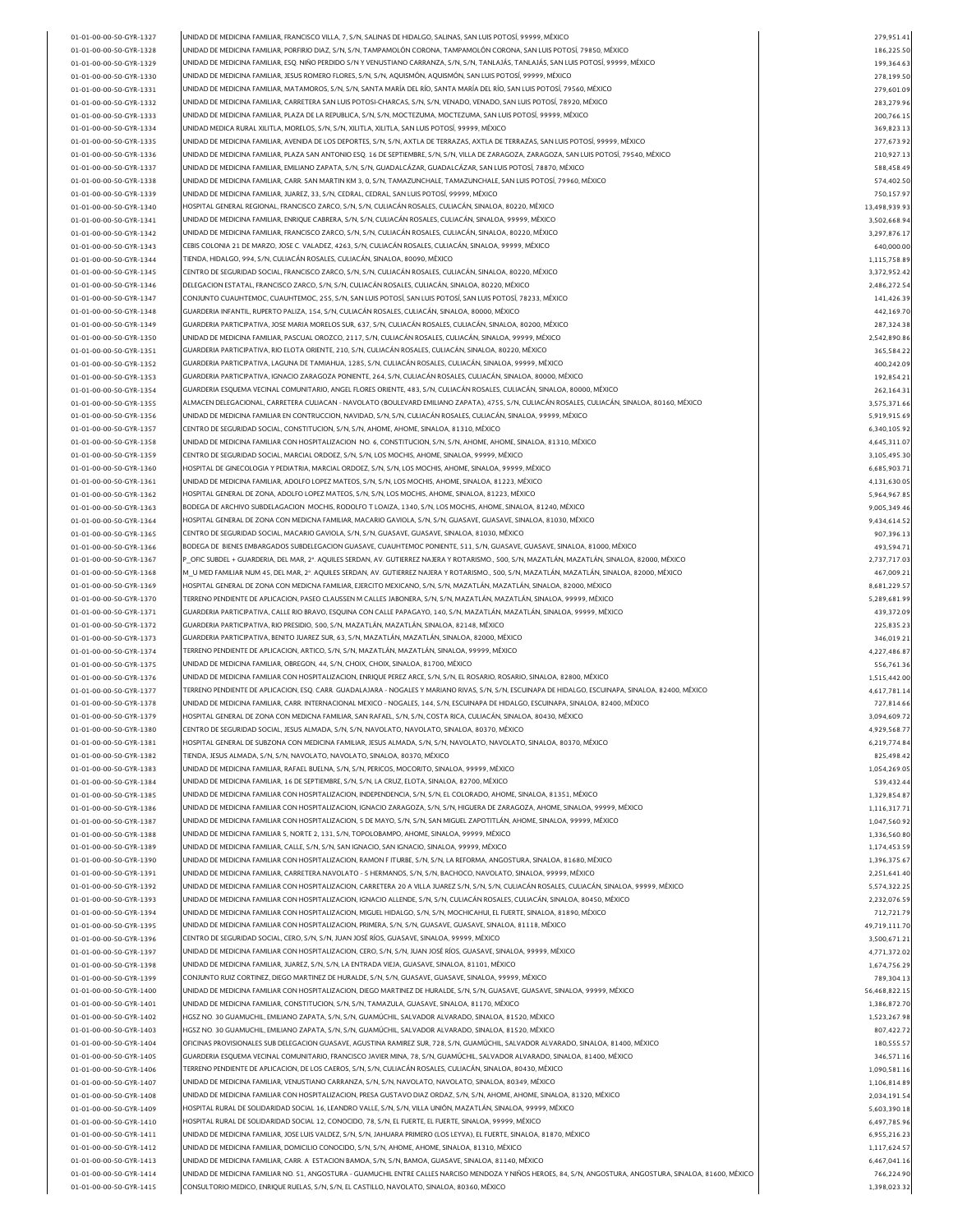| | | |
|---|---|---|
| 01-01-00-00-50-GYR-1327 | UNIDAD DE MEDICINA FAMILIAR, FRANCISCO VILLA, 7, S/N, SALINAS DE HIDALGO, SALINAS, SAN LUIS POTOSÍ, 99999, MÉXICO | 279,951.41 |
| 01-01-00-00-50-GYR-1328 | UNIDAD DE MEDICINA FAMILIAR, PORFIRIO DIAZ, S/N, S/N, TAMPAMOLÓN CORONA, TAMPAMOLÓN CORONA, SAN LUIS POTOSÍ, 79850, MÉXICO | 186,225.50 |
| 01-01-00-00-50-GYR-1329 | UNIDAD DE MEDICINA FAMILIAR, ESQ. NIÑO PERDIDO S/N Y VENUSTIANO CARRANZA, S/N, S/N, TANLAJÁS, TANLAJÁS, SAN LUIS POTOSÍ, 99999, MÉXICO | 199,364.63 |
| 01-01-00-00-50-GYR-1330 | UNIDAD DE MEDICINA FAMILIAR, JESUS ROMERO FLORES, S/N, S/N, AQUISMÓN, AQUISMÓN, SAN LUIS POTOSÍ, 99999, MÉXICO | 278,199.50 |
| 01-01-00-00-50-GYR-1331 | UNIDAD DE MEDICINA FAMILIAR, MATAMOROS, S/N, S/N, SANTA MARÍA DEL RÍO, SANTA MARÍA DEL RÍO, SAN LUIS POTOSÍ, 79560, MÉXICO | 279,601.09 |
| 01-01-00-00-50-GYR-1332 | UNIDAD DE MEDICINA FAMILIAR, CARRETERA SAN LUIS POTOSI-CHARCAS, S/N, S/N, VENADO, VENADO, SAN LUIS POTOSÍ, 78920, MÉXICO | 283,279.96 |
| 01-01-00-00-50-GYR-1333 | UNIDAD DE MEDICINA FAMILIAR, PLAZA DE LA REPUBLICA, S/N, S/N, MOCTEZUMA, MOCTEZUMA, SAN LUIS POTOSÍ, 99999, MÉXICO | 200,766.15 |
| 01-01-00-00-50-GYR-1334 | UNIDAD MEDICA RURAL XILITLA, MORELOS, S/N, S/N, XILITLA, XILITLA, SAN LUIS POTOSÍ, 99999, MÉXICO | 369,823.13 |
| 01-01-00-00-50-GYR-1335 | UNIDAD DE MEDICINA FAMILIAR, AVENIDA DE LOS DEPORTES, S/N, S/N, AXTLA DE TERRAZAS, AXTLA DE TERRAZAS, SAN LUIS POTOSÍ, 99999, MÉXICO | 277,673.92 |
| 01-01-00-00-50-GYR-1336 | UNIDAD DE MEDICINA FAMILIAR, PLAZA SAN ANTONIO ESQ. 16 DE SEPTIEMBRE, S/N, S/N, VILLA DE ZARAGOZA, ZARAGOZA, SAN LUIS POTOSÍ, 79540, MÉXICO | 210,927.13 |
| 01-01-00-00-50-GYR-1337 | UNIDAD DE MEDICINA FAMILIAR, EMILIANO ZAPATA, S/N, S/N, GUADALCÁZAR, GUADALCÁZAR, SAN LUIS POTOSÍ, 78870, MÉXICO | 588,458.49 |
| 01-01-00-00-50-GYR-1338 | UNIDAD DE MEDICINA FAMILIAR, CARR. SAN MARTIN KM 3, 0, S/N, TAMAZUNCHALE, TAMAZUNCHALE, SAN LUIS POTOSÍ, 79960, MÉXICO | 574,402.50 |
| 01-01-00-00-50-GYR-1339 | UNIDAD DE MEDICINA FAMILIAR, JUAREZ, 33, S/N, CEDRAL, CEDRAL, SAN LUIS POTOSÍ, 99999, MÉXICO | 750,157.97 |
| 01-01-00-00-50-GYR-1340 | HOSPITAL GENERAL REGIONAL, FRANCISCO ZARCO, S/N, S/N, CULIACÁN ROSALES, CULIACÁN, SINALOA, 80220, MÉXICO | 13,498,939.93 |
| 01-01-00-00-50-GYR-1341 | UNIDAD DE MEDICINA FAMILIAR, ENRIQUE CABRERA, S/N, S/N, CULIACÁN ROSALES, CULIACÁN, SINALOA, 99999, MÉXICO | 3,502,668.94 |
| 01-01-00-00-50-GYR-1342 | UNIDAD DE MEDICINA FAMILIAR, FRANCISCO ZARCO, S/N, S/N, CULIACÁN ROSALES, CULIACÁN, SINALOA, 80220, MÉXICO | 3,297,876.17 |
| 01-01-00-00-50-GYR-1343 | CEBIS COLONIA 21 DE MARZO, JOSE C. VALADEZ, 4263, S/N, CULIACÁN ROSALES, CULIACÁN, SINALOA, 99999, MÉXICO | 640,000.00 |
| 01-01-00-00-50-GYR-1344 | TIENDA, HIDALGO, 994, S/N, CULIACÁN ROSALES, CULIACÁN, SINALOA, 80090, MÉXICO | 1,115,758.89 |
| 01-01-00-00-50-GYR-1345 | CENTRO DE SEGURIDAD SOCIAL, FRANCISCO ZARCO, S/N, S/N, CULIACÁN ROSALES, CULIACÁN, SINALOA, 80220, MÉXICO | 3,372,952.42 |
| 01-01-00-00-50-GYR-1346 | DELEGACION ESTATAL, FRANCISCO ZARCO, S/N, S/N, CULIACÁN ROSALES, CULIACÁN, SINALOA, 80220, MÉXICO | 2,486,272.54 |
| 01-01-00-00-50-GYR-1347 | CONJUNTO CUAUHTEMOC, CUAUHTEMOC, 255, S/N, SAN LUIS POTOSÍ, SAN LUIS POTOSÍ, SAN LUIS POTOSÍ, 78233, MÉXICO | 141,426.39 |
| 01-01-00-00-50-GYR-1348 | GUARDERIA INFANTIL, RUPERTO PALIZA, 154, S/N, CULIACÁN ROSALES, CULIACÁN, SINALOA, 80000, MÉXICO | 442,169.70 |
| 01-01-00-00-50-GYR-1349 | GUARDERIA PARTICIPATIVA, JOSE MARIA MORELOS SUR, 637, S/N, CULIACÁN ROSALES, CULIACÁN, SINALOA, 80200, MÉXICO | 287,324.38 |
| 01-01-00-00-50-GYR-1350 | UNIDAD DE MEDICINA FAMILIAR, PASCUAL OROZCO, 2117, S/N, CULIACÁN ROSALES, CULIACÁN, SINALOA, 99999, MÉXICO | 2,542,890.86 |
| 01-01-00-00-50-GYR-1351 | GUARDERIA PARTICIPATIVA, RIO ELOTA ORIENTE, 210, S/N, CULIACÁN ROSALES, CULIACÁN, SINALOA, 80220, MÉXICO | 365,584.22 |
| 01-01-00-00-50-GYR-1352 | GUARDERIA PARTICIPATIVA, LAGUNA DE TAMIAHUA, 1285, S/N, CULIACÁN ROSALES, CULIACÁN, SINALOA, 99999, MÉXICO | 400,242.09 |
| 01-01-00-00-50-GYR-1353 | GUARDERIA PARTICIPATIVA, IGNACIO ZARAGOZA PONIENTE, 264, S/N, CULIACÁN ROSALES, CULIACÁN, SINALOA, 80000, MÉXICO | 192,854.21 |
| 01-01-00-00-50-GYR-1354 | GUARDERIA ESQUEMA VECINAL COMUNITARIO, ANGEL FLORES ORIENTE, 483, S/N, CULIACÁN ROSALES, CULIACÁN, SINALOA, 80000, MÉXICO | 262,164.31 |
| 01-01-00-00-50-GYR-1355 | ALMACEN DELEGACIONAL, CARRETERA CULIACAN - NAVOLATO (BOULEVARD EMILIANO ZAPATA), 4755, S/N, CULIACÁN ROSALES, CULIACÁN, SINALOA, 80160, MÉXICO | 3,575,371.66 |
| 01-01-00-00-50-GYR-1356 | UNIDAD DE MEDICINA FAMILIAR EN CONTRUCCION, NAVIDAD, S/N, S/N, CULIACÁN ROSALES, CULIACÁN, SINALOA, 99999, MÉXICO | 5,919,915.69 |
| 01-01-00-00-50-GYR-1357 | CENTRO DE SEGURIDAD SOCIAL, CONSTITUCION, S/N, S/N, AHOME, AHOME, SINALOA, 81310, MÉXICO | 6,340,105.92 |
| 01-01-00-00-50-GYR-1358 | UNIDAD DE MEDICINA FAMILIAR CON HOSPITALIZACION NO. 6, CONSTITUCION, S/N, S/N, AHOME, AHOME, SINALOA, 81310, MÉXICO | 4,645,311.07 |
| 01-01-00-00-50-GYR-1359 | CENTRO DE SEGURIDAD SOCIAL, MARCIAL ORDOEZ, S/N, S/N, LOS MOCHIS, AHOME, SINALOA, 99999, MÉXICO | 3,105,495.30 |
| 01-01-00-00-50-GYR-1360 | HOSPITAL DE GINECOLOGIA Y PEDIATRIA, MARCIAL ORDOEZ, S/N, S/N, LOS MOCHIS, AHOME, SINALOA, 99999, MÉXICO | 6,685,903.71 |
| 01-01-00-00-50-GYR-1361 | UNIDAD DE MEDICINA FAMILIAR, ADOLFO LOPEZ MATEOS, S/N, S/N, LOS MOCHIS, AHOME, SINALOA, 81223, MÉXICO | 4,131,630.05 |
| 01-01-00-00-50-GYR-1362 | HOSPITAL GENERAL DE ZONA, ADOLFO LOPEZ MATEOS, S/N, S/N, LOS MOCHIS, AHOME, SINALOA, 81223, MÉXICO | 5,964,967.85 |
| 01-01-00-00-50-GYR-1363 | BODEGA DE ARCHIVO SUBDELAGACION MOCHIS, RODOLFO T LOAIZA, 1340, S/N, LOS MOCHIS, AHOME, SINALOA, 81240, MÉXICO | 9,005,349.46 |
| 01-01-00-00-50-GYR-1364 | HOSPITAL GENERAL DE ZONA CON MEDICNA FAMILIAR, MACARIO GAVIOLA, S/N, S/N, GUASAVE, GUASAVE, SINALOA, 81030, MÉXICO | 9,434,614.52 |
| 01-01-00-00-50-GYR-1365 | CENTRO DE SEGURIDAD SOCIAL, MACARIO GAVIOLA, S/N, S/N, GUASAVE, GUASAVE, SINALOA, 81030, MÉXICO | 907,396.13 |
| 01-01-00-00-50-GYR-1366 | BODEGA DE BIENES EMBARGADOS SUBDELEGACION GUASAVE, CUAUHTEMOC PONIENTE, 511, S/N, GUASAVE, GUASAVE, SINALOA, 81000, MÉXICO | 493,594.71 |
| 01-01-00-00-50-GYR-1367 | P_OFIC SUBDEL + GUARDERIA, DEL MAR, 2ª. AQUILES SERDAN, AV. GUTIERREZ NAJERA Y ROTARISMO., 500, S/N, MAZATLÁN, MAZATLÁN, SINALOA, 82000, MÉXICO | 2,737,717.03 |
| 01-01-00-00-50-GYR-1368 | M_U MED FAMILIAR NUM 45, DEL MAR, 2ª. AQUILES SERDAN, AV. GUTIERREZ NAJERA Y ROTARISMO., 500, S/N, MAZATLÁN, MAZATLÁN, SINALOA, 82000, MÉXICO | 467,009.21 |
| 01-01-00-00-50-GYR-1369 | HOSPITAL GENERAL DE ZONA CON MEDICNA FAMILIAR, EJERCITO MEXICANO, S/N, S/N, MAZATLÁN, MAZATLÁN, SINALOA, 82000, MÉXICO | 8,681,229.57 |
| 01-01-00-00-50-GYR-1370 | TERRENO PENDIENTE DE APLICACION, PASEO CLAUSSEN M CALLES JABONERA, S/N, S/N, MAZATLÁN, MAZATLÁN, SINALOA, 99999, MÉXICO | 5,289,681.99 |
| 01-01-00-00-50-GYR-1371 | GUARDERIA PARTICIPATIVA, CALLE RIO BRAVO, ESQUINA CON CALLE PAPAGAYO, 140, S/N, MAZATLÁN, MAZATLÁN, SINALOA, 99999, MÉXICO | 439,372.09 |
| 01-01-00-00-50-GYR-1372 | GUARDERIA PARTICIPATIVA, RIO PRESIDIO, 500, S/N, MAZATLÁN, MAZATLÁN, SINALOA, 82148, MÉXICO | 225,835.23 |
| 01-01-00-00-50-GYR-1373 | GUARDERIA PARTICIPATIVA, BENITO JUAREZ SUR, 63, S/N, MAZATLÁN, MAZATLÁN, SINALOA, 82000, MÉXICO | 346,019.21 |
| 01-01-00-00-50-GYR-1374 | TERRENO PENDIENTE DE APLICACION, ARTICO, S/N, S/N, MAZATLÁN, MAZATLÁN, SINALOA, 99999, MÉXICO | 4,227,486.87 |
| 01-01-00-00-50-GYR-1375 | UNIDAD DE MEDICINA FAMILIAR, OBREGON, 44, S/N, CHOIX, CHOIX, SINALOA, 81700, MÉXICO | 556,761.36 |
| 01-01-00-00-50-GYR-1376 | UNIDAD DE MEDICINA FAMILIAR CON HOSPITALIZACION, ENRIQUE PEREZ ARCE, S/N, S/N, EL ROSARIO, ROSARIO, SINALOA, 82800, MÉXICO | 1,515,442.00 |
| 01-01-00-00-50-GYR-1377 | TERRENO PENDIENTE DE APLICACION, ESQ. CARR. GUADALAJARA - NOGALES Y MARIANO RIVAS, S/N, S/N, ESCUINAPA DE HIDALGO, ESCUINAPA, SINALOA, 82400, MÉXICO | 4,617,781.14 |
| 01-01-00-00-50-GYR-1378 | UNIDAD DE MEDICINA FAMILIAR, CARR. INTERNACIONAL MEXICO - NOGALES, 144, S/N, ESCUINAPA DE HIDALGO, ESCUINAPA, SINALOA, 82400, MÉXICO | 727,814.66 |
| 01-01-00-00-50-GYR-1379 | HOSPITAL GENERAL DE ZONA CON MEDICNA FAMILIAR, SAN RAFAEL, S/N, S/N, COSTA RICA, CULIACÁN, SINALOA, 80430, MÉXICO | 3,094,609.72 |
| 01-01-00-00-50-GYR-1380 | CENTRO DE SEGURIDAD SOCIAL, JESUS ALMADA, S/N, S/N, NAVOLATO, NAVOLATO, SINALOA, 80370, MÉXICO | 4,929,568.77 |
| 01-01-00-00-50-GYR-1381 | HOSPITAL GENERAL DE SUBZONA CON MEDICINA FAMILIAR, JESUS ALMADA, S/N, S/N, NAVOLATO, NAVOLATO, SINALOA, 80370, MÉXICO | 6,219,774.84 |
| 01-01-00-00-50-GYR-1382 | TIENDA, JESUS ALMADA, S/N, S/N, NAVOLATO, NAVOLATO, SINALOA, 80370, MÉXICO | 825,498.42 |
| 01-01-00-00-50-GYR-1383 | UNIDAD DE MEDICINA FAMILIAR, RAFAEL BUELNA, S/N, S/N, PERICOS, MOCORITO, SINALOA, 99999, MÉXICO | 1,054,269.05 |
| 01-01-00-00-50-GYR-1384 | UNIDAD DE MEDICINA FAMILIAR, 16 DE SEPTIEMBRE, S/N, S/N, LA CRUZ, ELOTA, SINALOA, 82700, MÉXICO | 539,432.44 |
| 01-01-00-00-50-GYR-1385 | UNIDAD DE MEDICINA FAMILIAR CON HOSPITALIZACION, INDEPENDENCIA, S/N, S/N, EL COLORADO, AHOME, SINALOA, 81351, MÉXICO | 1,329,854.87 |
| 01-01-00-00-50-GYR-1386 | UNIDAD DE MEDICINA FAMILIAR CON HOSPITALIZACION, IGNACIO ZARAGOZA, S/N, S/N, HIGUERA DE ZARAGOZA, AHOME, SINALOA, 99999, MÉXICO | 1,116,317.71 |
| 01-01-00-00-50-GYR-1387 | UNIDAD DE MEDICINA FAMILIAR CON HOSPITALIZACION, 5 DE MAYO, S/N, S/N, SAN MIGUEL ZAPOTITLÁN, AHOME, SINALOA, 99999, MÉXICO | 1,047,560.92 |
| 01-01-00-00-50-GYR-1388 | UNIDAD DE MEDICINA FAMILIAR 5, NORTE 2, 131, S/N, TOPOLOBAMPO, AHOME, SINALOA, 99999, MÉXICO | 1,336,560.80 |
| 01-01-00-00-50-GYR-1389 | UNIDAD DE MEDICINA FAMILIAR, CALLE, S/N, S/N, SAN IGNACIO, SAN IGNACIO, SINALOA, 99999, MÉXICO | 1,174,453.59 |
| 01-01-00-00-50-GYR-1390 | UNIDAD DE MEDICINA FAMILIAR CON HOSPITALIZACION, RAMON F ITURBE, S/N, S/N, LA REFORMA, ANGOSTURA, SINALOA, 81680, MÉXICO | 1,396,375.67 |
| 01-01-00-00-50-GYR-1391 | UNIDAD DE MEDICINA FAMILIAR, CARRETERA NAVOLATO - 5 HERMANOS, S/N, S/N, BACHOCO, NAVOLATO, SINALOA, 99999, MÉXICO | 2,251,641.40 |
| 01-01-00-00-50-GYR-1392 | UNIDAD DE MEDICINA FAMILIAR CON HOSPITALIZACION, CARRETERA 20 A VILLA JUAREZ S/N, S/N, S/N, CULIACÁN ROSALES, CULIACÁN, SINALOA, 99999, MÉXICO | 5,574,322.25 |
| 01-01-00-00-50-GYR-1393 | UNIDAD DE MEDICINA FAMILIAR CON HOSPITALIZACION, IGNACIO ALLENDE, S/N, S/N, CULIACÁN ROSALES, CULIACÁN, SINALOA, 80450, MÉXICO | 2,232,076.59 |
| 01-01-00-00-50-GYR-1394 | UNIDAD DE MEDICINA FAMILIAR CON HOSPITALIZACION, MIGUEL HIDALGO, S/N, S/N, MOCHICAHUI, EL FUERTE, SINALOA, 81890, MÉXICO | 712,721.79 |
| 01-01-00-00-50-GYR-1395 | UNIDAD DE MEDICINA FAMILIAR CON HOSPITALIZACION, PRIMERA, S/N, S/N, GUASAVE, GUASAVE, SINALOA, 81118, MÉXICO | 49,719,111.70 |
| 01-01-00-00-50-GYR-1396 | CENTRO DE SEGURIDAD SOCIAL, CERO, S/N, S/N, JUAN JOSÉ RÍOS, GUASAVE, SINALOA, 99999, MÉXICO | 3,500,671.21 |
| 01-01-00-00-50-GYR-1397 | UNIDAD DE MEDICINA FAMILIAR CON HOSPITALIZACION, CERO, S/N, S/N, JUAN JOSÉ RÍOS, GUASAVE, SINALOA, 99999, MÉXICO | 4,771,372.02 |
| 01-01-00-00-50-GYR-1398 | UNIDAD DE MEDICINA FAMILIAR, JUAREZ, S/N, S/N, LA ENTRADA VIEJA, GUASAVE, SINALOA, 81101, MÉXICO | 1,674,756.29 |
| 01-01-00-00-50-GYR-1399 | CONJUNTO RUIZ CORTINEZ, DIEGO MARTINEZ DE HURALDE, S/N, S/N, GUASAVE, GUASAVE, SINALOA, 99999, MÉXICO | 789,304.13 |
| 01-01-00-00-50-GYR-1400 | UNIDAD DE MEDICINA FAMILIAR CON HOSPITALIZACION, DIEGO MARTINEZ DE HURALDE, S/N, S/N, GUASAVE, GUASAVE, SINALOA, 99999, MÉXICO | 56,468,822.15 |
| 01-01-00-00-50-GYR-1401 | UNIDAD DE MEDICINA FAMILIAR, CONSTITUCION, S/N, S/N, TAMAZULA, GUASAVE, SINALOA, 81170, MÉXICO | 1,386,872.70 |
| 01-01-00-00-50-GYR-1402 | HGSZ NO. 30 GUAMUCHIL, EMILIANO ZAPATA, S/N, S/N, GUAMÚCHIL, SALVADOR ALVARADO, SINALOA, 81520, MÉXICO | 1,523,267.98 |
| 01-01-00-00-50-GYR-1403 | HGSZ NO. 30 GUAMUCHIL, EMILIANO ZAPATA, S/N, S/N, GUAMÚCHIL, SALVADOR ALVARADO, SINALOA, 81520, MÉXICO | 807,422.72 |
| 01-01-00-00-50-GYR-1404 | OFICINAS PROVISIONALES SUB DELEGACION GUASAVE, AGUSTINA RAMIREZ SUR, 728, S/N, GUAMÚCHIL, SALVADOR ALVARADO, SINALOA, 81400, MÉXICO | 180,555.57 |
| 01-01-00-00-50-GYR-1405 | GUARDERIA ESQUEMA VECINAL COMUNITARIO, FRANCISCO JAVIER MINA, 78, S/N, GUAMÚCHIL, SALVADOR ALVARADO, SINALOA, 81400, MÉXICO | 346,571.16 |
| 01-01-00-00-50-GYR-1406 | TERRENO PENDIENTE DE APLICACION, DE LOS CAEROS, S/N, S/N, CULIACÁN ROSALES, CULIACÁN, SINALOA, 80430, MÉXICO | 1,090,581.16 |
| 01-01-00-00-50-GYR-1407 | UNIDAD DE MEDICINA FAMILIAR, VENUSTIANO CARRANZA, S/N, S/N, NAVOLATO, NAVOLATO, SINALOA, 80349, MÉXICO | 1,106,814.89 |
| 01-01-00-00-50-GYR-1408 | UNIDAD DE MEDICINA FAMILIAR CON HOSPITALIZACION, PRESA GUSTAVO DIAZ ORDAZ, S/N, S/N, AHOME, AHOME, SINALOA, 81320, MÉXICO | 2,034,191.54 |
| 01-01-00-00-50-GYR-1409 | HOSPITAL RURAL DE SOLIDARIDAD SOCIAL 16, LEANDRO VALLE, S/N, S/N, VILLA UNIÓN, MAZATLÁN, SINALOA, 99999, MÉXICO | 5,603,390.18 |
| 01-01-00-00-50-GYR-1410 | HOSPITAL RURAL DE SOLIDARIDAD SOCIAL 12, CONOCIDO, 78, S/N, EL FUERTE, EL FUERTE, SINALOA, 99999, MÉXICO | 6,497,785.96 |
| 01-01-00-00-50-GYR-1411 | UNIDAD DE MEDICINA FAMILIAR, JOSE LUIS VALDEZ, S/N, S/N, JAHUARA PRIMERO (LOS LEYVA), EL FUERTE, SINALOA, 81870, MÉXICO | 6,955,216.23 |
| 01-01-00-00-50-GYR-1412 | UNIDAD DE MEDICINA FAMILIAR, DOMICILIO CONOCIDO, S/N, S/N, AHOME, AHOME, SINALOA, 81310, MÉXICO | 1,117,624.57 |
| 01-01-00-00-50-GYR-1413 | UNIDAD DE MEDICINA FAMILIAR, CARR. A ESTACION BAMOA, S/N, S/N, BAMOA, GUASAVE, SINALOA, 81140, MÉXICO | 6,467,041.16 |
| 01-01-00-00-50-GYR-1414 | UNIDAD DE MEDICINA FAMILIAR NO. 51, ANGOSTURA - GUAMUCHIL ENTRE CALLES NARCISO MENDOZA Y NIÑOS HEROES, 84, S/N, ANGOSTURA, ANGOSTURA, SINALOA, 81600, MÉXICO | 766,224.90 |
| 01-01-00-00-50-GYR-1415 | CONSULTORIO MEDICO, ENRIQUE RUELAS, S/N, S/N, EL CASTILLO, NAVOLATO, SINALOA, 80360, MÉXICO | 1,398,023.32 |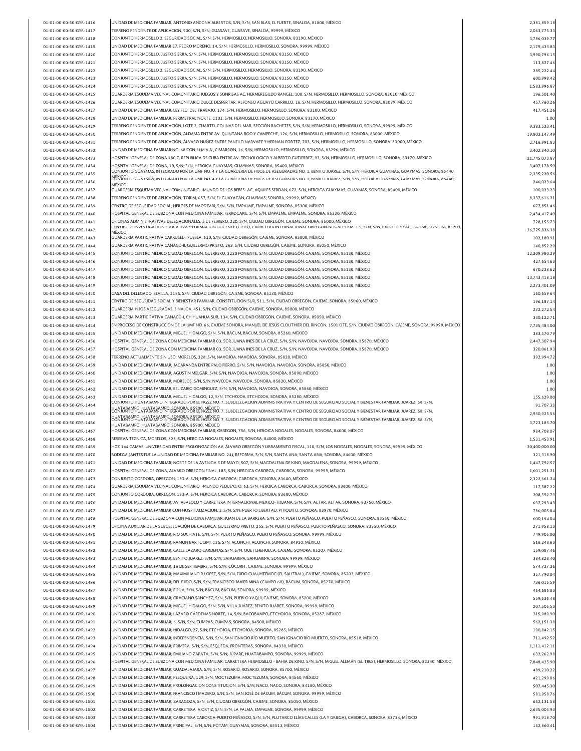| | | |
|---|---|---|
| 01-01-00-00-50-GYR-1416 | UNIDAD DE MEDICINA FAMILIAR, ANTONIO ANCONA ALBERTOS, S/N, S/N, SAN BLAS, EL FUERTE, SINALOA, 81800, MÉXICO | 2,381,859.18 |
| 01-01-00-00-50-GYR-1417 | TERRENO PENDIENTE DE APLICACION, 900, S/N, S/N, GUASAVE, GUASAVE, SINALOA, 99999, MÉXICO | 2,063,775.33 |
| 01-01-00-00-50-GYR-1418 | CONJUNTO HERMOSILLO 2, SEGURIDAD SOCIAL, S/N, S/N, HERMOSILLO, HERMOSILLO, SONORA, 83190, MÉXICO | 3,786,039.77 |
| 01-01-00-00-50-GYR-1419 | UNIDAD DE MEDICINA FAMILIAR 37, PEDRO MORENO, 14, S/N, HERMOSILLO, HERMOSILLO, SONORA, 99999, MÉXICO | 2,179,433.83 |
| 01-01-00-00-50-GYR-1420 | CONJUNTO HERMOSILLO, JUSTO SIERRA, S/N, S/N, HERMOSILLO, HERMOSILLO, SONORA, 83150, MÉXICO | 3,990,796.15 |
| 01-01-00-00-50-GYR-1421 | CONJUNTO HERMOSILLO, JUSTO SIERRA, S/N, S/N, HERMOSILLO, HERMOSILLO, SONORA, 83150, MÉXICO | 113,827.46 |
| 01-01-00-00-50-GYR-1422 | CONJUNTO HERMOSILLO 2, SEGURIDAD SOCIAL, S/N, S/N, HERMOSILLO, HERMOSILLO, SONORA, 83190, MÉXICO | 285,222.44 |
| 01-01-00-00-50-GYR-1423 | CONJUNTO HERMOSILLO, JUSTO SIERRA, S/N, S/N, HERMOSILLO, HERMOSILLO, SONORA, 83150, MÉXICO | 600,998.42 |
| 01-01-00-00-50-GYR-1424 | CONJUNTO HERMOSILLO, JUSTO SIERRA, S/N, S/N, HERMOSILLO, HERMOSILLO, SONORA, 83150, MÉXICO | 1,583,996.87 |
| 01-01-00-00-50-GYR-1425 | GUARDERIA ESQUEMA VECINAL COMUNITARIO JUEGOS Y SONRISAS AC, HERMEREGILDO RANGEL, 100, S/N, HERMOSILLO, HERMOSILLO, SONORA, 83010, MÉXICO | 196,501.40 |
| 01-01-00-00-50-GYR-1426 | GUARDERIA ESQUEMA VECINAL COMUNITARIO DULCE DESPERTAR, ALFONSO AGUAYO CARRILLO, 16, S/N, HERMOSILLO, HERMOSILLO, SONORA, 83079, MÉXICO | 457,760.26 |
| 01-01-00-00-50-GYR-1427 | UNIDAD DE MEDICINA FAMILIAR, LEY FED. DEL TRABAJO, 174, S/N, HERMOSILLO, HERMOSILLO, SONORA, 83100, MÉXICO | 417,451.26 |
| 01-01-00-00-50-GYR-1428 | UNIDAD DE MEDICINA FAMILIAR, PERIMETRAL NORTE, 1101, S/N, HERMOSILLO, HERMOSILLO, SONORA, 83170, MÉXICO | 1.00 |
| 01-01-00-00-50-GYR-1429 | TERRENO PENDIENTE DE APLICACIÓN, LOTE 2, CUARTEL COLINAS DEL MAR, SECCIÓN RACHETES, S/N, S/N, HERMOSILLO, HERMOSILLO, SONORA, 99999, MÉXICO | 9,383,523.41 |
| 01-01-00-00-50-GYR-1430 | TERRENO PENDIENTE DE APLICACIÓN, ALDAMA ENTRE AV. QUINTANA ROO Y CAMPECHE, 126, S/N, HERMOSILLO, HERMOSILLO, SONORA, 83000, MÉXICO | 19,803,147.49 |
| 01-01-00-00-50-GYR-1431 | TERRENO PENDIENTE DE APLICACIÓN, ÁLVARO NUÑEZ ENTRE PANFILO NARVAEZ Y HERNAN CORTEZ, 703, S/N, HERMOSILLO, HERMOSILLO, SONORA, 83000, MÉXICO | 2,716,991.83 |
| 01-01-00-00-50-GYR-1432 | UNIDAD DE MEDICINA FAMILIAR NO. 68 CON U.M.A.A., CIMARRON, 16, S/N, HERMOSILLO, HERMOSILLO, SONORA, 83296, MÉXICO | 3,402,840.10 |
| 01-01-00-00-50-GYR-1433 | HOSPITAL GENERAL DE ZONA 180 C, REPUBLICA DE CUBA ENTRE AV. TECNOLOGICO Y ALBERTO GUTIERREZ, 93, S/N, HERMOSILLO, HERMOSILLO, SONORA, 83170, MÉXICO | 21,745,073.87 |
| 01-01-00-00-50-GYR-1434 | HOSPITAL GENERAL DE ZONA, 10, S/N, S/N, HEROICA GUAYMAS, GUAYMAS, SONORA, 85400, MÉXICO | 3,407,178.50 |
| 01-01-00-00-50-GYR-1435 | CONJUNTO GUAYMAS, INTEGRADO POR LA UMF NO. 4 Y LA GUARDERIA DE HIJOS DE ASEGURADAS NO. 1, BENITO JUAREZ, S/N, S/N, HEROICA GUAYMAS, GUAYMAS, SONORA, 85440, MÉXICO | 2,335,220.56 |
| 01-01-00-00-50-GYR-1436 | CONJUNTO GUAYMAS, INTEGRADO POR LA UMF NO. 4 Y LA GUARDERIA DE HIJOS DE ASEGURADAS NO. 1, BENITO JUAREZ, S/N, S/N, HEROICA GUAYMAS, GUAYMAS, SONORA, 85440, MÉXICO | 246,023.64 |
| 01-01-00-00-50-GYR-1437 | GUARDERIA ESQUEMA VECINAL COMUNITARIO -MUNDO DE LOS BEBES- AC, AQUILES SERDAN, 672, S/N, HEROICA GUAYMAS, GUAYMAS, SONORA, 85400, MÉXICO | 100,923.23 |
| 01-01-00-00-50-GYR-1438 | TERRENO PENDIENTE DE APLICACIÓN, TORIM, 657, S/N, EL GUAYACÁN, GUAYMAS, SONORA, 99999, MÉXICO | 8,337,616.21 |
| 01-01-00-00-50-GYR-1439 | CENTRO DE SEGURIDAD SOCIAL, HEROES DE NACOZARI, S/N, S/N, EMPALME, EMPALME, SONORA, 85300, MÉXICO | 677,851.46 |
| 01-01-00-00-50-GYR-1440 | HOSPITAL GENERAL DE SUBZONA CON MEDICINA FAMILIAR, FERROCARIL, S/N, S/N, EMPALME, EMPALME, SONORA, 85330, MÉXICO | 2,434,417.40 |
| 01-01-00-00-50-GYR-1441 | OFICINAS ADMINISTRATIVAS DELEGACIONALES, 5 DE FEBRERO, 220, S/N, CIUDAD OBREGÓN, CAJEME, SONORA, 85000, MÉXICO | 728,155.73 |
| 01-01-00-00-50-GYR-1442 | CENTRO DE INVESTIGACION EDUCATIVA Y FORMACION DOCENTE (CIEFD), CARRETERA INTERNACIONAL OBREGON-NOGALES KM. 1.5, S/N, S/N, EJIDO TEPEYAC, CAJEME, SONORA, 85203, MÉXICO | 26,725,836.38 |
| 01-01-00-00-50-GYR-1443 | GUARDERIA PARTICIPATIVA CARRUSEL-, PUEBLA, 620, S/N, CIUDAD OBREGÓN, CAJEME, SONORA, 85000, MÉXICO | 102,180.91 |
| 01-01-00-00-50-GYR-1444 | GUARDERIA PARTICIPATIVA CANACO-II, GUILLERMO PRIETO, 263, S/N, CIUDAD OBREGÓN, CAJEME, SONORA, 85050, MÉXICO | 140,852.29 |
| 01-01-00-00-50-GYR-1445 | CONJUNTO CENTRO MEDICO CIUDAD OBREGON, GUERRERO, 2220 PONIENTE, S/N, CIUDAD OBREGÓN, CAJEME, SONORA, 85130, MÉXICO | 12,209,980.29 |
| 01-01-00-00-50-GYR-1446 | CONJUNTO CENTRO MEDICO CIUDAD OBREGON, GUERRERO, 2220 PONIENTE, S/N, CIUDAD OBREGÓN, CAJEME, SONORA, 85130, MÉXICO | 427,654.63 |
| 01-01-00-00-50-GYR-1447 | CONJUNTO CENTRO MEDICO CIUDAD OBREGON, GUERRERO, 2220 PONIENTE, S/N, CIUDAD OBREGÓN, CAJEME, SONORA, 85130, MÉXICO | 670,238.62 |
| 01-01-00-00-50-GYR-1448 | CONJUNTO CENTRO MEDICO CIUDAD OBREGON, GUERRERO, 2220 PONIENTE, S/N, CIUDAD OBREGÓN, CAJEME, SONORA, 85130, MÉXICO | 13,743,418.18 |
| 01-01-00-00-50-GYR-1449 | CONJUNTO CENTRO MEDICO CIUDAD OBREGON, GUERRERO, 2220 PONIENTE, S/N, CIUDAD OBREGÓN, CAJEME, SONORA, 85130, MÉXICO | 2,273,401.09 |
| 01-01-00-00-50-GYR-1450 | CASA DEL DELEGADO, SEVILLA, 2185, S/N, CIUDAD OBREGÓN, CAJEME, SONORA, 85130, MÉXICO | 160,659.64 |
| 01-01-00-00-50-GYR-1451 | CENTRO DE SEGURIDAD SOCIAL Y BIENESTAR FAMILIAR, CONSTITUCION SUR, 511, S/N, CIUDAD OBREGÓN, CAJEME, SONORA, 85060, MÉXICO | 196,187.14 |
| 01-01-00-00-50-GYR-1452 | GUARDERIA HIJOS ASEGURADAS, SINALOA, 451, S/N, CIUDAD OBREGÓN, CAJEME, SONORA, 85000, MÉXICO | 272,272.54 |
| 01-01-00-00-50-GYR-1453 | GUARDERIA PARTICIPATIVA CANACO-I, CHIHUAHUA SUR, 134, S/N, CIUDAD OBREGÓN, CAJEME, SONORA, 85050, MÉXICO | 330,122.71 |
| 01-01-00-00-50-GYR-1454 | EN PROCESO DE CONSTRUCCIÓN DE LA UMF NO. 66, CAJEME SONORA, MANUEL DE JESÚS CLOUTHIER DEL RINCÓN, 1501 OTE, S/N, CIUDAD OBREGÓN, CAJEME, SONORA, 99999, MÉXICO | 7,735,484.00 |
| 01-01-00-00-50-GYR-1455 | UNIDAD DE MEDICINA FAMILIAR, MIGUEL HIDALGO, S/N, S/N, BÁCUM, BÁCUM, SONORA, 85260, MÉXICO | 383,570.79 |
| 01-01-00-00-50-GYR-1456 | HOSPITAL GENERAL DE ZONA CON MEDICINA FAMILIAR 03, SOR JUANA INES DE LA CRUZ, S/N, S/N, NAVOJOA, NAVOJOA, SONORA, 85870, MÉXICO | 2,447,307.94 |
| 01-01-00-00-50-GYR-1457 | HOSPITAL GENERAL DE ZONA CON MEDICINA FAMILIAR 03, SOR JUANA INES DE LA CRUZ, S/N, S/N, NAVOJOA, NAVOJOA, SONORA, 85870, MÉXICO | 320,061.93 |
| 01-01-00-00-50-GYR-1458 | TERRENO ACTUALMENTE SIN USO, MORELOS, 328, S/N, NAVOJOA, NAVOJOA, SONORA, 85820, MÉXICO | 392,994.72 |
| 01-01-00-00-50-GYR-1459 | UNIDAD DE MEDICINA FAMILIAR, JACARANDA ENTRE PALO FIERRO, S/N, S/N, NAVOJOA, NAVOJOA, SONORA, 85850, MÉXICO | 1.00 |
| 01-01-00-00-50-GYR-1460 | UNIDAD DE MEDICINA FAMILIAR, AGUSTIN MELGAR, S/N, S/N, NAVOJOA, NAVOJOA, SONORA, 85890, MÉXICO | 1.00 |
| 01-01-00-00-50-GYR-1461 | UNIDAD DE MEDICINA FAMILIAR, MORELOS, S/N, S/N, NAVOJOA, NAVOJOA, SONORA, 85820, MÉXICO | 1.00 |
| 01-01-00-00-50-GYR-1462 | UNIDAD DE MEDICINA FAMILIAR, BELIZARIO DOMINGUEZ, S/N, S/N, NAVOJOA, NAVOJOA, SONORA, 85860, MÉXICO | 1.00 |
| 01-01-00-00-50-GYR-1463 | UNIDAD DE MEDICINA FAMILIAR, MIGUEL HIDALGO, 12, S/N, ETCHOJOA, ETCHOJOA, SONORA, 85280, MÉXICO | 155,629.00 |
| 01-01-00-00-50-GYR-1464 | CONJUNTO HUATABAMPO INTEGRADO POR EL HGSZ NO. 7, SUBDELEGACION ADMINISTRATIVA Y CENTRO DE SEGURIDAD SOCIAL Y BIENESTAR FAMILIAR, JUAREZ, 58, S/N, HUATABAMPO, HUATABAMPO, SONORA, 85900, MÉXICO | 91,707.33 |
| 01-01-00-00-50-GYR-1465 | CONJUNTO HUATABAMPO INTEGRADO POR EL HGSZ NO. 7, SUBDELEGACION ADMINISTRATIVA Y CENTRO DE SEGURIDAD SOCIAL Y BIENESTAR FAMILIAR, JUAREZ, 58, S/N, HUATABAMPO, HUATABAMPO, SONORA, 85900, MÉXICO | 2,930,925.56 |
| 01-01-00-00-50-GYR-1466 | CONJUNTO HUATABAMPO INTEGRADO POR EL HGSZ NO. 7, SUBDELEGACION ADMINISTRATIVA Y CENTRO DE SEGURIDAD SOCIAL Y BIENESTAR FAMILIAR, JUAREZ, 58, S/N, HUATABAMPO, HUATABAMPO, SONORA, 85900, MÉXICO | 3,723,183.70 |
| 01-01-00-00-50-GYR-1467 | HOSPITAL GENERAL DE ZONA CON MEDICINA FAMILIAR, OBREGON, 756, S/N, HEROICA NOGALES, NOGALES, SONORA, 84000, MÉXICO | 984,708.07 |
| 01-01-00-00-50-GYR-1468 | RESERVA TECNICA, MORELOS, 328, S/N, HEROICA NOGALES, NOGALES, SONORA, 84000, MÉXICO | 1,531,453.91 |
| 01-01-00-00-50-GYR-1469 | HGZ 144 CAMAS, UNIVERSIDAD ENTRE PROLONGACIÓN AV. ÁLVARO OBREGÓN Y LIBRAMIENTO FISCAL, 110, S/N, LOS NOGALES, NOGALES, SONORA, 99999, MÉXICO | 20,400,000.00 |
| 01-01-00-00-50-GYR-1470 | BODEGA (ANTES FUE LA UNIDAD DE MEDICINA FAMILIAR NO. 24), REFORMA, S/N, S/N, SANTA ANA, SANTA ANA, SONORA, 84600, MÉXICO | 321,318.90 |
| 01-01-00-00-50-GYR-1471 | UNIDAD DE MEDICINA FAMILIAR, NORTE DE LA AVENIDA 5 DE MAYO, 507, S/N, MAGDALENA DE KINO, MAGDALENA, SONORA, 99999, MÉXICO | 1,447,792.57 |
| 01-01-00-00-50-GYR-1472 | HOSPITAL GENERAL DE ZONA, ALVARO OBREGON FINAL, 185, S/N, HEROICA CABORCA, CABORCA, SONORA, 99999, MÉXICO | 1,601,251.21 |
| 01-01-00-00-50-GYR-1473 | CONJUNTO CORDOBA, OBREGON, 183-A, S/N, HEROICA CABORCA, CABORCA, SONORA, 83600, MÉXICO | 2,322,661.24 |
| 01-01-00-00-50-GYR-1474 | GUARDERIA ESQUEMA VECINAL COMUNITARIO -MUNDO PEQUE*O, O, 63, S/N, HEROICA CABORCA, CABORCA, SONORA, 83600, MÉXICO | 117,587.22 |
| 01-01-00-00-50-GYR-1475 | CONJUNTO CORDOBA, OBREGON, 183-A, S/N, HEROICA CABORCA, CABORCA, SONORA, 83600, MÉXICO | 208,592.79 |
| 01-01-00-00-50-GYR-1476 | UNIDAD DE MEDICINA FAMILIAR, AV. ABASOLO Y CARRETERA INTERNACIONAL MEXICO-TIJUANA, S/N, S/N, ALTAR, ALTAR, SONORA, 83750, MÉXICO | 637,293.43 |
| 01-01-00-00-50-GYR-1477 | UNIDAD DE MEDICINA FAMILIAR CON HOSPITALIZACION, 2, S/N, S/N, PUERTO LIBERTAD, PITIQUITO, SONORA, 83970, MÉXICO | 786,005.84 |
| 01-01-00-00-50-GYR-1478 | HOSPITAL GENERAL DE SUBZONA CON MEDICINA FAMILIAR, JUAN DE LA BARRERA, S/N, S/N, PUERTO PEÑASCO, PUERTO PEÑASCO, SONORA, 83550, MÉXICO | 600,194.04 |
| 01-01-00-00-50-GYR-1479 | OFICINA AUXILIAR DE LA SUBDELEGACIÓN DE CABORCA, GUILLERMO PRIETO, 255, S/N, PUERTO PEÑASCO, PUERTO PEÑASCO, SONORA, 83550, MÉXICO | 271,958.13 |
| 01-01-00-00-50-GYR-1480 | UNIDAD DE MEDICINA FAMILIAR, RIO SUCHIATE, S/N, S/N, PUERTO PEÑASCO, PUERTO PEÑASCO, SONORA, 99999, MÉXICO | 749,905.00 |
| 01-01-00-00-50-GYR-1481 | UNIDAD DE MEDICINA FAMILIAR, RAMON BARTOCIMI, 125, S/N, ACONCHI, ACONCHI, SONORA, 84920, MÉXICO | 516,248.63 |
| 01-01-00-00-50-GYR-1482 | UNIDAD DE MEDICINA FAMILIAR, CALLE LAZARO CARDENAS, S/N, S/N, QUETCHEHUECA, CAJEME, SONORA, 85207, MÉXICO | 159,087.46 |
| 01-01-00-00-50-GYR-1483 | UNIDAD DE MEDICINA FAMILIAR, BENITO JUAREZ, S/N, S/N, SAHUARIPA, SAHUARIPA, SONORA, 99999, MÉXICO | 384,828.40 |
| 01-01-00-00-50-GYR-1484 | UNIDAD DE MEDICINA FAMILIAR, 16 DE SEPTIEMBRE, S/N, S/N, CÓCORIT, CAJEME, SONORA, 99999, MÉXICO | 574,727.36 |
| 01-01-00-00-50-GYR-1485 | UNIDAD DE MEDICINA FAMILIAR, MAXIMILIANO R LOPEZ, S/N, S/N, EJIDO CUAUHTÉMOC (EL SALITRAL), CAJEME, SONORA, 85203, MÉXICO | 357,790.04 |
| 01-01-00-00-50-GYR-1486 | UNIDAD DE MEDICINA FAMILIAR, DEL EJIDO, S/N, S/N, FRANCISCO JAVIER MINA (CAMPO 60), BÁCUM, SONORA, 85270, MÉXICO | 736,015.59 |
| 01-01-00-00-50-GYR-1487 | UNIDAD DE MEDICINA FAMILIAR, PIPILA, S/N, S/N, BÁCUM, BÁCUM, SONORA, 99999, MÉXICO | 464,686.83 |
| 01-01-00-00-50-GYR-1488 | UNIDAD DE MEDICINA FAMILIAR, GRACIANO SANCHEZ, S/N, S/N, PUEBLO YAQUI, CAJEME, SONORA, 85200, MÉXICO | 559,636.48 |
| 01-01-00-00-50-GYR-1489 | UNIDAD DE MEDICINA FAMILIAR, MIGUEL HIDALGO, S/N, S/N, VILLA JUÁREZ, BENITO JUÁREZ, SONORA, 99999, MÉXICO | 207,505.53 |
| 01-01-00-00-50-GYR-1490 | UNIDAD DE MEDICINA FAMILIAR, LÁZARO CÁRDENAS NORTE, 14, S/N, BACOBAMPO, ETCHOJOA, SONORA, 85287, MÉXICO | 215,989.90 |
| 01-01-00-00-50-GYR-1491 | UNIDAD DE MEDICINA FAMILIAR, 6, S/N, S/N, CUMPAS, CUMPAS, SONORA, 84500, MÉXICO | 562,151.38 |
| 01-01-00-00-50-GYR-1492 | UNIDAD DE MEDICINA FAMILIAR, HIDALGO, 27, S/N, ETCHOJOA, ETCHOJOA, SONORA, 85285, MÉXICO | 190,842.15 |
| 01-01-00-00-50-GYR-1493 | UNIDAD DE MEDICINA FAMILIAR, INDEPENDENCIA, S/N, S/N, SAN IGNACIO RÍO MUERTO, SAN IGNACIO RÍO MUERTO, SONORA, 85518, MÉXICO | 711,492.52 |
| 01-01-00-00-50-GYR-1494 | UNIDAD DE MEDICINA FAMILIAR, PRIMERA, S/N, S/N, ESQUEDA, FRONTERAS, SONORA, 84330, MÉXICO | 1,111,412.11 |
| 01-01-00-00-50-GYR-1495 | UNIDAD DE MEDICINA FAMILIAR, EMILIANO ZAPATA, S/N, S/N, JÚPARE, HUATABAMPO, SONORA, 99999, MÉXICO | 632,262.98 |
| 01-01-00-00-50-GYR-1496 | HOSPITAL GENERAL DE SUBZONA CON MEDICINA FAMILIAR, CARRETERA HERMOSILLO - BAHIA DE KINO, S/N, S/N, MIGUEL ALEMÁN (EL TRES), HERMOSILLO, SONORA, 83340, MÉXICO | 7,848,425.90 |
| 01-01-00-00-50-GYR-1497 | UNIDAD DE MEDICINA FAMILIAR, GUADALAJARA, S/N, S/N, ROSARIO, ROSARIO, SONORA, 85700, MÉXICO | 489,210.22 |
| 01-01-00-00-50-GYR-1498 | UNIDAD DE MEDICINA FAMILIAR, PESQUEIRA, 129, S/N, MOCTEZUMA, MOCTEZUMA, SONORA, 84560, MÉXICO | 421,299.06 |
| 01-01-00-00-50-GYR-1499 | UNIDAD DE MEDICINA FAMILIAR, PROLONGACION CONSTITUCION, S/N, S/N, NACO, NACO, SONORA, 84180, MÉXICO | 507,445.30 |
| 01-01-00-00-50-GYR-1500 | UNIDAD DE MEDICINA FAMILIAR, FRANCISCO I MADERO, S/N, S/N, SAN JOSÉ DE BÁCUM, BÁCUM, SONORA, 99999, MÉXICO | 581,958.76 |
| 01-01-00-00-50-GYR-1501 | UNIDAD DE MEDICINA FAMILIAR, ZARAGOZA, S/N, S/N, CIUDAD OBREGÓN, CAJEME, SONORA, 85050, MÉXICO | 662,131.58 |
| 01-01-00-00-50-GYR-1502 | UNIDAD DE MEDICINA FAMILIAR, CARRETERA A ORTIZ, S/N, S/N, LA PALMA, EMPALME, SONORA, 99999, MÉXICO | 2,635,005.93 |
| 01-01-00-00-50-GYR-1503 | UNIDAD DE MEDICINA FAMILIAR, CARRETERA CABORCA-PUERTO PEÑASCO, S/N, S/N, PLUTARCO ELÍAS CALLES (LA Y GRIEGA), CABORCA, SONORA, 83734, MÉXICO | 991,918.70 |
| 01-01-00-00-50-GYR-1504 | UNIDAD DE MEDICINA FAMILIAR, PRINCIPAL, S/N, S/N, PÓTAM, GUAYMAS, SONORA, 85513, MÉXICO | 162,860.41 |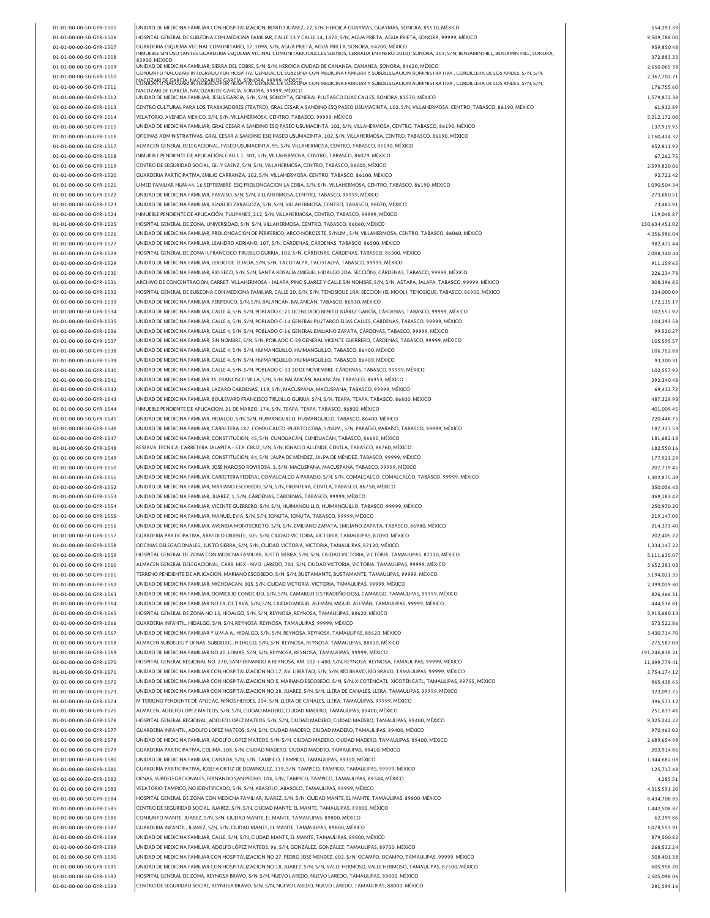| | | |
|---|---|---|
| 01-01-00-00-50-GYR-1505 | UNIDAD DE MEDICINA FAMILIAR CON HOSPITALIZACION, BENITO JUAREZ, 22, S/N, HEROICA GUAYMAS, GUAYMAS, SONORA, 85510, MÉXICO | 554,291.39 |
| 01-01-00-00-50-GYR-1506 | HOSPITAL GENERAL DE SUBZONA CON MEDICINA FAMILIAR, CALLE 13 Y CALLE 14, 1470, S/N, AGUA PRIETA, AGUA PRIETA, SONORA, 99999, MÉXICO | 9,509,788.00 |
| 01-01-00-00-50-GYR-1507 | GUARDERIA ESQUEMA VECINAL COMUNITARIO, 17, 1098, S/N, AGUA PRIETA, AGUA PRIETA, SONORA, 84200, MÉXICO | 959,850.48 |
| 01-01-00-00-50-GYR-1508 | INMUEBLE SIN USO (ANTES GUARDERIA ESQUEMA VECINAL COMUNITARIO DULCES SUEÑOS, CERRADA EN ENERO 2010), SONORA, 103, S/N, BENJAMIN HILL, BENJAMIN HILL, SONORA, 83900, MÉXICO | 372,883.33 |
| 01-01-00-00-50-GYR-1509 | UNIDAD DE MEDICINA FAMILIAR, SIERRA DEL COBRE, S/N, S/N, HEROICA CIUDAD DE CANANEA, CANANEA, SONORA, 84620, MÉXICO | 2,650,065.38 |
| 01-01-00-00-50-GYR-1510 | CONJUNTO NACOZARI INTEGRADO POR HOSPITAL GENERAL DE SUBZONA CON MEDICINA FAMILIAR Y SUBDELEGACION ADMINISTRATIVA., CORDILLERA DE LOS ANDES, S/N, S/N, NACOZARI DE GARCÍA, NACOZARI DE GARCÍA, SONORA, 99999, MÉXICO | 2,367,702.71 |
| 01-01-00-00-50-GYR-1511 | CONJUNTO NACOZARI INTEGRADO POR HOSPITAL GENERAL DE SUBZONA CON MEDICINA FAMILIAR Y SUBDELEGACION ADMINISTRATIVA., CORDILLERA DE LOS ANDES, S/N, S/N, NACOZARI DE GARCÍA, NACOZARI DE GARCÍA, SONORA, 99999, MÉXICO | 176,755.60 |
| 01-01-00-00-50-GYR-1512 | UNIDAD DE MEDICINA FAMILIAR, JESUS GARCIA, S/N, S/N, SONOYTA, GENERAL PLUTARCO ELÍAS CALLES, SONORA, 83570, MÉXICO | 1,579,872.38 |
| 01-01-00-00-50-GYR-1513 | CENTRO CULTURAL PARA LOS TRABAJADORES (TEATRO), GRAL CESAR A SANDINO ESQ PASEO USUMACINTA, 102, S/N, VILLAHERMOSA, CENTRO, TABASCO, 86190, MÉXICO | 61,932.89 |
| 01-01-00-00-50-GYR-1514 | VELATORIO, AVENIDA MEXICO, S/N, S/N, VILLAHERMOSA, CENTRO, TABASCO, 99999, MÉXICO | 5,212,172.00 |
| 01-01-00-00-50-GYR-1515 | UNIDAD DE MEDICINA FAMILIAR, GRAL CESAR A SANDINO ESQ PASEO USUMACINTA, 102, S/N, VILLAHERMOSA, CENTRO, TABASCO, 86190, MÉXICO | 137,919.95 |
| 01-01-00-00-50-GYR-1516 | OFICINAS ADMINISTRATIVAS, GRAL CESAR A SANDINO ESQ PASEO USUMACINTA, 102, S/N, VILLAHERMOSA, CENTRO, TABASCO, 86190, MÉXICO | 2,160,424.32 |
| 01-01-00-00-50-GYR-1517 | ALMACEN GENERAL DELEGACIONAL, PASEO USUMACINTA, 95, S/N, VILLAHERMOSA, CENTRO, TABASCO, 86190, MÉXICO | 652,811.92 |
| 01-01-00-00-50-GYR-1518 | INMUEBLE PENDIENTE DE APLICACIÓN, CALLE 1, 301, S/N, VILLAHERMOSA, CENTRO, TABASCO, 86079, MÉXICO | 67,262.75 |
| 01-01-00-00-50-GYR-1519 | CENTRO DE SEGURIDAD SOCIAL, GIL Y SAENZ, S/N, S/N, VILLAHERMOSA, CENTRO, TABASCO, 86000, MÉXICO | 2,599,820.06 |
| 01-01-00-00-50-GYR-1520 | GUARDERIA PARTICIPATIVA, EMILIO CARRANZA, 102, S/N, VILLAHERMOSA, CENTRO, TABASCO, 86100, MÉXICO | 92,721.42 |
| 01-01-00-00-50-GYR-1521 | U MED FAMILIAR NUM 44, 16 SEPTIEMBRE ESQ PROLONGACION LA CEIBA, S/N, S/N, VILLAHERMOSA, CENTRO, TABASCO, 86190, MÉXICO | 1,090,504.34 |
| 01-01-00-00-50-GYR-1522 | UNIDAD DE MEDICINA FAMILIAR, PARAISO, S/N, S/N, VILLAHERMOSA, CENTRO, TABASCO, 99999, MÉXICO | 273,680.51 |
| 01-01-00-00-50-GYR-1523 | UNIDAD DE MEDICINA FAMILIAR, IGNACIO ZARAGOZA, S/N, S/N, VILLAHERMOSA, CENTRO, TABASCO, 86070, MÉXICO | 73,482.91 |
| 01-01-00-00-50-GYR-1524 | INMUEBLE PENDIENTE DE APLICACIÓN, TULIPANES, 212, S/N, VILLAHERMOSA, CENTRO, TABASCO, 99999, MÉXICO | 119,048.87 |
| 01-01-00-00-50-GYR-1525 | HOSPITAL GENERAL DE ZONA, UNIVERSIDAD, S/N, S/N, VILLAHERMOSA, CENTRO, TABASCO, 86060, MÉXICO | 150,634,451.02 |
| 01-01-00-00-50-GYR-1526 | UNIDAD DE MEDICINA FAMILIAR, PROLONGACION DE PERIFERICO, ARCO NOROESTE, S/NUM., S/N, VILLAHERMOSA, CENTRO, TABASCO, 86060, MÉXICO | 4,356,986.04 |
| 01-01-00-00-50-GYR-1527 | UNIDAD DE MEDICINA FAMILIAR, LEANDRO ADRIANO, 107, S/N, CÁRDENAS, CÁRDENAS, TABASCO, 86500, MÉXICO | 982,472.44 |
| 01-01-00-00-50-GYR-1528 | HOSPITAL GENERAL DE ZONA II, FRANCISCO TRUJILLO GURRIA, 102, S/N, CÁRDENAS, CÁRDENAS, TABASCO, 86500, MÉXICO | 2,008,340.44 |
| 01-01-00-00-50-GYR-1529 | UNIDAD DE MEDICINA FAMILIAR, LERDO DE TEJADA, S/N, S/N, TACOTALPA, TACOTALPA, TABASCO, 99999, MÉXICO | 911,159.65 |
| 01-01-00-00-50-GYR-1530 | UNIDAD DE MEDICINA FAMILIAR, RIO SECO, S/N, S/N, SANTA ROSALÍA (MIGUEL HIDALGO 2DA. SECCIÓN), CÁRDENAS, TABASCO, 99999, MÉXICO | 226,234.78 |
| 01-01-00-00-50-GYR-1531 | ARCHIVO DE CONCENTRACION, CARRET. VILLAHERMOSA - JALAPA, PINO SUAREZ Y CALLE SIN NOMBRE, S/N, S/N, ASTAPA, JALAPA, TABASCO, 99999, MÉXICO | 308,396.85 |
| 01-01-00-00-50-GYR-1532 | HOSPITAL GENERAL DE SUBZONA CON MEDICINA FAMILIAR, CALLE 20, S/N, S/N, TENOSIQUE 1RA. SECCIÓN (EL MOOL), TENOSIQUE, TABASCO, 86900, MÉXICO | 334,000.09 |
| 01-01-00-00-50-GYR-1533 | UNIDAD DE MEDICINA FAMILIAR, PERIFERICO, S/N, S/N, BALANCÁN, BALANCÁN, TABASCO, 86930, MÉXICO | 172,135.17 |
| 01-01-00-00-50-GYR-1534 | UNIDAD DE MEDICINA FAMILIAR, CALLE 4, S/N, S/N, POBLADO C-21 LICENCIADO BENITO JUÁREZ GARCÍA, CÁRDENAS, TABASCO, 99999, MÉXICO | 102,557.92 |
| 01-01-00-00-50-GYR-1535 | UNIDAD DE MEDICINA FAMILIAR, CALLE 4, S/N, S/N, POBLADO C-14 GENERAL PLUTARCO ELÍAS CALLES, CÁRDENAS, TABASCO, 99999, MÉXICO | 104,293.58 |
| 01-01-00-00-50-GYR-1536 | UNIDAD DE MEDICINA FAMILIAR, CALLE 4, S/N, S/N, POBLADO C-16 GENERAL EMILIANO ZAPATA, CÁRDENAS, TABASCO, 99999, MÉXICO | 99,520.27 |
| 01-01-00-00-50-GYR-1537 | UNIDAD DE MEDICINA FAMILIAR, SIN NOMBRE, S/N, S/N, POBLADO C-29 GENERAL VICENTE GUERRERO, CÁRDENAS, TABASCO, 99999, MÉXICO | 105,595.57 |
| 01-01-00-00-50-GYR-1538 | UNIDAD DE MEDICINA FAMILIAR, CALLE 4, S/N, S/N, HUIMANGUILLO, HUIMANGUILLO, TABASCO, 86400, MÉXICO | 106,752.88 |
| 01-01-00-00-50-GYR-1539 | UNIDAD DE MEDICINA FAMILIAR, CALLE 4, S/N, S/N, HUIMANGUILLO, HUIMANGUILLO, TABASCO, 86400, MÉXICO | 93,300.31 |
| 01-01-00-00-50-GYR-1540 | UNIDAD DE MEDICINA FAMILIAR, CALLE 4, S/N, S/N, POBLADO C-33 20 DE NOVIEMBRE, CÁRDENAS, TABASCO, 99999, MÉXICO | 102,557.92 |
| 01-01-00-00-50-GYR-1541 | UNIDAD DE MEDICINA FAMILIAR 35, FRANCISCO VILLA, S/N, S/N, BALANCÁN, BALANCÁN, TABASCO, 86953, MÉXICO | 292,340.48 |
| 01-01-00-00-50-GYR-1542 | UNIDAD DE MEDICINA FAMILIAR, LAZARO CARDENAS, 119, S/N, MACUSPANA, MACUSPANA, TABASCO, 99999, MÉXICO | 69,432.72 |
| 01-01-00-00-50-GYR-1543 | UNIDAD DE MEDICINA FAMILIAR, BOULEVARD FRANCISCO TRUJILLO GURRIA, S/N, S/N, TEAPA, TEAPA, TABASCO, 86800, MÉXICO | 487,329.93 |
| 01-01-00-00-50-GYR-1544 | INMUEBLE PENDIENTE DE APLICACIÓN, 21 DE MARZO, 174, S/N, TEAPA, TEAPA, TABASCO, 86800, MÉXICO | 401,009.45 |
| 01-01-00-00-50-GYR-1545 | UNIDAD DE MEDICINA FAMILIAR, HIDALGO, S/N, S/N, HUIMANGUILLO, HUIMANGUILLO, TABASCO, 86400, MÉXICO | 220,448.75 |
| 01-01-00-00-50-GYR-1546 | UNIDAD DE MEDICINA FAMILIAR, CARRETERA 187, COMALCALCO -PUERTO CEIBA, S/NUM., S/N, PARAÍSO, PARAÍSO, TABASCO, 99999, MÉXICO | 187,323.53 |
| 01-01-00-00-50-GYR-1547 | UNIDAD DE MEDICINA FAMILIAR, CONSTITUCION, 45, S/N, CUNDUACÁN, CUNDUACÁN, TABASCO, 86690, MÉXICO | 181,682.18 |
| 01-01-00-00-50-GYR-1548 | RESERVA TECNICA, CARRETERA JALAPITA - STA. CRUZ, S/N, S/N, IGNACIO ALLENDE, CENTLA, TABASCO, 86760, MÉXICO | 182,550.16 |
| 01-01-00-00-50-GYR-1549 | UNIDAD DE MEDICINA FAMILIAR, CONSTITUCION, 84, S/N, JALPA DE MÉNDEZ, JALPA DE MÉNDEZ, TABASCO, 99999, MÉXICO | 177,921.29 |
| 01-01-00-00-50-GYR-1550 | UNIDAD DE MEDICINA FAMILIAR, JOSE NARCISO ROVIROSA, 3, S/N, MACUSPANA, MACUSPANA, TABASCO, 99999, MÉXICO | 207,719.45 |
| 01-01-00-00-50-GYR-1551 | UNIDAD DE MEDICINA FAMILIAR, CARRETERA FEDERAL COMALCALCO A PARAISO, S/N, S/N, COMALCALCO, COMALCALCO, TABASCO, 99999, MÉXICO | 1,302,875.49 |
| 01-01-00-00-50-GYR-1552 | UNIDAD DE MEDICINA FAMILIAR, MARIANO ESCOBEDO, S/N, S/N, FRONTERA, CENTLA, TABASCO, 86750, MÉXICO | 350,056.43 |
| 01-01-00-00-50-GYR-1553 | UNIDAD DE MEDICINA FAMILIAR, JUAREZ, 1, S/N, CÁRDENAS, CÁRDENAS, TABASCO, 99999, MÉXICO | 469,183.42 |
| 01-01-00-00-50-GYR-1554 | UNIDAD DE MEDICINA FAMILIAR, VICENTE GUERRERO, S/N, S/N, HUIMANGUILLO, HUIMANGUILLO, TABASCO, 99999, MÉXICO | 250,970.20 |
| 01-01-00-00-50-GYR-1555 | UNIDAD DE MEDICINA FAMILIAR, MANUEL EVIA, S/N, S/N, JONUTA, JONUTA, TABASCO, 99999, MÉXICO | 219,147.00 |
| 01-01-00-00-50-GYR-1556 | UNIDAD DE MEDICINA FAMILIAR, AVENIDA MONTECRISTO, S/N, S/N, EMILIANO ZAPATA, EMILIANO ZAPATA, TABASCO, 86980, MÉXICO | 214,373.40 |
| 01-01-00-00-50-GYR-1557 | GUARDERIA PARTICIPATIVA, ABASOLO ORIENTE, 305, S/N, CIUDAD VICTORIA, VICTORIA, TAMAULIPAS, 87090, MÉXICO | 202,405.22 |
| 01-01-00-00-50-GYR-1558 | OFICINAS DELEGACIONALES., JUSTO SIERRA, S/N, S/N, CIUDAD VICTORIA, VICTORIA, TAMAULIPAS, 87120, MÉXICO | 1,334,147.22 |
| 01-01-00-00-50-GYR-1559 | HOSPITAL GENERAL DE ZONA CON MEDICINA FAMILIAR, JUSTO SIERRA, S/N, S/N, CIUDAD VICTORIA, VICTORIA, TAMAULIPAS, 87120, MÉXICO | 5,111,635.07 |
| 01-01-00-00-50-GYR-1560 | ALMACEN GENERAL DELEGACIONAL, CARR. MEX - NVO. LAREDO, 701, S/N, CIUDAD VICTORIA, VICTORIA, TAMAULIPAS, 99999, MÉXICO | 3,652,381.03 |
| 01-01-00-00-50-GYR-1561 | TERRENO PENDIENTE DE APLICACION, MARIANO ESCOBEDO, S/N, S/N, BUSTAMANTE, BUSTAMANTE, TAMAULIPAS, 99999, MÉXICO | 3,194,021.35 |
| 01-01-00-00-50-GYR-1562 | UNIDAD DE MEDICINA FAMILIAR, MICHOACAN, 305, S/N, CIUDAD VICTORIA, VICTORIA, TAMAULIPAS, 99999, MÉXICO | 2,399,029.80 |
| 01-01-00-00-50-GYR-1563 | UNIDAD DE MEDICINA FAMILIAR, DOMICILIO CONOCIDO, S/N, S/N, CAMARGO (ESTRADEÑO DOS), CAMARGO, TAMAULIPAS, 99999, MÉXICO | 826,466.31 |
| 01-01-00-00-50-GYR-1564 | UNIDAD DE MEDICINA FAMILIAR NO 19, OCTAVA, S/N, S/N, CIUDAD MIGUEL ALEMÁN, MIGUEL ALEMÁN, TAMAULIPAS, 99999, MÉXICO | 444,536.81 |
| 01-01-00-00-50-GYR-1565 | HOSPITAL GENERAL DE ZONA NO 15, HIDALGO, S/N, S/N, REYNOSA, REYNOSA, TAMAULIPAS, 88620, MÉXICO | 5,915,680.13 |
| 01-01-00-00-50-GYR-1566 | GUARDERIA INFANTIL, HIDALGO, S/N, S/N, REYNOSA, REYNOSA, TAMAULIPAS, 99999, MÉXICO | 573,522.86 |
| 01-01-00-00-50-GYR-1567 | UNIDAD DE MEDICINA FAMILIAR Y U.M.A.A., HIDALGO, S/N, S/N, REYNOSA, REYNOSA, TAMAULIPAS, 88620, MÉXICO | 3,430,714.70 |
| 01-01-00-00-50-GYR-1568 | ALMACEN SUBDELEG Y OFNAS. SUBDELEG., HIDALGO, S/N, S/N, REYNOSA, REYNOSA, TAMAULIPAS, 88620, MÉXICO | 275,587.08 |
| 01-01-00-00-50-GYR-1569 | UNIDAD DE MEDICINA FAMILIAR NO 40, LOMAS, S/N, S/N, REYNOSA, REYNOSA, TAMAULIPAS, 99999, MÉXICO | 191,246,838.21 |
| 01-01-00-00-50-GYR-1570 | HOSPITAL GENERAL REGIONAL NO. 270, SAN FERNANDO A REYNOSA, KM. 102 + 480, S/N, REYNOSA, REYNOSA, TAMAULIPAS, 99999, MÉXICO | 11,399,779.41 |
| 01-01-00-00-50-GYR-1571 | UNIDAD DE MEDICINA FAMILIAR CON HOSPITALIZACION NO 17, AV. LIBERTAD, S/N, S/N, RÍO BRAVO, RÍO BRAVO, TAMAULIPAS, 99999, MÉXICO | 3,754,174.12 |
| 01-01-00-00-50-GYR-1572 | UNIDAD DE MEDICINA FAMILIAR CON HOSPITALIZACION NO 5, MARIANO ESCOBEDO, S/N, S/N, XICOTÉNCATL, XICOTÉNCATL, TAMAULIPAS, 89755, MÉXICO | 865,438.65 |
| 01-01-00-00-50-GYR-1573 | UNIDAD DE MEDICINA FAMILIAR CON HOSPITALIZACION NO 28, JUAREZ, S/N, S/N, LLERA DE CANALES, LLERA, TAMAULIPAS, 99999, MÉXICO | 323,093.75 |
| 01-01-00-00-50-GYR-1574 | M TERRENO PENDIENTE DE APLICAC, NIÑOS HEROES, 204, S/N, LLERA DE CANALES, LLERA, TAMAULIPAS, 99999, MÉXICO | 396,573.12 |
| 01-01-00-00-50-GYR-1575 | ALMACEN, ADOLFO LOPEZ MATEOS, S/N, S/N, CIUDAD MADERO, CIUDAD MADERO, TAMAULIPAS, 89400, MÉXICO | 251,633.46 |
| 01-01-00-00-50-GYR-1576 | HOSPITAL GENERAL REGIONAL, ADOLFO LOPEZ MATEOS, S/N, S/N, CIUDAD MADERO, CIUDAD MADERO, TAMAULIPAS, 89400, MÉXICO | 8,325,242.22 |
| 01-01-00-00-50-GYR-1577 | GUARDERIA INFANTIL, ADOLFO LOPEZ MATEOS, S/N, S/N, CIUDAD MADERO, CIUDAD MADERO, TAMAULIPAS, 89400, MÉXICO | 970,463.02 |
| 01-01-00-00-50-GYR-1578 | UNIDAD DE MEDICINA FAMILIAR, ADOLFO LOPEZ MATEOS, S/N, S/N, CIUDAD MADERO, CIUDAD MADERO, TAMAULIPAS, 89400, MÉXICO | 2,689,654.98 |
| 01-01-00-00-50-GYR-1579 | GUARDERIA PARTICIPATIVA, COLIMA, 108, S/N, CIUDAD MADERO, CIUDAD MADERO, TAMAULIPAS, 89410, MÉXICO | 203,914.86 |
| 01-01-00-00-50-GYR-1580 | UNIDAD DE MEDICINA FAMILIAR, CANADA, S/N, S/N, TAMPICO, TAMPICO, TAMAULIPAS, 89310, MÉXICO | 1,344,682.08 |
| 01-01-00-00-50-GYR-1581 | GUARDERIA PARTICIPATIVA, JOSEFA ORTIZ DE DOMINGUEZ, 119, S/N, TAMPICO, TAMPICO, TAMAULIPAS, 99999, MÉXICO | 125,717.48 |
| 01-01-00-00-50-GYR-1582 | OFNAS, SUBDELEGACIONALES, FERNANDO SAN PEDRO, 106, S/N, TAMPICO, TAMPICO, TAMAULIPAS, 89344, MÉXICO | 4,285.51 |
| 01-01-00-00-50-GYR-1583 | VELATORIO TAMPICO, NO IDENTIFICADO, S/N, S/N, ABASOLO, ABASOLO, TAMAULIPAS, 99999, MÉXICO | 4,315,591.20 |
| 01-01-00-00-50-GYR-1584 | HOSPITAL GENERAL DE ZONA CON MEDICNA FAMILIAR, JUAREZ, S/N, S/N, CIUDAD MANTE, EL MANTE, TAMAULIPAS, 89800, MÉXICO | 8,434,708.85 |
| 01-01-00-00-50-GYR-1585 | CENTRO DE SEGURIDAD SOCIAL, JUAREZ, S/N, S/N, CIUDAD MANTE, EL MANTE, TAMAULIPAS, 89800, MÉXICO | 1,442,508.87 |
| 01-01-00-00-50-GYR-1586 | CONJUNTO MANTE, JUAREZ, S/N, S/N, CIUDAD MANTE, EL MANTE, TAMAULIPAS, 89800, MÉXICO | 62,399.86 |
| 01-01-00-00-50-GYR-1587 | GUARDERIA INFANTIL, JUAREZ, S/N, S/N, CIUDAD MANTE, EL MANTE, TAMAULIPAS, 89800, MÉXICO | 1,078,553.91 |
| 01-01-00-00-50-GYR-1588 | UNIDAD DE MEDICINA FAMILIAR, CALLE, S/N, S/N, CIUDAD MANTE, EL MANTE, TAMAULIPAS, 89800, MÉXICO | 879,500.82 |
| 01-01-00-00-50-GYR-1589 | UNIDAD DE MEDICINA FAMILIAR, ADOLFO LÓPEZ MATEOS, 96, S/N, GONZÁLEZ, GONZÁLEZ, TAMAULIPAS, 89700, MÉXICO | 268,532.24 |
| 01-01-00-00-50-GYR-1590 | UNIDAD DE MEDICINA FAMILIAR CON HOSPITALIZACION NO 27, PEDRO JOSE MENDEZ, 602, S/N, OCAMPO, OCAMPO, TAMAULIPAS, 99999, MÉXICO | 508,401.38 |
| 01-01-00-00-50-GYR-1591 | UNIDAD DE MEDICINA FAMILIAR CON HOSPITALIZACION NO 18, JUAREZ, S/N, S/N, VALLE HERMOSO, VALLE HERMOSO, TAMAULIPAS, 87500, MÉXICO | 605,958.20 |
| 01-01-00-00-50-GYR-1592 | HOSPITAL GENERAL DE ZONA, REYNOSA BRAVO, S/N, S/N, NUEVO LAREDO, NUEVO LAREDO, TAMAULIPAS, 88000, MÉXICO | 2,505,098.06 |
| 01-01-00-00-50-GYR-1593 | CENTRO DE SEGURIDAD SOCIAL, REYNOSA BRAVO, S/N, S/N, NUEVO LAREDO, NUEVO LAREDO, TAMAULIPAS, 88000, MÉXICO | 281,599.16 |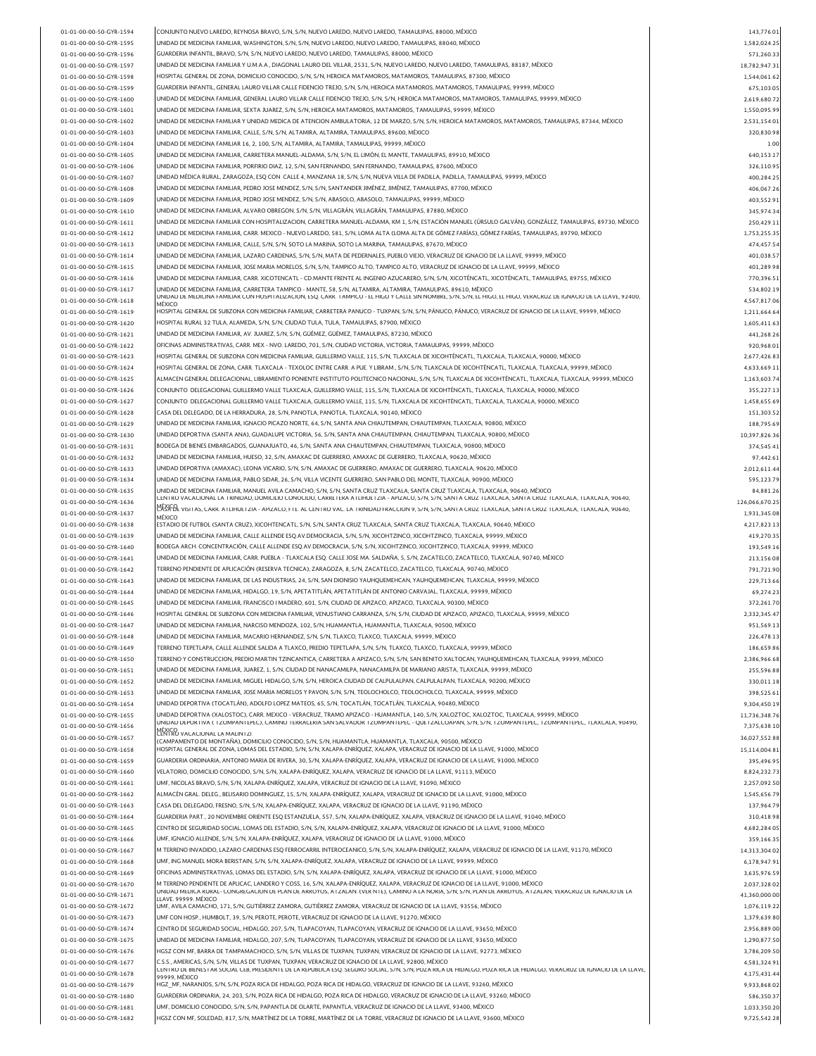| | | |
|---|---|---|
| 01-01-00-00-50-GYR-1594 | CONJUNTO NUEVO LAREDO, REYNOSA BRAVO, S/N, S/N, NUEVO LAREDO, NUEVO LAREDO, TAMAULIPAS, 88000, MÉXICO | 143,776.01 |
| 01-01-00-00-50-GYR-1595 | UNIDAD DE MEDICINA FAMILIAR, WASHINGTON, S/N, S/N, NUEVO LAREDO, NUEVO LAREDO, TAMAULIPAS, 88040, MÉXICO | 1,582,024.25 |
| 01-01-00-00-50-GYR-1596 | GUARDERIA INFANTIL, BRAVO, S/N, S/N, NUEVO LAREDO, NUEVO LAREDO, TAMAULIPAS, 88000, MÉXICO | 571,260.33 |
| 01-01-00-00-50-GYR-1597 | UNIDAD DE MEDICINA FAMILIAR Y U.M.A.A., DIAGONAL LAURO DEL VILLAR, 2531, S/N, NUEVO LAREDO, NUEVO LAREDO, TAMAULIPAS, 88187, MÉXICO | 18,782,947.31 |
| 01-01-00-00-50-GYR-1598 | HOSPITAL GENERAL DE ZONA, DOMICILIO CONOCIDO, S/N, S/N, HEROICA MATAMOROS, MATAMOROS, TAMAULIPAS, 87300, MÉXICO | 1,544,061.62 |
| 01-01-00-00-50-GYR-1599 | GUARDERIA INFANTIL, GENERAL LAURO VILLAR CALLE FIDENCIO TREJO, S/N, S/N, HEROICA MATAMOROS, MATAMOROS, TAMAULIPAS, 99999, MÉXICO | 675,103.05 |
| 01-01-00-00-50-GYR-1600 | UNIDAD DE MEDICINA FAMILIAR, GENERAL LAURO VILLAR CALLE FIDENCIO TREJO, S/N, S/N, HEROICA MATAMOROS, MATAMOROS, TAMAULIPAS, 99999, MÉXICO | 2,619,680.72 |
| 01-01-00-00-50-GYR-1601 | UNIDAD DE MEDICINA FAMILIAR, SEXTA JUAREZ, S/N, S/N, HEROICA MATAMOROS, MATAMOROS, TAMAULIPAS, 99999, MÉXICO | 1,550,095.99 |
| 01-01-00-00-50-GYR-1602 | UNIDAD DE MEDICINA FAMILIAR Y UNIDAD MEDICA DE ATENCION AMBULATORIA, 12 DE MARZO, S/N, S/N, HEROICA MATAMOROS, MATAMOROS, TAMAULIPAS, 87344, MÉXICO | 2,531,154.01 |
| 01-01-00-00-50-GYR-1603 | UNIDAD DE MEDICINA FAMILIAR, CALLE, S/N, S/N, ALTAMIRA, ALTAMIRA, TAMAULIPAS, 89600, MÉXICO | 320,830.98 |
| 01-01-00-00-50-GYR-1604 | UNIDAD DE MEDICINA FAMILIAR 16, 2, 100, S/N, ALTAMIRA, ALTAMIRA, TAMAULIPAS, 99999, MÉXICO | 1.00 |
| 01-01-00-00-50-GYR-1605 | UNIDAD DE MEDICINA FAMILIAR, CARRETERA MANUEL-ALDAMA, S/N, S/N, EL LIMÓN, EL MANTE, TAMAULIPAS, 89910, MÉXICO | 640,153.17 |
| 01-01-00-00-50-GYR-1606 | UNIDAD DE MEDICINA FAMILIAR, PORFIRIO DIAZ, 12, S/N, SAN FERNANDO, SAN FERNANDO, TAMAULIPAS, 87600, MÉXICO | 326,110.95 |
| 01-01-00-00-50-GYR-1607 | UNIDAD MÉDICA RURAL, ZARAGOZA, ESQ CON CALLE 4, MANZANA 18, S/N, S/N, NUEVA VILLA DE PADILLA, PADILLA, TAMAULIPAS, 99999, MÉXICO | 400,284.25 |
| 01-01-00-00-50-GYR-1608 | UNIDAD DE MEDICINA FAMILIAR, PEDRO JOSE MENDEZ, S/N, S/N, SANTANDER JIMÉNEZ, JIMÉNEZ, TAMAULIPAS, 87700, MÉXICO | 406,067.26 |
| 01-01-00-00-50-GYR-1609 | UNIDAD DE MEDICINA FAMILIAR, PEDRO JOSE MENDEZ, S/N, S/N, ABASOLO, ABASOLO, TAMAULIPAS, 99999, MÉXICO | 403,552.91 |
| 01-01-00-00-50-GYR-1610 | UNIDAD DE MEDICINA FAMILIAR, ALVARO OBREGON, S/N, S/N, VILLAGRÁN, VILLAGRÁN, TAMAULIPAS, 87880, MÉXICO | 345,974.34 |
| 01-01-00-00-50-GYR-1611 | UNIDAD DE MEDICINA FAMILIAR CON HOSPITALIZACION, CARRETERA MANUEL-ALDAMA, KM 1, S/N, ESTACIÓN MANUEL (ÚRSULO GALVÁN), GONZÁLEZ, TAMAULIPAS, 89730, MÉXICO | 250,429.11 |
| 01-01-00-00-50-GYR-1612 | UNIDAD DE MEDICINA FAMILIAR, CARR. MEXICO - NUEVO LAREDO, 581, S/N, LOMA ALTA (LOMA ALTA DE GÓMEZ FARÍAS), GÓMEZ FARÍAS, TAMAULIPAS, 89790, MÉXICO | 1,753,255.35 |
| 01-01-00-00-50-GYR-1613 | UNIDAD DE MEDICINA FAMILIAR, CALLE, S/N, S/N, SOTO LA MARINA, SOTO LA MARINA, TAMAULIPAS, 87670, MÉXICO | 474,457.54 |
| 01-01-00-00-50-GYR-1614 | UNIDAD DE MEDICINA FAMILIAR, LAZARO CARDENAS, S/N, S/N, MATA DE PEDERNALES, PUEBLO VIEJO, VERACRUZ DE IGNACIO DE LA LLAVE, 99999, MÉXICO | 401,038.57 |
| 01-01-00-00-50-GYR-1615 | UNIDAD DE MEDICINA FAMILIAR, JOSE MARIA MORELOS, S/N, S/N, TAMPICO ALTO, TAMPICO ALTO, VERACRUZ DE IGNACIO DE LA LLAVE, 99999, MÉXICO | 401,289.98 |
| 01-01-00-00-50-GYR-1616 | UNIDAD DE MEDICINA FAMILIAR, CARR. XICOTENCATL - CD MANTE FRENTE AL INGENIO AZUCARERO, S/N, S/N, XICOTÉNCATL, XICOTÉNCATL, TAMAULIPAS, 89755, MÉXICO | 770,396.51 |
| 01-01-00-00-50-GYR-1617 | UNIDAD DE MEDICINA FAMILIAR, CARRETERA TAMPICO - MANTE, 58, S/N, ALTAMIRA, ALTAMIRA, TAMAULIPAS, 89610, MÉXICO | 534,802.19 |
| 01-01-00-00-50-GYR-1618 | UNIDAD DE MEDICINA FAMILIAR CON HOSPITALIZACION, ESQ. CARR. TAMPICO - EL HIGO Y CALLE SIN NOMBRE, S/N, S/N, EL HIGO, EL HIGO, VERACRUZ DE IGNACIO DE LA LLAVE, 92400, MÉXICO | 4,567,817.06 |
| 01-01-00-00-50-GYR-1619 | HOSPITAL GENERAL DE SUBZONA CON MEDICINA FAMILIAR, CARRETERA PANUCO - TUXPAN, S/N, S/N, PÁNUCO, PÁNUCO, VERACRUZ DE IGNACIO DE LA LLAVE, 99999, MÉXICO | 1,211,664.64 |
| 01-01-00-00-50-GYR-1620 | HOSPITAL RURAL 32 TULA, ALAMEDA, S/N, S/N, CIUDAD TULA, TULA, TAMAULIPAS, 87900, MÉXICO | 1,605,411.63 |
| 01-01-00-00-50-GYR-1621 | UNIDAD DE MEDICINA FAMILIAR, AV. JUAREZ, S/N, S/N, GÜÉMEZ, GÜÉMEZ, TAMAULIPAS, 87230, MÉXICO | 441,268.26 |
| 01-01-00-00-50-GYR-1622 | OFICINAS ADMINISTRATIVAS, CARR. MEX - NVO. LAREDO, 701, S/N, CIUDAD VICTORIA, VICTORIA, TAMAULIPAS, 99999, MÉXICO | 920,968.01 |
| 01-01-00-00-50-GYR-1623 | HOSPITAL GENERAL DE SUBZONA CON MEDICINA FAMILIAR, GUILLERMO VALLE, 115, S/N, TLAXCALA DE XICOHTÉNCATL, TLAXCALA, TLAXCALA, 90000, MÉXICO | 2,677,426.83 |
| 01-01-00-00-50-GYR-1624 | HOSPITAL GENERAL DE ZONA, CARR. TLAXCALA - TEXOLOC ENTRE CARR. A PUE. Y LIBRAM., S/N, S/N, TLAXCALA DE XICOHTÉNCATL, TLAXCALA, TLAXCALA, 99999, MÉXICO | 4,633,669.11 |
| 01-01-00-00-50-GYR-1625 | ALMACEN GENERAL DELEGACIONAL, LIBRAMIENTO PONIENTE INSTITUTO POLITECNICO NACIONAL, S/N, S/N, TLAXCALA DE XICOHTÉNCATL, TLAXCALA, TLAXCALA, 99999, MÉXICO | 1,163,603.74 |
| 01-01-00-00-50-GYR-1626 | CONJUNTO DELEGACIONAL GUILLERMO VALLE TLAXCALA, GUILLERMO VALLE, 115, S/N, TLAXCALA DE XICOHTÉNCATL, TLAXCALA, TLAXCALA, 90000, MÉXICO | 355,227.13 |
| 01-01-00-00-50-GYR-1627 | CONJUNTO DELEGACIONAL GUILLERMO VALLE TLAXCALA, GUILLERMO VALLE, 115, S/N, TLAXCALA DE XICOHTÉNCATL, TLAXCALA, TLAXCALA, 90000, MÉXICO | 1,458,655.69 |
| 01-01-00-00-50-GYR-1628 | CASA DEL DELEGADO, DE LA HERRADURA, 28, S/N, PANOTLA, PANOTLA, TLAXCALA, 90140, MÉXICO | 151,303.52 |
| 01-01-00-00-50-GYR-1629 | UNIDAD DE MEDICINA FAMILIAR, IGNACIO PICAZO NORTE, 64, S/N, SANTA ANA CHIAUTEMPAN, CHIAUTEMPAN, TLAXCALA, 90800, MÉXICO | 188,795.69 |
| 01-01-00-00-50-GYR-1630 | UNIDAD DEPORTIVA (SANTA ANA), GUADALUPE VICTORIA, 56, S/N, SANTA ANA CHIAUTEMPAN, CHIAUTEMPAN, TLAXCALA, 90800, MÉXICO | 10,397,826.36 |
| 01-01-00-00-50-GYR-1631 | BODEGA DE BIENES EMBARGADOS, GUANAJUATO, 46, S/N, SANTA ANA CHIAUTEMPAN, CHIAUTEMPAN, TLAXCALA, 90800, MÉXICO | 374,545.41 |
| 01-01-00-00-50-GYR-1632 | UNIDAD DE MEDICINA FAMILIAR, HUESO, 32, S/N, AMAXAC DE GUERRERO, AMAXAC DE GUERRERO, TLAXCALA, 90620, MÉXICO | 97,442.61 |
| 01-01-00-00-50-GYR-1633 | UNIDAD DEPORTIVA (AMAXAC), LEONA VICARIO, S/N, S/N, AMAXAC DE GUERRERO, AMAXAC DE GUERRERO, TLAXCALA, 90620, MÉXICO | 2,012,611.44 |
| 01-01-00-00-50-GYR-1634 | UNIDAD DE MEDICINA FAMILIAR, PABLO SIDAR, 26, S/N, VILLA VICENTE GUERRERO, SAN PABLO DEL MONTE, TLAXCALA, 90900, MÉXICO | 595,123.79 |
| 01-01-00-00-50-GYR-1635 | UNIDAD DE MEDICINA FAMILIAR, MANUEL AVILA CAMACHO, S/N, S/N, SANTA CRUZ TLAXCALA, SANTA CRUZ TLAXCALA, TLAXCALA, 90640, MÉXICO | 84,881.26 |
| 01-01-00-00-50-GYR-1636 | CENTRO VACACIONAL LA TRINIDAD, DOMICILIO CONOCIDO, CARRETERA ATLIHUETZIA - APIZACO, S/N, S/N, SANTA CRUZ TLAXCALA, SANTA CRUZ TLAXCALA, TLAXCALA, 90640, MÉXICO | 126,066,670.25 |
| 01-01-00-00-50-GYR-1637 | CASA DE VISITAS, CARR. ATLIHUETZIA - APIZACO, FTE. AL CENTRO VAC. LA TRINIDAD FRACCION 9, S/N, SANTA CRUZ TLAXCALA, SANTA CRUZ TLAXCALA, TLAXCALA, 90640, MÉXICO | 1,931,345.08 |
| 01-01-00-00-50-GYR-1638 | ESTADIO DE FUTBOL (SANTA CRUZ), XICOHTENCATL, S/N, S/N, SANTA CRUZ TLAXCALA, SANTA CRUZ TLAXCALA, TLAXCALA, 90640, MÉXICO | 4,217,823.13 |
| 01-01-00-00-50-GYR-1639 | UNIDAD DE MEDICINA FAMILIAR, CALLE ALLENDE ESQ AV.DEMOCRACIA, S/N, S/N, XICOHTZINCO, XICOHTZINCO, TLAXCALA, 99999, MÉXICO | 419,270.35 |
| 01-01-00-00-50-GYR-1640 | BODEGA ARCH. CONCENTRACIÓN, CALLE ALLENDE ESQ AV.DEMOCRACIA, S/N, S/N, XICOHTZINCO, XICOHTZINCO, TLAXCALA, 99999, MÉXICO | 193,549.16 |
| 01-01-00-00-50-GYR-1641 | UNIDAD DE MEDICINA FAMILIAR, CARR. PUEBLA - TLAXCALA ESQ. CALLE JOSE MA. SALDAÑA, 5, S/N, ZACATELCO, ZACATELCO, TLAXCALA, 90740, MÉXICO | 213,156.08 |
| 01-01-00-00-50-GYR-1642 | TERRENO PENDIENTE DE APLICACIÓN (RESERVA TECNICA), ZARAGOZA, 8, S/N, ZACATELCO, ZACATELCO, TLAXCALA, 90740, MÉXICO | 791,721.90 |
| 01-01-00-00-50-GYR-1643 | UNIDAD DE MEDICINA FAMILIAR, DE LAS INDUSTRIAS, 24, S/N, SAN DIONISIO YAUHQUEMEHCAN, YAUHQUEMEHCAN, TLAXCALA, 99999, MÉXICO | 229,713.66 |
| 01-01-00-00-50-GYR-1644 | UNIDAD DE MEDICINA FAMILIAR, HIDALGO, 19, S/N, APETATITLÁN, APETATITLÁN DE ANTONIO CARVAJAL, TLAXCALA, 99999, MÉXICO | 69,274.23 |
| 01-01-00-00-50-GYR-1645 | UNIDAD DE MEDICINA FAMILIAR, FRANCISCO I MADERO, 601, S/N, CIUDAD DE APIZACO, APIZACO, TLAXCALA, 90300, MÉXICO | 372,261.70 |
| 01-01-00-00-50-GYR-1646 | HOSPITAL GENERAL DE SUBZONA CON MEDICINA FAMILIAR, VENUSTIANO CARRANZA, S/N, S/N, CIUDAD DE APIZACO, APIZACO, TLAXCALA, 99999, MÉXICO | 2,332,345.47 |
| 01-01-00-00-50-GYR-1647 | UNIDAD DE MEDICINA FAMILIAR, NARCISO MENDOZA, 102, S/N, HUAMANTLA, HUAMANTLA, TLAXCALA, 90500, MÉXICO | 951,569.13 |
| 01-01-00-00-50-GYR-1648 | UNIDAD DE MEDICINA FAMILIAR, MACARIO HERNANDEZ, S/N, S/N, TLAXCO, TLAXCO, TLAXCALA, 99999, MÉXICO | 226,478.13 |
| 01-01-00-00-50-GYR-1649 | TERRENO TEPETLAPA, CALLE ALLENDE SALIDA A TLAXCO, PREDIO TEPETLAPA, S/N, S/N, TLAXCO, TLAXCO, TLAXCALA, 99999, MÉXICO | 186,659.86 |
| 01-01-00-00-50-GYR-1650 | TERRENO Y CONSTRUCCION, PREDIO MARTIN TZINCANTICA, CARRETERA A APIZACO, S/N, S/N, SAN BENITO XALTOCAN, YAUHQUEMEHCAN, TLAXCALA, 99999, MÉXICO | 2,386,966.68 |
| 01-01-00-00-50-GYR-1651 | UNIDAD DE MEDICINA FAMILIAR, JUAREZ, 1, S/N, CIUDAD DE NANACAMILPA, NANACAMILPA DE MARIANO ARISTA, TLAXCALA, 99999, MÉXICO | 255,596.88 |
| 01-01-00-00-50-GYR-1652 | UNIDAD DE MEDICINA FAMILIAR, MIGUEL HIDALGO, S/N, S/N, HEROICA CIUDAD DE CALPULALPAN, CALPULALPAN, TLAXCALA, 90200, MÉXICO | 330,011.18 |
| 01-01-00-00-50-GYR-1653 | UNIDAD DE MEDICINA FAMILIAR, JOSE MARIA MORELOS Y PAVON, S/N, S/N, TEOLOCHOLCO, TEOLOCHOLCO, TLAXCALA, 99999, MÉXICO | 398,525.61 |
| 01-01-00-00-50-GYR-1654 | UNIDAD DEPORTIVA (TOCATLÁN), ADOLFO LOPEZ MATEOS, 65, S/N, TOCATLÁN, TOCATLÁN, TLAXCALA, 90480, MÉXICO | 9,304,450.19 |
| 01-01-00-00-50-GYR-1655 | UNIDAD DEPORTIVA (XALOSTOC), CARR. MEXICO - VERACRUZ, TRAMO APIZACO - HUAMANTLA, 140, S/N, XALOZTOC, XALOZTOC, TLAXCALA, 99999, MÉXICO | 11,736,348.76 |
| 01-01-00-00-50-GYR-1656 | UNIDAD DEPORTIVA (TZOMPANTEPEC), CAMINO TERRACERIA SAN SALVADOR TZOMPANTEPEC - QUETZALCOAPAN, S/N, S/N, TZOMPANTEPEC, TZOMPANTEPEC, TLAXCALA, 90490, MÉXICO | 7,375,638.10 |
| 01-01-00-00-50-GYR-1657 | CENTRO VACACIONAL LA MALINTZI (CAMPAMENTO DE MONTAÑA), DOMICILIO CONOCIDO, S/N, S/N, HUAMANTLA, HUAMANTLA, TLAXCALA, 90500, MÉXICO | 36,027,552.88 |
| 01-01-00-00-50-GYR-1658 | HOSPITAL GENERAL DE ZONA, LOMAS DEL ESTADIO, S/N, S/N, XALAPA-ENRÍQUEZ, XALAPA, VERACRUZ DE IGNACIO DE LA LLAVE, 91000, MÉXICO | 15,114,004.81 |
| 01-01-00-00-50-GYR-1659 | GUARDERIA ORDINARIA, ANTONIO MARIA DE RIVERA, 30, S/N, XALAPA-ENRÍQUEZ, XALAPA, VERACRUZ DE IGNACIO DE LA LLAVE, 91000, MÉXICO | 395,496.95 |
| 01-01-00-00-50-GYR-1660 | VELATORIO, DOMICILIO CONOCIDO, S/N, S/N, XALAPA-ENRÍQUEZ, XALAPA, VERACRUZ DE IGNACIO DE LA LLAVE, 91113, MÉXICO | 8,824,232.73 |
| 01-01-00-00-50-GYR-1661 | UMF, NICOLAS BRAVO, S/N, S/N, XALAPA-ENRÍQUEZ, XALAPA, VERACRUZ DE IGNACIO DE LA LLAVE, 91090, MÉXICO | 2,257,092.50 |
| 01-01-00-00-50-GYR-1662 | ALMACÉN GRAL. DELEG., BELISARIO DOMINGUEZ, 15, S/N, XALAPA-ENRÍQUEZ, XALAPA, VERACRUZ DE IGNACIO DE LA LLAVE, 91000, MÉXICO | 1,545,656.79 |
| 01-01-00-00-50-GYR-1663 | CASA DEL DELEGADO, FRESNO, S/N, S/N, XALAPA-ENRÍQUEZ, XALAPA, VERACRUZ DE IGNACIO DE LA LLAVE, 91190, MÉXICO | 137,964.79 |
| 01-01-00-00-50-GYR-1664 | GUARDERIA PART., 20 NOVIEMBRE ORIENTE ESQ ESTANZUELA, 557, S/N, XALAPA-ENRÍQUEZ, XALAPA, VERACRUZ DE IGNACIO DE LA LLAVE, 91040, MÉXICO | 310,418.98 |
| 01-01-00-00-50-GYR-1665 | CENTRO DE SEGURIDAD SOCIAL, LOMAS DEL ESTADIO, S/N, S/N, XALAPA-ENRÍQUEZ, XALAPA, VERACRUZ DE IGNACIO DE LA LLAVE, 91000, MÉXICO | 4,682,284.05 |
| 01-01-00-00-50-GYR-1666 | UMF, IGNACIO ALLENDE, S/N, S/N, XALAPA-ENRÍQUEZ, XALAPA, VERACRUZ DE IGNACIO DE LA LLAVE, 91000, MÉXICO | 359,166.35 |
| 01-01-00-00-50-GYR-1667 | M TERRENO INVADIDO, LAZARO CARDENAS ESQ FERROCARRIL INTEROCEANICO, S/N, S/N, XALAPA-ENRÍQUEZ, XALAPA, VERACRUZ DE IGNACIO DE LA LLAVE, 91170, MÉXICO | 14,313,304.02 |
| 01-01-00-00-50-GYR-1668 | UMF, ING MANUEL MORA BERISTAIN, S/N, S/N, XALAPA-ENRÍQUEZ, XALAPA, VERACRUZ DE IGNACIO DE LA LLAVE, 99999, MÉXICO | 6,178,947.91 |
| 01-01-00-00-50-GYR-1669 | OFICINAS ADMINISTRATIVAS, LOMAS DEL ESTADIO, S/N, S/N, XALAPA-ENRÍQUEZ, XALAPA, VERACRUZ DE IGNACIO DE LA LLAVE, 91000, MÉXICO | 3,635,976.59 |
| 01-01-00-00-50-GYR-1670 | M TERRENO PENDIENTE DE APLICAC, LANDERO Y COSS, 16, S/N, XALAPA-ENRÍQUEZ, XALAPA, VERACRUZ DE IGNACIO DE LA LLAVE, 91000, MÉXICO | 2,037,328.02 |
| 01-01-00-00-50-GYR-1671 | UNIDAD MEDICA RURAL- CONGREGACION DE PLAN DE ARROYOS, ATZALAN (VERTE), CAMINO A LA NORIA, S/N, S/N, PLAN DE ARROYOS, ATZALAN, VERACRUZ DE IGNACIO DE LA LLAVE, 99999, MÉXICO | 41,360,000.00 |
| 01-01-00-00-50-GYR-1672 | UMF, AVILA CAMACHO, 171, S/N, GUTIÉRREZ ZAMORA, GUTIÉRREZ ZAMORA, VERACRUZ DE IGNACIO DE LA LLAVE, 93556, MÉXICO | 1,076,119.22 |
| 01-01-00-00-50-GYR-1673 | UMF CON HOSP., HUMBOLT, 39, S/N, PEROTE, PEROTE, VERACRUZ DE IGNACIO DE LA LLAVE, 91270, MÉXICO | 1,379,639.80 |
| 01-01-00-00-50-GYR-1674 | CENTRO DE SEGURIDAD SOCIAL, HIDALGO, 207, S/N, TLAPACOYAN, TLAPACOYAN, VERACRUZ DE IGNACIO DE LA LLAVE, 93650, MÉXICO | 2,956,889.00 |
| 01-01-00-00-50-GYR-1675 | UNIDAD DE MEDICINA FAMILIAR, HIDALGO, 207, S/N, TLAPACOYAN, TLAPACOYAN, VERACRUZ DE IGNACIO DE LA LLAVE, 93650, MÉXICO | 1,290,877.50 |
| 01-01-00-00-50-GYR-1676 | HGSZ CON MF, BARRA DE TAMPAMACHOCO, S/N, S/N, VILLAS DE TUXPAN, TUXPAN, VERACRUZ DE IGNACIO DE LA LLAVE, 92773, MÉXICO | 3,786,209.50 |
| 01-01-00-00-50-GYR-1677 | C.S.S., AMERICAS, S/N, S/N, VILLAS DE TUXPAN, TUXPAN, VERACRUZ DE IGNACIO DE LA LLAVE, 92800, MÉXICO | 4,581,324.91 |
| 01-01-00-00-50-GYR-1678 | CENTRO DE BIENESTAR SOCIAL CEB, PRESIDENTE DE LA REPUBLICA ESQ. SEGURO SOCIAL, S/N, S/N, POZA RICA DE HIDALGO, POZA RICA DE HIDALGO, VERACRUZ DE IGNACIO DE LA LLAVE, 99999, MÉXICO | 4,175,431.44 |
| 01-01-00-00-50-GYR-1679 | HGZ_MF, NARANJOS, S/N, S/N, POZA RICA DE HIDALGO, POZA RICA DE HIDALGO, VERACRUZ DE IGNACIO DE LA LLAVE, 93260, MÉXICO | 9,933,868.02 |
| 01-01-00-00-50-GYR-1680 | GUARDERIA ORDINARIA, 24, 203, S/N, POZA RICA DE HIDALGO, POZA RICA DE HIDALGO, VERACRUZ DE IGNACIO DE LA LLAVE, 93260, MÉXICO | 586,350.37 |
| 01-01-00-00-50-GYR-1681 | UMF, DOMICILIO CONOCIDO, S/N, S/N, PAPANTLA DE OLARTE, PAPANTLA, VERACRUZ DE IGNACIO DE LA LLAVE, 93400, MÉXICO | 1,033,350.20 |
| 01-01-00-00-50-GYR-1682 | HGSZ CON MF, SOLEDAD, 817, S/N, MARTÍNEZ DE LA TORRE, MARTÍNEZ DE LA TORRE, VERACRUZ DE IGNACIO DE LA LLAVE, 93600, MÉXICO | 9,725,542.28 |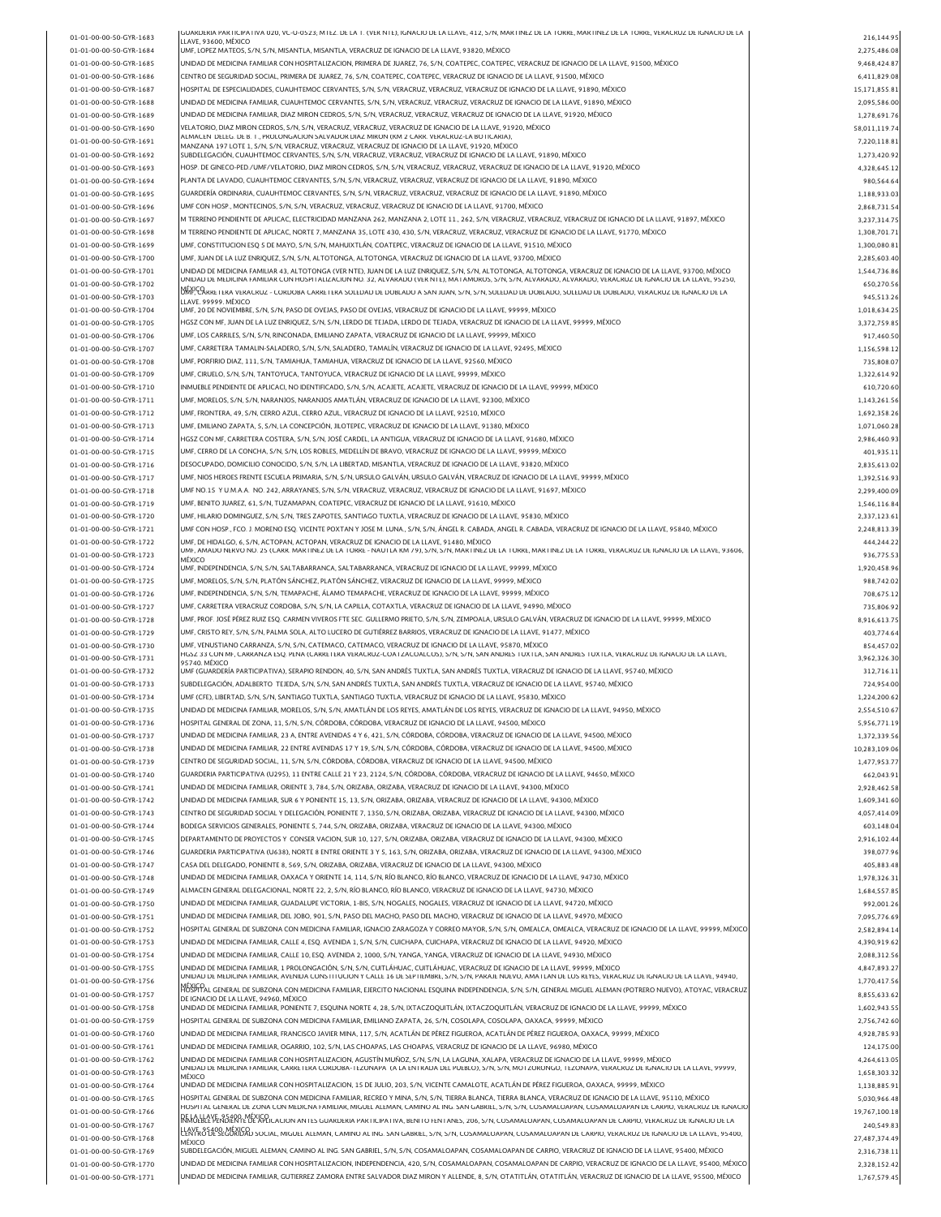| | | |
|---|---|---|
| 01-01-00-00-50-GYR-1683 | GUARDERIA PARTICIPATIVA 020, VC-U-0523, MTEZ. DE LA T. (VER NTE), IGNACIO DE LA LLAVE, 412, S/N, MARTINEZ DE LA TORRE, MARTINEZ DE LA TORRE, VERACRUZ DE IGNACIO DE LA LLAVE, 93600, MÉXICO | 216,144.95 |
| 01-01-00-00-50-GYR-1684 | UMF, LOPEZ MATEOS, S/N, S/N, MISANTLA, MISANTLA, VERACRUZ DE IGNACIO DE LA LLAVE, 93820, MÉXICO | 2,275,486.08 |
| 01-01-00-00-50-GYR-1685 | UNIDAD DE MEDICINA FAMILIAR CON HOSPITALIZACION, PRIMERA DE JUAREZ, 76, S/N, COATEPEC, COATEPEC, VERACRUZ DE IGNACIO DE LA LLAVE, 91500, MÉXICO | 9,468,424.87 |
| 01-01-00-00-50-GYR-1686 | CENTRO DE SEGURIDAD SOCIAL, PRIMERA DE JUAREZ, 76, S/N, COATEPEC, COATEPEC, VERACRUZ DE IGNACIO DE LA LLAVE, 91500, MÉXICO | 6,411,829.08 |
| 01-01-00-00-50-GYR-1687 | HOSPITAL DE ESPECIALIDADES, CUAUHTEMOC CERVANTES, S/N, S/N, VERACRUZ, VERACRUZ, VERACRUZ DE IGNACIO DE LA LLAVE, 91890, MÉXICO | 15,171,855.81 |
| 01-01-00-00-50-GYR-1688 | UNIDAD DE MEDICINA FAMILIAR, CUAUHTEMOC CERVANTES, S/N, S/N, VERACRUZ, VERACRUZ, VERACRUZ DE IGNACIO DE LA LLAVE, 91890, MÉXICO | 2,095,586.00 |
| 01-01-00-00-50-GYR-1689 | UNIDAD DE MEDICINA FAMILIAR, DIAZ MIRON CEDROS, S/N, S/N, VERACRUZ, VERACRUZ, VERACRUZ DE IGNACIO DE LA LLAVE, 91920, MÉXICO | 1,278,691.76 |
| 01-01-00-00-50-GYR-1690 | VELATORIO, DIAZ MIRON CEDROS, S/N, S/N, VERACRUZ, VERACRUZ, VERACRUZ DE IGNACIO DE LA LLAVE, 91920, MÉXICO | 58,011,119.74 |
| 01-01-00-00-50-GYR-1691 | ALMACEN DELEG. DE B. T., PROLONGACION SALVADOR DIAZ MIRON (KM 2 CARR. VERACRUZ-LA BOTICARIA), MANZANA 197 LOTE 1, S/N, S/N, VERACRUZ, VERACRUZ, VERACRUZ DE IGNACIO DE LA LLAVE, 91920, MÉXICO | 7,220,118.81 |
| 01-01-00-00-50-GYR-1692 | SUBDELEGACIÓN, CUAUHTEMOC CERVANTES, S/N, S/N, VERACRUZ, VERACRUZ, VERACRUZ DE IGNACIO DE LA LLAVE, 91890, MÉXICO | 1,273,420.92 |
| 01-01-00-00-50-GYR-1693 | HOSP. DE GINECO-PED./UMF/VELATORIO, DIAZ MIRON CEDROS, S/N, S/N, VERACRUZ, VERACRUZ, VERACRUZ DE IGNACIO DE LA LLAVE, 91920, MÉXICO | 4,328,645.12 |
| 01-01-00-00-50-GYR-1694 | PLANTA DE LAVADO, CUAUHTEMOC CERVANTES, S/N, S/N, VERACRUZ, VERACRUZ, VERACRUZ DE IGNACIO DE LA LLAVE, 91890, MÉXICO | 980,564.64 |
| 01-01-00-00-50-GYR-1695 | GUARDERÍA ORDINARIA, CUAUHTEMOC CERVANTES, S/N, S/N, VERACRUZ, VERACRUZ, VERACRUZ DE IGNACIO DE LA LLAVE, 91890, MÉXICO | 1,188,933.03 |
| 01-01-00-00-50-GYR-1696 | UMF CON HOSP., MONTECINOS, S/N, S/N, VERACRUZ, VERACRUZ, VERACRUZ DE IGNACIO DE LA LLAVE, 91700, MÉXICO | 2,868,731.54 |
| 01-01-00-00-50-GYR-1697 | M TERRENO PENDIENTE DE APLICAC, ELECTRICIDAD MANZANA 262, MANZANA 2, LOTE 11., 262, S/N, VERACRUZ, VERACRUZ, VERACRUZ DE IGNACIO DE LA LLAVE, 91897, MÉXICO | 3,237,314.75 |
| 01-01-00-00-50-GYR-1698 | M TERRENO PENDIENTE DE APLICAC, NORTE 7, MANZANA 35, LOTE 430, 430, S/N, VERACRUZ, VERACRUZ, VERACRUZ DE IGNACIO DE LA LLAVE, 91770, MÉXICO | 1,308,701.71 |
| 01-01-00-00-50-GYR-1699 | UMF, CONSTITUCION ESQ 5 DE MAYO, S/N, S/N, MAHUIXTLÁN, COATEPEC, VERACRUZ DE IGNACIO DE LA LLAVE, 91510, MÉXICO | 1,300,080.81 |
| 01-01-00-00-50-GYR-1700 | UMF, JUAN DE LA LUZ ENRIQUEZ, S/N, S/N, ALTOTONGA, ALTOTONGA, VERACRUZ DE IGNACIO DE LA LLAVE, 93700, MÉXICO | 2,285,603.40 |
| 01-01-00-00-50-GYR-1701 | UNIDAD DE MEDICINA FAMILIAR 43, ALTOTONGA (VER NTE), JUAN DE LA LUZ ENRIQUEZ, S/N, S/N, ALTOTONGA, ALTOTONGA, VERACRUZ DE IGNACIO DE LA LLAVE, 93700, MÉXICO | 1,544,736.86 |
| 01-01-00-00-50-GYR-1702 | UNIDAD DE MEDICINA FAMILIAR CON HOSPITALIZACION NO. 32, ALVARADO (VER NTE), MATAMOROS, S/N, S/N, ALVARADO, ALVARADO, VERACRUZ DE IGNACIO DE LA LLAVE, 95250, MÉXICO | 650,270.56 |
| 01-01-00-00-50-GYR-1703 | UMF, CARRETERA VERACRUZ - CORDOBA CARRETERA SOLEDAD DE DOBLADO A SAN JUAN, S/N, S/N, SOLEDAD DE DOBLADO, SOLEDAD DE DOBLADO, VERACRUZ DE IGNACIO DE LA LLAVE, 99999, MÉXICO | 945,513.26 |
| 01-01-00-00-50-GYR-1704 | UMF, 20 DE NOVIEMBRE, S/N, S/N, PASO DE OVEJAS, PASO DE OVEJAS, VERACRUZ DE IGNACIO DE LA LLAVE, 99999, MÉXICO | 1,018,634.25 |
| 01-01-00-00-50-GYR-1705 | HGSZ CON MF, JUAN DE LA LUZ ENRIQUEZ, S/N, S/N, LERDO DE TEJADA, LERDO DE TEJADA, VERACRUZ DE IGNACIO DE LA LLAVE, 99999, MÉXICO | 3,372,759.85 |
| 01-01-00-00-50-GYR-1706 | UMF, LOS CARRILES, S/N, S/N, RINCONADA, EMILIANO ZAPATA, VERACRUZ DE IGNACIO DE LA LLAVE, 99999, MÉXICO | 917,460.50 |
| 01-01-00-00-50-GYR-1707 | UMF, CARRETERA TAMALIN-SALADERO, S/N, S/N, SALADERO, TAMALÍN, VERACRUZ DE IGNACIO DE LA LLAVE, 92495, MÉXICO | 1,156,598.12 |
| 01-01-00-00-50-GYR-1708 | UMF, PORFIRIO DIAZ, 111, S/N, TAMIAHUA, TAMIAHUA, VERACRUZ DE IGNACIO DE LA LLAVE, 92560, MÉXICO | 735,808.07 |
| 01-01-00-00-50-GYR-1709 | UMF, CIRUELO, S/N, S/N, TANTOYUCA, TANTOYUCA, VERACRUZ DE IGNACIO DE LA LLAVE, 99999, MÉXICO | 1,322,614.92 |
| 01-01-00-00-50-GYR-1710 | INMUEBLE PENDIENTE DE APLICACI, NO IDENTIFICADO, S/N, S/N, ACAJETE, ACAJETE, VERACRUZ DE IGNACIO DE LA LLAVE, 99999, MÉXICO | 610,720.60 |
| 01-01-00-00-50-GYR-1711 | UMF, MORELOS, S/N, S/N, NARANJOS, NARANJOS AMATLÁN, VERACRUZ DE IGNACIO DE LA LLAVE, 92300, MÉXICO | 1,143,261.56 |
| 01-01-00-00-50-GYR-1712 | UMF, FRONTERA, 49, S/N, CERRO AZUL, CERRO AZUL, VERACRUZ DE IGNACIO DE LA LLAVE, 92510, MÉXICO | 1,692,358.26 |
| 01-01-00-00-50-GYR-1713 | UMF, EMILIANO ZAPATA, 5, S/N, LA CONCEPCIÓN, JILOTEPEC, VERACRUZ DE IGNACIO DE LA LLAVE, 91380, MÉXICO | 1,071,060.28 |
| 01-01-00-00-50-GYR-1714 | HGSZ CON MF, CARRETERA COSTERA, S/N, S/N, JOSÉ CARDEL, LA ANTIGUA, VERACRUZ DE IGNACIO DE LA LLAVE, 91680, MÉXICO | 2,986,460.93 |
| 01-01-00-00-50-GYR-1715 | UMF, CERRO DE LA CONCHA, S/N, S/N, LOS ROBLES, MEDELLÍN DE BRAVO, VERACRUZ DE IGNACIO DE LA LLAVE, 99999, MÉXICO | 401,935.11 |
| 01-01-00-00-50-GYR-1716 | DESOCUPADO, DOMICILIO CONOCIDO, S/N, S/N, LA LIBERTAD, MISANTLA, VERACRUZ DE IGNACIO DE LA LLAVE, 93820, MÉXICO | 2,835,613.02 |
| 01-01-00-00-50-GYR-1717 | UMF, NIOS HEROES FRENTE ESCUELA PRIMARIA, S/N, S/N, URSULO GALVÁN, URSULO GALVÁN, VERACRUZ DE IGNACIO DE LA LLAVE, 99999, MÉXICO | 1,392,516.93 |
| 01-01-00-00-50-GYR-1718 | UMF NO.15 Y U.M.A.A. NO. 242, ARRAYANES, S/N, S/N, VERACRUZ, VERACRUZ, VERACRUZ DE IGNACIO DE LA LLAVE, 91697, MÉXICO | 2,299,400.09 |
| 01-01-00-00-50-GYR-1719 | UMF, BENITO JUAREZ, 61, S/N, TUZAMAPAN, COATEPEC, VERACRUZ DE IGNACIO DE LA LLAVE, 91610, MÉXICO | 1,546,116.84 |
| 01-01-00-00-50-GYR-1720 | UMF, HILARIO DOMINGUEZ, S/N, S/N, TRES ZAPOTES, SANTIAGO TUXTLA, VERACRUZ DE IGNACIO DE LA LLAVE, 95830, MÉXICO | 2,337,123.61 |
| 01-01-00-00-50-GYR-1721 | UMF CON HOSP., FCO. J. MORENO ESQ. VICENTE POXTAN Y JOSE M. LUNA., S/N, S/N, ÁNGEL R. CABADA, ANGEL R. CABADA, VERACRUZ DE IGNACIO DE LA LLAVE, 95840, MÉXICO | 2,248,813.39 |
| 01-01-00-00-50-GYR-1722 | UMF, DE HIDALGO, 6, S/N, ACTOPAN, ACTOPAN, VERACRUZ DE IGNACIO DE LA LLAVE, 91480, MÉXICO | 444,244.22 |
| 01-01-00-00-50-GYR-1723 | UMF, AMADO NERVO NO. 25 (CARR. MARTINEZ DE LA TORRE - NAUTLA KM 79), S/N, S/N, MARTINEZ DE LA TORRE, MARTINEZ DE LA TORRE, VERACRUZ DE IGNACIO DE LA LLAVE, 93606, MÉXICO | 936,775.53 |
| 01-01-00-00-50-GYR-1724 | UMF, INDEPENDENCIA, S/N, S/N, SALTABARRANCA, SALTABARRANCA, VERACRUZ DE IGNACIO DE LA LLAVE, 99999, MÉXICO | 1,920,458.96 |
| 01-01-00-00-50-GYR-1725 | UMF, MORELOS, S/N, S/N, PLATÓN SÁNCHEZ, PLATÓN SÁNCHEZ, VERACRUZ DE IGNACIO DE LA LLAVE, 99999, MÉXICO | 988,742.02 |
| 01-01-00-00-50-GYR-1726 | UMF, INDEPENDENCIA, S/N, S/N, TEMAPACHE, ÁLAMO TEMAPACHE, VERACRUZ DE IGNACIO DE LA LLAVE, 99999, MÉXICO | 708,675.12 |
| 01-01-00-00-50-GYR-1727 | UMF, CARRETERA VERACRUZ CORDOBA, S/N, S/N, LA CAPILLA, COTAXTLA, VERACRUZ DE IGNACIO DE LA LLAVE, 94990, MÉXICO | 735,806.92 |
| 01-01-00-00-50-GYR-1728 | UMF, PROF. JOSÉ PÉREZ RUIZ ESQ. CARMEN VIVEROS FTE SEC. GUILLERMO PRIETO, S/N, S/N, ZEMPOALA, URSULO GALVÁN, VERACRUZ DE IGNACIO DE LA LLAVE, 99999, MÉXICO | 8,916,613.75 |
| 01-01-00-00-50-GYR-1729 | UMF, CRISTO REY, S/N, S/N, PALMA SOLA, ALTO LUCERO DE GUTIÉRREZ BARRIOS, VERACRUZ DE IGNACIO DE LA LLAVE, 91477, MÉXICO | 403,774.64 |
| 01-01-00-00-50-GYR-1730 | UMF, VENUSTIANO CARRANZA, S/N, S/N, CATEMACO, CATEMACO, VERACRUZ DE IGNACIO DE LA LLAVE, 95870, MÉXICO | 854,457.02 |
| 01-01-00-00-50-GYR-1731 | HGSZ 33 CON MF, CARRANZA ESQ. PEÑA (CARRETERA VERACRUZ-COATZACOALCOS), S/N, S/N, SAN ANDRES TUXTLA, SAN ANDRES TUXTLA, VERACRUZ DE IGNACIO DE LA LLAVE, 95740, MÉXICO | 3,962,326.30 |
| 01-01-00-00-50-GYR-1732 | UMF (GUARDERÍA PARTICIPATIVA), SERAPIO RENDON, 40, S/N, SAN ANDRÉS TUXTLA, SAN ANDRÉS TUXTLA, VERACRUZ DE IGNACIO DE LA LLAVE, 95740, MÉXICO | 312,716.11 |
| 01-01-00-00-50-GYR-1733 | SUBDELEGACIÓN, ADALBERTO TEJEDA, S/N, S/N, SAN ANDRÉS TUXTLA, SAN ANDRÉS TUXTLA, VERACRUZ DE IGNACIO DE LA LLAVE, 95740, MÉXICO | 724,954.00 |
| 01-01-00-00-50-GYR-1734 | UMF (CFE), LIBERTAD, S/N, S/N, SANTIAGO TUXTLA, SANTIAGO TUXTLA, VERACRUZ DE IGNACIO DE LA LLAVE, 95830, MÉXICO | 1,224,200.62 |
| 01-01-00-00-50-GYR-1735 | UNIDAD DE MEDICINA FAMILIAR, MORELOS, S/N, S/N, AMATLÁN DE LOS REYES, AMATLÁN DE LOS REYES, VERACRUZ DE IGNACIO DE LA LLAVE, 94950, MÉXICO | 2,554,510.67 |
| 01-01-00-00-50-GYR-1736 | HOSPITAL GENERAL DE ZONA, 11, S/N, S/N, CÓRDOBA, CÓRDOBA, VERACRUZ DE IGNACIO DE LA LLAVE, 94500, MÉXICO | 5,956,771.19 |
| 01-01-00-00-50-GYR-1737 | UNIDAD DE MEDICINA FAMILIAR, 23 A, ENTRE AVENIDAS 4 Y 6, 421, S/N, CÓRDOBA, CÓRDOBA, VERACRUZ DE IGNACIO DE LA LLAVE, 94500, MÉXICO | 1,372,339.56 |
| 01-01-00-00-50-GYR-1738 | UNIDAD DE MEDICINA FAMILIAR, 22 ENTRE AVENIDAS 17 Y 19, S/N, CÓRDOBA, CÓRDOBA, VERACRUZ DE IGNACIO DE LA LLAVE, 94500, MÉXICO | 10,283,109.06 |
| 01-01-00-00-50-GYR-1739 | CENTRO DE SEGURIDAD SOCIAL, 11, S/N, S/N, CÓRDOBA, CÓRDOBA, VERACRUZ DE IGNACIO DE LA LLAVE, 94500, MÉXICO | 1,477,953.77 |
| 01-01-00-00-50-GYR-1740 | GUARDERIA PARTICIPATIVA (U295), 11 ENTRE CALLE 21 Y 23, 2124, S/N, CÓRDOBA, CÓRDOBA, VERACRUZ DE IGNACIO DE LA LLAVE, 94650, MÉXICO | 662,043.91 |
| 01-01-00-00-50-GYR-1741 | UNIDAD DE MEDICINA FAMILIAR, ORIENTE 3, 784, S/N, ORIZABA, ORIZABA, VERACRUZ DE IGNACIO DE LA LLAVE, 94300, MÉXICO | 2,928,462.58 |
| 01-01-00-00-50-GYR-1742 | UNIDAD DE MEDICINA FAMILIAR, SUR 6 Y PONIENTE 15, 13, S/N, ORIZABA, ORIZABA, VERACRUZ DE IGNACIO DE LA LLAVE, 94300, MÉXICO | 1,609,341.60 |
| 01-01-00-00-50-GYR-1743 | CENTRO DE SEGURIDAD SOCIAL Y DELEGACIÓN, PONIENTE 7, 1350, S/N, ORIZABA, ORIZABA, VERACRUZ DE IGNACIO DE LA LLAVE, 94300, MÉXICO | 4,057,414.09 |
| 01-01-00-00-50-GYR-1744 | BODEGA SERVICIOS GENERALES, PONIENTE 5, 744, S/N, ORIZABA, ORIZABA, VERACRUZ DE IGNACIO DE LA LLAVE, 94300, MÉXICO | 603,148.04 |
| 01-01-00-00-50-GYR-1745 | DEPARTAMENTO DE PROYECTOS Y CONSER VACION, SUR 10, 127, S/N, ORIZABA, ORIZABA, VERACRUZ DE IGNACIO DE LA LLAVE, 94300, MÉXICO | 2,916,102.44 |
| 01-01-00-00-50-GYR-1746 | GUARDERIA PARTICIPATIVA (U638), NORTE 8 ENTRE ORIENTE 3 Y 5, 163, S/N, ORIZABA, ORIZABA, VERACRUZ DE IGNACIO DE LA LLAVE, 94300, MÉXICO | 398,077.96 |
| 01-01-00-00-50-GYR-1747 | CASA DEL DELEGADO, PONIENTE 8, 569, S/N, ORIZABA, ORIZABA, VERACRUZ DE IGNACIO DE LA LLAVE, 94300, MÉXICO | 405,883.48 |
| 01-01-00-00-50-GYR-1748 | UNIDAD DE MEDICINA FAMILIAR, OAXACA Y ORIENTE 14, 114, S/N, RÍO BLANCO, RÍO BLANCO, VERACRUZ DE IGNACIO DE LA LLAVE, 94730, MÉXICO | 1,978,326.31 |
| 01-01-00-00-50-GYR-1749 | ALMACEN GENERAL DELEGACIONAL, NORTE 22, 2, S/N, RÍO BLANCO, RÍO BLANCO, VERACRUZ DE IGNACIO DE LA LLAVE, 94730, MÉXICO | 1,684,557.85 |
| 01-01-00-00-50-GYR-1750 | UNIDAD DE MEDICINA FAMILIAR, GUADALUPE VICTORIA, 1-BIS, S/N, NOGALES, NOGALES, VERACRUZ DE IGNACIO DE LA LLAVE, 94720, MÉXICO | 992,001.26 |
| 01-01-00-00-50-GYR-1751 | UNIDAD DE MEDICINA FAMILIAR, DEL JOBO, 901, S/N, PASO DEL MACHO, PASO DEL MACHO, VERACRUZ DE IGNACIO DE LA LLAVE, 94970, MÉXICO | 7,095,776.69 |
| 01-01-00-00-50-GYR-1752 | HOSPITAL GENERAL DE SUBZONA CON MEDICINA FAMILIAR, IGNACIO ZARAGOZA Y CORREO MAYOR, S/N, S/N, OMEALCA, OMEALCA, VERACRUZ DE IGNACIO DE LA LLAVE, 99999, MÉXICO | 2,582,894.14 |
| 01-01-00-00-50-GYR-1753 | UNIDAD DE MEDICINA FAMILIAR, CALLE 4, ESQ. AVENIDA 1, S/N, S/N, CUICHAPA, CUICHAPA, VERACRUZ DE IGNACIO DE LA LLAVE, 94920, MÉXICO | 4,390,919.62 |
| 01-01-00-00-50-GYR-1754 | UNIDAD DE MEDICINA FAMILIAR, CALLE 10, ESQ. AVENIDA 2, 1000, S/N, YANGA, YANGA, VERACRUZ DE IGNACIO DE LA LLAVE, 94930, MÉXICO | 2,088,312.56 |
| 01-01-00-00-50-GYR-1755 | UNIDAD DE MEDICINA FAMILIAR, 1 PROLONGACIÓN, S/N, S/N, CUITLÁHUAC, CUITLÁHUAC, VERACRUZ DE IGNACIO DE LA LLAVE, 99999, MÉXICO | 4,847,893.27 |
| 01-01-00-00-50-GYR-1756 | UNIDAD DE MEDICINA FAMILIAR, AVENIDA CONSTITUCION Y CALLE 16 DE SEPTIEMBRE, S/N, S/N, PARAJE NUEVO, AMATLÁN DE LOS REYES, VERACRUZ DE IGNACIO DE LA LLAVE, 94940, MÉXICO | 1,770,417.56 |
| 01-01-00-00-50-GYR-1757 | HOSPITAL GENERAL DE SUBZONA CON MEDICINA FAMILIAR, EJERCITO NACIONAL ESQUINA INDEPENDENCIA, S/N, S/N, GENERAL MIGUEL ALEMAN (POTRERO NUEVO), ATOYAC, VERACRUZ DE IGNACIO DE LA LLAVE, 94960, MÉXICO | 8,855,633.62 |
| 01-01-00-00-50-GYR-1758 | UNIDAD DE MEDICINA FAMILIAR, PONIENTE 7, ESQUINA NORTE 4, 28, S/N, IXTACZOQUITLÁN, IXTACZOQUITLÁN, VERACRUZ DE IGNACIO DE LA LLAVE, 99999, MÉXICO | 1,602,943.55 |
| 01-01-00-00-50-GYR-1759 | HOSPITAL GENERAL DE SUBZONA CON MEDICINA FAMILIAR, EMILIANO ZAPATA, 26, S/N, COSOLAPA, COSOLAPA, OAXACA, 99999, MÉXICO | 2,756,742.60 |
| 01-01-00-00-50-GYR-1760 | UNIDAD DE MEDICINA FAMILIAR, FRANCISCO JAVIER MINA, 117, S/N, ACATLÁN DE PÉREZ FIGUEROA, ACATLÁN DE PÉREZ FIGUEROA, OAXACA, 99999, MÉXICO | 4,928,785.93 |
| 01-01-00-00-50-GYR-1761 | UNIDAD DE MEDICINA FAMILIAR, OGARRIO, 102, S/N, LAS CHOAPAS, LAS CHOAPAS, VERACRUZ DE IGNACIO DE LA LLAVE, 96980, MÉXICO | 124,175.00 |
| 01-01-00-00-50-GYR-1762 | UNIDAD DE MEDICINA FAMILIAR CON HOSPITALIZACION, AGUSTÍN MUÑOZ, S/N, S/N, LA LAGUNA, XALAPA, VERACRUZ DE IGNACIO DE LA LLAVE, 99999, MÉXICO | 4,264,613.05 |
| 01-01-00-00-50-GYR-1763 | UNIDAD DE MEDICINA FAMILIAR, CARRETERA CORDOBA-TEZONAPA (A LA ENTRADA DEL PUEBLO), S/N, S/N, MOTZORONGO, TEZONAPA, VERACRUZ DE IGNACIO DE LA LLAVE, 99999, MÉXICO | 1,658,303.32 |
| 01-01-00-00-50-GYR-1764 | UNIDAD DE MEDICINA FAMILIAR CON HOSPITALIZACION, 15 DE JULIO, 203, S/N, VICENTE CAMALOTE, ACATLÁN DE PÉREZ FIGUEROA, OAXACA, 99999, MÉXICO | 1,138,885.91 |
| 01-01-00-00-50-GYR-1765 | HOSPITAL GENERAL DE SUBZONA CON MEDICINA FAMILIAR, RECREO Y MINA, S/N, S/N, TIERRA BLANCA, TIERRA BLANCA, VERACRUZ DE IGNACIO DE LA LLAVE, 95110, MÉXICO | 5,030,966.48 |
| 01-01-00-00-50-GYR-1766 | HOSPITAL GENERAL DE ZONA CON MEDICNA FAMILIAR, MIGUEL ALEMAN, CAMINO AL ING. SAN GABRIEL, S/N, S/N, COSAMALOAPAN, COSAMALOAPAN DE CARPIO, VERACRUZ DE IGNACIO DE LA LLAVE, 95400, MÉXICO | 19,767,100.18 |
| 01-01-00-00-50-GYR-1767 | INMUEBLE PENDIENTE DE APLICACION ANTES GUARDERIA PARTICIPATIVA, BENITO FENTANES, 206, S/N, COSAMALOAPAN, COSAMALOAPAN DE CARPIO, VERACRUZ DE IGNACIO DE LA LLAVE, 95400, MÉXICO | 240,549.83 |
| 01-01-00-00-50-GYR-1768 | CENTRO DE SEGURIDAD SOCIAL, MIGUEL ALEMAN, CAMINO AL ING. SAN GABRIEL, S/N, S/N, COSAMALOAPAN, COSAMALOAPAN DE CARPIO, VERACRUZ DE IGNACIO DE LA LLAVE, 95400, MÉXICO | 27,487,374.49 |
| 01-01-00-00-50-GYR-1769 | SUBDELEGACIÓN, MIGUEL ALEMAN, CAMINO AL ING. SAN GABRIEL, S/N, S/N, COSAMALOAPAN, COSAMALOAPAN DE CARPIO, VERACRUZ DE IGNACIO DE LA LLAVE, 95400, MÉXICO | 2,316,738.11 |
| 01-01-00-00-50-GYR-1770 | UNIDAD DE MEDICINA FAMILIAR CON HOSPITALIZACION, INDEPENDENCIA, 420, S/N, COSAMALOAPAN, COSAMALOAPAN DE CARPIO, VERACRUZ DE IGNACIO DE LA LLAVE, 95400, MÉXICO | 2,328,152.42 |
| 01-01-00-00-50-GYR-1771 | UNIDAD DE MEDICINA FAMILIAR, GUTIERREZ ZAMORA ENTRE SALVADOR DIAZ MIRON Y ALLENDE, 8, S/N, OTATITLÁN, OTATITLÁN, VERACRUZ DE IGNACIO DE LA LLAVE, 95500, MÉXICO | 1,767,579.45 |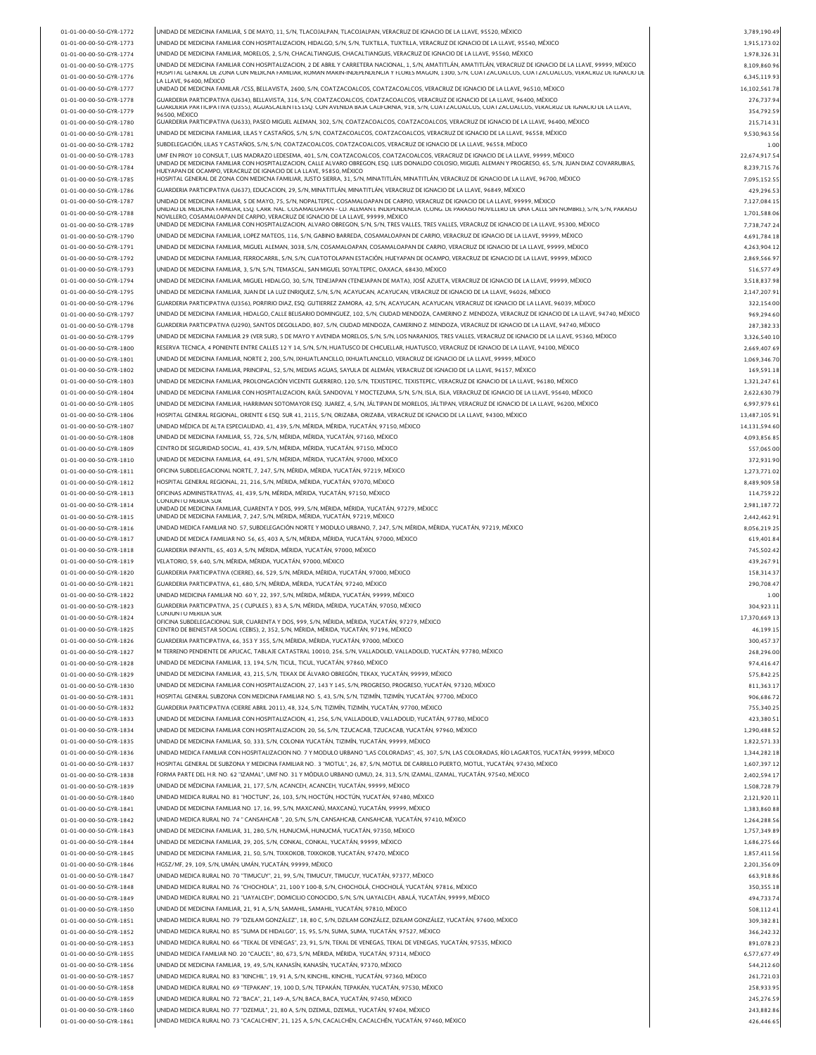| | | |
|---|---|---|
| 01-01-00-00-50-GYR-1772 | UNIDAD DE MEDICINA FAMILIAR, 5 DE MAYO, 11, S/N, TLACOJALPAN, TLACOJALPAN, VERACRUZ DE IGNACIO DE LA LLAVE, 95520, MÉXICO | 3,789,190.49 |
| 01-01-00-00-50-GYR-1773 | UNIDAD DE MEDICINA FAMILIAR CON HOSPITALIZACION, HIDALGO, S/N, S/N, TUXTILLA, TUXTILLA, VERACRUZ DE IGNACIO DE LA LLAVE, 95540, MÉXICO | 1,915,173.02 |
| 01-01-00-00-50-GYR-1774 | UNIDAD DE MEDICINA FAMILIAR, MORELOS, 2, S/N, CHACALTIANGUIS, CHACALTIANGUIS, VERACRUZ DE IGNACIO DE LA LLAVE, 95560, MÉXICO | 1,978,326.31 |
| 01-01-00-00-50-GYR-1775 | UNIDAD DE MEDICINA FAMILIAR CON HOSPITALIZACION, 2 DE ABRIL Y CARRETERA NACIONAL, 1, S/N, AMATITLÁN, AMATITLÁN, VERACRUZ DE IGNACIO DE LA LLAVE, 99999, MÉXICO | 8,109,860.96 |
| 01-01-00-00-50-GYR-1776 | HOSPITAL GENERAL DE ZONA CON MEDICINA FAMILIAR, ROMAN MARIN-INDEPENDENCIA Y FLORES MAGON, 1300, S/N, COATZACOALCOS, COATZACOALCOS, VERACRUZ DE IGNACIO DE LA LLAVE, 96400, MÉXICO | 6,345,119.93 |
| 01-01-00-00-50-GYR-1777 | UNIDAD DE MEDICINA FAMILAR /CSS, BELLAVISTA, 2600, S/N, COATZACOALCOS, COATZACOALCOS, VERACRUZ DE IGNACIO DE LA LLAVE, 96510, MÉXICO | 16,102,561.78 |
| 01-01-00-00-50-GYR-1778 | GUARDERIA PARTICIPATIVA (U634), BELLAVISTA, 316, S/N, COATZACOALCOS, COATZACOALCOS, VERACRUZ DE IGNACIO DE LA LLAVE, 96400, MÉXICO | 276,737.94 |
| 01-01-00-00-50-GYR-1779 | GUARDERIA PARTICIPATIVA (U355), AGUASCALIENTES ESQ. CON AVENIDA BAJA CALIFORNIA, 918, S/N, COATZACOALCOS, COATZACOALCOS, VERACRUZ DE IGNACIO DE LA LLAVE, 96500, MÉXICO | 354,792.59 |
| 01-01-00-00-50-GYR-1780 | GUARDERIA PARTICIPATIVA (U633), PASEO MIGUEL ALEMAN, 302, S/N, COATZACOALCOS, COATZACOALCOS, VERACRUZ DE IGNACIO DE LA LLAVE, 96400, MÉXICO | 215,714.31 |
| 01-01-00-00-50-GYR-1781 | UNIDAD DE MEDICINA FAMILIAR, LILAS Y CASTAÑOS, S/N, S/N, COATZACOALCOS, COATZACOALCOS, VERACRUZ DE IGNACIO DE LA LLAVE, 96558, MÉXICO | 9,530,963.56 |
| 01-01-00-00-50-GYR-1782 | SUBDELEGACIÓN, LILAS Y CASTAÑOS, S/N, S/N, COATZACOALCOS, COATZACOALCOS, VERACRUZ DE IGNACIO DE LA LLAVE, 96558, MÉXICO | 1.00 |
| 01-01-00-00-50-GYR-1783 | UMF EN PROY 10 CONSULT, LUIS MADRAZO LEDESEMA, 401, S/N, COATZACOALCOS, COATZACOALCOS, VERACRUZ DE IGNACIO DE LA LLAVE, 99999, MÉXICO | 22,674,917.54 |
| 01-01-00-00-50-GYR-1784 | UNIDAD DE MEDICINA FAMILIAR CON HOSPITALIZACION, CALLE ALVARO OBREGON, ESQ. LUIS DONALDO COLOSIO, MIGUEL ALEMAN Y PROGRESO, 65, S/N, JUAN DIAZ COVARRUBIAS, HUEYAPAN DE OCAMPO, VERACRUZ DE IGNACIO DE LA LLAVE, 95850, MÉXICO | 8,239,715.76 |
| 01-01-00-00-50-GYR-1785 | HOSPITAL GENERAL DE ZONA CON MEDICNA FAMILIAR, JUSTO SIERRA, 31, S/N, MINATITLÁN, MINATITLÁN, VERACRUZ DE IGNACIO DE LA LLAVE, 96700, MÉXICO | 7,095,152.55 |
| 01-01-00-00-50-GYR-1786 | GUARDERIA PARTICIPATIVA (U637), EDUCACION, 29, S/N, MINATITLÁN, MINATITLÁN, VERACRUZ DE IGNACIO DE LA LLAVE, 96849, MÉXICO | 429,296.53 |
| 01-01-00-00-50-GYR-1787 | UNIDAD DE MEDICINA FAMILIAR, 5 DE MAYO, 75, S/N, NOPALTEPEC, COSAMALOAPAN DE CARPIO, VERACRUZ DE IGNACIO DE LA LLAVE, 99999, MÉXICO | 7,127,084.15 |
| 01-01-00-00-50-GYR-1788 | UNIDAD DE MEDICINA FAMILIAR, ESQ. CARR. NAL. COSAMALOAPAN - CD. ALEMAN E INDEPENDENCIA. (CONG. DE PARAISO NOVILLERO DE UNA CALLE SIN NOMBRE), S/N, S/N, PARAISO NOVILLERO, COSAMALOAPAN DE CARPIO, VERACRUZ DE IGNACIO DE LA LLAVE, 99999, MÉXICO | 1,701,588.06 |
| 01-01-00-00-50-GYR-1789 | UNIDAD DE MEDICINA FAMILIAR CON HOSPITALIZACION, ALVARO OBREGON, S/N, S/N, TRES VALLES, TRES VALLES, VERACRUZ DE IGNACIO DE LA LLAVE, 95300, MÉXICO | 7,738,747.24 |
| 01-01-00-00-50-GYR-1790 | UNIDAD DE MEDICINA FAMILIAR, LOPEZ MATEOS, 116, S/N, GABINO BARREDA, COSAMALOAPAN DE CARPIO, VERACRUZ DE IGNACIO DE LA LLAVE, 99999, MÉXICO | 4,691,784.18 |
| 01-01-00-00-50-GYR-1791 | UNIDAD DE MEDICINA FAMILIAR, MIGUEL ALEMAN, 3038, S/N, COSAMALOAPAN, COSAMALOAPAN DE CARPIO, VERACRUZ DE IGNACIO DE LA LLAVE, 99999, MÉXICO | 4,263,904.12 |
| 01-01-00-00-50-GYR-1792 | UNIDAD DE MEDICINA FAMILIAR, FERROCARRIL, S/N, S/N, CUATOTOLAPAN ESTACIÓN, HUEYAPAN DE OCAMPO, VERACRUZ DE IGNACIO DE LA LLAVE, 99999, MÉXICO | 2,869,566.97 |
| 01-01-00-00-50-GYR-1793 | UNIDAD DE MEDICINA FAMILIAR, 3, S/N, S/N, TEMASCAL, SAN MIGUEL SOYALTEPEC, OAXACA, 68430, MÉXICO | 516,577.49 |
| 01-01-00-00-50-GYR-1794 | UNIDAD DE MEDICINA FAMILIAR, MIGUEL HIDALGO, 30, S/N, TENEJAPAN (TENEJAPAN DE MATA), JOSÉ AZUETA, VERACRUZ DE IGNACIO DE LA LLAVE, 99999, MÉXICO | 3,518,837.98 |
| 01-01-00-00-50-GYR-1795 | UNIDAD DE MEDICINA FAMILIAR, JUAN DE LA LUZ ENRIQUEZ, S/N, S/N, ACAYUCAN, ACAYUCAN, VERACRUZ DE IGNACIO DE LA LLAVE, 96026, MÉXICO | 2,147,207.91 |
| 01-01-00-00-50-GYR-1796 | GUARDERIA PARTICIPATIVA (U356), PORFIRIO DIAZ, ESQ. GUTIERREZ ZAMORA, 42, S/N, ACAYUCAN, ACAYUCAN, VERACRUZ DE IGNACIO DE LA LLAVE, 96039, MÉXICO | 322,154.00 |
| 01-01-00-00-50-GYR-1797 | UNIDAD DE MEDICINA FAMILIAR, HIDALGO, CALLE BELISARIO DOMINGUEZ, 102, S/N, CIUDAD MENDOZA, CAMERINO Z. MENDOZA, VERACRUZ DE IGNACIO DE LA LLAVE, 94740, MÉXICO | 969,294.60 |
| 01-01-00-00-50-GYR-1798 | GUARDERIA PARTICIPATIVA (U290), SANTOS DEGOLLADO, 807, S/N, CIUDAD MENDOZA, CAMERINO Z. MENDOZA, VERACRUZ DE IGNACIO DE LA LLAVE, 94740, MÉXICO | 287,382.33 |
| 01-01-00-00-50-GYR-1799 | UNIDAD DE MEDICINA FAMILIAR 29 (VER SUR), 5 DE MAYO Y AVENIDA MORELOS, S/N, S/N, LOS NARANJOS, TRES VALLES, VERACRUZ DE IGNACIO DE LA LLAVE, 95360, MÉXICO | 3,326,540.10 |
| 01-01-00-00-50-GYR-1800 | RESERVA TECNICA, 4 PONIENTE ENTRE CALLES 12 Y 14, S/N, S/N, HUATUSCO DE CHICUELLAR, HUATUSCO, VERACRUZ DE IGNACIO DE LA LLAVE, 94100, MÉXICO | 2,669,407.69 |
| 01-01-00-00-50-GYR-1801 | UNIDAD DE MEDICINA FAMILIAR, NORTE 2, 200, S/N, IXHUATLANCILLO, IXHUATLANCILLO, VERACRUZ DE IGNACIO DE LA LLAVE, 99999, MÉXICO | 1,069,346.70 |
| 01-01-00-00-50-GYR-1802 | UNIDAD DE MEDICINA FAMILIAR, PRINCIPAL, 52, S/N, MEDIAS AGUAS, SAYULA DE ALEMÁN, VERACRUZ DE IGNACIO DE LA LLAVE, 96157, MÉXICO | 169,591.18 |
| 01-01-00-00-50-GYR-1803 | UNIDAD DE MEDICINA FAMILIAR, PROLONGACIÓN VICENTE GUERRERO, 120, S/N, TEXISTEPEC, TEXISTEPEC, VERACRUZ DE IGNACIO DE LA LLAVE, 96180, MÉXICO | 1,321,247.61 |
| 01-01-00-00-50-GYR-1804 | UNIDAD DE MEDICINA FAMILIAR CON HOSPITALIZACION, RAÚL SANDOVAL Y MOCTEZUMA, S/N, S/N, ISLA, ISLA, VERACRUZ DE IGNACIO DE LA LLAVE, 95640, MÉXICO | 2,622,630.79 |
| 01-01-00-00-50-GYR-1805 | UNIDAD DE MEDICINA FAMILIAR, HARRIMAN SOTOMAYOR ESQ. JUAREZ, 4, S/N, JÁLTIPAN DE MORELOS, JÁLTIPAN, VERACRUZ DE IGNACIO DE LA LLAVE, 96200, MÉXICO | 6,997,979.61 |
| 01-01-00-00-50-GYR-1806 | HOSPITAL GENERAL REGIONAL, ORIENTE 6 ESQ. SUR 41, 2115, S/N, ORIZABA, ORIZABA, VERACRUZ DE IGNACIO DE LA LLAVE, 94300, MÉXICO | 13,487,105.91 |
| 01-01-00-00-50-GYR-1807 | UNIDAD MÉDICA DE ALTA ESPECIALIDAD, 41, 439, S/N, MÉRIDA, MÉRIDA, YUCATÁN, 97150, MÉXICO | 14,131,594.60 |
| 01-01-00-00-50-GYR-1808 | UNIDAD DE MEDICINA FAMILIAR, 55, 726, S/N, MÉRIDA, MÉRIDA, YUCATÁN, 97160, MÉXICO | 4,093,856.85 |
| 01-01-00-00-50-GYR-1809 | CENTRO DE SEGURIDAD SOCIAL, 41, 439, S/N, MÉRIDA, MÉRIDA, YUCATÁN, 97150, MÉXICO | 557,065.00 |
| 01-01-00-00-50-GYR-1810 | UNIDAD DE MEDICINA FAMILIAR, 64, 491, S/N, MÉRIDA, MÉRIDA, YUCATÁN, 97000, MÉXICO | 372,931.90 |
| 01-01-00-00-50-GYR-1811 | OFICINA SUBDELEGACIONAL NORTE, 7, 247, S/N, MÉRIDA, MÉRIDA, YUCATÁN, 97219, MÉXICO | 1,273,771.02 |
| 01-01-00-00-50-GYR-1812 | HOSPITAL GENERAL REGIONAL, 21, 216, S/N, MÉRIDA, MÉRIDA, YUCATÁN, 97070, MÉXICO | 8,489,909.58 |
| 01-01-00-00-50-GYR-1813 | OFICINAS ADMINISTRATIVAS, 41, 439, S/N, MÉRIDA, MÉRIDA, YUCATÁN, 97150, MÉXICO | 114,759.22 |
| 01-01-00-00-50-GYR-1814 | CONJUNTO MERIDA SUR UNIDAD DE MEDICINA FAMILIAR, CUARENTA Y DOS, 999, S/N, MÉRIDA, MÉRIDA, YUCATÁN, 97279, MÉXICO | 2,981,187.72 |
| 01-01-00-00-50-GYR-1815 | UNIDAD DE MEDICINA FAMILIAR, 7, 247, S/N, MÉRIDA, MÉRIDA, YUCATÁN, 97219, MÉXICO | 2,442,462.91 |
| 01-01-00-00-50-GYR-1816 | UNIDAD MEDICA FAMILIAR NO. 57, SUBDELEGACIÓN NORTE Y MODULO URBANO, 7, 247, S/N, MÉRIDA, MÉRIDA, YUCATÁN, 97219, MÉXICO | 8,056,219.25 |
| 01-01-00-00-50-GYR-1817 | UNIDAD DE MEDICA FAMILIAR NO. 56, 65, 403 A, S/N, MÉRIDA, MÉRIDA, YUCATÁN, 97000, MÉXICO | 619,401.84 |
| 01-01-00-00-50-GYR-1818 | GUARDERIA INFANTIL, 65, 403 A, S/N, MÉRIDA, MÉRIDA, YUCATÁN, 97000, MÉXICO | 745,502.42 |
| 01-01-00-00-50-GYR-1819 | VELATORIO, 59, 640, S/N, MÉRIDA, MÉRIDA, YUCATÁN, 97000, MÉXICO | 439,267.91 |
| 01-01-00-00-50-GYR-1820 | GUARDERIA PARTICIPATIVA (CIERRE), 66, 529, S/N, MÉRIDA, MÉRIDA, YUCATÁN, 97000, MÉXICO | 158,314.37 |
| 01-01-00-00-50-GYR-1821 | GUARDERIA PARTICIPATIVA, 61, 680, S/N, MÉRIDA, MÉRIDA, YUCATÁN, 97240, MÉXICO | 290,708.47 |
| 01-01-00-00-50-GYR-1822 | UNIDAD MEDICINA FAMILIAR NO. 60 Y, 22, 397, S/N, MÉRIDA, MÉRIDA, YUCATÁN, 99999, MÉXICO | 1.00 |
| 01-01-00-00-50-GYR-1823 | GUARDERIA PARTICIPATIVA, 25 ( CUPULES ), 83 A, S/N, MÉRIDA, MÉRIDA, YUCATÁN, 97050, MÉXICO | 304,923.11 |
| 01-01-00-00-50-GYR-1824 | CONJUNTO MERIDA SUR OFICINA SUBDELEGACIONAL SUR, CUARENTA Y DOS, 999, S/N, MÉRIDA, MÉRIDA, YUCATÁN, 97279, MÉXICO | 17,370,669.13 |
| 01-01-00-00-50-GYR-1825 | CENTRO DE BIENESTAR SOCIAL (CEBIS), 2, 352, S/N, MÉRIDA, MÉRIDA, YUCATÁN, 97196, MÉXICO | 46,199.15 |
| 01-01-00-00-50-GYR-1826 | GUARDERIA PARTICIPATIVA, 66, 353 Y 355, S/N, MÉRIDA, MÉRIDA, YUCATÁN, 97000, MÉXICO | 300,457.37 |
| 01-01-00-00-50-GYR-1827 | M TERRENO PENDIENTE DE APLICAC, TABLAJE CATASTRAL 10010, 256, S/N, VALLADOLID, VALLADOLID, YUCATÁN, 97780, MÉXICO | 268,296.00 |
| 01-01-00-00-50-GYR-1828 | UNIDAD DE MEDICINA FAMILIAR, 13, 194, S/N, TICUL, TICUL, YUCATÁN, 97860, MÉXICO | 974,416.47 |
| 01-01-00-00-50-GYR-1829 | UNIDAD DE MEDICINA FAMILIAR, 43, 215, S/N, TEKAX DE ÁLVARO OBREGÓN, TEKAX, YUCATÁN, 99999, MÉXICO | 575,842.25 |
| 01-01-00-00-50-GYR-1830 | UNIDAD DE MEDICINA FAMILIAR CON HOSPITALIZACION, 27, 143 Y 145, S/N, PROGRESO, PROGRESO, YUCATÁN, 97320, MÉXICO | 811,363.17 |
| 01-01-00-00-50-GYR-1831 | HOSPITAL GENERAL SUBZONA CON MEDICINA FAMILIAR NO. 5, 43, S/N, S/N, TIZIMÍN, TIZIMÍN, YUCATÁN, 97700, MÉXICO | 906,686.72 |
| 01-01-00-00-50-GYR-1832 | GUARDERIA PARTICIPATIVA (CIERRE ABRIL 2011), 48, 324, S/N, TIZIMÍN, TIZIMÍN, YUCATÁN, 97700, MÉXICO | 755,340.25 |
| 01-01-00-00-50-GYR-1833 | UNIDAD DE MEDICINA FAMILIAR CON HOSPITALIZACION, 41, 256, S/N, VALLADOLID, VALLADOLID, YUCATÁN, 97780, MÉXICO | 423,380.51 |
| 01-01-00-00-50-GYR-1834 | UNIDAD DE MEDICINA FAMILIAR CON HOSPITALIZACION, 20, 56, S/N, TZUCACAB, TZUCACAB, YUCATÁN, 97960, MÉXICO | 1,290,488.52 |
| 01-01-00-00-50-GYR-1835 | UNIDAD DE MEDICINA FAMILIAR, 50, 333, S/N, COLONIA YUCATÁN, TIZIMÍN, YUCATÁN, 99999, MÉXICO | 1,822,571.33 |
| 01-01-00-00-50-GYR-1836 | UNIDAD MEDICA FAMILIAR CON HOSPITALIZACION NO. 7 Y MODULO URBANO "LAS COLORADAS", 45, 307, S/N, LAS COLORADAS, RÍO LAGARTOS, YUCATÁN, 99999, MÉXICO | 1,344,282.18 |
| 01-01-00-00-50-GYR-1837 | HOSPITAL GENERAL DE SUBZONA Y MEDICINA FAMILIAR NO. 3 "MOTUL", 26, 87, S/N, MOTUL DE CARRILLO PUERTO, MOTUL, YUCATÁN, 97430, MÉXICO | 1,607,397.12 |
| 01-01-00-00-50-GYR-1838 | FORMA PARTE DEL H.R. NO. 62 "IZAMAL", UMF NO. 31 Y MÓDULO URBANO (UMU), 24, 313, S/N, IZAMAL, IZAMAL, YUCATÁN, 97540, MÉXICO | 2,402,594.17 |
| 01-01-00-00-50-GYR-1839 | UNIDAD DE MÉDICINA FAMILIAR, 21, 177, S/N, ACANCEH, ACANCEH, YUCATÁN, 99999, MÉXICO | 1,508,728.79 |
| 01-01-00-00-50-GYR-1840 | UNIDAD MEDICA RURAL NO. 81 "HOCTUN", 26, 103, S/N, HOCTÚN, HOCTÚN, YUCATÁN, 97480, MÉXICO | 2,121,920.11 |
| 01-01-00-00-50-GYR-1841 | UNIDAD DE MEDICINA FAMILIAR NO. 17, 16, 99, S/N, MAXCANÚ, MAXCANÚ, YUCATÁN, 99999, MÉXICO | 1,383,860.88 |
| 01-01-00-00-50-GYR-1842 | UNIDAD MEDICA RURAL NO. 74 " CANSAHCAB ", 20, S/N, S/N, CANSAHCAB, CANSAHCAB, YUCATÁN, 97410, MÉXICO | 1,264,288.56 |
| 01-01-00-00-50-GYR-1843 | UNIDAD DE MEDICINA FAMILIAR, 31, 280, S/N, HUNUCMÁ, HUNUCMÁ, YUCATÁN, 97350, MÉXICO | 1,757,349.89 |
| 01-01-00-00-50-GYR-1844 | UNIDAD DE MEDICINA FAMILIAR, 29, 205, S/N, CONKAL, CONKAL, YUCATÁN, 99999, MÉXICO | 1,686,275.66 |
| 01-01-00-00-50-GYR-1845 | UNIDAD DE MEDICINA FAMILIAR, 21, 50, S/N, TIXKOKOB, TIXKOKOB, YUCATÁN, 97470, MÉXICO | 1,857,411.56 |
| 01-01-00-00-50-GYR-1846 | HGSZ/MF, 29, 109, S/N, UMÁN, UMÁN, YUCATÁN, 99999, MÉXICO | 2,201,356.09 |
| 01-01-00-00-50-GYR-1847 | UNIDAD MEDICA RURAL NO. 70 "TIMUCUY", 21, 99, S/N, TIMUCUY, TIMUCUY, YUCATÁN, 97377, MÉXICO | 663,918.86 |
| 01-01-00-00-50-GYR-1848 | UNIDAD MEDICA RURAL NO. 76 "CHOCHOLA", 21, 100 Y 100-B, S/N, CHOCHOLÁ, CHOCHOLÁ, YUCATÁN, 97816, MÉXICO | 350,355.18 |
| 01-01-00-00-50-GYR-1849 | UNIDAD MEDICA RURAL NO. 21 "UAYALCEH", DOMICILIO CONOCIDO, S/N, S/N, UAYALCEH, ABALÁ, YUCATÁN, 99999, MÉXICO | 494,733.74 |
| 01-01-00-00-50-GYR-1850 | UNIDAD DE MEDICINA FAMILIAR, 21, 91 A, S/N, SAMAHIL, SAMAHIL, YUCATÁN, 97810, MÉXICO | 508,112.41 |
| 01-01-00-00-50-GYR-1851 | UNIDAD MEDICA RURAL NO. 79 "DZILAM GONZÁLEZ", 18, 80 C, S/N, DZILAM GONZÁLEZ, DZILAM GONZÁLEZ, YUCATÁN, 97600, MÉXICO | 309,382.81 |
| 01-01-00-00-50-GYR-1852 | UNIDAD MEDICA RURAL NO. 85 "SUMA DE HIDALGO", 15, 95, S/N, SUMA, SUMA, YUCATÁN, 97527, MÉXICO | 366,242.32 |
| 01-01-00-00-50-GYR-1853 | UNIDAD MEDICA RURAL NO. 66 "TEKAL DE VENEGAS", 23, 91, S/N, TEKAL DE VENEGAS, TEKAL DE VENEGAS, YUCATÁN, 97535, MÉXICO | 891,078.23 |
| 01-01-00-00-50-GYR-1855 | UNIDAD MEDICA FAMILIAR NO. 20 "CAUCEL", 80, 673, S/N, MÉRIDA, MÉRIDA, YUCATÁN, 97314, MÉXICO | 6,577,677.49 |
| 01-01-00-00-50-GYR-1856 | UNIDAD DE MEDICINA FAMILIAR, 19, 49, S/N, KANASÍN, KANASÍN, YUCATÁN, 97370, MÉXICO | 544,212.60 |
| 01-01-00-00-50-GYR-1857 | UNIDAD MEDICA RURAL NO. 83 "KINCHIL", 19, 91 A, S/N, KINCHIL, KINCHIL, YUCATÁN, 97360, MÉXICO | 261,721.03 |
| 01-01-00-00-50-GYR-1858 | UNIDAD MEDICA RURAL NO. 69 "TEPAKAN", 19, 100 D, S/N, TEPAKÁN, TEPAKÁN, YUCATÁN, 97530, MÉXICO | 258,933.95 |
| 01-01-00-00-50-GYR-1859 | UNIDAD MEDICA RURAL NO. 72 "BACA", 21, 149-A, S/N, BACA, BACA, YUCATÁN, 97450, MÉXICO | 245,276.59 |
| 01-01-00-00-50-GYR-1860 | UNIDAD MEDICA RURAL NO. 77 "DZEMUL", 21, 80 A, S/N, DZEMUL, DZEMUL, YUCATÁN, 97404, MÉXICO | 243,882.86 |
| 01-01-00-00-50-GYR-1861 | UNIDAD MEDICA RURAL NO. 73 "CACALCHEN", 21, 125 A, S/N, CACALCHÉN, CACALCHÉN, YUCATÁN, 97460, MÉXICO | 426,446.65 |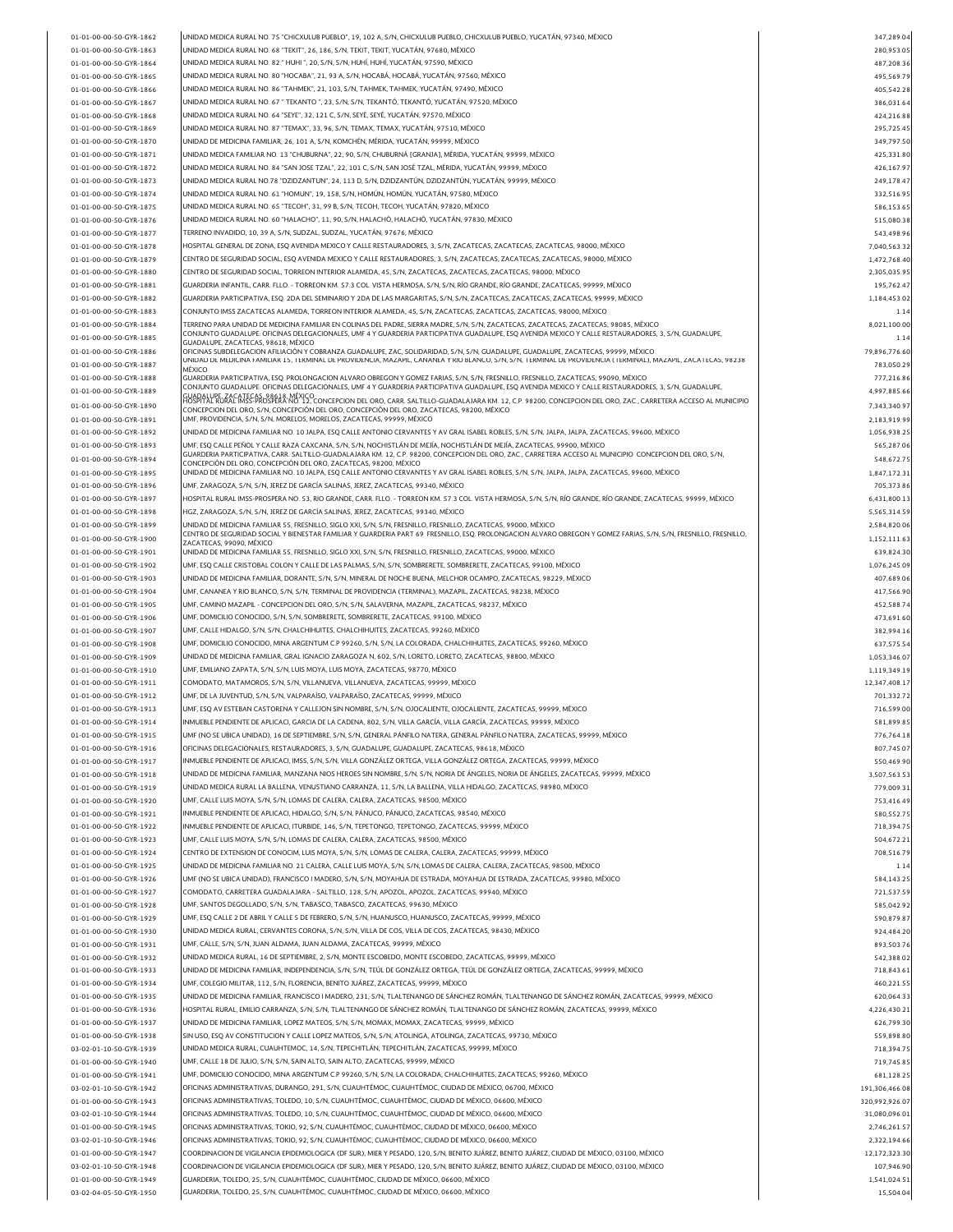| | | |
|---|---|---|
| 01-01-00-00-50-GYR-1862 | UNIDAD MEDICA RURAL NO. 75 "CHICXULUB PUEBLO", 19, 102 A, S/N, CHICXULUB PUEBLO, CHICXULUB PUEBLO, YUCATÁN, 97340, MÉXICO | 347,289.04 |
| 01-01-00-00-50-GYR-1863 | UNIDAD MEDICA RURAL NO. 68 "TEKIT", 26, 186, S/N, TEKIT, TEKIT, YUCATÁN, 97680, MÉXICO | 280,953.05 |
| 01-01-00-00-50-GYR-1864 | UNIDAD MEDICA RURAL NO. 82 " HUHI ", 20, S/N, S/N, HUHÍ, HUHÍ, YUCATÁN, 97590, MÉXICO | 487,208.36 |
| 01-01-00-00-50-GYR-1865 | UNIDAD MEDICA RURAL NO. 80 "HOCABA", 21, 93 A, S/N, HOCABÁ, HOCABÁ, YUCATÁN, 97560, MÉXICO | 495,569.79 |
| 01-01-00-00-50-GYR-1866 | UNIDAD MEDICA RURAL NO. 86 "TAHMEK", 21, 103, S/N, TAHMEK, TAHMEK, YUCATÁN, 97490, MÉXICO | 405,542.28 |
| 01-01-00-00-50-GYR-1867 | UNIDAD MEDICA RURAL NO. 67 " TEKANTO ", 23, S/N, S/N, TEKANTÓ, TEKANTÓ, YUCATÁN, 97520, MÉXICO | 386,031.64 |
| 01-01-00-00-50-GYR-1868 | UNIDAD MEDICA RURAL NO. 64 "SEYE", 32, 121 C, S/N, SEYÉ, SEYÉ, YUCATÁN, 97570, MÉXICO | 424,216.88 |
| 01-01-00-00-50-GYR-1869 | UNIDAD MEDICA RURAL NO. 87 "TEMAX", 33, 96, S/N, TEMAX, TEMAX, YUCATÁN, 97510, MÉXICO | 295,725.45 |
| 01-01-00-00-50-GYR-1870 | UNIDAD DE MEDICINA FAMILIAR, 26, 101 A, S/N, KOMCHÉN, MÉRIDA, YUCATÁN, 99999, MÉXICO | 349,797.50 |
| 01-01-00-00-50-GYR-1871 | UNIDAD MEDICA FAMILIAR NO. 13 "CHUBURNA", 22, 90, S/N, CHUBURNÁ [GRANJA], MÉRIDA, YUCATÁN, 99999, MÉXICO | 425,331.80 |
| 01-01-00-00-50-GYR-1872 | UNIDAD MEDICA RURAL NO. 84 "SAN JOSE TZAL", 22, 101 C, S/N, SAN JOSÉ TZAL, MÉRIDA, YUCATÁN, 99999, MÉXICO | 426,167.97 |
| 01-01-00-00-50-GYR-1873 | UNIDAD MEDICA RURAL NO.78 "DZIDZANTUN", 24, 113 D, S/N, DZIDZANTÚN, DZIDZANTÚN, YUCATÁN, 99999, MÉXICO | 249,178.47 |
| 01-01-00-00-50-GYR-1874 | UNIDAD MEDICA RURAL NO. 61 "HOMUN", 19, 158, S/N, HOMÚN, HOMÚN, YUCATÁN, 97580, MÉXICO | 332,516.95 |
| 01-01-00-00-50-GYR-1875 | UNIDAD MEDICA RURAL NO. 65 "TECOH", 31, 99 B, S/N, TECOH, TECOH, YUCATÁN, 97820, MÉXICO | 586,153.65 |
| 01-01-00-00-50-GYR-1876 | UNIDAD MEDICA RURAL NO. 60 "HALACHO", 11, 90, S/N, HALACHÓ, HALACHÓ, YUCATÁN, 97830, MÉXICO | 515,080.38 |
| 01-01-00-00-50-GYR-1877 | TERRENO INVADIDO, 10, 39 A, S/N, SUDZAL, SUDZAL, YUCATÁN, 97676, MÉXICO | 543,498.96 |
| 01-01-00-00-50-GYR-1878 | HOSPITAL GENERAL DE ZONA, ESQ AVENIDA MEXICO Y CALLE RESTAURADORES, 3, S/N, ZACATECAS, ZACATECAS, ZACATECAS, 98000, MÉXICO | 7,040,563.32 |
| 01-01-00-00-50-GYR-1879 | CENTRO DE SEGURIDAD SOCIAL, ESQ AVENIDA MEXICO Y CALLE RESTAURADORES, 3, S/N, ZACATECAS, ZACATECAS, ZACATECAS, 98000, MÉXICO | 1,472,768.40 |
| 01-01-00-00-50-GYR-1880 | CENTRO DE SEGURIDAD SOCIAL, TORREON INTERIOR ALAMEDA, 45, S/N, ZACATECAS, ZACATECAS, ZACATECAS, 98000, MÉXICO | 2,305,035.95 |
| 01-01-00-00-50-GYR-1881 | GUARDERIA INFANTIL, CARR. FLLO. - TORREON KM. 57.3 COL. VISTA HERMOSA, S/N, S/N, RÍO GRANDE, RÍO GRANDE, ZACATECAS, 99999, MÉXICO | 195,762.47 |
| 01-01-00-00-50-GYR-1882 | GUARDERIA PARTICIPATIVA, ESQ. 2DA DEL SEMINARIO Y 2DA DE LAS MARGARITAS, S/N, S/N, ZACATECAS, ZACATECAS, ZACATECAS, 99999, MÉXICO | 1,184,453.02 |
| 01-01-00-00-50-GYR-1883 | CONJUNTO IMSS ZACATECAS ALAMEDA, TORREON INTERIOR ALAMEDA, 45, S/N, ZACATECAS, ZACATECAS, ZACATECAS, 98000, MÉXICO | 1.14 |
| 01-01-00-00-50-GYR-1884 | TERRENO PARA UNIDAD DE MEDICINA FAMILIAR EN COLINAS DEL PADRE, SIERRA MADRE, S/N, S/N, ZACATECAS, ZACATECAS, ZACATECAS, 98085, MÉXICO | 8,021,100.00 |
| 01-01-00-00-50-GYR-1885 | CONJUNTO GUADALUPE: OFICINAS DELEGACIONALES, UMF 4 Y GUARDERIA PARTICIPATIVA GUADALUPE, ESQ AVENIDA MEXICO Y CALLE RESTAURADORES, 3, S/N, GUADALUPE, GUADALUPE, ZACATECAS, 98618, MÉXICO | 1.14 |
| 01-01-00-00-50-GYR-1886 | OFICINAS SUBDELEGACION AFILIACIÓN Y COBRANZA GUADALUPE, ZAC, SOLIDARIDAD, S/N, S/N, GUADALUPE, GUADALUPE, ZACATECAS, 99999, MÉXICO | 79,896,776.60 |
| 01-01-00-00-50-GYR-1887 | UNIDAD DE MEDICINA FAMILIAR 15, TERMINAL DE PROVIDENCIA, MAZAPIL, CANANEA Y RIO BLANCO, S/N, S/N, TERMINAL DE PROVIDENCIA (TERMINAL), MAZAPIL, ZACATECAS, 98238 MÉXICO | 783,050.29 |
| 01-01-00-00-50-GYR-1888 | GUARDERIA PARTICIPATIVA, ESQ. PROLONGACION ALVARO OBREGON Y GOMEZ FARIAS, S/N, S/N, FRESNILLO, FRESNILLO, ZACATECAS, 99090, MÉXICO | 777,216.86 |
| 01-01-00-00-50-GYR-1889 | CONJUNTO GUADALUPE: OFICINAS DELEGACIONALES, UMF 4 Y GUARDERIA PARTICIPATIVA GUADALUPE, ESQ AVENIDA MEXICO Y CALLE RESTAURADORES, 3, S/N, GUADALUPE, GUADALUPE, ZACATECAS, 98618, MÉXICO | 4,997,885.66 |
| 01-01-00-00-50-GYR-1890 | HOSPITAL RURAL IMSS-PROSPERA NO. 12, CONCEPCION DEL ORO, CARR. SALTILLO-GUADALAJARA KM. 12, C.P. 98200, CONCEPCION DEL ORO, ZAC., CARRETERA ACCESO AL MUNICIPIO CONCEPCION DEL ORO, S/N, CONCEPCIÓN DEL ORO, CONCEPCIÓN DEL ORO, ZACATECAS, 98200, MÉXICO | 7,343,340.97 |
| 01-01-00-00-50-GYR-1891 | UMF, PROVIDENCIA, S/N, S/N, MORELOS, MORELOS, ZACATECAS, 99999, MÉXICO | 2,183,919.99 |
| 01-01-00-00-50-GYR-1892 | UNIDAD DE MEDICINA FAMILIAR NO. 10 JALPA, ESQ CALLE ANTONIO CERVANTES Y AV GRAL ISABEL ROBLES, S/N, S/N, JALPA, JALPA, ZACATECAS, 99600, MÉXICO | 1,056,938.25 |
| 01-01-00-00-50-GYR-1893 | UMF, ESQ CALLE PEÑOL Y CALLE RAZA CAXCANA, S/N, S/N, NOCHISTLÁN DE MEJÍA, NOCHISTLÁN DE MEJÍA, ZACATECAS, 99900, MÉXICO | 565,287.06 |
| 01-01-00-00-50-GYR-1894 | GUARDERIA PARTICIPATIVA, CARR. SALTILLO-GUADALAJARA KM. 12, C.P. 98200, CONCEPCION DEL ORO, ZAC., CARRETERA ACCESO AL MUNICIPIO CONCEPCION DEL ORO, S/N, CONCEPCIÓN DEL ORO, CONCEPCIÓN DEL ORO, ZACATECAS, 98200, MÉXICO | 548,672.75 |
| 01-01-00-00-50-GYR-1895 | UNIDAD DE MEDICINA FAMILIAR NO. 10 JALPA, ESQ CALLE ANTONIO CERVANTES Y AV GRAL ISABEL ROBLES, S/N, S/N, JALPA, JALPA, ZACATECAS, 99600, MÉXICO | 1,847,172.31 |
| 01-01-00-00-50-GYR-1896 | UMF, ZARAGOZA, S/N, S/N, JEREZ DE GARCÍA SALINAS, JEREZ, ZACATECAS, 99340, MÉXICO | 705,373.86 |
| 01-01-00-00-50-GYR-1897 | HOSPITAL RURAL IMSS-PROSPERA NO. 53, RIO GRANDE, CARR. FLLO. - TORREON KM. 57.3 COL. VISTA HERMOSA, S/N, S/N, RÍO GRANDE, RÍO GRANDE, ZACATECAS, 99999, MÉXICO | 6,431,800.13 |
| 01-01-00-00-50-GYR-1898 | HGZ, ZARAGOZA, S/N, S/N, JEREZ DE GARCÍA SALINAS, JEREZ, ZACATECAS, 99340, MÉXICO | 5,565,314.59 |
| 01-01-00-00-50-GYR-1899 | UNIDAD DE MEDICINA FAMILIAR 55, FRESNILLO, SIGLO XXI, S/N, S/N, FRESNILLO, FRESNILLO, ZACATECAS, 99000, MÉXICO | 2,584,820.06 |
| 01-01-00-00-50-GYR-1900 | CENTRO DE SEGURIDAD SOCIAL Y BIENESTAR FAMILIAR Y GUARDERIA PART 69 FRESNILLO, ESQ. PROLONGACION ALVARO OBREGON Y GOMEZ FARIAS, S/N, S/N, FRESNILLO, FRESNILLO, ZACATECAS, 99090, MÉXICO | 1,152,111.63 |
| 01-01-00-00-50-GYR-1901 | UNIDAD DE MEDICINA FAMILIAR 55, FRESNILLO, SIGLO XXI, S/N, S/N, FRESNILLO, FRESNILLO, ZACATECAS, 99000, MÉXICO | 639,824.30 |
| 01-01-00-00-50-GYR-1902 | UMF, ESQ CALLE CRISTOBAL COLON Y CALLE DE LAS PALMAS, S/N, S/N, SOMBRERETE, SOMBRERETE, ZACATECAS, 99100, MÉXICO | 1,076,245.09 |
| 01-01-00-00-50-GYR-1903 | UNIDAD DE MEDICINA FAMILIAR, DORANTE, S/N, S/N, MINERAL DE NOCHE BUENA, MELCHOR OCAMPO, ZACATECAS, 98229, MÉXICO | 407,689.06 |
| 01-01-00-00-50-GYR-1904 | UMF, CANANEA Y RIO BLANCO, S/N, S/N, TERMINAL DE PROVIDENCIA (TERMINAL), MAZAPIL, ZACATECAS, 98238, MÉXICO | 417,566.90 |
| 01-01-00-00-50-GYR-1905 | UMF, CAMINO MAZAPIL - CONCEPCION DEL ORO, S/N, S/N, SALAVERNA, MAZAPIL, ZACATECAS, 98237, MÉXICO | 452,588.74 |
| 01-01-00-00-50-GYR-1906 | UMF, DOMICILIO CONOCIDO, S/N, S/N, SOMBRERETE, SOMBRERETE, ZACATECAS, 99100, MÉXICO | 473,691.60 |
| 01-01-00-00-50-GYR-1907 | UMF, CALLE HIDALGO, S/N, S/N, CHALCHIHUITES, CHALCHIHUITES, ZACATECAS, 99260, MÉXICO | 382,994.16 |
| 01-01-00-00-50-GYR-1908 | UMF, DOMICILIO CONOCIDO, MINA ARGENTUM C.P 99260, S/N, S/N, LA COLORADA, CHALCHIHUITES, ZACATECAS, 99260, MÉXICO | 637,575.54 |
| 01-01-00-00-50-GYR-1909 | UNIDAD DE MEDICINA FAMILIAR, GRAL IGNACIO ZARAGOZA N, 602, S/N, LORETO, LORETO, ZACATECAS, 98800, MÉXICO | 1,053,346.07 |
| 01-01-00-00-50-GYR-1910 | UMF, EMILIANO ZAPATA, S/N, S/N, LUIS MOYA, LUIS MOYA, ZACATECAS, 98770, MÉXICO | 1,119,349.19 |
| 01-01-00-00-50-GYR-1911 | COMODATO, MATAMOROS, S/N, S/N, VILLANUEVA, VILLANUEVA, ZACATECAS, 99999, MÉXICO | 12,347,408.17 |
| 01-01-00-00-50-GYR-1912 | UMF, DE LA JUVENTUD, S/N, S/N, VALPARAÍSO, VALPARAÍSO, ZACATECAS, 99999, MÉXICO | 701,332.72 |
| 01-01-00-00-50-GYR-1913 | UMF, ESQ AV ESTEBAN CASTORENA Y CALLEJON SIN NOMBRE, S/N, S/N, OJOCALIENTE, OJOCALIENTE, ZACATECAS, 99999, MÉXICO | 716,599.00 |
| 01-01-00-00-50-GYR-1914 | INMUEBLE PENDIENTE DE APLICACI, GARCIA DE LA CADENA, 802, S/N, VILLA GARCÍA, VILLA GARCÍA, ZACATECAS, 99999, MÉXICO | 581,899.85 |
| 01-01-00-00-50-GYR-1915 | UMF (NO SE UBICA UNIDAD), 16 DE SEPTIEMBRE, S/N, S/N, GENERAL PÁNFILO NATERA, GENERAL PÁNFILO NATERA, ZACATECAS, 99999, MÉXICO | 776,764.18 |
| 01-01-00-00-50-GYR-1916 | OFICINAS DELEGACIONALES, RESTAURADORES, 3, S/N, GUADALUPE, GUADALUPE, ZACATECAS, 98618, MÉXICO | 807,745.07 |
| 01-01-00-00-50-GYR-1917 | INMUEBLE PENDIENTE DE APLICACI, IMSS, S/N, S/N, VILLA GONZÁLEZ ORTEGA, VILLA GONZÁLEZ ORTEGA, ZACATECAS, 99999, MÉXICO | 550,469.90 |
| 01-01-00-00-50-GYR-1918 | UNIDAD DE MEDICINA FAMILIAR, MANZANA NIOS HEROES SIN NOMBRE, S/N, S/N, NORIA DE ÁNGELES, NORIA DE ÁNGELES, ZACATECAS, 99999, MÉXICO | 3,507,563.53 |
| 01-01-00-00-50-GYR-1919 | UNIDAD MEDICA RURAL LA BALLENA, VENUSTIANO CARRANZA, 11, S/N, LA BALLENA, VILLA HIDALGO, ZACATECAS, 98980, MÉXICO | 779,009.31 |
| 01-01-00-00-50-GYR-1920 | UMF, CALLE LUIS MOYA, S/N, S/N, LOMAS DE CALERA, CALERA, ZACATECAS, 98500, MÉXICO | 753,416.49 |
| 01-01-00-00-50-GYR-1921 | INMUEBLE PENDIENTE DE APLICACI, HIDALGO, S/N, S/N, PÁNUCO, PÁNUCO, ZACATECAS, 98540, MÉXICO | 580,552.75 |
| 01-01-00-00-50-GYR-1922 | INMUEBLE PENDIENTE DE APLICACI, ITURBIDE, 146, S/N, TEPETONGO, TEPETONGO, ZACATECAS, 99999, MÉXICO | 718,394.75 |
| 01-01-00-00-50-GYR-1923 | UMF, CALLE LUIS MOYA, S/N, S/N, LOMAS DE CALERA, CALERA, ZACATECAS, 98500, MÉXICO | 504,672.21 |
| 01-01-00-00-50-GYR-1924 | CENTRO DE EXTENSION DE CONOCIM, LUIS MOYA, S/N, S/N, LOMAS DE CALERA, CALERA, ZACATECAS, 99999, MÉXICO | 708,516.79 |
| 01-01-00-00-50-GYR-1925 | UNIDAD DE MEDICINA FAMILIAR NO. 21 CALERA, CALLE LUIS MOYA, S/N, S/N, LOMAS DE CALERA, CALERA, ZACATECAS, 98500, MÉXICO | 1.14 |
| 01-01-00-00-50-GYR-1926 | UMF (NO SE UBICA UNIDAD), FRANCISCO I MADERO, S/N, S/N, MOYAHUA DE ESTRADA, MOYAHUA DE ESTRADA, ZACATECAS, 99980, MÉXICO | 584,143.25 |
| 01-01-00-00-50-GYR-1927 | COMODATO, CARRETERA GUADALAJARA - SALTILLO, 128, S/N, APOZOL, APOZOL, ZACATECAS, 99940, MÉXICO | 721,537.59 |
| 01-01-00-00-50-GYR-1928 | UMF, SANTOS DEGOLLADO, S/N, S/N, TABASCO, TABASCO, ZACATECAS, 99630, MÉXICO | 585,042.92 |
| 01-01-00-00-50-GYR-1929 | UMF, ESQ CALLE 2 DE ABRIL Y CALLE 5 DE FEBRERO, S/N, S/N, HUANUSCO, HUANUSCO, ZACATECAS, 99999, MÉXICO | 590,879.87 |
| 01-01-00-00-50-GYR-1930 | UNIDAD MEDICA RURAL, CERVANTES CORONA, S/N, S/N, VILLA DE COS, VILLA DE COS, ZACATECAS, 98430, MÉXICO | 924,484.20 |
| 01-01-00-00-50-GYR-1931 | UMF, CALLE, S/N, S/N, JUAN ALDAMA, JUAN ALDAMA, ZACATECAS, 99999, MÉXICO | 893,503.76 |
| 01-01-00-00-50-GYR-1932 | UNIDAD MEDICA RURAL, 16 DE SEPTIEMBRE, 2, S/N, MONTE ESCOBEDO, MONTE ESCOBEDO, ZACATECAS, 99999, MÉXICO | 542,388.02 |
| 01-01-00-00-50-GYR-1933 | UNIDAD DE MEDICINA FAMILIAR, INDEPENDENCIA, S/N, S/N, TEÚL DE GONZÁLEZ ORTEGA, TEÚL DE GONZÁLEZ ORTEGA, ZACATECAS, 99999, MÉXICO | 718,843.61 |
| 01-01-00-00-50-GYR-1934 | UMF, COLEGIO MILITAR, 112, S/N, FLORENCIA, BENITO JUÁREZ, ZACATECAS, 99999, MÉXICO | 460,221.55 |
| 01-01-00-00-50-GYR-1935 | UNIDAD DE MEDICINA FAMILIAR, FRANCISCO I MADERO, 231, S/N, TLALTENANGO DE SÁNCHEZ ROMÁN, TLALTENANGO DE SÁNCHEZ ROMÁN, ZACATECAS, 99999, MÉXICO | 620,064.33 |
| 01-01-00-00-50-GYR-1936 | HOSPITAL RURAL, EMILIO CARRANZA, S/N, S/N, TLALTENANGO DE SÁNCHEZ ROMÁN, TLALTENANGO DE SÁNCHEZ ROMÁN, ZACATECAS, 99999, MÉXICO | 4,226,430.21 |
| 01-01-00-00-50-GYR-1937 | UNIDAD DE MEDICINA FAMILIAR, LOPEZ MATEOS, S/N, S/N, MOMAX, MOMAX, ZACATECAS, 99999, MÉXICO | 626,799.30 |
| 01-01-00-00-50-GYR-1938 | SIN USO, ESQ AV CONSTITUCION Y CALLE LOPEZ MATEOS, S/N, S/N, ATOLINGA, ATOLINGA, ZACATECAS, 99730, MÉXICO | 559,898.80 |
| 03-02-01-10-50-GYR-1939 | UNIDAD MEDICA RURAL, CUAUHTEMOC, 14, S/N, TEPECHITLÁN, TEPECHITLÁN, ZACATECAS, 99999, MÉXICO | 718,394.75 |
| 01-01-00-00-50-GYR-1940 | UMF, CALLE 18 DE JULIO, S/N, S/N, SAIN ALTO, SAIN ALTO, ZACATECAS, 99999, MÉXICO | 719,745.85 |
| 01-01-00-00-50-GYR-1941 | UMF, DOMICILIO CONOCIDO, MINA ARGENTUM C.P 99260, S/N, S/N, LA COLORADA, CHALCHIHUITES, ZACATECAS, 99260, MÉXICO | 681,128.25 |
| 03-02-01-10-50-GYR-1942 | OFICINAS ADMINISTRATIVAS, DURANGO, 291, S/N, CUAUHTÉMOC, CUAUHTÉMOC, CIUDAD DE MÉXICO, 06700, MÉXICO | 191,306,466.08 |
| 01-01-00-00-50-GYR-1943 | OFICINAS ADMINISTRATIVAS, TOLEDO, 10, S/N, CUAUHTÉMOC, CUAUHTÉMOC, CIUDAD DE MÉXICO, 06600, MÉXICO | 320,992,926.07 |
| 03-02-01-10-50-GYR-1944 | OFICINAS ADMINISTRATIVAS, TOLEDO, 10, S/N, CUAUHTÉMOC, CUAUHTÉMOC, CIUDAD DE MÉXICO, 06600, MÉXICO | 31,080,096.01 |
| 01-01-00-00-50-GYR-1945 | OFICINAS ADMINISTRATIVAS, TOKIO, 92, S/N, CUAUHTÉMOC, CUAUHTÉMOC, CIUDAD DE MÉXICO, 06600, MÉXICO | 2,746,261.57 |
| 03-02-01-10-50-GYR-1946 | OFICINAS ADMINISTRATIVAS, TOKIO, 92, S/N, CUAUHTÉMOC, CUAUHTÉMOC, CIUDAD DE MÉXICO, 06600, MÉXICO | 2,322,194.66 |
| 01-01-00-00-50-GYR-1947 | COORDINACION DE VIGILANCIA EPIDEMIOLOGICA (DF SUR), MIER Y PESADO, 120, S/N, BENITO JUÁREZ, BENITO JUÁREZ, CIUDAD DE MÉXICO, 03100, MÉXICO | 12,172,323.30 |
| 03-02-01-10-50-GYR-1948 | COORDINACION DE VIGILANCIA EPIDEMIOLOGICA (DF SUR), MIER Y PESADO, 120, S/N, BENITO JUÁREZ, BENITO JUÁREZ, CIUDAD DE MÉXICO, 03100, MÉXICO | 107,946.90 |
| 01-01-00-00-50-GYR-1949 | GUARDERIA, TOLEDO, 25, S/N, CUAUHTÉMOC, CUAUHTÉMOC, CIUDAD DE MÉXICO, 06600, MÉXICO | 1,541,024.51 |
| 03-02-04-05-50-GYR-1950 | GUARDERIA, TOLEDO, 25, S/N, CUAUHTÉMOC, CUAUHTÉMOC, CIUDAD DE MÉXICO, 06600, MÉXICO | 15,504.04 |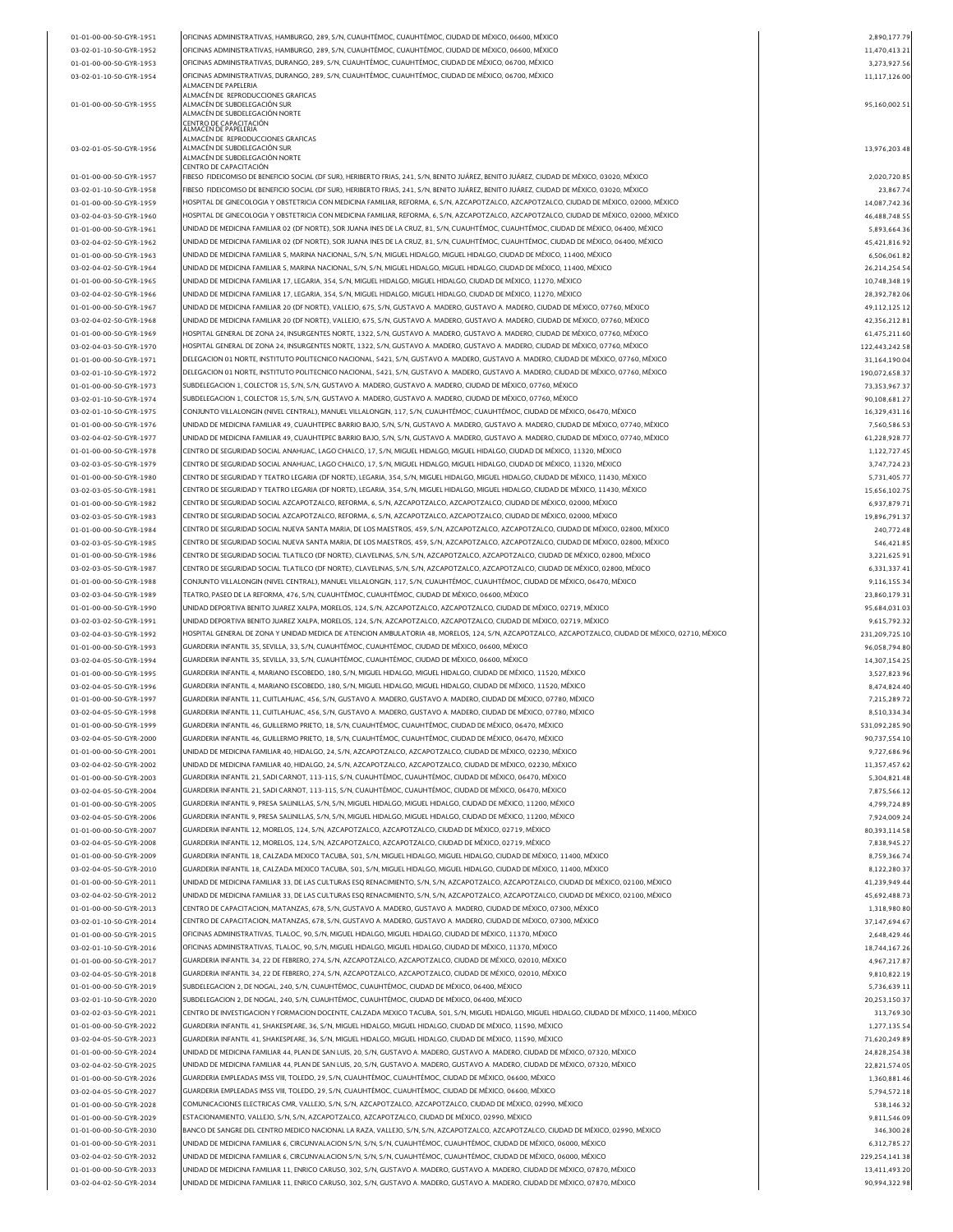| | | |
|---|---|---|
| 01-01-00-00-50-GYR-1951 | OFICINAS ADMINISTRATIVAS, HAMBURGO, 289, S/N, CUAUHTÉMOC, CUAUHTÉMOC, CIUDAD DE MÉXICO, 06600, MÉXICO | 2,890,177.79 |
| 03-02-01-10-50-GYR-1952 | OFICINAS ADMINISTRATIVAS, HAMBURGO, 289, S/N, CUAUHTÉMOC, CUAUHTÉMOC, CIUDAD DE MÉXICO, 06600, MÉXICO | 11,470,413.21 |
| 01-01-00-00-50-GYR-1953 | OFICINAS ADMINISTRATIVAS, DURANGO, 289, S/N, CUAUHTÉMOC, CUAUHTÉMOC, CIUDAD DE MÉXICO, 06700, MÉXICO | 3,273,927.56 |
| 03-02-01-10-50-GYR-1954 | OFICINAS ADMINISTRATIVAS, DURANGO, 289, S/N, CUAUHTÉMOC, CUAUHTÉMOC, CIUDAD DE MÉXICO, 06700, MÉXICO | 11,117,126.00 |
| 01-01-00-00-50-GYR-1955 | ALMACEN DE PAPELERIA ALMACÉN DE REPRODUCCIONES GRAFICAS ALMACÉN DE SUBDELEGACIÓN SUR ALMACÉN DE SUBDELEGACIÓN NORTE CENTRO DE CAPACITACIÓN | 95,160,002.51 |
| 03-02-01-05-50-GYR-1956 | ALMACEN DE PAPELERIA ALMACÉN DE REPRODUCCIONES GRAFICAS ALMACÉN DE SUBDELEGACIÓN SUR ALMACÉN DE SUBDELEGACIÓN NORTE CENTRO DE CAPACITACIÓN | 13,976,203.48 |
| 01-01-00-00-50-GYR-1957 | FIBESO FIDEICOMISO DE BENEFICIO SOCIAL (DF SUR), HERIBERTO FRIAS, 241, S/N, BENITO JUÁREZ, BENITO JUÁREZ, CIUDAD DE MÉXICO, 03020, MÉXICO | 2,020,720.85 |
| 03-02-01-10-50-GYR-1958 | FIBESO FIDEICOMISO DE BENEFICIO SOCIAL (DF SUR), HERIBERTO FRIAS, 241, S/N, BENITO JUÁREZ, BENITO JUÁREZ, CIUDAD DE MÉXICO, 03020, MÉXICO | 23,867.74 |
| 01-01-00-00-50-GYR-1959 | HOSPITAL DE GINECOLOGIA Y OBSTETRICIA CON MEDICINA FAMILIAR, REFORMA, 6, S/N, AZCAPOTZALCO, AZCAPOTZALCO, CIUDAD DE MÉXICO, 02000, MÉXICO | 14,087,742.36 |
| 03-02-04-03-50-GYR-1960 | HOSPITAL DE GINECOLOGIA Y OBSTETRICIA CON MEDICINA FAMILIAR, REFORMA, 6, S/N, AZCAPOTZALCO, AZCAPOTZALCO, CIUDAD DE MÉXICO, 02000, MÉXICO | 46,488,748.55 |
| 01-01-00-00-50-GYR-1961 | UNIDAD DE MEDICINA FAMILIAR 02 (DF NORTE), SOR JUANA INES DE LA CRUZ, 81, S/N, CUAUHTÉMOC, CUAUHTÉMOC, CIUDAD DE MÉXICO, 06400, MÉXICO | 5,893,664.36 |
| 03-02-04-02-50-GYR-1962 | UNIDAD DE MEDICINA FAMILIAR 02 (DF NORTE), SOR JUANA INES DE LA CRUZ, 81, S/N, CUAUHTÉMOC, CUAUHTÉMOC, CIUDAD DE MÉXICO, 06400, MÉXICO | 45,421,816.92 |
| 01-01-00-00-50-GYR-1963 | UNIDAD DE MEDICINA FAMILIAR 5, MARINA NACIONAL, S/N, S/N, MIGUEL HIDALGO, MIGUEL HIDALGO, CIUDAD DE MÉXICO, 11400, MÉXICO | 6,506,061.82 |
| 03-02-04-02-50-GYR-1964 | UNIDAD DE MEDICINA FAMILIAR 5, MARINA NACIONAL, S/N, S/N, MIGUEL HIDALGO, MIGUEL HIDALGO, CIUDAD DE MÉXICO, 11400, MÉXICO | 26,214,254.54 |
| 01-01-00-00-50-GYR-1965 | UNIDAD DE MEDICINA FAMILIAR 17, LEGARIA, 354, S/N, MIGUEL HIDALGO, MIGUEL HIDALGO, CIUDAD DE MÉXICO, 11270, MÉXICO | 10,748,348.19 |
| 03-02-04-02-50-GYR-1966 | UNIDAD DE MEDICINA FAMILIAR 17, LEGARIA, 354, S/N, MIGUEL HIDALGO, MIGUEL HIDALGO, CIUDAD DE MÉXICO, 11270, MÉXICO | 28,392,782.06 |
| 01-01-00-00-50-GYR-1967 | UNIDAD DE MEDICINA FAMILIAR 20 (DF NORTE), VALLEJO, 675, S/N, GUSTAVO A. MADERO, GUSTAVO A. MADERO, CIUDAD DE MÉXICO, 07760, MÉXICO | 49,112,125.12 |
| 03-02-04-02-50-GYR-1968 | UNIDAD DE MEDICINA FAMILIAR 20 (DF NORTE), VALLEJO, 675, S/N, GUSTAVO A. MADERO, GUSTAVO A. MADERO, CIUDAD DE MÉXICO, 07760, MÉXICO | 42,356,212.81 |
| 01-01-00-00-50-GYR-1969 | HOSPITAL GENERAL DE ZONA 24, INSURGENTES NORTE, 1322, S/N, GUSTAVO A. MADERO, GUSTAVO A. MADERO, CIUDAD DE MÉXICO, 07760, MÉXICO | 61,475,211.60 |
| 03-02-04-03-50-GYR-1970 | HOSPITAL GENERAL DE ZONA 24, INSURGENTES NORTE, 1322, S/N, GUSTAVO A. MADERO, GUSTAVO A. MADERO, CIUDAD DE MÉXICO, 07760, MÉXICO | 122,443,242.58 |
| 01-01-00-00-50-GYR-1971 | DELEGACION 01 NORTE, INSTITUTO POLITECNICO NACIONAL, 5421, S/N, GUSTAVO A. MADERO, GUSTAVO A. MADERO, CIUDAD DE MÉXICO, 07760, MÉXICO | 31,164,190.04 |
| 03-02-01-10-50-GYR-1972 | DELEGACION 01 NORTE, INSTITUTO POLITECNICO NACIONAL, 5421, S/N, GUSTAVO A. MADERO, GUSTAVO A. MADERO, CIUDAD DE MÉXICO, 07760, MÉXICO | 190,072,658.37 |
| 01-01-00-00-50-GYR-1973 | SUBDELEGACION 1, COLECTOR 15, S/N, S/N, GUSTAVO A. MADERO, GUSTAVO A. MADERO, CIUDAD DE MÉXICO, 07760, MÉXICO | 73,353,967.37 |
| 03-02-01-10-50-GYR-1974 | SUBDELEGACION 1, COLECTOR 15, S/N, S/N, GUSTAVO A. MADERO, GUSTAVO A. MADERO, CIUDAD DE MÉXICO, 07760, MÉXICO | 90,108,681.27 |
| 03-02-01-10-50-GYR-1975 | CONJUNTO VILLALONGIN (NIVEL CENTRAL), MANUEL VILLALONGIN, 117, S/N, CUAUHTÉMOC, CUAUHTÉMOC, CIUDAD DE MÉXICO, 06470, MÉXICO | 16,329,431.16 |
| 01-01-00-00-50-GYR-1976 | UNIDAD DE MEDICINA FAMILIAR 49, CUAUHTEPEC BARRIO BAJO, S/N, S/N, GUSTAVO A. MADERO, GUSTAVO A. MADERO, CIUDAD DE MÉXICO, 07740, MÉXICO | 7,560,586.53 |
| 03-02-04-02-50-GYR-1977 | UNIDAD DE MEDICINA FAMILIAR 49, CUAUHTEPEC BARRIO BAJO, S/N, S/N, GUSTAVO A. MADERO, GUSTAVO A. MADERO, CIUDAD DE MÉXICO, 07740, MÉXICO | 61,228,928.77 |
| 01-01-00-00-50-GYR-1978 | CENTRO DE SEGURIDAD SOCIAL ANAHUAC, LAGO CHALCO, 17, S/N, MIGUEL HIDALGO, MIGUEL HIDALGO, CIUDAD DE MÉXICO, 11320, MÉXICO | 1,122,727.45 |
| 03-02-03-05-50-GYR-1979 | CENTRO DE SEGURIDAD SOCIAL ANAHUAC, LAGO CHALCO, 17, S/N, MIGUEL HIDALGO, MIGUEL HIDALGO, CIUDAD DE MÉXICO, 11320, MÉXICO | 3,747,724.23 |
| 01-01-00-00-50-GYR-1980 | CENTRO DE SEGURIDAD Y TEATRO LEGARIA (DF NORTE), LEGARIA, 354, S/N, MIGUEL HIDALGO, MIGUEL HIDALGO, CIUDAD DE MÉXICO, 11430, MÉXICO | 5,731,405.77 |
| 03-02-03-05-50-GYR-1981 | CENTRO DE SEGURIDAD Y TEATRO LEGARIA (DF NORTE), LEGARIA, 354, S/N, MIGUEL HIDALGO, MIGUEL HIDALGO, CIUDAD DE MÉXICO, 11430, MÉXICO | 15,656,102.75 |
| 01-01-00-00-50-GYR-1982 | CENTRO DE SEGURIDAD SOCIAL AZCAPOTZALCO, REFORMA, 6, S/N, AZCAPOTZALCO, AZCAPOTZALCO, CIUDAD DE MÉXICO, 02000, MÉXICO | 6,937,879.71 |
| 03-02-03-05-50-GYR-1983 | CENTRO DE SEGURIDAD SOCIAL AZCAPOTZALCO, REFORMA, 6, S/N, AZCAPOTZALCO, AZCAPOTZALCO, CIUDAD DE MÉXICO, 02000, MÉXICO | 19,896,791.37 |
| 01-01-00-00-50-GYR-1984 | CENTRO DE SEGURIDAD SOCIAL NUEVA SANTA MARIA, DE LOS MAESTROS, 459, S/N, AZCAPOTZALCO, AZCAPOTZALCO, CIUDAD DE MÉXICO, 02800, MÉXICO | 240,772.48 |
| 03-02-03-05-50-GYR-1985 | CENTRO DE SEGURIDAD SOCIAL NUEVA SANTA MARIA, DE LOS MAESTROS, 459, S/N, AZCAPOTZALCO, AZCAPOTZALCO, CIUDAD DE MÉXICO, 02800, MÉXICO | 546,421.85 |
| 01-01-00-00-50-GYR-1986 | CENTRO DE SEGURIDAD SOCIAL TLATILCO (DF NORTE), CLAVELINAS, S/N, S/N, AZCAPOTZALCO, AZCAPOTZALCO, CIUDAD DE MÉXICO, 02800, MÉXICO | 3,221,625.91 |
| 03-02-03-05-50-GYR-1987 | CENTRO DE SEGURIDAD SOCIAL TLATILCO (DF NORTE), CLAVELINAS, S/N, S/N, AZCAPOTZALCO, AZCAPOTZALCO, CIUDAD DE MÉXICO, 02800, MÉXICO | 6,331,337.41 |
| 01-01-00-00-50-GYR-1988 | CONJUNTO VILLALONGIN (NIVEL CENTRAL), MANUEL VILLALONGIN, 117, S/N, CUAUHTÉMOC, CUAUHTÉMOC, CIUDAD DE MÉXICO, 06470, MÉXICO | 9,116,155.34 |
| 03-02-03-04-50-GYR-1989 | TEATRO, PASEO DE LA REFORMA, 476, S/N, CUAUHTÉMOC, CUAUHTÉMOC, CIUDAD DE MÉXICO, 06600, MÉXICO | 23,860,179.31 |
| 01-01-00-00-50-GYR-1990 | UNIDAD DEPORTIVA BENITO JUAREZ XALPA, MORELOS, 124, S/N, AZCAPOTZALCO, AZCAPOTZALCO, CIUDAD DE MÉXICO, 02719, MÉXICO | 95,684,031.03 |
| 03-02-03-02-50-GYR-1991 | UNIDAD DEPORTIVA BENITO JUAREZ XALPA, MORELOS, 124, S/N, AZCAPOTZALCO, AZCAPOTZALCO, CIUDAD DE MÉXICO, 02719, MÉXICO | 9,615,792.32 |
| 03-02-04-03-50-GYR-1992 | HOSPITAL GENERAL DE ZONA Y UNIDAD MEDICA DE ATENCION AMBULATORIA 48, MORELOS, 124, S/N, AZCAPOTZALCO, AZCAPOTZALCO, CIUDAD DE MÉXICO, 02710, MÉXICO | 231,209,725.10 |
| 01-01-00-00-50-GYR-1993 | GUARDERIA INFANTIL 35, SEVILLA, 33, S/N, CUAUHTÉMOC, CUAUHTÉMOC, CIUDAD DE MÉXICO, 06600, MÉXICO | 96,058,794.80 |
| 03-02-04-05-50-GYR-1994 | GUARDERIA INFANTIL 35, SEVILLA, 33, S/N, CUAUHTÉMOC, CUAUHTÉMOC, CIUDAD DE MÉXICO, 06600, MÉXICO | 14,307,154.25 |
| 01-01-00-00-50-GYR-1995 | GUARDERIA INFANTIL 4, MARIANO ESCOBEDO, 180, S/N, MIGUEL HIDALGO, MIGUEL HIDALGO, CIUDAD DE MÉXICO, 11520, MÉXICO | 3,527,823.96 |
| 03-02-04-05-50-GYR-1996 | GUARDERIA INFANTIL 4, MARIANO ESCOBEDO, 180, S/N, MIGUEL HIDALGO, MIGUEL HIDALGO, CIUDAD DE MÉXICO, 11520, MÉXICO | 8,474,824.40 |
| 01-01-00-00-50-GYR-1997 | GUARDERIA INFANTIL 11, CUITLAHUAC, 456, S/N, GUSTAVO A. MADERO, GUSTAVO A. MADERO, CIUDAD DE MÉXICO, 07780, MÉXICO | 7,215,289.72 |
| 03-02-04-05-50-GYR-1998 | GUARDERIA INFANTIL 11, CUITLAHUAC, 456, S/N, GUSTAVO A. MADERO, GUSTAVO A. MADERO, CIUDAD DE MÉXICO, 07780, MÉXICO | 8,510,334.34 |
| 01-01-00-00-50-GYR-1999 | GUARDERIA INFANTIL 46, GUILLERMO PRIETO, 18, S/N, CUAUHTÉMOC, CUAUHTÉMOC, CIUDAD DE MÉXICO, 06470, MÉXICO | 531,092,285.90 |
| 03-02-04-05-50-GYR-2000 | GUARDERIA INFANTIL 46, GUILLERMO PRIETO, 18, S/N, CUAUHTÉMOC, CUAUHTÉMOC, CIUDAD DE MÉXICO, 06470, MÉXICO | 90,737,554.10 |
| 01-01-00-00-50-GYR-2001 | UNIDAD DE MEDICINA FAMILIAR 40, HIDALGO, 24, S/N, AZCAPOTZALCO, AZCAPOTZALCO, CIUDAD DE MÉXICO, 02230, MÉXICO | 9,727,686.96 |
| 03-02-04-02-50-GYR-2002 | UNIDAD DE MEDICINA FAMILIAR 40, HIDALGO, 24, S/N, AZCAPOTZALCO, AZCAPOTZALCO, CIUDAD DE MÉXICO, 02230, MÉXICO | 11,357,457.62 |
| 01-01-00-00-50-GYR-2003 | GUARDERIA INFANTIL 21, SADI CARNOT, 113-115, S/N, CUAUHTÉMOC, CUAUHTÉMOC, CIUDAD DE MÉXICO, 06470, MÉXICO | 5,304,821.48 |
| 03-02-04-05-50-GYR-2004 | GUARDERIA INFANTIL 21, SADI CARNOT, 113-115, S/N, CUAUHTÉMOC, CUAUHTÉMOC, CIUDAD DE MÉXICO, 06470, MÉXICO | 7,875,566.12 |
| 01-01-00-00-50-GYR-2005 | GUARDERIA INFANTIL 9, PRESA SALINILLAS, S/N, S/N, MIGUEL HIDALGO, MIGUEL HIDALGO, CIUDAD DE MÉXICO, 11200, MÉXICO | 4,799,724.89 |
| 03-02-04-05-50-GYR-2006 | GUARDERIA INFANTIL 9, PRESA SALINILLAS, S/N, S/N, MIGUEL HIDALGO, MIGUEL HIDALGO, CIUDAD DE MÉXICO, 11200, MÉXICO | 7,924,009.24 |
| 01-01-00-00-50-GYR-2007 | GUARDERIA INFANTIL 12, MORELOS, 124, S/N, AZCAPOTZALCO, AZCAPOTZALCO, CIUDAD DE MÉXICO, 02719, MÉXICO | 80,393,114.58 |
| 03-02-04-05-50-GYR-2008 | GUARDERIA INFANTIL 12, MORELOS, 124, S/N, AZCAPOTZALCO, AZCAPOTZALCO, CIUDAD DE MÉXICO, 02719, MÉXICO | 7,838,945.27 |
| 01-01-00-00-50-GYR-2009 | GUARDERIA INFANTIL 18, CALZADA MEXICO TACUBA, 501, S/N, MIGUEL HIDALGO, MIGUEL HIDALGO, CIUDAD DE MÉXICO, 11400, MÉXICO | 8,759,366.74 |
| 03-02-04-05-50-GYR-2010 | GUARDERIA INFANTIL 18, CALZADA MEXICO TACUBA, 501, S/N, MIGUEL HIDALGO, MIGUEL HIDALGO, CIUDAD DE MÉXICO, 11400, MÉXICO | 8,122,280.37 |
| 01-01-00-00-50-GYR-2011 | UNIDAD DE MEDICINA FAMILIAR 33, DE LAS CULTURAS ESQ RENACIMIENTO, S/N, S/N, AZCAPOTZALCO, AZCAPOTZALCO, CIUDAD DE MÉXICO, 02100, MÉXICO | 41,239,949.44 |
| 03-02-04-02-50-GYR-2012 | UNIDAD DE MEDICINA FAMILIAR 33, DE LAS CULTURAS ESQ RENACIMIENTO, S/N, S/N, AZCAPOTZALCO, AZCAPOTZALCO, CIUDAD DE MÉXICO, 02100, MÉXICO | 45,692,488.73 |
| 01-01-00-00-50-GYR-2013 | CENTRO DE CAPACITACION, MATANZAS, 678, S/N, GUSTAVO A. MADERO, GUSTAVO A. MADERO, CIUDAD DE MÉXICO, 07300, MÉXICO | 1,318,980.80 |
| 03-02-01-10-50-GYR-2014 | CENTRO DE CAPACITACION, MATANZAS, 678, S/N, GUSTAVO A. MADERO, GUSTAVO A. MADERO, CIUDAD DE MÉXICO, 07300, MÉXICO | 37,147,694.67 |
| 01-01-00-00-50-GYR-2015 | OFICINAS ADMINISTRATIVAS, TLALOC, 90, S/N, MIGUEL HIDALGO, MIGUEL HIDALGO, CIUDAD DE MÉXICO, 11370, MÉXICO | 2,648,429.46 |
| 03-02-01-10-50-GYR-2016 | OFICINAS ADMINISTRATIVAS, TLALOC, 90, S/N, MIGUEL HIDALGO, MIGUEL HIDALGO, CIUDAD DE MÉXICO, 11370, MÉXICO | 18,744,167.26 |
| 01-01-00-00-50-GYR-2017 | GUARDERIA INFANTIL 34, 22 DE FEBRERO, 274, S/N, AZCAPOTZALCO, AZCAPOTZALCO, CIUDAD DE MÉXICO, 02010, MÉXICO | 4,967,217.87 |
| 03-02-04-05-50-GYR-2018 | GUARDERIA INFANTIL 34, 22 DE FEBRERO, 274, S/N, AZCAPOTZALCO, AZCAPOTZALCO, CIUDAD DE MÉXICO, 02010, MÉXICO | 9,810,822.19 |
| 01-01-00-00-50-GYR-2019 | SUBDELEGACION 2, DE NOGAL, 240, S/N, CUAUHTÉMOC, CUAUHTÉMOC, CIUDAD DE MÉXICO, 06400, MÉXICO | 5,736,639.11 |
| 03-02-01-10-50-GYR-2020 | SUBDELEGACION 2, DE NOGAL, 240, S/N, CUAUHTÉMOC, CUAUHTÉMOC, CIUDAD DE MÉXICO, 06400, MÉXICO | 20,253,150.37 |
| 03-02-02-03-50-GYR-2021 | CENTRO DE INVESTIGACION Y FORMACION DOCENTE, CALZADA MEXICO TACUBA, 501, S/N, MIGUEL HIDALGO, MIGUEL HIDALGO, CIUDAD DE MÉXICO, 11400, MÉXICO | 313,769.30 |
| 01-01-00-00-50-GYR-2022 | GUARDERIA INFANTIL 41, SHAKESPEARE, 36, S/N, MIGUEL HIDALGO, MIGUEL HIDALGO, CIUDAD DE MÉXICO, 11590, MÉXICO | 1,277,135.54 |
| 03-02-04-05-50-GYR-2023 | GUARDERIA INFANTIL 41, SHAKESPEARE, 36, S/N, MIGUEL HIDALGO, MIGUEL HIDALGO, CIUDAD DE MÉXICO, 11590, MÉXICO | 71,620,249.89 |
| 01-01-00-00-50-GYR-2024 | UNIDAD DE MEDICINA FAMILIAR 44, PLAN DE SAN LUIS, 20, S/N, GUSTAVO A. MADERO, GUSTAVO A. MADERO, CIUDAD DE MÉXICO, 07320, MÉXICO | 24,828,254.38 |
| 03-02-04-02-50-GYR-2025 | UNIDAD DE MEDICINA FAMILIAR 44, PLAN DE SAN LUIS, 20, S/N, GUSTAVO A. MADERO, GUSTAVO A. MADERO, CIUDAD DE MÉXICO, 07320, MÉXICO | 22,821,574.05 |
| 01-01-00-00-50-GYR-2026 | GUARDERIA EMPLEADAS IMSS VIII, TOLEDO, 29, S/N, CUAUHTÉMOC, CUAUHTÉMOC, CIUDAD DE MÉXICO, 06600, MÉXICO | 1,360,881.46 |
| 03-02-04-05-50-GYR-2027 | GUARDERIA EMPLEADAS IMSS VIII, TOLEDO, 29, S/N, CUAUHTÉMOC, CUAUHTÉMOC, CIUDAD DE MÉXICO, 06600, MÉXICO | 5,794,572.18 |
| 01-01-00-00-50-GYR-2028 | COMUNICACIONES ELECTRICAS CMR, VALLEJO, S/N, S/N, AZCAPOTZALCO, AZCAPOTZALCO, CIUDAD DE MÉXICO, 02990, MÉXICO | 538,146.32 |
| 01-01-00-00-50-GYR-2029 | ESTACIONAMIENTO, VALLEJO, S/N, S/N, AZCAPOTZALCO, AZCAPOTZALCO, CIUDAD DE MÉXICO, 02990, MÉXICO | 9,811,546.09 |
| 01-01-00-00-50-GYR-2030 | BANCO DE SANGRE DEL CENTRO MEDICO NACIONAL LA RAZA, VALLEJO, S/N, S/N, AZCAPOTZALCO, AZCAPOTZALCO, CIUDAD DE MÉXICO, 02990, MÉXICO | 346,300.28 |
| 01-01-00-00-50-GYR-2031 | UNIDAD DE MEDICINA FAMILIAR 6, CIRCUNVALACION S/N, S/N, CUAUHTÉMOC, CUAUHTÉMOC, CIUDAD DE MÉXICO, 06000, MÉXICO | 6,312,785.27 |
| 03-02-04-02-50-GYR-2032 | UNIDAD DE MEDICINA FAMILIAR 6, CIRCUNVALACION S/N, S/N, CUAUHTÉMOC, CUAUHTÉMOC, CIUDAD DE MÉXICO, 06000, MÉXICO | 229,254,141.38 |
| 01-01-00-00-50-GYR-2033 | UNIDAD DE MEDICINA FAMILIAR 11, ENRICO CARUSO, 302, S/N, GUSTAVO A. MADERO, GUSTAVO A. MADERO, CIUDAD DE MÉXICO, 07870, MÉXICO | 13,411,493.20 |
| 03-02-04-02-50-GYR-2034 | UNIDAD DE MEDICINA FAMILIAR 11, ENRICO CARUSO, 302, S/N, GUSTAVO A. MADERO, GUSTAVO A. MADERO, CIUDAD DE MÉXICO, 07870, MÉXICO | 90,994,322.98 |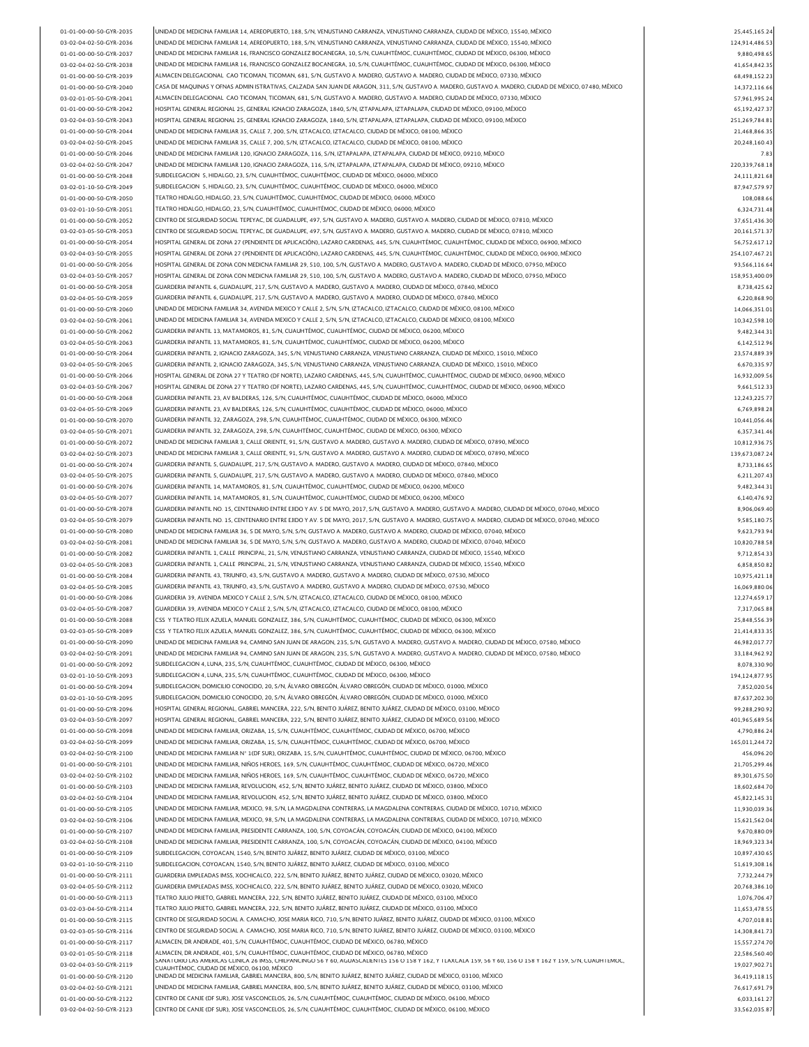| | | |
|---|---|---|
| 01-01-00-00-50-GYR-2035 | UNIDAD DE MEDICINA FAMILIAR 14, AEREOPUERTO, 188, S/N, VENUSTIANO CARRANZA, VENUSTIANO CARRANZA, CIUDAD DE MÉXICO, 15540, MÉXICO | 25,445,165.24 |
| 03-02-04-02-50-GYR-2036 | UNIDAD DE MEDICINA FAMILIAR 14, AEREOPUERTO, 188, S/N, VENUSTIANO CARRANZA, VENUSTIANO CARRANZA, CIUDAD DE MÉXICO, 15540, MÉXICO | 124,914,486.53 |
| 01-01-00-00-50-GYR-2037 | UNIDAD DE MEDICINA FAMILIAR 16, FRANCISCO GONZALEZ BOCANEGRA, 10, S/N, CUAUHTÉMOC, CUAUHTÉMOC, CIUDAD DE MÉXICO, 06300, MÉXICO | 9,880,498.65 |
| 03-02-04-02-50-GYR-2038 | UNIDAD DE MEDICINA FAMILIAR 16, FRANCISCO GONZALEZ BOCANEGRA, 10, S/N, CUAUHTÉMOC, CUAUHTÉMOC, CIUDAD DE MÉXICO, 06300, MÉXICO | 41,654,842.35 |
| 01-01-00-00-50-GYR-2039 | ALMACEN DELEGACIONAL CAO TICOMAN, TICOMAN, 681, S/N, GUSTAVO A. MADERO, GUSTAVO A. MADERO, CIUDAD DE MÉXICO, 07330, MÉXICO | 68,498,152.23 |
| 01-01-00-00-50-GYR-2040 | CASA DE MAQUINAS Y OFNAS ADMIN ISTRATIVAS, CALZADA SAN JUAN DE ARAGON, 311, S/N, GUSTAVO A. MADERO, GUSTAVO A. MADERO, CIUDAD DE MÉXICO, 07480, MÉXICO | 14,372,116.66 |
| 03-02-01-05-50-GYR-2041 | ALMACEN DELEGACIONAL CAO TICOMAN, TICOMAN, 681, S/N, GUSTAVO A. MADERO, GUSTAVO A. MADERO, CIUDAD DE MÉXICO, 07330, MÉXICO | 57,961,995.24 |
| 01-01-00-00-50-GYR-2042 | HOSPITAL GENERAL REGIONAL 25, GENERAL IGNACIO ZARAGOZA, 1840, S/N, IZTAPALAPA, IZTAPALAPA, CIUDAD DE MÉXICO, 09100, MÉXICO | 65,192,427.37 |
| 03-02-04-03-50-GYR-2043 | HOSPITAL GENERAL REGIONAL 25, GENERAL IGNACIO ZARAGOZA, 1840, S/N, IZTAPALAPA, IZTAPALAPA, CIUDAD DE MÉXICO, 09100, MÉXICO | 251,269,784.81 |
| 01-01-00-00-50-GYR-2044 | UNIDAD DE MEDICINA FAMILIAR 35, CALLE 7, 200, S/N, IZTACALCO, IZTACALCO, CIUDAD DE MÉXICO, 08100, MÉXICO | 21,468,866.35 |
| 03-02-04-02-50-GYR-2045 | UNIDAD DE MEDICINA FAMILIAR 35, CALLE 7, 200, S/N, IZTACALCO, IZTACALCO, CIUDAD DE MÉXICO, 08100, MÉXICO | 20,248,160.43 |
| 01-01-00-00-50-GYR-2046 | UNIDAD DE MEDICINA FAMILIAR 120, IGNACIO ZARAGOZA, 116, S/N, IZTAPALAPA, IZTAPALAPA, CIUDAD DE MÉXICO, 09210, MÉXICO | 7.83 |
| 03-02-04-02-50-GYR-2047 | UNIDAD DE MEDICINA FAMILIAR 120, IGNACIO ZARAGOZA, 116, S/N, IZTAPALAPA, IZTAPALAPA, CIUDAD DE MÉXICO, 09210, MÉXICO | 220,339,768.18 |
| 01-01-00-00-50-GYR-2048 | SUBDELEGACION 5, HIDALGO, 23, S/N, CUAUHTÉMOC, CUAUHTÉMOC, CIUDAD DE MÉXICO, 06000, MÉXICO | 24,111,821.68 |
| 03-02-01-10-50-GYR-2049 | SUBDELEGACION 5, HIDALGO, 23, S/N, CUAUHTÉMOC, CUAUHTÉMOC, CIUDAD DE MÉXICO, 06000, MÉXICO | 87,947,579.97 |
| 01-01-00-00-50-GYR-2050 | TEATRO HIDALGO, HIDALGO, 23, S/N, CUAUHTÉMOC, CUAUHTÉMOC, CIUDAD DE MÉXICO, 06000, MÉXICO | 108,088.66 |
| 03-02-01-10-50-GYR-2051 | TEATRO HIDALGO, HIDALGO, 23, S/N, CUAUHTÉMOC, CUAUHTÉMOC, CIUDAD DE MÉXICO, 06000, MÉXICO | 6,324,731.48 |
| 01-01-00-00-50-GYR-2052 | CENTRO DE SEGURIDAD SOCIAL TEPEYAC, DE GUADALUPE, 497, S/N, GUSTAVO A. MADERO, GUSTAVO A. MADERO, CIUDAD DE MÉXICO, 07810, MÉXICO | 37,651,436.30 |
| 03-02-03-05-50-GYR-2053 | CENTRO DE SEGURIDAD SOCIAL TEPEYAC, DE GUADALUPE, 497, S/N, GUSTAVO A. MADERO, GUSTAVO A. MADERO, CIUDAD DE MÉXICO, 07810, MÉXICO | 20,161,571.37 |
| 01-01-00-00-50-GYR-2054 | HOSPITAL GENERAL DE ZONA 27 (PENDIENTE DE APLICACIÓN), LAZARO CARDENAS, 445, S/N, CUAUHTÉMOC, CUAUHTÉMOC, CIUDAD DE MÉXICO, 06900, MÉXICO | 56,752,617.12 |
| 03-02-04-03-50-GYR-2055 | HOSPITAL GENERAL DE ZONA 27 (PENDIENTE DE APLICACIÓN), LAZARO CARDENAS, 445, S/N, CUAUHTÉMOC, CUAUHTÉMOC, CIUDAD DE MÉXICO, 06900, MÉXICO | 254,107,467.21 |
| 01-01-00-00-50-GYR-2056 | HOSPITAL GENERAL DE ZONA CON MEDICNA FAMILIAR 29, 510, 100, S/N, GUSTAVO A. MADERO, GUSTAVO A. MADERO, CIUDAD DE MÉXICO, 07950, MÉXICO | 93,566,116.64 |
| 03-02-04-03-50-GYR-2057 | HOSPITAL GENERAL DE ZONA CON MEDICNA FAMILIAR 29, 510, 100, S/N, GUSTAVO A. MADERO, GUSTAVO A. MADERO, CIUDAD DE MÉXICO, 07950, MÉXICO | 158,953,400.09 |
| 01-01-00-00-50-GYR-2058 | GUARDERIA INFANTIL 6, GUADALUPE, 217, S/N, GUSTAVO A. MADERO, GUSTAVO A. MADERO, CIUDAD DE MÉXICO, 07840, MÉXICO | 8,738,425.62 |
| 03-02-04-05-50-GYR-2059 | GUARDERIA INFANTIL 6, GUADALUPE, 217, S/N, GUSTAVO A. MADERO, GUSTAVO A. MADERO, CIUDAD DE MÉXICO, 07840, MÉXICO | 6,220,868.90 |
| 01-01-00-00-50-GYR-2060 | UNIDAD DE MEDICINA FAMILIAR 34, AVENIDA MEXICO Y CALLE 2, S/N, S/N, IZTACALCO, IZTACALCO, CIUDAD DE MÉXICO, 08100, MÉXICO | 14,066,351.01 |
| 03-02-04-02-50-GYR-2061 | UNIDAD DE MEDICINA FAMILIAR 34, AVENIDA MEXICO Y CALLE 2, S/N, S/N, IZTACALCO, IZTACALCO, CIUDAD DE MÉXICO, 08100, MÉXICO | 10,342,598.10 |
| 01-01-00-00-50-GYR-2062 | GUARDERIA INFANTIL 13, MATAMOROS, 81, S/N, CUAUHTÉMOC, CUAUHTÉMOC, CIUDAD DE MÉXICO, 06200, MÉXICO | 9,482,344.31 |
| 03-02-04-05-50-GYR-2063 | GUARDERIA INFANTIL 13, MATAMOROS, 81, S/N, CUAUHTÉMOC, CUAUHTÉMOC, CIUDAD DE MÉXICO, 06200, MÉXICO | 6,142,512.96 |
| 01-01-00-00-50-GYR-2064 | GUARDERIA INFANTIL 2, IGNACIO ZARAGOZA, 345, S/N, VENUSTIANO CARRANZA, VENUSTIANO CARRANZA, CIUDAD DE MÉXICO, 15010, MÉXICO | 23,574,889.39 |
| 03-02-04-05-50-GYR-2065 | GUARDERIA INFANTIL 2, IGNACIO ZARAGOZA, 345, S/N, VENUSTIANO CARRANZA, VENUSTIANO CARRANZA, CIUDAD DE MÉXICO, 15010, MÉXICO | 6,670,335.97 |
| 01-01-00-00-50-GYR-2066 | HOSPITAL GENERAL DE ZONA 27 Y TEATRO (DF NORTE), LAZARO CARDENAS, 445, S/N, CUAUHTÉMOC, CUAUHTÉMOC, CIUDAD DE MÉXICO, 06900, MÉXICO | 16,932,009.56 |
| 03-02-04-03-50-GYR-2067 | HOSPITAL GENERAL DE ZONA 27 Y TEATRO (DF NORTE), LAZARO CARDENAS, 445, S/N, CUAUHTÉMOC, CUAUHTÉMOC, CIUDAD DE MÉXICO, 06900, MÉXICO | 9,661,512.33 |
| 01-01-00-00-50-GYR-2068 | GUARDERIA INFANTIL 23, AV BALDERAS, 126, S/N, CUAUHTÉMOC, CUAUHTÉMOC, CIUDAD DE MÉXICO, 06000, MÉXICO | 12,243,225.77 |
| 03-02-04-05-50-GYR-2069 | GUARDERIA INFANTIL 23, AV BALDERAS, 126, S/N, CUAUHTÉMOC, CUAUHTÉMOC, CIUDAD DE MÉXICO, 06000, MÉXICO | 6,769,898.28 |
| 01-01-00-00-50-GYR-2070 | GUARDERIA INFANTIL 32, ZARAGOZA, 298, S/N, CUAUHTÉMOC, CUAUHTÉMOC, CIUDAD DE MÉXICO, 06300, MÉXICO | 10,441,056.46 |
| 03-02-04-05-50-GYR-2071 | GUARDERIA INFANTIL 32, ZARAGOZA, 298, S/N, CUAUHTÉMOC, CUAUHTÉMOC, CIUDAD DE MÉXICO, 06300, MÉXICO | 6,357,341.46 |
| 01-01-00-00-50-GYR-2072 | UNIDAD DE MEDICINA FAMILIAR 3, CALLE ORIENTE, 91, S/N, GUSTAVO A. MADERO, GUSTAVO A. MADERO, CIUDAD DE MÉXICO, 07890, MÉXICO | 10,812,936.75 |
| 03-02-04-02-50-GYR-2073 | UNIDAD DE MEDICINA FAMILIAR 3, CALLE ORIENTE, 91, S/N, GUSTAVO A. MADERO, GUSTAVO A. MADERO, CIUDAD DE MÉXICO, 07890, MÉXICO | 139,673,087.24 |
| 01-01-00-00-50-GYR-2074 | GUARDERIA INFANTIL 5, GUADALUPE, 217, S/N, GUSTAVO A. MADERO, GUSTAVO A. MADERO, CIUDAD DE MÉXICO, 07840, MÉXICO | 8,733,186.65 |
| 03-02-04-05-50-GYR-2075 | GUARDERIA INFANTIL 5, GUADALUPE, 217, S/N, GUSTAVO A. MADERO, GUSTAVO A. MADERO, CIUDAD DE MÉXICO, 07840, MÉXICO | 6,211,207.43 |
| 01-01-00-00-50-GYR-2076 | GUARDERIA INFANTIL 14, MATAMOROS, 81, S/N, CUAUHTÉMOC, CUAUHTÉMOC, CIUDAD DE MÉXICO, 06200, MÉXICO | 9,482,344.31 |
| 03-02-04-05-50-GYR-2077 | GUARDERIA INFANTIL 14, MATAMOROS, 81, S/N, CUAUHTÉMOC, CUAUHTÉMOC, CIUDAD DE MÉXICO, 06200, MÉXICO | 6,140,476.92 |
| 01-01-00-00-50-GYR-2078 | GUARDERIA INFANTIL NO. 15, CENTENARIO ENTRE EJIDO Y AV. 5 DE MAYO, 2017, S/N, GUSTAVO A. MADERO, GUSTAVO A. MADERO, CIUDAD DE MÉXICO, 07040, MÉXICO | 8,906,069.40 |
| 03-02-04-05-50-GYR-2079 | GUARDERIA INFANTIL NO. 15, CENTENARIO ENTRE EJIDO Y AV. 5 DE MAYO, 2017, S/N, GUSTAVO A. MADERO, GUSTAVO A. MADERO, CIUDAD DE MÉXICO, 07040, MÉXICO | 9,585,180.75 |
| 01-01-00-00-50-GYR-2080 | UNIDAD DE MEDICINA FAMILIAR 36, 5 DE MAYO, S/N, S/N, GUSTAVO A. MADERO, GUSTAVO A. MADERO, CIUDAD DE MÉXICO, 07040, MÉXICO | 9,623,793.94 |
| 03-02-04-02-50-GYR-2081 | UNIDAD DE MEDICINA FAMILIAR 36, 5 DE MAYO, S/N, S/N, GUSTAVO A. MADERO, GUSTAVO A. MADERO, CIUDAD DE MÉXICO, 07040, MÉXICO | 10,820,788.58 |
| 01-01-00-00-50-GYR-2082 | GUARDERIA INFANTIL 1, CALLE PRINCIPAL, 21, S/N, VENUSTIANO CARRANZA, VENUSTIANO CARRANZA, CIUDAD DE MÉXICO, 15540, MÉXICO | 9,712,854.33 |
| 03-02-04-05-50-GYR-2083 | GUARDERIA INFANTIL 1, CALLE PRINCIPAL, 21, S/N, VENUSTIANO CARRANZA, VENUSTIANO CARRANZA, CIUDAD DE MÉXICO, 15540, MÉXICO | 6,858,850.82 |
| 01-01-00-00-50-GYR-2084 | GUARDERIA INFANTIL 43, TRIUNFO, 43, S/N, GUSTAVO A. MADERO, GUSTAVO A. MADERO, CIUDAD DE MÉXICO, 07530, MÉXICO | 10,975,421.18 |
| 03-02-04-05-50-GYR-2085 | GUARDERIA INFANTIL 43, TRIUNFO, 43, S/N, GUSTAVO A. MADERO, GUSTAVO A. MADERO, CIUDAD DE MÉXICO, 07530, MÉXICO | 16,069,880.06 |
| 01-01-00-00-50-GYR-2086 | GUARDERIA 39, AVENIDA MEXICO Y CALLE 2, S/N, S/N, IZTACALCO, IZTACALCO, CIUDAD DE MÉXICO, 08100, MÉXICO | 12,274,659.17 |
| 03-02-04-05-50-GYR-2087 | GUARDERIA 39, AVENIDA MEXICO Y CALLE 2, S/N, S/N, IZTACALCO, IZTACALCO, CIUDAD DE MÉXICO, 08100, MÉXICO | 7,317,065.88 |
| 01-01-00-00-50-GYR-2088 | CSS Y TEATRO FELIX AZUELA, MANUEL GONZALEZ, 386, S/N, CUAUHTÉMOC, CUAUHTÉMOC, CIUDAD DE MÉXICO, 06300, MÉXICO | 25,848,556.39 |
| 03-02-03-05-50-GYR-2089 | CSS Y TEATRO FELIX AZUELA, MANUEL GONZALEZ, 386, S/N, CUAUHTÉMOC, CUAUHTÉMOC, CIUDAD DE MÉXICO, 06300, MÉXICO | 21,414,833.35 |
| 01-01-00-00-50-GYR-2090 | UNIDAD DE MEDICINA FAMILIAR 94, CAMINO SAN JUAN DE ARAGON, 235, S/N, GUSTAVO A. MADERO, GUSTAVO A. MADERO, CIUDAD DE MÉXICO, 07580, MÉXICO | 46,982,017.77 |
| 03-02-04-02-50-GYR-2091 | UNIDAD DE MEDICINA FAMILIAR 94, CAMINO SAN JUAN DE ARAGON, 235, S/N, GUSTAVO A. MADERO, GUSTAVO A. MADERO, CIUDAD DE MÉXICO, 07580, MÉXICO | 33,184,962.92 |
| 01-01-00-00-50-GYR-2092 | SUBDELEGACION 4, LUNA, 235, S/N, CUAUHTÉMOC, CUAUHTÉMOC, CIUDAD DE MÉXICO, 06300, MÉXICO | 8,078,330.90 |
| 03-02-01-10-50-GYR-2093 | SUBDELEGACION 4, LUNA, 235, S/N, CUAUHTÉMOC, CUAUHTÉMOC, CIUDAD DE MÉXICO, 06300, MÉXICO | 194,124,877.95 |
| 01-01-00-00-50-GYR-2094 | SUBDELEGACION, DOMICILIO CONOCIDO, 20, S/N, ÁLVARO OBREGÓN, ÁLVARO OBREGÓN, CIUDAD DE MÉXICO, 01000, MÉXICO | 7,852,020.56 |
| 03-02-01-10-50-GYR-2095 | SUBDELEGACION, DOMICILIO CONOCIDO, 20, S/N, ÁLVARO OBREGÓN, ÁLVARO OBREGÓN, CIUDAD DE MÉXICO, 01000, MÉXICO | 87,637,202.30 |
| 01-01-00-00-50-GYR-2096 | HOSPITAL GENERAL REGIONAL, GABRIEL MANCERA, 222, S/N, BENITO JUÁREZ, BENITO JUÁREZ, CIUDAD DE MÉXICO, 03100, MÉXICO | 99,288,290.92 |
| 03-02-04-03-50-GYR-2097 | HOSPITAL GENERAL REGIONAL, GABRIEL MANCERA, 222, S/N, BENITO JUÁREZ, BENITO JUÁREZ, CIUDAD DE MÉXICO, 03100, MÉXICO | 401,965,689.56 |
| 01-01-00-00-50-GYR-2098 | UNIDAD DE MEDICINA FAMILIAR, ORIZABA, 15, S/N, CUAUHTÉMOC, CUAUHTÉMOC, CIUDAD DE MÉXICO, 06700, MÉXICO | 4,790,886.24 |
| 03-02-04-02-50-GYR-2099 | UNIDAD DE MEDICINA FAMILIAR, ORIZABA, 15, S/N, CUAUHTÉMOC, CUAUHTÉMOC, CIUDAD DE MÉXICO, 06700, MÉXICO | 165,011,244.72 |
| 03-02-04-02-50-GYR-2100 | UNIDAD DE MEDICINA FAMILIAR N° 1(DF SUR), ORIZABA, 15, S/N, CUAUHTÉMOC, CUAUHTÉMOC, CIUDAD DE MÉXICO, 06700, MÉXICO | 456,096.20 |
| 01-01-00-00-50-GYR-2101 | UNIDAD DE MEDICINA FAMILIAR, NIÑOS HEROES, 169, S/N, CUAUHTÉMOC, CUAUHTÉMOC, CIUDAD DE MÉXICO, 06720, MÉXICO | 21,705,299.46 |
| 03-02-04-02-50-GYR-2102 | UNIDAD DE MEDICINA FAMILIAR, NIÑOS HEROES, 169, S/N, CUAUHTÉMOC, CUAUHTÉMOC, CIUDAD DE MÉXICO, 06720, MÉXICO | 89,301,675.50 |
| 01-01-00-00-50-GYR-2103 | UNIDAD DE MEDICINA FAMILIAR, REVOLUCION, 452, S/N, BENITO JUÁREZ, BENITO JUÁREZ, CIUDAD DE MÉXICO, 03800, MÉXICO | 18,602,684.70 |
| 03-02-04-02-50-GYR-2104 | UNIDAD DE MEDICINA FAMILIAR, REVOLUCION, 452, S/N, BENITO JUÁREZ, BENITO JUÁREZ, CIUDAD DE MÉXICO, 03800, MÉXICO | 45,822,145.31 |
| 01-01-00-00-50-GYR-2105 | UNIDAD DE MEDICINA FAMILIAR, MEXICO, 98, S/N, LA MAGDALENA CONTRERAS, LA MAGDALENA CONTRERAS, CIUDAD DE MÉXICO, 10710, MÉXICO | 11,930,039.36 |
| 03-02-04-02-50-GYR-2106 | UNIDAD DE MEDICINA FAMILIAR, MEXICO, 98, S/N, LA MAGDALENA CONTRERAS, LA MAGDALENA CONTRERAS, CIUDAD DE MÉXICO, 10710, MÉXICO | 15,621,562.04 |
| 01-01-00-00-50-GYR-2107 | UNIDAD DE MEDICINA FAMILIAR, PRESIDENTE CARRANZA, 100, S/N, COYOACÁN, COYOACÁN, CIUDAD DE MÉXICO, 04100, MÉXICO | 9,670,880.09 |
| 03-02-04-02-50-GYR-2108 | UNIDAD DE MEDICINA FAMILIAR, PRESIDENTE CARRANZA, 100, S/N, COYOACÁN, COYOACÁN, CIUDAD DE MÉXICO, 04100, MÉXICO | 18,969,323.34 |
| 01-01-00-00-50-GYR-2109 | SUBDELEGACION, COYOACAN, 1540, S/N, BENITO JUÁREZ, BENITO JUÁREZ, CIUDAD DE MÉXICO, 03100, MÉXICO | 10,897,430.65 |
| 03-02-01-10-50-GYR-2110 | SUBDELEGACION, COYOACAN, 1540, S/N, BENITO JUÁREZ, BENITO JUÁREZ, CIUDAD DE MÉXICO, 03100, MÉXICO | 51,619,308.16 |
| 01-01-00-00-50-GYR-2111 | GUARDERIA EMPLEADAS IMSS, XOCHICALCO, 222, S/N, BENITO JUÁREZ, BENITO JUÁREZ, CIUDAD DE MÉXICO, 03020, MÉXICO | 7,732,244.79 |
| 03-02-04-05-50-GYR-2112 | GUARDERIA EMPLEADAS IMSS, XOCHICALCO, 222, S/N, BENITO JUÁREZ, BENITO JUÁREZ, CIUDAD DE MÉXICO, 03020, MÉXICO | 20,768,386.10 |
| 01-01-00-00-50-GYR-2113 | TEATRO JULIO PRIETO, GABRIEL MANCERA, 222, S/N, BENITO JUÁREZ, BENITO JUÁREZ, CIUDAD DE MÉXICO, 03100, MÉXICO | 1,076,706.47 |
| 03-02-03-04-50-GYR-2114 | TEATRO JULIO PRIETO, GABRIEL MANCERA, 222, S/N, BENITO JUÁREZ, BENITO JUÁREZ, CIUDAD DE MÉXICO, 03100, MÉXICO | 11,653,478.55 |
| 01-01-00-00-50-GYR-2115 | CENTRO DE SEGURIDAD SOCIAL A. CAMACHO, JOSE MARIA RICO, 710, S/N, BENITO JUÁREZ, BENITO JUÁREZ, CIUDAD DE MÉXICO, 03100, MÉXICO | 4,707,018.81 |
| 03-02-03-05-50-GYR-2116 | CENTRO DE SEGURIDAD SOCIAL A. CAMACHO, JOSE MARIA RICO, 710, S/N, BENITO JUÁREZ, BENITO JUÁREZ, CIUDAD DE MÉXICO, 03100, MÉXICO | 14,308,841.73 |
| 01-01-00-00-50-GYR-2117 | ALMACEN, DR ANDRADE, 401, S/N, CUAUHTÉMOC, CUAUHTÉMOC, CIUDAD DE MÉXICO, 06780, MÉXICO | 15,557,274.70 |
| 03-02-01-05-50-GYR-2118 | ALMACEN, DR ANDRADE, 401, S/N, CUAUHTÉMOC, CUAUHTÉMOC, CIUDAD DE MÉXICO, 06780, MÉXICO | 22,586,560.40 |
| 03-02-04-03-50-GYR-2119 | SANATORIO LAS AMERICAS CLINICA 26 IMSS, CHILPANCINGO 56 Y 60, AGUASCALIENTES 156 O 158 Y 162, Y TLAXCALA 159, 56 Y 60, 156 O 158 Y 162 Y 159, S/N, CUAUHTÉMOC, CUAUHTÉMOC, CIUDAD DE MÉXICO, 06100, MÉXICO | 19,027,902.71 |
| 01-01-00-00-50-GYR-2120 | UNIDAD DE MEDICINA FAMILIAR, GABRIEL MANCERA, 800, S/N, BENITO JUÁREZ, BENITO JUÁREZ, CIUDAD DE MÉXICO, 03100, MÉXICO | 36,419,118.15 |
| 03-02-04-02-50-GYR-2121 | UNIDAD DE MEDICINA FAMILIAR, GABRIEL MANCERA, 800, S/N, BENITO JUÁREZ, BENITO JUÁREZ, CIUDAD DE MÉXICO, 03100, MÉXICO | 76,617,691.79 |
| 01-01-00-00-50-GYR-2122 | CENTRO DE CANJE (DF SUR), JOSE VASCONCELOS, 26, S/N, CUAUHTÉMOC, CUAUHTÉMOC, CIUDAD DE MÉXICO, 06100, MÉXICO | 6,033,161.27 |
| 03-02-04-02-50-GYR-2123 | CENTRO DE CANJE (DF SUR), JOSE VASCONCELOS, 26, S/N, CUAUHTÉMOC, CUAUHTÉMOC, CIUDAD DE MÉXICO, 06100, MÉXICO | 33,562,035.87 |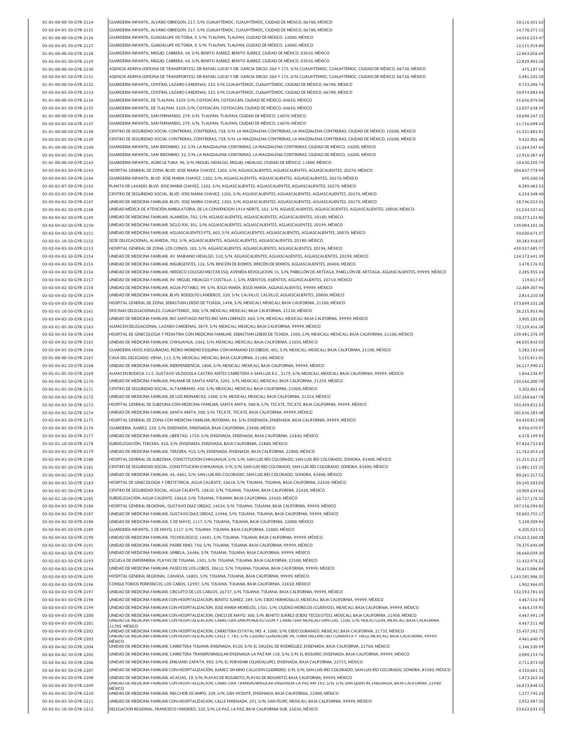| | | |
|---|---|---|
| 01-01-00-00-50-GYR-2124 | GUARDERIA INFANTIL, ALVARO OBREGON, 217, S/N, CUAUHTÉMOC, CUAUHTÉMOC, CIUDAD DE MÉXICO, 06700, MÉXICO | 10,116,421.62 |
| 03-02-04-05-50-GYR-2125 | GUARDERIA INFANTIL, ALVARO OBREGON, 217, S/N, CUAUHTÉMOC, CUAUHTÉMOC, CIUDAD DE MÉXICO, 06700, MÉXICO | 14,770,371.12 |
| 01-01-00-00-50-GYR-2126 | GUARDERIA INFANTIL, GUADALUPE VICTORIA, 9, S/N, TLALPAN, TLALPAN, CIUDAD DE MÉXICO, 14000, MÉXICO | 14,016,223.47 |
| 03-02-04-05-50-GYR-2127 | GUARDERIA INFANTIL, GUADALUPE VICTORIA, 9, S/N, TLALPAN, TLALPAN, CIUDAD DE MÉXICO, 14000, MÉXICO | 12,115,919.80 |
| 01-01-00-00-50-GYR-2128 | GUARDERIA INFANTIL, MIGUEL CABRERA, 44, S/N, BENITO JUÁREZ, BENITO JUÁREZ, CIUDAD DE MÉXICO, 03910, MÉXICO | 12,863,056.69 |
| 03-02-04-05-50-GYR-2129 | GUARDERIA INFANTIL, MIGUEL CABRERA, 44, S/N, BENITO JUÁREZ, BENITO JUÁREZ, CIUDAD DE MÉXICO, 03910, MÉXICO | 12,829,903.28 |
| 01-01-00-00-50-GYR-2130 | AGENCIA ADMVA (OFICINA DE TRANSPORTES), DR RAFAEL LUCIO Y DR. GARCIA DIEGO, 204 Y 175, S/N, CUAUHTÉMOC, CUAUHTÉMOC, CIUDAD DE MÉXICO, 06720, MÉXICO | 475,197.19 |
| 03-02-04-05-50-GYR-2131 | AGENCIA ADMVA (OFICINA DE TRANSPORTES), DR RAFAEL LUCIO Y DR. GARCIA DIEGO, 204 Y 175, S/N, CUAUHTÉMOC, CUAUHTÉMOC, CIUDAD DE MÉXICO, 06720, MÉXICO | 5,481,245.28 |
| 01-01-00-00-50-GYR-2132 | GUARDERIA INFANTIL, CENTRAL LAZARO CARDENAS, 325, S/N, CUAUHTÉMOC, CUAUHTÉMOC, CIUDAD DE MÉXICO, 06780, MÉXICO | 9,723,296.74 |
| 03-02-04-05-50-GYR-2133 | GUARDERIA INFANTIL, CENTRAL LAZARO CARDENAS, 325, S/N, CUAUHTÉMOC, CUAUHTÉMOC, CIUDAD DE MÉXICO, 06780, MÉXICO | 10,974,883.44 |
| 01-01-00-00-50-GYR-2134 | GUARDERIA INFANTIL, DE TLALPAN, 3329, S/N, COYOACÁN, COYOACÁN, CIUDAD DE MÉXICO, 04650, MÉXICO | 15,656,876.06 |
| 03-02-04-05-50-GYR-2135 | GUARDERIA INFANTIL, DE TLALPAN, 3329, S/N, COYOACÁN, COYOACÁN, CIUDAD DE MÉXICO, 04650, MÉXICO | 12,027,638.39 |
| 01-01-00-00-50-GYR-2136 | GUARDERIA INFANTIL, SAN FERNANDO, 279, S/N, TLALPAN, TLALPAN, CIUDAD DE MÉXICO, 14070, MÉXICO | 10,698,247.22 |
| 03-02-04-05-50-GYR-2137 | GUARDERIA INFANTIL, SAN FERNANDO, 279, S/N, TLALPAN, TLALPAN, CIUDAD DE MÉXICO, 14070, MÉXICO | 11,716,098.24 |
| 01-01-00-00-50-GYR-2138 | CENTRO DE SEGURIDAD SOCIAL CONTRERAS, CONTRERAS, 728, S/N, LA MAGDALENA CONTRERAS, LA MAGDALENA CONTRERAS, CIUDAD DE MÉXICO, 10200, MÉXICO | 15,331,882.81 |
| 03-02-03-05-50-GYR-2139 | CENTRO DE SEGURIDAD SOCIAL CONTRERAS, CONTRERAS, 728, S/N, LA MAGDALENA CONTRERAS, LA MAGDALENA CONTRERAS, CIUDAD DE MÉXICO, 10200, MÉXICO | 9,422,901.46 |
| 01-01-00-00-50-GYR-2140 | GUARDERIA INFANTIL, SAN JERONIMO, 32, S/N, LA MAGDALENA CONTRERAS, LA MAGDALENA CONTRERAS, CIUDAD DE MÉXICO, 10200, MÉXICO | 11,264,347.64 |
| 03-02-04-05-50-GYR-2141 | GUARDERIA INFANTIL, SAN JERONIMO, 32, S/N, LA MAGDALENA CONTRERAS, LA MAGDALENA CONTRERAS, CIUDAD DE MÉXICO, 10200, MÉXICO | 12,916,387.43 |
| 01-01-00-00-50-GYR-2142 | GUARDERIA INFANTIL, AGRICULTURA, 96, S/N, MIGUEL HIDALGO, MIGUEL HIDALGO, CIUDAD DE MÉXICO, 11800, MÉXICO | 10,630,105.79 |
| 03-02-04-03-50-GYR-2143 | HOSPITAL GENERAL DE ZONA, BLVD. JOSE MARIA CHAVEZ, 1202, S/N, AGUASCALIENTES, AGUASCALIENTES, AGUASCALIENTES, 20270, MÉXICO | 204,837,778.99 |
| 03-02-04-05-50-GYR-2144 | GUARDERÍA INFANTIL, BLVD. JOSE MARIA CHAVEZ, 1202, S/N, AGUASCALIENTES, AGUASCALIENTES, AGUASCALIENTES, 20270, MÉXICO | 695,420.58 |
| 03-02-01-07-50-GYR-2145 | PLANTA DE LAVADO, BLVD. JOSE MARIA CHAVEZ, 1202, S/N, AGUASCALIENTES, AGUASCALIENTES, AGUASCALIENTES, 20270, MÉXICO | 8,289,483.23 |
| 03-02-03-05-50-GYR-2146 | CENTRO DE SEGURIDAD SOCIAL, BLVD. JOSE MARIA CHAVEZ, 1202, S/N, AGUASCALIENTES, AGUASCALIENTES, AGUASCALIENTES, 20270, MÉXICO | 6,234,348.40 |
| 03-02-04-02-50-GYR-2147 | UNIDAD DE MEDICINA FAMILIAR, BLVD. JOSE MARIA CHAVEZ, 1202, S/N, AGUASCALIENTES, AGUASCALIENTES, AGUASCALIENTES, 20270, MÉXICO | 18,746,553.41 |
| 03-02-04-02-50-GYR-2148 | UNIDAD MÉDICA DE ATENCIÓN AMBULATORIA, DE LA CONVENCION 1914 NORTE, 102, S/N, AGUASCALIENTES, AGUASCALIENTES, AGUASCALIENTES, 20030, MÉXICO | 51,534,527.61 |
| 03-02-04-02-50-GYR-2149 | UNIDAD DE MEDICINA FAMILIAR, ALAMEDA, 702, S/N, AGUASCALIENTES, AGUASCALIENTES, AGUASCALIENTES, 20180, MÉXICO | 150,273,121.86 |
| 03-02-04-02-50-GYR-2150 | UNIDAD DE MEDICINA FAMILIAR, SIGLO XXI, 301, S/N, AGUASCALIENTES, AGUASCALIENTES, AGUASCALIENTES, 20199, MÉXICO | 139,004,101.36 |
| 03-02-04-02-50-GYR-2151 | UNIDAD DE MEDICINA FAMILIAR, AGUASCALIENTES PTE, 603, S/N, AGUASCALIENTES, AGUASCALIENTES, AGUASCALIENTES, 20070, MÉXICO | 50,020,671.27 |
| 03-02-01-10-50-GYR-2152 | SEDE DELEGACIONAL, ALAMEDA, 702, S/N, AGUASCALIENTES, AGUASCALIENTES, AGUASCALIENTES, 20180, MÉXICO | 39,383,918.07 |
| 03-02-04-03-50-GYR-2153 | HOSPITAL GENERAL DE ZONA, LOS CONOS, 102, S/N, AGUASCALIENTES, AGUASCALIENTES, AGUASCALIENTES, 20196, MÉXICO | 439,927,485.77 |
| 03-02-04-02-50-GYR-2154 | UNIDAD DE MEDICINA FAMILIAR, AV. MARIANO HIDALGO, 510, S/N, AGUASCALIENTES, AGUASCALIENTES, AGUASCALIENTES, 20298, MÉXICO | 124,372,441.39 |
| 03-02-04-02-50-GYR-2155 | UNIDAD DE MEDICINA FAMILIAR, INSURGENTES, 126, S/N, RINCÓN DE ROMOS, RINCÓN DE ROMOS, AGUASCALIENTES, 20400, MÉXICO | 3,478,176.92 |
| 03-02-04-02-50-GYR-2156 | UNIDAD DE MEDICINA FAMILIAR, HEROICO COLEGIO MILITAR ESQ. AVENIDA REVOLUCION, 31, S/N, PABELLÓN DE ARTEAGA, PABELLÓN DE ARTEAGA, AGUASCALIENTES, 99999, MÉXICO | 2,285,955.24 |
| 03-02-04-02-50-GYR-2157 | UNIDAD DE MEDICINA FAMILIAR, AV. MIGUEL HIDALGO Y COSTILLA, 1, S/N, ASIENTOS, ASIENTOS, AGUASCALIENTES, 20710, MÉXICO | 119,617.47 |
| 03-02-04-02-50-GYR-2158 | UNIDAD DE MEDICINA FAMILIAR, AGUA POTABLE, 99, S/N, JESÚS MARÍA, JESÚS MARÍA, AGUASCALIENTES, 99999, MÉXICO | 12,409,307.96 |
| 03-02-04-02-50-GYR-2159 | UNIDAD DE MEDICINA FAMILIAR, BLVD. RODOLFO LANDEROS, 320, S/N, CALVILLO, CALVILLO, AGUASCALIENTES, 20800, MÉXICO | 2,814,210.58 |
| 03-02-04-03-50-GYR-2160 | HOSPITAL GENERAL DE ZONA, SEBASTIAN LERDO DE TEJADA, 1498, S/N, MEXICALI, MEXICALI, BAJA CALIFORNIA, 21100, MÉXICO | 573,699,331.28 |
| 03-02-01-10-50-GYR-2161 | OFICINAS DELEGACIONALES, CUAUHTEMOC, 300, S/N, MEXICALI, MEXICALI, BAJA CALIFORNIA, 21230, MÉXICO | 26,215,953.96 |
| 03-02-04-02-50-GYR-2162 | UNIDAD DE MEDICINA FAMILIAR, RIO SANTIAGO ANTES RIO SAN LORENZO, 660, S/N, MEXICALI, MEXICALI, BAJA CALIFORNIA, 99999, MÉXICO | 3,905,101.05 |
| 03-02-01-05-50-GYR-2163 | ALMACEN DELEGACIONAL, LAZARO CARDENAS, 3079, S/N, MEXICALI, MEXICALI, BAJA CALIFORNIA, 99999, MÉXICO | 72,129,416.28 |
| 03-02-04-03-50-GYR-2164 | HOSPITAL DE GINECOLOGIA Y PEDIATRIA CON MEDICINA FAMILIAR, SEBASTIAN LERDO DE TEJADA, 1500, S/N, MEXICALI, MEXICALI, BAJA CALIFORNIA, 21100, MÉXICO | 139,481,376.39 |
| 03-02-04-02-50-GYR-2165 | UNIDAD DE MEDICINA FAMILIAR, CHIHUAHUA, 1042, S/N, MEXICALI, MEXICALI, BAJA CALIFORNIA, 21050, MÉXICO | 48,035,842.03 |
| 03-02-04-05-50-GYR-2166 | GUARDERIA HIJOS ASEGURADAS, PEDRO MORENO ESQUINA CON MARIANO ESCOBEDO, 401, S/N, MEXICALI, MEXICALI, BAJA CALIFORNIA, 21100, MÉXICO | 5,382,163.66 |
| 02-01-00-00-50-GYR-2167 | CASA DEL DELEGADO, VIENA, 113, S/N, MEXICALI, MEXICALI, BAJA CALIFORNIA, 21180, MÉXICO | 5,155,811.01 |
| 03-02-04-02-50-GYR-2168 | UNIDAD DE MEDICINA FAMILIAR, INDEPENDENCIA, 1800, S/N, MEXICALI, MEXICALI, BAJA CALIFORNIA, 99999, MÉXICO | 26,117,990.21 |
| 03-02-01-05-50-GYR-2169 | ALMACEN BODEGA 11.5, GUSTAVO VILDOSOLA CASTRO ANTES CARRETERA A SAN LUIS R.C., 2179, S/N, MEXICALI, MEXICALI, BAJA CALIFORNIA, 99999, MÉXICO | 1,844,236.87 |
| 03-02-04-02-50-GYR-2170 | UNIDAD DE MEDICINA FAMILIAR, PALMAR DE SANTA ANITA, 3201, S/N, MEXICALI, MEXICALI, BAJA CALIFORNIA, 21259, MÉXICO | 130,166,200.78 |
| 03-02-01-05-50-GYR-2171 | CENTRO DE SEGURIDAD SOCIAL, ALTAMIRANO, 450, S/N, MEXICALI, MEXICALI, BAJA CALIFORNIA, 21000, MÉXICO | 3,302,961.54 |
| 03-02-04-02-50-GYR-2172 | UNIDAD DE MEDICINA FAMILIAR, DE LOS MONARCAS, 1400, S/N, MEXICALI, MEXICALI, BAJA CALIFORNIA, 21354, MÉXICO | 137,268,667.78 |
| 03-02-04-03-50-GYR-2173 | HOSPITAL GENERAL DE SUBZONA CON MEDICINA FAMILIAR, SANTA ANITA, 500-B, S/N, TECATE, TECATE, BAJA CALIFORNIA, 99999, MÉXICO | 192,439,852.23 |
| 03-02-04-02-50-GYR-2174 | UNIDAD DE MEDICINA FAMILIAR, SANTA ANITA, 500, S/N, TECATE, TECATE, BAJA CALIFORNIA, 99999, MÉXICO | 101,636,383.48 |
| 03-02-04-03-50-GYR-2175 | HOSPITAL GENERAL DE ZONA CON MEDICNA FAMILIAR, REFORMA, 84, S/N, ENSENADA, ENSENADA, BAJA CALIFORNIA, 99999, MÉXICO | 94,450,813.08 |
| 03-02-04-05-50-GYR-2176 | GUARDERIA, JUAREZ, 220, S/N, ENSENADA, ENSENADA, BAJA CALIFORNIA, 22800, MÉXICO | 8,950,470.97 |
| 03-02-04-02-50-GYR-2177 | UNIDAD DE MEDICINA FAMILIAR, LIBERTAD, 1750, S/N, ENSENADA, ENSENADA, BAJA CALIFORNIA, 22840, MÉXICO | 6,578,199.93 |
| 03-02-01-10-50-GYR-2178 | SUBDELEGACIÓN, TERCERA, 910, S/N, ENSENADA, ENSENADA, BAJA CALIFORNIA, 22800, MÉXICO | 97,824,733.83 |
| 03-02-04-02-50-GYR-2179 | UNIDAD DE MEDICINA FAMILIAR, TERCERA, 910, S/N, ENSENADA, ENSENADA, BAJA CALIFORNIA, 22800, MÉXICO | 21,762,453.14 |
| 03-02-04-03-50-GYR-2180 | HOSPITAL GENERAL DE SUBZONA, CONSTITUCION CHIHUAHUA, S/N, S/N, SAN LUIS RÍO COLORADO, SAN LUIS RÍO COLORADO, SONORA, 83400, MÉXICO | 31,215,212.27 |
| 03-02-03-05-50-GYR-2181 | CENTRO DE SEGURIDAD SOCIAL, CONSTITUCION CHIHUAHUA, S/N, S/N, SAN LUIS RÍO COLORADO, SAN LUIS RÍO COLORADO, SONORA, 83400, MÉXICO | 11,881,155.35 |
| 03-02-04-02-50-GYR-2182 | UNIDAD DE MEDICINA FAMILIAR, 44, 4401, S/N, SAN LUIS RÍO COLORADO, SAN LUIS RÍO COLORADO, SONORA, 83400, MÉXICO | 80,261,317.52 |
| 03-02-04-03-50-GYR-2183 | HOSPITAL DE GINECOLOGIA Y OBSTETRICIA, AGUA CALIENTE, 10610, S/N, TIJUANA, TIJUANA, BAJA CALIFORNIA, 22420, MÉXICO | 59,245,583.03 |
| 03-02-03-05-50-GYR-2184 | CENTRO DE SEGURIDAD SOCIAL, AGUA CALIENTE, 10610, S/N, TIJUANA, TIJUANA, BAJA CALIFORNIA, 22420, MÉXICO | 10,909,629.62 |
| 03-02-01-10-50-GYR-2185 | SUBDELEGACIÓN, AGUA CALIENTE, 10610, S/N, TIJUANA, TIJUANA, BAJA CALIFORNIA, 22420, MÉXICO | 42,727,176.35 |
| 03-02-04-03-50-GYR-2186 | HOSPITAL GENERAL REGIONAL, GUSTAVO DIAZ ORDAZ, 14524, S/N, TIJUANA, TIJUANA, BAJA CALIFORNIA, 99999, MÉXICO | 187,156,594.85 |
| 03-02-04-02-50-GYR-2187 | UNIDAD DE MEDICINA FAMILIAR, GUSTAVO DIAZ ORDAZ, 15986, S/N, TIJUANA, TIJUANA, BAJA CALIFORNIA, 99999, MÉXICO | 58,602,755.17 |
| 03-02-04-02-50-GYR-2188 | UNIDAD DE MEDICINA FAMILIAR, 5 DE MAYO, 1117, S/N, TIJUANA, TIJUANA, BAJA CALIFORNIA, 22000, MÉXICO | 5,228,509.94 |
| 03-02-04-05-50-GYR-2189 | GUARDERÍA INFANTIL, 5 DE MAYO, 1117, S/N, TIJUANA, TIJUANA, BAJA CALIFORNIA, 22000, MÉXICO | 6,205,923.51 |
| 03-02-04-02-50-GYR-2190 | UNIDAD DE MEDICINA FAMILIAR, TECNOLOGICO, 14601, S/N, TIJUANA, TIJUANA, BAJA CALIFORNIA, 99999, MÉXICO | 176,012,260.28 |
| 03-02-04-02-50-GYR-2191 | UNIDAD DE MEDICINA FAMILIAR, PADRE KINO, 750, S/N, TIJUANA, TIJUANA, BAJA CALIFORNIA, 99999, MÉXICO | 79,375,696.09 |
| 03-02-04-02-50-GYR-2192 | UNIDAD DE MEDICINA FAMILIAR, UMBELA, 24486, S/N, TIJUANA, TIJUANA, BAJA CALIFORNIA, 99999, MÉXICO | 38,660,039.20 |
| 03-02-02-03-50-GYR-2193 | ESCUELA DE EMFERMERIA, PLAYAS DE TIJUANA, 1501, S/N, TIJUANA, TIJUANA, BAJA CALIFORNIA, 22500, MÉXICO | 11,422,976.22 |
| 03-02-04-02-50-GYR-2194 | UNIDAD DE MEDICINA FAMILIAR, PASEO DE LOS LOBOS, 20612, S/N, TIJUANA, TIJUANA, BAJA CALIFORNIA, 99999, MÉXICO | 36,615,086.89 |
| 03-02-04-03-50-GYR-2195 | HOSPITAL GENERAL REGIONAL, CANADA, 16801, S/N, TIJUANA, TIJUANA, BAJA CALIFORNIA, 99999, MÉXICO | 1,143,585,906.35 |
| 03-02-04-02-50-GYR-2196 | CONSULTORIOS PERIFERICOS, LOS CABOS, 12997, S/N, TIJUANA, TIJUANA, BAJA CALIFORNIA, 22650, MÉXICO | 1,902,966.05 |
| 03-02-04-02-50-GYR-2197 | UNIDAD DE MEDICINA FAMILIAR, CIRCUITO DE LOS CARLOS, 26737, S/N, TIJUANA, TIJUANA, BAJA CALIFORNIA, 99999, MÉXICO | 132,592,781.65 |
| 03-02-04-03-50-GYR-2198 | UNIDAD DE MEDICINA FAMILIAR CON HOSPITALIZACION, BENITO JUAREZ, 289, S/N, EJIDO HERMOSILLO, MEXICALI, BAJA CALIFORNIA, 99999, MÉXICO | 4,467,516.93 |
| 03-02-04-03-50-GYR-2199 | UNIDAD DE MEDICINA FAMILIAR CON HOSPITALIZACION, JOSE MARIA MORELOS, 1501, S/N, CIUDAD MORELOS (CUERVOS), MEXICALI, BAJA CALIFORNIA, 99999, MÉXICO | 4,464,159.95 |
| 03-02-04-03-50-GYR-2200 | UNIDAD DE MEDICINA FAMILIAR CON HOSPITALIZACION, CINCO DE MAYO, 300, S/N, BENITO JUÁREZ (EJIDO TECOLOTES), MEXICALI, BAJA CALIFORNIA, 21900, MÉXICO | 4,467,491.19 |
| 03-02-04-03-50-GYR-2201 | UNIDAD DE MEDICINA FAMILIAR CON HOSPITALIZACION, CARRETERA UNION NUEVO LEON Y CARRETERA MEXICALI-SAN LUIS, 1100, S/N, NUEVO LEÓN, MEXICALI, BAJA CALIFORNIA, 21705, MÉXICO | 4,467,511.40 |
| 03-02-04-03-50-GYR-2202 | UNIDAD DE MEDICINA FAMILIAR CON HOSPITALIZACION, CARRETERA ESTATAL NO. 4, 1000, S/N, EJIDO DURANGO, MEXICALI, BAJA CALIFORNIA, 21735, MÉXICO | 15,457,392.75 |
| 03-02-04-03-50-GYR-2203 | UNIDAD DE MEDICINA FAMILIAR CON HOSPITALIZACION, CALLE 7, 783, S/N, CIUDAD GUADALUPE VICTORIA (KILÓMETRO CUARENTA Y TRES), MEXICALI, BAJA CALIFORNIA, 99999, MÉXICO | 4,461,640.79 |
| 03-02-04-02-50-GYR-2204 | UNIDAD DE MEDICINA FAMILIAR, CARRETERA TIJUANA-ENSENADA, 8520, S/N, EL SAUZAL DE RODRÍGUEZ, ENSENADA, BAJA CALIFORNIA, 22760, MÉXICO | 1,346,530.99 |
| 03-02-04-02-50-GYR-2205 | UNIDAD DE MEDICINA FAMILIAR, CARRETERA TRANSPENINSULAR ENSENADA-LA PAZ KM 158, S/N, S/N, EL ROSARIO, ENSENADA, BAJA CALIFORNIA, 99999, MÉXICO | 2,099,153.76 |
| 03-02-04-02-50-GYR-2206 | UNIDAD DE MEDICINA FAMILIAR, EMILIANO ZAPATA, 903, S/N, EL PORVENIR (GUADALUPE), ENSENADA, BAJA CALIFORNIA, 22755, MÉXICO | 2,711,873.50 |
| 03-02-04-03-50-GYR-2207 | UNIDAD DE MEDICINA FAMILIAR CON HOSPITALIZACION, JUAREZ SN KINO CALLEJON GUERRERO, S/N, S/N, SAN LUIS RÍO COLORADO, SAN LUIS RÍO COLORADO, SONORA, 83500, MÉXICO | 4,332,661.31 |
| 03-02-04-02-50-GYR-2208 | UNIDAD DE MEDICINA FAMILIAR, ACACIAS, 19, S/N, PLAYAS DE ROSARITO, PLAYAS DE ROSARITO, BAJA CALIFORNIA, 99999, MÉXICO | 1,873,262.34 |
| 03-02-04-03-50-GYR-2209 | UNIDAD DE MEDICINA FAMILIAR CON HOSPITALIZACION, CARRETERA TRANSPENINSULAR ENSENADA-LA PAZ KM 192, S/N, S/N, SAN QUINTÍN, ENSENADA, BAJA CALIFORNIA, 22940 MÉXICO | 16,873,848.55 |
| 03-02-04-02-50-GYR-2210 | UNIDAD DE MEDICINA FAMILIAR, MELCHOR OCAMPO, 209, S/N, SAN VICENTE, ENSENADA, BAJA CALIFORNIA, 22900, MÉXICO | 1,277,745.24 |
| 03-02-04-03-50-GYR-2211 | UNIDAD DE MEDICINA FAMILIAR CON HOSPITALIZACION, CALLE ENSENADA, 291, S/N, SAN FELIPE, MEXICALI, BAJA CALIFORNIA, 99999, MÉXICO | 2,952,987.35 |
| 03-02-01-10-50-GYR-2212 | DELEGACION REGIONAL, FRANCISCO I MADERO, 320, S/N, LA PAZ, LA PAZ, BAJA CALIFORNIA SUR, 23020, MÉXICO | 23,622,031.53 |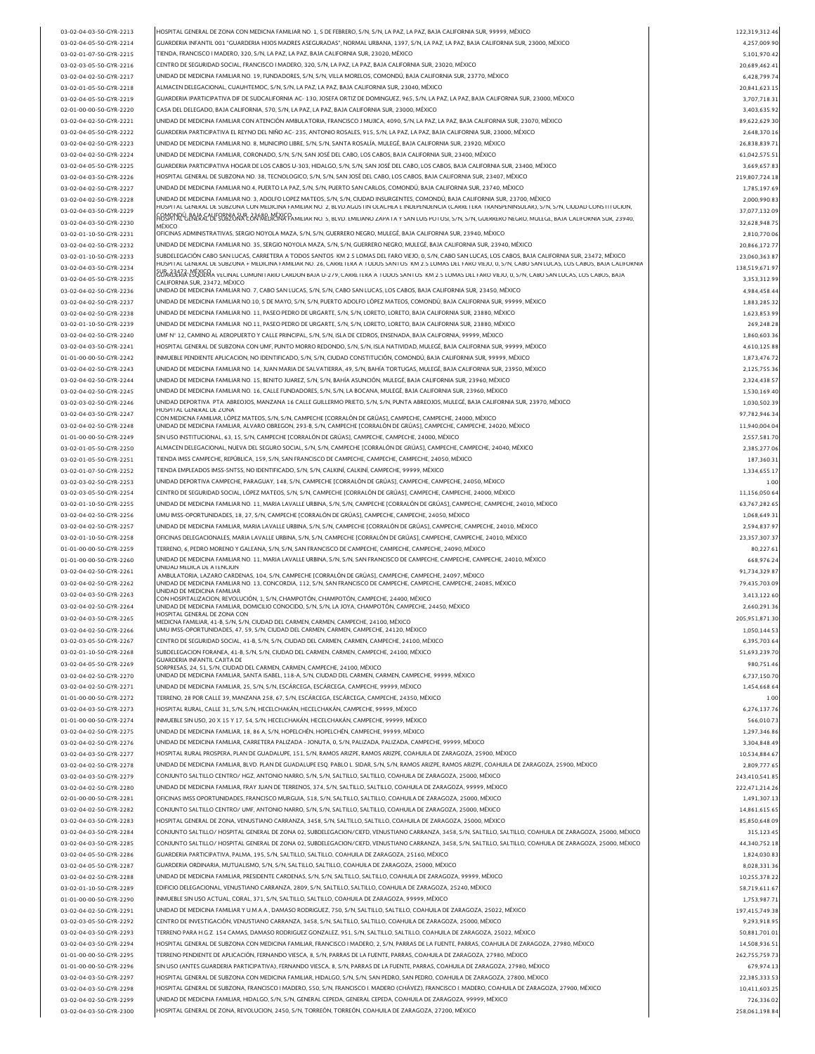| | | |
|---|---|---|
| 03-02-04-03-50-GYR-2213 | HOSPITAL GENERAL DE ZONA CON MEDICNA FAMILIAR NO. 1, 5 DE FEBRERO, S/N, S/N, LA PAZ, LA PAZ, BAJA CALIFORNIA SUR, 99999, MÉXICO | 122,319,312.46 |
| 03-02-04-05-50-GYR-2214 | GUARDERIA INFANTIL 001 "GUARDERIA HIJOS MADRES ASEGURADAS", NORMAL URBANA, 1397, S/N, LA PAZ, LA PAZ, BAJA CALIFORNIA SUR, 23000, MÉXICO | 4,257,009.90 |
| 03-02-01-07-50-GYR-2215 | TIENDA, FRANCISCO I MADERO, 320, S/N, LA PAZ, LA PAZ, BAJA CALIFORNIA SUR, 23020, MÉXICO | 5,101,970.42 |
| 03-02-03-05-50-GYR-2216 | CENTRO DE SEGURIDAD SOCIAL, FRANCISCO I MADERO, 320, S/N, LA PAZ, LA PAZ, BAJA CALIFORNIA SUR, 23020, MÉXICO | 20,689,462.41 |
| 03-02-04-02-50-GYR-2217 | UNIDAD DE MEDICINA FAMILIAR NO. 19, FUNDADORES, S/N, S/N, VILLA MORELOS, COMONDÚ, BAJA CALIFORNIA SUR, 23770, MÉXICO | 6,428,799.74 |
| 03-02-01-05-50-GYR-2218 | ALMACEN DELEGACIONAL, CUAUHTEMOC, S/N, S/N, LA PAZ, LA PAZ, BAJA CALIFORNIA SUR, 23040, MÉXICO | 20,841,623.15 |
| 03-02-04-05-50-GYR-2219 | GUARDERIA IPARTICIPATIVA DIF DE SUDCALIFORNIA AC- 130, JOSEFA ORTIZ DE DOMINGUEZ, 965, S/N, LA PAZ, LA PAZ, BAJA CALIFORNIA SUR, 23000, MÉXICO | 3,707,718.31 |
| 02-01-00-00-50-GYR-2220 | CASA DEL DELEGADO, BAJA CALIFORNIA, 570, S/N, LA PAZ, LA PAZ, BAJA CALIFORNIA SUR, 23000, MÉXICO | 3,403,635.92 |
| 03-02-04-02-50-GYR-2221 | UNIDAD DE MEDICINA FAMILIAR CON ATENCIÓN AMBULATORIA, FRANCISCO J MUJICA, 4090, S/N, LA PAZ, LA PAZ, BAJA CALIFORNIA SUR, 23070, MÉXICO | 89,622,629.30 |
| 03-02-04-05-50-GYR-2222 | GUARDERIA PARTICIPATIVA EL REYNO DEL NIÑO AC- 235, ANTONIO ROSALES, 915, S/N, LA PAZ, LA PAZ, BAJA CALIFORNIA SUR, 23000, MÉXICO | 2,648,370.16 |
| 03-02-04-02-50-GYR-2223 | UNIDAD DE MEDICINA FAMILIAR NO. 8, MUNICIPIO LIBRE, S/N, S/N, SANTA ROSALÍA, MULEGÉ, BAJA CALIFORNIA SUR, 23920, MÉXICO | 26,838,839.71 |
| 03-02-04-02-50-GYR-2224 | UNIDAD DE MEDICINA FAMILIAR, CORONADO, S/N, S/N, SAN JOSÉ DEL CABO, LOS CABOS, BAJA CALIFORNIA SUR, 23400, MÉXICO | 61,042,575.51 |
| 03-02-04-05-50-GYR-2225 | GUARDERIA PARTICIPATIVA HOGAR DE LOS CABOS U-303, HIDALGO, S/N, S/N, SAN JOSÉ DEL CABO, LOS CABOS, BAJA CALIFORNIA SUR, 23400, MÉXICO | 3,669,657.83 |
| 03-02-04-03-50-GYR-2226 | HOSPITAL GENERAL DE SUBZONA NO. 38, TECNOLOGICO, S/N, S/N, SAN JOSÉ DEL CABO, LOS CABOS, BAJA CALIFORNIA SUR, 23407, MÉXICO | 219,807,724.18 |
| 03-02-04-02-50-GYR-2227 | UNIDAD DE MEDICINA FAMILIAR NO.4, PUERTO LA PAZ, S/N, S/N, PUERTO SAN CARLOS, COMONDÚ, BAJA CALIFORNIA SUR, 23740, MÉXICO | 1,785,197.69 |
| 03-02-04-02-50-GYR-2228 | UNIDAD DE MEDICINA FAMILIAR NO. 3, ADOLFO LOPEZ MATEOS, S/N, S/N, CIUDAD INSURGENTES, COMONDÚ, BAJA CALIFORNIA SUR, 23700, MÉXICO | 2,000,990.83 |
| 03-02-04-03-50-GYR-2229 | HOSPITAL GENERAL DE SUBZONA CON MEDICINA FAMILIAR NO. 2, BLVD AGUSTIN OLACHEA E INDEPENDENCIA (CARRETERA TRANSPENINSULAR), S/N, S/N, CIUDAD CONSTITUCIÓN, COMONDÚ, BAJA CALIFORNIA SUR, 23680, MÉXICO | 37,077,132.09 |
| 03-02-04-03-50-GYR-2230 | HOSPITAL GENERAL DE SUBZONA CON MEDICINA FAMILIAR NO. 5, BLVD. EMILIANO ZAPATA Y SAN LUIS POTOSI, S/N, S/N, GUERRERO NEGRO, MULEGÉ, BAJA CALIFORNIA SUR, 23940, MÉXICO | 32,628,948.75 |
| 03-02-01-10-50-GYR-2231 | OFICINAS ADMINISTRATIVAS, SERGIO NOYOLA MAZA, S/N, S/N, GUERRERO NEGRO, MULEGÉ, BAJA CALIFORNIA SUR, 23940, MÉXICO | 2,810,770.06 |
| 03-02-04-02-50-GYR-2232 | UNIDAD DE MEDICINA FAMILIAR NO. 35, SERGIO NOYOLA MAZA, S/N, S/N, GUERRERO NEGRO, MULEGÉ, BAJA CALIFORNIA SUR, 23940, MÉXICO | 20,866,172.77 |
| 03-02-01-10-50-GYR-2233 | SUBDELEGACIÓN CABO SAN LUCAS, CARRETERA A TODOS SANTOS KM 2.5 LOMAS DEL FARO VIEJO, 0, S/N, CABO SAN LUCAS, LOS CABOS, BAJA CALIFORNIA SUR, 23472, MÉXICO | 23,060,363.87 |
| 03-02-04-03-50-GYR-2234 | HOSPITAL GENERAL DE SUBZONA + MEDICINA FAMILIAR NO. 26, CARRETERA A TODOS SANTOS KM 2.5 LOMAS DEL FARO VIEJO, 0, S/N, CABO SAN LUCAS, LOS CABOS, BAJA CALIFORNIA SUR, 23472, MÉXICO | 138,519,671.97 |
| 03-02-04-05-50-GYR-2235 | GUARDERIA ESQUEMA VECINAL COMUNITARIO CARDON BAJA U-279, CARRETERA A TODOS SANTOS KM 2.5 LOMAS DEL FARO VIEJO, 0, S/N, CABO SAN LUCAS, LOS CABOS, BAJA CALIFORNIA SUR, 23472, MÉXICO | 3,353,312.99 |
| 03-02-04-02-50-GYR-2236 | UNIDAD DE MEDICINA FAMILIAR NO. 7, CABO SAN LUCAS, S/N, S/N, CABO SAN LUCAS, LOS CABOS, BAJA CALIFORNIA SUR, 23450, MÉXICO | 4,984,458.44 |
| 03-02-04-02-50-GYR-2237 | UNIDAD DE MEDICINA FAMILIAR NO.10, 5 DE MAYO, S/N, S/N, PUERTO ADOLFO LÓPEZ MATEOS, COMONDÚ, BAJA CALIFORNIA SUR, 99999, MÉXICO | 1,883,285.32 |
| 03-02-04-02-50-GYR-2238 | UNIDAD DE MEDICINA FAMILIAR NO. 11, PASEO PEDRO DE URGARTE, S/N, S/N, LORETO, LORETO, BAJA CALIFORNIA SUR, 23880, MÉXICO | 1,623,853.99 |
| 03-02-01-10-50-GYR-2239 | UNIDAD DE MEDICINA FAMILIAR NO.11, PASEO PEDRO DE URGARTE, S/N, S/N, LORETO, LORETO, BAJA CALIFORNIA SUR, 23880, MÉXICO | 269,248.28 |
| 03-02-04-02-50-GYR-2240 | UMF N° 12, CAMINO AL AEROPUERTO Y CALLE PRINCIPAL, S/N, S/N, ISLA DE CEDROS, ENSENADA, BAJA CALIFORNIA, 99999, MÉXICO | 1,860,603.36 |
| 03-02-04-03-50-GYR-2241 | HOSPITAL GENERAL DE SUBZONA CON UMF, PUNTO MORRO REDONDO, S/N, S/N, ISLA NATIVIDAD, MULEGÉ, BAJA CALIFORNIA SUR, 99999, MÉXICO | 4,610,125.88 |
| 01-01-00-00-50-GYR-2242 | INMUEBLE PENDIENTE APLICACION, NO IDENTIFICADO, S/N, S/N, CIUDAD CONSTITUCIÓN, COMONDÚ, BAJA CALIFORNIA SUR, 99999, MÉXICO | 1,873,476.72 |
| 03-02-04-02-50-GYR-2243 | UNIDAD DE MEDICINA FAMILIAR NO. 14, JUAN MARIA DE SALVATIERRA, 49, S/N, BAHÍA TORTUGAS, MULEGÉ, BAJA CALIFORNIA SUR, 23950, MÉXICO | 2,125,755.36 |
| 03-02-04-02-50-GYR-2244 | UNIDAD DE MEDICINA FAMILIAR NO. 15, BENITO JUAREZ, S/N, S/N, BAHÍA ASUNCIÓN, MULEGÉ, BAJA CALIFORNIA SUR, 23960, MÉXICO | 2,324,438.57 |
| 03-02-04-02-50-GYR-2245 | UNIDAD DE MEDICINA FAMILIAR NO. 16, CALLE FUNDADORES, S/N, S/N, LA BOCANA, MULEGÉ, BAJA CALIFORNIA SUR, 23960, MÉXICO | 1,530,169.40 |
| 03-02-03-02-50-GYR-2246 | UNIDAD DEPORTIVA PTA. ABREOJOS, MANZANA 16 CALLE GUILLERMO PRIETO, S/N, S/N, PUNTA ABREOJOS, MULEGÉ, BAJA CALIFORNIA SUR, 23970, MÉXICO | 1,030,502.39 |
| 03-02-04-03-50-GYR-2247 | HOSPITAL GENERAL DE ZONA CON MEDICNA FAMILIAR, LÓPEZ MATEOS, S/N, S/N, CAMPECHE [CORRALÓN DE GRÚAS], CAMPECHE, CAMPECHE, 24000, MÉXICO | 97,782,946.34 |
| 03-02-04-02-50-GYR-2248 | UNIDAD DE MEDICINA FAMILIAR, ALVARO OBREGON, 293-B, S/N, CAMPECHE [CORRALÓN DE GRÚAS], CAMPECHE, CAMPECHE, 24020, MÉXICO | 11,940,004.04 |
| 01-01-00-00-50-GYR-2249 | SIN USO INSTITUCIONAL, 63, 15, S/N, CAMPECHE [CORRALÓN DE GRÚAS], CAMPECHE, CAMPECHE, 24000, MÉXICO | 2,557,581.70 |
| 03-02-01-05-50-GYR-2250 | ALMACEN DELEGACIONAL, NUEVA DEL SEGURO SOCIAL, S/N, S/N, CAMPECHE [CORRALÓN DE GRÚAS], CAMPECHE, CAMPECHE, 24040, MÉXICO | 2,385,277.06 |
| 03-02-01-05-50-GYR-2251 | TIENDA IMSS CAMPECHE, REPÚBLICA, 159, S/N, SAN FRANCISCO DE CAMPECHE, CAMPECHE, CAMPECHE, 24050, MÉXICO | 187,360.31 |
| 03-02-01-07-50-GYR-2252 | TIENDA EMPLEADOS IMSS-SNTSS, NO IDENTIFICADO, S/N, S/N, CALKINÍ, CALKINÍ, CAMPECHE, 99999, MÉXICO | 1,334,655.17 |
| 03-02-03-02-50-GYR-2253 | UNIDAD DEPORTIVA CAMPECHE, PARAGUAY, 148, S/N, CAMPECHE [CORRALÓN DE GRÚAS], CAMPECHE, CAMPECHE, 24050, MÉXICO | 1.00 |
| 03-02-03-05-50-GYR-2254 | CENTRO DE SEGURIDAD SOCIAL, LÓPEZ MATEOS, S/N, S/N, CAMPECHE [CORRALÓN DE GRÚAS], CAMPECHE, CAMPECHE, 24000, MÉXICO | 11,156,050.64 |
| 03-02-01-10-50-GYR-2255 | UNIDAD DE MEDICINA FAMILIAR NO. 11, MARIA LAVALLE URBINA, S/N, S/N, CAMPECHE [CORRALÓN DE GRÚAS], CAMPECHE, CAMPECHE, 24010, MÉXICO | 63,767,282.65 |
| 03-02-04-02-50-GYR-2256 | UMU IMSS-OPORTUNIDADES, 18, 27, S/N, CAMPECHE [CORRALÓN DE GRÚAS], CAMPECHE, CAMPECHE, 24050, MÉXICO | 1,068,649.31 |
| 03-02-04-02-50-GYR-2257 | UNIDAD DE MEDICINA FAMILIAR, MARIA LAVALLE URBINA, S/N, S/N, CAMPECHE [CORRALÓN DE GRÚAS], CAMPECHE, CAMPECHE, 24010, MÉXICO | 2,594,837.97 |
| 03-02-01-10-50-GYR-2258 | OFICINAS DELEGACIONALES, MARIA LAVALLE URBINA, S/N, S/N, CAMPECHE [CORRALÓN DE GRÚAS], CAMPECHE, CAMPECHE, 24010, MÉXICO | 23,357,307.37 |
| 01-01-00-00-50-GYR-2259 | TERRENO, 6, PEDRO MORENO Y GALEANA, S/N, S/N, SAN FRANCISCO DE CAMPECHE, CAMPECHE, CAMPECHE, 24090, MÉXICO | 80,227.61 |
| 01-01-00-00-50-GYR-2260 | UNIDAD DE MEDICINA FAMILIAR NO. 11, MARIA LAVALLE URBINA, S/N, S/N, SAN FRANCISCO DE CAMPECHE, CAMPECHE, CAMPECHE, 24010, MÉXICO | 668,976.24 |
| 03-02-04-02-50-GYR-2261 | UNIDAD MEDICA DE ATENCION AMBULATORIA, LAZARO CARDENAS, 104, S/N, CAMPECHE [CORRALÓN DE GRÚAS], CAMPECHE, CAMPECHE, 24097, MÉXICO | 91,734,329.87 |
| 03-02-04-02-50-GYR-2262 | UNIDAD DE MEDICINA FAMILIAR NO. 13, CONCORDIA, 112, S/N, SAN FRANCISCO DE CAMPECHE, CAMPECHE, CAMPECHE, 24085, MÉXICO | 79,435,703.09 |
| 03-02-04-03-50-GYR-2263 | UNIDAD DE MEDICINA FAMILIAR CON HOSPITALIZACION, REVOLUCIÓN, 1, S/N, CHAMPOTÓN, CHAMPOTÓN, CAMPECHE, 24400, MÉXICO | 3,413,122.60 |
| 03-02-04-02-50-GYR-2264 | UNIDAD DE MEDICINA FAMILIAR, DOMICILIO CONOCIDO, S/N, S/N, LA JOYA, CHAMPOTÓN, CAMPECHE, 24450, MÉXICO | 2,660,291.36 |
| 03-02-04-03-50-GYR-2265 | HOSPITAL GENERAL DE ZONA CON MEDICNA FAMILIAR, 41-B, S/N, S/N, CIUDAD DEL CARMEN, CARMEN, CAMPECHE, 24100, MÉXICO | 205,951,871.30 |
| 03-02-04-02-50-GYR-2266 | UMU IMSS-OPORTUNIDADES, 47, 59, S/N, CIUDAD DEL CARMEN, CARMEN, CAMPECHE, 24120, MÉXICO | 1,050,144.53 |
| 03-02-03-05-50-GYR-2267 | CENTRO DE SEGURIDAD SOCIAL, 41-B, S/N, S/N, CIUDAD DEL CARMEN, CARMEN, CAMPECHE, 24100, MÉXICO | 6,395,703.64 |
| 03-02-01-10-50-GYR-2268 | SUBDELEGACION FORANEA, 41-B, S/N, S/N, CIUDAD DEL CARMEN, CARMEN, CAMPECHE, 24100, MÉXICO | 51,693,239.70 |
| 03-02-04-05-50-GYR-2269 | GUARDERIA INFANTIL CAJITA DE SORPRESAS, 24, 51, S/N, CIUDAD DEL CARMEN, CARMEN, CAMPECHE, 24100, MÉXICO | 980,751.46 |
| 03-02-04-02-50-GYR-2270 | UNIDAD DE MEDICINA FAMILIAR, SANTA ISABEL, 118-A, S/N, CIUDAD DEL CARMEN, CARMEN, CAMPECHE, 99999, MÉXICO | 6,737,150.70 |
| 03-02-04-02-50-GYR-2271 | UNIDAD DE MEDICINA FAMILIAR, 25, S/N, S/N, ESCÁRCEGA, ESCÁRCEGA, CAMPECHE, 99999, MÉXICO | 1,454,668.64 |
| 01-01-00-00-50-GYR-2272 | TERRENO, 28 POR CALLE 39, MANZANA 258, 67, S/N, ESCÁRCEGA, ESCÁRCEGA, CAMPECHE, 24350, MÉXICO | 1.00 |
| 03-02-04-03-50-GYR-2273 | HOSPITAL RURAL, CALLE 31, S/N, S/N, HECELCHAKÁN, HECELCHAKÁN, CAMPECHE, 99999, MÉXICO | 6,276,137.76 |
| 01-01-00-00-50-GYR-2274 | INMUEBLE SIN USO, 20 X 15 Y 17, 54, S/N, HECELCHAKÁN, HECELCHAKÁN, CAMPECHE, 99999, MÉXICO | 566,010.73 |
| 03-02-04-02-50-GYR-2275 | UNIDAD DE MEDICINA FAMILIAR, 18, 86 A, S/N, HOPELCHÉN, HOPELCHÉN, CAMPECHE, 99999, MÉXICO | 1,297,346.86 |
| 03-02-04-02-50-GYR-2276 | UNIDAD DE MEDICINA FAMILIAR, CARRETERA PALIZADA - JONUTA, 0, S/N, PALIZADA, PALIZADA, CAMPECHE, 99999, MÉXICO | 3,304,848.49 |
| 03-02-04-03-50-GYR-2277 | HOSPITAL RURAL PROSPERA, PLAN DE GUADALUPE, 151, S/N, RAMOS ARIZPE, RAMOS ARIZPE, COAHUILA DE ZARAGOZA, 25900, MÉXICO | 10,534,884.67 |
| 03-02-04-02-50-GYR-2278 | UNIDAD DE MEDICINA FAMILIAR, BLVD. PLAN DE GUADALUPE ESQ. PABLO L. SIDAR, S/N, S/N, RAMOS ARIZPE, RAMOS ARIZPE, COAHUILA DE ZARAGOZA, 25900, MÉXICO | 2,809,777.65 |
| 03-02-04-03-50-GYR-2279 | CONJUNTO SALTILLO CENTRO/ HGZ, ANTONIO NARRO, S/N, S/N, SALTILLO, SALTILLO, COAHUILA DE ZARAGOZA, 25000, MÉXICO | 243,410,541.85 |
| 03-02-04-03-50-GYR-2280 | UNIDAD DE MEDICINA FAMILIAR, FRAY JUAN DE TERRENOS, 374, S/N, SALTILLO, SALTILLO, COAHUILA DE ZARAGOZA, 99999, MÉXICO | 222,471,214.26 |
| 02-01-00-00-50-GYR-2281 | OFICINAS IMSS OPORTUNIDADES, FRANCISCO MURGUIA, 518, S/N, SALTILLO, SALTILLO, COAHUILA DE ZARAGOZA, 25000, MÉXICO | 1,491,307.13 |
| 03-02-04-02-50-GYR-2282 | CONJUNTO SALTILLO CENTRO/ UMF, ANTONIO NARRO, S/N, S/N, SALTILLO, SALTILLO, COAHUILA DE ZARAGOZA, 25000, MÉXICO | 14,861,615.65 |
| 03-02-04-03-50-GYR-2283 | HOSPITAL GENERAL DE ZONA, VENUSTIANO CARRANZA, 3458, S/N, SALTILLO, SALTILLO, COAHUILA DE ZARAGOZA, 25000, MÉXICO | 85,850,648.09 |
| 03-02-04-03-50-GYR-2284 | CONJUNTO SALTILLO/ HOSPITAL GENERAL DE ZONA 02, SUBDELEGACION/CIEFD, VENUSTIANO CARRANZA, 3458, S/N, SALTILLO, SALTILLO, COAHUILA DE ZARAGOZA, 25000, MÉXICO | 315,123.45 |
| 03-02-04-03-50-GYR-2285 | CONJUNTO SALTILLO/ HOSPITAL GENERAL DE ZONA 02, SUBDELEGACION/CIEFD, VENUSTIANO CARRANZA, 3458, S/N, SALTILLO, SALTILLO, COAHUILA DE ZARAGOZA, 25000, MÉXICO | 44,340,752.18 |
| 03-02-04-05-50-GYR-2286 | GUARDERIA PARTICIPATIVA, PALMA, 195, S/N, SALTILLO, SALTILLO, COAHUILA DE ZARAGOZA, 25160, MÉXICO | 1,824,030.83 |
| 03-02-04-05-50-GYR-2287 | GUARDERIA ORDINARIA, MUTUALISMO, S/N, S/N, SALTILLO, SALTILLO, COAHUILA DE ZARAGOZA, 25000, MÉXICO | 8,028,331.36 |
| 03-02-04-02-50-GYR-2288 | UNIDAD DE MEDICINA FAMILIAR, PRESIDENTE CARDENAS, S/N, S/N, SALTILLO, SALTILLO, COAHUILA DE ZARAGOZA, 99999, MÉXICO | 10,255,378.22 |
| 03-02-01-10-50-GYR-2289 | EDIFICIO DELEGACIONAL, VENUSTIANO CARRANZA, 2809, S/N, SALTILLO, SALTILLO, COAHUILA DE ZARAGOZA, 25240, MÉXICO | 58,719,611.67 |
| 01-01-00-00-50-GYR-2290 | INMUEBLE SIN USO ACTUAL, CORAL, 371, S/N, SALTILLO, SALTILLO, COAHUILA DE ZARAGOZA, 99999, MÉXICO | 1,753,987.71 |
| 03-02-04-02-50-GYR-2291 | UNIDAD DE MEDICINA FAMILIAR Y U.M.A.A., DAMASO RODRIGUEZ, 750, S/N, SALTILLO, SALTILLO, COAHUILA DE ZARAGOZA, 25022, MÉXICO | 197,415,749.38 |
| 03-02-03-05-50-GYR-2292 | CENTRO DE INVESTIGACIÓN, VENUSTIANO CARRANZA, 3458, S/N, SALTILLO, SALTILLO, COAHUILA DE ZARAGOZA, 25000, MÉXICO | 9,293,918.95 |
| 03-02-04-03-50-GYR-2293 | TERRENO PARA H.G.Z. 154 CAMAS, DAMASO RODRIGUEZ GONZALEZ, 951, S/N, SALTILLO, SALTILLO, COAHUILA DE ZARAGOZA, 25022, MÉXICO | 50,881,701.01 |
| 03-02-04-03-50-GYR-2294 | HOSPITAL GENERAL DE SUBZONA CON MEDICINA FAMILIAR, FRANCISCO I MADERO, 2, S/N, PARRAS DE LA FUENTE, PARRAS, COAHUILA DE ZARAGOZA, 27980, MÉXICO | 14,508,936.51 |
| 01-01-00-00-50-GYR-2295 | TERRENO PENDIENTE DE APLICACIÓN, FERNANDO VIESCA, 8, S/N, PARRAS DE LA FUENTE, PARRAS, COAHUILA DE ZARAGOZA, 27980, MÉXICO | 262,755,759.73 |
| 01-01-00-00-50-GYR-2296 | SIN USO (ANTES GUARDERIA PARTICIPATIVA), FERNANDO VIESCA, 8, S/N, PARRAS DE LA FUENTE, PARRAS, COAHUILA DE ZARAGOZA, 27980, MÉXICO | 679,974.13 |
| 03-02-04-03-50-GYR-2297 | HOSPITAL GENERAL DE SUBZONA CON MEDICINA FAMILIAR, HIDALGO, S/N, S/N, SAN PEDRO, SAN PEDRO, COAHUILA DE ZARAGOZA, 27800, MÉXICO | 22,385,333.53 |
| 03-02-04-03-50-GYR-2298 | HOSPITAL GENERAL DE SUBZONA, FRANCISCO I MADERO, 550, S/N, FRANCISCO I. MADERO (CHÁVEZ), FRANCISCO I. MADERO, COAHUILA DE ZARAGOZA, 27900, MÉXICO | 10,411,603.25 |
| 03-02-04-02-50-GYR-2299 | UNIDAD DE MEDICINA FAMILIAR, HIDALGO, S/N, S/N, GENERAL CEPEDA, GENERAL CEPEDA, COAHUILA DE ZARAGOZA, 99999, MÉXICO | 726,336.02 |
| 03-02-04-03-50-GYR-2300 | HOSPITAL GENERAL DE ZONA, REVOLUCION, 2450, S/N, TORREÓN, TORREÓN, COAHUILA DE ZARAGOZA, 27200, MÉXICO | 258,061,198.84 |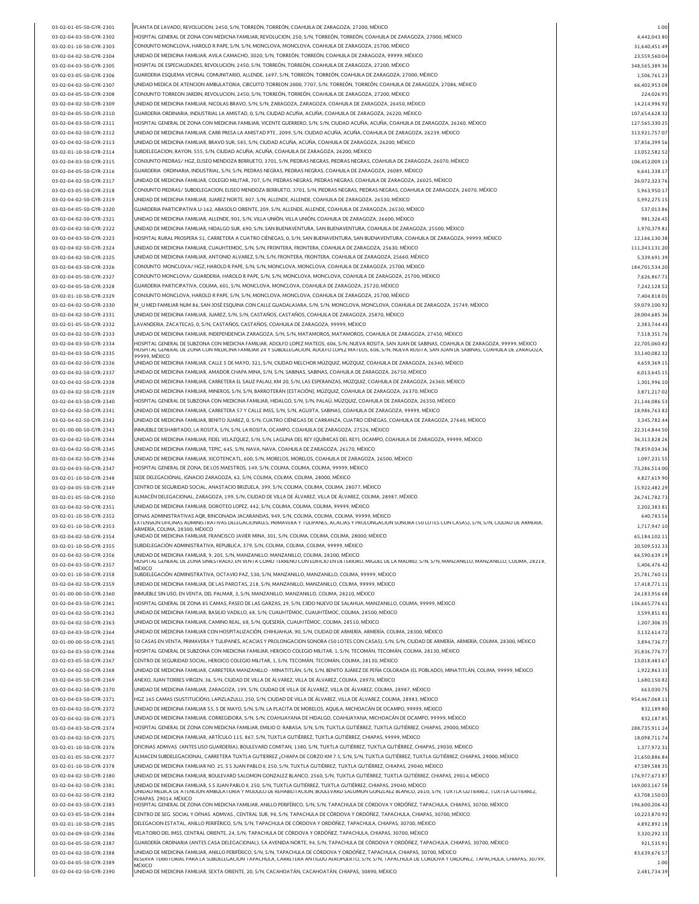| | | |
|---|---|---|
| 03-02-01-05-50-GYR-2301 | PLANTA DE LAVADO, REVOLUCION, 2450, S/N, TORREÓN, TORREÓN, COAHUILA DE ZARAGOZA, 27200, MÉXICO | 1.00 |
| 03-02-04-03-50-GYR-2302 | HOSPITAL GENERAL DE ZONA CON MEDICNA FAMILIAR, REVOLUCION, 250, S/N, TORREÓN, TORREÓN, COAHUILA DE ZARAGOZA, 27000, MÉXICO | 4,442,043.80 |
| 03-02-01-10-50-GYR-2303 | CONJUNTO MONCLOVA, HAROLD R PAPE, S/N, S/N, MONCLOVA, MONCLOVA, COAHUILA DE ZARAGOZA, 25700, MÉXICO | 31,640,451.49 |
| 03-02-04-02-50-GYR-2304 | UNIDAD DE MEDICINA FAMILIAR, AVILA CAMACHO, 3020, S/N, TORREÓN, TORREÓN, COAHUILA DE ZARAGOZA, 99999, MÉXICO | 23,559,560.04 |
| 03-02-04-03-50-GYR-2305 | HOSPITAL DE ESPECIALIDADES, REVOLUCION, 2450, S/N, TORREÓN, TORREÓN, COAHUILA DE ZARAGOZA, 27200, MÉXICO | 348,565,389.36 |
| 03-02-03-05-50-GYR-2306 | GUARDERIA ESQUEMA VECINAL COMUNITARIO, ALLENDE, 1697, S/N, TORREÓN, TORREÓN, COAHUILA DE ZARAGOZA, 27000, MÉXICO | 1,506,761.23 |
| 03-02-04-02-50-GYR-2307 | UNIDAD MEDICA DE ATENCION AMBULATORIA, CIRCUITO TORREON 2000, 7707, S/N, TORREÓN, TORREÓN, COAHUILA DE ZARAGOZA, 27086, MÉXICO | 66,402,953.08 |
| 03-02-04-05-50-GYR-2308 | CONJUNTO TORREON JARDIN, REVOLUCION, 2450, S/N, TORREÓN, TORREÓN, COAHUILA DE ZARAGOZA, 27200, MÉXICO | 224,026.95 |
| 03-02-04-02-50-GYR-2309 | UNIDAD DE MEDICINA FAMILIAR, NICOLAS BRAVO, S/N, S/N, ZARAGOZA, ZARAGOZA, COAHUILA DE ZARAGOZA, 26450, MÉXICO | 14,214,996.92 |
| 03-02-04-05-50-GYR-2310 | GUARDERIA ORDINARIA, INDUSTRIAL LA AMISTAD, 0, S/N, CIUDAD ACUÑA, ACUÑA, COAHUILA DE ZARAGOZA, 26220, MÉXICO | 107,654,628.32 |
| 03-02-04-03-50-GYR-2311 | HOSPITAL GENERAL DE ZONA CON MEDICINA FAMILIAR, VICENTE GUERRERO, S/N, S/N, CIUDAD ACUÑA, ACUÑA, COAHUILA DE ZARAGOZA, 26260, MÉXICO | 127,565,330.25 |
| 03-02-04-02-50-GYR-2312 | UNIDAD DE MEDICINA FAMILIAR, CARR PRESA LA AMISTAD PTE., 2099, S/N, CIUDAD ACUÑA, ACUÑA, COAHUILA DE ZARAGOZA, 26239, MÉXICO | 313,921,757.07 |
| 03-02-04-02-50-GYR-2313 | UNIDAD DE MEDICINA FAMILIAR, BRAVO SUR, 585, S/N, CIUDAD ACUÑA, ACUÑA, COAHUILA DE ZARAGOZA, 26200, MÉXICO | 37,856,399.56 |
| 03-02-01-10-50-GYR-2314 | SUBDELEGACION, RAYON, 555, S/N, CIUDAD ACUÑA, ACUÑA, COAHUILA DE ZARAGOZA, 26200, MÉXICO | 13,052,582.52 |
| 03-02-04-03-50-GYR-2315 | CONJUNTO PIEDRAS/ HGZ, ELISEO MENDOZA BERRUETO, 3701, S/N, PIEDRAS NEGRAS, PIEDRAS NEGRAS, COAHUILA DE ZARAGOZA, 26070, MÉXICO | 106,452,009.13 |
| 03-02-04-05-50-GYR-2316 | GUARDERIA ORDINARIA, INDUSTRIAL, S/N, S/N, PIEDRAS NEGRAS, PIEDRAS NEGRAS, COAHUILA DE ZARAGOZA, 26089, MÉXICO | 6,641,338.17 |
| 03-02-04-02-50-GYR-2317 | UNIDAD DE MEDICINA FAMILIAR, COLEGIO MILITAR, 707, S/N, PIEDRAS NEGRAS, PIEDRAS NEGRAS, COAHUILA DE ZARAGOZA, 26025, MÉXICO | 26,072,323.76 |
| 03-02-03-05-50-GYR-2318 | CONJUNTO PIEDRAS/ SUBDELEGACION, ELISEO MENDOZA BERRUETO, 3701, S/N, PIEDRAS NEGRAS, PIEDRAS NEGRAS, COAHUILA DE ZARAGOZA, 26070, MÉXICO | 5,963,950.17 |
| 03-02-04-02-50-GYR-2319 | UNIDAD DE MEDICINA FAMILIAR, JUAREZ NORTE, 807, S/N, ALLENDE, ALLENDE, COAHUILA DE ZARAGOZA, 26530, MÉXICO | 5,992,275.15 |
| 03-02-04-05-50-GYR-2320 | GUARDERIA PARTICIPATIVA U-162, ABASOLO ORIENTE, 209, S/N, ALLENDE, ALLENDE, COAHUILA DE ZARAGOZA, 26530, MÉXICO | 537,013.86 |
| 03-02-04-02-50-GYR-2321 | UNIDAD DE MEDICINA FAMILIAR, ALLENDE, 901, S/N, VILLA UNIÓN, VILLA UNIÓN, COAHUILA DE ZARAGOZA, 26600, MÉXICO | 981,326.45 |
| 03-02-04-02-50-GYR-2322 | UNIDAD DE MEDICINA FAMILIAR, HIDALGO SUR, 690, S/N, SAN BUENAVENTURA, SAN BUENAVENTURA, COAHUILA DE ZARAGOZA, 25500, MÉXICO | 1,970,379.81 |
| 03-02-04-03-50-GYR-2323 | HOSPITAL RURAL PROSPERA 51, CARRETERA A CUATRO CIÉNEGAS, 0, S/N, SAN BUENAVENTURA, SAN BUENAVENTURA, COAHUILA DE ZARAGOZA, 99999, MÉXICO | 12,166,130.38 |
| 03-02-04-02-50-GYR-2324 | UNIDAD DE MEDICINA FAMILIAR, CUAUHTEMOC, S/N, S/N, FRONTERA, FRONTERA, COAHUILA DE ZARAGOZA, 25630, MÉXICO | 111,343,131.20 |
| 03-02-04-02-50-GYR-2325 | UNIDAD DE MEDICINA FAMILIAR, ANTONIO ALVAREZ, S/N, S/N, FRONTERA, FRONTERA, COAHUILA DE ZARAGOZA, 25660, MÉXICO | 5,339,691.39 |
| 03-02-04-03-50-GYR-2326 | CONJUNTO MONCLOVA/ HGZ, HAROLD R PAPE, S/N, S/N, MONCLOVA, MONCLOVA, COAHUILA DE ZARAGOZA, 25700, MÉXICO | 184,701,534.20 |
| 03-02-04-05-50-GYR-2327 | CONJUNTO MONCLOVA/ GUARDERIA, HAROLD R PAPE, S/N, S/N, MONCLOVA, MONCLOVA, COAHUILA DE ZARAGOZA, 25700, MÉXICO | 7,626,867.71 |
| 03-02-04-05-50-GYR-2328 | GUARDERIA PARTICIPATIVA, COLIMA, 601, S/N, MONCLOVA, MONCLOVA, COAHUILA DE ZARAGOZA, 25720, MÉXICO | 7,242,128.52 |
| 03-02-01-10-50-GYR-2329 | CONJUNTO MONCLOVA, HAROLD R PAPE, S/N, S/N, MONCLOVA, MONCLOVA, COAHUILA DE ZARAGOZA, 25700, MÉXICO | 7,404,818.01 |
| 03-02-04-02-50-GYR-2330 | M_U MED FAMILIAR NUM 86, SAN JOSÉ ESQUINA CON CALLE GUADALAJARA, S/N, S/N, MONCLOVA, MONCLOVA, COAHUILA DE ZARAGOZA, 25749, MÉXICO | 59,079,100.92 |
| 03-02-04-02-50-GYR-2331 | UNIDAD DE MEDICINA FAMILIAR, JUAREZ, S/N, S/N, CASTAÑOS, CASTAÑOS, COAHUILA DE ZARAGOZA, 25870, MÉXICO | 28,004,685.36 |
| 03-02-01-05-50-GYR-2332 | LAVANDERIA, ZACATECAS, 0, S/N, CASTAÑOS, CASTAÑOS, COAHUILA DE ZARAGOZA, 99999, MÉXICO | 2,383,744.43 |
| 03-02-04-02-50-GYR-2333 | UNIDAD DE MEDICINA FAMILIAR, INDEPENDENCIA ZARAGOZA, S/N, S/N, MATAMOROS, MATAMOROS, COAHUILA DE ZARAGOZA, 27450, MÉXICO | 7,518,351.76 |
| 03-02-04-03-50-GYR-2334 | HOSPITAL GENERAL DE SUBZONA CON MEDICNA FAMILIAR, ADOLFO LOPEZ MATEOS, 606, S/N, NUEVA ROSITA, SAN JUAN DE SABINAS, COAHUILA DE ZARAGOZA, 99999, MÉXICO | 22,705,060.82 |
| 03-02-04-03-50-GYR-2335 | HOSPITAL GENERAL DE ZONA CON MEDICINA FAMILIAR 24 Y SUBDELEGACION, ADOLFO LOPEZ MATEOS, 606, S/N, NUEVA ROSITA, SAN JUAN DE SABINAS, COAHUILA DE ZARAGOZA, 99999, MÉXICO | 33,140,082.32 |
| 03-02-04-02-50-GYR-2336 | UNIDAD DE MEDICINA FAMILIAR, CALLE 5 DE MAYO, 321, S/N, CIUDAD MELCHOR MÚZQUIZ, MÚZQUIZ, COAHUILA DE ZARAGOZA, 26340, MÉXICO | 4,659,369.15 |
| 03-02-04-02-50-GYR-2337 | UNIDAD DE MEDICINA FAMILIAR, AMADOR CHAPA MINA, S/N, S/N, SABINAS, SABINAS, COAHUILA DE ZARAGOZA, 26750, MÉXICO | 6,013,645.15 |
| 03-02-04-02-50-GYR-2338 | UNIDAD DE MEDICINA FAMILIAR, CARRETERA EL SAUZ PALAU, KM 20, S/N, LAS ESPERANZAS, MÚZQUIZ, COAHUILA DE ZARAGOZA, 26360, MÉXICO | 1,301,996.10 |
| 03-02-04-02-50-GYR-2339 | UNIDAD DE MEDICINA FAMILIAR, MINEROS, S/N, S/N, BARROTERÁN [ESTACIÓN], MÚZQUIZ, COAHUILA DE ZARAGOZA, 26370, MÉXICO | 3,871,217.02 |
| 03-02-04-03-50-GYR-2340 | HOSPITAL GENERAL DE SUBZONA CON MEDICINA FAMILIAR, HIDALGO, S/N, S/N, PALAÚ, MÚZQUIZ, COAHUILA DE ZARAGOZA, 26350, MÉXICO | 21,146,086.53 |
| 03-02-04-02-50-GYR-2341 | UNIDAD DE MEDICINA FAMILIAR, CARRETERA 57 Y CALLE IMSS, S/N, S/N, AGUJITA, SABINAS, COAHUILA DE ZARAGOZA, 99999, MÉXICO | 18,986,763.82 |
| 03-02-04-02-50-GYR-2342 | UNIDAD DE MEDICINA FAMILIAR, BENITO JUAREZ, 0, S/N, CUATRO CIÉNEGAS DE CARRANZA, CUATRO CIÉNEGAS, COAHUILA DE ZARAGOZA, 27640, MÉXICO | 3,345,782.44 |
| 01-01-00-00-50-GYR-2343 | INMUEBLE DESHABITADO, LA ROSITA, S/N, S/N, LA ROSITA, OCAMPO, COAHUILA DE ZARAGOZA, 27526, MÉXICO | 22,314,844.50 |
| 03-02-04-02-50-GYR-2344 | UNIDAD DE MEDICINA FAMILIAR, FIDEL VELAZQUEZ, S/N, S/N, LAGUNA DEL REY (QUÍMICAS DEL REY), OCAMPO, COAHUILA DE ZARAGOZA, 99999, MÉXICO | 36,313,828.26 |
| 03-02-04-02-50-GYR-2345 | UNIDAD DE MEDICINA FAMILIAR, TEPIC, 645, S/N, NAVA, NAVA, COAHUILA DE ZARAGOZA, 26170, MÉXICO | 78,859,034.36 |
| 03-02-04-02-50-GYR-2346 | UNIDAD DE MEDICINA FAMILIAR, XICOTENCATL, 600, S/N, MORELOS, MORELOS, COAHUILA DE ZARAGOZA, 26500, MÉXICO | 1,097,231.55 |
| 03-02-04-03-50-GYR-2347 | HOSPITAL GENERAL DE ZONA, DE LOS MAESTROS, 149, S/N, COLIMA, COLIMA, COLIMA, 99999, MÉXICO | 73,286,514.00 |
| 03-02-01-10-50-GYR-2348 | SEDE DELEGACIONAL, IGNACIO ZARAGOZA, 62, S/N, COLIMA, COLIMA, COLIMA, 28000, MÉXICO | 4,827,619.90 |
| 03-02-04-05-50-GYR-2349 | CENTRO DE SEGURIDAD SOCIAL, ANASTACIO BRIZUELA, 399, S/N, COLIMA, COLIMA, COLIMA, 28077, MÉXICO | 15,922,482.29 |
| 03-02-01-05-50-GYR-2350 | ALMACÉN DELEGACIONAL, ZARAGOZA, 199, S/N, CIUDAD DE VILLA DE ÁLVAREZ, VILLA DE ÁLVAREZ, COLIMA, 28987, MÉXICO | 26,741,782.73 |
| 03-02-04-02-50-GYR-2351 | UNIDAD DE MEDICINA FAMILIAR, DOROTEO LOPEZ, 442, S/N, COLIMA, COLIMA, COLIMA, 99999, MÉXICO | 2,202,383.81 |
| 03-02-01-10-50-GYR-2352 | OFNAS ADMINISTRATIVAS AQR, RINCONADA JACARANDAS, 949, S/N, COLIMA, COLIMA, COLIMA, 99999, MÉXICO | 640,783.56 |
| 03-02-01-10-50-GYR-2353 | EXTENSION OFICINAS ADMINISTRATIVAS DELEGACIONALES, PRIMAVERA Y TULIPANES, ACACIAS Y PROLONGACION SONORA (50 LOTES CON CASAS), S/N, S/N, CIUDAD DE ARMERÍA, ARMERÍA, COLIMA, 28300, MÉXICO | 1,717,947.10 |
| 03-02-04-02-50-GYR-2354 | UNIDAD DE MEDICINA FAMILIAR, FRANCISCO JAVIER MINA, 301, S/N, COLIMA, COLIMA, COLIMA, 28000, MÉXICO | 65,184,102.11 |
| 03-02-01-10-50-GYR-2355 | SUBDELEGACIÓN ADMINISTRATIVA, REPUBLICA, 379, S/N, COLIMA, COLIMA, COLIMA, 99999, MÉXICO | 20,509,532.33 |
| 03-02-04-02-50-GYR-2356 | UNIDAD DE MEDICINA FAMILIAR, 9, 205, S/N, MANZANILLO, MANZANILLO, COLIMA, 28200, MÉXICO | 66,590,639.19 |
| 03-02-04-03-50-GYR-2357 | HOSPITAL GENERAL DE ZONA SINIESTRADO, EN VENTA COMO TERRENO CON EDIFICIO EN DETERIORO, MIGUEL DE LA MADRID, S/N, S/N, MANZANILLO, MANZANILLO, COLIMA, 28218, MÉXICO | 5,406,476.42 |
| 03-02-01-10-50-GYR-2358 | SUBDELEGACIÓN ADMINISTRATIVA, OCTAVIO PAZ, 530, S/N, MANZANILLO, MANZANILLO, COLIMA, 99999, MÉXICO | 25,781,760.11 |
| 03-02-04-02-50-GYR-2359 | UNIDAD DE MEDICINA FAMILIAR, DE LAS PAROTAS, 218, S/N, MANZANILLO, MANZANILLO, COLIMA, 99999, MÉXICO | 17,418,771.11 |
| 01-01-00-00-50-GYR-2360 | INMUEBLE SIN USO, EN VENTA, DEL PALMAR, 3, S/N, MANZANILLO, MANZANILLO, COLIMA, 28210, MÉXICO | 24,183,956.68 |
| 03-02-04-03-50-GYR-2361 | HOSPITAL GENERAL DE ZONA 85 CAMAS, PASEO DE LAS GARZAS, 29, S/N, EJIDO NUEVO DE SALAHUA, MANZANILLO, COLIMA, 99999, MÉXICO | 136,665,776.61 |
| 03-02-04-02-50-GYR-2362 | UNIDAD DE MEDICINA FAMILIAR, BASILIO VADILLO, 68, S/N, CUAUHTÉMOC, CUAUHTÉMOC, COLIMA, 28500, MÉXICO | 3,599,851.81 |
| 03-02-04-02-50-GYR-2363 | UNIDAD DE MEDICINA FAMILIAR, CAMINO REAL, 68, S/N, QUESERÍA, CUAUHTÉMOC, COLIMA, 28510, MÉXICO | 1,207,306.35 |
| 03-02-04-03-50-GYR-2364 | UNIDAD DE MEDICINA FAMILIAR CON HOSPITALIZACIÓN, CHIHUAHUA, 90, S/N, CIUDAD DE ARMERÍA, ARMERÍA, COLIMA, 28300, MÉXICO | 3,132,614.72 |
| 02-01-00-00-50-GYR-2365 | 50 CASAS EN VENTA, PRIMAVERA Y TULIPANES, ACACIAS Y PROLONGACION SONORA (50 LOTES CON CASAS), S/N, S/N, CIUDAD DE ARMERÍA, ARMERÍA, COLIMA, 28300, MÉXICO | 3,894,736.77 |
| 03-02-04-03-50-GYR-2366 | HOSPITAL GENERAL DE SUBZONA CON MEDICINA FAMILIAR, HEROICO COLEGIO MILITAR, 1, S/N, TECOMÁN, TECOMÁN, COLIMA, 28130, MÉXICO | 35,836,776.77 |
| 03-02-03-05-50-GYR-2367 | CENTRO DE SEGURIDAD SOCIAL, HEROICO COLEGIO MILITAR, 1, S/N, TECOMÁN, TECOMÁN, COLIMA, 28130, MÉXICO | 13,018,483.67 |
| 03-02-04-02-50-GYR-2368 | UNIDAD DE MEDICINA FAMILIAR, CARRETERA MANZANILLO - MINATITLÁN, S/N, S/N, BENITO JUÁREZ DE PEÑA COLORADA (EL POBLADO), MINATITLÁN, COLIMA, 99999, MÉXICO | 1,922,863.33 |
| 03-02-04-05-50-GYR-2369 | ANEXO, JUAN TORRES VIRGEN, 36, S/N, CIUDAD DE VILLA DE ÁLVAREZ, VILLA DE ÁLVAREZ, COLIMA, 28970, MÉXICO | 1,680,150.82 |
| 03-02-04-02-50-GYR-2370 | UNIDAD DE MEDICINA FAMILIAR, ZARAGOZA, 199, S/N, CIUDAD DE VILLA DE ÁLVAREZ, VILLA DE ÁLVAREZ, COLIMA, 28987, MÉXICO | 663,030.75 |
| 03-02-04-03-50-GYR-2371 | HGZ 165 CAMAS (SUSTITUCIÓN), LAPIZLAZULLI, 250, S/N, CIUDAD DE VILLA DE ÁLVAREZ, VILLA DE ÁLVAREZ, COLIMA, 28983, MÉXICO | 954,467,068.11 |
| 03-02-04-02-50-GYR-2372 | UNIDAD DE MEDICINA FAMILIAR 55, 5 DE MAYO, S/N, S/N, LA PLACITA DE MORELOS, AQUILA, MICHOACÁN DE OCAMPO, 99999, MÉXICO | 832,189.80 |
| 03-02-04-02-50-GYR-2373 | UNIDAD DE MEDICINA FAMILIAR, CORREGIDORA, S/N, S/N, COAHUAYANA DE HIDALGO, COAHUAYANA, MICHOACÁN DE OCAMPO, 99999, MÉXICO | 832,187.85 |
| 03-02-04-03-50-GYR-2374 | HOSPITAL GENERAL DE ZONA CON MEDICINA FAMILIAR, EMILIO O. RABASA, S/N, S/N, TUXTLA GUTIÉRREZ, TUXTLA GUTIÉRREZ, CHIAPAS, 29000, MÉXICO | 288,735,911.24 |
| 03-02-04-02-50-GYR-2375 | UNIDAD DE MEDICINA FAMILIAR, ARTÍCULO 115, 867, S/N, TUXTLA GUTIÉRREZ, TUXTLA GUTIÉRREZ, CHIAPAS, 99999, MÉXICO | 18,098,711.74 |
| 03-02-01-10-50-GYR-2376 | OFICINAS ADMVAS (ANTES USO GUARDERIA), BOULEVARD COMITAN, 1380, S/N, TUXTLA GUTIÉRREZ, TUXTLA GUTIÉRREZ, CHIAPAS, 29030, MÉXICO | 1,377,972.31 |
| 03-02-01-05-50-GYR-2377 | ALMACEN SUBDELEGACIONAL, CARRETERA TUXTLA GUTIERREZ ¿CHIAPA DE CORZO KM 7.5, S/N, S/N, TUXTLA GUTIÉRREZ, TUXTLA GUTIÉRREZ, CHIAPAS, 29000, MÉXICO | 21,650,886.84 |
| 03-02-01-10-50-GYR-2378 | UNIDAD DE MEDICINA FAMILIAR NO. 25, S S JUAN PABLO II, 250, S/N, TUXTLA GUTIÉRREZ, TUXTLA GUTIÉRREZ, CHIAPAS, 29040, MÉXICO | 47,589,588.35 |
| 03-02-04-02-50-GYR-2380 | UNIDAD DE MEDICINA FAMILIAR, BOULEVARD SALOMON GONZALEZ BLANCO, 2560, S/N, TUXTLA GUTIÉRREZ, TUXTLA GUTIÉRREZ, CHIAPAS, 29014, MÉXICO | 176,977,673.87 |
| 03-02-04-02-50-GYR-2381 | UNIDAD DE MEDICINA FAMILIAR, S S JUAN PABLO II, 250, S/N, TUXTLA GUTIÉRREZ, TUXTLA GUTIÉRREZ, CHIAPAS, 29040, MÉXICO | 169,003,167.58 |
| 03-02-04-02-50-GYR-2382 | UNIDAD MEDICA DE ATENCION AMBULATORIA Y MODULO DE REHABILITACION, BOULEVARD SALOMON GONZALEZ BLANCO, 2610, S/N, TUXTLA GUTIÉRREZ, TUXTLA GUTIÉRREZ, CHIAPAS, 29014, MÉXICO | 63,708,150.03 |
| 03-02-04-03-50-GYR-2383 | HOSPITAL GENERAL DE ZONA CON MEDICINA FAMILIAR, ANILLO PERIFÉRICO, S/N, S/N, TAPACHULA DE CÓRDOVA Y ORDÓÑEZ, TAPACHULA, CHIAPAS, 30700, MÉXICO | 196,600,206.42 |
| 03-02-03-05-50-GYR-2384 | CENTRO DE SEG. SOCIAL Y OFNAS. ADMVAS., CENTRAL SUR, 98, S/N, TAPACHULA DE CÓRDOVA Y ORDÓÑEZ, TAPACHULA, CHIAPAS, 30700, MÉXICO | 10,223,870.92 |
| 03-02-01-10-50-GYR-2385 | DELEGACION ESTATAL, ANILLO PERIFÉRICO, S/N, S/N, TAPACHULA DE CÓRDOVA Y ORDÓÑEZ, TAPACHULA, CHIAPAS, 30700, MÉXICO | 4,892,892.18 |
| 03-02-04-09-50-GYR-2386 | VELATORIO DEL IMSS, CENTRAL ORIENTE, 24, S/N, TAPACHULA DE CÓRDOVA Y ORDÓÑEZ, TAPACHULA, CHIAPAS, 30700, MÉXICO | 3,320,292.33 |
| 03-02-04-05-50-GYR-2387 | GUARDERÍA ORDINARIA (ANTES CASA DELEGACIONAL), 5A AVENIDA NORTE, 94, S/N, TAPACHULA DE CÓRDOVA Y ORDÓÑEZ, TAPACHULA, CHIAPAS, 30700, MÉXICO | 921,535.91 |
| 03-02-04-02-50-GYR-2388 | UNIDAD DE MEDICINA FAMILIAR, ANILLO PERIFÉRICO, S/N, S/N, TAPACHULA DE CÓRDOVA Y ORDÓÑEZ, TAPACHULA, CHIAPAS, 30700, MÉXICO | 83,639,676.57 |
| 03-02-04-05-50-GYR-2389 | RESERVA TERRITORIAL PARA LA SUBDELEGACION TAPACHULA, CARRETERA ANTIGUO AEROPUERTO, S/N, S/N, TAPACHULA DE CÓRDOVA Y ORDÓÑEZ, TAPACHULA, CHIAPAS, 30799, MÉXICO | 1.00 |
| 03-02-04-02-50-GYR-2390 | UNIDAD DE MEDICINA FAMILIAR, SEXTA ORIENTE, 20, S/N, CACAHOATÁN, CACAHOATÁN, CHIAPAS, 30890, MÉXICO | 2,481,734.39 |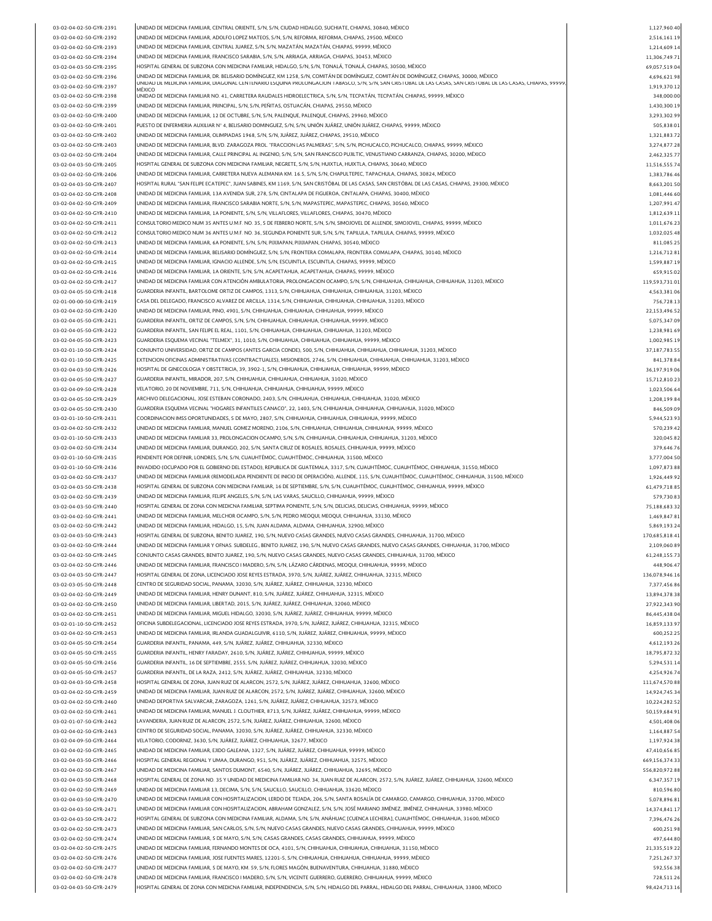| | | |
|---|---|---|
| 03-02-04-02-50-GYR-2391 | UNIDAD DE MEDICINA FAMILIAR, CENTRAL ORIENTE, S/N, S/N, CIUDAD HIDALGO, SUCHIATE, CHIAPAS, 30840, MÉXICO | 1,127,960.40 |
| 03-02-04-02-50-GYR-2392 | UNIDAD DE MEDICINA FAMILIAR, ADOLFO LOPEZ MATEOS, S/N, S/N, REFORMA, REFORMA, CHIAPAS, 29500, MÉXICO | 2,516,161.19 |
| 03-02-04-02-50-GYR-2393 | UNIDAD DE MEDICINA FAMILIAR, CENTRAL JUAREZ, S/N, S/N, MAZATÁN, MAZATÁN, CHIAPAS, 99999, MÉXICO | 1,214,609.14 |
| 03-02-04-02-50-GYR-2394 | UNIDAD DE MEDICINA FAMILIAR, FRANCISCO SARABIA, S/N, S/N, ARRIAGA, ARRIAGA, CHIAPAS, 30453, MÉXICO | 11,306,749.71 |
| 03-02-04-03-50-GYR-2395 | HOSPITAL GENERAL DE SUBZONA CON MEDICINA FAMILIAR, HIDALGO, S/N, S/N, TONALÁ, TONALÁ, CHIAPAS, 30500, MÉXICO | 69,057,519.04 |
| 03-02-04-02-50-GYR-2396 | UNIDAD DE MEDICINA FAMILIAR, DR. BELISARIO DOMÍNGUEZ, KM 1258, S/N, COMITÁN DE DOMÍNGUEZ, COMITÁN DE DOMÍNGUEZ, CHIAPAS, 30000, MÉXICO | 4,696,621.98 |
| 03-02-04-02-50-GYR-2397 | UNIDAD DE MEDICINA FAMILIAR, DIAGONAL CENTENARIO ESQUINA PROLONGACION TABASCO, S/N, S/N, SAN CRISTOBAL DE LAS CASAS, SAN CRISTOBAL DE LAS CASAS, CHIAPAS, 99999, MÉXICO | 1,919,370.12 |
| 03-02-04-02-50-GYR-2398 | UNIDAD DE MEDICINA FAMILIAR NO. 41, CARRETERA RAUDALES HIDROELECTRICA, S/N, S/N, TECPATÁN, TECPATÁN, CHIAPAS, 99999, MÉXICO | 348,000.00 |
| 03-02-04-02-50-GYR-2399 | UNIDAD DE MEDICINA FAMILIAR, PRINCIPAL, S/N, S/N, PEÑITAS, OSTUACÁN, CHIAPAS, 29550, MÉXICO | 1,430,300.19 |
| 03-02-04-02-50-GYR-2400 | UNIDAD DE MEDICINA FAMILIAR, 12 DE OCTUBRE, S/N, S/N, PALENQUE, PALENQUE, CHIAPAS, 29960, MÉXICO | 3,293,302.99 |
| 03-02-04-02-50-GYR-2401 | PUESTO DE ENFERMERIA AUXILIAR N° 4, BELISARIO DOMINGUEZ, S/N, S/N, UNIÓN JUÁREZ, UNIÓN JUÁREZ, CHIAPAS, 99999, MÉXICO | 505,838.01 |
| 03-02-04-02-50-GYR-2402 | UNIDAD DE MEDICINA FAMILIAR, OLIMPIADAS 1968, S/N, S/N, JUÁREZ, JUÁREZ, CHIAPAS, 29510, MÉXICO | 1,321,883.72 |
| 03-02-04-02-50-GYR-2403 | UNIDAD DE MEDICINA FAMILIAR, BLVD. ZARAGOZA PROL. "FRACCION LAS PALMERAS", S/N, S/N, PICHUCALCO, PICHUCALCO, CHIAPAS, 99999, MÉXICO | 3,274,877.28 |
| 03-02-04-02-50-GYR-2404 | UNIDAD DE MEDICINA FAMILIAR, CALLE PRINCIPAL AL INGENIO, S/N, S/N, SAN FRANCISCO PUJILTIC, VENUSTIANO CARRANZA, CHIAPAS, 30200, MÉXICO | 2,462,325.77 |
| 03-02-04-03-50-GYR-2405 | HOSPITAL GENERAL DE SUBZONA CON MEDICINA FAMILIAR, NEGRETE, S/N, S/N, HUIXTLA, HUIXTLA, CHIAPAS, 30640, MÉXICO | 11,516,555.74 |
| 03-02-04-02-50-GYR-2406 | UNIDAD DE MEDICINA FAMILIAR, CARRETERA NUEVA ALEMANIA KM. 16.5, S/N, S/N, CHAPULTEPEC, TAPACHULA, CHIAPAS, 30824, MÉXICO | 1,383,786.46 |
| 03-02-04-03-50-GYR-2407 | HOSPITAL RURAL "SAN FELIPE ECATEPEC", JUAN SABINES, KM 1169, S/N, SAN CRISTÓBAL DE LAS CASAS, SAN CRISTÓBAL DE LAS CASAS, CHIAPAS, 29300, MÉXICO | 8,663,201.50 |
| 03-02-04-02-50-GYR-2408 | UNIDAD DE MEDICINA FAMILIAR, 13A AVENIDA SUR, 278, S/N, CINTALAPA DE FIGUEROA, CINTALAPA, CHIAPAS, 30400, MÉXICO | 1,081,446.60 |
| 03-02-04-02-50-GYR-2409 | UNIDAD DE MEDICINA FAMILIAR, FRANCISCO SARABIA NORTE, S/N, S/N, MAPASTEPEC, MAPASTEPEC, CHIAPAS, 30560, MÉXICO | 1,207,991.47 |
| 03-02-04-02-50-GYR-2410 | UNIDAD DE MEDICINA FAMILIAR, 1A PONIENTE, S/N, S/N, VILLAFLORES, VILLAFLORES, CHIAPAS, 30470, MÉXICO | 1,812,639.11 |
| 03-02-04-02-50-GYR-2411 | CONSULTORIO MEDICO NUM 35 ANTES U.M.F. NO. 35, 5 DE FEBRERO NORTE, S/N, S/N, SIMOJOVEL DE ALLENDE, SIMOJOVEL, CHIAPAS, 99999, MÉXICO | 1,011,676.23 |
| 03-02-04-02-50-GYR-2412 | CONSULTORIO MEDICO NUM 36 ANTES U.M.F. NO. 36, SEGUNDA PONIENTE SUR, S/N, S/N, TAPILULA, TAPILULA, CHIAPAS, 99999, MÉXICO | 1,032,025.48 |
| 03-02-04-02-50-GYR-2413 | UNIDAD DE MEDICINA FAMILIAR, 6A PONIENTE, S/N, S/N, PIJIJIAPAN, PIJIJIAPAN, CHIAPAS, 30540, MÉXICO | 811,085.25 |
| 03-02-04-02-50-GYR-2414 | UNIDAD DE MEDICINA FAMILIAR, BELISARIO DOMÍNGUEZ, S/N, S/N, FRONTERA COMALAPA, FRONTERA COMALAPA, CHIAPAS, 30140, MÉXICO | 1,216,712.81 |
| 03-02-04-02-50-GYR-2415 | UNIDAD DE MEDICINA FAMILIAR, IGNACIO ALLENDE, S/N, S/N, ESCUINTLA, ESCUINTLA, CHIAPAS, 99999, MÉXICO | 1,599,887.19 |
| 03-02-04-02-50-GYR-2416 | UNIDAD DE MEDICINA FAMILIAR, 1A ORIENTE, S/N, S/N, ACAPETAHUA, ACAPETAHUA, CHIAPAS, 99999, MÉXICO | 659,915.02 |
| 03-02-04-02-50-GYR-2417 | UNIDAD DE MEDICINA FAMILIAR CON ATENCIÓN AMBULATORIA, PROLONGACION OCAMPO, S/N, S/N, CHIHUAHUA, CHIHUAHUA, CHIHUAHUA, 31203, MÉXICO | 119,593,731.01 |
| 03-02-04-05-50-GYR-2418 | GUARDERIA INFANTIL, BARTOLOME ORTIZ DE CAMPOS, 1313, S/N, CHIHUAHUA, CHIHUAHUA, CHIHUAHUA, 31203, MÉXICO | 4,563,381.06 |
| 02-01-00-00-50-GYR-2419 | CASA DEL DELEGADO, FRANCISCO ALVAREZ DE ARCILLA, 1314, S/N, CHIHUAHUA, CHIHUAHUA, CHIHUAHUA, 31203, MÉXICO | 756,728.13 |
| 03-02-04-02-50-GYR-2420 | UNIDAD DE MEDICINA FAMILIAR, PINO, 4901, S/N, CHIHUAHUA, CHIHUAHUA, CHIHUAHUA, 99999, MÉXICO | 22,153,496.52 |
| 03-02-04-05-50-GYR-2421 | GUARDERIA INFANTIL, ORTIZ DE CAMPOS, S/N, S/N, CHIHUAHUA, CHIHUAHUA, CHIHUAHUA, 99999, MÉXICO | 5,075,347.09 |
| 03-02-04-05-50-GYR-2422 | GUARDERIA INFANTIL, SAN FELIPE EL REAL, 1101, S/N, CHIHUAHUA, CHIHUAHUA, CHIHUAHUA, 31203, MÉXICO | 1,238,981.69 |
| 03-02-04-05-50-GYR-2423 | GUARDERIA ESQUEMA VECINAL "TELMEX", 31, 1010, S/N, CHIHUAHUA, CHIHUAHUA, CHIHUAHUA, 99999, MÉXICO | 1,002,985.19 |
| 03-02-01-10-50-GYR-2424 | CONJUNTO UNIVERSIDAD, ORTIZ DE CAMPOS (ANTES GARCIA CONDE), 500, S/N, CHIHUAHUA, CHIHUAHUA, CHIHUAHUA, 31203, MÉXICO | 37,187,783.55 |
| 03-02-01-10-50-GYR-2425 | EXTENCION OFICINAS ADMINISTRATIVAS (CONTRACTUALES), MISIONEROS, 2746, S/N, CHIHUAHUA, CHIHUAHUA, CHIHUAHUA, 31203, MÉXICO | 841,378.84 |
| 03-02-04-03-50-GYR-2426 | HOSPITAL DE GINECOLOGIA Y OBSTETRICIA, 39, 3902-1, S/N, CHIHUAHUA, CHIHUAHUA, CHIHUAHUA, 99999, MÉXICO | 36,197,919.06 |
| 03-02-04-05-50-GYR-2427 | GUARDERIA INFANTIL, MIRADOR, 207, S/N, CHIHUAHUA, CHIHUAHUA, CHIHUAHUA, 31020, MÉXICO | 15,712,810.23 |
| 03-02-04-09-50-GYR-2428 | VELATORIO, 20 DE NOVIEMBRE, 711, S/N, CHIHUAHUA, CHIHUAHUA, CHIHUAHUA, 99999, MÉXICO | 1,023,506.64 |
| 03-02-04-05-50-GYR-2429 | ARCHIVO DELEGACIONAL, JOSE ESTEBAN CORONADO, 2403, S/N, CHIHUAHUA, CHIHUAHUA, CHIHUAHUA, 31020, MÉXICO | 1,208,199.84 |
| 03-02-04-05-50-GYR-2430 | GUARDERIA ESQUEMA VECINAL "HOGARES INFANTILES CANACO", 22, 1403, S/N, CHIHUAHUA, CHIHUAHUA, CHIHUAHUA, 31020, MÉXICO | 846,509.09 |
| 03-02-01-10-50-GYR-2431 | COORDINACION IMSS OPORTUNIDADES, 5 DE MAYO, 2807, S/N, CHIHUAHUA, CHIHUAHUA, CHIHUAHUA, 99999, MÉXICO | 5,944,523.93 |
| 03-02-04-02-50-GYR-2432 | UNIDAD DE MEDICINA FAMILIAR, MANUEL GOMEZ MORENO, 2106, S/N, CHIHUAHUA, CHIHUAHUA, CHIHUAHUA, 99999, MÉXICO | 570,239.42 |
| 03-02-01-10-50-GYR-2433 | UNIDAD DE MEDICINA FAMILIAR 33, PROLONGACION OCAMPO, S/N, S/N, CHIHUAHUA, CHIHUAHUA, CHIHUAHUA, 31203, MÉXICO | 320,045.82 |
| 03-02-04-02-50-GYR-2434 | UNIDAD DE MEDICINA FAMILIAR, DURANGO, 202, S/N, SANTA CRUZ DE ROSALES, ROSALES, CHIHUAHUA, 99999, MÉXICO | 379,646.76 |
| 03-02-01-10-50-GYR-2435 | PENDIENTE POR DEFINIR, LONDRES, S/N, S/N, CUAUHTÉMOC, CUAUHTÉMOC, CHIHUAHUA, 31500, MÉXICO | 3,777,004.50 |
| 03-02-01-10-50-GYR-2436 | INVADIDO (OCUPADO POR EL GOBIERNO DEL ESTADO), REPUBLICA DE GUATEMALA, 3317, S/N, CUAUHTÉMOC, CUAUHTÉMOC, CHIHUAHUA, 31550, MÉXICO | 1,097,873.88 |
| 03-02-04-02-50-GYR-2437 | UNIDAD DE MEDICINA FAMILIAR (REMODELADA PENDIENTE DE INICIO DE OPERACIÓN), ALLENDE, 115, S/N, CUAUHTÉMOC, CUAUHTÉMOC, CHIHUAHUA, 31500, MÉXICO | 1,926,449.92 |
| 03-02-04-03-50-GYR-2438 | HOSPITAL GENERAL DE SUBZONA CON MEDICINA FAMILIAR, 16 DE SEPTIEMBRE, S/N, S/N, CUAUHTÉMOC, CUAUHTÉMOC, CHIHUAHUA, 99999, MÉXICO | 61,479,718.85 |
| 03-02-04-02-50-GYR-2439 | UNIDAD DE MEDICINA FAMILIAR, FELIPE ANGELES, S/N, S/N, LAS VARAS, SAUCILLO, CHIHUAHUA, 99999, MÉXICO | 579,730.83 |
| 03-02-04-03-50-GYR-2440 | HOSPITAL GENERAL DE ZONA CON MEDICNA FAMILIAR, SEPTIMA PONIENTE, S/N, S/N, DELICIAS, DELICIAS, CHIHUAHUA, 99999, MÉXICO | 75,188,683.32 |
| 03-02-04-02-50-GYR-2441 | UNIDAD DE MEDICINA FAMILIAR, MELCHOR OCAMPO, S/N, S/N, PEDRO MEOQUI, MEOQUI, CHIHUAHUA, 33130, MÉXICO | 1,469,847.81 |
| 03-02-04-02-50-GYR-2442 | UNIDAD DE MEDICINA FAMILIAR, HIDALGO, 15, S/N, JUAN ALDAMA, ALDAMA, CHIHUAHUA, 32900, MÉXICO | 5,869,193.24 |
| 03-02-04-03-50-GYR-2443 | HOSPITAL GENERAL DE SUBZONA, BENITO JUAREZ, 190, S/N, NUEVO CASAS GRANDES, NUEVO CASAS GRANDES, CHIHUAHUA, 31700, MÉXICO | 170,685,818.41 |
| 03-02-04-02-50-GYR-2444 | UNIDAD DE MEDICINA FAMILIAR Y OFNAS. SUBDELEG., BENITO JUAREZ, 190, S/N, NUEVO CASAS GRANDES, NUEVO CASAS GRANDES, CHIHUAHUA, 31700, MÉXICO | 2,109,060.89 |
| 03-02-04-02-50-GYR-2445 | CONJUNTO CASAS GRANDES, BENITO JUAREZ, 190, S/N, NUEVO CASAS GRANDES, NUEVO CASAS GRANDES, CHIHUAHUA, 31700, MÉXICO | 61,248,155.73 |
| 03-02-04-02-50-GYR-2446 | UNIDAD DE MEDICINA FAMILIAR, FRANCISCO I MADERO, S/N, S/N, LÁZARO CÁRDENAS, MEOQUI, CHIHUAHUA, 99999, MÉXICO | 448,906.47 |
| 03-02-04-03-50-GYR-2447 | HOSPITAL GENERAL DE ZONA, LICENCIADO JOSE REYES ESTRADA, 3970, S/N, JUÁREZ, JUÁREZ, CHIHUAHUA, 32315, MÉXICO | 136,078,946.16 |
| 03-02-03-05-50-GYR-2448 | CENTRO DE SEGURIDAD SOCIAL, PANAMA, 32030, S/N, JUÁREZ, JUÁREZ, CHIHUAHUA, 32330, MÉXICO | 7,377,456.86 |
| 03-02-04-02-50-GYR-2449 | UNIDAD DE MEDICINA FAMILIAR, HENRY DUNANT, 810, S/N, JUÁREZ, JUÁREZ, CHIHUAHUA, 32315, MÉXICO | 13,894,378.38 |
| 03-02-04-02-50-GYR-2450 | UNIDAD DE MEDICINA FAMILIAR, LIBERTAD, 2015, S/N, JUÁREZ, JUÁREZ, CHIHUAHUA, 32060, MÉXICO | 27,922,343.90 |
| 03-02-04-02-50-GYR-2451 | UNIDAD DE MEDICINA FAMILIAR, MIGUEL HIDALGO, 32030, S/N, JUÁREZ, JUÁREZ, CHIHUAHUA, 99999, MÉXICO | 86,445,438.04 |
| 03-02-01-10-50-GYR-2452 | OFICINA SUBDELEGACIONAL, LICENCIADO JOSE REYES ESTRADA, 3970, S/N, JUÁREZ, JUÁREZ, CHIHUAHUA, 32315, MÉXICO | 16,859,133.97 |
| 03-02-04-02-50-GYR-2453 | UNIDAD DE MEDICINA FAMILIAR, IRLANDA GUADALGUIVIR, 6110, S/N, JUÁREZ, JUÁREZ, CHIHUAHUA, 99999, MÉXICO | 600,252.25 |
| 03-02-04-05-50-GYR-2454 | GUARDERIA INFANTIL, PANAMA, 449, S/N, JUÁREZ, JUÁREZ, CHIHUAHUA, 32330, MÉXICO | 4,612,193.26 |
| 03-02-04-05-50-GYR-2455 | GUARDERIA INFANTIL, HENRY FARADAY, 2610, S/N, JUÁREZ, JUÁREZ, CHIHUAHUA, 99999, MÉXICO | 18,795,872.32 |
| 03-02-04-05-50-GYR-2456 | GUARDERIA INFANTIL, 16 DE SEPTIEMBRE, 2555, S/N, JUÁREZ, JUÁREZ, CHIHUAHUA, 32030, MÉXICO | 5,294,531.14 |
| 03-02-04-05-50-GYR-2457 | GUARDERIA INFANTIL, DE LA RAZA, 2412, S/N, JUÁREZ, JUÁREZ, CHIHUAHUA, 32330, MÉXICO | 4,254,926.74 |
| 03-02-04-03-50-GYR-2458 | HOSPITAL GENERAL DE ZONA, JUAN RUIZ DE ALARCON, 2572, S/N, JUÁREZ, JUÁREZ, CHIHUAHUA, 32600, MÉXICO | 111,674,570.88 |
| 03-02-04-02-50-GYR-2459 | UNIDAD DE MEDICINA FAMILIAR, JUAN RUIZ DE ALARCON, 2572, S/N, JUÁREZ, JUÁREZ, CHIHUAHUA, 32600, MÉXICO | 14,924,745.34 |
| 03-02-04-02-50-GYR-2460 | UNIDAD DEPORTIVA SALVARCAR, ZARAGOZA, 1261, S/N, JUÁREZ, JUÁREZ, CHIHUAHUA, 32573, MÉXICO | 10,224,282.52 |
| 03-02-04-02-50-GYR-2461 | UNIDAD DE MEDICINA FAMILIAR, MANUEL J. CLOUTHIER, 8713, S/N, JUÁREZ, JUÁREZ, CHIHUAHUA, 99999, MÉXICO | 50,159,684.91 |
| 03-02-01-07-50-GYR-2462 | LAVANDERIA, JUAN RUIZ DE ALARCON, 2572, S/N, JUÁREZ, JUÁREZ, CHIHUAHUA, 32600, MÉXICO | 4,501,408.06 |
| 03-02-04-02-50-GYR-2463 | CENTRO DE SEGURIDAD SOCIAL, PANAMA, 32030, S/N, JUÁREZ, JUÁREZ, CHIHUAHUA, 32330, MÉXICO | 1,164,887.54 |
| 03-02-04-09-50-GYR-2464 | VELATORIO, CODORNIZ, 3630, S/N, JUÁREZ, JUÁREZ, CHIHUAHUA, 32677, MÉXICO | 1,197,924.38 |
| 03-02-04-02-50-GYR-2465 | UNIDAD DE MEDICINA FAMILIAR, EJIDO GALEANA, 1327, S/N, JUÁREZ, JUÁREZ, CHIHUAHUA, 99999, MÉXICO | 47,410,656.85 |
| 03-02-04-03-50-GYR-2466 | HOSPITAL GENERAL REGIONAL Y UMAA, DURANGO, 951, S/N, JUÁREZ, JUÁREZ, CHIHUAHUA, 32575, MÉXICO | 669,156,374.33 |
| 03-02-04-02-50-GYR-2467 | UNIDAD DE MEDICINA FAMILIAR, SANTOS DUMONT, 6540, S/N, JUÁREZ, JUÁREZ, CHIHUAHUA, 32695, MÉXICO | 556,820,972.88 |
| 03-02-04-03-50-GYR-2468 | HOSPITAL GENERAL DE ZONA NO. 35 Y UNIDAD DE MEDICINA FAMILIAR NO. 34, JUAN RUIZ DE ALARCON, 2572, S/N, JUÁREZ, JUÁREZ, CHIHUAHUA, 32600, MÉXICO | 6,347,357.19 |
| 03-02-04-02-50-GYR-2469 | UNIDAD DE MEDICINA FAMILIAR 13, DECIMA, S/N, S/N, SAUCILLO, SAUCILLO, CHIHUAHUA, 33620, MÉXICO | 810,596.80 |
| 03-02-04-03-50-GYR-2470 | UNIDAD DE MEDICINA FAMILIAR CON HOSPITALIZACION, LERDO DE TEJADA, 206, S/N, SANTA ROSALÍA DE CAMARGO, CAMARGO, CHIHUAHUA, 33700, MÉXICO | 5,078,896.81 |
| 03-02-04-03-50-GYR-2471 | UNIDAD DE MEDICINA FAMILIAR CON HOSPITALIZACION, ABRAHAM GONZALEZ, S/N, S/N, JOSÉ MARIANO JIMÉNEZ, JIMÉNEZ, CHIHUAHUA, 33980, MÉXICO | 14,374,841.17 |
| 03-02-04-03-50-GYR-2472 | HOSPITAL GENERAL DE SUBZONA CON MEDICINA FAMILIAR, ALDAMA, S/N, S/N, ANÁHUAC [CUENCA LECHERA], CUAUHTÉMOC, CHIHUAHUA, 31600, MÉXICO | 7,396,476.26 |
| 03-02-04-02-50-GYR-2473 | UNIDAD DE MEDICINA FAMILIAR, SAN CARLOS, S/N, S/N, NUEVO CASAS GRANDES, NUEVO CASAS GRANDES, CHIHUAHUA, 99999, MÉXICO | 600,251.98 |
| 03-02-04-02-50-GYR-2474 | UNIDAD DE MEDICINA FAMILIAR, 5 DE MAYO, S/N, S/N, CASAS GRANDES, CASAS GRANDES, CHIHUAHUA, 99999, MÉXICO | 497,644.80 |
| 03-02-04-02-50-GYR-2475 | UNIDAD DE MEDICINA FAMILIAR, FERNANDO MONTES DE OCA, 4101, S/N, CHIHUAHUA, CHIHUAHUA, CHIHUAHUA, 31150, MÉXICO | 21,335,519.22 |
| 03-02-04-02-50-GYR-2476 | UNIDAD DE MEDICINA FAMILIAR, JOSE FUENTES MARES, 12201-5, S/N, CHIHUAHUA, CHIHUAHUA, CHIHUAHUA, 99999, MÉXICO | 7,251,267.37 |
| 03-02-04-02-50-GYR-2477 | UNIDAD DE MEDICINA FAMILIAR, 5 DE MAYO, KM. 59, S/N, FLORES MAGÓN, BUENAVENTURA, CHIHUAHUA, 31880, MÉXICO | 592,556.38 |
| 03-02-04-02-50-GYR-2478 | UNIDAD DE MEDICINA FAMILIAR, FRANCISCO I MADERO, S/N, S/N, VICENTE GUERRERO, GUERRERO, CHIHUAHUA, 99999, MÉXICO | 728,511.26 |
| 03-02-04-03-50-GYR-2479 | HOSPITAL GENERAL DE ZONA CON MEDICNA FAMILIAR, INDEPENDENCIA, S/N, S/N, HIDALGO DEL PARRAL, HIDALGO DEL PARRAL, CHIHUAHUA, 33800, MÉXICO | 98,424,713.16 |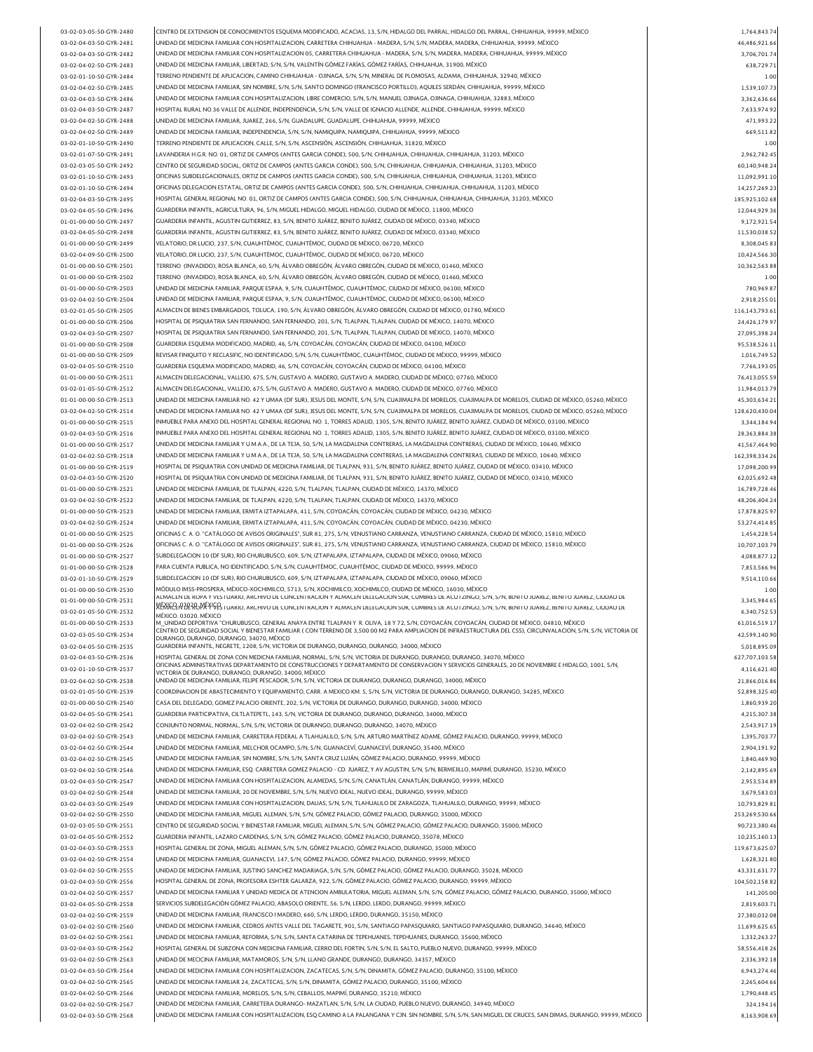| | | |
|---|---|---|
| 03-02-03-05-50-GYR-2480 | CENTRO DE EXTENSION DE CONOCIMIENTOS ESQUEMA MODIFICADO, ACACIAS, 13, S/N, HIDALGO DEL PARRAL, HIDALGO DEL PARRAL, CHIHUAHUA, 99999, MÉXICO | 1,764,843.74 |
| 03-02-04-03-50-GYR-2481 | UNIDAD DE MEDICINA FAMILIAR CON HOSPITALIZACION, CARRETERA CHIHUAHUA - MADERA, S/N, S/N, MADERA, MADERA, CHIHUAHUA, 99999, MÉXICO | 46,486,921.66 |
| 03-02-04-03-50-GYR-2482 | UNIDAD DE MEDICINA FAMILIAR CON HOSPITALIZACION 05, CARRETERA CHIHUAHUA - MADERA, S/N, S/N, MADERA, MADERA, CHIHUAHUA, 99999, MÉXICO | 3,706,701.74 |
| 03-02-04-02-50-GYR-2483 | UNIDAD DE MEDICINA FAMILIAR, LIBERTAD, S/N, S/N, VALENTÍN GÓMEZ FARÍAS, GÓMEZ FARÍAS, CHIHUAHUA, 31900, MÉXICO | 638,729.71 |
| 03-02-01-10-50-GYR-2484 | TERRENO PENDIENTE DE APLICACION, CAMINO CHIHUAHUA - OJINAGA, S/N, S/N, MINERAL DE PLOMOSAS, ALDAMA, CHIHUAHUA, 32940, MÉXICO | 1.00 |
| 03-02-04-02-50-GYR-2485 | UNIDAD DE MEDICINA FAMILIAR, SIN NOMBRE, S/N, S/N, SANTO DOMINGO (FRANCISCO PORTILLO), AQUILES SERDÁN, CHIHUAHUA, 99999, MÉXICO | 1,539,107.73 |
| 03-02-04-03-50-GYR-2486 | UNIDAD DE MEDICINA FAMILIAR CON HOSPITALIZACION, LIBRE COMERCIO, S/N, S/N, MANUEL OJINAGA, OJINAGA, CHIHUAHUA, 32883, MÉXICO | 3,362,636.66 |
| 03-02-04-03-50-GYR-2487 | HOSPITAL RURAL NO.36 VALLE DE ALLENDE, INDEPENDENCIA, S/N, S/N, VALLE DE IGNACIO ALLENDE, ALLENDE, CHIHUAHUA, 99999, MÉXICO | 7,633,974.92 |
| 03-02-04-02-50-GYR-2488 | UNIDAD DE MEDICINA FAMILIAR, JUAREZ, 266, S/N, GUADALUPE, GUADALUPE, CHIHUAHUA, 99999, MÉXICO | 471,993.22 |
| 03-02-04-02-50-GYR-2489 | UNIDAD DE MEDICINA FAMILIAR, INDEPENDENCIA, S/N, S/N, NAMIQUIPA, NAMIQUIPA, CHIHUAHUA, 99999, MÉXICO | 669,511.82 |
| 03-02-01-10-50-GYR-2490 | TERRENO PENDIENTE DE APLICACION, CALLE, S/N, S/N, ASCENSIÓN, ASCENSIÓN, CHIHUAHUA, 31820, MÉXICO | 1.00 |
| 03-02-01-07-50-GYR-2491 | LAVANDERIA H.G.R. NO. 01, ORTIZ DE CAMPOS (ANTES GARCIA CONDE), 500, S/N, CHIHUAHUA, CHIHUAHUA, CHIHUAHUA, 31203, MÉXICO | 2,962,782.45 |
| 03-02-03-05-50-GYR-2492 | CENTRO DE SEGURIDAD SOCIAL, ORTIZ DE CAMPOS (ANTES GARCIA CONDE), 500, S/N, CHIHUAHUA, CHIHUAHUA, CHIHUAHUA, 31203, MÉXICO | 60,140,948.24 |
| 03-02-01-10-50-GYR-2493 | OFICINAS SUBDELEGACIONALES, ORTIZ DE CAMPOS (ANTES GARCIA CONDE), 500, S/N, CHIHUAHUA, CHIHUAHUA, CHIHUAHUA, 31203, MÉXICO | 11,092,991.10 |
| 03-02-01-10-50-GYR-2494 | OFICINAS DELEGACION ESTATAL, ORTIZ DE CAMPOS (ANTES GARCIA CONDE), 500, S/N, CHIHUAHUA, CHIHUAHUA, CHIHUAHUA, 31203, MÉXICO | 14,257,269.23 |
| 03-02-04-03-50-GYR-2495 | HOSPITAL GENERAL REGIONAL NO. 01, ORTIZ DE CAMPOS (ANTES GARCIA CONDE), 500, S/N, CHIHUAHUA, CHIHUAHUA, CHIHUAHUA, 31203, MÉXICO | 185,925,102.68 |
| 03-02-04-05-50-GYR-2496 | GUARDERIA INFANTIL, AGRICULTURA, 96, S/N, MIGUEL HIDALGO, MIGUEL HIDALGO, CIUDAD DE MÉXICO, 11800, MÉXICO | 12,044,929.36 |
| 01-01-00-00-50-GYR-2497 | GUARDERIA INFANTIL, AGUSTIN GUTIERREZ, 83, S/N, BENITO JUÁREZ, BENITO JUÁREZ, CIUDAD DE MÉXICO, 03340, MÉXICO | 9,172,921.54 |
| 03-02-04-05-50-GYR-2498 | GUARDERIA INFANTIL, AGUSTIN GUTIERREZ, 83, S/N, BENITO JUÁREZ, BENITO JUÁREZ, CIUDAD DE MÉXICO, 03340, MÉXICO | 11,530,038.52 |
| 01-01-00-00-50-GYR-2499 | VELATORIO, DR LUCIO, 237, S/N, CUAUHTÉMOC, CUAUHTÉMOC, CIUDAD DE MÉXICO, 06720, MÉXICO | 8,308,045.83 |
| 03-02-04-09-50-GYR-2500 | VELATORIO, DR LUCIO, 237, S/N, CUAUHTÉMOC, CUAUHTÉMOC, CIUDAD DE MÉXICO, 06720, MÉXICO | 10,424,566.30 |
| 01-01-00-00-50-GYR-2501 | TERRENO (INVADIDO), ROSA BLANCA, 60, S/N, ÁLVARO OBREGÓN, ÁLVARO OBREGÓN, CIUDAD DE MÉXICO, 01460, MÉXICO | 10,362,563.88 |
| 03-02-01-10-50-GYR-2502 | TERRENO (INVADIDO), ROSA BLANCA, 60, S/N, ÁLVARO OBREGÓN, ÁLVARO OBREGÓN, CIUDAD DE MÉXICO, 01460, MÉXICO | 1.00 |
| 01-01-00-00-50-GYR-2503 | UNIDAD DE MEDICINA FAMILIAR, PARQUE ESPAA, 9, S/N, CUAUHTÉMOC, CUAUHTÉMOC, CIUDAD DE MÉXICO, 06100, MÉXICO | 780,969.87 |
| 03-02-04-02-50-GYR-2504 | UNIDAD DE MEDICINA FAMILIAR, PARQUE ESPAA, 9, S/N, CUAUHTÉMOC, CUAUHTÉMOC, CIUDAD DE MÉXICO, 06100, MÉXICO | 2,918,255.01 |
| 03-02-01-05-50-GYR-2505 | ALMACEN DE BIENES EMBARGADOS, TOLUCA, 190, S/N, ÁLVARO OBREGÓN, ÁLVARO OBREGÓN, CIUDAD DE MÉXICO, 01780, MÉXICO | 116,143,793.61 |
| 01-01-00-00-50-GYR-2506 | HOSPITAL DE PSIQUIATRIA SAN FERNANDO, SAN FERNANDO, 201, S/N, TLALPAN, TLALPAN, CIUDAD DE MÉXICO, 14070, MÉXICO | 24,426,179.97 |
| 03-02-04-03-50-GYR-2507 | HOSPITAL DE PSIQUIATRIA SAN FERNANDO, SAN FERNANDO, 201, S/N, TLALPAN, TLALPAN, CIUDAD DE MÉXICO, 14070, MÉXICO | 27,095,398.24 |
| 01-01-00-00-50-GYR-2508 | GUARDERIA ESQUEMA MODIFICADO, MADRID, 46, S/N, COYOACÁN, COYOACÁN, CIUDAD DE MÉXICO, 04100, MÉXICO | 95,538,526.11 |
| 01-01-00-00-50-GYR-2509 | REVISAR FINIQUITO Y RECLASIFIC, NO IDENTIFICADO, S/N, S/N, CUAUHTÉMOC, CUAUHTÉMOC, CIUDAD DE MÉXICO, 99999, MÉXICO | 1,016,749.52 |
| 03-02-04-05-50-GYR-2510 | GUARDERIA ESQUEMA MODIFICADO, MADRID, 46, S/N, COYOACÁN, COYOACÁN, CIUDAD DE MÉXICO, 04100, MÉXICO | 7,766,193.05 |
| 01-01-00-00-50-GYR-2511 | ALMACEN DELEGACIONAL, VALLEJO, 675, S/N, GUSTAVO A. MADERO, GUSTAVO A. MADERO, CIUDAD DE MÉXICO, 07760, MÉXICO | 76,413,055.59 |
| 03-02-01-05-50-GYR-2512 | ALMACEN DELEGACIONAL, VALLEJO, 675, S/N, GUSTAVO A. MADERO, GUSTAVO A. MADERO, CIUDAD DE MÉXICO, 07760, MÉXICO | 11,984,013.79 |
| 01-01-00-00-50-GYR-2513 | UNIDAD DE MEDICINA FAMILIAR NO. 42 Y UMAA (DF SUR), JESUS DEL MONTE, S/N, S/N, CUAJIMALPA DE MORELOS, CUAJIMALPA DE MORELOS, CIUDAD DE MÉXICO, 05260, MÉXICO | 45,303,634.21 |
| 03-02-04-02-50-GYR-2514 | UNIDAD DE MEDICINA FAMILIAR NO. 42 Y UMAA (DF SUR), JESUS DEL MONTE, S/N, S/N, CUAJIMALPA DE MORELOS, CUAJIMALPA DE MORELOS, CIUDAD DE MÉXICO, 05260, MÉXICO | 128,620,430.04 |
| 01-01-00-00-50-GYR-2515 | INMUEBLE PARA ANEXO DEL HOSPITAL GENERAL REGIONAL NO. 1, TORRES ADALID, 1305, S/N, BENITO JUÁREZ, BENITO JUÁREZ, CIUDAD DE MÉXICO, 03100, MÉXICO | 3,344,184.94 |
| 03-02-04-03-50-GYR-2516 | INMUEBLE PARA ANEXO DEL HOSPITAL GENERAL REGIONAL NO. 1, TORRES ADALID, 1305, S/N, BENITO JUÁREZ, BENITO JUÁREZ, CIUDAD DE MÉXICO, 03100, MÉXICO | 28,363,884.38 |
| 01-01-00-00-50-GYR-2517 | UNIDAD DE MEDICINA FAMILIAR Y U.M.A.A., DE LA TEJA, 50, S/N, LA MAGDALENA CONTRERAS, LA MAGDALENA CONTRERAS, CIUDAD DE MÉXICO, 10640, MÉXICO | 41,567,464.90 |
| 03-02-04-02-50-GYR-2518 | UNIDAD DE MEDICINA FAMILIAR Y U.M.A.A., DE LA TEJA, 50, S/N, LA MAGDALENA CONTRERAS, LA MAGDALENA CONTRERAS, CIUDAD DE MÉXICO, 10640, MÉXICO | 162,398,334.26 |
| 01-01-00-00-50-GYR-2519 | HOSPITAL DE PSIQUIATRIA CON UNIDAD DE MEDICINA FAMILIAR, DE TLALPAN, 931, S/N, BENITO JUÁREZ, BENITO JUÁREZ, CIUDAD DE MÉXICO, 03410, MÉXICO | 17,098,200.99 |
| 03-02-04-03-50-GYR-2520 | HOSPITAL DE PSIQUIATRIA CON UNIDAD DE MEDICINA FAMILIAR, DE TLALPAN, 931, S/N, BENITO JUÁREZ, BENITO JUÁREZ, CIUDAD DE MÉXICO, 03410, MÉXICO | 62,025,692.48 |
| 01-01-00-00-50-GYR-2521 | UNIDAD DE MEDICINA FAMILIAR, DE TLALPAN, 4220, S/N, TLALPAN, TLALPAN, CIUDAD DE MÉXICO, 14370, MÉXICO | 16,789,728.46 |
| 03-02-04-02-50-GYR-2522 | UNIDAD DE MEDICINA FAMILIAR, DE TLALPAN, 4220, S/N, TLALPAN, TLALPAN, CIUDAD DE MÉXICO, 14370, MÉXICO | 48,206,404.24 |
| 01-01-00-00-50-GYR-2523 | UNIDAD DE MEDICINA FAMILIAR, ERMITA IZTAPALAPA, 411, S/N, COYOACÁN, COYOACÁN, CIUDAD DE MÉXICO, 04230, MÉXICO | 17,878,825.97 |
| 03-02-04-02-50-GYR-2524 | UNIDAD DE MEDICINA FAMILIAR, ERMITA IZTAPALAPA, 411, S/N, COYOACÁN, COYOACÁN, CIUDAD DE MÉXICO, 04230, MÉXICO | 53,274,414.85 |
| 01-01-00-00-50-GYR-2525 | OFICINAS C. A. O. "CATÁLOGO DE AVISOS ORIGINALES", SUR 81, 275, S/N, VENUSTIANO CARRANZA, VENUSTIANO CARRANZA, CIUDAD DE MÉXICO, 15810, MÉXICO | 1,454,228.54 |
| 03-02-01-10-50-GYR-2526 | OFICINAS C. A. O. "CATÁLOGO DE AVISOS ORIGINALES", SUR 81, 275, S/N, VENUSTIANO CARRANZA, VENUSTIANO CARRANZA, CIUDAD DE MÉXICO, 15810, MÉXICO | 10,707,103.79 |
| 01-01-00-00-50-GYR-2527 | SUBDELEGACION 10 (DF SUR), RIO CHURUBUSCO, 609, S/N, IZTAPALAPA, IZTAPALAPA, CIUDAD DE MÉXICO, 09060, MÉXICO | 4,088,877.12 |
| 01-01-00-00-50-GYR-2528 | PARA CUENTA PUBLICA, NO IDENTIFICADO, S/N, S/N, CUAUHTÉMOC, CUAUHTÉMOC, CIUDAD DE MÉXICO, 99999, MÉXICO | 7,853,566.96 |
| 03-02-01-10-50-GYR-2529 | SUBDELEGACION 10 (DF SUR), RIO CHURUBUSCO, 609, S/N, IZTAPALAPA, IZTAPALAPA, CIUDAD DE MÉXICO, 09060, MÉXICO | 9,514,110.66 |
| 01-01-00-00-50-GYR-2530 | MÓDULO IMSS-PROSPERA, MÉXICO-XOCHIMILCO, 5713, S/N, XOCHIMILCO, XOCHIMILCO, CIUDAD DE MÉXICO, 16030, MÉXICO | 1.00 |
| 01-01-00-00-50-GYR-2531 | ALMACEN DE ROPA Y VESTUARIO, ARCHIVO DE CONCENTRACION Y ALMACEN DELEGACION SUR, CUMBRES DE ACUTZINGO, S/N, S/N, BENITO JUÁREZ, BENITO JUÁREZ, CIUDAD DE MÉXICO, 03020, MÉXICO | 3,345,984.65 |
| 03-02-01-05-50-GYR-2532 | ALMACEN DE ROPA Y VESTUARIO, ARCHIVO DE CONCENTRACION Y ALMACEN DELEGACION SUR, CUMBRES DE ACUTZINGO, S/N, S/N, BENITO JUÁREZ, BENITO JUÁREZ, CIUDAD DE MÉXICO, 03020, MÉXICO | 6,340,752.53 |
| 01-01-00-00-50-GYR-2533 | M_UNIDAD DEPORTIVA "CHURUBUSCO, GENERAL ANAYA ENTRE TLALPAN Y R. OLIVA, 18 Y 72, S/N, COYOACÁN, COYOACÁN, CIUDAD DE MÉXICO, 04810, MÉXICO | 61,016,519.17 |
| 03-02-03-05-50-GYR-2534 | CENTRO DE SEGURIDAD SOCIAL Y BIENESTAR FAMILIAR ( CON TERRENO DE 3,500.00 M2 PARA AMPLIACION DE INFRAESTRUCTURA DEL CSS), CIRCUNVALACION, S/N, S/N, VICTORIA DE DURANGO, DURANGO, DURANGO, 34070, MÉXICO | 42,599,140.90 |
| 03-02-04-05-50-GYR-2535 | GUARDERIA INFANTIL, NEGRETE, 1208, S/N, VICTORIA DE DURANGO, DURANGO, DURANGO, 34000, MÉXICO | 5,018,895.09 |
| 03-02-04-03-50-GYR-2536 | HOSPITAL GENERAL DE ZONA CON MEDICNA FAMILIAR, NORMAL, S/N, S/N, VICTORIA DE DURANGO, DURANGO, DURANGO, 34070, MÉXICO | 627,707,103.58 |
| 03-02-01-10-50-GYR-2537 | OFICINAS ADMINISTRATIVAS DEPARTAMENTO DE CONSTRUCCIONES Y DEPARTAMENTO DE CONSERVACION Y SERVICIOS GENERALES, 20 DE NOVIEMBRE E HIDALGO, 1001, S/N, VICTORIA DE DURANGO, DURANGO, DURANGO, 34000, MÉXICO | 4,116,621.40 |
| 03-02-04-02-50-GYR-2538 | UNIDAD DE MEDICINA FAMILIAR, FELIPE PESCADOR, S/N, S/N, VICTORIA DE DURANGO, DURANGO, DURANGO, 34000, MÉXICO | 21,866,016.86 |
| 03-02-01-05-50-GYR-2539 | COORDINACION DE ABASTECIMIENTO Y EQUIPAMIENTO, CARR. A MEXICO KM. 5, S/N, S/N, VICTORIA DE DURANGO, DURANGO, DURANGO, 34285, MÉXICO | 52,898,325.40 |
| 02-01-00-00-50-GYR-2540 | CASA DEL DELEGADO, GOMEZ PALACIO ORIENTE, 202, S/N, VICTORIA DE DURANGO, DURANGO, DURANGO, 34000, MÉXICO | 1,860,939.20 |
| 03-02-04-05-50-GYR-2541 | GUARDERIA PARTICIPATIVA, CILTLATEPETL, 143, S/N, VICTORIA DE DURANGO, DURANGO, DURANGO, 34000, MÉXICO | 4,215,307.38 |
| 03-02-04-02-50-GYR-2542 | CONJUNTO NORMAL, NORMAL, S/N, S/N, VICTORIA DE DURANGO, DURANGO, DURANGO, 34070, MÉXICO | 2,543,917.19 |
| 03-02-04-02-50-GYR-2543 | UNIDAD DE MEDICINA FAMILIAR, CARRETERA FEDERAL A TLAHUALILO, S/N, S/N, ARTURO MARTÍNEZ ADAME, GÓMEZ PALACIO, DURANGO, 99999, MÉXICO | 1,395,703.77 |
| 03-02-04-02-50-GYR-2544 | UNIDAD DE MEDICINA FAMILIAR, MELCHOR OCAMPO, S/N, S/N, GUANACEVÍ, GUANACEVÍ, DURANGO, 35400, MÉXICO | 2,904,191.92 |
| 03-02-04-02-50-GYR-2545 | UNIDAD DE MEDICINA FAMILIAR, SIN NOMBRE, S/N, S/N, SANTA CRUZ LUJÁN, GÓMEZ PALACIO, DURANGO, 99999, MÉXICO | 1,840,469.90 |
| 03-02-04-02-50-GYR-2546 | UNIDAD DE MEDICINA FAMILIAR, ESQ. CARRETERA GOMEZ PALACIO - CD. JUAREZ Y AV.AGUSTIN, S/N, S/N, BERMEJILLO, MAPIMÍ, DURANGO, 35230, MÉXICO | 2,142,895.69 |
| 03-02-04-03-50-GYR-2547 | UNIDAD DE MEDICINA FAMILIAR CON HOSPITALIZACION, ALAMEDAS, S/N, S/N, CANATLÁN, CANATLÁN, DURANGO, 99999, MÉXICO | 2,953,534.89 |
| 03-02-04-02-50-GYR-2548 | UNIDAD DE MEDICINA FAMILIAR, 20 DE NOVIEMBRE, S/N, S/N, NUEVO IDEAL, NUEVO IDEAL, DURANGO, 99999, MÉXICO | 3,679,583.03 |
| 03-02-04-03-50-GYR-2549 | UNIDAD DE MEDICINA FAMILIAR CON HOSPITALIZACION, DALIAS, S/N, S/N, TLAHUALILO DE ZARAGOZA, TLAHUALILO, DURANGO, 99999, MÉXICO | 10,793,829.81 |
| 03-02-04-02-50-GYR-2550 | UNIDAD DE MEDICINA FAMILIAR, MIGUEL ALEMAN, S/N, S/N, GÓMEZ PALACIO, GÓMEZ PALACIO, DURANGO, 35000, MÉXICO | 253,269,530.66 |
| 03-02-03-05-50-GYR-2551 | CENTRO DE SEGURIDAD SOCIAL Y BIENESTAR FAMILIAR, MIGUEL ALEMAN, S/N, S/N, GÓMEZ PALACIO, GÓMEZ PALACIO, DURANGO, 35000, MÉXICO | 90,723,380.46 |
| 03-02-04-05-50-GYR-2552 | GUARDERIA INFANTIL, LAZARO CARDENAS, S/N, S/N, GÓMEZ PALACIO, GÓMEZ PALACIO, DURANGO, 35078, MÉXICO | 10,235,160.13 |
| 03-02-04-03-50-GYR-2553 | HOSPITAL GENERAL DE ZONA, MIGUEL ALEMAN, S/N, S/N, GÓMEZ PALACIO, GÓMEZ PALACIO, DURANGO, 35000, MÉXICO | 119,673,625.07 |
| 03-02-04-02-50-GYR-2554 | UNIDAD DE MEDICINA FAMILIAR, GUANACEVI, 147, S/N, GÓMEZ PALACIO, GÓMEZ PALACIO, DURANGO, 99999, MÉXICO | 1,628,321.80 |
| 03-02-04-02-50-GYR-2555 | UNIDAD DE MEDICINA FAMILIAR, JUSTINO SANCHEZ MADARIAGA, S/N, S/N, GÓMEZ PALACIO, GÓMEZ PALACIO, DURANGO, 35028, MÉXICO | 43,331,631.77 |
| 03-02-04-03-50-GYR-2556 | HOSPITAL GENERAL DE ZONA, PROFESORA ESHTER GALARZA, 922, S/N, GÓMEZ PALACIO, GÓMEZ PALACIO, DURANGO, 99999, MÉXICO | 104,502,158.82 |
| 03-02-04-02-50-GYR-2557 | UNIDAD DE MEDICINA FAMILIAR Y UNIDAD MEDICA DE ATENCION AMBULATORIA, MIGUEL ALEMAN, S/N, S/N, GÓMEZ PALACIO, GÓMEZ PALACIO, DURANGO, 35000, MÉXICO | 141,205.00 |
| 03-02-04-05-50-GYR-2558 | SERVICIOS SUBDELEGACIÓN GÓMEZ PALACIO, ABASOLO ORIENTE, 56, S/N, LERDO, LERDO, DURANGO, 99999, MÉXICO | 2,819,603.71 |
| 03-02-04-02-50-GYR-2559 | UNIDAD DE MEDICINA FAMILIAR, FRANCISCO I MADERO, 660, S/N, LERDO, LERDO, DURANGO, 35150, MÉXICO | 27,380,032.08 |
| 03-02-04-02-50-GYR-2560 | UNIDAD DE MEDICINA FAMILIAR, CEDROS ANTES VALLE DEL TAGARETE, 901, S/N, SANTIAGO PAPASQUIARO, SANTIAGO PAPASQUIARO, DURANGO, 34640, MÉXICO | 11,699,625.65 |
| 03-02-04-02-50-GYR-2561 | UNIDAD DE MEDICINA FAMILIAR, REFORMA, S/N, S/N, SANTA CATARINA DE TEPEHUANES, TEPEHUANES, DURANGO, 35600, MÉXICO | 1,332,263.27 |
| 03-02-04-03-50-GYR-2562 | HOSPITAL GENERAL DE SUBZONA CON MEDICINA FAMILIAR, CERRO DEL FORTIN, S/N, S/N, EL SALTO, PUEBLO NUEVO, DURANGO, 99999, MÉXICO | 58,556,418.26 |
| 03-02-04-02-50-GYR-2563 | UNIDAD DE MECICINA FAMILIAR, MATAMOROS, S/N, S/N, LLANO GRANDE, DURANGO, DURANGO, 34357, MÉXICO | 2,336,392.18 |
| 03-02-04-03-50-GYR-2564 | UNIDAD DE MEDICINA FAMILIAR CON HOSPITALIZACION, ZACATECAS, S/N, S/N, DINAMITA, GÓMEZ PALACIO, DURANGO, 35100, MÉXICO | 6,943,274.46 |
| 03-02-04-02-50-GYR-2565 | UNIDAD DE MEDICINA FAMILIAR 24, ZACATECAS, S/N, S/N, DINAMITA, GÓMEZ PALACIO, DURANGO, 35100, MÉXICO | 2,265,604.66 |
| 03-02-04-02-50-GYR-2566 | UNIDAD DE MEDICINA FAMILIAR, MORELOS, S/N, S/N, CEBALLOS, MAPIMÍ, DURANGO, 35210, MÉXICO | 1,790,448.45 |
| 03-02-04-02-50-GYR-2567 | UNIDAD DE MEDICINA FAMILIAR, CARRETERA DURANGO- MAZATLAN, S/N, S/N, LA CIUDAD, PUEBLO NUEVO, DURANGO, 34940, MÉXICO | 324,194.16 |
| 03-02-04-03-50-GYR-2568 | UNIDAD DE MEDICINA FAMILIAR CON HOSPITALIZACION, ESQ.CAMINO A LA PALANGANA Y CJN. SIN NOMBRE, S/N, S/N, SAN MIGUEL DE CRUCES, SAN DIMAS, DURANGO, 99999, MÉXICO | 8,163,908.69 |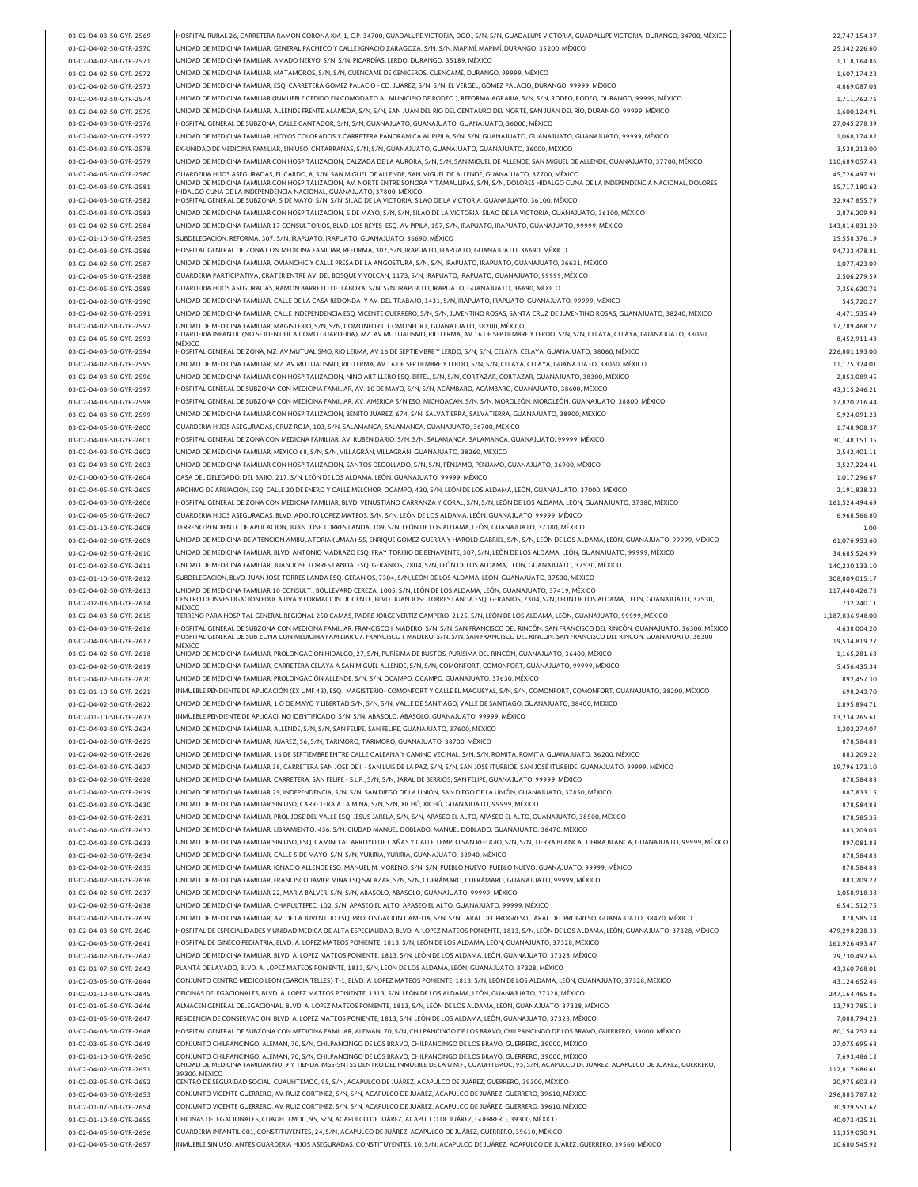| | | |
|---|---|---|
| 03-02-04-03-50-GYR-2569 | HOSPITAL RURAL 26, CARRETERA RAMON CORONA KM. 1, C.P. 34700, GUADALUPE VICTORIA, DGO., S/N, S/N, GUADALUPE VICTORIA, GUADALUPE VICTORIA, DURANGO, 34700, MÉXICO | 22,747,154.37 |
| 03-02-04-02-50-GYR-2570 | UNIDAD DE MEDICINA FAMILIAR, GENERAL PACHECO Y CALLE IGNACIO ZARAGOZA, S/N, S/N, MAPIMÍ, MAPIMÍ, DURANGO, 35200, MÉXICO | 25,342,226.60 |
| 03-02-04-02-50-GYR-2571 | UNIDAD DE MEDICINA FAMILIAR, AMADO NERVO, S/N, S/N, PICARDÍAS, LERDO, DURANGO, 35189, MÉXICO | 1,318,164.86 |
| 03-02-04-02-50-GYR-2572 | UNIDAD DE MEDICINA FAMILIAR, MATAMOROS, S/N, S/N, CUENCAMÉ DE CENICEROS, CUENCAMÉ, DURANGO, 99999, MÉXICO | 1,607,174.23 |
| 03-02-04-02-50-GYR-2573 | UNIDAD DE MEDICINA FAMILIAR, ESQ. CARRETERA GOMEZ PALACIO - CD. JUAREZ, S/N, S/N, EL VERGEL, GÓMEZ PALACIO, DURANGO, 99999, MÉXICO | 4,869,087.03 |
| 03-02-04-02-50-GYR-2574 | UNIDAD DE MEDICINA FAMILIAR (INMUEBLE CEDIDO EN COMODATO AL MUNICIPIO DE RODEO ), REFORMA AGRARIA, S/N, S/N, RODEO, RODEO, DURANGO, 99999, MÉXICO | 1,711,762.76 |
| 03-02-04-02-50-GYR-2575 | UNIDAD DE MEDICINA FAMILIAR, ALLENDE FRENTE ALAMEDA, S/N, S/N, SAN JUAN DEL RÍO DEL CENTAURO DEL NORTE, SAN JUAN DEL RÍO, DURANGO, 99999, MÉXICO | 1,600,124.91 |
| 03-02-04-03-50-GYR-2576 | HOSPITAL GENERAL DE SUBZONA, CALLE CANTADOR, S/N, S/N, GUANAJUATO, GUANAJUATO, GUANAJUATO, 36000, MÉXICO | 27,045,278.39 |
| 03-02-04-02-50-GYR-2577 | UNIDAD DE MEDICINA FAMILIAR, HOYOS COLORADOS Y CARRETERA PANORAMICA AL PIPILA, S/N, S/N, GUANAJUATO, GUANAJUATO, GUANAJUATO, 99999, MÉXICO | 1,068,174.82 |
| 03-02-04-02-50-GYR-2578 | EX-UNIDAD DE MEDICINA FAMILIAR, SIN USO, CNTARRANAS, S/N, S/N, GUANAJUATO, GUANAJUATO, GUANAJUATO, 36000, MÉXICO | 3,528,213.00 |
| 03-02-04-03-50-GYR-2579 | UNIDAD DE MEDICINA FAMILIAR CON HOSPITALIZACION, CALZADA DE LA AURORA, S/N, S/N, SAN MIGUEL DE ALLENDE, SAN MIGUEL DE ALLENDE, GUANAJUATO, 37700, MÉXICO | 110,689,057.43 |
| 03-02-04-05-50-GYR-2580 | GUARDERIA HIJOS ASEGURADAS, EL CARDO, 8, S/N, SAN MIGUEL DE ALLENDE, SAN MIGUEL DE ALLENDE, GUANAJUATO, 37700, MÉXICO | 45,726,497.91 |
| 03-02-04-03-50-GYR-2581 | UNIDAD DE MEDICINA FAMILIAR CON HOSPITALIZACION, AV. NORTE ENTRE SONORA Y TAMAULIPAS, S/N, S/N, DOLORES HIDALGO CUNA DE LA INDEPENDENCIA NACIONAL, DOLORES HIDALGO CUNA DE LA INDEPENDENCIA NACIONAL, GUANAJUATO, 37800, MÉXICO | 15,717,180.62 |
| 03-02-04-03-50-GYR-2582 | HOSPITAL GENERAL DE SUBZONA, 5 DE MAYO, S/N, S/N, SILAO DE LA VICTORIA, SILAO DE LA VICTORIA, GUANAJUATO, 36100, MÉXICO | 32,947,855.79 |
| 03-02-04-03-50-GYR-2583 | UNIDAD DE MEDICINA FAMILIAR CON HOSPITALIZACION, 5 DE MAYO, S/N, S/N, SILAO DE LA VICTORIA, SILAO DE LA VICTORIA, GUANAJUATO, 36100, MÉXICO | 2,876,209.93 |
| 03-02-04-02-50-GYR-2584 | UNIDAD DE MEDICINA FAMILIAR 17 CONSULTORIOS, BLVD. LOS REYES ESQ. AV PIPILA, 157, S/N, IRAPUATO, IRAPUATO, GUANAJUATO, 99999, MÉXICO | 143,814,831.20 |
| 03-02-01-10-50-GYR-2585 | SUBDELEGACION, REFORMA, 307, S/N, IRAPUATO, IRAPUATO, GUANAJUATO, 36690, MÉXICO | 15,558,376.19 |
| 03-02-04-03-50-GYR-2586 | HOSPITAL GENERAL DE ZONA CON MEDICINA FAMILIAR, REFORMA, 307, S/N, IRAPUATO, IRAPUATO, GUANAJUATO, 36690, MÉXICO | 94,733,478.81 |
| 03-02-04-02-50-GYR-2587 | UNIDAD DE MEDICINA FAMILIAR, OVIANCHIC Y CALLE PRESA DE LA ANGOSTURA, S/N, S/N, IRAPUATO, IRAPUATO, GUANAJUATO, 36631, MÉXICO | 1,077,423.09 |
| 03-02-04-05-50-GYR-2588 | GUARDERIA PARTICIPATIVA, CRATER ENTRE AV. DEL BOSQUE Y VOLCAN, 1173, S/N, IRAPUATO, IRAPUATO, GUANAJUATO, 99999, MÉXICO | 2,506,279.59 |
| 03-02-04-05-50-GYR-2589 | GUARDERIA HIJOS ASEGURADAS, RAMON BARRETO DE TABORA, S/N, S/N, IRAPUATO, IRAPUATO, GUANAJUATO, 36690, MÉXICO | 7,356,620.76 |
| 03-02-04-02-50-GYR-2590 | UNIDAD DE MEDICINA FAMILIAR, CALLE DE LA CASA REDONDA Y AV. DEL TRABAJO, 1431, S/N, IRAPUATO, IRAPUATO, GUANAJUATO, 99999, MÉXICO | 545,720.27 |
| 03-02-04-02-50-GYR-2591 | UNIDAD DE MEDICINA FAMILIAR, CALLE INDEPENDENCIA ESQ. VICENTE GUERRERO, S/N, S/N, JUVENTINO ROSAS, SANTA CRUZ DE JUVENTINO ROSAS, GUANAJUATO, 38240, MÉXICO | 4,471,535.49 |
| 03-02-04-02-50-GYR-2592 | UNIDAD DE MEDICINA FAMILIAR, MAGISTERIO, S/N, S/N, COMONFORT, COMONFORT, GUANAJUATO, 38200, MÉXICO | 17,789,468.27 |
| 03-02-04-05-50-GYR-2593 | GUARDERIA INFANTIL (NO SE IDENTIFICA COMO GUARDERIA), MZ. AV.MUTUALISMO, RIO LERMA, AV 16 DE SEPTIEMBRE Y LERDO, S/N, S/N, CELAYA, CELAYA, GUANAJUATO, 38060, MÉXICO | 8,452,911.43 |
| 03-02-04-03-50-GYR-2594 | HOSPITAL GENERAL DE ZONA, MZ. AV.MUTUALISMO, RIO LERMA, AV 16 DE SEPTIEMBRE Y LERDO, S/N, S/N, CELAYA, CELAYA, GUANAJUATO, 38060, MÉXICO | 226,801,193.00 |
| 03-02-04-02-50-GYR-2595 | UNIDAD DE MEDICINA FAMILIAR, MZ. AV.MUTUALISMO, RIO LERMA, AV 16 DE SEPTIEMBRE Y LERDO, S/N, S/N, CELAYA, CELAYA, GUANAJUATO, 38060, MÉXICO | 11,175,324.01 |
| 03-02-04-03-50-GYR-2596 | UNIDAD DE MEDICINA FAMILIAR CON HOSPITALIZACION, NIÑO ARTILLERO ESQ. EIFFEL, S/N, S/N, CORTAZAR, CORTAZAR, GUANAJUATO, 38300, MÉXICO | 2,853,089.45 |
| 03-02-04-03-50-GYR-2597 | HOSPITAL GENERAL DE SUBZONA CON MEDICINA FAMILIAR, AV. 10 DE MAYO, S/N, S/N, ACÁMBARO, ACÁMBARO, GUANAJUATO, 38600, MÉXICO | 43,315,246.21 |
| 03-02-04-03-50-GYR-2598 | HOSPITAL GENERAL DE SUBZONA CON MEDICINA FAMILIAR, AV. AMERICA S/N ESQ. MICHOACAN, S/N, S/N, MOROLEÓN, MOROLEÓN, GUANAJUATO, 38800, MÉXICO | 17,820,216.44 |
| 03-02-04-03-50-GYR-2599 | UNIDAD DE MEDICINA FAMILIAR CON HOSPITALIZACION, BENITO JUAREZ, 674, S/N, SALVATIERRA, SALVATIERRA, GUANAJUATO, 38900, MÉXICO | 5,924,091.23 |
| 03-02-04-05-50-GYR-2600 | GUARDERIA HIJOS ASEGURADAS, CRUZ ROJA, 103, S/N, SALAMANCA, SALAMANCA, GUANAJUATO, 36700, MÉXICO | 1,748,908.37 |
| 03-02-04-03-50-GYR-2601 | HOSPITAL GENERAL DE ZONA CON MEDICNA FAMILIAR, AV. RUBEN DARIO, S/N, S/N, SALAMANCA, SALAMANCA, GUANAJUATO, 99999, MÉXICO | 30,148,151.35 |
| 03-02-04-02-50-GYR-2602 | UNIDAD DE MEDICINA FAMILIAR, MEXICO 68, S/N, S/N, VILLAGRÁN, VILLAGRÁN, GUANAJUATO, 38260, MÉXICO | 2,542,401.11 |
| 03-02-04-03-50-GYR-2603 | UNIDAD DE MEDICINA FAMILIAR CON HOSPITALIZACION, SANTOS DEGOLLADO, S/N, S/N, PÉNJAMO, PÉNJAMO, GUANAJUATO, 36900, MÉXICO | 3,527,224.41 |
| 02-01-00-00-50-GYR-2604 | CASA DEL DELEGADO, DEL BAJIO, 217, S/N, LEÓN DE LOS ALDAMA, LEÓN, GUANAJUATO, 99999, MÉXICO | 1,017,296.67 |
| 03-02-04-05-50-GYR-2605 | ARCHIVO DE AFILIACION, ESQ. CALLE 20 DE ENERO Y CALLE MELCHOR OCAMPO, 430, S/N, LEÓN DE LOS ALDAMA, LEÓN, GUANAJUATO, 37000, MÉXICO | 2,191,838.22 |
| 03-02-04-03-50-GYR-2606 | HOSPITAL GENERAL DE ZONA CON MEDICNA FAMILIAR, BLVD. VENUSTIANO CARRANZA Y CORAL, S/N, S/N, LEÓN DE LOS ALDAMA, LEÓN, GUANAJUATO, 37380, MÉXICO | 161,524,494.69 |
| 03-02-04-05-50-GYR-2607 | GUARDERIA HIJOS ASEGURADAS, BLVD. ADOLFO LOPEZ MATEOS, S/N, S/N, LEÓN DE LOS ALDAMA, LEÓN, GUANAJUATO, 99999, MÉXICO | 6,968,566.80 |
| 03-02-01-10-50-GYR-2608 | TERRENO PENDIENTE DE APLICACION, JUAN JOSE TORRES LANDA, 109, S/N, LEÓN DE LOS ALDAMA, LEÓN, GUANAJUATO, 37380, MÉXICO | 1.00 |
| 03-02-04-02-50-GYR-2609 | UNIDAD DE MEDICINA DE ATENCION AMBULATORIA (UMAA) 55, ENRIQUE GOMEZ GUERRA Y HAROLD GABRIEL, S/N, S/N, LEÓN DE LOS ALDAMA, LEÓN, GUANAJUATO, 99999, MÉXICO | 61,076,953.60 |
| 03-02-04-02-50-GYR-2610 | UNIDAD DE MEDICINA FAMILIAR, BLVD. ANTONIO MADRAZO ESQ. FRAY TORIBIO DE BENAVENTE, 307, S/N, LEÓN DE LOS ALDAMA, LEÓN, GUANAJUATO, 99999, MÉXICO | 34,685,524.99 |
| 03-02-04-02-50-GYR-2611 | UNIDAD DE MEDICINA FAMILIAR, JUAN JOSE TORRES LANDA ESQ. GERANIOS, 7804, S/N, LEÓN DE LOS ALDAMA, LEÓN, GUANAJUATO, 37530, MÉXICO | 140,230,133.10 |
| 03-02-01-10-50-GYR-2612 | SUBDELEGACION, BLVD. JUAN JOSE TORRES LANDA ESQ. GERANIOS, 7304, S/N, LEÓN DE LOS ALDAMA, LEÓN, GUANAJUATO, 37530, MÉXICO | 308,809,015.17 |
| 03-02-04-02-50-GYR-2613 | UNIDAD DE MEDICINA FAMILIAR 10 CONSULT., BOULEVARD CEREZA, 1005, S/N, LEÓN DE LOS ALDAMA, LEÓN, GUANAJUATO, 37419, MÉXICO | 117,440,426.78 |
| 03-02-02-03-50-GYR-2614 | CENTRO DE INVESTIGACION EDUCATIVA Y FORMACION DOCENTE, BLVD. JUAN JOSE TORRES LANDA ESQ. GERANIOS, 7304, S/N, LEON DE LOS ALDAMA, LEON, GUANAJUATO, 37530, MÉXICO | 732,240.11 |
| 03-02-04-03-50-GYR-2615 | TERRENO PARA HOSPITAL GENERAL REGIONAL 250 CAMAS, PADRE JORGE VERTIZ CAMPERO, 2125, S/N, LEÓN DE LOS ALDAMA, LEÓN, GUANAJUATO, 99999, MÉXICO | 1,187,836,948.00 |
| 03-02-04-03-50-GYR-2616 | HOSPITAL GENERAL DE SUBZONA CON MEDICINA FAMILIAR, FRANCISCO I. MADERO, S/N, S/N, SAN FRANCISCO DEL RINCÓN, SAN FRANCISCO DEL RINCÓN, GUANAJUATO, 36300, MÉXICO | 4,638,004.20 |
| 03-02-04-03-50-GYR-2617 | HOSPITAL GENERAL DE SUBZONA CON MEDICINA FAMILIAR 07, FRANCISCO I. MADERO, S/N, S/N, SAN FRANCISCO DEL RINCÓN, SAN FRANCISCO DEL RINCÓN, GUANAJUATO, 36300 MÉXICO | 19,534,819.27 |
| 03-02-04-02-50-GYR-2618 | UNIDAD DE MEDICINA FAMILIAR, PROLONGACION HIDALGO, 27, S/N, PURÍSIMA DE BUSTOS, PURÍSIMA DEL RINCÓN, GUANAJUATO, 36400, MÉXICO | 1,165,281.63 |
| 03-02-04-02-50-GYR-2619 | UNIDAD DE MEDICINA FAMILIAR, CARRETERA CELAYA A SAN MIGUEL ALLENDE, S/N, S/N, COMONFORT, COMONFORT, GUANAJUATO, 99999, MÉXICO | 5,456,435.34 |
| 03-02-04-02-50-GYR-2620 | UNIDAD DE MEDICINA FAMILIAR, PROLONGACIÓN ALLENDE, S/N, S/N, OCAMPO, OCAMPO, GUANAJUATO, 37630, MÉXICO | 892,457.30 |
| 03-02-01-10-50-GYR-2621 | INMUEBLE PENDIENTE DE APLICACIÓN (EX UMF 43), ESQ. MAGISTERIO- COMONFORT Y CALLE EL MAGUEYAL, S/N, S/N, COMONFORT, COMONFORT, GUANAJUATO, 38200, MÉXICO | 698,243.70 |
| 03-02-04-02-50-GYR-2622 | UNIDAD DE MEDICINA FAMILIAR, 1.O DE MAYO Y LIBERTAD S/N, S/N, S/N, VALLE DE SANTIAGO, VALLE DE SANTIAGO, GUANAJUATO, 38400, MÉXICO | 1,895,894.71 |
| 03-02-01-10-50-GYR-2623 | INMUEBLE PENDIENTE DE APLICACI, NO IDENTIFICADO, S/N, S/N, ABASOLO, ABASOLO, GUANAJUATO, 99999, MÉXICO | 13,234,265.61 |
| 03-02-04-02-50-GYR-2624 | UNIDAD DE MEDICINA FAMILIAR, ALLENDE, S/N, S/N, SAN FELIPE, SAN FELIPE, GUANAJUATO, 37600, MÉXICO | 1,202,274.07 |
| 03-02-04-02-50-GYR-2625 | UNIDAD DE MEDICINA FAMILIAR, JUAREZ, 56, S/N, TARIMORO, TARIMORO, GUANAJUATO, 38700, MÉXICO | 878,584.88 |
| 03-02-04-02-50-GYR-2626 | UNIDAD DE MEDICINA FAMILIAR, 16 DE SEPTIEMBRE ENTRE CALLE GALEANA Y CAMINO VECINAL, S/N, S/N, ROMITA, ROMITA, GUANAJUATO, 36200, MÉXICO | 883,209.22 |
| 03-02-04-02-50-GYR-2627 | UNIDAD DE MEDICINA FAMILIAR 38, CARRETERA SAN JOSE DE I. - SAN LUIS DE LA PAZ, S/N, S/N, SAN JOSÉ ITURBIDE, SAN JOSÉ ITURBIDE, GUANAJUATO, 99999, MÉXICO | 19,796,173.10 |
| 03-02-04-02-50-GYR-2628 | UNIDAD DE MEDICINA FAMILIAR, CARRETERA. SAN FELIPE - S.L.P., S/N, S/N, JARAL DE BERRIOS, SAN FELIPE, GUANAJUATO, 99999, MÉXICO | 878,584.88 |
| 03-02-04-02-50-GYR-2629 | UNIDAD DE MEDICINA FAMILIAR 29, INDEPENDENCIA, S/N, S/N, SAN DIEGO DE LA UNIÓN, SAN DIEGO DE LA UNIÓN, GUANAJUATO, 37850, MÉXICO | 887,833.15 |
| 03-02-04-02-50-GYR-2630 | UNIDAD DE MEDICINA FAMILIAR SIN USO, CARRETERA A LA MINA, S/N, S/N, XICHÚ, XICHÚ, GUANAJUATO, 99999, MÉXICO | 878,584.88 |
| 03-02-04-02-50-GYR-2631 | UNIDAD DE MEDICINA FAMILIAR, PROL.JOSE DEL VALLE ESQ. JESUS JARELA, S/N, S/N, APASEO EL ALTO, APASEO EL ALTO, GUANAJUATO, 38500, MÉXICO | 878,585.35 |
| 03-02-04-02-50-GYR-2632 | UNIDAD DE MEDICINA FAMILIAR, LIBRAMIENTO, 436, S/N, CIUDAD MANUEL DOBLADO, MANUEL DOBLADO, GUANAJUATO, 36470, MÉXICO | 883,209.05 |
| 03-02-04-02-50-GYR-2633 | UNIDAD DE MEDICINA FAMILIAR SIN USO, ESQ. CAMINO AL ARROYO DE CAÑAS Y CALLE TEMPLO SAN REFUGIO, S/N, S/N, TIERRA BLANCA, TIERRA BLANCA, GUANAJUATO, 99999, MÉXICO | 897,081.88 |
| 03-02-04-02-50-GYR-2634 | UNIDAD DE MEDICINA FAMILIAR, CALLE 5 DE MAYO, S/N, S/N, YURIRIA, YURIRIA, GUANAJUATO, 38940, MÉXICO | 878,584.88 |
| 03-02-04-02-50-GYR-2635 | UNIDAD DE MEDICINA FAMILIAR, IGNACIO ALLENDE ESQ. MANUEL M. MORENO, S/N, S/N, PUEBLO NUEVO, PUEBLO NUEVO, GUANAJUATO, 99999, MÉXICO | 878,584.88 |
| 03-02-04-02-50-GYR-2636 | UNIDAD DE MEDICINA FAMILIAR, FRANCISCO JAVIER MINA ESQ SALAZAR, S/N, S/N, CUERÁMARO, CUERÁMARO, GUANAJUATO, 99999, MÉXICO | 883,209.22 |
| 03-02-04-02-50-GYR-2637 | UNIDAD DE MEDICINA FAMILIAR 22, MARIA BALVER, S/N, S/N, ABASOLO, ABASOLO, GUANAJUATO, 36970, MÉXICO | 1,058,918.38 |
| 03-02-04-02-50-GYR-2638 | UNIDAD DE MEDICINA FAMILIAR, CHAPULTEPEC, 102, S/N, APASEO EL ALTO, APASEO EL ALTO, GUANAJUATO, 99999, MÉXICO | 6,541,512.75 |
| 03-02-04-02-50-GYR-2639 | UNIDAD DE MEDICINA FAMILIAR, AV. DE LA JUVENTUD ESQ. PROLONGACION CAMELIA, S/N, S/N, JARAL DEL PROGRESO, JARAL DEL PROGRESO, GUANAJUATO, 38470, MÉXICO | 878,585.34 |
| 03-02-04-03-50-GYR-2640 | HOSPITAL DE ESPECIALIDADES Y UNIDAD MEDICA DE ALTA ESPECIALIDAD, BLVD. A. LOPEZ MATEOS PONIENTE, 1813, S/N, LEÓN DE LOS ALDAMA, LEÓN, GUANAJUATO, 37328, MÉXICO | 479,298,238.33 |
| 03-02-04-03-50-GYR-2641 | HOSPITAL DE GINECO PEDIATRIA, BLVD. A. LOPEZ MATEOS PONIENTE, 1813, S/N, LEÓN DE LOS ALDAMA, LEÓN, GUANAJUATO, 37328, MÉXICO | 161,926,493.47 |
| 03-02-04-02-50-GYR-2642 | UNIDAD DE MEDICINA FAMILIAR, BLVD. A. LOPEZ MATEOS PONIENTE, 1813, S/N, LEÓN DE LOS ALDAMA, LEÓN, GUANAJUATO, 37328, MÉXICO | 29,730,492.66 |
| 03-02-01-07-50-GYR-2643 | PLANTA DE LAVADO, BLVD. A. LOPEZ MATEOS PONIENTE, 1813, S/N, LEÓN DE LOS ALDAMA, LEÓN, GUANAJUATO, 37328, MÉXICO | 43,360,768.01 |
| 03-02-03-05-50-GYR-2644 | CONJUNTO CENTRO MEDICO LEON (GARCIA TELLES) T-1, BLVD. A. LOPEZ MATEOS PONIENTE, 1813, S/N, LEÓN DE LOS ALDAMA, LEÓN, GUANAJUATO, 37328, MÉXICO | 43,124,652.46 |
| 03-02-01-10-50-GYR-2645 | OFICINAS DELEGACIONALES, BLVD. A. LOPEZ MATEOS PONIENTE, 1813, S/N, LEÓN DE LOS ALDAMA, LEÓN, GUANAJUATO, 37328, MÉXICO | 247,164,465.85 |
| 03-02-01-05-50-GYR-2646 | ALMACEN GENERAL DELEGACIONAL, BLVD. A. LOPEZ MATEOS PONIENTE, 1813, S/N, LEÓN DE LOS ALDAMA, LEÓN, GUANAJUATO, 37328, MÉXICO | 13,793,785.18 |
| 03-02-01-05-50-GYR-2647 | RESIDENCIA DE CONSERVACION, BLVD. A. LOPEZ MATEOS PONIENTE, 1813, S/N, LEÓN DE LOS ALDAMA, LEÓN, GUANAJUATO, 37328, MÉXICO | 7,088,794.23 |
| 03-02-04-03-50-GYR-2648 | HOSPITAL GENERAL DE SUBZONA CON MEDICINA FAMILIAR, ALEMAN, 70, S/N, CHILPANCINGO DE LOS BRAVO, CHILPANCINGO DE LOS BRAVO, GUERRERO, 39000, MÉXICO | 80,154,252.84 |
| 03-02-03-05-50-GYR-2649 | CONJUNTO CHILPANCINGO, ALEMAN, 70, S/N, CHILPANCINGO DE LOS BRAVO, CHILPANCINGO DE LOS BRAVO, GUERRERO, 39000, MÉXICO | 27,075,695.68 |
| 03-02-01-10-50-GYR-2650 | CONJUNTO CHILPANCINGO, ALEMAN, 70, S/N, CHILPANCINGO DE LOS BRAVO, CHILPANCINGO DE LOS BRAVO, GUERRERO, 39000, MÉXICO | 7,693,486.12 |
| 03-02-04-02-50-GYR-2651 | UNIDAD DE MEDICINA FAMILIAR NO. 9 Y TIENDA IMSS-SNTSS DENTRO DEL INMUEBLE DE LA U.M.F., CUAUHTEMOC, 95, S/N, ACAPULCO DE JUÁREZ, ACAPULCO DE JUÁREZ, GUERRERO, 39300, MÉXICO | 112,817,686.11 |
| 03-02-03-05-50-GYR-2652 | CENTRO DE SEGURIDAD SOCIAL, CUAUHTEMOC, 95, S/N, ACAPULCO DE JUÁREZ, ACAPULCO DE JUÁREZ, GUERRERO, 39300, MÉXICO | 20,975,603.43 |
| 03-02-04-03-50-GYR-2653 | CONJUNTO VICENTE GUERRERO, AV. RUIZ CORTINEZ, S/N, S/N, ACAPULCO DE JUÁREZ, ACAPULCO DE JUÁREZ, GUERRERO, 39610, MÉXICO | 296,885,787.82 |
| 03-02-01-07-50-GYR-2654 | CONJUNTO VICENTE GUERRERO, AV. RUIZ CORTINEZ, S/N, S/N, ACAPULCO DE JUÁREZ, ACAPULCO DE JUÁREZ, GUERRERO, 39610, MÉXICO | 30,929,551.67 |
| 03-02-01-10-50-GYR-2655 | OFICINAS DELEGACIONALES, CUAUHTEMOC, 95, S/N, ACAPULCO DE JUÁREZ, ACAPULCO DE JUÁREZ, GUERRERO, 39300, MÉXICO | 40,073,425.21 |
| 03-02-04-05-50-GYR-2656 | GUARDERIA INFANTIL 001, CONSTITUYENTES, 24, S/N, ACAPULCO DE JUÁREZ, ACAPULCO DE JUÁREZ, GUERRERO, 39610, MÉXICO | 11,359,050.91 |
| 03-02-04-05-50-GYR-2657 | INMUEBLE SIN USO, ANTES GUARDERIA HIJOS ASEGURADAS, CONSTITUYENTES, 10, S/N, ACAPULCO DE JUÁREZ, ACAPULCO DE JUÁREZ, GUERRERO, 39560, MÉXICO | 10,680,545.92 |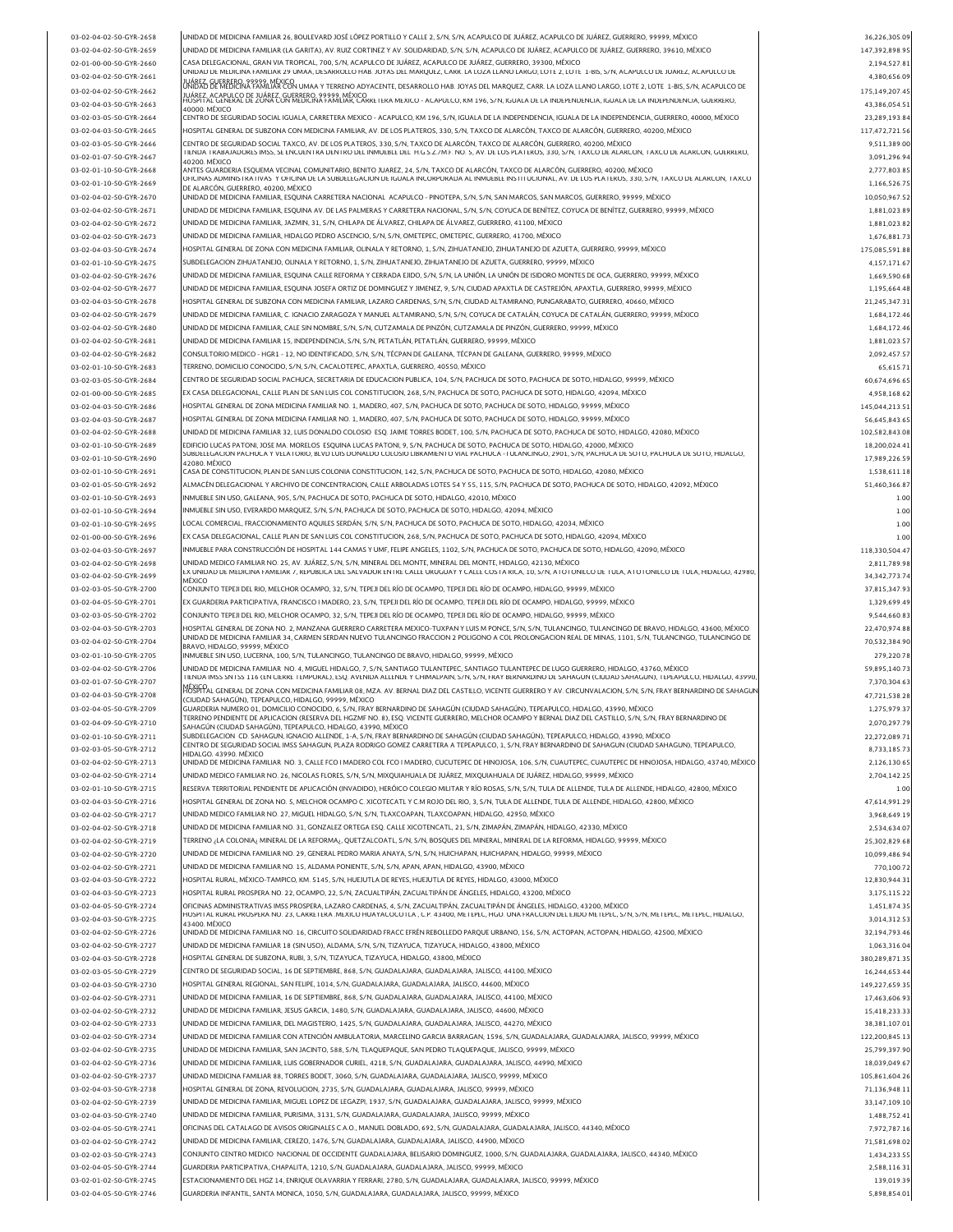| | | |
|---|---|---|
| 03-02-04-02-50-GYR-2658 | UNIDAD DE MEDICINA FAMILIAR 26, BOULEVARD JOSÉ LÓPEZ PORTILLO Y CALLE 2, S/N, S/N, ACAPULCO DE JUÁREZ, ACAPULCO DE JUÁREZ, GUERRERO, 99999, MÉXICO | 36,226,305.09 |
| 03-02-04-02-50-GYR-2659 | UNIDAD DE MEDICINA FAMILIAR (LA GARITA), AV. RUIZ CORTINEZ Y AV. SOLIDARIDAD, S/N, S/N, ACAPULCO DE JUÁREZ, ACAPULCO DE JUÁREZ, GUERRERO, 39610, MÉXICO | 147,392,898.95 |
| 02-01-00-00-50-GYR-2660 | CASA DELEGACIONAL, GRAN VIA TROPICAL, 700, S/N, ACAPULCO DE JUÁREZ, ACAPULCO DE JUÁREZ, GUERRERO, 39300, MÉXICO | 2,194,527.81 |
| 03-02-04-02-50-GYR-2661 | UNIDAD DE MEDICINA FAMILIAR 29 UMAA, DESARROLLO HAB. JOYAS DEL MARQUEZ, CARR. LA LOZA LLANO LARGO, LOTE 2, LOTE 1-BIS, S/N, ACAPULCO DE JUÁREZ, ACAPULCO DE JUÁREZ, GUERRERO, 99999, MÉXICO | 4,380,656.09 |
| 03-02-04-02-50-GYR-2662 | UNIDAD DE MEDICINA FAMILIAR CON UMAA Y TERRENO ADYACENTE, DESARROLLO HAB. JOYAS DEL MARQUEZ, CARR. LA LOZA LLANO LARGO, LOTE 2, LOTE 1-BIS, S/N, ACAPULCO DE JUÁREZ, ACAPULCO DE JUÁREZ, GUERRERO, 99999, MÉXICO | 175,149,207.45 |
| 03-02-04-03-50-GYR-2663 | HOSPITAL GENERAL DE ZONA CON MEDICINA FAMILIAR, CARRETERA MEXICO - ACAPULCO, KM 196, S/N, IGUALA DE LA INDEPENDENCIA, IGUALA DE LA INDEPENDENCIA, GUERRERO, 40000, MÉXICO | 43,386,054.51 |
| 03-02-03-05-50-GYR-2664 | CENTRO DE SEGURIDAD SOCIAL IGUALA, CARRETERA MEXICO - ACAPULCO, KM 196, S/N, IGUALA DE LA INDEPENDENCIA, IGUALA DE LA INDEPENDENCIA, GUERRERO, 40000, MÉXICO | 23,289,193.84 |
| 03-02-04-03-50-GYR-2665 | HOSPITAL GENERAL DE SUBZONA CON MEDICINA FAMILIAR, AV. DE LOS PLATEROS, 330, S/N, TAXCO DE ALARCÓN, TAXCO DE ALARCÓN, GUERRERO, 40200, MÉXICO | 117,472,721.56 |
| 03-02-03-05-50-GYR-2666 | CENTRO DE SEGURIDAD SOCIAL TAXCO, AV. DE LOS PLATEROS, 330, S/N, TAXCO DE ALARCÓN, TAXCO DE ALARCÓN, GUERRERO, 40200, MÉXICO | 9,511,389.00 |
| 03-02-01-07-50-GYR-2667 | TIENDA TRABAJADORES IMSS, SE ENCUENTRA DENTRO DEL INMUEBLE DEL H.G.S.Z./M.F. NO. 5, AV. DE LOS PLATEROS, 330, S/N, TAXCO DE ALARCÓN, TAXCO DE ALARCÓN, GUERRERO, 40200, MÉXICO | 3,091,296.94 |
| 03-02-01-10-50-GYR-2668 | ANTES GUARDERIA ESQUEMA VECINAL COMUNITARIO, BENITO JUAREZ, 24, S/N, TAXCO DE ALARCÓN, TAXCO DE ALARCÓN, GUERRERO, 40200, MÉXICO | 2,777,803.85 |
| 03-02-01-10-50-GYR-2669 | OFICINAS ADMINISTRATIVAS Y OFICINA DE LA SUBDELEGACION DE IGUALA INCORPORADA AL INMUEBLE INSTITUCIONAL, AV. DE LOS PLATEROS, 330, S/N, TAXCO DE ALARCÓN, TAXCO DE ALARCÓN, GUERRERO, 40200, MÉXICO | 1,166,526.75 |
| 03-02-04-02-50-GYR-2670 | UNIDAD DE MEDICINA FAMILIAR, ESQUINA CARRETERA NACIONAL ACAPULCO - PINOTEPA, S/N, S/N, SAN MARCOS, SAN MARCOS, GUERRERO, 99999, MÉXICO | 10,050,967.52 |
| 03-02-04-02-50-GYR-2671 | UNIDAD DE MEDICINA FAMILIAR, ESQUINA AV. DE LAS PALMERAS Y CARRETERA NACIONAL, S/N, S/N, COYUCA DE BENÍTEZ, COYUCA DE BENÍTEZ, GUERRERO, 99999, MÉXICO | 1,881,023.89 |
| 03-02-04-02-50-GYR-2672 | UNIDAD DE MEDICINA FAMILIAR, JAZMIN, 31, S/N, CHILAPA DE ÁLVAREZ, CHILAPA DE ÁLVAREZ, GUERRERO, 41100, MÉXICO | 1,881,023.82 |
| 03-02-04-02-50-GYR-2673 | UNIDAD DE MEDICINA FAMILIAR, HIDALGO PEDRO ASCENCIO, S/N, S/N, OMETEPEC, OMETEPEC, GUERRERO, 41700, MÉXICO | 1,676,881.73 |
| 03-02-04-03-50-GYR-2674 | HOSPITAL GENERAL DE ZONA CON MEDICINA FAMILIAR, OLINALA Y RETORNO, 1, S/N, ZIHUATANEJO, ZIHUATANEJO DE AZUETA, GUERRERO, 99999, MÉXICO | 175,085,591.88 |
| 03-02-01-10-50-GYR-2675 | SUBDELEGACION ZIHUATANEJO, OLINALA Y RETORNO, 1, S/N, ZIHUATANEJO, ZIHUATANEJO DE AZUETA, GUERRERO, 99999, MÉXICO | 4,157,171.67 |
| 03-02-04-02-50-GYR-2676 | UNIDAD DE MEDICINA FAMILIAR, ESQUINA CALLE REFORMA Y CERRADA EJIDO, S/N, S/N, LA UNIÓN, LA UNIÓN DE ISIDORO MONTES DE OCA, GUERRERO, 99999, MÉXICO | 1,669,590.68 |
| 03-02-04-02-50-GYR-2677 | UNIDAD DE MEDICINA FAMILIAR, ESQUINA JOSEFA ORTIZ DE DOMINGUEZ Y JIMENEZ, 9, S/N, CIUDAD APAXTLA DE CASTREJÓN, APAXTLA, GUERRERO, 99999, MÉXICO | 1,195,664.48 |
| 03-02-04-03-50-GYR-2678 | HOSPITAL GENERAL DE SUBZONA CON MEDICINA FAMILIAR, LAZARO CARDENAS, S/N, S/N, CIUDAD ALTAMIRANO, PUNGARABATO, GUERRERO, 40660, MÉXICO | 21,245,347.31 |
| 03-02-04-02-50-GYR-2679 | UNIDAD DE MEDICINA FAMILIAR, C. IGNACIO ZARAGOZA Y MANUEL ALTAMIRANO, S/N, S/N, COYUCA DE CATALÁN, COYUCA DE CATALÁN, GUERRERO, 99999, MÉXICO | 1,684,172.46 |
| 03-02-04-02-50-GYR-2680 | UNIDAD DE MEDICINA FAMILIAR, CALE SIN NOMBRE, S/N, S/N, CUTZAMALA DE PINZÓN, CUTZAMALA DE PINZÓN, GUERRERO, 99999, MÉXICO | 1,684,172.46 |
| 03-02-04-02-50-GYR-2681 | UNIDAD DE MEDICINA FAMILIAR 15, INDEPENDENCIA, S/N, S/N, PETATLÁN, PETATLÁN, GUERRERO, 99999, MÉXICO | 1,881,023.57 |
| 03-02-04-02-50-GYR-2682 | CONSULTORIO MEDICO - HGR1 - 12, NO IDENTIFICADO, S/N, S/N, TÉCPAN DE GALEANA, TÉCPAN DE GALEANA, GUERRERO, 99999, MÉXICO | 2,092,457.57 |
| 03-02-01-10-50-GYR-2683 | TERRENO, DOMICILIO CONOCIDO, S/N, S/N, CACALOTEPEC, APAXTLA, GUERRERO, 40550, MÉXICO | 65,615.71 |
| 03-02-03-05-50-GYR-2684 | CENTRO DE SEGURIDAD SOCIAL PACHUCA, SECRETARIA DE EDUCACION PUBLICA, 104, S/N, PACHUCA DE SOTO, PACHUCA DE SOTO, HIDALGO, 99999, MÉXICO | 60,674,696.65 |
| 02-01-00-00-50-GYR-2685 | EX CASA DELEGACIONAL, CALLE PLAN DE SAN LUIS COL CONSTITUCION, 268, S/N, PACHUCA DE SOTO, PACHUCA DE SOTO, HIDALGO, 42094, MÉXICO | 4,958,168.62 |
| 03-02-04-03-50-GYR-2686 | HOSPITAL GENERAL DE ZONA MEDICINA FAMILIAR NO. 1, MADERO, 407, S/N, PACHUCA DE SOTO, PACHUCA DE SOTO, HIDALGO, 99999, MÉXICO | 145,044,213.51 |
| 03-02-04-03-50-GYR-2687 | HOSPITAL GENERAL DE ZONA MEDICINA FAMILIAR NO. 1, MADERO, 407, S/N, PACHUCA DE SOTO, PACHUCA DE SOTO, HIDALGO, 99999, MÉXICO | 56,645,843.65 |
| 03-02-04-02-50-GYR-2688 | UNIDAD DE MEDICINA FAMILIAR 32, LUIS DONALDO COLOSIO ESQ. JAIME TORRES BODET, 100, S/N, PACHUCA DE SOTO, PACHUCA DE SOTO, HIDALGO, 42080, MÉXICO | 102,582,843.08 |
| 03-02-01-10-50-GYR-2689 | EDIFICIO LUCAS PATONI, JOSE MA. MORELOS ESQUINA LUCAS PATONI, 9, S/N, PACHUCA DE SOTO, PACHUCA DE SOTO, HIDALGO, 42000, MÉXICO | 18,200,024.41 |
| 03-02-01-10-50-GYR-2690 | SUBDELEGACION PACHUCA Y VELATORIO, BLVD LUIS DONALDO COLOSIO LIBRAMIENTO VIAL PACHUCA - TULANCINGO, 2901, S/N, PACHUCA DE SOTO, PACHUCA DE SOTO, HIDALGO, 42080, MÉXICO | 17,989,226.59 |
| 03-02-01-10-50-GYR-2691 | CASA DE CONSTITUCION, PLAN DE SAN LUIS COLONIA CONSTITUCION, 142, S/N, PACHUCA DE SOTO, PACHUCA DE SOTO, HIDALGO, 42080, MÉXICO | 1,538,611.18 |
| 03-02-01-05-50-GYR-2692 | ALMACÉN DELEGACIONAL Y ARCHIVO DE CONCENTRACION, CALLE ARBOLADAS LOTES 54 Y 55, 115, S/N, PACHUCA DE SOTO, PACHUCA DE SOTO, HIDALGO, 42092, MÉXICO | 51,460,366.87 |
| 03-02-01-10-50-GYR-2693 | INMUEBLE SIN USO, GALEANA, 905, S/N, PACHUCA DE SOTO, PACHUCA DE SOTO, HIDALGO, 42010, MÉXICO | 1.00 |
| 03-02-01-10-50-GYR-2694 | INMUEBLE SIN USO, EVERARDO MARQUEZ, S/N, S/N, PACHUCA DE SOTO, PACHUCA DE SOTO, HIDALGO, 42094, MÉXICO | 1.00 |
| 03-02-01-10-50-GYR-2695 | LOCAL COMERCIAL, FRACCIONAMIENTO AQUILES SERDÁN, S/N, S/N, PACHUCA DE SOTO, PACHUCA DE SOTO, HIDALGO, 42034, MÉXICO | 1.00 |
| 02-01-00-00-50-GYR-2696 | EX CASA DELEGACIONAL, CALLE PLAN DE SAN LUIS COL CONSTITUCION, 268, S/N, PACHUCA DE SOTO, PACHUCA DE SOTO, HIDALGO, 42094, MÉXICO | 1.00 |
| 03-02-04-03-50-GYR-2697 | INMUEBLE PARA CONSTRUCCIÓN DE HOSPITAL 144 CAMAS Y UMF, FELIPE ANGELES, 1102, S/N, PACHUCA DE SOTO, PACHUCA DE SOTO, HIDALGO, 42090, MÉXICO | 118,330,504.47 |
| 03-02-04-02-50-GYR-2698 | UNIDAD MEDICO FAMILIAR NO. 25, AV. JUÁREZ, S/N, S/N, MINERAL DEL MONTE, MINERAL DEL MONTE, HIDALGO, 42130, MÉXICO | 2,811,789.98 |
| 03-02-04-02-50-GYR-2699 | EX UNIDAD DE MEDICINA FAMILIAR 7, REPUBLICA DEL SALVADOR ENTRE CALLE URUGUAY Y CALLE COSTA RICA, 10, S/N, ATOTONILCO DE TULA, ATOTONILCO DE TULA, HIDALGO, 42980, MÉXICO | 34,342,773.74 |
| 03-02-03-05-50-GYR-2700 | CONJUNTO TEPEJI DEL RIO, MELCHOR OCAMPO, 32, S/N, TEPEJI DEL RÍO DE OCAMPO, TEPEJI DEL RÍO DE OCAMPO, HIDALGO, 99999, MÉXICO | 37,815,347.93 |
| 03-02-04-05-50-GYR-2701 | EX GUARDERIA PARTICIPATIVA, FRANCISCO I MADERO, 23, S/N, TEPEJI DEL RÍO DE OCAMPO, TEPEJI DEL RÍO DE OCAMPO, HIDALGO, 99999, MÉXICO | 1,329,699.49 |
| 03-02-03-05-50-GYR-2702 | CONJUNTO TEPEJI DEL RIO, MELCHOR OCAMPO, 32, S/N, TEPEJI DEL RÍO DE OCAMPO, TEPEJI DEL RÍO DE OCAMPO, HIDALGO, 99999, MÉXICO | 9,544,660.83 |
| 03-02-04-03-50-GYR-2703 | HOSPITAL GENERAL DE ZONA NO. 2, MANZANA GUERRERO CARRETERA MEXICO-TUXPAN Y LUIS M PONCE, S/N, S/N, TULANCINGO, TULANCINGO DE BRAVO, HIDALGO, 43600, MÉXICO | 22,470,974.88 |
| 03-02-04-02-50-GYR-2704 | UNIDAD DE MEDICINA FAMILIAR 34, CARMEN SERDAN NUEVO TULANCINGO FRACCION 2 POLIGONO A COL PROLONGACION REAL DE MINAS, 1101, S/N, TULANCINGO, TULANCINGO DE BRAVO, HIDALGO, 99999, MÉXICO | 70,532,384.90 |
| 03-02-01-10-50-GYR-2705 | INMUEBLE SIN USO, LUCERNA, 100, S/N, TULANCINGO, TULANCINGO DE BRAVO, HIDALGO, 99999, MÉXICO | 279,220.78 |
| 03-02-04-02-50-GYR-2706 | UNIDAD DE MEDICINA FAMILIAR NO. 4, MIGUEL HIDALGO, 7, S/N, SANTIAGO TULANTEPEC, SANTIAGO TULANTEPEC DE LUGO GUERRERO, HIDALGO, 43760, MÉXICO | 59,895,140.73 |
| 03-02-01-07-50-GYR-2707 | TIENDA IMSS SNTSS 116 (EN CIERRE TEMPORAL), ESQ. AVENIDA ALLENDE Y CHIMALPAIN, S/N, S/N, FRAY BERNARDINO DE SAHAGÚN (CIUDAD SAHAGÚN), TEPEAPULCO, HIDALGO, 43990, MÉXICO | 7,370,304.63 |
| 03-02-04-03-50-GYR-2708 | HOSPITAL GENERAL DE ZONA CON MEDICINA FAMILIAR 08, MZA. AV. BERNAL DIAZ DEL CASTILLO, VICENTE GUERRERO Y AV. CIRCUNVALACION, S/N, S/N, FRAY BERNARDINO DE SAHAGÚN (CIUDAD SAHAGÚN), TEPEAPULCO, HIDALGO, 99999, MÉXICO | 47,721,538.28 |
| 03-02-04-05-50-GYR-2709 | GUARDERIA NUMERO 01, DOMICILIO CONOCIDO, 6, S/N, FRAY BERNARDINO DE SAHAGÚN (CIUDAD SAHAGÚN), TEPEAPULCO, HIDALGO, 43990, MÉXICO | 1,275,979.37 |
| 03-02-04-09-50-GYR-2710 | TERRENO PENDIENTE DE APLICACION (RESERVA DEL HGZMF NO. 8), ESQ. VICENTE GUERRERO, MELCHOR OCAMPO Y BERNAL DIAZ DEL CASTILLO, S/N, S/N, FRAY BERNARDINO DE SAHAGÚN (CIUDAD SAHAGÚN), TEPEAPULCO, HIDALGO, 43990, MÉXICO | 2,070,297.79 |
| 03-02-01-10-50-GYR-2711 | SUBDELEGACION CD. SAHAGUN, IGNACIO ALLENDE, 1-A, S/N, FRAY BERNARDINO DE SAHAGÚN (CIUDAD SAHAGÚN), TEPEAPULCO, HIDALGO, 43990, MÉXICO | 22,272,089.71 |
| 03-02-03-05-50-GYR-2712 | CENTRO DE SEGURIDAD SOCIAL IMSS SAHAGUN, PLAZA RODRIGO GOMEZ CARRETERA A TEPEAPULCO, 1, S/N, FRAY BERNARDINO DE SAHAGUN (CIUDAD SAHAGUN), TEPEAPULCO, HIDALGO, 43990, MÉXICO | 8,733,185.73 |
| 03-02-04-02-50-GYR-2713 | UNIDAD DE MEDICINA FAMILIAR NO. 3, CALLE FCO I MADERO COL FCO I MADERO, CUCUTEPEC DE HINOJOSA, 106, S/N, CUAUTEPEC, CUAUTEPEC DE HINOJOSA, HIDALGO, 43740, MÉXICO | 2,126,130.65 |
| 03-02-04-02-50-GYR-2714 | UNIDAD MEDICO FAMILIAR NO. 26, NICOLAS FLORES, S/N, S/N, MIXQUIAHUALA DE JUÁREZ, MIXQUIAHUALA DE JUÁREZ, HIDALGO, 99999, MÉXICO | 2,704,142.25 |
| 03-02-01-10-50-GYR-2715 | RESERVA TERRITORIAL PENDIENTE DE APLICACIÓN (INVADIDO), HEROICO COLEGIO MILITAR Y RÍO ROSAS, S/N, S/N, TULA DE ALLENDE, TULA DE ALLENDE, HIDALGO, 42800, MÉXICO | 1.00 |
| 03-02-04-03-50-GYR-2716 | HOSPITAL GENERAL DE ZONA NO. 5, MELCHOR OCAMPO C. XICOTECATL Y C.M ROJO DEL RIO, 3, S/N, TULA DE ALLENDE, TULA DE ALLENDE, HIDALGO, 42800, MÉXICO | 47,614,991.29 |
| 03-02-04-02-50-GYR-2717 | UNIDAD MEDICO FAMILIAR NO. 27, MIGUEL HIDALGO, S/N, S/N, TLAXCOAPAN, TLAXCOAPAN, HIDALGO, 42950, MÉXICO | 3,968,649.19 |
| 03-02-04-02-50-GYR-2718 | UNIDAD DE MEDICINA FAMILIAR NO. 31, GONZALEZ ORTEGA ESQ. CALLE XICOTENCATL, 21, S/N, ZIMAPÁN, ZIMAPÁN, HIDALGO, 42330, MÉXICO | 2,534,634.07 |
| 03-02-04-02-50-GYR-2719 | TERRENO ¿LA COLONIA¿ MINERAL DE LA REFORMA¿, QUETZALCOATL, S/N, S/N, BOSQUES DEL MINERAL, MINERAL DE LA REFORMA, HIDALGO, 99999, MÉXICO | 25,302,829.68 |
| 03-02-04-02-50-GYR-2720 | UNIDAD DE MEDICINA FAMILIAR NO. 29, GENERAL PEDRO MARIA ANAYA, S/N, S/N, HUICHAPAN, HUICHAPAN, HIDALGO, 99999, MÉXICO | 10,099,486.94 |
| 03-02-04-02-50-GYR-2721 | UNIDAD DE MEDICINA FAMILIAR NO. 15, ALDAMA PONIENTE, S/N, S/N, APAN, APAN, HIDALGO, 43900, MÉXICO | 770,100.72 |
| 03-02-04-03-50-GYR-2722 | HOSPITAL RURAL, MÉXICO-TAMPICO, KM. 5145, S/N, HUEJUTLA DE REYES, HUEJUTLA DE REYES, HIDALGO, 43000, MÉXICO | 12,830,944.31 |
| 03-02-04-03-50-GYR-2723 | HOSPITAL RURAL PROSPERA NO. 22, OCAMPO, 22, S/N, ZACUALTIPÁN, ZACUALTIPÁN DE ÁNGELES, HIDALGO, 43200, MÉXICO | 3,175,115.22 |
| 03-02-04-05-50-GYR-2724 | OFICINAS ADMINISTRATIVAS IMSS PROSPERA, LAZARO CARDENAS, 4, S/N, ZACUALTIPÁN, ZACUALTIPÁN DE ÁNGELES, HIDALGO, 43200, MÉXICO | 1,451,874.35 |
| 03-02-04-03-50-GYR-2725 | HOSPITAL RURAL PROSPERA NO. 23, CARRETERA .MEXICO HUAYACOCOTLA , C.P. 43400, METEPEC, HGO. UNA FRACCION DEL EJIDO METEPEC, S/N, S/N, METEPEC, METEPEC, HIDALGO, 43400, MÉXICO | 3,014,312.53 |
| 03-02-04-02-50-GYR-2726 | UNIDAD DE MEDICINA FAMILIAR NO. 16, CIRCUITO SOLIDARIDAD FRACC EFRÉN REBOLLEDO PARQUE URBANO, 156, S/N, ACTOPAN, ACTOPAN, HIDALGO, 42500, MÉXICO | 32,194,793.46 |
| 03-02-04-02-50-GYR-2727 | UNIDAD DE MEDICINA FAMILIAR 18 (SIN USO), ALDAMA, S/N, S/N, TIZAYUCA, TIZAYUCA, HIDALGO, 43800, MÉXICO | 1,063,316.04 |
| 03-02-04-03-50-GYR-2728 | HOSPITAL GENERAL DE SUBZONA, RUBI, 3, S/N, TIZAYUCA, TIZAYUCA, HIDALGO, 43800, MÉXICO | 380,289,871.35 |
| 03-02-03-05-50-GYR-2729 | CENTRO DE SEGURIDAD SOCIAL, 16 DE SEPTIEMBRE, 868, S/N, GUADALAJARA, GUADALAJARA, JALISCO, 44100, MÉXICO | 16,244,653.44 |
| 03-02-04-03-50-GYR-2730 | HOSPITAL GENERAL REGIONAL, SAN FELIPE, 1014, S/N, GUADALAJARA, GUADALAJARA, JALISCO, 44600, MÉXICO | 149,227,659.35 |
| 03-02-04-02-50-GYR-2731 | UNIDAD DE MEDICINA FAMILIAR, 16 DE SEPTIEMBRE, 868, S/N, GUADALAJARA, GUADALAJARA, JALISCO, 44100, MÉXICO | 17,463,606.93 |
| 03-02-04-02-50-GYR-2732 | UNIDAD DE MEDICINA FAMILIAR, JESUS GARCIA, 1480, S/N, GUADALAJARA, GUADALAJARA, JALISCO, 44600, MÉXICO | 15,418,233.33 |
| 03-02-04-02-50-GYR-2733 | UNIDAD DE MEDICINA FAMILIAR, DEL MAGISTERIO, 1425, S/N, GUADALAJARA, GUADALAJARA, JALISCO, 44270, MÉXICO | 38,381,107.01 |
| 03-02-04-02-50-GYR-2734 | UNIDAD DE MEDICINA FAMILIAR CON ATENCIÓN AMBULATORIA, MARCELINO GARCIA BARRAGAN, 1596, S/N, GUADALAJARA, GUADALAJARA, JALISCO, 99999, MÉXICO | 122,200,845.13 |
| 03-02-04-02-50-GYR-2735 | UNIDAD DE MEDICINA FAMILIAR, SAN JACINTO, 588, S/N, TLAQUEPAQUE, SAN PEDRO TLAQUEPAQUE, JALISCO, 99999, MÉXICO | 25,799,397.90 |
| 03-02-04-02-50-GYR-2736 | UNIDAD DE MEDICINA FAMILIAR, LUIS GOBERNADOR CURIEL, 4218, S/N, GUADALAJARA, GUADALAJARA, JALISCO, 44990, MÉXICO | 18,039,049.67 |
| 03-02-04-02-50-GYR-2737 | UNIDAD MEDICINA FAMILIAR 88, TORRES BODET, 3060, S/N, GUADALAJARA, GUADALAJARA, JALISCO, 99999, MÉXICO | 105,861,604.26 |
| 03-02-04-03-50-GYR-2738 | HOSPITAL GENERAL DE ZONA, REVOLUCION, 2735, S/N, GUADALAJARA, GUADALAJARA, JALISCO, 99999, MÉXICO | 71,136,948.11 |
| 03-02-04-02-50-GYR-2739 | UNIDAD DE MEDICINA FAMILIAR, MIGUEL LOPEZ DE LEGAZPI, 1937, S/N, GUADALAJARA, GUADALAJARA, JALISCO, 99999, MÉXICO | 33,147,109.10 |
| 03-02-04-03-50-GYR-2740 | UNIDAD DE MEDICINA FAMILIAR, PURISIMA, 3131, S/N, GUADALAJARA, GUADALAJARA, JALISCO, 99999, MÉXICO | 1,488,752.41 |
| 03-02-04-05-50-GYR-2741 | OFICINAS DEL CATALAGO DE AVISOS ORIGINALES C.A.O., MANUEL DOBLADO, 692, S/N, GUADALAJARA, GUADALAJARA, JALISCO, 44340, MÉXICO | 7,972,787.16 |
| 03-02-04-02-50-GYR-2742 | UNIDAD DE MEDICINA FAMILIAR, CEREZO, 1476, S/N, GUADALAJARA, GUADALAJARA, JALISCO, 44900, MÉXICO | 71,581,698.02 |
| 03-02-03-05-50-GYR-2743 | CONJUNTO CENTRO MEDICO NACIONAL DE OCCIDENTE GUADALAJARA, BELISARIO DOMINGUEZ, 1000, S/N, GUADALAJARA, GUADALAJARA, JALISCO, 44340, MÉXICO | 1,434,233.55 |
| 03-02-04-05-50-GYR-2744 | GUARDERIA PARTICIPATIVA, CHAPALITA, 1210, S/N, GUADALAJARA, GUADALAJARA, JALISCO, 99999, MÉXICO | 2,588,116.31 |
| 03-02-01-02-50-GYR-2745 | ESTACIONAMIENTO DEL HGZ 14, ENRIQUE OLAVARRIA Y FERRARI, 2780, S/N, GUADALAJARA, GUADALAJARA, JALISCO, 99999, MÉXICO | 139,019.39 |
| 03-02-04-05-50-GYR-2746 | GUARDERIA INFANTIL, SANTA MONICA, 1050, S/N, GUADALAJARA, GUADALAJARA, JALISCO, 99999, MÉXICO | 5,898,854.01 |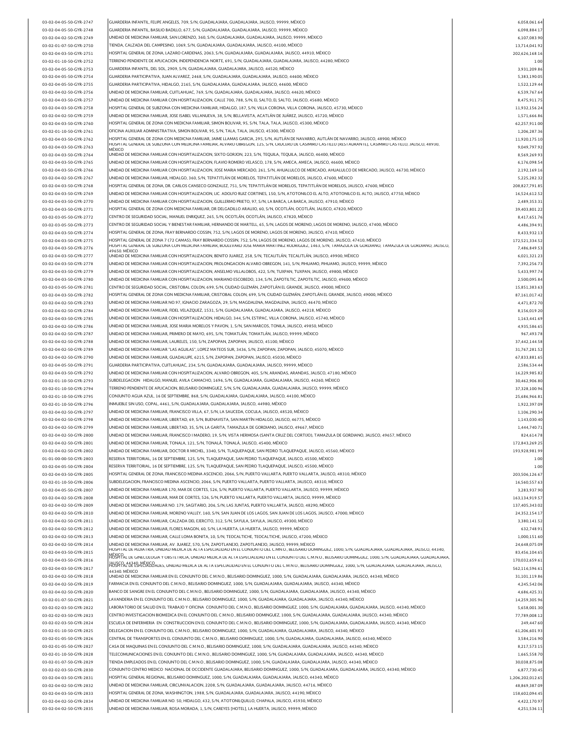| | | |
|---|---|---|
| 03-02-04-05-50-GYR-2747 | GUARDERIA INFANTIL, FELIPE ANGELES, 709, S/N, GUADALAJARA, GUADALAJARA, JALISCO, 99999, MÉXICO | 6,058,061.64 |
| 03-02-04-05-50-GYR-2748 | GUARDERIA INFANTIL, BASILIO BADILLO, 677, S/N, GUADALAJARA, GUADALAJARA, JALISCO, 99999, MÉXICO | 6,098,884.17 |
| 03-02-04-02-50-GYR-2749 | UNIDAD DE MEDICINA FAMILIAR, SAN LORENZO, 360, S/N, GUADALAJARA, GUADALAJARA, JALISCO, 99999, MÉXICO | 6,107,083.90 |
| 03-02-01-07-50-GYR-2750 | TIENDA, CALZADA DEL CAMPESINO, 1069, S/N, GUADALAJARA, GUADALAJARA, JALISCO, 44100, MÉXICO | 13,714,041.92 |
| 03-02-04-03-50-GYR-2751 | HOSPITAL GENERAL DE ZONA, LAZARO CARDENAS, 2063, S/N, GUADALAJARA, GUADALAJARA, JALISCO, 44910, MÉXICO | 202,626,168.16 |
| 03-02-01-10-50-GYR-2752 | TERRENO PENDIENTE DE APLICACION, INDEPENDENCIA NORTE, 691, S/N, GUADALAJARA, GUADALAJARA, JALISCO, 44280, MÉXICO | 1.00 |
| 03-02-04-05-50-GYR-2753 | GUARDERIA INFANTIL, DEL SOL, 2909, S/N, GUADALAJARA, GUADALAJARA, JALISCO, 44520, MÉXICO | 3,931,209.86 |
| 03-02-04-05-50-GYR-2754 | GUARDERIA PARTICIPATIVA, JUAN ALVAREZ, 2468, S/N, GUADALAJARA, GUADALAJARA, JALISCO, 44600, MÉXICO | 5,383,190.05 |
| 03-02-04-05-50-GYR-2755 | GUARDERIA PARTICIPATIVA, HIDALGO, 2165, S/N, GUADALAJARA, GUADALAJARA, JALISCO, 44600, MÉXICO | 1,522,129.44 |
| 03-02-04-02-50-GYR-2756 | UNIDAD DE MEDICINA FAMILIAR, CUITLAHUAC, 769, S/N, GUADALAJARA, GUADALAJARA, JALISCO, 44620, MÉXICO | 6,539,767.64 |
| 03-02-04-03-50-GYR-2757 | UNIDAD DE MEDICINA FAMILIAR CON HOSPITALIZACION, CALLE 700, 788, S/N, EL SALTO, EL SALTO, JALISCO, 45680, MÉXICO | 8,475,911.75 |
| 03-02-04-03-50-GYR-2758 | HOSPITAL GENERAL DE SUBZONA CON MEDICINA FAMILIAR, HIDALGO, 187, S/N, VILLA CORONA, VILLA CORONA, JALISCO, 45730, MÉXICO | 11,932,156.24 |
| 03-02-04-02-50-GYR-2759 | UNIDAD DE MEDICINA FAMILIAR, JOSE ISABEL VILLANUEVA, 38, S/N, BELLAVISTA, ACATLÁN DE JUÁREZ, JALISCO, 45720, MÉXICO | 1,571,666.86 |
| 03-02-04-03-50-GYR-2760 | HOSPITAL GENERAL DE ZONA CON MEDICNA FAMILIAR, SIMON BOLIVAR, 95, S/N, TALA, TALA, JALISCO, 45300, MÉXICO | 62,257,911.00 |
| 03-02-01-10-50-GYR-2761 | OFICINA AUXILIAR ADMINISTRATIVA, SIMON BOLIVAR, 95, S/N, TALA, TALA, JALISCO, 45300, MÉXICO | 1,206,287.36 |
| 03-02-04-03-50-GYR-2762 | HOSPITAL GENERAL DE ZONA CON MEDICNA FAMILIAR, JAIME LLAMAS GARCIA, 295, S/N, AUTLÁN DE NAVARRO, AUTLÁN DE NAVARRO, JALISCO, 48900, MÉXICO | 11,920,175.10 |
| 03-02-04-03-50-GYR-2763 | HOSPITAL GENERAL DE SUBZONA CON MEDICINA FAMILIAR, ALVARO OBREGON, 125, S/N, CRUCERO DE CASIMIRO CASTILLO [RESTAURANTE], CASIMIRO CASTILLO, JALISCO, 48930, MÉXICO | 9,049,797.92 |
| 03-02-04-03-50-GYR-2764 | UNIDAD DE MEDICINA FAMILIAR CON HOSPITALIZACION, SIXTO GORJON, 223, S/N, TEQUILA, TEQUILA, JALISCO, 46400, MÉXICO | 8,569,269.93 |
| 03-02-04-03-50-GYR-2765 | UNIDAD DE MEDICINA FAMILIAR CON HOSPITALIZACION, FLAVIO ROMERO VELASCO, 178, S/N, AMECA, AMECA, JALISCO, 46600, MÉXICO | 6,176,098.54 |
| 03-02-04-03-50-GYR-2766 | UNIDAD DE MEDICINA FAMILIAR CON HOSPITALIZACION, JOSE MARIA MERCADO, 261, S/N, AHUALULCO DE MERCADO, AHUALULCO DE MERCADO, JALISCO, 46730, MÉXICO | 2,192,169.16 |
| 03-02-04-02-50-GYR-2767 | UNIDAD DE MEDICINA FAMILIAR, HIDALGO, 360, S/N, TEPATITLÁN DE MORELOS, TEPATITLÁN DE MORELOS, JALISCO, 47600, MÉXICO | 5,225,282.32 |
| 03-02-04-03-50-GYR-2768 | HOSPITAL GENERAL DE ZONA, DR. CARLOS CANSECO GONZALEZ, 751, S/N, TEPATITLÁN DE MORELOS, TEPATITLÁN DE MORELOS, JALISCO, 47600, MÉXICO | 208,827,791.85 |
| 03-02-04-03-50-GYR-2769 | UNIDAD DE MEDICINA FAMILIAR CON HOSPITALIZACION, LIC. ADOLFO RUIZ CORTINES, 150, S/N, ATOTONILCO EL ALTO, ATOTONILCO EL ALTO, JALISCO, 47750, MÉXICO | 16,524,612.52 |
| 03-02-04-03-50-GYR-2770 | UNIDAD DE MEDICINA FAMILIAR CON HOSPITALIZACION, GUILLERMO PRIETO, 97, S/N, LA BARCA, LA BARCA, JALISCO, 47910, MÉXICO | 2,489,353.31 |
| 03-02-04-03-50-GYR-2771 | HOSPITAL GENERAL DE ZONA CON MEDICNA FAMILIAR, DR DELGADILLO ARAUJO, 60, S/N, OCOTLÁN, OCOTLÁN, JALISCO, 47820, MÉXICO | 39,403,801.22 |
| 03-02-03-05-50-GYR-2772 | CENTRO DE SEGURIDAD SOCIAL, MANUEL ENRIQUEZ, 265, S/N, OCOTLÁN, OCOTLÁN, JALISCO, 47820, MÉXICO | 8,417,651.76 |
| 03-02-03-05-50-GYR-2773 | CENTRO DE SEGURIDAD SOCIAL Y BIENESTAR FAMILIAR, HERNANDO DE MARTELL, 65, S/N, LAGOS DE MORENO, LAGOS DE MORENO, JALISCO, 47400, MÉXICO | 4,486,394.91 |
| 03-02-04-03-50-GYR-2774 | HOSPITAL GENERAL DE ZONA, FRAY BERNARDO COSSIN, 752, S/N, LAGOS DE MORENO, LAGOS DE MORENO, JALISCO, 47410, MÉXICO | 8,433,932.13 |
| 03-02-04-03-50-GYR-2775 | HOSPITAL GENERAL DE ZONA 7 (72 CAMAS), FRAY BERNARDO COSSIN, 752, S/N, LAGOS DE MORENO, LAGOS DE MORENO, JALISCO, 47410, MÉXICO | 172,521,334.52 |
| 03-02-04-03-50-GYR-2776 | HOSPITAL GENERAL DE SUBZONA CON MEDICINA FAMILIAR, BOULEVARD JOSE MARIA MARTINEZ RODRIGUEZ, 1463, S/N, TAMAZULA DE GORDIANO, TAMAZULA DE GORDIANO, JALISCO, 49650, MÉXICO | 7,486,849.53 |
| 03-02-04-03-50-GYR-2777 | UNIDAD DE MEDICINA FAMILIAR CON HOSPITALIZACION, BENITO JUAREZ, 258, S/N, TECALITLÁN, TECALITLÁN, JALISCO, 49900, MÉXICO | 6,021,321.23 |
| 03-02-04-03-50-GYR-2778 | UNIDAD DE MEDICINA FAMILIAR CON HOSPITALIZACION, PROLONGACION ALVARO OBREGON, 141, S/N, PIHUAMO, PIHUAMO, JALISCO, 99999, MÉXICO | 7,392,256.73 |
| 03-02-04-03-50-GYR-2779 | UNIDAD DE MEDICINA FAMILIAR CON HOSPITALIZACION, ANSELMO VILLALOBOS, 422, S/N, TUXPAN, TUXPAN, JALISCO, 49800, MÉXICO | 5,433,997.74 |
| 03-02-04-03-50-GYR-2780 | UNIDAD DE MEDICINA FAMILIAR CON HOSPITALIZACION, MARIANO ESCOBEDO, 134, S/N, ZAPOTILTIC, ZAPOTILTIC, JALISCO, 49600, MÉXICO | 2,500,095.84 |
| 03-02-03-05-50-GYR-2781 | CENTRO DE SEGURIDAD SOCIAL, CRISTOBAL COLON, 699, S/N, CIUDAD GUZMÁN, ZAPOTLÁN EL GRANDE, JALISCO, 49000, MÉXICO | 15,851,383.63 |
| 03-02-04-03-50-GYR-2782 | HOSPITAL GENERAL DE ZONA CON MEDICNA FAMILIAR, CRISTOBAL COLON, 699, S/N, CIUDAD GUZMÁN, ZAPOTLÁN EL GRANDE, JALISCO, 49000, MÉXICO | 87,161,017.42 |
| 03-02-04-02-50-GYR-2783 | UNIDAD DE MEDICINA FAMILIAR NO 97, IGNACIO ZARAGOZA, 29, S/N, MAGDALENA, MAGDALENA, JALISCO, 46470, MÉXICO | 4,471,872.70 |
| 03-02-04-02-50-GYR-2784 | UNIDAD DE MEDICINA FAMILIAR, FIDEL VELAZQUEZ, 1531, S/N, GUADALAJARA, GUADALAJARA, JALISCO, 44218, MÉXICO | 8,156,019.20 |
| 03-02-04-03-50-GYR-2785 | UNIDAD DE MEDICINA FAMILIAR CON HOSPITALIZACION, HIDALGO, 344, S/N, ESTIPAC, VILLA CORONA, JALISCO, 45740, MÉXICO | 1,163,441.69 |
| 03-02-04-02-50-GYR-2786 | UNIDAD DE MEDICINA FAMILIAR, JOSE MARIA MORELOS Y PAVON, 1, S/N, SAN MARCOS, TONILA, JALISCO, 49850, MÉXICO | 4,935,586.65 |
| 03-02-04-02-50-GYR-2787 | UNIDAD DE MEDICINA FAMILIAR, PRIMERO DE MAYO, 695, S/N, TOMATLÁN, TOMATLÁN, JALISCO, 99999, MÉXICO | 967,493.78 |
| 03-02-04-02-50-GYR-2788 | UNIDAD DE MEDICINA FAMILIAR, LAURELES, 150, S/N, ZAPOPAN, ZAPOPAN, JALISCO, 45100, MÉXICO | 37,442,144.58 |
| 03-02-04-02-50-GYR-2789 | UNIDAD DE MEDICINA FAMILIAR "LAS AGUILAS", LOPEZ MATEOS SUR, 3436, S/N, ZAPOPAN, ZAPOPAN, JALISCO, 45070, MÉXICO | 31,767,281.52 |
| 03-02-04-02-50-GYR-2790 | UNIDAD DE MEDICINA FAMILIAR, GUADALUPE, 6215, S/N, ZAPOPAN, ZAPOPAN, JALISCO, 45030, MÉXICO | 67,833,881.65 |
| 03-02-04-05-50-GYR-2791 | GUARDERIA PARTICIPATIVA, CUITLAHUAC, 234, S/N, GUADALAJARA, GUADALAJARA, JALISCO, 99999, MÉXICO | 2,586,534.44 |
| 03-02-04-03-50-GYR-2792 | UNIDAD DE MEDICINA FAMILIAR CON HOSPITALIZACION, ALVARO OBREGON, 405, S/N, ARANDAS, ARANDAS, JALISCO, 47180, MÉXICO | 16,229,985.82 |
| 03-02-01-10-50-GYR-2793 | SUBDELEGACION HIDALGO, MANUEL AVILA CAMACHO, 1696, S/N, GUADALAJARA, GUADALAJARA, JALISCO, 44260, MÉXICO | 30,462,906.80 |
| 03-02-01-10-50-GYR-2794 | TERRENO PENDIENTE DE APLICACION, BELISARIO DOMINGUEZ, S/N, S/N, GUADALAJARA, GUADALAJARA, JALISCO, 99999, MÉXICO | 37,328,100.96 |
| 03-02-01-10-50-GYR-2795 | CONJUNTO AGUA AZUL, 16 DE SEPTIEMBRE, 868, S/N, GUADALAJARA, GUADALAJARA, JALISCO, 44100, MÉXICO | 25,686,966.81 |
| 03-02-01-10-50-GYR-2796 | INMUEBLE SIN USO, COPAL, 4461, S/N, GUADALAJARA, GUADALAJARA, JALISCO, 44980, MÉXICO | 1,922,397.09 |
| 03-02-04-02-50-GYR-2797 | UNIDAD DE MEDICINA FAMILIAR, FRANCISCO VILLA, 67, S/N, LA SAUCEDA, COCULA, JALISCO, 48520, MÉXICO | 1,106,290.34 |
| 03-02-04-02-50-GYR-2798 | UNIDAD DE MEDICINA FAMILIAR, LIBERTAD, 69, S/N, BUENAVISTA, SAN MARTÍN HIDALGO, JALISCO, 46775, MÉXICO | 1,143,030.40 |
| 03-02-04-02-50-GYR-2799 | UNIDAD DE MEDICINA FAMILIAR, LIBERTAD, 35, S/N, LA GARITA, TAMAZULA DE GORDIANO, JALISCO, 49667, MÉXICO | 1,444,740.71 |
| 03-02-04-02-50-GYR-2800 | UNIDAD DE MEDICINA FAMILIAR, FRANCISCO I MADERO, 19, S/N, VISTA HERMOSA (SANTA CRUZ DEL CORTIJO), TAMAZULA DE GORDIANO, JALISCO, 49657, MÉXICO | 824,614.78 |
| 03-02-04-02-50-GYR-2801 | UNIDAD DE MEDICINA FAMILIAR, TONALA, 121, S/N, TONALÁ, TONALÁ, JALISCO, 45400, MÉXICO | 172,843,269.25 |
| 03-02-04-02-50-GYR-2802 | UNIDAD DE MEDICINA FAMILIAR, DOCTOR R MICHEL, 3340, S/N, TLAQUEPAQUE, SAN PEDRO TLAQUEPAQUE, JALISCO, 45560, MÉXICO | 193,928,981.99 |
| 01-01-00-00-50-GYR-2803 | RESERVA TERRITORIAL, 16 DE SEPTIEMBRE, 125, S/N, TLAQUEPAQUE, SAN PEDRO TLAQUEPAQUE, JALISCO, 45500, MÉXICO | 1.00 |
| 03-02-04-05-50-GYR-2804 | RESERVA TERRITORIAL, 16 DE SEPTIEMBRE, 125, S/N, TLAQUEPAQUE, SAN PEDRO TLAQUEPAQUE, JALISCO, 45500, MÉXICO | 1.00 |
| 03-02-04-03-50-GYR-2805 | HOSPITAL GENERAL DE ZONA, FRANCISCO MEDINA ASCENCIO, 2066, S/N, PUERTO VALLARTA, PUERTO VALLARTA, JALISCO, 48310, MÉXICO | 203,506,126.67 |
| 03-02-01-10-50-GYR-2806 | SUBDELEGACION, FRANCISCO MEDINA ASCENCIO, 2066, S/N, PUERTO VALLARTA, PUERTO VALLARTA, JALISCO, 48310, MÉXICO | 16,560,557.63 |
| 03-02-04-05-50-GYR-2807 | UNIDAD DE MEDICINA FAMILIAR 170, MAR DE CORTES, 526, S/N, PUERTO VALLARTA, PUERTO VALLARTA, JALISCO, 99999, MÉXICO | 3,283,937.90 |
| 03-02-04-02-50-GYR-2808 | UNIDAD DE MEDICINA FAMILIAR, MAR DE CORTES, 526, S/N, PUERTO VALLARTA, PUERTO VALLARTA, JALISCO, 99999, MÉXICO | 163,134,919.57 |
| 03-02-04-02-50-GYR-2809 | UNIDAD DE MEDICINA FAMILIAR NO. 179, SAGITARIO, 206, S/N, LAS JUNTAS, PUERTO VALLARTA, JALISCO, 48290, MÉXICO | 137,405,343.02 |
| 03-02-04-02-50-GYR-2810 | UNIDAD DE MEDICINA FAMILIAR, MORENO VALLEY, 160, S/N, SAN JUAN DE LOS LAGOS, SAN JUAN DE LOS LAGOS, JALISCO, 47000, MÉXICO | 24,352,154.17 |
| 03-02-04-02-50-GYR-2811 | UNIDAD DE MEDICINA FAMILIAR, CALZADA DEL EJERCITO, 312, S/N, SAYULA, SAYULA, JALISCO, 49300, MÉXICO | 3,380,141.52 |
| 03-02-04-02-50-GYR-2812 | UNIDAD DE MEDICINA FAMILIAR, FLORES MAGON, 60, S/N, LA HUERTA, LA HUERTA, JALISCO, 99999, MÉXICO | 632,748.91 |
| 03-02-04-02-50-GYR-2813 | UNIDAD DE MEDICINA FAMILIAR, CALLE LOMA BONITA, 10, S/N, TEOCALTICHE, TEOCALTICHE, JALISCO, 47200, MÉXICO | 1,000,151.60 |
| 03-02-04-02-50-GYR-2814 | UNIDAD DE MEDICINA FAMILIAR, AV. JUAREZ, 570, S/N, ZAPOTLANEJO, ZAPOTLANEJO, JALISCO, 99999, MÉXICO | 24,648,075.09 |
| 03-02-04-03-50-GYR-2815 | HOSPITAL DE PEDIATRIA, UNIDAD MEDICA DE ALTA ESPECIALIDAD EN EL CONJUNTO DEL C.M.N.O., BELISARIO DOMINGUEZ, 1000, S/N, GUADALAJARA, GUADALAJARA, JALISCO, 44340, MÉXICO | 83,456,104.65 |
| 03-02-04-03-50-GYR-2816 | HOSPITAL DE GINECOLOGIA Y OBSTETRICIA, UNIDAD MEDICA DE ALTA ESPECIALIDAD EN EL CONJUNTO DEL C.M.N.O., BELISARIO DOMINGUEZ, 1000, S/N, GUADALAJARA, GUADALAJARA, JALISCO, 44340, MÉXICO | 170,032,659.61 |
| 03-02-04-03-50-GYR-2817 | HOSPITAL DE ESPECIALIDADES, UNIDAD MEDICA DE ALTA ESPECIALIDAD EN EL CONJUNTO DEL C.M.N.O., BELISARIO DOMINGUEZ, 1000, S/N, GUADALAJARA, GUADALAJARA, JALISCO, 44340, MÉXICO | 562,116,596.61 |
| 03-02-04-02-50-GYR-2818 | UNIDAD DE MEDICINA FAMILIAR EN EL CONJUNTO DEL C.M.N.O., BELISARIO DOMINGUEZ, 1000, S/N, GUADALAJARA, GUADALAJARA, JALISCO, 44340, MÉXICO | 31,101,119.86 |
| 03-02-04-02-50-GYR-2819 | FARMACIA EN EL CONJUNTO DEL C.M.N.O., BELISARIO DOMINGUEZ, 1000, S/N, GUADALAJARA, GUADALAJARA, JALISCO, 44340, MÉXICO | 4,245,542.06 |
| 03-02-04-02-50-GYR-2820 | BANCO DE SANGRE EN EL CONJUNTO DEL C.M.N.O., BELISARIO DOMINGUEZ, 1000, S/N, GUADALAJARA, GUADALAJARA, JALISCO, 44340, MÉXICO | 4,686,425.31 |
| 03-02-01-07-50-GYR-2821 | LAVANDERIA EN EL CONJUNTO DEL C.M.N.O., BELISARIO DOMINGUEZ, 1000, S/N, GUADALAJARA, GUADALAJARA, JALISCO, 44340, MÉXICO | 14,259,305.96 |
| 03-02-02-03-50-GYR-2822 | LABORATORIO DE SALUD EN EL TRABAJO Y OFICINA CONJUNTO DEL C.M.N.O., BELISARIO DOMINGUEZ, 1000, S/N, GUADALAJARA, GUADALAJARA, JALISCO, 44340, MÉXICO | 5,658,001.30 |
| 03-02-02-03-50-GYR-2823 | CENTRO INVESTIGACION BIOMEDICA EN EL CONJUNTO DEL C.M.N.O., BELISARIO DOMINGUEZ, 1000, S/N, GUADALAJARA, GUADALAJARA, JALISCO, 44340, MÉXICO | 77,789,008.12 |
| 03-02-02-03-50-GYR-2824 | ESCUELA DE ENFERMERIA EN CONSTRUCCION EN EL CONJUNTO DEL C.M.N.O., BELISARIO DOMINGUEZ, 1000, S/N, GUADALAJARA, GUADALAJARA, JALISCO, 44340, MÉXICO | 249,447.60 |
| 03-02-01-10-50-GYR-2825 | DELEGACION EN EL CONJUNTO DEL C.M.N.O., BELISARIO DOMINGUEZ, 1000, S/N, GUADALAJARA, GUADALAJARA, JALISCO, 44340, MÉXICO | 61,206,601.93 |
| 03-02-01-05-50-GYR-2826 | CENTRAL DE TRANSPORTES EN EL CONJUNTO DEL C.M.N.O., BELISARIO DOMINGUEZ, 1000, S/N, GUADALAJARA, GUADALAJARA, JALISCO, 44340, MÉXICO | 3,584,216.90 |
| 03-02-01-05-50-GYR-2827 | CASA DE MAQUINAS EN EL CONJUNTO DEL C.M.N.O., BELISARIO DOMINGUEZ, 1000, S/N, GUADALAJARA, GUADALAJARA, JALISCO, 44340, MÉXICO | 8,217,573.15 |
| 03-02-01-10-50-GYR-2828 | TELECOMUNICACIONES EN EL CONJUNTO DEL C.M.N.O., BELISARIO DOMINGUEZ, 1000, S/N, GUADALAJARA, GUADALAJARA, JALISCO, 44340, MÉXICO | 1,665,558.70 |
| 03-02-01-07-50-GYR-2829 | TIENDA EMPLEADOS EN EL CONJUNTO DEL C.M.N.O., BELISARIO DOMINGUEZ, 1000, S/N, GUADALAJARA, GUADALAJARA, JALISCO, 44340, MÉXICO | 30,038,875.08 |
| 03-02-02-03-50-GYR-2830 | CONJUNTO CENTRO MEDICO NACIONAL DE OCCIDENTE GUADALAJARA, BELISARIO DOMINGUEZ, 1000, S/N, GUADALAJARA, GUADALAJARA, JALISCO, 44340, MÉXICO | 6,877,730.45 |
| 03-02-04-03-50-GYR-2831 | HOSPITAL GENERAL REGIONAL, BELISARIO DOMINGUEZ, 1000, S/N, GUADALAJARA, GUADALAJARA, JALISCO, 44340, MÉXICO | 1,206,202,012.65 |
| 03-02-04-02-50-GYR-2832 | UNIDAD DE MEDICINA FAMILIAR, CIRCUNVALACION, 2208, S/N, GUADALAJARA, GUADALAJARA, JALISCO, 44716, MÉXICO | 48,869,387.09 |
| 03-02-04-03-50-GYR-2833 | HOSPITAL GENERAL DE ZONA, WASHINGTON, 1988, S/N, GUADALAJARA, GUADALAJARA, JALISCO, 44190, MÉXICO | 158,602,094.45 |
| 03-02-04-02-50-GYR-2834 | UNIDAD DE MEDICINA FAMILIAR NO. 50, HIDALGO, 432, S/N, ATOTONILQUILLO, CHAPALA, JALISCO, 45930, MÉXICO | 4,422,170.97 |
| 03-02-04-02-50-GYR-2835 | UNIDAD DE MEDICINA FAMILIAR, ROSA MORADA, 1, S/N, CAREYES [HOTEL], LA HUERTA, JALISCO, 99999, MÉXICO | 4,251,536.11 |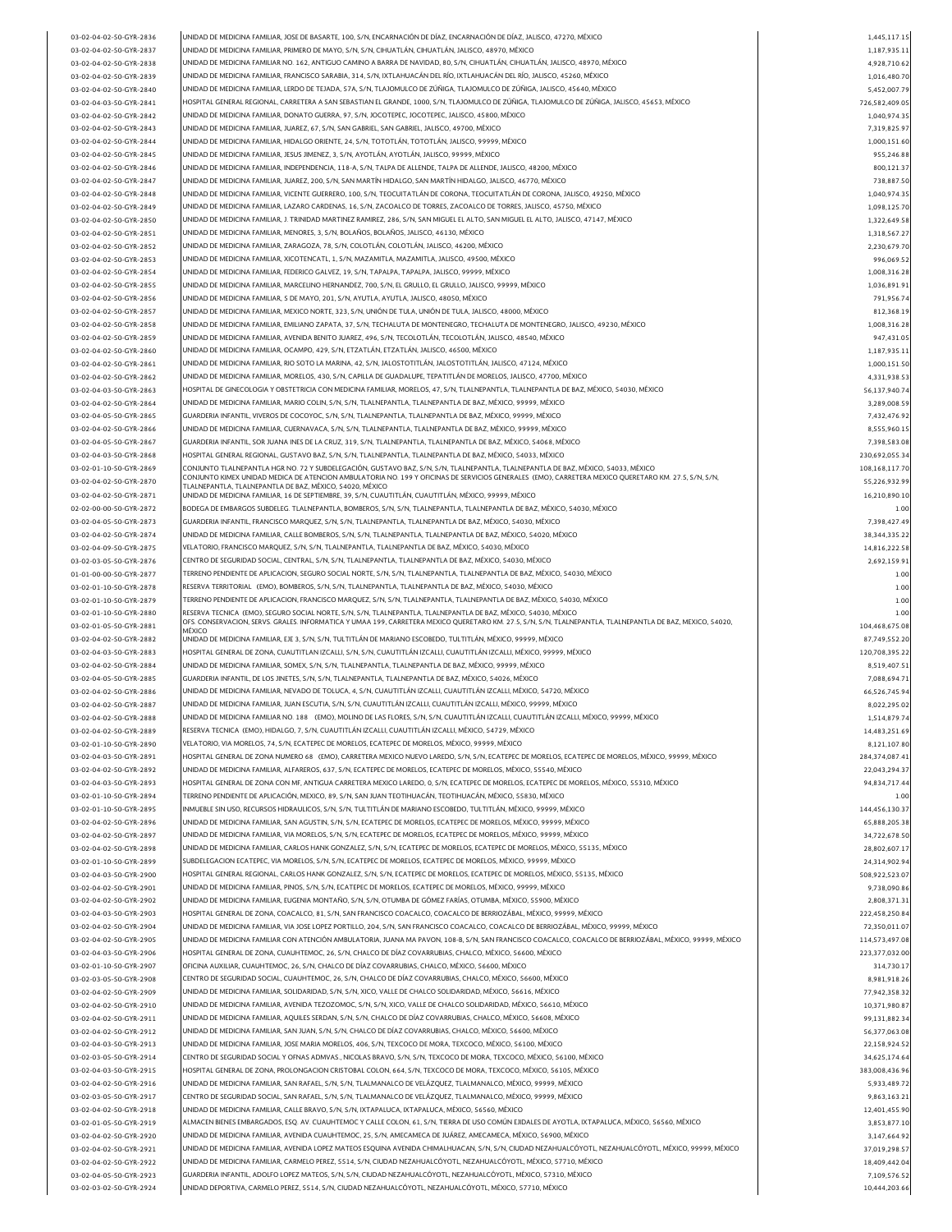| | | |
|---|---|---|
| 03-02-04-02-50-GYR-2836 | UNIDAD DE MEDICINA FAMILIAR, JOSE DE BASARTE, 100, S/N, ENCARNACIÓN DE DÍAZ, ENCARNACIÓN DE DÍAZ, JALISCO, 47270, MÉXICO | 1,445,117.15 |
| 03-02-04-02-50-GYR-2837 | UNIDAD DE MEDICINA FAMILIAR, PRIMERO DE MAYO, S/N, S/N, CIHUATLÁN, CIHUATLÁN, JALISCO, 48970, MÉXICO | 1,187,935.11 |
| 03-02-04-02-50-GYR-2838 | UNIDAD DE MEDICINA FAMILIAR NO. 162, ANTIGUO CAMINO A BARRA DE NAVIDAD, 80, S/N, CIHUATLÁN, CIHUATLÁN, JALISCO, 48970, MÉXICO | 4,928,710.62 |
| 03-02-04-02-50-GYR-2839 | UNIDAD DE MEDICINA FAMILIAR, FRANCISCO SARABIA, 314, S/N, IXTLAHUACÁN DEL RÍO, IXTLAHUACÁN DEL RÍO, JALISCO, 45260, MÉXICO | 1,016,480.70 |
| 03-02-04-02-50-GYR-2840 | UNIDAD DE MEDICINA FAMILIAR, LERDO DE TEJADA, 57A, S/N, TLAJOMULCO DE ZÚÑIGA, TLAJOMULCO DE ZÚÑIGA, JALISCO, 45640, MÉXICO | 5,452,007.79 |
| 03-02-04-03-50-GYR-2841 | HOSPITAL GENERAL REGIONAL, CARRETERA A SAN SEBASTIAN EL GRANDE, 1000, S/N, TLAJOMULCO DE ZÚÑIGA, TLAJOMULCO DE ZÚÑIGA, JALISCO, 45653, MÉXICO | 726,582,409.05 |
| 03-02-04-02-50-GYR-2842 | UNIDAD DE MEDICINA FAMILIAR, DONATO GUERRA, 97, S/N, JOCOTEPEC, JOCOTEPEC, JALISCO, 45800, MÉXICO | 1,040,974.35 |
| 03-02-04-02-50-GYR-2843 | UNIDAD DE MEDICINA FAMILIAR, JUAREZ, 67, S/N, SAN GABRIEL, SAN GABRIEL, JALISCO, 49700, MÉXICO | 7,319,825.97 |
| 03-02-04-02-50-GYR-2844 | UNIDAD DE MEDICINA FAMILIAR, HIDALGO ORIENTE, 24, S/N, TOTOTLÁN, TOTOTLÁN, JALISCO, 99999, MÉXICO | 1,000,151.60 |
| 03-02-04-02-50-GYR-2845 | UNIDAD DE MEDICINA FAMILIAR, JESUS JIMENEZ, 3, S/N, AYOTLÁN, AYOTLÁN, JALISCO, 99999, MÉXICO | 955,246.88 |
| 03-02-04-02-50-GYR-2846 | UNIDAD DE MEDICINA FAMILIAR, INDEPENDENCIA, 118-A, S/N, TALPA DE ALLENDE, TALPA DE ALLENDE, JALISCO, 48200, MÉXICO | 800,121.37 |
| 03-02-04-02-50-GYR-2847 | UNIDAD DE MEDICINA FAMILIAR, JUAREZ, 200, S/N, SAN MARTÍN HIDALGO, SAN MARTÍN HIDALGO, JALISCO, 46770, MÉXICO | 738,887.50 |
| 03-02-04-02-50-GYR-2848 | UNIDAD DE MEDICINA FAMILIAR, VICENTE GUERRERO, 100, S/N, TEOCUITATLÁN DE CORONA, TEOCUITATLÁN DE CORONA, JALISCO, 49250, MÉXICO | 1,040,974.35 |
| 03-02-04-02-50-GYR-2849 | UNIDAD DE MEDICINA FAMILIAR, LAZARO CARDENAS, 16, S/N, ZACOALCO DE TORRES, ZACOALCO DE TORRES, JALISCO, 45750, MÉXICO | 1,098,125.70 |
| 03-02-04-02-50-GYR-2850 | UNIDAD DE MEDICINA FAMILIAR, J. TRINIDAD MARTINEZ RAMIREZ, 286, S/N, SAN MIGUEL EL ALTO, SAN MIGUEL EL ALTO, JALISCO, 47147, MÉXICO | 1,322,649.58 |
| 03-02-04-02-50-GYR-2851 | UNIDAD DE MEDICINA FAMILIAR, MENORES, 3, S/N, BOLAÑOS, BOLAÑOS, JALISCO, 46130, MÉXICO | 1,318,567.27 |
| 03-02-04-02-50-GYR-2852 | UNIDAD DE MEDICINA FAMILIAR, ZARAGOZA, 78, S/N, COLOTLÁN, COLOTLÁN, JALISCO, 46200, MÉXICO | 2,230,679.70 |
| 03-02-04-02-50-GYR-2853 | UNIDAD DE MEDICINA FAMILIAR, XICOTENCATL, 1, S/N, MAZAMITLA, MAZAMITLA, JALISCO, 49500, MÉXICO | 996,069.52 |
| 03-02-04-02-50-GYR-2854 | UNIDAD DE MEDICINA FAMILIAR, FEDERICO GALVEZ, 19, S/N, TAPALPA, TAPALPA, JALISCO, 99999, MÉXICO | 1,008,316.28 |
| 03-02-04-02-50-GYR-2855 | UNIDAD DE MEDICINA FAMILIAR, MARCELINO HERNANDEZ, 700, S/N, EL GRULLO, EL GRULLO, JALISCO, 99999, MÉXICO | 1,036,891.91 |
| 03-02-04-02-50-GYR-2856 | UNIDAD DE MEDICINA FAMILIAR, 5 DE MAYO, 201, S/N, AYUTLA, AYUTLA, JALISCO, 48050, MÉXICO | 791,956.74 |
| 03-02-04-02-50-GYR-2857 | UNIDAD DE MEDICINA FAMILIAR, MEXICO NORTE, 323, S/N, UNIÓN DE TULA, UNIÓN DE TULA, JALISCO, 48000, MÉXICO | 812,368.19 |
| 03-02-04-02-50-GYR-2858 | UNIDAD DE MEDICINA FAMILIAR, EMILIANO ZAPATA, 37, S/N, TECHALUTA DE MONTENEGRO, TECHALUTA DE MONTENEGRO, JALISCO, 49230, MÉXICO | 1,008,316.28 |
| 03-02-04-02-50-GYR-2859 | UNIDAD DE MEDICINA FAMILIAR, AVENIDA BENITO JUAREZ, 496, S/N, TECOLOTLÁN, TECOLOTLÁN, JALISCO, 48540, MÉXICO | 947,431.05 |
| 03-02-04-02-50-GYR-2860 | UNIDAD DE MEDICINA FAMILIAR, OCAMPO, 429, S/N, ETZATLÁN, ETZATLÁN, JALISCO, 46500, MÉXICO | 1,187,935.11 |
| 03-02-04-02-50-GYR-2861 | UNIDAD DE MEDICINA FAMILIAR, RIO SOTO LA MARINA, 42, S/N, JALOSTOTITLÁN, JALOSTOTITLÁN, JALISCO, 47124, MÉXICO | 1,000,151.50 |
| 03-02-04-02-50-GYR-2862 | UNIDAD DE MEDICINA FAMILIAR, MORELOS, 430, S/N, CAPILLA DE GUADALUPE, TEPATITLÁN DE MORELOS, JALISCO, 47700, MÉXICO | 4,331,938.53 |
| 03-02-04-03-50-GYR-2863 | HOSPITAL DE GINECOLOGIA Y OBSTETRICIA CON MEDICINA FAMILIAR, MORELOS, 47, S/N, TLALNEPANTLA, TLALNEPANTLA DE BAZ, MÉXICO, 54030, MÉXICO | 56,137,940.74 |
| 03-02-04-02-50-GYR-2864 | UNIDAD DE MEDICINA FAMILIAR, MARIO COLIN, S/N, S/N, TLALNEPANTLA, TLALNEPANTLA DE BAZ, MÉXICO, 99999, MÉXICO | 3,289,008.59 |
| 03-02-04-05-50-GYR-2865 | GUARDERIA INFANTIL, VIVEROS DE COCOYOC, S/N, S/N, TLALNEPANTLA, TLALNEPANTLA DE BAZ, MÉXICO, 99999, MÉXICO | 7,432,476.92 |
| 03-02-04-02-50-GYR-2866 | UNIDAD DE MEDICINA FAMILIAR, CUERNAVACA, S/N, S/N, TLALNEPANTLA, TLALNEPANTLA DE BAZ, MÉXICO, 99999, MÉXICO | 8,555,960.15 |
| 03-02-04-05-50-GYR-2867 | GUARDERIA INFANTIL, SOR JUANA INES DE LA CRUZ, 319, S/N, TLALNEPANTLA, TLALNEPANTLA DE BAZ, MÉXICO, 54068, MÉXICO | 7,398,583.08 |
| 03-02-04-03-50-GYR-2868 | HOSPITAL GENERAL REGIONAL, GUSTAVO BAZ, S/N, S/N, TLALNEPANTLA, TLALNEPANTLA DE BAZ, MÉXICO, 54033, MÉXICO | 230,692,055.34 |
| 03-02-01-10-50-GYR-2869 | CONJUNTO TLALNEPANTLA HGR NO. 72 Y SUBDELEGACIÓN, GUSTAVO BAZ, S/N, S/N, TLALNEPANTLA, TLALNEPANTLA DE BAZ, MÉXICO, 54033, MÉXICO | 108,168,117.70 |
| 03-02-04-02-50-GYR-2870 | CONJUNTO KIMEX UNIDAD MEDICA DE ATENCION AMBULATORIA NO. 199 Y OFICINAS DE SERVICIOS GENERALES (EMO), CARRETERA MEXICO QUERETARO KM. 27.5, S/N, S/N, TLALNEPANTLA, TLALNEPANTLA DE BAZ, MÉXICO, 54020, MÉXICO | 55,226,932.99 |
| 03-02-04-02-50-GYR-2871 | UNIDAD DE MEDICINA FAMILIAR, 16 DE SEPTIEMBRE, 39, S/N, CUAUTITLÁN, CUAUTITLÁN, MÉXICO, 99999, MÉXICO | 16,210,890.10 |
| 02-02-00-00-50-GYR-2872 | BODEGA DE EMBARGOS SUBDELEG. TLALNEPANTLA, BOMBEROS, S/N, S/N, TLALNEPANTLA, TLALNEPANTLA DE BAZ, MÉXICO, 54030, MÉXICO | 1.00 |
| 03-02-04-05-50-GYR-2873 | GUARDERIA INFANTIL, FRANCISCO MARQUEZ, S/N, S/N, TLALNEPANTLA, TLALNEPANTLA DE BAZ, MÉXICO, 54030, MÉXICO | 7,398,427.49 |
| 03-02-04-02-50-GYR-2874 | UNIDAD DE MEDICINA FAMILIAR, CALLE BOMBEROS, S/N, S/N, TLALNEPANTLA, TLALNEPANTLA DE BAZ, MÉXICO, 54020, MÉXICO | 38,344,335.22 |
| 03-02-04-09-50-GYR-2875 | VELATORIO, FRANCISCO MARQUEZ, S/N, S/N, TLALNEPANTLA, TLALNEPANTLA DE BAZ, MÉXICO, 54030, MÉXICO | 14,816,222.58 |
| 03-02-03-05-50-GYR-2876 | CENTRO DE SEGURIDAD SOCIAL, CENTRAL, S/N, S/N, TLALNEPANTLA, TLALNEPANTLA DE BAZ, MÉXICO, 54030, MÉXICO | 2,692,159.91 |
| 01-01-00-00-50-GYR-2877 | TERRENO PENDIENTE DE APLICACION, SEGURO SOCIAL NORTE, S/N, S/N, TLALNEPANTLA, TLALNEPANTLA DE BAZ, MÉXICO, 54030, MÉXICO | 1.00 |
| 03-02-01-10-50-GYR-2878 | RESERVA TERRITORIAL (EMO), BOMBEROS, S/N, S/N, TLALNEPANTLA, TLALNEPANTLA DE BAZ, MÉXICO, 54030, MÉXICO | 1.00 |
| 03-02-01-10-50-GYR-2879 | TERRENO PENDIENTE DE APLICACION, FRANCISCO MARQUEZ, S/N, S/N, TLALNEPANTLA, TLALNEPANTLA DE BAZ, MÉXICO, 54030, MÉXICO | 1.00 |
| 03-02-01-10-50-GYR-2880 | RESERVA TECNICA (EMO), SEGURO SOCIAL NORTE, S/N, S/N, TLALNEPANTLA, TLALNEPANTLA DE BAZ, MÉXICO, 54030, MÉXICO | 1.00 |
| 03-02-01-05-50-GYR-2881 | OFS. CONSERVACION, SERVS. GRALES. INFORMATICA Y UMAA 199, CARRETERA MEXICO QUERETARO KM. 27.5, S/N, S/N, TLALNEPANTLA, TLALNEPANTLA DE BAZ, MEXICO, 54020, MÉXICO | 104,468,675.08 |
| 03-02-04-02-50-GYR-2882 | UNIDAD DE MEDICINA FAMILIAR, EJE 3, S/N, S/N, TULTITLÁN DE MARIANO ESCOBEDO, TULTITLÁN, MÉXICO, 99999, MÉXICO | 87,749,552.20 |
| 03-02-04-03-50-GYR-2883 | HOSPITAL GENERAL DE ZONA, CUAUTITLAN IZCALLI, S/N, S/N, CUAUTITLÁN IZCALLI, CUAUTITLÁN IZCALLI, MÉXICO, 99999, MÉXICO | 120,708,395.22 |
| 03-02-04-02-50-GYR-2884 | UNIDAD DE MEDICINA FAMILIAR, SOMEX, S/N, S/N, TLALNEPANTLA, TLALNEPANTLA DE BAZ, MÉXICO, 99999, MÉXICO | 8,519,407.51 |
| 03-02-04-05-50-GYR-2885 | GUARDERIA INFANTIL, DE LOS JINETES, S/N, S/N, TLALNEPANTLA, TLALNEPANTLA DE BAZ, MÉXICO, 54026, MÉXICO | 7,088,694.71 |
| 03-02-04-02-50-GYR-2886 | UNIDAD DE MEDICINA FAMILIAR, NEVADO DE TOLUCA, 4, S/N, CUAUTITLÁN IZCALLI, CUAUTITLÁN IZCALLI, MÉXICO, 54720, MÉXICO | 66,526,745.94 |
| 03-02-04-02-50-GYR-2887 | UNIDAD DE MEDICINA FAMILIAR, JUAN ESCUTIA, S/N, S/N, CUAUTITLÁN IZCALLI, CUAUTITLÁN IZCALLI, MÉXICO, 99999, MÉXICO | 8,022,295.02 |
| 03-02-04-02-50-GYR-2888 | UNIDAD DE MEDICINA FAMILIAR NO. 188 (EMO), MOLINO DE LAS FLORES, S/N, S/N, CUAUTITLÁN IZCALLI, CUAUTITLÁN IZCALLI, MÉXICO, 99999, MÉXICO | 1,514,879.74 |
| 03-02-04-02-50-GYR-2889 | RESERVA TECNICA (EMO), HIDALGO, 7, S/N, CUAUTITLÁN IZCALLI, CUAUTITLÁN IZCALLI, MÉXICO, 54729, MÉXICO | 14,483,251.69 |
| 03-02-01-10-50-GYR-2890 | VELATORIO, VIA MORELOS, 74, S/N, ECATEPEC DE MORELOS, ECATEPEC DE MORELOS, MÉXICO, 99999, MÉXICO | 8,121,107.80 |
| 03-02-04-03-50-GYR-2891 | HOSPITAL GENERAL DE ZONA NUMERO 68 (EMO), CARRETERA MEXICO NUEVO LAREDO, S/N, S/N, ECATEPEC DE MORELOS, ECATEPEC DE MORELOS, MÉXICO, 99999, MÉXICO | 284,374,087.41 |
| 03-02-04-02-50-GYR-2892 | UNIDAD DE MEDICINA FAMILIAR, ALFAREROS, 637, S/N, ECATEPEC DE MORELOS, ECATEPEC DE MORELOS, MÉXICO, 55540, MÉXICO | 22,043,294.37 |
| 03-02-04-03-50-GYR-2893 | HOSPITAL GENERAL DE ZONA CON MF, ANTIGUA CARRETERA MEXICO LAREDO, 0, S/N, ECATEPEC DE MORELOS, ECATEPEC DE MORELOS, MÉXICO, 55310, MÉXICO | 94,834,717.44 |
| 03-02-01-10-50-GYR-2894 | TERRENO PENDIENTE DE APLICACIÓN, MEXICO, 89, S/N, SAN JUAN TEOTIHUACÁN, TEOTIHUACÁN, MÉXICO, 55830, MÉXICO | 1.00 |
| 03-02-01-10-50-GYR-2895 | INMUEBLE SIN USO, RECURSOS HIDRAULICOS, S/N, S/N, TULTITLÁN DE MARIANO ESCOBEDO, TULTITLÁN, MÉXICO, 99999, MÉXICO | 144,456,130.37 |
| 03-02-04-02-50-GYR-2896 | UNIDAD DE MEDICINA FAMILIAR, SAN AGUSTIN, S/N, S/N, ECATEPEC DE MORELOS, ECATEPEC DE MORELOS, MÉXICO, 99999, MÉXICO | 65,888,205.38 |
| 03-02-04-02-50-GYR-2897 | UNIDAD DE MEDICINA FAMILIAR, VIA MORELOS, S/N, S/N, ECATEPEC DE MORELOS, ECATEPEC DE MORELOS, MÉXICO, 99999, MÉXICO | 34,722,678.50 |
| 03-02-04-02-50-GYR-2898 | UNIDAD DE MEDICINA FAMILIAR, CARLOS HANK GONZALEZ, S/N, S/N, ECATEPEC DE MORELOS, ECATEPEC DE MORELOS, MÉXICO, 55135, MÉXICO | 28,802,607.17 |
| 03-02-01-10-50-GYR-2899 | SUBDELEGACION ECATEPEC, VIA MORELOS, S/N, S/N, ECATEPEC DE MORELOS, ECATEPEC DE MORELOS, MÉXICO, 99999, MÉXICO | 24,314,902.94 |
| 03-02-04-03-50-GYR-2900 | HOSPITAL GENERAL REGIONAL, CARLOS HANK GONZALEZ, S/N, S/N, ECATEPEC DE MORELOS, ECATEPEC DE MORELOS, MÉXICO, 55135, MÉXICO | 508,922,523.07 |
| 03-02-04-02-50-GYR-2901 | UNIDAD DE MEDICINA FAMILIAR, PINOS, S/N, S/N, ECATEPEC DE MORELOS, ECATEPEC DE MORELOS, MÉXICO, 99999, MÉXICO | 9,738,090.86 |
| 03-02-04-02-50-GYR-2902 | UNIDAD DE MEDICINA FAMILIAR, EUGENIA MONTAÑO, S/N, S/N, OTUMBA DE GÓMEZ FARÍAS, OTUMBA, MÉXICO, 55900, MÉXICO | 2,808,371.31 |
| 03-02-04-03-50-GYR-2903 | HOSPITAL GENERAL DE ZONA, COACALCO, 81, S/N, SAN FRANCISCO COACALCO, COACALCO DE BERRIOZÁBAL, MÉXICO, 99999, MÉXICO | 222,458,250.84 |
| 03-02-04-02-50-GYR-2904 | UNIDAD DE MEDICINA FAMILIAR, VIA JOSE LOPEZ PORTILLO, 204, S/N, SAN FRANCISCO COACALCO, COACALCO DE BERRIOZÁBAL, MÉXICO, 99999, MÉXICO | 72,350,011.07 |
| 03-02-04-02-50-GYR-2905 | UNIDAD DE MEDICINA FAMILIAR CON ATENCIÓN AMBULATORIA, JUANA MA PAVON, 108-B, S/N, SAN FRANCISCO COACALCO, COACALCO DE BERRIOZÁBAL, MÉXICO, 99999, MÉXICO | 114,573,497.08 |
| 03-02-04-03-50-GYR-2906 | HOSPITAL GENERAL DE ZONA, CUAUHTEMOC, 26, S/N, CHALCO DE DÍAZ COVARRUBIAS, CHALCO, MÉXICO, 56600, MÉXICO | 223,377,032.00 |
| 03-02-01-10-50-GYR-2907 | OFICINA AUXILIAR, CUAUHTEMOC, 26, S/N, CHALCO DE DÍAZ COVARRUBIAS, CHALCO, MÉXICO, 56600, MÉXICO | 314,730.17 |
| 03-02-03-05-50-GYR-2908 | CENTRO DE SEGURIDAD SOCIAL, CUAUHTEMOC, 26, S/N, CHALCO DE DÍAZ COVARRUBIAS, CHALCO, MÉXICO, 56600, MÉXICO | 8,981,918.26 |
| 03-02-04-02-50-GYR-2909 | UNIDAD DE MEDICINA FAMILIAR, SOLIDARIDAD, S/N, S/N, XICO, VALLE DE CHALCO SOLIDARIDAD, MÉXICO, 56616, MÉXICO | 77,942,358.32 |
| 03-02-04-02-50-GYR-2910 | UNIDAD DE MEDICINA FAMILIAR, AVENIDA TEZOZOMOC, S/N, S/N, XICO, VALLE DE CHALCO SOLIDARIDAD, MÉXICO, 56610, MÉXICO | 10,371,980.87 |
| 03-02-04-02-50-GYR-2911 | UNIDAD DE MEDICINA FAMILIAR, AQUILES SERDAN, S/N, S/N, CHALCO DE DÍAZ COVARRUBIAS, CHALCO, MÉXICO, 56608, MÉXICO | 99,131,882.34 |
| 03-02-04-02-50-GYR-2912 | UNIDAD DE MEDICINA FAMILIAR, SAN JUAN, S/N, S/N, CHALCO DE DÍAZ COVARRUBIAS, CHALCO, MÉXICO, 56600, MÉXICO | 56,377,063.08 |
| 03-02-04-03-50-GYR-2913 | UNIDAD DE MEDICINA FAMILIAR, JOSE MARIA MORELOS, 406, S/N, TEXCOCO DE MORA, TEXCOCO, MÉXICO, 56100, MÉXICO | 22,158,924.52 |
| 03-02-03-05-50-GYR-2914 | CENTRO DE SEGURIDAD SOCIAL Y OFNAS ADMVAS , NICOLAS BRAVO, S/N, S/N, TEXCOCO DE MORA, TEXCOCO, MÉXICO, 56100, MÉXICO | 34,625,174.64 |
| 03-02-04-03-50-GYR-2915 | HOSPITAL GENERAL DE ZONA, PROLONGACION CRISTOBAL COLON, 664, S/N, TEXCOCO DE MORA, TEXCOCO, MÉXICO, 56105, MÉXICO | 383,008,436.96 |
| 03-02-04-02-50-GYR-2916 | UNIDAD DE MEDICINA FAMILIAR, SAN RAFAEL, S/N, S/N, TLALMANALCO DE VELÁZQUEZ, TLALMANALCO, MÉXICO, 99999, MÉXICO | 5,933,489.72 |
| 03-02-03-05-50-GYR-2917 | CENTRO DE SEGURIDAD SOCIAL, SAN RAFAEL, S/N, S/N, TLALMANALCO DE VELÁZQUEZ, TLALMANALCO, MÉXICO, 99999, MÉXICO | 9,863,163.21 |
| 03-02-04-02-50-GYR-2918 | UNIDAD DE MEDICINA FAMILIAR, CALLE BRAVO, S/N, S/N, IXTAPALUCA, IXTAPALUCA, MÉXICO, 56560, MÉXICO | 12,401,455.90 |
| 03-02-01-05-50-GYR-2919 | ALMACEN BIENES EMBARGADOS, ESQ. AV. CUAUHTEMOC Y CALLE COLON, 61, S/N, TIERRA DE USO COMÚN EJIDALES DE AYOTLA, IXTAPALUCA, MÉXICO, 56560, MÉXICO | 3,853,877.10 |
| 03-02-04-02-50-GYR-2920 | UNIDAD DE MEDICINA FAMILIAR, AVENIDA CUAUHTEMOC, 25, S/N, AMECAMECA DE JUÁREZ, AMECAMECA, MÉXICO, 56900, MÉXICO | 3,147,664.92 |
| 03-02-04-02-50-GYR-2921 | UNIDAD DE MEDICINA FAMILIAR, AVENIDA LOPEZ MATEOS ESQUINA AVENIDA CHIMALHUACAN, S/N, S/N, CIUDAD NEZAHUALCÓYOTL, NEZAHUALCÓYOTL, MÉXICO, 99999, MÉXICO | 37,019,298.57 |
| 03-02-04-02-50-GYR-2922 | UNIDAD DE MEDICINA FAMILIAR, CARMELO PEREZ, 5514, S/N, CIUDAD NEZAHUALCÓYOTL, NEZAHUALCÓYOTL, MÉXICO, 57710, MÉXICO | 18,409,442.04 |
| 03-02-04-05-50-GYR-2923 | GUARDERIA INFANTIL, ADOLFO LOPEZ MATEOS, S/N, S/N, CIUDAD NEZAHUALCÓYOTL, NEZAHUALCÓYOTL, MÉXICO, 57310, MÉXICO | 7,109,576.52 |
| 03-02-03-02-50-GYR-2924 | UNIDAD DEPORTIVA, CARMELO PEREZ, 5514, S/N, CIUDAD NEZAHUALCÓYOTL, NEZAHUALCÓYOTL, MÉXICO, 57710, MÉXICO | 10,444,203.66 |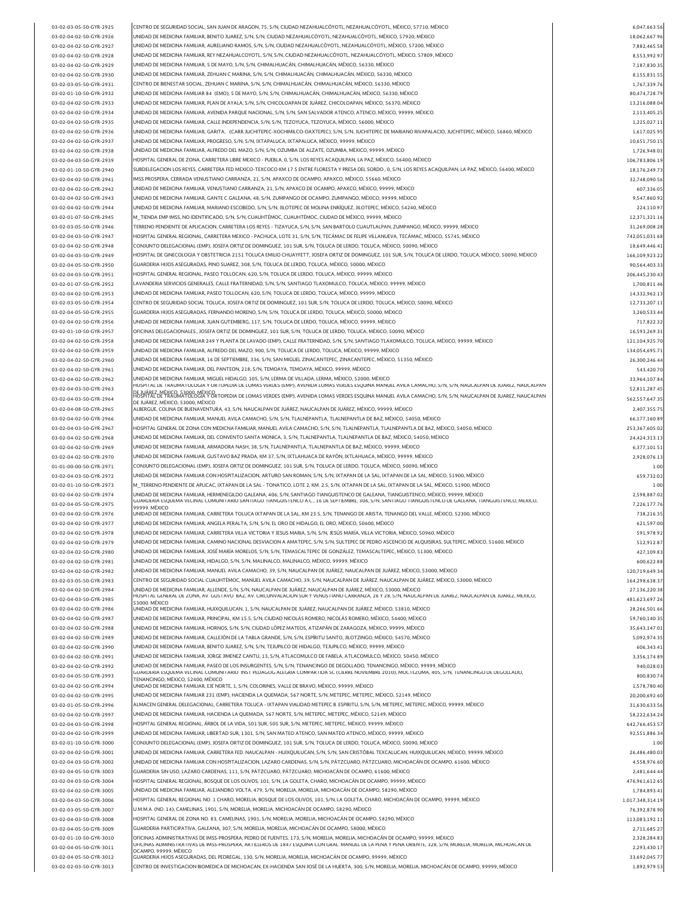| | | |
|---|---|---|
| 03-02-03-05-50-GYR-2925 | CENTRO DE SEGURIDAD SOCIAL, SAN JUAN DE ARAGON, 75, S/N, CIUDAD NEZAHUALCÓYOTL, NEZAHUALCÓYOTL, MÉXICO, 57710, MÉXICO | 6,047,663.56 |
| 03-02-04-02-50-GYR-2926 | UNIDAD DE MEDICINA FAMILIAR, BENITO JUAREZ, S/N, S/N, CIUDAD NEZAHUALCÓYOTL, NEZAHUALCÓYOTL, MÉXICO, 57920, MÉXICO | 18,062,667.96 |
| 03-02-04-02-50-GYR-2927 | UNIDAD DE MEDICINA FAMILIAR, AURELIANO RAMOS, S/N, S/N, CIUDAD NEZAHUALCÓYOTL, NEZAHUALCÓYOTL, MÉXICO, 57200, MÉXICO | 7,882,465.58 |
| 03-02-04-02-50-GYR-2928 | UNIDAD DE MEDICINA FAMILIAR, REY NEZAHUALCOYOTL, S/N, S/N, CIUDAD NEZAHUALCÓYOTL, NEZAHUALCÓYOTL, MÉXICO, 57809, MÉXICO | 8,553,992.97 |
| 03-02-04-02-50-GYR-2929 | UNIDAD DE MEDICINA FAMILIAR, 5 DE MAYO, S/N, S/N, CHIMALHUACÁN, CHIMALHUACÁN, MÉXICO, 56330, MÉXICO | 7,187,830.35 |
| 03-02-04-02-50-GYR-2930 | UNIDAD DE MEDICINA FAMILIAR, ZEHUAN C MARINA, S/N, S/N, CHIMALHUACÁN, CHIMALHUACÁN, MÉXICO, 56330, MÉXICO | 8,155,831.55 |
| 03-02-03-05-50-GYR-2931 | CENTRO DE BIENESTAR SOCIAL, ZEHUAN C MARINA, S/N, S/N, CHIMALHUACÁN, CHIMALHUACÁN, MÉXICO, 56330, MÉXICO | 1,767,339.76 |
| 03-02-01-10-50-GYR-2932 | UNIDAD DE MEDICINA FAMILIAR 84 (EMO), 5 DE MAYO, S/N, S/N, CHIMALHUACÁN, CHIMALHUACÁN, MÉXICO, 56330, MÉXICO | 80,474,728.79 |
| 03-02-04-02-50-GYR-2933 | UNIDAD DE MEDICINA FAMILIAR, PLAN DE AYALA, S/N, S/N, CHICOLOAPAN DE JUÁREZ, CHICOLOAPAN, MÉXICO, 56370, MÉXICO | 13,216,088.04 |
| 03-02-04-02-50-GYR-2934 | UNIDAD DE MEDICINA FAMILIAR, AVENIDA PARQUE NACIONAL, S/N, S/N, SAN SALVADOR ATENCO, ATENCO, MÉXICO, 99999, MÉXICO | 2,113,405.25 |
| 03-02-04-02-50-GYR-2935 | UNIDAD DE MEDICINA FAMILIAR, CALLE INDEPENDENCIA, S/N, S/N, TEZOYUCA, TEZOYUCA, MÉXICO, 56000, MÉXICO | 1,225,027.11 |
| 03-02-04-02-50-GYR-2936 | UNIDAD DE MEDICINA FAMILIAR, GARITA, (CARR.JUCHITEPEC-XOCHIMILCO-OAXTEPEC), S/N, S/N, JUCHITEPEC DE MARIANO RIVAPALACIO, JUCHITEPEC, MÉXICO, 56860, MÉXICO | 1,617,025.95 |
| 03-02-04-02-50-GYR-2937 | UNIDAD DE MEDICINA FAMILIAR, PROGRESO, S/N, S/N, IXTAPALUCA, IXTAPALUCA, MÉXICO, 99999, MÉXICO | 10,651,750.15 |
| 03-02-04-02-50-GYR-2938 | UNIDAD DE MEDICINA FAMILIAR, ALFREDO DEL MAZO, S/N, S/N, OZUMBA DE ALZATE, OZUMBA, MÉXICO, 99999, MÉXICO | 1,726,948.01 |
| 03-02-04-03-50-GYR-2939 | HOSPITAL GENERAL DE ZONA, CARRETERA LIBRE MEXICO - PUEBLA, 0, S/N, LOS REYES ACAQUILPAN, LA PAZ, MÉXICO, 56400, MÉXICO | 106,783,806.19 |
| 03-02-01-10-50-GYR-2940 | SUBDELEGACION LOS REYES, CARRETERA FED MEXICO-TEXCOCO KM 17.5 ENTRE FLORESTA Y PRESA DEL SORDO., 0, S/N, LOS REYES ACAQUILPAN, LA PAZ, MÉXICO, 56400, MÉXICO | 18,176,249.73 |
| 03-02-04-02-50-GYR-2941 | IMSS PROSPERA, CERRADA VENUSTIANO CARRANZA, 21, S/N, APAXCO DE OCAMPO, APAXCO, MÉXICO, 55660, MÉXICO | 32,748,090.56 |
| 03-02-04-02-50-GYR-2942 | UNIDAD DE MEDICINA FAMILIAR, VENUSTIANO CARRANZA, 21, S/N, APAXCO DE OCAMPO, APAXCO, MÉXICO, 99999, MÉXICO | 607,336.05 |
| 03-02-04-02-50-GYR-2943 | UNIDAD DE MEDICINA FAMILIAR, GANTE C GALEANA, 48, S/N, ZUMPANGO DE OCAMPO, ZUMPANGO, MÉXICO, 99999, MÉXICO | 9,547,860.92 |
| 03-02-04-02-50-GYR-2944 | UNIDAD DE MEDICINA FAMILIAR, MARIANO ESCOBEDO, S/N, S/N, JILOTEPEC DE MOLINA ENRÍQUEZ, JILOTEPEC, MÉXICO, 54240, MÉXICO | 224,110.97 |
| 03-02-01-07-50-GYR-2945 | M_TIENDA EMP IMSS, NO IDENTIFICADO, S/N, S/N, CUAUHTÉMOC, CUAUHTÉMOC, CIUDAD DE MÉXICO, 99999, MÉXICO | 12,371,321.16 |
| 03-02-03-05-50-GYR-2946 | TERRENO PENDIENTE DE APLICACION, CARRETERA LOS REYES - TIZAYUCA, S/N, S/N, SAN BARTOLO CUAUTLALPAN, ZUMPANGO, MÉXICO, 99999, MÉXICO | 31,269,008.28 |
| 03-02-04-03-50-GYR-2947 | HOSPITAL GENERAL REGIONAL, CARRETERA MEXICO - PACHUCA, LOTE 31, S/N, S/N, TECÁMAC DE FELIPE VILLANUEVA, TECÁMAC, MÉXICO, 55745, MÉXICO | 742,051,031.68 |
| 03-02-04-02-50-GYR-2948 | CONJUNTO DELEGACIONAL (EMP), JOSEFA ORTIZ DE DOMINGUEZ, 101 SUR, S/N, TOLUCA DE LERDO, TOLUCA, MÉXICO, 50090, MÉXICO | 18,649,446.41 |
| 03-02-04-03-50-GYR-2949 | HOSPITAL DE GINECOLOGIA Y OBSTETRICIA 2151 TOLUCA EMILIO CHUAYFETT, JOSEFA ORTIZ DE DOMINGUEZ, 101 SUR, S/N, TOLUCA DE LERDO, TOLUCA, MÉXICO, 50090, MÉXICO | 166,109,923.22 |
| 03-02-04-05-50-GYR-2950 | GUARDERIA HIJOS ASEGURADAS, PINO SUAREZ, 308, S/N, TOLUCA DE LERDO, TOLUCA, MÉXICO, 50000, MÉXICO | 90,564,403.33 |
| 03-02-04-03-50-GYR-2951 | HOSPITAL GENERAL REGIONAL, PASEO TOLLOCAN, 620, S/N, TOLUCA DE LERDO, TOLUCA, MÉXICO, 99999, MÉXICO | 206,445,230.43 |
| 03-02-01-07-50-GYR-2952 | LAVANDERIA SERVICIOS GENERALES, CALLE FRATERNIDAD, S/N, S/N, SANTIAGO TLAXOMULCO, TOLUCA, MÉXICO, 99999, MÉXICO | 1,700,811.46 |
| 03-02-04-02-50-GYR-2953 | UNIDAD DE MEDICINA FAMILIAR, PASEO TOLLOCAN, 620, S/N, TOLUCA DE LERDO, TOLUCA, MÉXICO, 99999, MÉXICO | 14,332,962.13 |
| 03-02-03-05-50-GYR-2954 | CENTRO DE SEGURIDAD SOCIAL TOLUCA, JOSEFA ORTIZ DE DOMINGUEZ, 101 SUR, S/N, TOLUCA DE LERDO, TOLUCA, MÉXICO, 50090, MÉXICO | 12,733,207.11 |
| 03-02-04-05-50-GYR-2955 | GUARDERIA HIJOS ASEGURADAS, FERNANDO MORENO, S/N, S/N, TOLUCA DE LERDO, TOLUCA, MÉXICO, 50000, MÉXICO | 3,260,533.44 |
| 03-02-04-02-50-GYR-2956 | UNIDAD DE MEDICINA FAMILIAR, JUAN GUTEMBERG, 117, S/N, TOLUCA DE LERDO, TOLUCA, MÉXICO, 99999, MÉXICO | 717,822.32 |
| 03-02-01-10-50-GYR-2957 | OFICINAS DELEGACIONALES., JOSEFA ORTIZ DE DOMINGUEZ, 101 SUR, S/N, TOLUCA DE LERDO, TOLUCA, MÉXICO, 50090, MÉXICO | 16,593,269.31 |
| 03-02-04-02-50-GYR-2958 | UNIDAD DE MEDICINA FAMILIAR 249 Y PLANTA DE LAVADO (EMP), CALLE FRATERNIDAD, S/N, S/N, SANTIAGO TLAXOMULCO, TOLUCA, MÉXICO, 99999, MÉXICO | 121,104,925.70 |
| 03-02-04-02-50-GYR-2959 | UNIDAD DE MEDICINA FAMILIAR, ALFREDO DEL MAZO, 900, S/N, TOLUCA DE LERDO, TOLUCA, MÉXICO, 99999, MÉXICO | 134,054,695.71 |
| 03-02-04-02-50-GYR-2960 | UNIDAD DE MEDICINA FAMILIAR, 16 DE SEPTIEMBRE, 336, S/N, SAN MIGUEL ZINACANTEPEC, ZINACANTEPEC, MÉXICO, 51350, MÉXICO | 26,300,246.44 |
| 03-02-04-02-50-GYR-2961 | UNIDAD DE MEDICINA FAMILIAR, DEL PANTEON, 218, S/N, TEMOAYA, TEMOAYA, MÉXICO, 99999, MÉXICO | 543,420.70 |
| 03-02-04-02-50-GYR-2962 | UNIDAD DE MEDICINA FAMILIAR, MIGUEL HIDALGO, 105, S/N, LERMA DE VILLADA, LERMA, MÉXICO, 52000, MÉXICO | 33,964,107.84 |
| 03-02-04-03-50-GYR-2963 | HOSPITAL DE TRAUMATOLOGIA Y ORTOPEDIA DE LOMAS VERDES (EMP), AVENIDA LOMAS VERDES ESQUINA MANUEL AVILA CAMACHO, S/N, S/N, NAUCALPAN DE JUÁREZ, NAUCALPAN DE JUÁREZ, MÉXICO, 53000, MÉXICO | 52,811,287.45 |
| 03-02-04-03-50-GYR-2964 | HOSPITAL DE TRAUMATOLOGIA Y ORTOPEDIA DE LOMAS VERDES (EMP), AVENIDA LOMAS VERDES ESQUINA MANUEL AVILA CAMACHO, S/N, S/N, NAUCALPAN DE JUÁREZ, NAUCALPAN DE JUÁREZ, MÉXICO, 53000, MÉXICO | 562,557,647.35 |
| 03-02-04-08-50-GYR-2965 | ALBERGUE, COLINA DE BUENAVENTURA, 43, S/N, NAUCALPAN DE JUÁREZ, NAUCALPAN DE JUÁREZ, MÉXICO, 99999, MÉXICO | 2,407,355.75 |
| 03-02-04-02-50-GYR-2966 | UNIDAD DE MEDICINA FAMILIAR, MANUEL AVILA CAMACHO, S/N, S/N, TLALNEPANTLA, TLALNEPANTLA DE BAZ, MÉXICO, 54050, MÉXICO | 66,177,160.89 |
| 03-02-04-03-50-GYR-2967 | HOSPITAL GENERAL DE ZONA CON MEDICNA FAMILIAR, MANUEL AVILA CAMACHO, S/N, S/N, TLALNEPANTLA, TLALNEPANTLA DE BAZ, MÉXICO, 54050, MÉXICO | 253,367,605.02 |
| 03-02-04-02-50-GYR-2968 | UNIDAD DE MEDICINA FAMILIAR, DEL CONVENTO SANTA MONICA, 3, S/N, TLALNEPANTLA, TLALNEPANTLA DE BAZ, MÉXICO, 54050, MÉXICO | 24,424,313.13 |
| 03-02-04-02-50-GYR-2969 | UNIDAD DE MEDICINA FAMILIAR, ARMADORA NASH, 38, S/N, TLALNEPANTLA, TLALNEPANTLA DE BAZ, MÉXICO, 99999, MÉXICO | 6,377,101.51 |
| 03-02-04-02-50-GYR-2970 | UNIDAD DE MEDICINA FAMILIAR, GUSTAVO BAZ PRADA, KM 37, S/N, IXTLAHUACA DE RAYÓN, IXTLAHUACA, MÉXICO, 99999, MÉXICO | 2,928,076.13 |
| 01-01-00-00-50-GYR-2971 | CONJUNTO DELEGACIONAL (EMP), JOSEFA ORTIZ DE DOMINGUEZ, 101 SUR, S/N, TOLUCA DE LERDO, TOLUCA, MÉXICO, 50090, MÉXICO | 1.00 |
| 03-02-04-03-50-GYR-2972 | UNIDAD DE MEDICINA FAMILIAR CON HOSPITALIZACION, ARTURO SAN ROMAN, S/N, S/N, IXTAPAN DE LA SAL, IXTAPAN DE LA SAL, MÉXICO, 51900, MÉXICO | 659,732.02 |
| 03-02-01-10-50-GYR-2973 | M_TERRENO PENDIENTE DE APLICAC, IXTAPAN DE LA SAL - TONATICO, LOTE 2, KM. 2.5, S/N, IXTAPAN DE LA SAL, IXTAPAN DE LA SAL, MÉXICO, 51900, MÉXICO | 1.00 |
| 03-02-04-02-50-GYR-2974 | UNIDAD DE MEDICINA FAMILIAR, HERMENEGILDO GALEANA, 406, S/N, SANTIAGO TIANGUISTENCO DE GALEANA, TIANGUISTENCO, MÉXICO, 99999, MÉXICO | 2,598,887.02 |
| 03-02-04-05-50-GYR-2975 | GUARDERIA ESQUEMA VECINAL COMUNITARIO SANTIAGO TIANGUISTENCO A.C., 16 DE SEPTIEMBRE, 306, S/N, SANTIAGO TIANGUISTENCO DE GALEANA, TIANGUISTENCO, MÉXICO, 99999, MÉXICO | 7,226,177.76 |
| 03-02-04-02-50-GYR-2976 | UNIDAD DE MEDICINA FAMILIAR, CARRETERA TOLUCA IXTAPAN DE LA SAL, KM 23.5, S/N, TENANGO DE ARISTA, TENANGO DEL VALLE, MÉXICO, 52300, MÉXICO | 738,216.35 |
| 03-02-04-02-50-GYR-2977 | UNIDAD DE MEDICINA FAMILIAR, ANGELA PERALTA, S/N, S/N, EL ORO DE HIDALGO, EL ORO, MÉXICO, 50600, MÉXICO | 621,597.00 |
| 03-02-04-02-50-GYR-2978 | UNIDAD DE MEDICINA FAMILIAR, CARRETERA VILLA VICTORIA Y JESUS MARIA, S/N, S/N, JESÚS MARÍA, VILLA VICTORIA, MÉXICO, 50960, MÉXICO | 591,978.92 |
| 03-02-04-02-50-GYR-2979 | UNIDAD DE MEDICINA FAMILIAR, CAMINO NACIONAL DESVIACION A AMATEPEC, S/N, S/N, SULTEPEC DE PEDRO ASCENCIO DE ALQUISIRAS, SULTEPEC, MÉXICO, 51600, MÉXICO | 512,912.87 |
| 03-02-04-02-50-GYR-2980 | UNIDAD DE MEDICINA FAMILIAR, JOSÉ MARÍA MORELOS, S/N, S/N, TEMASCALTEPEC DE GONZÁLEZ, TEMASCALTEPEC, MÉXICO, 51300, MÉXICO | 427,109.83 |
| 03-02-04-02-50-GYR-2981 | UNIDAD DE MEDICINA FAMILIAR, HIDALGO, S/N, S/N, MALINALCO, MALINALCO, MÉXICO, 99999, MÉXICO | 600,622.88 |
| 03-02-04-02-50-GYR-2982 | UNIDAD DE MEDICINA FAMILIAR, MANUEL AVILA CAMACHO, 39, S/N, NAUCALPAN DE JUÁREZ, NAUCALPAN DE JUÁREZ, MÉXICO, 53000, MÉXICO | 120,719,649.34 |
| 03-02-03-05-50-GYR-2983 | CENTRO DE SEGURIDAD SOCIAL CUAUHTÉMOC, MANUEL AVILA CAMACHO, 39, S/N, NAUCALPAN DE JUÁREZ, NAUCALPAN DE JUÁREZ, MÉXICO, 53000, MÉXICO | 164,298,638.37 |
| 03-02-04-02-50-GYR-2984 | UNIDAD DE MEDICINA FAMILIAR, ALLENDE, S/N, S/N, NAUCALPAN DE JUÁREZ, NAUCALPAN DE JUÁREZ, MÉXICO, 53000, MÉXICO | 27,136,220.38 |
| 03-02-04-03-50-GYR-2985 | HOSPITAL GENERAL DE ZONA, AV. GUSTAVO BAZ, AV. CIRCUNVALACION SUR Y VENUSTIANO CARRANZA, 26 Y 28, S/N, NAUCALPAN DE JUÁREZ, NAUCALPAN DE JUÁREZ, MÉXICO, 53000, MÉXICO | 481,623,697.26 |
| 03-02-04-02-50-GYR-2986 | UNIDAD DE MEDICINA FAMILIAR, HUIXQUILUCAN, 1, S/N, NAUCALPAN DE JUÁREZ, NAUCALPAN DE JUÁREZ, MÉXICO, 53810, MÉXICO | 28,266,501.66 |
| 03-02-04-02-50-GYR-2987 | UNIDAD DE MEDICINA FAMILIAR, PRINCIPAL, KM 15.5, S/N, CIUDAD NICOLÁS ROMERO, NICOLÁS ROMERO, MÉXICO, 54400, MÉXICO | 59,760,140.35 |
| 03-02-04-02-50-GYR-2988 | UNIDAD DE MEDICINA FAMILIAR, HORNOS, S/N, S/N, CIUDAD LÓPEZ MATEOS, ATIZAPÁN DE ZARAGOZA, MÉXICO, 99999, MÉXICO | 35,643,147.01 |
| 03-02-04-02-50-GYR-2989 | UNIDAD DE MEDICINA FAMILIAR, CALLEJÓN DE LA TABLA GRANDE, S/N, S/N, ESPÍRITU SANTO, JILOTZINGO, MÉXICO, 54570, MÉXICO | 5,092,974.35 |
| 03-02-04-02-50-GYR-2990 | UNIDAD DE MEDICINA FAMILIAR, BENITO JUAREZ, S/N, S/N, TEJUPILCO DE HIDALGO, TEJUPILCO, MÉXICO, 99999, MÉXICO | 606,343.41 |
| 03-02-04-02-50-GYR-2991 | UNIDAD DE MEDICINA FAMILIAR, JORGE JIMENEZ CANTU, 13, S/N, ATLACOMULCO DE FABELA, ATLACOMULCO, MÉXICO, 50450, MÉXICO | 3,356,174.89 |
| 03-02-04-02-50-GYR-2992 | UNIDAD DE MEDICINA FAMILIAR, PASEO DE LOS INSURGENTES, S/N, S/N, TENANCINGO DE DEGOLLADO, TENANCINGO, MÉXICO, 99999, MÉXICO | 940,028.03 |
| 03-02-04-05-50-GYR-2993 | GUARDERIA ESQUEMA VECINAL COMUNITARIO INST PEDAGOG ALEGRIA COMPARTIDA SC (CIERRE NOVIEMBRE 2010), MOCTEZUMA, 405, S/N, TENANCINGO DE DEGOLLADO, TENANCINGO, MÉXICO, 52400, MÉXICO | 800,830.74 |
| 03-02-04-02-50-GYR-2994 | UNIDAD DE MEDICINA FAMILIAR, EJE NORTE, 1, S/N, COLORINES, VALLE DE BRAVO, MÉXICO, 99999, MÉXICO | 1,578,780.40 |
| 03-02-04-02-50-GYR-2995 | UNIDAD DE MEDICINA FAMILIAR 231 (EMP), HACIENDA LA QUEMADA, 567 NORTE, S/N, METEPEC, METEPEC, MÉXICO, 52149, MÉXICO | 20,200,692.60 |
| 03-02-01-05-50-GYR-2996 | ALMACEN GENERAL DELEGACIONAL, CARRETERA TOLUCA - IXTAPAN VIALIDAD METEPEC B. ESPIRITU, S/N, S/N, METEPEC, METEPEC, MÉXICO, 99999, MÉXICO | 31,630,633.56 |
| 03-02-04-02-50-GYR-2997 | UNIDAD DE MEDICINA FAMILIAR, HACIENDA LA QUEMADA, 567 NORTE, S/N, METEPEC, METEPEC, MÉXICO, 52149, MÉXICO | 58,222,634.24 |
| 03-02-04-03-50-GYR-2998 | HOSPITAL GENERAL REGIONAL, ÁRBOL DE LA VIDA, 501 SUR, 505 SUR, S/N, METEPEC, METEPEC, MÉXICO, 99999, MÉXICO | 642,766,453.57 |
| 03-02-04-02-50-GYR-2999 | UNIDAD DE MEDICINA FAMILIAR, LIBERTAD SUR, 1301, S/N, SAN MATEO ATENCO, SAN MATEO ATENCO, MÉXICO, 99999, MÉXICO | 92,551,886.34 |
| 03-02-01-10-50-GYR-3000 | CONJUNTO DELEGACIONAL (EMP), JOSEFA ORTIZ DE DOMINGUEZ, 101 SUR, S/N, TOLUCA DE LERDO, TOLUCA, MÉXICO, 50090, MÉXICO | 1.00 |
| 03-02-04-02-50-GYR-3001 | UNIDAD DE MEDICINA FAMILIAR, CARRETERA FED. NAUCALPAN - HUIXQUILUCAN, S/N, S/N, SAN CRISTÓBAL TEXCALUCAN, HUIXQUILUCAN, MÉXICO, 99999, MÉXICO | 26,486,480.03 |
| 03-02-04-03-50-GYR-3002 | UNIDAD DE MEDICINA FAMILIAR CON HOSPITALIZACION, LAZARO CARDENAS, S/N, S/N, PÁTZCUARO, PÁTZCUARO, MICHOACÁN DE OCAMPO, 61600, MÉXICO | 4,558,976.60 |
| 03-02-04-05-50-GYR-3003 | GUARDERIA SIN USO, LAZARO CARDENAS, 111, S/N, PÁTZCUARO, PÁTZCUARO, MICHOACÁN DE OCAMPO, 61600, MÉXICO | 2,481,644.44 |
| 03-02-04-03-50-GYR-3004 | HOSPITAL GENERAL REGIONAL, BOSQUE DE LOS OLIVOS, 101, S/N, LA GOLETA, CHARO, MICHOACÁN DE OCAMPO, 99999, MÉXICO | 476,961,612.65 |
| 03-02-04-02-50-GYR-3005 | UNIDAD DE MEDICINA FAMILIAR, ALEJANDRO VOLTA, 479, S/N, MORELIA, MORELIA, MICHOACÁN DE OCAMPO, 58290, MÉXICO | 1,784,893.41 |
| 03-02-04-03-50-GYR-3006 | HOSPITAL GENERAL REGIONAL NO. 1 CHARO, MORELIA, BOSQUE DE LOS OLIVOS, 101, S/N, LA GOLETA, CHARO, MICHOACÁN DE OCAMPO, 99999, MÉXICO | 1,017,348,314.19 |
| 03-02-03-05-50-GYR-3007 | U.M.M.A. (NO. 14), CAMELINAS, 1901, S/N, MORELIA, MORELIA, MICHOACÁN DE OCAMPO, 58290, MÉXICO | 76,392,878.90 |
| 03-02-04-03-50-GYR-3008 | HOSPITAL GENERAL DE ZONA NO. 83, CAMELINAS, 1901, S/N, MORELIA, MORELIA, MICHOACÁN DE OCAMPO, 58290, MÉXICO | 113,083,192.11 |
| 03-02-04-05-50-GYR-3009 | GUARDERIA PARTICIPATIVA, GALEANA, 307, S/N, MORELIA, MORELIA, MICHOACÁN DE OCAMPO, 58000, MÉXICO | 2,711,685.27 |
| 03-02-01-10-50-GYR-3010 | OFICINAS ADMINISTRATIVAS DE IMSS-PROSPERA, PEDRO DE FUENTES, 173, S/N, MORELIA, MORELIA, MICHOACÁN DE OCAMPO, 99999, MÉXICO | 2,328,284.83 |
| 03-02-04-05-50-GYR-3011 | OFICINAS ADMINISTRATIVAS DE IMSS-PROSPERA, ARTILLEROS DE 1847 ESQUINA CON GRAL. MANUEL DE LA PEÑA Y PEÑA ORIENTE, 328, S/N, MORELIA, MORELIA, MICHOACÁN DE OCAMPO, 99999, MÉXICO | 2,293,430.17 |
| 03-02-04-05-50-GYR-3012 | GUARDERIA HIJOS ASEGURADAS, DEL PEDREGAL, 130, S/N, MORELIA, MORELIA, MICHOACÁN DE OCAMPO, 99999, MÉXICO | 33,692,045.77 |
| 03-02-02-03-50-GYR-3013 | CENTRO DE INVESTIGACION BIOMEDICA DE MICHOACAN, EX-HACIENDA SAN JOSÉ DE LA HUERTA, 300, S/N, MORELIA, MORELIA, MICHOACÁN DE OCAMPO, 99999, MÉXICO | 1,892,979.53 |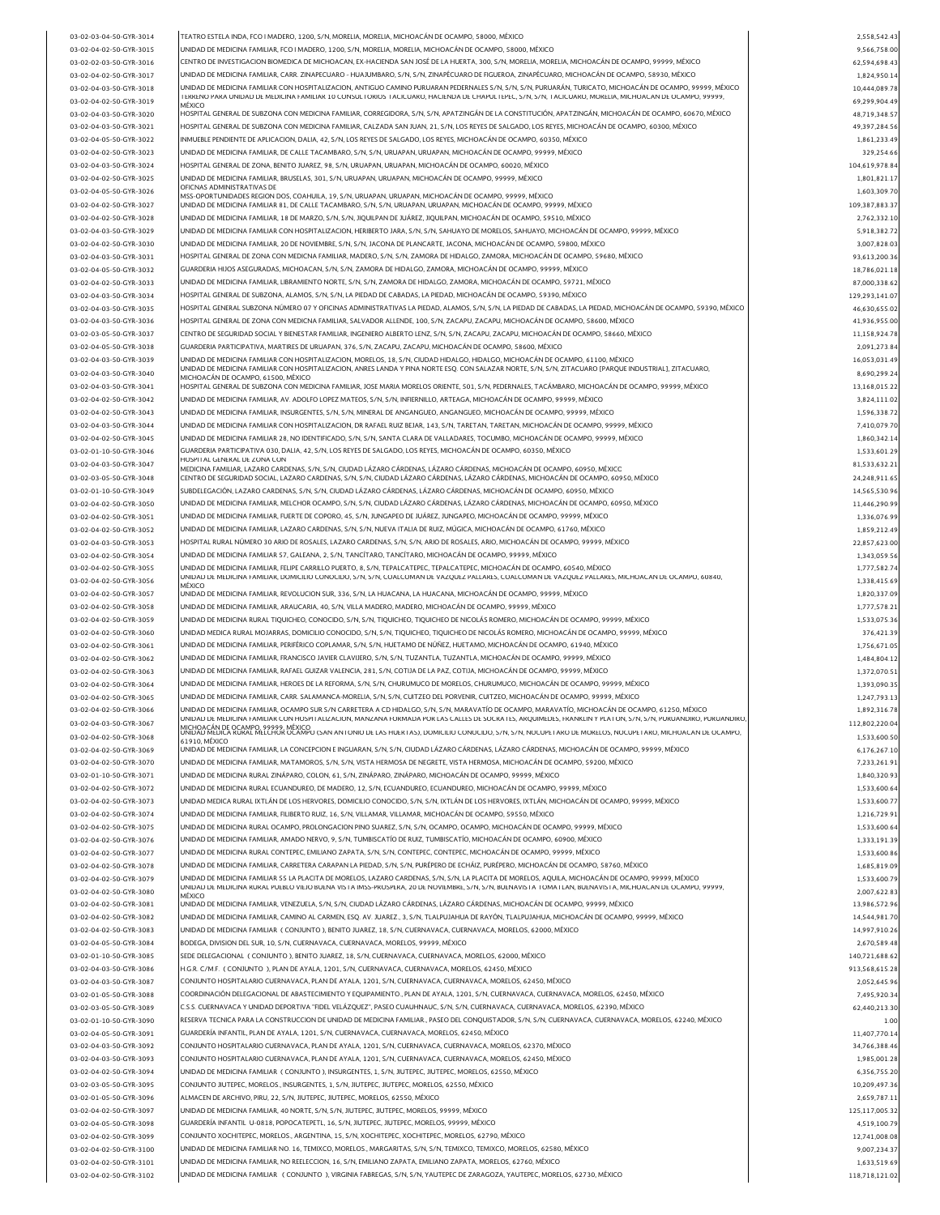| | | |
|---|---|---|
| 03-02-03-04-50-GYR-3014 | TEATRO ESTELA INDA, FCO I MADERO, 1200, S/N, MORELIA, MORELIA, MICHOACÁN DE OCAMPO, 58000, MÉXICO | 2,558,542.43 |
| 03-02-04-02-50-GYR-3015 | UNIDAD DE MEDICINA FAMILIAR, FCO I MADERO, 1200, S/N, MORELIA, MORELIA, MICHOACÁN DE OCAMPO, 58000, MÉXICO | 9,566,758.00 |
| 03-02-02-03-50-GYR-3016 | CENTRO DE INVESTIGACION BIOMEDICA DE MICHOACAN, EX-HACIENDA SAN JOSÉ DE LA HUERTA, 300, S/N, MORELIA, MORELIA, MICHOACÁN DE OCAMPO, 99999, MÉXICO | 62,594,698.43 |
| 03-02-04-02-50-GYR-3017 | UNIDAD DE MEDICINA FAMILIAR, CARR. ZINAPECUARO - HUAJUMBARO, S/N, S/N, ZINAPÉCUARO DE FIGUEROA, ZINAPÉCUARO, MICHOACÁN DE OCAMPO, 58930, MÉXICO | 1,824,950.14 |
| 03-02-04-03-50-GYR-3018 | UNIDAD DE MEDICINA FAMILIAR CON HOSPITALIZACION, ANTIGUO CAMINO PURUARAN PEDERNALES S/N, S/N, S/N, PURUARÁN, TURICATO, MICHOACÁN DE OCAMPO, 99999, MÉXICO | 10,444,089.78 |
| 03-02-04-02-50-GYR-3019 | TERRENO PARA UNIDAD DE MEDICINA FAMILIAR 10 CONSULTORIOS TACICUARO, HACIENDA DE CHAPULTEPEC, S/N, S/N, TACICUARO, MORELIA, MICHOACÁN DE OCAMPO, 99999, MÉXICO | 69,299,904.49 |
| 03-02-04-03-50-GYR-3020 | HOSPITAL GENERAL DE SUBZONA CON MEDICINA FAMILIAR, CORREGIDORA, S/N, S/N, APATZINGÁN DE LA CONSTITUCIÓN, APATZINGÁN, MICHOACÁN DE OCAMPO, 60670, MÉXICO | 48,719,348.57 |
| 03-02-04-03-50-GYR-3021 | HOSPITAL GENERAL DE SUBZONA CON MEDICINA FAMILIAR, CALZADA SAN JUAN, 21, S/N, LOS REYES DE SALGADO, LOS REYES, MICHOACÁN DE OCAMPO, 60300, MÉXICO | 49,397,284.56 |
| 03-02-04-05-50-GYR-3022 | INMUEBLE PENDIENTE DE APLICACION, DALIA, 42, S/N, LOS REYES DE SALGADO, LOS REYES, MICHOACÁN DE OCAMPO, 60350, MÉXICO | 1,861,233.49 |
| 03-02-04-02-50-GYR-3023 | UNIDAD DE MEDICINA FAMILIAR, DE CALLE TACAMBARO, S/N, S/N, URUAPAN, URUAPAN, MICHOACÁN DE OCAMPO, 99999, MÉXICO | 329,254.66 |
| 03-02-04-03-50-GYR-3024 | HOSPITAL GENERAL DE ZONA, BENITO JUAREZ, 98, S/N, URUAPAN, URUAPAN, MICHOACÁN DE OCAMPO, 60020, MÉXICO | 104,619,978.84 |
| 03-02-04-02-50-GYR-3025 | UNIDAD DE MEDICINA FAMILIAR, BRUSELAS, 301, S/N, URUAPAN, URUAPAN, MICHOACÁN DE OCAMPO, 99999, MÉXICO | 1,801,821.17 |
| 03-02-04-05-50-GYR-3026 | OFICNAS ADMINISTRATIVAS DE MSS-OPORTUNIDADES REGION DOS, COAHUILA, 19, S/N, URUAPAN, URUAPAN, MICHOACÁN DE OCAMPO, 99999, MÉXICO | 1,603,309.70 |
| 03-02-04-02-50-GYR-3027 | UNIDAD DE MEDICINA FAMILIAR 81, DE CALLE TACAMBARO, S/N, S/N, URUAPAN, URUAPAN, MICHOACÁN DE OCAMPO, 99999, MÉXICO | 109,387,883.37 |
| 03-02-04-02-50-GYR-3028 | UNIDAD DE MEDICINA FAMILIAR, 18 DE MARZO, S/N, S/N, JIQUILPAN DE JUÁREZ, JIQUILPAN, MICHOACÁN DE OCAMPO, 59510, MÉXICO | 2,762,332.10 |
| 03-02-04-03-50-GYR-3029 | UNIDAD DE MEDICINA FAMILIAR CON HOSPITALIZACION, HERIBERTO JARA, S/N, S/N, SAHUAYO DE MORELOS, SAHUAYO, MICHOACÁN DE OCAMPO, 99999, MÉXICO | 5,918,382.72 |
| 03-02-04-02-50-GYR-3030 | UNIDAD DE MEDICINA FAMILIAR, 20 DE NOVIEMBRE, S/N, S/N, JACONA DE PLANCARTE, JACONA, MICHOACÁN DE OCAMPO, 59800, MÉXICO | 3,007,828.03 |
| 03-02-04-03-50-GYR-3031 | HOSPITAL GENERAL DE ZONA CON MEDICINA FAMILIAR, MADERO, S/N, S/N, ZAMORA DE HIDALGO, ZAMORA, MICHOACÁN DE OCAMPO, 59680, MÉXICO | 93,613,200.36 |
| 03-02-04-05-50-GYR-3032 | GUARDERIA HIJOS ASEGURADAS, MICHOACAN, S/N, S/N, ZAMORA DE HIDALGO, ZAMORA, MICHOACÁN DE OCAMPO, 99999, MÉXICO | 18,786,021.18 |
| 03-02-04-02-50-GYR-3033 | UNIDAD DE MEDICINA FAMILIAR, LIBRAMIENTO NORTE, S/N, S/N, ZAMORA DE HIDALGO, ZAMORA, MICHOACÁN DE OCAMPO, 59721, MÉXICO | 87,000,338.62 |
| 03-02-04-03-50-GYR-3034 | HOSPITAL GENERAL DE SUBZONA, ALAMOS, S/N, S/N, LA PIEDAD DE CABADAS, LA PIEDAD, MICHOACÁN DE OCAMPO, 59390, MÉXICO | 129,293,141.07 |
| 03-02-04-03-50-GYR-3035 | HOSPITAL GENERAL SUBZONA NÚMERO 07 Y OFICINAS ADMINISTRATIVAS LA PIEDAD, ALAMOS, S/N, S/N, LA PIEDAD DE CABADAS, LA PIEDAD, MICHOACÁN DE OCAMPO, 59390, MÉXICO | 46,630,655.02 |
| 03-02-04-03-50-GYR-3036 | HOSPITAL GENERAL DE ZONA CON MEDICINA FAMILIAR, SALVADOR ALLENDE, 100, S/N, ZACAPU, ZACAPU, MICHOACÁN DE OCAMPO, 58600, MÉXICO | 41,936,955.00 |
| 03-02-03-05-50-GYR-3037 | CENTRO DE SEGURIDAD SOCIAL Y BIENESTAR FAMILIAR, INGENIERO ALBERTO LENZ, S/N, S/N, ZACAPU, ZACAPU, MICHOACÁN DE OCAMPO, 58660, MÉXICO | 11,158,924.78 |
| 03-02-04-05-50-GYR-3038 | GUARDERIA PARTICIPATIVA, MARTIRES DE URUAPAN, 376, S/N, ZACAPU, ZACAPU, MICHOACÁN DE OCAMPO, 58600, MÉXICO | 2,091,273.84 |
| 03-02-04-03-50-GYR-3039 | UNIDAD DE MEDICINA FAMILIAR CON HOSPITALIZACION, MORELOS, 18, S/N, CIUDAD HIDALGO, HIDALGO, MICHOACÁN DE OCAMPO, 61100, MÉXICO | 16,053,031.49 |
| 03-02-04-03-50-GYR-3040 | UNIDAD DE MEDICINA FAMILIAR CON HOSPITALIZACION, ANRES LANDA Y PINA NORTE ESQ. CON SALAZAR NORTE, S/N, S/N, ZITACUARO [PARQUE INDUSTRIAL], ZITACUARO, MICHOACÁN DE OCAMPO, 61500, MÉXICO | 8,690,299.24 |
| 03-02-04-03-50-GYR-3041 | HOSPITAL GENERAL DE SUBZONA CON MEDICINA FAMILIAR, JOSE MARIA MORELOS ORIENTE, 501, S/N, PEDERNALES, TACÁMBARO, MICHOACÁN DE OCAMPO, 99999, MÉXICO | 13,168,015.22 |
| 03-02-04-02-50-GYR-3042 | UNIDAD DE MEDICINA FAMILIAR, AV. ADOLFO LOPEZ MATEOS, S/N, S/N, INFIERNILLO, ARTEAGA, MICHOACÁN DE OCAMPO, 99999, MÉXICO | 3,824,111.02 |
| 03-02-04-02-50-GYR-3043 | UNIDAD DE MEDICINA FAMILIAR, INSURGENTES, S/N, S/N, MINERAL DE ANGANGUEO, ANGANGUEO, MICHOACÁN DE OCAMPO, 99999, MÉXICO | 1,596,338.72 |
| 03-02-04-03-50-GYR-3044 | UNIDAD DE MEDICINA FAMILIAR CON HOSPITALIZACION, DR RAFAEL RUIZ BEJAR, 143, S/N, TARETAN, TARETAN, MICHOACÁN DE OCAMPO, 99999, MÉXICO | 7,410,079.70 |
| 03-02-04-02-50-GYR-3045 | UNIDAD DE MEDICINA FAMILIAR 28, NO IDENTIFICADO, S/N, S/N, SANTA CLARA DE VALLADARES, TOCUMBO, MICHOACÁN DE OCAMPO, 99999, MÉXICO | 1,860,342.14 |
| 03-02-01-10-50-GYR-3046 | GUARDERIA PARTICIPATIVA 030, DALIA, 42, S/N, LOS REYES DE SALGADO, LOS REYES, MICHOACÁN DE OCAMPO, 60350, MÉXICO | 1,533,601.29 |
| 03-02-04-03-50-GYR-3047 | HOSPITAL GENERAL DE ZONA CON MEDICINA FAMILIAR, LAZARO CARDENAS, S/N, S/N, CIUDAD LÁZARO CÁRDENAS, LÁZARO CÁRDENAS, MICHOACÁN DE OCAMPO, 60950, MÉXICO | 81,533,632.21 |
| 03-02-03-05-50-GYR-3048 | CENTRO DE SEGURIDAD SOCIAL, LAZARO CARDENAS, S/N, S/N, CIUDAD LÁZARO CÁRDENAS, LÁZARO CÁRDENAS, MICHOACÁN DE OCAMPO, 60950, MÉXICO | 24,248,911.65 |
| 03-02-01-10-50-GYR-3049 | SUBDELEGACIÓN, LAZARO CARDENAS, S/N, S/N, CIUDAD LÁZARO CÁRDENAS, LÁZARO CÁRDENAS, MICHOACÁN DE OCAMPO, 60950, MÉXICO | 14,565,530.96 |
| 03-02-04-02-50-GYR-3050 | UNIDAD DE MEDICINA FAMILIAR, MELCHOR OCAMPO, S/N, S/N, CIUDAD LÁZARO CÁRDENAS, LÁZARO CÁRDENAS, MICHOACÁN DE OCAMPO, 60950, MÉXICO | 11,446,290.99 |
| 03-02-04-02-50-GYR-3051 | UNIDAD DE MEDICINA FAMILIAR, FUERTE DE COPORO, 45, S/N, JUNGAPEO DE JUÁREZ, JUNGAPEO, MICHOACÁN DE OCAMPO, 99999, MÉXICO | 1,336,076.99 |
| 03-02-04-02-50-GYR-3052 | UNIDAD DE MEDICINA FAMILIAR, LAZARO CARDENAS, S/N, S/N, NUEVA ITALIA DE RUIZ, MÚGICA, MICHOACÁN DE OCAMPO, 61760, MÉXICO | 1,859,212.49 |
| 03-02-04-03-50-GYR-3053 | HOSPITAL RURAL NÚMERO 30 ARIO DE ROSALES, LAZARO CARDENAS, S/N, S/N, ARIO DE ROSALES, ARIO, MICHOACÁN DE OCAMPO, 99999, MÉXICO | 22,857,623.00 |
| 03-02-04-02-50-GYR-3054 | UNIDAD DE MEDICINA FAMILIAR 57, GALEANA, 2, S/N, TANCÍTARO, TANCÍTARO, MICHOACÁN DE OCAMPO, 99999, MÉXICO | 1,343,059.56 |
| 03-02-04-02-50-GYR-3055 | UNIDAD DE MEDICINA FAMILIAR, FELIPE CARRILLO PUERTO, 8, S/N, TEPALCATEPEC, TEPALCATEPEC, MICHOACÁN DE OCAMPO, 60540, MÉXICO | 1,777,582.74 |
| 03-02-04-02-50-GYR-3056 | UNIDAD DE MEDICINA FAMILIAR, DOMICILIO CONOCIDO, S/N, S/N, COALCOMÁN DE VÁZQUEZ PALLARES, COALCOMÁN DE VÁZQUEZ PALLARES, MICHOACÁN DE OCAMPO, 60840, MÉXICO | 1,338,415.69 |
| 03-02-04-02-50-GYR-3057 | UNIDAD DE MEDICINA FAMILIAR, REVOLUCION SUR, 336, S/N, LA HUACANA, LA HUACANA, MICHOACÁN DE OCAMPO, 99999, MÉXICO | 1,820,337.09 |
| 03-02-04-02-50-GYR-3058 | UNIDAD DE MEDICINA FAMILIAR, ARAUCARIA, 40, S/N, VILLA MADERO, MADERO, MICHOACÁN DE OCAMPO, 99999, MÉXICO | 1,777,578.21 |
| 03-02-04-02-50-GYR-3059 | UNIDAD DE MEDICINA RURAL TIQUICHEO, CONOCIDO, S/N, S/N, TIQUICHEO, TIQUICHEO DE NICOLÁS ROMERO, MICHOACÁN DE OCAMPO, 99999, MÉXICO | 1,533,075.36 |
| 03-02-04-02-50-GYR-3060 | UNIDAD MEDICA RURAL MOJARRAS, DOMICILIO CONOCIDO, S/N, S/N, TIQUICHEO, TIQUICHEO DE NICOLÁS ROMERO, MICHOACÁN DE OCAMPO, 99999, MÉXICO | 376,421.39 |
| 03-02-04-02-50-GYR-3061 | UNIDAD DE MEDICINA FAMILIAR, PERIFÉRICO COPLAMAR, S/N, S/N, HUETAMO DE NÚÑEZ, HUETAMO, MICHOACÁN DE OCAMPO, 61940, MÉXICO | 1,756,671.05 |
| 03-02-04-02-50-GYR-3062 | UNIDAD DE MEDICINA FAMILIAR, FRANCISCO JAVIER CLAVIJERO, S/N, S/N, TUZANTLA, TUZANTLA, MICHOACÁN DE OCAMPO, 99999, MÉXICO | 1,484,804.12 |
| 03-02-04-02-50-GYR-3063 | UNIDAD DE MEDICINA FAMILIAR, RAFAEL GUIZAR VALENCIA, 281, S/N, COTIJA DE LA PAZ, COTIJA, MICHOACÁN DE OCAMPO, 99999, MÉXICO | 1,372,070.51 |
| 03-02-04-02-50-GYR-3064 | UNIDAD DE MEDICINA FAMILIAR, HEROES DE LA REFORMA, S/N, S/N, CHURUMUCO DE MORELOS, CHURUMUCO, MICHOACÁN DE OCAMPO, 99999, MÉXICO | 1,393,090.35 |
| 03-02-04-02-50-GYR-3065 | UNIDAD DE MEDICINA FAMILIAR, CARR. SALAMANCA-MORELIA, S/N, S/N, CUITZEO DEL PORVENIR, CUITZEO, MICHOACÁN DE OCAMPO, 99999, MÉXICO | 1,247,793.13 |
| 03-02-04-02-50-GYR-3066 | UNIDAD DE MEDICINA FAMILIAR, OCAMPO SUR S/N CARRETERA A CD HIDALGO, S/N, S/N, MARAVATÍO, MARAVATÍO, MICHOACÁN DE OCAMPO, 61250, MÉXICO | 1,892,316.78 |
| 03-02-04-03-50-GYR-3067 | UNIDAD DE MEDICINA FAMILIAR CON HOSPITALIZACION, MANZANA FORMADA POR LAS CALLES DE SOCRATES, ARQUIMEDES, FRANKLIN Y PLATON, S/N, S/N, PURUANDIRO, PURUANDIRO, MICHOACÁN DE OCAMPO, 99999, MÉXICO | 112,802,220.04 |
| 03-02-04-02-50-GYR-3068 | UNIDAD MEDICA RURAL MELCHOR OCAMPO (SAN ANTONIO DE LAS HUERTAS), DOMICILIO CONOCIDO, S/N, S/N, NOCUPETARO DE MORELOS, NOCUPÉTARO, MICHOACÁN DE OCAMPO, 61910, MÉXICO | 1,533,600.50 |
| 03-02-04-02-50-GYR-3069 | UNIDAD DE MEDICINA FAMILIAR, LA CONCEPCION E INGUARAN, S/N, S/N, CIUDAD LÁZARO CÁRDENAS, LÁZARO CÁRDENAS, MICHOACÁN DE OCAMPO, 99999, MÉXICO | 6,176,267.10 |
| 03-02-04-02-50-GYR-3070 | UNIDAD DE MEDICINA FAMILIAR, MATAMOROS, S/N, S/N, VISTA HERMOSA DE NEGRETE, VISTA HERMOSA, MICHOACÁN DE OCAMPO, 59200, MÉXICO | 7,233,261.91 |
| 03-02-01-10-50-GYR-3071 | UNIDAD DE MEDICINA RURAL ZINÁPARO, COLON, 61, S/N, ZINÁPARO, ZINÁPARO, MICHOACÁN DE OCAMPO, 99999, MÉXICO | 1,840,320.93 |
| 03-02-04-02-50-GYR-3072 | UNIDAD DE MEDICINA RURAL ECUANDUREO, DE MADERO, 12, S/N, ECUANDUREO, ECUANDUREO, MICHOACÁN DE OCAMPO, 99999, MÉXICO | 1,533,600.64 |
| 03-02-04-02-50-GYR-3073 | UNIDAD MEDICA RURAL IXTLÁN DE LOS HERVORES, DOMICILIO CONOCIDO, S/N, S/N, IXTLÁN DE LOS HERVORES, IXTLÁN, MICHOACÁN DE OCAMPO, 99999, MÉXICO | 1,533,600.77 |
| 03-02-04-02-50-GYR-3074 | UNIDAD DE MEDICINA FAMILIAR, FILIBERTO RUIZ, 16, S/N, VILLAMAR, VILLAMAR, MICHOACÁN DE OCAMPO, 59550, MÉXICO | 1,216,729.91 |
| 03-02-04-02-50-GYR-3075 | UNIDAD DE MEDICINA RURAL OCAMPO, PROLONGACION PINO SUAREZ, S/N, S/N, OCAMPO, OCAMPO, MICHOACÁN DE OCAMPO, 99999, MÉXICO | 1,533,600.64 |
| 03-02-04-02-50-GYR-3076 | UNIDAD DE MEDICINA FAMILIAR, AMADO NERVO, 9, S/N, TUMBISCATÍO DE RUIZ, TUMBISCATÍO, MICHOACÁN DE OCAMPO, 60900, MÉXICO | 1,333,191.39 |
| 03-02-04-02-50-GYR-3077 | UNIDAD DE MEDICINA RURAL CONTEPEC, EMILIANO ZAPATA, S/N, S/N, CONTEPEC, CONTEPEC, MICHOACÁN DE OCAMPO, 99999, MÉXICO | 1,533,600.86 |
| 03-02-04-02-50-GYR-3078 | UNIDAD DE MEDICINA FAMILIAR, CARRETERA CARAPAN LA PIEDAD, S/N, S/N, PURÉPERO DE ECHÁIZ, PURÉPERO, MICHOACÁN DE OCAMPO, 58760, MÉXICO | 1,685,819.09 |
| 03-02-04-02-50-GYR-3079 | UNIDAD DE MEDICINA FAMILIAR 55 LA PLACITA DE MORELOS, LAZARO CARDENAS, S/N, S/N, LA PLACITA DE MORELOS, AQUILA, MICHOACÁN DE OCAMPO, 99999, MÉXICO | 1,533,600.79 |
| 03-02-04-02-50-GYR-3080 | UNIDAD DE MEDICINA RURAL PUEBLO VIEJO BUENA VISTA IMSS-PROSPERA, 20 DE NOVIEMBRE, S/N, S/N, BUENAVISTA TOMATLAN, BUENAVISTA, MICHOACÁN DE OCAMPO, 99999, MÉXICO | 2,007,622.83 |
| 03-02-04-02-50-GYR-3081 | UNIDAD DE MEDICINA FAMILIAR, VENEZUELA, S/N, S/N, CIUDAD LÁZARO CÁRDENAS, LÁZARO CÁRDENAS, MICHOACÁN DE OCAMPO, 99999, MÉXICO | 13,986,572.96 |
| 03-02-04-02-50-GYR-3082 | UNIDAD DE MEDICINA FAMILIAR, CAMINO AL CARMEN, ESQ. AV. JUAREZ., 3, S/N, TLALPUJAHUA DE RAYÓN, TLALPUJAHUA, MICHOACÁN DE OCAMPO, 99999, MÉXICO | 14,544,981.70 |
| 03-02-04-02-50-GYR-3083 | UNIDAD DE MEDICINA FAMILIAR ( CONJUNTO ), BENITO JUAREZ, 18, S/N, CUERNAVACA, CUERNAVACA, MORELOS, 62000, MÉXICO | 14,997,910.26 |
| 03-02-04-05-50-GYR-3084 | BODEGA, DIVISION DEL SUR, 10, S/N, CUERNAVACA, CUERNAVACA, MORELOS, 99999, MÉXICO | 2,670,589.48 |
| 03-02-01-10-50-GYR-3085 | SEDE DELEGACIONAL ( CONJUNTO ), BENITO JUAREZ, 18, S/N, CUERNAVACA, CUERNAVACA, MORELOS, 62000, MÉXICO | 140,721,688.62 |
| 03-02-04-03-50-GYR-3086 | H.G.R. C/M.F. ( CONJUNTO ), PLAN DE AYALA, 1201, S/N, CUERNAVACA, CUERNAVACA, MORELOS, 62450, MÉXICO | 913,568,615.28 |
| 03-02-04-03-50-GYR-3087 | CONJUNTO HOSPITALARIO CUERNAVACA, PLAN DE AYALA, 1201, S/N, CUERNAVACA, CUERNAVACA, MORELOS, 62450, MÉXICO | 2,052,645.96 |
| 03-02-01-05-50-GYR-3088 | COORDINACIÓN DELEGACIONAL DE ABASTECIMIENTO Y EQUIPAMIENTO., PLAN DE AYALA, 1201, S/N, CUERNAVACA, CUERNAVACA, MORELOS, 62450, MÉXICO | 7,495,920.34 |
| 03-02-03-05-50-GYR-3089 | C.S.S. CUERNAVACA Y UNIDAD DEPORTIVA "FIDEL VELÁZQUEZ", PASEO CUAUHNAUC, S/N, S/N, CUERNAVACA, CUERNAVACA, MORELOS, 62390, MÉXICO | 62,440,213.30 |
| 03-02-01-10-50-GYR-3090 | RESERVA TECNICA PARA LA CONSTRUCCION DE UNIDAD DE MEDICINA FAMILIAR., PASEO DEL CONQUISTADOR, S/N, S/N, CUERNAVACA, CUERNAVACA, MORELOS, 62240, MÉXICO | 1.00 |
| 03-02-04-05-50-GYR-3091 | GUARDERÍA INFANTIL, PLAN DE AYALA, 1201, S/N, CUERNAVACA, CUERNAVACA, MORELOS, 62450, MÉXICO | 11,407,770.14 |
| 03-02-04-03-50-GYR-3092 | CONJUNTO HOSPITALARIO CUERNAVACA, PLAN DE AYALA, 1201, S/N, CUERNAVACA, CUERNAVACA, MORELOS, 62370, MÉXICO | 34,766,388.46 |
| 03-02-04-03-50-GYR-3093 | CONJUNTO HOSPITALARIO CUERNAVACA, PLAN DE AYALA, 1201, S/N, CUERNAVACA, CUERNAVACA, MORELOS, 62450, MÉXICO | 1,985,001.28 |
| 03-02-04-02-50-GYR-3094 | UNIDAD DE MEDICINA FAMILIAR ( CONJUNTO ), INSURGENTES, 1, S/N, JIUTEPEC, JIUTEPEC, MORELOS, 62550, MÉXICO | 6,356,755.20 |
| 03-02-03-05-50-GYR-3095 | CONJUNTO JIUTEPEC, MORELOS., INSURGENTES, 1, S/N, JIUTEPEC, JIUTEPEC, MORELOS, 62550, MÉXICO | 10,209,497.36 |
| 03-02-01-05-50-GYR-3096 | ALMACEN DE ARCHIVO, PIRU, 22, S/N, JIUTEPEC, JIUTEPEC, MORELOS, 62550, MÉXICO | 2,659,787.11 |
| 03-02-04-02-50-GYR-3097 | UNIDAD DE MEDICINA FAMILIAR, 40 NORTE, S/N, S/N, JIUTEPEC, JIUTEPEC, MORELOS, 99999, MÉXICO | 125,117,005.32 |
| 03-02-04-05-50-GYR-3098 | GUARDERÍA INFANTIL U-0818, POPOCATEPETL, 16, S/N, JIUTEPEC, JIUTEPEC, MORELOS, 99999, MÉXICO | 4,519,100.79 |
| 03-02-04-02-50-GYR-3099 | CONJUNTO XOCHITEPEC, MORELOS., ARGENTINA, 15, S/N, XOCHITEPEC, XOCHITEPEC, MORELOS, 62790, MÉXICO | 12,741,008.08 |
| 03-02-04-02-50-GYR-3100 | UNIDAD DE MEDICINA FAMILIAR NO. 16, TEMIXCO, MORELOS., MARGARITAS, 15, S/N, TEMIXCO, TEMIXCO, MORELOS, 62580, MÉXICO | 9,007,234.37 |
| 03-02-04-02-50-GYR-3101 | UNIDAD DE MEDICINA FAMILIAR, NO REELECCION, 16, S/N, EMILIANO ZAPATA, EMILIANO ZAPATA, MORELOS, 62760, MÉXICO | 1,633,519.69 |
| 03-02-04-02-50-GYR-3102 | UNIDAD DE MEDICINA FAMILIAR ( CONJUNTO ), VIRGINIA FABREGAS, S/N, S/N, YAUTEPEC DE ZARAGOZA, YAUTEPEC, MORELOS, 62730, MÉXICO | 118,718,121.02 |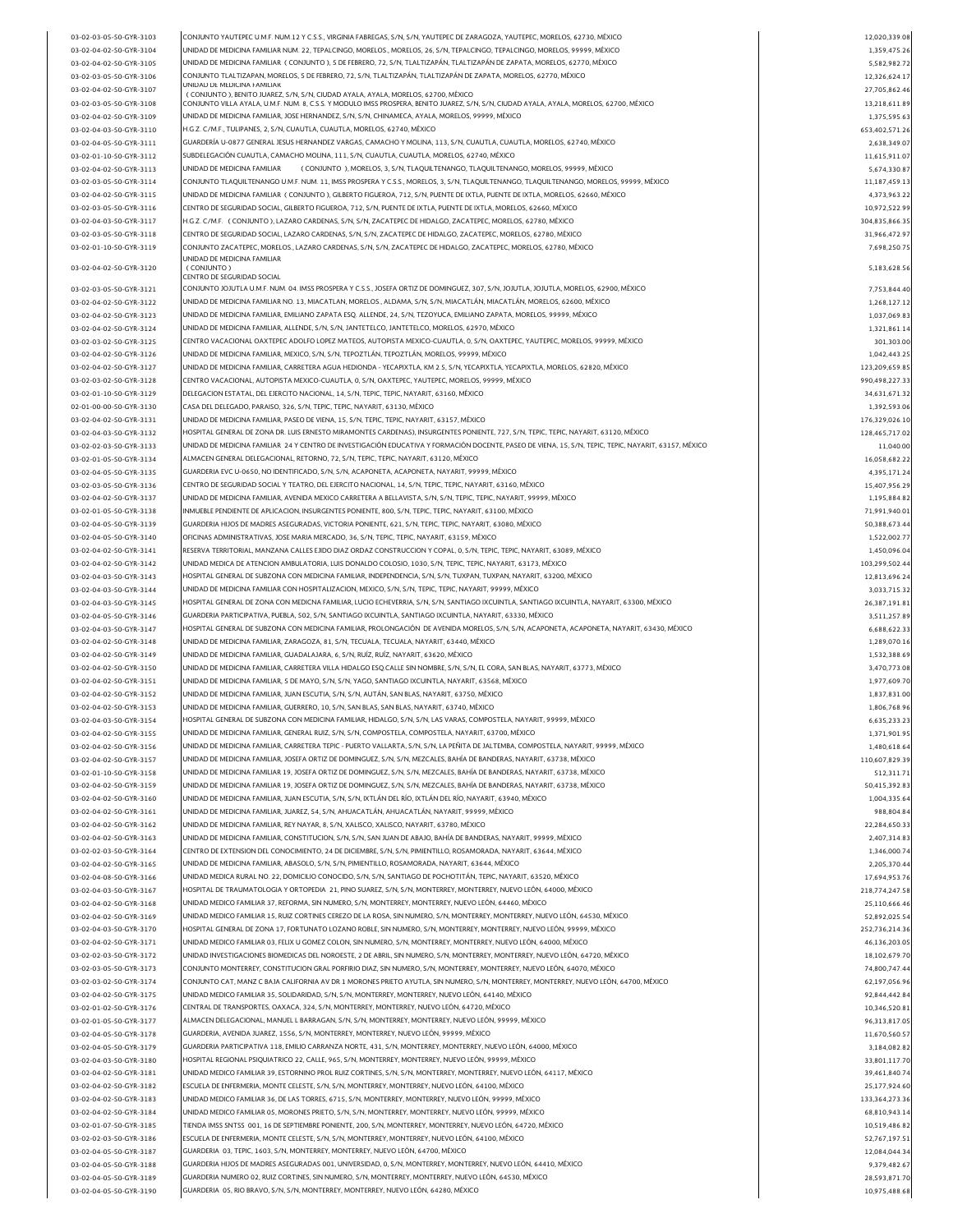| | | |
|---|---|---|
| 03-02-03-05-50-GYR-3103 | CONJUNTO YAUTEPEC U.M.F. NUM.12 Y C.S.S., VIRGINIA FABREGAS, S/N, S/N, YAUTEPEC DE ZARAGOZA, YAUTEPEC, MORELOS, 62730, MÉXICO | 12,020,339.08 |
| 03-02-04-02-50-GYR-3104 | UNIDAD DE MEDICINA FAMILIAR NUM. 22, TEPALCINGO, MORELOS., MORELOS, 26, S/N, TEPALCINGO, TEPALCINGO, MORELOS, 99999, MÉXICO | 1,359,475.26 |
| 03-02-04-02-50-GYR-3105 | UNIDAD DE MEDICINA FAMILIAR ( CONJUNTO ), 5 DE FEBRERO, 72, S/N, TLALTIZAPÁN, TLALTIZAPÁN DE ZAPATA, MORELOS, 62770, MÉXICO | 5,582,982.72 |
| 03-02-03-05-50-GYR-3106 | CONJUNTO TLALTIZAPAN, MORELOS, 5 DE FEBRERO, 72, S/N, TLALTIZAPÁN, TLALTIZAPÁN DE ZAPATA, MORELOS, 62770, MÉXICO | 12,326,624.17 |
| 03-02-04-02-50-GYR-3107 | UNIDAD DE MEDICINA FAMILIAR ( CONJUNTO ), BENITO JUAREZ, S/N, S/N, CIUDAD AYALA, AYALA, MORELOS, 62700, MÉXICO | 27,705,862.46 |
| 03-02-03-05-50-GYR-3108 | CONJUNTO VILLA AYALA, U.M.F. NUM. 8, C.S.S. Y MODULO IMSS PROSPERA, BENITO JUAREZ, S/N, S/N, CIUDAD AYALA, AYALA, MORELOS, 62700, MÉXICO | 13,218,611.89 |
| 03-02-04-02-50-GYR-3109 | UNIDAD DE MEDICINA FAMILIAR, JOSE HERNANDEZ, S/N, S/N, CHINAMECA, AYALA, MORELOS, 99999, MÉXICO | 1,375,595.63 |
| 03-02-04-03-50-GYR-3110 | H.G.Z. C/M.F., TULIPANES, 2, S/N, CUAUTLA, CUAUTLA, MORELOS, 62740, MÉXICO | 653,402,571.26 |
| 03-02-04-05-50-GYR-3111 | GUARDERÍA U-0877 GENERAL JESUS HERNANDEZ VARGAS, CAMACHO Y MOLINA, 113, S/N, CUAUTLA, CUAUTLA, MORELOS, 62740, MÉXICO | 2,638,349.07 |
| 03-02-01-10-50-GYR-3112 | SUBDELEGACIÓN CUAUTLA, CAMACHO MOLINA, 111, S/N, CUAUTLA, CUAUTLA, MORELOS, 62740, MÉXICO | 11,615,911.07 |
| 03-02-04-02-50-GYR-3113 | UNIDAD DE MEDICINA FAMILIAR ( CONJUNTO ), MORELOS, 3, S/N, TLAQUILTENANGO, TLAQUILTENANGO, MORELOS, 99999, MÉXICO | 5,674,330.87 |
| 03-02-03-05-50-GYR-3114 | CONJUNTO TLAQUILTENANGO U.M.F. NUM. 11, IMSS PROSPERA Y C.S.S., MORELOS, 3, S/N, TLAQUILTENANGO, TLAQUILTENANGO, MORELOS, 99999, MÉXICO | 11,187,459.13 |
| 03-02-04-02-50-GYR-3115 | UNIDAD DE MEDICINA FAMILIAR ( CONJUNTO ), GILBERTO FIGUEROA, 712, S/N, PUENTE DE IXTLA, PUENTE DE IXTLA, MORELOS, 62660, MÉXICO | 4,373,963.22 |
| 03-02-03-05-50-GYR-3116 | CENTRO DE SEGURIDAD SOCIAL, GILBERTO FIGUEROA, 712, S/N, PUENTE DE IXTLA, PUENTE DE IXTLA, MORELOS, 62660, MÉXICO | 10,972,522.99 |
| 03-02-04-03-50-GYR-3117 | H.G.Z. C/M.F. ( CONJUNTO ), LAZARO CARDENAS, S/N, S/N, ZACATEPEC DE HIDALGO, ZACATEPEC, MORELOS, 62780, MÉXICO | 304,835,866.35 |
| 03-02-03-05-50-GYR-3118 | CENTRO DE SEGURIDAD SOCIAL, LAZARO CARDENAS, S/N, S/N, ZACATEPEC DE HIDALGO, ZACATEPEC, MORELOS, 62780, MÉXICO | 31,966,472.97 |
| 03-02-01-10-50-GYR-3119 | CONJUNTO ZACATEPEC, MORELOS., LAZARO CARDENAS, S/N, S/N, ZACATEPEC DE HIDALGO, ZACATEPEC, MORELOS, 62780, MÉXICO | 7,698,250.75 |
| 03-02-04-02-50-GYR-3120 | UNIDAD DE MEDICINA FAMILIAR ( CONJUNTO ) CENTRO DE SEGURIDAD SOCIAL | 5,183,628.56 |
| 03-02-03-05-50-GYR-3121 | CONJUNTO JOJUTLA U.M.F. NUM. 04. IMSS PROSPERA Y C.S.S., JOSEFA ORTIZ DE DOMINGUEZ, 307, S/N, JOJUTLA, JOJUTLA, MORELOS, 62900, MÉXICO | 7,753,844.40 |
| 03-02-04-02-50-GYR-3122 | UNIDAD DE MEDICINA FAMILIAR NO. 13, MIACATLAN, MORELOS., ALDAMA, S/N, S/N, MIACATLÁN, MIACATLÁN, MORELOS, 62600, MÉXICO | 1,268,127.12 |
| 03-02-04-02-50-GYR-3123 | UNIDAD DE MEDICINA FAMILIAR, EMILIANO ZAPATA ESQ. ALLENDE, 24, S/N, TEZOYUCA, EMILIANO ZAPATA, MORELOS, 99999, MÉXICO | 1,037,069.83 |
| 03-02-04-02-50-GYR-3124 | UNIDAD DE MEDICINA FAMILIAR, ALLENDE, S/N, S/N, JANTETELCO, JANTETELCO, MORELOS, 62970, MÉXICO | 1,321,861.14 |
| 03-02-03-02-50-GYR-3125 | CENTRO VACACIONAL OAXTEPEC ADOLFO LOPEZ MATEOS, AUTOPISTA MEXICO-CUAUTLA, 0, S/N, OAXTEPEC, YAUTEPEC, MORELOS, 99999, MÉXICO | 301,303.00 |
| 03-02-04-02-50-GYR-3126 | UNIDAD DE MEDICINA FAMILIAR, MEXICO, S/N, S/N, TEPOZTLÁN, TEPOZTLÁN, MORELOS, 99999, MÉXICO | 1,042,443.25 |
| 03-02-04-02-50-GYR-3127 | UNIDAD DE MEDICINA FAMILIAR, CARRETERA AGUA HEDIONDA - YECAPIXTLA, KM 2 5, S/N, YECAPIXTLA, YECAPIXTLA, MORELOS, 62820, MÉXICO | 123,209,659.85 |
| 03-02-03-02-50-GYR-3128 | CENTRO VACACIONAL, AUTOPISTA MEXICO-CUAUTLA, 0, S/N, OAXTEPEC, YAUTEPEC, MORELOS, 99999, MÉXICO | 990,498,227.33 |
| 03-02-01-10-50-GYR-3129 | DELEGACION ESTATAL, DEL EJERCITO NACIONAL, 14, S/N, TEPIC, TEPIC, NAYARIT, 63160, MÉXICO | 34,631,671.32 |
| 02-01-00-00-50-GYR-3130 | CASA DEL DELEGADO, PARAISO, 326, S/N, TEPIC, TEPIC, NAYARIT, 63130, MÉXICO | 1,392,593.06 |
| 03-02-04-02-50-GYR-3131 | UNIDAD DE MEDICINA FAMILIAR, PASEO DE VIENA, 15, S/N, TEPIC, TEPIC, NAYARIT, 63157, MÉXICO | 176,329,026.10 |
| 03-02-04-03-50-GYR-3132 | HOSPITAL GENERAL DE ZONA DR. LUIS ERNESTO MIRAMONTES CARDENAS), INSURGENTES PONIENTE, 727, S/N, TEPIC, TEPIC, NAYARIT, 63120, MÉXICO | 128,465,717.02 |
| 03-02-02-03-50-GYR-3133 | UNIDAD DE MEDICINA FAMILIAR 24 Y CENTRO DE INVESTIGACIÓN EDUCATIVA Y FORMACIÓN DOCENTE, PASEO DE VIENA, 15, S/N, TEPIC, TEPIC, NAYARIT, 63157, MÉXICO | 11,040.00 |
| 03-02-01-05-50-GYR-3134 | ALMACEN GENERAL DELEGACIONAL, RETORNO, 72, S/N, TEPIC, TEPIC, NAYARIT, 63120, MÉXICO | 16,058,682.22 |
| 03-02-04-05-50-GYR-3135 | GUARDERIA EVC U-0650, NO IDENTIFICADO, S/N, S/N, ACAPONETA, ACAPONETA, NAYARIT, 99999, MÉXICO | 4,395,171.24 |
| 03-02-03-05-50-GYR-3136 | CENTRO DE SEGURIDAD SOCIAL Y TEATRO, DEL EJERCITO NACIONAL, 14, S/N, TEPIC, TEPIC, NAYARIT, 63160, MÉXICO | 15,407,956.29 |
| 03-02-04-02-50-GYR-3137 | UNIDAD DE MEDICINA FAMILIAR, AVENIDA MEXICO CARRETERA A BELLAVISTA, S/N, S/N, TEPIC, TEPIC, NAYARIT, 99999, MÉXICO | 1,195,884.82 |
| 03-02-01-05-50-GYR-3138 | INMUEBLE PENDIENTE DE APLICACION, INSURGENTES PONIENTE, 800, S/N, TEPIC, TEPIC, NAYARIT, 63100, MÉXICO | 71,991,940.01 |
| 03-02-04-05-50-GYR-3139 | GUARDERIA HIJOS DE MADRES ASEGURADAS, VICTORIA PONIENTE, 621, S/N, TEPIC, TEPIC, NAYARIT, 63080, MÉXICO | 50,388,673.44 |
| 03-02-04-05-50-GYR-3140 | OFICINAS ADMINISTRATIVAS, JOSE MARIA MERCADO, 36, S/N, TEPIC, TEPIC, NAYARIT, 63159, MÉXICO | 1,522,002.77 |
| 03-02-04-02-50-GYR-3141 | RESERVA TERRITORIAL, MANZANA CALLES EJIDO DIAZ ORDAZ CONSTRUCCION Y COPAL, 0, S/N, TEPIC, TEPIC, NAYARIT, 63089, MÉXICO | 1,450,096.04 |
| 03-02-04-02-50-GYR-3142 | UNIDAD MEDICA DE ATENCION AMBULATORIA, LUIS DONALDO COLOSIO, 1030, S/N, TEPIC, TEPIC, NAYARIT, 63173, MÉXICO | 103,299,502.44 |
| 03-02-04-03-50-GYR-3143 | HOSPITAL GENERAL DE SUBZONA CON MEDICINA FAMILIAR, INDEPENDENCIA, S/N, S/N, TUXPAN, TUXPAN, NAYARIT, 63200, MÉXICO | 12,813,696.24 |
| 03-02-04-03-50-GYR-3144 | UNIDAD DE MEDICINA FAMILIAR CON HOSPITALIZACION, MEXICO, S/N, S/N, TEPIC, TEPIC, NAYARIT, 99999, MÉXICO | 3,033,715.32 |
| 03-02-04-03-50-GYR-3145 | HOSPITAL GENERAL DE ZONA CON MEDICNA FAMILIAR, LUCIO ECHEVERRIA, S/N, S/N, SANTIAGO IXCUINTLA, SANTIAGO IXCUINTLA, NAYARIT, 63300, MÉXICO | 26,387,191.81 |
| 03-02-04-05-50-GYR-3146 | GUARDERIA PARTICIPATIVA, PUEBLA, 502, S/N, SANTIAGO IXCUINTLA, SANTIAGO IXCUINTLA, NAYARIT, 63330, MÉXICO | 3,511,257.89 |
| 03-02-04-03-50-GYR-3147 | HOSPITAL GENERAL DE SUBZONA CON MEDICINA FAMILIAR, PROLONGACIÓN DE AVENIDA MORELOS, S/N, S/N, ACAPONETA, ACAPONETA, NAYARIT, 63430, MÉXICO | 6,688,622.33 |
| 03-02-04-02-50-GYR-3148 | UNIDAD DE MEDICINA FAMILIAR, ZARAGOZA, 81, S/N, TECUALA, TECUALA, NAYARIT, 63440, MÉXICO | 1,289,070.16 |
| 03-02-04-02-50-GYR-3149 | UNIDAD DE MEDICINA FAMILIAR, GUADALAJARA, 6, S/N, RUÍZ, RUÍZ, NAYARIT, 63620, MÉXICO | 1,532,388.69 |
| 03-02-04-02-50-GYR-3150 | UNIDAD DE MEDICINA FAMILIAR, CARRETERA VILLA HIDALGO ESQ CALLE SIN NOMBRE, S/N, S/N, EL CORA, SAN BLAS, NAYARIT, 63773, MÉXICO | 3,470,773.08 |
| 03-02-04-02-50-GYR-3151 | UNIDAD DE MEDICINA FAMILIAR, 5 DE MAYO, S/N, S/N, YAGO, SANTIAGO IXCUINTLA, NAYARIT, 63568, MÉXICO | 1,977,609.70 |
| 03-02-04-02-50-GYR-3152 | UNIDAD DE MEDICINA FAMILIAR, JUAN ESCUTIA, S/N, S/N, AUTÁN, SAN BLAS, NAYARIT, 63750, MÉXICO | 1,837,831.00 |
| 03-02-04-02-50-GYR-3153 | UNIDAD DE MEDICINA FAMILIAR, GUERRERO, 10, S/N, SAN BLAS, SAN BLAS, NAYARIT, 63740, MÉXICO | 1,806,768.96 |
| 03-02-04-03-50-GYR-3154 | HOSPITAL GENERAL DE SUBZONA CON MEDICINA FAMILIAR, HIDALGO, S/N, S/N, LAS VARAS, COMPOSTELA, NAYARIT, 99999, MÉXICO | 6,635,233.23 |
| 03-02-04-02-50-GYR-3155 | UNIDAD DE MEDICINA FAMILIAR, GENERAL RUIZ, S/N, S/N, COMPOSTELA, COMPOSTELA, NAYARIT, 63700, MÉXICO | 1,371,901.95 |
| 03-02-04-02-50-GYR-3156 | UNIDAD DE MEDICINA FAMILIAR, CARRETERA TEPIC - PUERTO VALLARTA, S/N, S/N, LA PEÑITA DE JALTEMBA, COMPOSTELA, NAYARIT, 99999, MÉXICO | 1,480,618.64 |
| 03-02-04-02-50-GYR-3157 | UNIDAD DE MEDICINA FAMILIAR, JOSEFA ORTIZ DE DOMINGUEZ, S/N, S/N, MEZCALES, BAHÍA DE BANDERAS, NAYARIT, 63738, MÉXICO | 110,607,829.39 |
| 03-02-01-10-50-GYR-3158 | UNIDAD DE MEDICINA FAMILIAR 19, JOSEFA ORTIZ DE DOMINGUEZ, S/N, S/N, MEZCALES, BAHÍA DE BANDERAS, NAYARIT, 63738, MÉXICO | 512,311.71 |
| 03-02-04-02-50-GYR-3159 | UNIDAD DE MEDICINA FAMILIAR 19, JOSEFA ORTIZ DE DOMINGUEZ, S/N, S/N, MEZCALES, BAHÍA DE BANDERAS, NAYARIT, 63738, MÉXICO | 50,415,392.83 |
| 03-02-04-02-50-GYR-3160 | UNIDAD DE MEDICINA FAMILIAR, JUAN ESCUTIA, S/N, S/N, IXTLÁN DEL RÍO, IXTLÁN DEL RÍO, NAYARIT, 63940, MÉXICO | 1,004,335.64 |
| 03-02-04-02-50-GYR-3161 | UNIDAD DE MEDICINA FAMILIAR, JUAREZ, 54, S/N, AHUACATLÁN, AHUACATLÁN, NAYARIT, 99999, MÉXICO | 988,804.84 |
| 03-02-04-02-50-GYR-3162 | UNIDAD DE MEDICINA FAMILIAR, REY NAYAR, 8, S/N, XALISCO, XALISCO, NAYARIT, 63780, MÉXICO | 22,284,650.33 |
| 03-02-04-02-50-GYR-3163 | UNIDAD DE MEDICINA FAMILIAR, CONSTITUCION, S/N, S/N, SAN JUAN DE ABAJO, BAHÍA DE BANDERAS, NAYARIT, 99999, MÉXICO | 2,407,314.83 |
| 03-02-02-03-50-GYR-3164 | CENTRO DE EXTENSION DEL CONOCIMIENTO, 24 DE DICIEMBRE, S/N, S/N, PIMIENTILLO, ROSAMORADA, NAYARIT, 63644, MÉXICO | 1,346,000.74 |
| 03-02-04-02-50-GYR-3165 | UNIDAD DE MEDICINA FAMILIAR, ABASOLO, S/N, S/N, PIMIENTILLO, ROSAMORADA, NAYARIT, 63644, MÉXICO | 2,205,370.44 |
| 03-02-04-08-50-GYR-3166 | UNIDAD MEDICA RURAL NO. 22, DOMICILIO CONOCIDO, S/N, S/N, SANTIAGO DE POCHOTITÁN, TEPIC, NAYARIT, 63520, MÉXICO | 17,694,953.76 |
| 03-02-04-03-50-GYR-3167 | HOSPITAL DE TRAUMATOLOGIA Y ORTOPEDIA 21, PINO SUAREZ, S/N, S/N, MONTERREY, MONTERREY, NUEVO LEÓN, 64000, MÉXICO | 218,774,247.58 |
| 03-02-04-02-50-GYR-3168 | UNIDAD MEDICO FAMILIAR 37, REFORMA, SIN NUMERO, S/N, MONTERREY, MONTERREY, NUEVO LEÓN, 64460, MÉXICO | 25,110,666.46 |
| 03-02-04-02-50-GYR-3169 | UNIDAD MEDICO FAMILIAR 15, RUIZ CORTINES CEREZO DE LA ROSA, SIN NUMERO, S/N, MONTERREY, MONTERREY, NUEVO LEÓN, 64530, MÉXICO | 52,892,025.54 |
| 03-02-04-03-50-GYR-3170 | HOSPITAL GENERAL DE ZONA 17, FORTUNATO LOZANO ROBLE, SIN NUMERO, S/N, MONTERREY, MONTERREY, NUEVO LEÓN, 99999, MÉXICO | 252,736,214.36 |
| 03-02-04-02-50-GYR-3171 | UNIDAD MEDICO FAMILIAR 03, FELIX U GOMEZ COLON, SIN NUMERO, S/N, MONTERREY, MONTERREY, NUEVO LEÓN, 64000, MÉXICO | 46,136,203.05 |
| 03-02-02-03-50-GYR-3172 | UNIDAD INVESTIGACIONES BIOMEDICAS DEL NOROESTE, 2 DE ABRIL, SIN NUMERO, S/N, MONTERREY, MONTERREY, NUEVO LEÓN, 64720, MÉXICO | 18,102,679.70 |
| 03-02-03-05-50-GYR-3173 | CONJUNTO MONTERREY, CONSTITUCION GRAL PORFIRIO DIAZ, SIN NUMERO, S/N, MONTERREY, MONTERREY, NUEVO LEÓN, 64070, MÉXICO | 74,800,747.44 |
| 03-02-03-02-50-GYR-3174 | CONJUNTO CAT, MANZ C BAJA CALIFORNIA AV DR 1 MORONES PRIETO AYUTLA, SIN NUMERO, S/N, MONTERREY, MONTERREY, NUEVO LEÓN, 64700, MÉXICO | 62,197,056.96 |
| 03-02-04-02-50-GYR-3175 | UNIDAD MEDICO FAMILIAR 35, SOLIDARIDAD, S/N, S/N, MONTERREY, MONTERREY, NUEVO LEÓN, 64140, MÉXICO | 92,844,442.84 |
| 03-02-01-02-50-GYR-3176 | CENTRAL DE TRANSPORTES, OAXACA, 324, S/N, MONTERREY, MONTERREY, NUEVO LEÓN, 64720, MÉXICO | 10,346,520.81 |
| 03-02-01-05-50-GYR-3177 | ALMACEN DELEGACIONAL, MANUEL L BARRAGAN, S/N, S/N, MONTERREY, MONTERREY, NUEVO LEÓN, 99999, MÉXICO | 96,313,817.05 |
| 03-02-04-05-50-GYR-3178 | GUARDERIA, AVENIDA JUAREZ, 1556, S/N, MONTERREY, MONTERREY, NUEVO LEÓN, 99999, MÉXICO | 11,670,560.57 |
| 03-02-04-05-50-GYR-3179 | GUARDERIA PARTICIPATIVA 118, EMILIO CARRANZA NORTE, 431, S/N, MONTERREY, MONTERREY, NUEVO LEÓN, 64000, MÉXICO | 3,184,082.82 |
| 03-02-04-03-50-GYR-3180 | HOSPITAL REGIONAL PSIQUIATRICO 22, CALLE, 965, S/N, MONTERREY, MONTERREY, NUEVO LEÓN, 99999, MÉXICO | 33,801,117.70 |
| 03-02-04-02-50-GYR-3181 | UNIDAD MEDICO FAMILIAR 39, ESTORNINO PROL RUIZ CORTINES, S/N, S/N, MONTERREY, MONTERREY, NUEVO LEÓN, 64117, MÉXICO | 39,461,840.74 |
| 03-02-04-02-50-GYR-3182 | ESCUELA DE ENFERMERIA, MONTE CELESTE, S/N, S/N, MONTERREY, MONTERREY, NUEVO LEÓN, 64100, MÉXICO | 25,177,924.60 |
| 03-02-04-02-50-GYR-3183 | UNIDAD MEDICO FAMILIAR 36, DE LAS TORRES, 6715, S/N, MONTERREY, MONTERREY, NUEVO LEÓN, 99999, MÉXICO | 133,364,273.36 |
| 03-02-04-02-50-GYR-3184 | UNIDAD MEDICO FAMILIAR 05, MORONES PRIETO, S/N, S/N, MONTERREY, MONTERREY, NUEVO LEÓN, 99999, MÉXICO | 68,810,943.14 |
| 03-02-01-07-50-GYR-3185 | TIENDA IMSS SNTSS 001, 16 DE SEPTIEMBRE PONIENTE, 200, S/N, MONTERREY, MONTERREY, NUEVO LEÓN, 64720, MÉXICO | 10,519,486.82 |
| 03-02-02-03-50-GYR-3186 | ESCUELA DE ENFERMERIA, MONTE CELESTE, S/N, S/N, MONTERREY, MONTERREY, NUEVO LEÓN, 64100, MÉXICO | 52,767,197.51 |
| 03-02-04-05-50-GYR-3187 | GUARDERIA 03, TEPIC, 1603, S/N, MONTERREY, MONTERREY, NUEVO LEÓN, 64700, MÉXICO | 12,084,044.34 |
| 03-02-04-05-50-GYR-3188 | GUARDERIA HIJOS DE MADRES ASEGURADAS 001, UNIVERSIDAD, 0, S/N, MONTERREY, MONTERREY, NUEVO LEÓN, 64410, MÉXICO | 9,379,482.67 |
| 03-02-04-05-50-GYR-3189 | GUARDERIA NUMERO 02, RUIZ CORTINES, SIN NUMERO, S/N, MONTERREY, MONTERREY, NUEVO LEÓN, 64530, MÉXICO | 28,593,871.70 |
| 03-02-04-05-50-GYR-3190 | GUARDERIA 05, RIO BRAVO, S/N, S/N, MONTERREY, MONTERREY, NUEVO LEÓN, 64280, MÉXICO | 10,975,488.68 |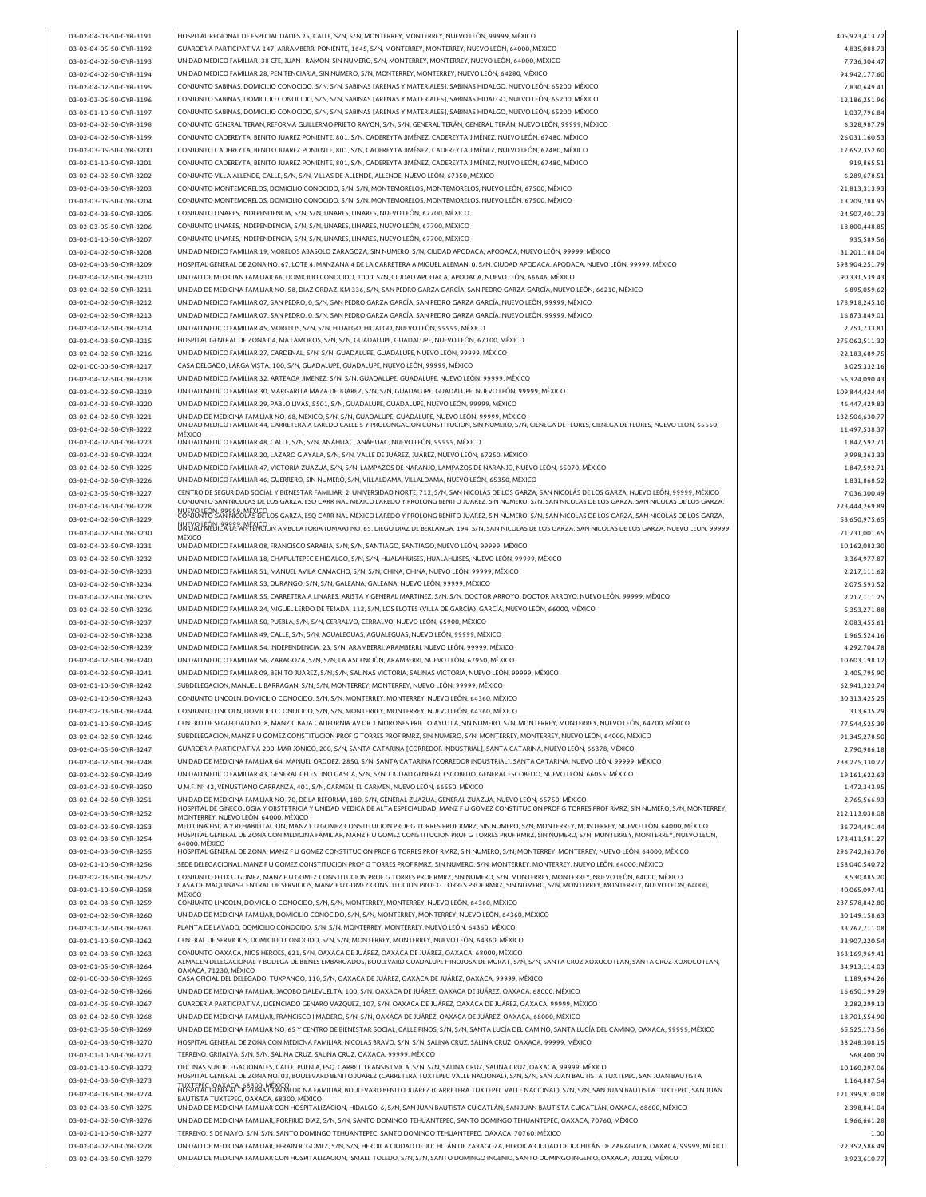| | | |
|---|---|---|
| 03-02-04-03-50-GYR-3191 | HOSPITAL REGIONAL DE ESPECIALIDADES 25, CALLE, S/N, S/N, MONTERREY, MONTERREY, NUEVO LEÓN, 99999, MÉXICO | 405,923,413.72 |
| 03-02-04-05-50-GYR-3192 | GUARDERIA PARTICIPATIVA 147, ARRAMBERRI PONIENTE, 1645, S/N, MONTERREY, MONTERREY, NUEVO LEÓN, 64000, MÉXICO | 4,835,088.73 |
| 03-02-04-02-50-GYR-3193 | UNIDAD MEDICO FAMILIAR 38 CFE, JUAN I RAMON, SIN NUMERO, S/N, MONTERREY, MONTERREY, NUEVO LEÓN, 64000, MÉXICO | 7,736,304.47 |
| 03-02-04-02-50-GYR-3194 | UNIDAD MEDICO FAMILIAR 28, PENITENCIARIA, SIN NUMERO, S/N, MONTERREY, MONTERREY, NUEVO LEÓN, 64280, MÉXICO | 94,942,177.60 |
| 03-02-04-02-50-GYR-3195 | CONJUNTO SABINAS, DOMICILIO CONOCIDO, S/N, S/N, SABINAS [ARENAS Y MATERIALES], SABINAS HIDALGO, NUEVO LEÓN, 65200, MÉXICO | 7,830,649.41 |
| 03-02-03-05-50-GYR-3196 | CONJUNTO SABINAS, DOMICILIO CONOCIDO, S/N, S/N, SABINAS [ARENAS Y MATERIALES], SABINAS HIDALGO, NUEVO LEÓN, 65200, MÉXICO | 12,186,251.96 |
| 03-02-01-10-50-GYR-3197 | CONJUNTO SABINAS, DOMICILIO CONOCIDO, S/N, S/N, SABINAS [ARENAS Y MATERIALES], SABINAS HIDALGO, NUEVO LEÓN, 65200, MÉXICO | 1,037,796.84 |
| 03-02-04-02-50-GYR-3198 | CONJUNTO GENERAL TERAN, REFORMA GUILLERMO PRIETO RAYON, S/N, S/N, GENERAL TERÁN, GENERAL TERÁN, NUEVO LEÓN, 99999, MÉXICO | 6,328,987.79 |
| 03-02-04-02-50-GYR-3199 | CONJUNTO CADEREYTA, BENITO JUAREZ PONIENTE, 801, S/N, CADEREYTA JIMÉNEZ, CADEREYTA JIMÉNEZ, NUEVO LEÓN, 67480, MÉXICO | 26,031,160.53 |
| 03-02-03-05-50-GYR-3200 | CONJUNTO CADEREYTA, BENITO JUAREZ PONIENTE, 801, S/N, CADEREYTA JIMÉNEZ, CADEREYTA JIMÉNEZ, NUEVO LEÓN, 67480, MÉXICO | 17,652,352.60 |
| 03-02-01-10-50-GYR-3201 | CONJUNTO CADEREYTA, BENITO JUAREZ PONIENTE, 801, S/N, CADEREYTA JIMÉNEZ, CADEREYTA JIMÉNEZ, NUEVO LEÓN, 67480, MÉXICO | 919,865.51 |
| 03-02-04-02-50-GYR-3202 | CONJUNTO VILLA ALLENDE, CALLE, S/N, S/N, VILLAS DE ALLENDE, ALLENDE, NUEVO LEÓN, 67350, MÉXICO | 6,289,678.51 |
| 03-02-04-03-50-GYR-3203 | CONJUNTO MONTEMORELOS, DOMICILIO CONOCIDO, S/N, S/N, MONTEMORELOS, MONTEMORELOS, NUEVO LEÓN, 67500, MÉXICO | 21,813,313.93 |
| 03-02-03-05-50-GYR-3204 | CONJUNTO MONTEMORELOS, DOMICILIO CONOCIDO, S/N, S/N, MONTEMORELOS, MONTEMORELOS, NUEVO LEÓN, 67500, MÉXICO | 13,209,788.95 |
| 03-02-04-03-50-GYR-3205 | CONJUNTO LINARES, INDEPENDENCIA, S/N, S/N, LINARES, LINARES, NUEVO LEÓN, 67700, MÉXICO | 24,507,401.73 |
| 03-02-03-05-50-GYR-3206 | CONJUNTO LINARES, INDEPENDENCIA, S/N, S/N, LINARES, LINARES, NUEVO LEÓN, 67700, MÉXICO | 18,800,448.85 |
| 03-02-01-10-50-GYR-3207 | CONJUNTO LINARES, INDEPENDENCIA, S/N, S/N, LINARES, LINARES, NUEVO LEÓN, 67700, MÉXICO | 935,589.56 |
| 03-02-04-02-50-GYR-3208 | UNIDAD MEDICO FAMILIAR 19, MORELOS ABASOLO ZARAGOZA, SIN NUMERO, S/N, CIUDAD APODACA, APODACA, NUEVO LEÓN, 99999, MÉXICO | 31,201,188.04 |
| 03-02-04-03-50-GYR-3209 | HOSPITAL GENERAL DE ZONA NO. 67, LOTE 4, MANZANA 4 DE LA CARRETERA A MIGUEL ALEMAN, 0, S/N, CIUDAD APODACA, APODACA, NUEVO LEÓN, 99999, MÉXICO | 598,904,251.79 |
| 03-02-04-02-50-GYR-3210 | UNIDAD DE MEDICIAN FAMILIAR 66, DOMICILIO CONOCIDO, 1000, S/N, CIUDAD APODACA, APODACA, NUEVO LEÓN, 66646, MÉXICO | 90,331,539.43 |
| 03-02-04-02-50-GYR-3211 | UNIDAD DE MEDICINA FAMILIAR NO. 58, DIAZ ORDAZ, KM 336, S/N, SAN PEDRO GARZA GARCÍA, SAN PEDRO GARZA GARCÍA, NUEVO LEÓN, 66210, MÉXICO | 6,895,059.62 |
| 03-02-04-02-50-GYR-3212 | UNIDAD MEDICO FAMILIAR 07, SAN PEDRO, 0, S/N, SAN PEDRO GARZA GARCÍA, SAN PEDRO GARZA GARCÍA, NUEVO LEÓN, 99999, MÉXICO | 178,918,245.10 |
| 03-02-04-02-50-GYR-3213 | UNIDAD MEDICO FAMILIAR 07, SAN PEDRO, 0, S/N, SAN PEDRO GARZA GARCÍA, SAN PEDRO GARZA GARCÍA, NUEVO LEÓN, 99999, MÉXICO | 16,873,849.01 |
| 03-02-04-02-50-GYR-3214 | UNIDAD MEDICO FAMILIAR 45, MORELOS, S/N, S/N, HIDALGO, HIDALGO, NUEVO LEÓN, 99999, MÉXICO | 2,751,733.81 |
| 03-02-04-03-50-GYR-3215 | HOSPITAL GENERAL DE ZONA 04, MATAMOROS, S/N, S/N, GUADALUPE, GUADALUPE, NUEVO LEÓN, 67100, MÉXICO | 275,062,511.32 |
| 03-02-04-02-50-GYR-3216 | UNIDAD MEDICO FAMILIAR 27, CARDENAL, S/N, S/N, GUADALUPE, GUADALUPE, NUEVO LEÓN, 99999, MÉXICO | 22,183,689.75 |
| 02-01-00-00-50-GYR-3217 | CASA DELGADO, LARGA VISTA, 100, S/N, GUADALUPE, GUADALUPE, NUEVO LEÓN, 99999, MÉXICO | 3,025,332.16 |
| 03-02-04-02-50-GYR-3218 | UNIDAD MEDICO FAMILIAR 32, ARTEAGA JIMENEZ, S/N, S/N, GUADALUPE, GUADALUPE, NUEVO LEÓN, 99999, MÉXICO | 56,324,090.43 |
| 03-02-04-02-50-GYR-3219 | UNIDAD MEDICO FAMILIAR 30, MARGARITA MAZA DE JUAREZ, S/N, S/N, GUADALUPE, GUADALUPE, NUEVO LEÓN, 99999, MÉXICO | 109,844,424.44 |
| 03-02-04-02-50-GYR-3220 | UNIDAD MEDICO FAMILIAR 29, PABLO LIVAS, 5501, S/N, GUADALUPE, GUADALUPE, NUEVO LEÓN, 99999, MÉXICO | 46,447,429.83 |
| 03-02-04-02-50-GYR-3221 | UNIDAD DE MEDICINA FAMILIAR NO. 68, MEXICO, S/N, S/N, GUADALUPE, GUADALUPE, NUEVO LEÓN, 99999, MÉXICO | 132,506,630.77 |
| 03-02-04-02-50-GYR-3222 | UNIDAD MEDICO FAMILIAR 44, CARRETERA A LAREDO CALLE 5 Y PROLONGACION CONSTITUCION, SIN NUMERO, S/N, CIENEGA DE FLORES, CIENEGA DE FLORES, NUEVO LEON, 65550, MÉXICO | 11,497,538.37 |
| 03-02-04-02-50-GYR-3223 | UNIDAD MEDICO FAMILIAR 48, CALLE, S/N, S/N, ANÁHUAC, ANÁHUAC, NUEVO LEÓN, 99999, MÉXICO | 1,847,592.71 |
| 03-02-04-02-50-GYR-3224 | UNIDAD MEDICO FAMILIAR 20, LAZARO G AYALA, S/N, S/N, VALLE DE JUÁREZ, JUÁREZ, NUEVO LEÓN, 67250, MÉXICO | 9,998,363.33 |
| 03-02-04-02-50-GYR-3225 | UNIDAD MEDICO FAMILIAR 47, VICTORIA ZUAZUA, S/N, S/N, LAMPAZOS DE NARANJO, LAMPAZOS DE NARANJO, NUEVO LEÓN, 65070, MÉXICO | 1,847,592.71 |
| 03-02-04-02-50-GYR-3226 | UNIDAD MEDICO FAMILIAR 46, GUERRERO, SIN NUMERO, S/N, VILLALDAMA, VILLALDAMA, NUEVO LEÓN, 65350, MÉXICO | 1,831,868.52 |
| 03-02-03-05-50-GYR-3227 | CENTRO DE SEGURIDAD SOCIAL Y BIENESTAR FAMILIAR 2, UNIVERSIDAD NORTE, 712, S/N, SAN NICOLÁS DE LOS GARZA, SAN NICOLÁS DE LOS GARZA, NUEVO LEÓN, 99999, MÉXICO | 7,036,300.49 |
| 03-02-04-03-50-GYR-3228 | CONJUNTO SAN NICOLAS DE LOS GARZA, ESQ CARR NAL MEXICO LAREDO Y PROLONG BENITO JUAREZ, SIN NUMERO, S/N, SAN NICOLAS DE LOS GARZA, SAN NICOLAS DE LOS GARZA, NUEVO LEÓN, 99999, MÉXICO | 223,444,269.89 |
| 03-02-04-02-50-GYR-3229 | CONJUNTO SAN NICOLAS DE LOS GARZA, ESQ CARR NAL MEXICO LAREDO Y PROLONG BENITO JUAREZ, SIN NUMERO, S/N, SAN NICOLAS DE LOS GARZA, SAN NICOLAS DE LOS GARZA, NUEVO LEÓN, 99999, MÉXICO | 53,650,975.65 |
| 03-02-04-02-50-GYR-3230 | UNIDAD MEDICA DE ATENCION AMBULATORIA (UMAA) NO. 65, DIEGO DIAZ DE BERLANGA, 194, S/N, SAN NICOLAS DE LOS GARZA, SAN NICOLAS DE LOS GARZA, NUEVO LEON, 99999 MÉXICO | 71,731,001.65 |
| 03-02-04-02-50-GYR-3231 | UNIDAD MEDICO FAMILIAR 08, FRANCISCO SARABIA, S/N, S/N, SANTIAGO, SANTIAGO, NUEVO LEÓN, 99999, MÉXICO | 10,162,082.30 |
| 03-02-04-02-50-GYR-3232 | UNIDAD MEDICO FAMILIAR 18, CHAPULTEPEC E HIDALGO, S/N, S/N, HUALAHUISES, HUALAHUISES, NUEVO LEÓN, 99999, MÉXICO | 3,364,977.87 |
| 03-02-04-02-50-GYR-3233 | UNIDAD MEDICO FAMILIAR 51, MANUEL AVILA CAMACHO, S/N, S/N, CHINA, CHINA, NUEVO LEÓN, 99999, MÉXICO | 2,217,111.62 |
| 03-02-04-02-50-GYR-3234 | UNIDAD MEDICO FAMILIAR 53, DURANGO, S/N, S/N, GALEANA, GALEANA, NUEVO LEÓN, 99999, MÉXICO | 2,075,593.52 |
| 03-02-04-02-50-GYR-3235 | UNIDAD MEDICO FAMILIAR 55, CARRETERA A LINARES, ARISTA Y GENERAL MARTINEZ, S/N, S/N, DOCTOR ARROYO, DOCTOR ARROYO, NUEVO LEÓN, 99999, MÉXICO | 2,217,111.25 |
| 03-02-04-02-50-GYR-3236 | UNIDAD MEDICO FAMILIAR 24, MIGUEL LERDO DE TEJADA, 112, S/N, LOS ELOTES (VILLA DE GARCÍA), GARCÍA, NUEVO LEÓN, 66000, MÉXICO | 5,353,271.88 |
| 03-02-04-02-50-GYR-3237 | UNIDAD MEDICO FAMILIAR 50, PUEBLA, S/N, S/N, CERRALVO, CERRALVO, NUEVO LEÓN, 65900, MÉXICO | 2,083,455.61 |
| 03-02-04-02-50-GYR-3238 | UNIDAD MEDICO FAMILIAR 49, CALLE, S/N, S/N, AGUALEGUAS, AGUALEGUAS, NUEVO LEÓN, 99999, MÉXICO | 1,965,524.16 |
| 03-02-04-02-50-GYR-3239 | UNIDAD MEDICO FAMILIAR 54, INDEPENDENCIA, 23, S/N, ARAMBERRI, ARAMBERRI, NUEVO LEÓN, 99999, MÉXICO | 4,292,704.78 |
| 03-02-04-02-50-GYR-3240 | UNIDAD MEDICO FAMILIAR 56, ZARAGOZA, S/N, S/N, LA ASCENCIÓN, ARAMBERRI, NUEVO LEÓN, 67950, MÉXICO | 10,603,198.12 |
| 03-02-04-02-50-GYR-3241 | UNIDAD MEDICO FAMILIAR 09, BENITO JUAREZ, S/N, S/N, SALINAS VICTORIA, SALINAS VICTORIA, NUEVO LEÓN, 99999, MÉXICO | 2,405,795.90 |
| 03-02-01-10-50-GYR-3242 | SUBDELEGACION, MANUEL L BARRAGAN, S/N, S/N, MONTERREY, MONTERREY, NUEVO LEÓN, 99999, MÉXICO | 62,941,323.74 |
| 03-02-01-10-50-GYR-3243 | CONJUNTO LINCOLN, DOMICILIO CONOCIDO, S/N, S/N, MONTERREY, MONTERREY, NUEVO LEÓN, 64360, MÉXICO | 30,313,425.25 |
| 03-02-02-03-50-GYR-3244 | CONJUNTO LINCOLN, DOMICILIO CONOCIDO, S/N, S/N, MONTERREY, MONTERREY, NUEVO LEÓN, 64360, MÉXICO | 313,635.29 |
| 03-02-01-10-50-GYR-3245 | CENTRO DE SEGURIDAD NO. 8, MANZ C BAJA CALIFORNIA AV DR 1 MORONES PRIETO AYUTLA, SIN NUMERO, S/N, MONTERREY, MONTERREY, NUEVO LEÓN, 64700, MÉXICO | 77,544,525.39 |
| 03-02-04-02-50-GYR-3246 | SUBDELEGACION, MANZ F U GOMEZ CONSTITUCION PROF G TORRES PROF RMRZ, SIN NUMERO, S/N, MONTERREY, MONTERREY, NUEVO LEÓN, 64000, MÉXICO | 91,345,278.50 |
| 03-02-04-05-50-GYR-3247 | GUARDERIA PARTICIPATIVA 200, MAR JONICO, 200, S/N, SANTA CATARINA [CORREDOR INDUSTRIAL], SANTA CATARINA, NUEVO LEÓN, 66378, MÉXICO | 2,790,986.18 |
| 03-02-04-02-50-GYR-3248 | UNIDAD DE MEDICINA FAMILIAR 64, MANUEL ORDOEZ, 2850, S/N, SANTA CATARINA [CORREDOR INDUSTRIAL], SANTA CATARINA, NUEVO LEÓN, 99999, MÉXICO | 238,275,330.77 |
| 03-02-04-02-50-GYR-3249 | UNIDAD MEDICO FAMILIAR 43, GENERAL CELESTINO GASCA, S/N, S/N, CIUDAD GENERAL ESCOBEDO, GENERAL ESCOBEDO, NUEVO LEÓN, 66055, MÉXICO | 19,161,622.63 |
| 03-02-04-02-50-GYR-3250 | U.M.F. N° 42, VENUSTIANO CARRANZA, 401, S/N, CARMEN, EL CARMEN, NUEVO LEÓN, 66550, MÉXICO | 1,472,343.95 |
| 03-02-04-02-50-GYR-3251 | UNIDAD DE MEDICINA FAMILIAR NO. 70, DE LA REFORMA, 180, S/N, GENERAL ZUAZUA, GENERAL ZUAZUA, NUEVO LEÓN, 65750, MÉXICO | 2,765,566.93 |
| 03-02-04-03-50-GYR-3252 | HOSPITAL DE GINECOLOGIA Y OBSTETRICIA Y UNIDAD MEDICA DE ALTA ESPECIALIDAD, MANZ F U GOMEZ CONSTITUCION PROF G TORRES PROF RMRZ, SIN NUMERO, S/N, MONTERREY, MONTERREY, NUEVO LEÓN, 64000, MÉXICO | 212,113,038.08 |
| 03-02-04-02-50-GYR-3253 | MEDICINA FISICA Y REHABILITACION, MANZ F U GOMEZ CONSTITUCION PROF G TORRES PROF RMRZ, SIN NUMERO, S/N, MONTERREY, MONTERREY, NUEVO LEÓN, 64000, MÉXICO | 36,724,491.44 |
| 03-02-04-03-50-GYR-3254 | HOSPITAL GENERAL DE ZONA CON MEDICINA FAMILIAR, MANZ F U GOMEZ CONSTITUCION PROF G TORRES PROF RMRZ, SIN NUMERO, S/N, MONTERREY, MONTERREY, NUEVO LEÓN, 64000, MÉXICO | 173,411,581.27 |
| 03-02-04-03-50-GYR-3255 | HOSPITAL GENERAL DE ZONA, MANZ F U GOMEZ CONSTITUCION PROF G TORRES PROF RMRZ, SIN NUMERO, S/N, MONTERREY, MONTERREY, NUEVO LEÓN, 64000, MÉXICO | 296,742,363.76 |
| 03-02-01-10-50-GYR-3256 | SEDE DELEGACIONAL, MANZ F U GOMEZ CONSTITUCION PROF G TORRES PROF RMRZ, SIN NUMERO, S/N, MONTERREY, MONTERREY, NUEVO LEÓN, 64000, MÉXICO | 158,040,540.72 |
| 03-02-03-05-50-GYR-3257 | CONJUNTO FELIX U GOMEZ, MANZ F U GOMEZ CONSTITUCION PROF G TORRES PROF RMRZ, SIN NUMERO, S/N, MONTERREY, MONTERREY, NUEVO LEÓN, 64000, MÉXICO | 8,530,885.20 |
| 03-02-01-10-50-GYR-3258 | CASA DE MAQUINAS-CENTRAL DE SERVICIOS, MANZ F U GOMEZ CONSTITUCION PROF G TORRES PROF RMRZ, SIN NUMERO, S/N, MONTERREY, MONTERREY, NUEVO LEÓN, 64000, MÉXICO | 40,065,097.41 |
| 03-02-04-03-50-GYR-3259 | CONJUNTO LINCOLN, DOMICILIO CONOCIDO, S/N, S/N, MONTERREY, MONTERREY, NUEVO LEÓN, 64360, MÉXICO | 237,578,842.80 |
| 03-02-04-02-50-GYR-3260 | UNIDAD DE MEDICINA FAMILIAR, DOMICILIO CONOCIDO, S/N, S/N, MONTERREY, MONTERREY, NUEVO LEÓN, 64360, MÉXICO | 30,149,158.63 |
| 03-02-01-07-50-GYR-3261 | PLANTA DE LAVADO, DOMICILIO CONOCIDO, S/N, S/N, MONTERREY, MONTERREY, NUEVO LEÓN, 64360, MÉXICO | 33,767,711.08 |
| 03-02-01-10-50-GYR-3262 | CENTRAL DE SERVICIOS, DOMICILIO CONOCIDO, S/N, S/N, MONTERREY, MONTERREY, NUEVO LEÓN, 64360, MÉXICO | 33,907,220.54 |
| 03-02-04-03-50-GYR-3263 | CONJUNTO OAXACA, NIOS HEROES, 621, S/N, OAXACA DE JUÁREZ, OAXACA DE JUÁREZ, OAXACA, 68000, MÉXICO | 363,169,969.41 |
| 03-02-01-05-50-GYR-3264 | ALMACEN DELEGACIONAL Y BODEGA DE BIENES EMBARGADOS, BOULEVARD GUADALUPE HINOJOSA DE MURAT, S/N, S/N, SANTA CRUZ XOXOCOTLÁN, SANTA CRUZ XOXOCOTLÁN, OAXACA, 71230, MÉXICO | 34,913,114.03 |
| 02-01-00-00-50-GYR-3265 | CASA OFICIAL DEL DELEGADO, TUXPANGO, 110, S/N, OAXACA DE JUÁREZ, OAXACA DE JUÁREZ, OAXACA, 99999, MÉXICO | 1,189,694.26 |
| 03-02-04-02-50-GYR-3266 | UNIDAD DE MEDICINA FAMILIAR, JACOBO DALEVUELTA, 100, S/N, OAXACA DE JUÁREZ, OAXACA DE JUÁREZ, OAXACA, 68000, MÉXICO | 16,650,199.29 |
| 03-02-04-05-50-GYR-3267 | GUARDERIA PARTICIPATIVA, LICENCIADO GENARO VAZQUEZ, 107, S/N, OAXACA DE JUÁREZ, OAXACA DE JUÁREZ, OAXACA, 99999, MÉXICO | 2,282,299.13 |
| 03-02-04-02-50-GYR-3268 | UNIDAD DE MEDICINA FAMILIAR, FRANCISCO I MADERO, S/N, S/N, OAXACA DE JUÁREZ, OAXACA DE JUÁREZ, OAXACA, 68000, MÉXICO | 18,701,554.90 |
| 03-02-03-05-50-GYR-3269 | UNIDAD DE MEDICINA FAMILIAR NO. 65 Y CENTRO DE BIENESTAR SOCIAL, CALLE PINOS, S/N, S/N, SANTA LUCÍA DEL CAMINO, SANTA LUCÍA DEL CAMINO, OAXACA, 99999, MÉXICO | 65,525,173.56 |
| 03-02-04-03-50-GYR-3270 | HOSPITAL GENERAL DE ZONA CON MEDICNA FAMILIAR, NICOLAS BRAVO, S/N, S/N, SALINA CRUZ, SALINA CRUZ, OAXACA, 99999, MÉXICO | 38,248,308.15 |
| 03-02-01-10-50-GYR-3271 | TERRENO, GRIJALVA, S/N, S/N, SALINA CRUZ, SALINA CRUZ, OAXACA, 99999, MÉXICO | 568,400.09 |
| 03-02-01-10-50-GYR-3272 | OFICINAS SUBDELEGACIONALES, CALLE PUEBLA, ESQ. CARRET. TRANSISTMICA, S/N, S/N, SALINA CRUZ, SALINA CRUZ, OAXACA, 99999, MÉXICO | 10,160,297.06 |
| 03-02-04-03-50-GYR-3273 | HOSPITAL GENERAL DE ZONA NO. 03, BOULEVARD BENITO JUAREZ (CARRETERA TUXTEPEC VALLE NACIONAL), S/N, S/N, SAN JUAN BAUTISTA TUXTEPEC, SAN JUAN BAUTISTA TUXTEPEC, OAXACA, 68300, MÉXICO | 1,164,887.54 |
| 03-02-04-03-50-GYR-3274 | HOSPITAL GENERAL DE ZONA CON MEDICNA FAMILIAR, BOULEVARD BENITO JUAREZ (CARRETERA TUXTEPEC VALLE NACIONAL), S/N, S/N, SAN JUAN BAUTISTA TUXTEPEC, SAN JUAN BAUTISTA TUXTEPEC, OAXACA, 68300, MÉXICO | 121,399,910.08 |
| 03-02-04-03-50-GYR-3275 | UNIDAD DE MEDICINA FAMILIAR CON HOSPITALIZACION, HIDALGO, 6, S/N, SAN JUAN BAUTISTA CUICATLÁN, SAN JUAN BAUTISTA CUICATLÁN, OAXACA, 68600, MÉXICO | 2,398,841.04 |
| 03-02-04-02-50-GYR-3276 | UNIDAD DE MEDICINA FAMILIAR, PORFIRIO DIAZ, S/N, S/N, SANTO DOMINGO TEHUANTEPEC, SANTO DOMINGO TEHUANTEPEC, OAXACA, 70760, MÉXICO | 1,966,661.28 |
| 03-02-01-10-50-GYR-3277 | TERRENO, 5 DE MAYO, S/N, S/N, SANTO DOMINGO TEHUANTEPEC, SANTO DOMINGO TEHUANTEPEC, OAXACA, 70760, MÉXICO | 1.00 |
| 03-02-04-02-50-GYR-3278 | UNIDAD DE MEDICINA FAMILIAR, EFRAIN R. GOMEZ, S/N, S/N, HEROICA CIUDAD DE JUCHITÁN DE ZARAGOZA, HEROICA CIUDAD DE JUCHITÁN DE ZARAGOZA, OAXACA, 99999, MÉXICO | 22,352,586.49 |
| 03-02-04-03-50-GYR-3279 | UNIDAD DE MEDICINA FAMILIAR CON HOSPITALIZACION, ISMAEL TOLEDO, S/N, S/N, SANTO DOMINGO INGENIO, SANTO DOMINGO INGENIO, OAXACA, 70120, MÉXICO | 3,923,610.77 |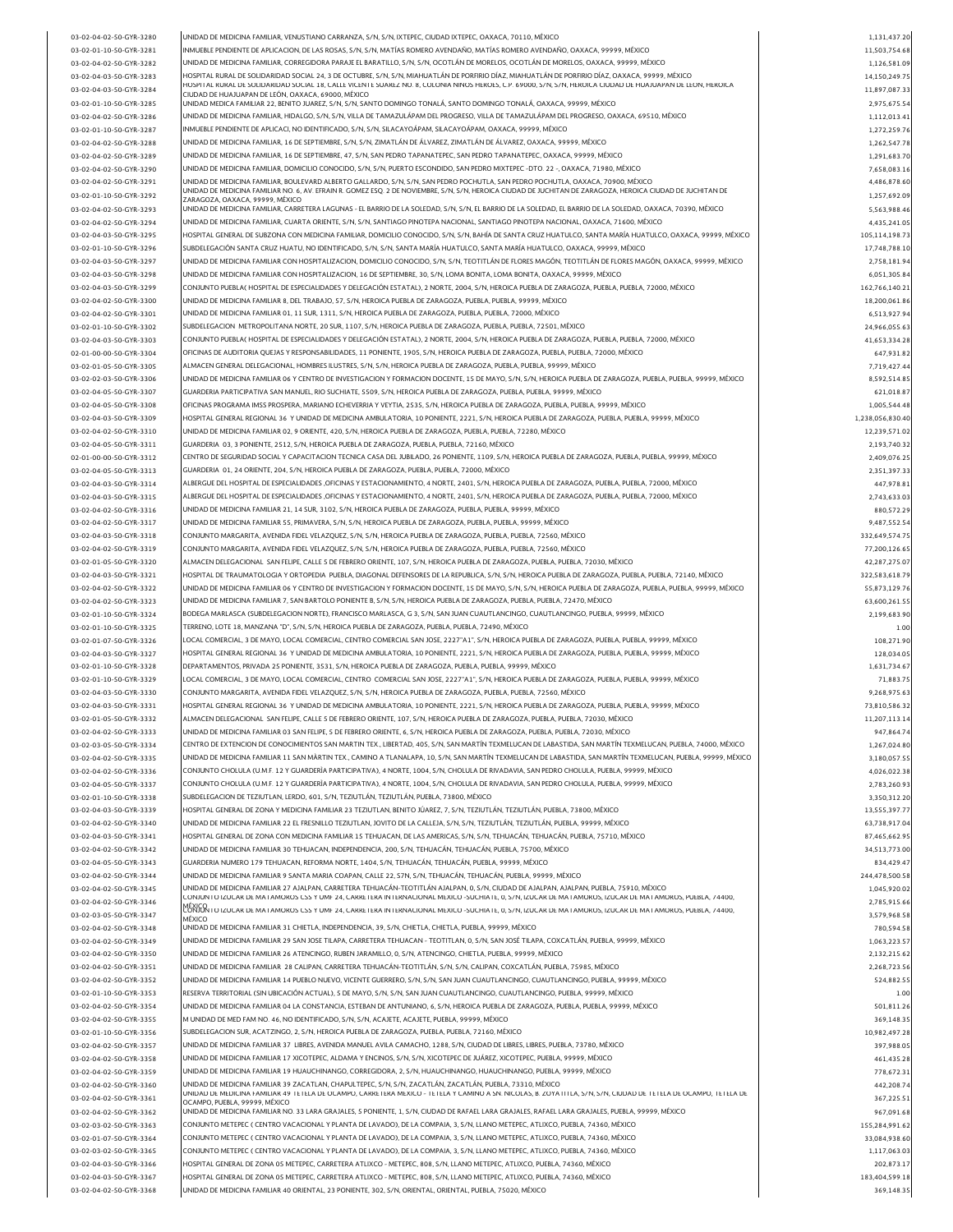| | | |
|---|---|---|
| 03-02-04-02-50-GYR-3280 | UNIDAD DE MEDICINA FAMILIAR, VENUSTIANO CARRANZA, S/N, S/N, IXTEPEC, CIUDAD IXTEPEC, OAXACA, 70110, MÉXICO | 1,131,437.20 |
| 03-02-01-10-50-GYR-3281 | INMUEBLE PENDIENTE DE APLICACION, DE LAS ROSAS, S/N, S/N, MATÍAS ROMERO AVENDAÑO, MATÍAS ROMERO AVENDAÑO, OAXACA, 99999, MÉXICO | 11,503,754.68 |
| 03-02-04-02-50-GYR-3282 | UNIDAD DE MEDICINA FAMILIAR, CORREGIDORA PARAJE EL BARATILLO, S/N, S/N, OCOTLÁN DE MORELOS, OCOTLÁN DE MORELOS, OAXACA, 99999, MÉXICO | 1,126,581.09 |
| 03-02-04-03-50-GYR-3283 | HOSPITAL RURAL DE SOLIDARIDAD SOCIAL 24, 3 DE OCTUBRE, S/N, S/N, MIAHUATLÁN DE PORFIRIO DÍAZ, MIAHUATLÁN DE PORFIRIO DÍAZ, OAXACA, 99999, MÉXICO | 14,150,249.75 |
| 03-02-04-03-50-GYR-3284 | HOSPITAL RURAL DE SOLIDARIDAD SOCIAL 18, CALLE VICENTE SUAREZ NO. 8, COLONIA NIÑOS HEROES, C.P. 69000, S/N, S/N, HEROICA CIUDAD DE HUAJUAPAN DE LEÓN, HEROICA CIUDAD DE HUAJUAPAN DE LEÓN, OAXACA, 69000, MÉXICO | 11,897,087.33 |
| 03-02-01-10-50-GYR-3285 | UNIDAD MEDICA FAMILIAR 22, BENITO JUAREZ, S/N, S/N, SANTO DOMINGO TONALÁ, SANTO DOMINGO TONALÁ, OAXACA, 99999, MÉXICO | 2,975,675.54 |
| 03-02-04-02-50-GYR-3286 | UNIDAD DE MEDICINA FAMILIAR, HIDALGO, S/N, S/N, VILLA DE TAMAZULÁPAM DEL PROGRESO, VILLA DE TAMAZULÁPAM DEL PROGRESO, OAXACA, 69510, MÉXICO | 1,112,013.41 |
| 03-02-01-10-50-GYR-3287 | INMUEBLE PENDIENTE DE APLICACI, NO IDENTIFICADO, S/N, S/N, SILACAYOÁPAM, SILACAYOÁPAM, OAXACA, 99999, MÉXICO | 1,272,259.76 |
| 03-02-04-02-50-GYR-3288 | UNIDAD DE MEDICINA FAMILIAR, 16 DE SEPTIEMBRE, S/N, S/N, ZIMATLÁN DE ÁLVAREZ, ZIMATLÁN DE ÁLVAREZ, OAXACA, 99999, MÉXICO | 1,262,547.78 |
| 03-02-04-02-50-GYR-3289 | UNIDAD DE MEDICINA FAMILIAR, 16 DE SEPTIEMBRE, 47, S/N, SAN PEDRO TAPANATEPEC, SAN PEDRO TAPANATEPEC, OAXACA, 99999, MÉXICO | 1,291,683.70 |
| 03-02-04-02-50-GYR-3290 | UNIDAD DE MEDICINA FAMILIAR, DOMICILIO CONOCIDO, S/N, S/N, PUERTO ESCONDIDO, SAN PEDRO MIXTEPEC -DTO. 22 -, OAXACA, 71980, MÉXICO | 7,658,083.16 |
| 03-02-04-02-50-GYR-3291 | UNIDAD DE MEDICINA FAMILIAR, BOULEVARD ALBERTO GALLARDO, S/N, S/N, SAN PEDRO POCHUTLA, SAN PEDRO POCHUTLA, OAXACA, 70900, MÉXICO | 4,486,878.60 |
| 03-02-01-10-50-GYR-3292 | UNIDAD DE MEDICINA FAMILIAR NO. 6, AV. EFRAIN R. GOMEZ ESQ. 2 DE NOVIEMBRE, S/N, S/N, HEROICA CIUDAD DE JUCHITAN DE ZARAGOZA, HEROICA CIUDAD DE JUCHITAN DE ZARAGOZA, OAXACA, 99999, MÉXICO | 1,257,692.09 |
| 03-02-04-02-50-GYR-3293 | UNIDAD DE MEDICINA FAMILIAR, CARRETERA LAGUNAS - EL BARRIO DE LA SOLEDAD, S/N, S/N, EL BARRIO DE LA SOLEDAD, EL BARRIO DE LA SOLEDAD, OAXACA, 70390, MÉXICO | 5,563,988.46 |
| 03-02-04-02-50-GYR-3294 | UNIDAD DE MEDICINA FAMILIAR, CUARTA ORIENTE, S/N, S/N, SANTIAGO PINOTEPA NACIONAL, SANTIAGO PINOTEPA NACIONAL, OAXACA, 71600, MÉXICO | 4,435,241.05 |
| 03-02-04-03-50-GYR-3295 | HOSPITAL GENERAL DE SUBZONA CON MEDICINA FAMILIAR, DOMICILIO CONOCIDO, S/N, S/N, BAHÍA DE SANTA CRUZ HUATULCO, SANTA MARÍA HUATULCO, OAXACA, 99999, MÉXICO | 105,114,198.73 |
| 03-02-01-10-50-GYR-3296 | SUBDELEGACIÓN SANTA CRUZ HUATU, NO IDENTIFICADO, S/N, S/N, SANTA MARÍA HUATULCO, SANTA MARÍA HUATULCO, OAXACA, 99999, MÉXICO | 17,748,788.10 |
| 03-02-04-03-50-GYR-3297 | UNIDAD DE MEDICINA FAMILIAR CON HOSPITALIZACION, DOMICILIO CONOCIDO, S/N, S/N, TEOTITLÁN DE FLORES MAGÓN, TEOTITLÁN DE FLORES MAGÓN, OAXACA, 99999, MÉXICO | 2,758,181.94 |
| 03-02-04-03-50-GYR-3298 | UNIDAD DE MEDICINA FAMILIAR CON HOSPITALIZACION, 16 DE SEPTIEMBRE, 30, S/N, LOMA BONITA, LOMA BONITA, OAXACA, 99999, MÉXICO | 6,051,305.84 |
| 03-02-04-03-50-GYR-3299 | CONJUNTO PUEBLA( HOSPITAL DE ESPECIALIDADES Y DELEGACIÓN ESTATAL), 2 NORTE, 2004, S/N, HEROICA PUEBLA DE ZARAGOZA, PUEBLA, PUEBLA, 72000, MÉXICO | 162,766,140.21 |
| 03-02-04-02-50-GYR-3300 | UNIDAD DE MEDICINA FAMILIAR 8, DEL TRABAJO, 57, S/N, HEROICA PUEBLA DE ZARAGOZA, PUEBLA, PUEBLA, 99999, MÉXICO | 18,200,061.86 |
| 03-02-04-02-50-GYR-3301 | UNIDAD DE MEDICINA FAMILIAR 01, 11 SUR, 1311, S/N, HEROICA PUEBLA DE ZARAGOZA, PUEBLA, PUEBLA, 72000, MÉXICO | 6,513,927.94 |
| 03-02-01-10-50-GYR-3302 | SUBDELEGACION METROPOLITANA NORTE, 20 SUR, 1107, S/N, HEROICA PUEBLA DE ZARAGOZA, PUEBLA, PUEBLA, 72501, MÉXICO | 24,966,055.63 |
| 03-02-04-03-50-GYR-3303 | CONJUNTO PUEBLA( HOSPITAL DE ESPECIALIDADES Y DELEGACIÓN ESTATAL), 2 NORTE, 2004, S/N, HEROICA PUEBLA DE ZARAGOZA, PUEBLA, PUEBLA, 72000, MÉXICO | 41,653,334.28 |
| 02-01-00-00-50-GYR-3304 | OFICINAS DE AUDITORIA QUEJAS Y RESPONSABILIDADES, 11 PONIENTE, 1905, S/N, HEROICA PUEBLA DE ZARAGOZA, PUEBLA, PUEBLA, 72000, MÉXICO | 647,931.82 |
| 03-02-01-05-50-GYR-3305 | ALMACEN GENERAL DELEGACIONAL, HOMBRES ILUSTRES, S/N, S/N, HEROICA PUEBLA DE ZARAGOZA, PUEBLA, PUEBLA, 99999, MÉXICO | 7,719,427.44 |
| 03-02-04-02-50-GYR-3306 | UNIDAD DE MEDICINA FAMILIAR 06 Y CENTRO DE INVESTIGACION Y FORMACION DOCENTE, 15 DE MAYO, S/N, S/N, HEROICA PUEBLA DE ZARAGOZA, PUEBLA, PUEBLA, 99999, MÉXICO | 8,592,514.85 |
| 03-02-04-05-50-GYR-3307 | GUARDERIA PARTICIPATIVA SAN MANUEL, RIO SUCHIATE, 5509, S/N, HEROICA PUEBLA DE ZARAGOZA, PUEBLA, PUEBLA, 99999, MÉXICO | 621,018.87 |
| 03-02-04-05-50-GYR-3308 | OFICINAS PROGRAMA IMSS PROSPERA, MARIANO ECHEVERRIA Y VEYTIA, 2535, S/N, HEROICA PUEBLA DE ZARAGOZA, PUEBLA, PUEBLA, 99999, MÉXICO | 1,005,544.48 |
| 03-02-04-03-50-GYR-3309 | HOSPITAL GENERAL REGIONAL 36 Y UNIDAD DE MEDICINA AMBULATORIA, 10 PONIENTE, 2221, S/N, HEROICA PUEBLA DE ZARAGOZA, PUEBLA, PUEBLA, 99999, MÉXICO | 1,238,056,830.40 |
| 03-02-04-02-50-GYR-3310 | UNIDAD DE MEDICINA FAMILIAR 02, 9 ORIENTE, 420, S/N, HEROICA PUEBLA DE ZARAGOZA, PUEBLA, PUEBLA, 72280, MÉXICO | 12,239,571.02 |
| 03-02-04-05-50-GYR-3311 | GUARDERIA 03, 3 PONIENTE, 2512, S/N, HEROICA PUEBLA DE ZARAGOZA, PUEBLA, PUEBLA, 72160, MÉXICO | 2,193,740.32 |
| 02-01-00-00-50-GYR-3312 | CENTRO DE SEGURIDAD SOCIAL Y CAPACITACION TECNICA CASA DEL JUBILADO, 26 PONIENTE, 1109, S/N, HEROICA PUEBLA DE ZARAGOZA, PUEBLA, PUEBLA, 99999, MÉXICO | 2,409,076.25 |
| 03-02-04-05-50-GYR-3313 | GUARDERIA 01, 24 ORIENTE, 204, S/N, HEROICA PUEBLA DE ZARAGOZA, PUEBLA, PUEBLA, 72000, MÉXICO | 2,351,397.33 |
| 03-02-04-03-50-GYR-3314 | ALBERGUE DEL HOSPITAL DE ESPECIALIDADES ,OFICINAS Y ESTACIONAMIENTO, 4 NORTE, 2401, S/N, HEROICA PUEBLA DE ZARAGOZA, PUEBLA, PUEBLA, 72000, MÉXICO | 447,978.81 |
| 03-02-04-03-50-GYR-3315 | ALBERGUE DEL HOSPITAL DE ESPECIALIDADES ,OFICINAS Y ESTACIONAMIENTO, 4 NORTE, 2401, S/N, HEROICA PUEBLA DE ZARAGOZA, PUEBLA, PUEBLA, 72000, MÉXICO | 2,743,633.03 |
| 03-02-04-02-50-GYR-3316 | UNIDAD DE MEDICINA FAMILIAR 21, 14 SUR, 3102, S/N, HEROICA PUEBLA DE ZARAGOZA, PUEBLA, PUEBLA, 99999, MÉXICO | 880,572.29 |
| 03-02-04-02-50-GYR-3317 | UNIDAD DE MEDICINA FAMILIAR 55, PRIMAVERA, S/N, S/N, HEROICA PUEBLA DE ZARAGOZA, PUEBLA, PUEBLA, 99999, MÉXICO | 9,487,552.54 |
| 03-02-04-03-50-GYR-3318 | CONJUNTO MARGARITA, AVENIDA FIDEL VELAZQUEZ, S/N, S/N, HEROICA PUEBLA DE ZARAGOZA, PUEBLA, PUEBLA, 72560, MÉXICO | 332,649,574.75 |
| 03-02-04-02-50-GYR-3319 | CONJUNTO MARGARITA, AVENIDA FIDEL VELAZQUEZ, S/N, S/N, HEROICA PUEBLA DE ZARAGOZA, PUEBLA, PUEBLA, 72560, MÉXICO | 77,200,126.65 |
| 03-02-01-05-50-GYR-3320 | ALMACEN DELEGACIONAL SAN FELIPE, CALLE 5 DE FEBRERO ORIENTE, 107, S/N, HEROICA PUEBLA DE ZARAGOZA, PUEBLA, PUEBLA, 72030, MÉXICO | 42,287,275.07 |
| 03-02-04-03-50-GYR-3321 | HOSPITAL DE TRAUMATOLOGIA Y ORTOPEDIA PUEBLA, DIAGONAL DEFENSORES DE LA REPUBLICA, S/N, S/N, HEROICA PUEBLA DE ZARAGOZA, PUEBLA, PUEBLA, 72140, MÉXICO | 322,583,618.79 |
| 03-02-04-02-50-GYR-3322 | UNIDAD DE MEDICINA FAMILIAR 06 Y CENTRO DE INVESTIGACION Y FORMACION DOCENTE, 15 DE MAYO, S/N, S/N, HEROICA PUEBLA DE ZARAGOZA, PUEBLA, PUEBLA, 99999, MÉXICO | 55,873,129.76 |
| 03-02-04-02-50-GYR-3323 | UNIDAD DE MEDICINA FAMILIAR 7, SAN BARTOLO PONIENTE B, S/N, S/N, HEROICA PUEBLA DE ZARAGOZA, PUEBLA, PUEBLA, 72470, MÉXICO | 63,600,261.55 |
| 03-02-01-10-50-GYR-3324 | BODEGA MARLASCA (SUBDELEGACION NORTE), FRANCISCO MARLASCA, G 3, S/N, SAN JUAN CUAUTLANCINGO, CUAUTLANCINGO, PUEBLA, 99999, MÉXICO | 2,199,683.90 |
| 03-02-01-10-50-GYR-3325 | TERRENO, LOTE 18, MANZANA "D", S/N, S/N, HEROICA PUEBLA DE ZARAGOZA, PUEBLA, PUEBLA, 72490, MÉXICO | 1.00 |
| 03-02-01-07-50-GYR-3326 | LOCAL COMERCIAL, 3 DE MAYO, LOCAL COMERCIAL, CENTRO COMERCIAL SAN JOSE, 2227"A1", S/N, HEROICA PUEBLA DE ZARAGOZA, PUEBLA, PUEBLA, 99999, MÉXICO | 108,271.90 |
| 03-02-04-03-50-GYR-3327 | HOSPITAL GENERAL REGIONAL 36 Y UNIDAD DE MEDICINA AMBULATORIA, 10 PONIENTE, 2221, S/N, HEROICA PUEBLA DE ZARAGOZA, PUEBLA, PUEBLA, 99999, MÉXICO | 128,034.05 |
| 03-02-01-10-50-GYR-3328 | DEPARTAMENTOS, PRIVADA 25 PONIENTE, 3531, S/N, HEROICA PUEBLA DE ZARAGOZA, PUEBLA, PUEBLA, 99999, MÉXICO | 1,631,734.67 |
| 03-02-01-10-50-GYR-3329 | LOCAL COMERCIAL, 3 DE MAYO, LOCAL COMERCIAL, CENTRO COMERCIAL SAN JOSE, 2227"A1", S/N, HEROICA PUEBLA DE ZARAGOZA, PUEBLA, PUEBLA, 99999, MÉXICO | 71,883.75 |
| 03-02-04-03-50-GYR-3330 | CONJUNTO MARGARITA, AVENIDA FIDEL VELAZQUEZ, S/N, S/N, HEROICA PUEBLA DE ZARAGOZA, PUEBLA, PUEBLA, 72560, MÉXICO | 9,268,975.63 |
| 03-02-04-03-50-GYR-3331 | HOSPITAL GENERAL REGIONAL 36 Y UNIDAD DE MEDICINA AMBULATORIA, 10 PONIENTE, 2221, S/N, HEROICA PUEBLA DE ZARAGOZA, PUEBLA, PUEBLA, 99999, MÉXICO | 73,810,586.32 |
| 03-02-01-05-50-GYR-3332 | ALMACEN DELEGACIONAL SAN FELIPE, CALLE 5 DE FEBRERO ORIENTE, 107, S/N, HEROICA PUEBLA DE ZARAGOZA, PUEBLA, PUEBLA, 72030, MÉXICO | 11,207,113.14 |
| 03-02-04-02-50-GYR-3333 | UNIDAD DE MEDICINA FAMILIAR 03 SAN FELIPE, 5 DE FEBRERO ORIENTE, 6, S/N, HEROICA PUEBLA DE ZARAGOZA, PUEBLA, PUEBLA, 72030, MÉXICO | 947,864.74 |
| 03-02-03-05-50-GYR-3334 | CENTRO DE EXTENCION DE CONOCIMIENTOS SAN MARTIN TEX., LIBERTAD, 405, S/N, SAN MARTÍN TEXMELUCAN DE LABASTIDA, SAN MARTÍN TEXMELUCAN, PUEBLA, 74000, MÉXICO | 1,267,024.80 |
| 03-02-04-02-50-GYR-3335 | UNIDAD DE MEDICINA FAMILIAR 11 SAN MÀRTIN TEX., CAMINO A TLANALAPA, 10, S/N, SAN MARTÍN TEXMELUCAN DE LABASTIDA, SAN MARTÍN TEXMELUCAN, PUEBLA, 99999, MÉXICO | 3,180,057.55 |
| 03-02-04-02-50-GYR-3336 | CONJUNTO CHOLULA (U.M.F. 12 Y GUARDERÍA PARTICIPATIVA), 4 NORTE, 1004, S/N, CHOLULA DE RIVADAVIA, SAN PEDRO CHOLULA, PUEBLA, 99999, MÉXICO | 4,026,022.38 |
| 03-02-04-05-50-GYR-3337 | CONJUNTO CHOLULA (U.M.F. 12 Y GUARDERÍA PARTICIPATIVA), 4 NORTE, 1004, S/N, CHOLULA DE RIVADAVIA, SAN PEDRO CHOLULA, PUEBLA, 99999, MÉXICO | 2,783,260.93 |
| 03-02-01-10-50-GYR-3338 | SUBDELEGACION DE TEZIUTLAN, LERDO, 601, S/N, TEZIUTLÁN, TEZIUTLÁN, PUEBLA, 73800, MÉXICO | 3,350,312.20 |
| 03-02-04-03-50-GYR-3339 | HOSPITAL GENERAL DE ZONA Y MEDICINA FAMILIAR 23 TEZIUTLAN, BENITO JÚAREZ, 7, S/N, TEZIUTLÁN, TEZIUTLÁN, PUEBLA, 73800, MÉXICO | 13,555,397.77 |
| 03-02-04-02-50-GYR-3340 | UNIDAD DE MEDICINA FAMILIAR 22 EL FRESNILLO TEZIUTLAN, JOVITO DE LA CALLEJA, S/N, S/N, TEZIUTLÁN, TEZIUTLÁN, PUEBLA, 99999, MÉXICO | 63,738,917.04 |
| 03-02-04-03-50-GYR-3341 | HOSPITAL GENERAL DE ZONA CON MEDICINA FAMILIAR 15 TEHUACAN, DE LAS AMERICAS, S/N, S/N, TEHUACÁN, TEHUACÁN, PUEBLA, 75710, MÉXICO | 87,465,662.95 |
| 03-02-04-02-50-GYR-3342 | UNIDAD DE MEDICINA FAMILIAR 30 TEHUACAN, INDEPENDENCIA, 200, S/N, TEHUACÁN, TEHUACÁN, PUEBLA, 75700, MÉXICO | 34,513,773.00 |
| 03-02-04-05-50-GYR-3343 | GUARDERIA NUMERO 179 TEHUACAN, REFORMA NORTE, 1404, S/N, TEHUACÁN, TEHUACÁN, PUEBLA, 99999, MÉXICO | 834,429.47 |
| 03-02-04-02-50-GYR-3344 | UNIDAD DE MEDICINA FAMILIAR 9 SANTA MARIA COAPAN, CALLE 22, S7N, S/N, TEHUACÁN, TEHUACÁN, PUEBLA, 99999, MÉXICO | 244,478,500.58 |
| 03-02-04-02-50-GYR-3345 | UNIDAD DE MEDICINA FAMILIAR 27 AJALPAN, CARRETERA TEHUACÁN-TEOTITLÁN AJALPAN, 0, S/N, CIUDAD DE AJALPAN, AJALPAN, PUEBLA, 75910, MÉXICO | 1,045,920.02 |
| 03-02-04-02-50-GYR-3346 | CONJUNTO IZUCAR DE MATAMOROS CSS Y UMF 24, CARRETERA INTERNACIONAL MEXICO -SUCHIATE, 0, S/N, IZÚCAR DE MATAMOROS, IZÚCAR DE MATAMOROS, PUEBLA, 74400, MÉXICO | 2,785,915.66 |
| 03-02-03-05-50-GYR-3347 | CONJUNTO IZUCAR DE MATAMOROS CSS Y UMF 24, CARRETERA INTERNACIONAL MEXICO -SUCHIATE, 0, S/N, IZÚCAR DE MATAMOROS, IZÚCAR DE MATAMOROS, PUEBLA, 74400, MÉXICO | 3,579,968.58 |
| 03-02-04-02-50-GYR-3348 | UNIDAD DE MEDICINA FAMILIAR 31 CHIETLA, INDEPENDENCIA, 39, S/N, CHIETLA, CHIETLA, PUEBLA, 99999, MÉXICO | 780,594.58 |
| 03-02-04-02-50-GYR-3349 | UNIDAD DE MEDICINA FAMILIAR 29 SAN JOSE TILAPA, CARRETERA TEHUACAN - TEOTITLAN, 0, S/N, SAN JOSÉ TILAPA, COXCATLÁN, PUEBLA, 99999, MÉXICO | 1,063,223.57 |
| 03-02-04-02-50-GYR-3350 | UNIDAD DE MEDICINA FAMILIAR 26 ATENCINGO, RUBEN JARAMILLO, 0, S/N, ATENCINGO, CHIETLA, PUEBLA, 99999, MÉXICO | 2,132,215.62 |
| 03-02-04-02-50-GYR-3351 | UNIDAD DE MEDICINA FAMILIAR 28 CALIPAN, CARRETERA TEHUACÁN-TEOTITLÁN, S/N, S/N, CALIPAN, COXCATLÁN, PUEBLA, 75985, MÉXICO | 2,268,723.56 |
| 03-02-04-02-50-GYR-3352 | UNIDAD DE MEDICINA FAMILIAR 14 PUEBLO NUEVO, VICENTE GUERRERO, S/N, S/N, SAN JUAN CUAUTLANCINGO, CUAUTLANCINGO, PUEBLA, 99999, MÉXICO | 524,882.55 |
| 03-02-01-10-50-GYR-3353 | RESERVA TERRITORIAL (SIN UBICACIÓN ACTUAL), 5 DE MAYO, S/N, S/N, SAN JUAN CUAUTLANCINGO, CUAUTLANCINGO, PUEBLA, 99999, MÉXICO | 1.00 |
| 03-02-04-02-50-GYR-3354 | UNIDAD DE MEDICINA FAMILIAR 04 LA CONSTANCIA, ESTEBAN DE ANTUNIANO, 6, S/N, HEROICA PUEBLA DE ZARAGOZA, PUEBLA, PUEBLA, 99999, MÉXICO | 501,811.26 |
| 03-02-04-02-50-GYR-3355 | M UNIDAD DE MED FAM NO. 46, NO IDENTIFICADO, S/N, S/N, ACAJETE, ACAJETE, PUEBLA, 99999, MÉXICO | 369,148.35 |
| 03-02-01-10-50-GYR-3356 | SUBDELEGACION SUR, ACATZINGO, 2, S/N, HEROICA PUEBLA DE ZARAGOZA, PUEBLA, PUEBLA, 72160, MÉXICO | 10,982,497.28 |
| 03-02-04-02-50-GYR-3357 | UNIDAD DE MEDICINA FAMILIAR 37 LIBRES, AVENIDA MANUEL AVILA CAMACHO, 1288, S/N, CIUDAD DE LIBRES, LIBRES, PUEBLA, 73780, MÉXICO | 397,988.05 |
| 03-02-04-02-50-GYR-3358 | UNIDAD DE MEDICINA FAMILIAR 17 XICOTEPEC, ALDAMA Y ENCINOS, S/N, S/N, XICOTEPEC DE JUÁREZ, XICOTEPEC, PUEBLA, 99999, MÉXICO | 461,435.28 |
| 03-02-04-02-50-GYR-3359 | UNIDAD DE MEDICINA FAMILIAR 19 HUAUCHINANGO, CORREGIDORA, 2, S/N, HUAUCHINANGO, HUAUCHINANGO, PUEBLA, 99999, MÉXICO | 778,672.31 |
| 03-02-04-02-50-GYR-3360 | UNIDAD DE MEDICINA FAMILIAR 39 ZACATLAN, CHAPULTEPEC, S/N, S/N, ZACATLÁN, ZACATLÁN, PUEBLA, 73310, MÉXICO | 442,208.74 |
| 03-02-04-02-50-GYR-3361 | UNIDAD DE MEDICINA FAMILIAR 49 TETELA DE OCAMPO, CARRETERA MEXICO - TETELA Y CAMINO A SN. NICOLAS, B. ZOYATITLA, S/N, S/N, CIUDAD DE TETELA DE OCAMPO, TETELA DE OCAMPO, PUEBLA, 99999, MÉXICO | 367,225.51 |
| 03-02-04-02-50-GYR-3362 | UNIDAD DE MEDICINA FAMILIAR NO. 33 LARA GRAJALES, 5 PONIENTE, 1, S/N, CIUDAD DE RAFAEL LARA GRAJALES, RAFAEL LARA GRAJALES, PUEBLA, 99999, MÉXICO | 967,091.68 |
| 03-02-03-02-50-GYR-3363 | CONJUNTO METEPEC ( CENTRO VACACIONAL Y PLANTA DE LAVADO), DE LA COMPAIA, 3, S/N, LLANO METEPEC, ATLIXCO, PUEBLA, 74360, MÉXICO | 155,284,991.62 |
| 03-02-01-07-50-GYR-3364 | CONJUNTO METEPEC ( CENTRO VACACIONAL Y PLANTA DE LAVADO), DE LA COMPAIA, 3, S/N, LLANO METEPEC, ATLIXCO, PUEBLA, 74360, MÉXICO | 33,084,938.60 |
| 03-02-03-02-50-GYR-3365 | CONJUNTO METEPEC ( CENTRO VACACIONAL Y PLANTA DE LAVADO), DE LA COMPAIA, 3, S/N, LLANO METEPEC, ATLIXCO, PUEBLA, 74360, MÉXICO | 1,117,063.03 |
| 03-02-04-03-50-GYR-3366 | HOSPITAL GENERAL DE ZONA 05 METEPEC, CARRETERA ATLIXCO - METEPEC, 808, S/N, LLANO METEPEC, ATLIXCO, PUEBLA, 74360, MÉXICO | 202,873.17 |
| 03-02-04-03-50-GYR-3367 | HOSPITAL GENERAL DE ZONA 05 METEPEC, CARRETERA ATLIXCO - METEPEC, 808, S/N, LLANO METEPEC, ATLIXCO, PUEBLA, 74360, MÉXICO | 183,404,599.18 |
| 03-02-04-02-50-GYR-3368 | UNIDAD DE MEDICINA FAMILIAR 40 ORIENTAL, 23 PONIENTE, 302, S/N, ORIENTAL, ORIENTAL, PUEBLA, 75020, MÉXICO | 369,148.35 |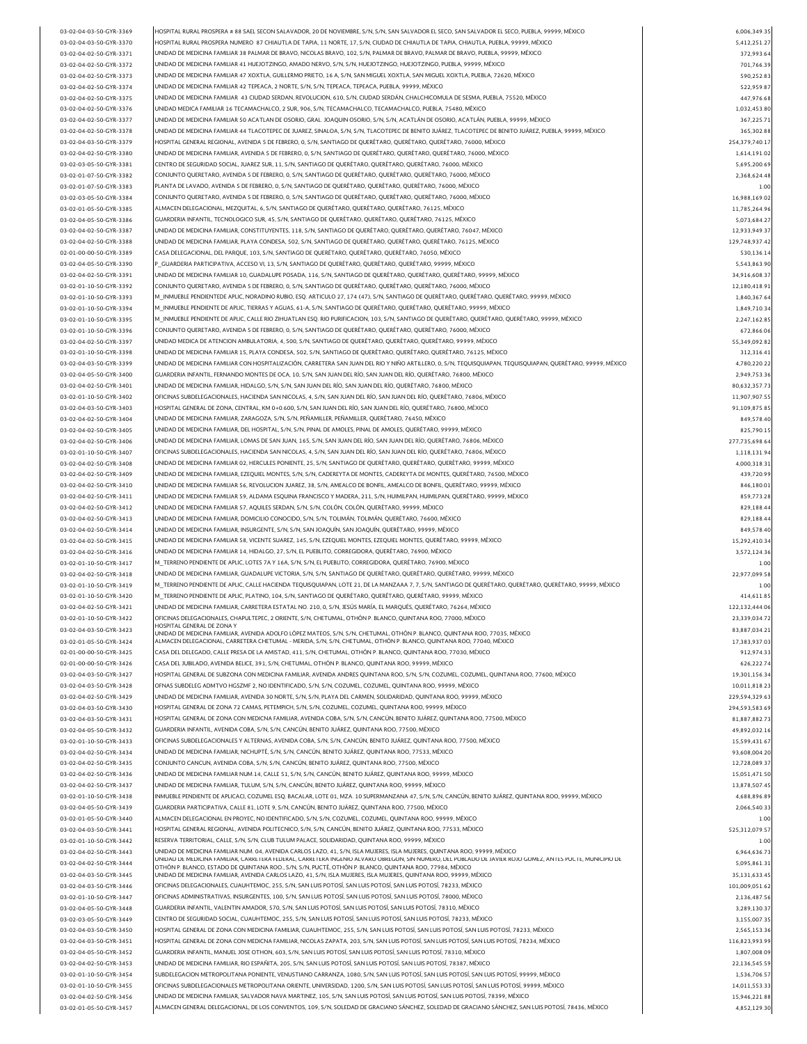| | | |
|---|---|---|
| 03-02-04-03-50-GYR-3369 | HOSPITAL RURAL PROSPERA # 88 SAEL SECON SALAVADOR, 20 DE NOVIEMBRE, S/N, S/N, SAN SALVADOR EL SECO, SAN SALVADOR EL SECO, PUEBLA, 99999, MÉXICO | 6,006,349.35 |
| 03-02-04-03-50-GYR-3370 | HOSPITAL RURAL PROSPERA NUMERO 87 CHIAUTLA DE TAPIA, 11 NORTE, 17, S/N, CIUDAD DE CHIAUTLA DE TAPIA, CHIAUTLA, PUEBLA, 99999, MÉXICO | 5,412,251.27 |
| 03-02-04-02-50-GYR-3371 | UNIDAD DE MEDICINA FAMILIAR 38 PALMAR DE BRAVO, NICOLAS BRAVO, 102, S/N, PALMAR DE BRAVO, PALMAR DE BRAVO, PUEBLA, 99999, MÉXICO | 372,993.64 |
| 03-02-04-02-50-GYR-3372 | UNIDAD DE MEDICINA FAMILIAR 41 HUEJOTZINGO, AMADO NERVO, S/N, S/N, HUEJOTZINGO, HUEJOTZINGO, PUEBLA, 99999, MÉXICO | 701,766.39 |
| 03-02-04-02-50-GYR-3373 | UNIDAD DE MEDICINA FAMILIAR 47 XOXTLA, GUILLERMO PRIETO, 16 A, S/N, SAN MIGUEL XOXTLA, SAN MIGUEL XOXTLA, PUEBLA, 72620, MÉXICO | 590,252.83 |
| 03-02-04-02-50-GYR-3374 | UNIDAD DE MEDICINA FAMILIAR 42 TEPEACA, 2 NORTE, S/N, S/N, TEPEACA, TEPEACA, PUEBLA, 99999, MÉXICO | 522,959.87 |
| 03-02-04-02-50-GYR-3375 | UNIDAD DE MEDICINA FAMILIAR 43 CIUDAD SERDAN, REVOLUCION, 610, S/N, CIUDAD SERDÁN, CHALCHICOMULA DE SESMA, PUEBLA, 75520, MÉXICO | 447,976.68 |
| 03-02-04-02-50-GYR-3376 | UNIDAD MEDICA FAMILIAR 16 TECAMACHALCO, 2 SUR, 906, S/N, TECAMACHALCO, TECAMACHALCO, PUEBLA, 75480, MÉXICO | 1,032,453.80 |
| 03-02-04-02-50-GYR-3377 | UNIDAD DE MEDICINA FAMILIAR 50 ACATLAN DE OSORIO, GRAL. JOAQUIN OSORIO, S/N, S/N, ACATLÁN DE OSORIO, ACATLÁN, PUEBLA, 99999, MÉXICO | 367,225.71 |
| 03-02-04-02-50-GYR-3378 | UNIDAD DE MEDICINA FAMILIAR 44 TLACOTEPEC DE JUAREZ, SINALOA, S/N, S/N, TLACOTEPEC DE BENITO JUÁREZ, TLACOTEPEC DE BENITO JUÁREZ, PUEBLA, 99999, MÉXICO | 365,302.88 |
| 03-02-04-03-50-GYR-3379 | HOSPITAL GENERAL REGIONAL, AVENIDA 5 DE FEBRERO, 0, S/N, SANTIAGO DE QUERÉTARO, QUERÉTARO, QUERÉTARO, 76000, MÉXICO | 254,379,740.17 |
| 03-02-04-02-50-GYR-3380 | UNIDAD DE MEDICINA FAMILIAR, AVENIDA 5 DE FEBRERO, 0, S/N, SANTIAGO DE QUERÉTARO, QUERÉTARO, QUERÉTARO, 76000, MÉXICO | 1,614,191.02 |
| 03-02-03-05-50-GYR-3381 | CENTRO DE SEGURIDAD SOCIAL, JUAREZ SUR, 11, S/N, SANTIAGO DE QUERÉTARO, QUERÉTARO, QUERÉTARO, 76000, MÉXICO | 5,695,200.69 |
| 03-02-01-07-50-GYR-3382 | CONJUNTO QUERETARO, AVENIDA 5 DE FEBRERO, 0, S/N, SANTIAGO DE QUERÉTARO, QUERÉTARO, QUERÉTARO, 76000, MÉXICO | 2,368,624.48 |
| 03-02-01-07-50-GYR-3383 | PLANTA DE LAVADO, AVENIDA 5 DE FEBRERO, 0, S/N, SANTIAGO DE QUERÉTARO, QUERÉTARO, QUERÉTARO, 76000, MÉXICO | 1.00 |
| 03-02-03-05-50-GYR-3384 | CONJUNTO QUERETARO, AVENIDA 5 DE FEBRERO, 0, S/N, SANTIAGO DE QUERÉTARO, QUERÉTARO, QUERÉTARO, 76000, MÉXICO | 16,988,169.02 |
| 03-02-01-05-50-GYR-3385 | ALMACEN DELEGACIONAL, MEZQUITAL, 6, S/N, SANTIAGO DE QUERÉTARO, QUERÉTARO, QUERÉTARO, 76125, MÉXICO | 11,785,264.96 |
| 03-02-04-05-50-GYR-3386 | GUARDERIA INFANTIL, TECNOLOGICO SUR, 45, S/N, SANTIAGO DE QUERÉTARO, QUERÉTARO, QUERÉTARO, 76125, MÉXICO | 5,073,684.27 |
| 03-02-04-02-50-GYR-3387 | UNIDAD DE MEDICINA FAMILIAR, CONSTITUYENTES, 118, S/N, SANTIAGO DE QUERÉTARO, QUERÉTARO, QUERÉTARO, 76047, MÉXICO | 12,933,949.37 |
| 03-02-04-02-50-GYR-3388 | UNIDAD DE MEDICINA FAMILIAR, PLAYA CONDESA, 502, S/N, SANTIAGO DE QUERÉTARO, QUERÉTARO, QUERÉTARO, 76125, MÉXICO | 129,748,937.42 |
| 02-01-00-00-50-GYR-3389 | CASA DELEGACIONAL, DEL PARQUE, 103, S/N, SANTIAGO DE QUERÉTARO, QUERÉTARO, QUERÉTARO, 76050, MÉXICO | 530,136.14 |
| 03-02-04-05-50-GYR-3390 | P_GUARDERIA PARTICIPATIVA, ACCESO VI, 13, S/N, SANTIAGO DE QUERÉTARO, QUERÉTARO, QUERÉTARO, 99999, MÉXICO | 5,543,863.90 |
| 03-02-04-02-50-GYR-3391 | UNIDAD DE MEDICINA FAMILIAR 10, GUADALUPE POSADA, 116, S/N, SANTIAGO DE QUERÉTARO, QUERÉTARO, QUERÉTARO, 99999, MÉXICO | 34,916,608.37 |
| 03-02-01-10-50-GYR-3392 | CONJUNTO QUERETARO, AVENIDA 5 DE FEBRERO, 0, S/N, SANTIAGO DE QUERÉTARO, QUERÉTARO, QUERÉTARO, 76000, MÉXICO | 12,180,418.91 |
| 03-02-01-10-50-GYR-3393 | M_INMUEBLE PENDIENTEDE APLIC, NORADINO RUBIO, ESQ. ARTICULO 27, 174 (47), S/N, SANTIAGO DE QUERÉTARO, QUERÉTARO, QUERÉTARO, 99999, MÉXICO | 1,840,367.64 |
| 03-02-01-10-50-GYR-3394 | M_INMUEBLE PENDIENTE DE APLIC, TIERRAS Y AGUAS, 61-A, S/N, SANTIAGO DE QUERÉTARO, QUERÉTARO, QUERÉTARO, 99999, MÉXICO | 1,849,710.34 |
| 03-02-01-10-50-GYR-3395 | M_INMUEBLE PENDIENTE DE APLIC, CALLE RIO ZIHUATLAN ESQ. RIO PURIFICACION, 103, S/N, SANTIAGO DE QUERÉTARO, QUERÉTARO, QUERÉTARO, 99999, MÉXICO | 2,247,162.85 |
| 03-02-01-10-50-GYR-3396 | CONJUNTO QUERETARO, AVENIDA 5 DE FEBRERO, 0, S/N, SANTIAGO DE QUERÉTARO, QUERÉTARO, QUERÉTARO, 76000, MÉXICO | 672,866.06 |
| 03-02-04-02-50-GYR-3397 | UNIDAD MEDICA DE ATENCION AMBULATORIA, 4, 500, S/N, SANTIAGO DE QUERÉTARO, QUERÉTARO, QUERÉTARO, 99999, MÉXICO | 55,349,092.82 |
| 03-02-01-10-50-GYR-3398 | UNIDAD DE MEDICINA FAMILIAR 15, PLAYA CONDESA, 502, S/N, SANTIAGO DE QUERÉTARO, QUERÉTARO, QUERÉTARO, 76125, MÉXICO | 312,316.41 |
| 03-02-04-03-50-GYR-3399 | UNIDAD DE MEDICINA FAMILIAR CON HOSPITALIZACIÓN, CARRETERA SAN JUAN DEL RIO Y NIÑO ARTILLERO, 0, S/N, TEQUISQUIAPAN, TEQUISQUIAPAN, QUERÉTARO, 99999, MÉXICO | 4,780,220.22 |
| 03-02-04-05-50-GYR-3400 | GUARDERIA INFANTIL, FERNANDO MONTES DE OCA, 10, S/N, SAN JUAN DEL RÍO, SAN JUAN DEL RÍO, QUERÉTARO, 76800, MÉXICO | 2,949,753.36 |
| 03-02-04-02-50-GYR-3401 | UNIDAD DE MEDICINA FAMILIAR, HIDALGO, S/N, S/N, SAN JUAN DEL RÍO, SAN JUAN DEL RÍO, QUERÉTARO, 76800, MÉXICO | 80,632,357.73 |
| 03-02-01-10-50-GYR-3402 | OFICINAS SUBDELEGACIONALES, HACIENDA SAN NICOLAS, 4, S/N, SAN JUAN DEL RÍO, SAN JUAN DEL RÍO, QUERÉTARO, 76806, MÉXICO | 11,907,907.55 |
| 03-02-04-03-50-GYR-3403 | HOSPITAL GENERAL DE ZONA, CENTRAL, KM 0+0.600, S/N, SAN JUAN DEL RÍO, SAN JUAN DEL RÍO, QUERÉTARO, 76800, MÉXICO | 91,109,875.85 |
| 03-02-04-02-50-GYR-3404 | UNIDAD DE MEDICINA FAMILIAR, ZARAGOZA, S/N, S/N, PEÑAMILLER, PEÑAMILLER, QUERÉTARO, 76450, MÉXICO | 849,578.40 |
| 03-02-04-02-50-GYR-3405 | UNIDAD DE MEDICINA FAMILIAR, DEL HOSPITAL, S/N, S/N, PINAL DE AMOLES, PINAL DE AMOLES, QUERÉTARO, 99999, MÉXICO | 825,790.15 |
| 03-02-04-02-50-GYR-3406 | UNIDAD DE MEDICINA FAMILIAR, LOMAS DE SAN JUAN, 165, S/N, SAN JUAN DEL RÍO, SAN JUAN DEL RÍO, QUERÉTARO, 76806, MÉXICO | 277,735,698.64 |
| 03-02-01-10-50-GYR-3407 | OFICINAS SUBDELEGACIONALES, HACIENDA SAN NICOLAS, 4, S/N, SAN JUAN DEL RÍO, SAN JUAN DEL RÍO, QUERÉTARO, 76806, MÉXICO | 1,118,131.94 |
| 03-02-04-02-50-GYR-3408 | UNIDAD DE MEDICINA FAMILIAR 02, HERCULES PONIENTE, 25, S/N, SANTIAGO DE QUERÉTARO, QUERÉTARO, QUERÉTARO, 99999, MÉXICO | 4,000,318.31 |
| 03-02-04-02-50-GYR-3409 | UNIDAD DE MEDICINA FAMILIAR, EZEQUIEL MONTES, S/N, S/N, CADEREYTA DE MONTES, CADEREYTA DE MONTES, QUERÉTARO, 76500, MÉXICO | 439,720.99 |
| 03-02-04-02-50-GYR-3410 | UNIDAD DE MEDICINA FAMILIAR 56, REVOLUCION JUAREZ, 38, S/N, AMEALCO DE BONFIL, AMEALCO DE BONFIL, QUERÉTARO, 99999, MÉXICO | 846,180.01 |
| 03-02-04-02-50-GYR-3411 | UNIDAD DE MEDICINA FAMILIAR 59, ALDAMA ESQUINA FRANCISCO Y MADERA, 211, S/N, HUIMILPAN, HUIMILPAN, QUERÉTARO, 99999, MÉXICO | 859,773.28 |
| 03-02-04-02-50-GYR-3412 | UNIDAD DE MEDICINA FAMILIAR 57, AQUILES SERDAN, S/N, S/N, COLÓN, COLÓN, QUERÉTARO, 99999, MÉXICO | 829,188.44 |
| 03-02-04-02-50-GYR-3413 | UNIDAD DE MEDICINA FAMILIAR, DOMICILIO CONOCIDO, S/N, S/N, TOLIMÁN, TOLIMÁN, QUERÉTARO, 76600, MÉXICO | 829,188.44 |
| 03-02-04-02-50-GYR-3414 | UNIDAD DE MEDICINA FAMILIAR, INSURGENTE, S/N, S/N, SAN JOAQUÍN, SAN JOAQUÍN, QUERÉTARO, 99999, MÉXICO | 849,578.40 |
| 03-02-04-02-50-GYR-3415 | UNIDAD DE MEDICINA FAMILIAR 58, VICENTE SUAREZ, 145, S/N, EZEQUIEL MONTES, EZEQUIEL MONTES, QUERÉTARO, 99999, MÉXICO | 15,292,410.34 |
| 03-02-04-02-50-GYR-3416 | UNIDAD DE MEDICINA FAMILIAR 14, HIDALGO, 27, S/N, EL PUEBLITO, CORREGIDORA, QUERÉTARO, 76900, MÉXICO | 3,572,124.36 |
| 03-02-01-10-50-GYR-3417 | M_TERRENO PENDIENTE DE APLIC, LOTES 7A Y 16A, S/N, S/N, EL PUEBLITO, CORREGIDORA, QUERÉTARO, 76900, MÉXICO | 1.00 |
| 03-02-04-02-50-GYR-3418 | UNIDAD DE MEDICINA FAMILIAR, GUADALUPE VICTORIA, S/N, S/N, SANTIAGO DE QUERÉTARO, QUERÉTARO, QUERÉTARO, 99999, MÉXICO | 22,977,099.58 |
| 03-02-01-10-50-GYR-3419 | M_TERRENO PENDIENTE DE APLIC, CALLE HACIENDA TEQUISQUIAPAN, LOTE 21, DE LA MANZAAA 7, 7, S/N, SANTIAGO DE QUERÉTARO, QUERÉTARO, QUERÉTARO, 99999, MÉXICO | 1.00 |
| 03-02-01-10-50-GYR-3420 | M_TERRENO PENDIENTE DE APLIC, PLATINO, 104, S/N, SANTIAGO DE QUERÉTARO, QUERÉTARO, QUERÉTARO, 99999, MÉXICO | 414,611.85 |
| 03-02-04-02-50-GYR-3421 | UNIDAD DE MEDICINA FAMILIAR, CARRETERA ESTATAL NO. 210, 0, S/N, JESÚS MARÍA, EL MARQUÉS, QUERÉTARO, 76264, MÉXICO | 122,132,444.06 |
| 03-02-01-10-50-GYR-3422 | OFICINAS DELEGACIONALES, CHAPULTEPEC, 2 ORIENTE, S/N, CHETUMAL, OTHÓN P. BLANCO, QUINTANA ROO, 77000, MÉXICO | 23,339,034.72 |
| 03-02-04-03-50-GYR-3423 | HOSPITAL GENERAL DE ZONA Y UNIDAD DE MEDICINA FAMILIAR, AVENIDA ADOLFO LÓPEZ MATEOS, S/N, S/N, CHETUMAL, OTHÓN P. BLANCO, QUINTANA ROO, 77035, MÉXICO | 83,887,034.21 |
| 03-02-01-05-50-GYR-3424 | ALMACEN DELEGACIONAL, CARRETERA CHETUMAL - MERIDA, S/N, S/N, CHETUMAL, OTHÓN P. BLANCO, QUINTANA ROO, 77040, MÉXICO | 17,383,937.03 |
| 02-01-00-00-50-GYR-3425 | CASA DEL DELEGADO, CALLE PRESA DE LA AMISTAD, 411, S/N, CHETUMAL, OTHÓN P. BLANCO, QUINTANA ROO, 77030, MÉXICO | 912,974.33 |
| 02-01-00-00-50-GYR-3426 | CASA DEL JUBILADO, AVENIDA BELICE, 391, S/N, CHETUMAL, OTHÓN P. BLANCO, QUINTANA ROO, 99999, MÉXICO | 626,222.74 |
| 03-02-04-03-50-GYR-3427 | HOSPITAL GENERAL DE SUBZONA CON MEDICINA FAMILIAR, AVENIDA ANDRES QUINTANA ROO, S/N, S/N, COZUMEL, COZUMEL, QUINTANA ROO, 77600, MÉXICO | 19,301,156.34 |
| 03-02-04-03-50-GYR-3428 | OFNAS SUBDELEG ADMTVO HGSZMF 2, NO IDENTIFICADO, S/N, S/N, COZUMEL, COZUMEL, QUINTANA ROO, 99999, MÉXICO | 10,011,818.23 |
| 03-02-04-02-50-GYR-3429 | UNIDAD DE MEDICINA FAMILIAR, AVENIDA 30 NORTE, S/N, S/N, PLAYA DEL CARMEN, SOLIDARIDAD, QUINTANA ROO, 99999, MÉXICO | 229,594,329.63 |
| 03-02-04-03-50-GYR-3430 | HOSPITAL GENERAL DE ZONA 72 CAMAS, PETEMPICH, S/N, S/N, COZUMEL, COZUMEL, QUINTANA ROO, 99999, MÉXICO | 294,593,583.69 |
| 03-02-04-03-50-GYR-3431 | HOSPITAL GENERAL DE ZONA CON MEDICNA FAMILIAR, AVENIDA COBA, S/N, S/N, CANCÚN, BENITO JUÁREZ, QUINTANA ROO, 77500, MÉXICO | 81,887,882.73 |
| 03-02-04-05-50-GYR-3432 | GUARDERIA INFANTIL, AVENIDA COBA, S/N, S/N, CANCÚN, BENITO JUÁREZ, QUINTANA ROO, 77500, MÉXICO | 49,892,032.16 |
| 03-02-01-10-50-GYR-3433 | OFICINAS SUBDELEGACIONALES Y ALTERNAS, AVENIDA COBA, S/N, S/N, CANCÚN, BENITO JUÁREZ, QUINTANA ROO, 77500, MÉXICO | 15,599,431.67 |
| 03-02-04-02-50-GYR-3434 | UNIDAD DE MEDICINA FAMILIAR, NICHUPTÉ, S/N, S/N, CANCÚN, BENITO JUÁREZ, QUINTANA ROO, 77533, MÉXICO | 93,608,004.20 |
| 03-02-04-02-50-GYR-3435 | CONJUNTO CANCUN, AVENIDA COBA, S/N, S/N, CANCÚN, BENITO JUÁREZ, QUINTANA ROO, 77500, MÉXICO | 12,728,089.37 |
| 03-02-04-02-50-GYR-3436 | UNIDAD DE MEDICINA FAMILIAR NUM.14, CALLE 51, S/N, S/N, CANCÚN, BENITO JUÁREZ, QUINTANA ROO, 99999, MÉXICO | 15,051,471.50 |
| 03-02-04-02-50-GYR-3437 | UNIDAD DE MEDICINA FAMILIAR, TULUM, S/N, S/N, CANCÚN, BENITO JUÁREZ, QUINTANA ROO, 99999, MÉXICO | 13,878,507.45 |
| 03-02-01-10-50-GYR-3438 | INMUEBLE PENDIENTE DE APLICACI, COZUMEL ESQ. BACALAR, LOTE 01, MZA. 10 SUPERMANZANA 47, S/N, S/N, CANCÚN, BENITO JUÁREZ, QUINTANA ROO, 99999, MÉXICO | 4,688,896.89 |
| 03-02-04-05-50-GYR-3439 | GUARDERIA PARTICIPATIVA, CALLE 81, LOTE 9, S/N, CANCÚN, BENITO JUÁREZ, QUINTANA ROO, 77500, MÉXICO | 2,066,540.33 |
| 03-02-01-05-50-GYR-3440 | ALMACEN DELEGACIONAL EN PROYEC, NO IDENTIFICADO, S/N, S/N, COZUMEL, COZUMEL, QUINTANA ROO, 99999, MÉXICO | 1.00 |
| 03-02-04-03-50-GYR-3441 | HOSPITAL GENERAL REGIONAL, AVENIDA POLITECNICO, S/N, S/N, CANCÚN, BENITO JUÁREZ, QUINTANA ROO, 77533, MÉXICO | 525,312,079.57 |
| 03-02-01-10-50-GYR-3442 | RESERVA TERRITORIAL, CALLE, S/N, S/N, CLUB TULUM PALACE, SOLIDARIDAD, QUINTANA ROO, 99999, MÉXICO | 1.00 |
| 03-02-04-02-50-GYR-3443 | UNIDAD DE MEDICINA FAMILIAR NUM. 04, AVENIDA CARLOS LAZO, 41, S/N, ISLA MUJERES, ISLA MUJERES, QUINTANA ROO, 99999, MÉXICO | 6,964,636.73 |
| 03-02-04-02-50-GYR-3444 | UNIDAD DE MEDICINA FAMILIAR, CARRETERA FEDERAL, CARRETERA INGENIO ALVARO OBREGON, SIN NUMERO, DEL POBLADO DE JAVIER ROJO GOMEZ, ANTES PUCTE, MUNICIPIO DE OTHÓN P. BLANCO, ESTADO DE QUINTANA ROO., S/N, S/N, PUCTÉ, OTHÓN P. BLANCO, QUINTANA ROO, 77984, MÉXICO | 5,095,861.31 |
| 03-02-04-03-50-GYR-3445 | UNIDAD DE MEDICINA FAMILIAR, AVENIDA CARLOS LAZO, 41, S/N, ISLA MUJERES, ISLA MUJERES, QUINTANA ROO, 99999, MÉXICO | 35,131,633.45 |
| 03-02-04-03-50-GYR-3446 | OFICINAS DELEGACIONALES, CUAUHTEMOC, 255, S/N, SAN LUIS POTOSÍ, SAN LUIS POTOSÍ, SAN LUIS POTOSÍ, 78233, MÉXICO | 101,009,051.62 |
| 03-02-01-10-50-GYR-3447 | OFICINAS ADMINISTRATIVAS, INSURGENTES, 100, S/N, SAN LUIS POTOSÍ, SAN LUIS POTOSÍ, SAN LUIS POTOSÍ, 78000, MÉXICO | 2,136,487.56 |
| 03-02-04-05-50-GYR-3448 | GUARDERIA INFANTIL, VALENTIN AMADOR, 570, S/N, SAN LUIS POTOSÍ, SAN LUIS POTOSÍ, SAN LUIS POTOSÍ, 78310, MÉXICO | 3,289,130.37 |
| 03-02-03-05-50-GYR-3449 | CENTRO DE SEGURIDAD SOCIAL, CUAUHTEMOC, 255, S/N, SAN LUIS POTOSÍ, SAN LUIS POTOSÍ, SAN LUIS POTOSÍ, 78233, MÉXICO | 3,155,007.35 |
| 03-02-04-03-50-GYR-3450 | HOSPITAL GENERAL DE ZONA CON MEDICINA FAMILIAR, CUAUHTEMOC, 255, S/N, SAN LUIS POTOSÍ, SAN LUIS POTOSÍ, SAN LUIS POTOSÍ, 78233, MÉXICO | 2,565,153.36 |
| 03-02-04-03-50-GYR-3451 | HOSPITAL GENERAL DE ZONA CON MEDICINA FAMILIAR, NICOLAS ZAPATA, 203, S/N, SAN LUIS POTOSÍ, SAN LUIS POTOSÍ, SAN LUIS POTOSÍ, 78234, MÉXICO | 116,823,993.99 |
| 03-02-04-05-50-GYR-3452 | GUARDERIA INFANTIL, MANUEL JOSE OTHON, 603, S/N, SAN LUIS POTOSÍ, SAN LUIS POTOSÍ, SAN LUIS POTOSÍ, 78310, MÉXICO | 1,807,008.09 |
| 03-02-04-02-50-GYR-3453 | UNIDAD DE MEDICINA FAMILIAR, RIO ESPAÑITA, 205, S/N, SAN LUIS POTOSÍ, SAN LUIS POTOSÍ, SAN LUIS POTOSÍ, 78387, MÉXICO | 22,136,545.59 |
| 03-02-01-10-50-GYR-3454 | SUBDELEGACION METROPOLITANA PONIENTE, VENUSTIANO CARRANZA, 1080, S/N, SAN LUIS POTOSÍ, SAN LUIS POTOSÍ, SAN LUIS POTOSÍ, 99999, MÉXICO | 1,536,706.57 |
| 03-02-01-10-50-GYR-3455 | OFICINAS SUBDELEGACIONALES METROPOLITANA ORIENTE, UNIVERSIDAD, 1200, S/N, SAN LUIS POTOSÍ, SAN LUIS POTOSÍ, SAN LUIS POTOSÍ, 99999, MÉXICO | 14,011,553.33 |
| 03-02-04-02-50-GYR-3456 | UNIDAD DE MEDICINA FAMILIAR, SALVADOR NAVA MARTINEZ, 105, S/N, SAN LUIS POTOSÍ, SAN LUIS POTOSÍ, SAN LUIS POTOSÍ, 78399, MÉXICO | 15,946,221.88 |
| 03-02-01-05-50-GYR-3457 | ALMACEN GENERAL DELEGACIONAL, DE LOS CONVENTOS, 109, S/N, SOLEDAD DE GRACIANO SÁNCHEZ, SOLEDAD DE GRACIANO SÁNCHEZ, SAN LUIS POTOSÍ, 78436, MÉXICO | 4,852,129.30 |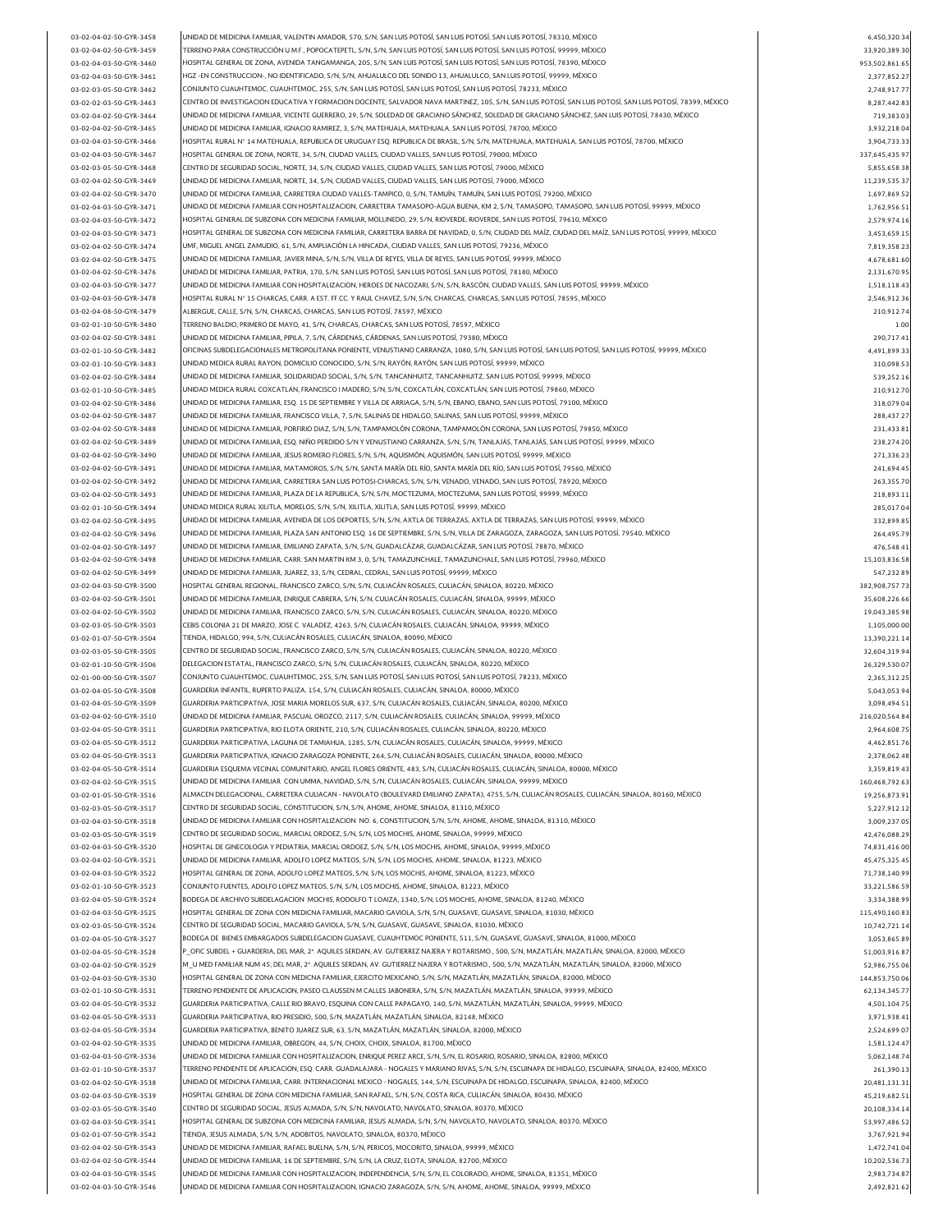| | | |
|---|---|---|
| 03-02-04-02-50-GYR-3458 | UNIDAD DE MEDICINA FAMILIAR, VALENTIN AMADOR, 570, S/N, SAN LUIS POTOSÍ, SAN LUIS POTOSÍ, SAN LUIS POTOSÍ, 78310, MÉXICO | 6,450,320.34 |
| 03-02-01-10-50-GYR-3459 | TERRENO PARA CONSTRUCCIÓN U.M.F., POPOCATEPETL, S/N, S/N, SAN LUIS POTOSÍ, SAN LUIS POTOSÍ, SAN LUIS POTOSÍ, 99999, MÉXICO | 33,920,389.30 |
| 03-02-04-03-50-GYR-3460 | HOSPITAL GENERAL DE ZONA, AVENIDA TANGAMANGA, 205, S/N, SAN LUIS POTOSÍ, SAN LUIS POTOSÍ, SAN LUIS POTOSÍ, 78390, MÉXICO | 953,502,861.65 |
| 03-02-04-03-50-GYR-3461 | HGZ -EN CONSTRUCCION-, NO IDENTIFICADO, S/N, S/N, AHUALULCO DEL SONIDO 13, AHUALULCO, SAN LUIS POTOSÍ, 99999, MÉXICO | 2,377,852.27 |
| 03-02-03-05-50-GYR-3462 | CONJUNTO CUAUHTEMOC, CUAUHTEMOC, 255, S/N, SAN LUIS POTOSÍ, SAN LUIS POTOSÍ, SAN LUIS POTOSÍ, 78233, MÉXICO | 2,748,917.77 |
| 03-02-02-03-50-GYR-3463 | CENTRO DE INVESTIGACION EDUCATIVA Y FORMACION DOCENTE, SALVADOR NAVA MARTINEZ, 105, S/N, SAN LUIS POTOSÍ, SAN LUIS POTOSÍ, SAN LUIS POTOSÍ, 78399, MÉXICO | 8,287,442.83 |
| 03-02-04-02-50-GYR-3464 | UNIDAD DE MEDICINA FAMILIAR, VICENTE GUERRERO, 29, S/N, SOLEDAD DE GRACIANO SÁNCHEZ, SOLEDAD DE GRACIANO SÁNCHEZ, SAN LUIS POTOSÍ, 78430, MÉXICO | 719,383.03 |
| 03-02-04-02-50-GYR-3465 | UNIDAD DE MEDICINA FAMILIAR, IGNACIO RAMIREZ, 3, S/N, MATEHUALA, MATEHUALA, SAN LUIS POTOSÍ, 78700, MÉXICO | 3,932,218.04 |
| 03-02-04-03-50-GYR-3466 | HOSPITAL RURAL N° 14 MATEHUALA, REPUBLICA DE URUGUAY ESQ. REPUBLICA DE BRASIL, S/N, S/N, MATEHUALA, MATEHUALA, SAN LUIS POTOSÍ, 78700, MÉXICO | 3,904,733.33 |
| 03-02-04-03-50-GYR-3467 | HOSPITAL GENERAL DE ZONA, NORTE, 34, S/N, CIUDAD VALLES, CIUDAD VALLES, SAN LUIS POTOSÍ, 79000, MÉXICO | 337,645,435.97 |
| 03-02-03-05-50-GYR-3468 | CENTRO DE SEGURIDAD SOCIAL, NORTE, 34, S/N, CIUDAD VALLES, CIUDAD VALLES, SAN LUIS POTOSÍ, 79000, MÉXICO | 5,855,658.38 |
| 03-02-04-02-50-GYR-3469 | UNIDAD DE MEDICINA FAMILIAR, NORTE, 34, S/N, CIUDAD VALLES, CIUDAD VALLES, SAN LUIS POTOSÍ, 79000, MÉXICO | 11,239,535.37 |
| 03-02-04-02-50-GYR-3470 | UNIDAD DE MEDICINA FAMILIAR, CARRETERA CIUDAD VALLES-TAMPICO, 0, S/N, TAMUÍN, TAMUÍN, SAN LUIS POTOSÍ, 79200, MÉXICO | 1,697,869.52 |
| 03-02-04-03-50-GYR-3471 | UNIDAD DE MEDICINA FAMILIAR CON HOSPITALIZACION, CARRETERA TAMASOPO-AGUA BUENA, KM 2, S/N, TAMASOPO, TAMASOPO, SAN LUIS POTOSÍ, 99999, MÉXICO | 1,762,956.51 |
| 03-02-04-03-50-GYR-3472 | HOSPITAL GENERAL DE SUBZONA CON MEDICINA FAMILIAR, MOLLINEDO, 29, S/N, RIOVERDE, RIOVERDE, SAN LUIS POTOSÍ, 79610, MÉXICO | 2,579,974.16 |
| 03-02-04-03-50-GYR-3473 | HOSPITAL GENERAL DE SUBZONA CON MEDICINA FAMILIAR, CARRETERA BARRA DE NAVIDAD, 0, S/N, CIUDAD DEL MAÍZ, CIUDAD DEL MAÍZ, SAN LUIS POTOSÍ, 99999, MÉXICO | 3,453,659.15 |
| 03-02-04-02-50-GYR-3474 | UMF, MIGUEL ANGEL ZAMUDIO, 61, S/N, AMPLIACIÓN LA HINCADA, CIUDAD VALLES, SAN LUIS POTOSÍ, 79236, MÉXICO | 7,819,358.23 |
| 03-02-04-02-50-GYR-3475 | UNIDAD DE MEDICINA FAMILIAR, JAVIER MINA, S/N, S/N, VILLA DE REYES, VILLA DE REYES, SAN LUIS POTOSÍ, 99999, MÉXICO | 4,678,681.60 |
| 03-02-04-02-50-GYR-3476 | UNIDAD DE MEDICINA FAMILIAR, PATRIA, 170, S/N, SAN LUIS POTOSÍ, SAN LUIS POTOSÍ, SAN LUIS POTOSÍ, 78180, MÉXICO | 2,131,670.95 |
| 03-02-04-03-50-GYR-3477 | UNIDAD DE MEDICINA FAMILIAR CON HOSPITALIZACION, HEROES DE NACOZARI, S/N, S/N, RASCÓN, CIUDAD VALLES, SAN LUIS POTOSÍ, 99999, MÉXICO | 1,518,118.43 |
| 03-02-04-03-50-GYR-3478 | HOSPITAL RURAL N° 15 CHARCAS, CARR. A EST. FF.CC. Y RAUL CHAVEZ, S/N, S/N, CHARCAS, CHARCAS, SAN LUIS POTOSÍ, 78595, MÉXICO | 2,546,912.36 |
| 03-02-04-08-50-GYR-3479 | ALBERGUE, CALLE, S/N, S/N, CHARCAS, CHARCAS, SAN LUIS POTOSÍ, 78597, MÉXICO | 210,912.74 |
| 03-02-01-10-50-GYR-3480 | TERRENO BALDIO, PRIMERO DE MAYO, 41, S/N, CHARCAS, CHARCAS, SAN LUIS POTOSÍ, 78597, MÉXICO | 1.00 |
| 03-02-04-02-50-GYR-3481 | UNIDAD DE MEDICINA FAMILIAR, PIPILA, 7, S/N, CÁRDENAS, CÁRDENAS, SAN LUIS POTOSÍ, 79380, MÉXICO | 290,717.41 |
| 03-02-01-10-50-GYR-3482 | OFICINAS SUBDELEGACIONALES METROPOLITANA PONIENTE, VENUSTIANO CARRANZA, 1080, S/N, SAN LUIS POTOSÍ, SAN LUIS POTOSÍ, SAN LUIS POTOSÍ, 99999, MÉXICO | 4,491,899.33 |
| 03-02-01-10-50-GYR-3483 | UNIDAD MEDICA RURAL RAYON, DOMICILIO CONOCIDO, S/N, S/N, RAYÓN, RAYÓN, SAN LUIS POTOSÍ, 99999, MÉXICO | 310,098.53 |
| 03-02-04-02-50-GYR-3484 | UNIDAD DE MEDICINA FAMILIAR, SOLIDARIDAD SOCIAL, S/N, S/N, TANCANHUITZ, TANCANHUITZ, SAN LUIS POTOSÍ, 99999, MÉXICO | 539,252.16 |
| 03-02-01-10-50-GYR-3485 | UNIDAD MEDICA RURAL COXCATLAN, FRANCISCO I MADERO, S/N, S/N, COXCATLÁN, COXCATLÁN, SAN LUIS POTOSÍ, 79860, MÉXICO | 210,912.70 |
| 03-02-04-02-50-GYR-3486 | UNIDAD DE MEDICINA FAMILIAR, ESQ. 15 DE SEPTIEMBRE Y VILLA DE ARRIAGA, S/N, S/N, EBANO, EBANO, SAN LUIS POTOSÍ, 79100, MÉXICO | 318,079.04 |
| 03-02-04-02-50-GYR-3487 | UNIDAD DE MEDICINA FAMILIAR, FRANCISCO VILLA, 7, S/N, SALINAS DE HIDALGO, SALINAS, SAN LUIS POTOSÍ, 99999, MÉXICO | 288,437.27 |
| 03-02-04-02-50-GYR-3488 | UNIDAD DE MEDICINA FAMILIAR, PORFIRIO DIAZ, S/N, S/N, TAMPAMOLÓN CORONA, TAMPAMOLÓN CORONA, SAN LUIS POTOSÍ, 79850, MÉXICO | 231,433.81 |
| 03-02-04-02-50-GYR-3489 | UNIDAD DE MEDICINA FAMILIAR, ESQ. NIÑO PERDIDO S/N Y VENUSTIANO CARRANZA, S/N, S/N, TANLAJÁS, TANLAJÁS, SAN LUIS POTOSÍ, 99999, MÉXICO | 238,274.20 |
| 03-02-04-02-50-GYR-3490 | UNIDAD DE MEDICINA FAMILIAR, JESUS ROMERO FLORES, S/N, S/N, AQUISMÓN, AQUISMÓN, SAN LUIS POTOSÍ, 99999, MÉXICO | 271,336.23 |
| 03-02-04-02-50-GYR-3491 | UNIDAD DE MEDICINA FAMILIAR, MATAMOROS, S/N, S/N, SANTA MARÍA DEL RÍO, SANTA MARÍA DEL RÍO, SAN LUIS POTOSÍ, 79560, MÉXICO | 241,694.45 |
| 03-02-04-02-50-GYR-3492 | UNIDAD DE MEDICINA FAMILIAR, CARRETERA SAN LUIS POTOSI-CHARCAS, S/N, S/N, VENADO, VENADO, SAN LUIS POTOSÍ, 78920, MÉXICO | 263,355.70 |
| 03-02-04-02-50-GYR-3493 | UNIDAD DE MEDICINA FAMILIAR, PLAZA DE LA REPUBLICA, S/N, S/N, MOCTEZUMA, MOCTEZUMA, SAN LUIS POTOSÍ, 99999, MÉXICO | 218,893.11 |
| 03-02-01-10-50-GYR-3494 | UNIDAD MEDICA RURAL XILITLA, MORELOS, S/N, S/N, XILITLA, XILITLA, SAN LUIS POTOSÍ, 99999, MÉXICO | 285,017.04 |
| 03-02-04-02-50-GYR-3495 | UNIDAD DE MEDICINA FAMILIAR, AVENIDA DE LOS DEPORTES, S/N, S/N, AXTLA DE TERRAZAS, AXTLA DE TERRAZAS, SAN LUIS POTOSÍ, 99999, MÉXICO | 332,899.85 |
| 03-02-04-02-50-GYR-3496 | UNIDAD DE MEDICINA FAMILIAR, PLAZA SAN ANTONIO ESQ. 16 DE SEPTIEMBRE, S/N, S/N, VILLA DE ZARAGOZA, ZARAGOZA, SAN LUIS POTOSÍ, 79540, MÉXICO | 264,495.79 |
| 03-02-04-02-50-GYR-3497 | UNIDAD DE MEDICINA FAMILIAR, EMILIANO ZAPATA, S/N, S/N, GUADALCÁZAR, GUADALCÁZAR, SAN LUIS POTOSÍ, 78870, MÉXICO | 476,548.41 |
| 03-02-04-02-50-GYR-3498 | UNIDAD DE MEDICINA FAMILIAR, CARR. SAN MARTIN KM 3, 0, S/N, TAMAZUNCHALE, TAMAZUNCHALE, SAN LUIS POTOSÍ, 79960, MÉXICO | 15,103,836.58 |
| 03-02-04-02-50-GYR-3499 | UNIDAD DE MEDICINA FAMILIAR, JUAREZ, 33, S/N, CEDRAL, CEDRAL, SAN LUIS POTOSÍ, 99999, MÉXICO | 547,232.89 |
| 03-02-04-03-50-GYR-3500 | HOSPITAL GENERAL REGIONAL, FRANCISCO ZARCO, S/N, S/N, CULIACÁN ROSALES, CULIACÁN, SINALOA, 80220, MÉXICO | 382,908,757.73 |
| 03-02-04-02-50-GYR-3501 | UNIDAD DE MEDICINA FAMILIAR, ENRIQUE CABRERA, S/N, S/N, CULIACÁN ROSALES, CULIACÁN, SINALOA, 99999, MÉXICO | 35,608,226.66 |
| 03-02-04-02-50-GYR-3502 | UNIDAD DE MEDICINA FAMILIAR, FRANCISCO ZARCO, S/N, S/N, CULIACÁN ROSALES, CULIACÁN, SINALOA, 80220, MÉXICO | 19,043,385.98 |
| 03-02-03-05-50-GYR-3503 | CEBIS COLONIA 21 DE MARZO, JOSE C. VALADEZ, 4263, S/N, CULIACÁN ROSALES, CULIACÁN, SINALOA, 99999, MÉXICO | 1,105,000.00 |
| 03-02-01-07-50-GYR-3504 | TIENDA, HIDALGO, 994, S/N, CULIACÁN ROSALES, CULIACÁN, SINALOA, 80090, MÉXICO | 13,390,221.14 |
| 03-02-03-05-50-GYR-3505 | CENTRO DE SEGURIDAD SOCIAL, FRANCISCO ZARCO, S/N, S/N, CULIACÁN ROSALES, CULIACÁN, SINALOA, 80220, MÉXICO | 32,604,319.94 |
| 03-02-01-10-50-GYR-3506 | DELEGACION ESTATAL, FRANCISCO ZARCO, S/N, S/N, CULIACÁN ROSALES, CULIACÁN, SINALOA, 80220, MÉXICO | 26,329,530.07 |
| 02-01-00-00-50-GYR-3507 | CONJUNTO CUAUHTEMOC, CUAUHTEMOC, 255, S/N, SAN LUIS POTOSÍ, SAN LUIS POTOSÍ, SAN LUIS POTOSÍ, 78233, MÉXICO | 2,365,312.25 |
| 03-02-04-05-50-GYR-3508 | GUARDERIA INFANTIL, RUPERTO PALIZA, 154, S/N, CULIACÁN ROSALES, CULIACÁN, SINALOA, 80000, MÉXICO | 5,043,053.94 |
| 03-02-04-05-50-GYR-3509 | GUARDERIA PARTICIPATIVA, JOSE MARIA MORELOS SUR, 637, S/N, CULIACÁN ROSALES, CULIACÁN, SINALOA, 80200, MÉXICO | 3,098,494.51 |
| 03-02-04-02-50-GYR-3510 | UNIDAD DE MEDICINA FAMILIAR, PASCUAL OROZCO, 2117, S/N, CULIACÁN ROSALES, CULIACÁN, SINALOA, 99999, MÉXICO | 216,020,564.84 |
| 03-02-04-05-50-GYR-3511 | GUARDERIA PARTICIPATIVA, RIO ELOTA ORIENTE, 210, S/N, CULIACÁN ROSALES, CULIACÁN, SINALOA, 80220, MÉXICO | 2,964,608.75 |
| 03-02-04-05-50-GYR-3512 | GUARDERIA PARTICIPATIVA, LAGUNA DE TAMIAHUA, 1285, S/N, CULIACÁN ROSALES, CULIACÁN, SINALOA, 99999, MÉXICO | 4,462,851.76 |
| 03-02-04-05-50-GYR-3513 | GUARDERIA PARTICIPATIVA, IGNACIO ZARAGOZA PONIENTE, 264, S/N, CULIACÁN ROSALES, CULIACÁN, SINALOA, 80000, MÉXICO | 2,378,062.48 |
| 03-02-04-05-50-GYR-3514 | GUARDERIA ESQUEMA VECINAL COMUNITARIO, ANGEL FLORES ORIENTE, 483, S/N, CULIACÁN ROSALES, CULIACÁN, SINALOA, 80000, MÉXICO | 3,359,819.43 |
| 03-02-04-02-50-GYR-3515 | UNIDAD DE MEDICINA FAMILIAR CON UMMA, NAVIDAD, S/N, S/N, CULIACÁN ROSALES, CULIACÁN, SINALOA, 99999, MÉXICO | 160,468,792.63 |
| 03-02-01-05-50-GYR-3516 | ALMACEN DELEGACIONAL, CARRETERA CULIACAN - NAVOLATO (BOULEVARD EMILIANO ZAPATA), 4755, S/N, CULIACÁN ROSALES, CULIACÁN, SINALOA, 80160, MÉXICO | 19,256,873.91 |
| 03-02-03-05-50-GYR-3517 | CENTRO DE SEGURIDAD SOCIAL, CONSTITUCION, S/N, S/N, AHOME, AHOME, SINALOA, 81310, MÉXICO | 5,227,912.12 |
| 03-02-04-03-50-GYR-3518 | UNIDAD DE MEDICINA FAMILIAR CON HOSPITALIZACION NO. 6, CONSTITUCION, S/N, S/N, AHOME, AHOME, SINALOA, 81310, MÉXICO | 3,009,237.05 |
| 03-02-03-05-50-GYR-3519 | CENTRO DE SEGURIDAD SOCIAL, MARCIAL ORDOEZ, S/N, S/N, LOS MOCHIS, AHOME, SINALOA, 99999, MÉXICO | 42,476,088.29 |
| 03-02-04-03-50-GYR-3520 | HOSPITAL DE GINECOLOGIA Y PEDIATRIA, MARCIAL ORDOEZ, S/N, S/N, LOS MOCHIS, AHOME, SINALOA, 99999, MÉXICO | 74,831,416.00 |
| 03-02-04-02-50-GYR-3521 | UNIDAD DE MEDICINA FAMILIAR, ADOLFO LOPEZ MATEOS, S/N, S/N, LOS MOCHIS, AHOME, SINALOA, 81223, MÉXICO | 45,475,325.45 |
| 03-02-04-03-50-GYR-3522 | HOSPITAL GENERAL DE ZONA, ADOLFO LOPEZ MATEOS, S/N, S/N, LOS MOCHIS, AHOME, SINALOA, 81223, MÉXICO | 71,738,140.99 |
| 03-02-01-10-50-GYR-3523 | CONJUNTO FUENTES, ADOLFO LOPEZ MATEOS, S/N, S/N, LOS MOCHIS, AHOME, SINALOA, 81223, MÉXICO | 33,221,586.59 |
| 03-02-04-05-50-GYR-3524 | BODEGA DE ARCHIVO SUBDELEGACION MOCHIS, RODOLFO T LOAIZA, 1340, S/N, LOS MOCHIS, AHOME, SINALOA, 81240, MÉXICO | 3,334,388.99 |
| 03-02-04-03-50-GYR-3525 | HOSPITAL GENERAL DE ZONA CON MEDICNA FAMILIAR, MACARIO GAVIOLA, S/N, S/N, GUASAVE, GUASAVE, SINALOA, 81030, MÉXICO | 115,490,160.83 |
| 03-02-03-05-50-GYR-3526 | CENTRO DE SEGURIDAD SOCIAL, MACARIO GAVIOLA, S/N, S/N, GUASAVE, GUASAVE, SINALOA, 81030, MÉXICO | 10,742,721.14 |
| 03-02-04-05-50-GYR-3527 | BODEGA DE BIENES EMBARGADOS SUBDELEGACION GUASAVE, CUAUHTEMOC PONIENTE, 511, S/N, GUASAVE, GUASAVE, SINALOA, 81000, MÉXICO | 3,053,865.89 |
| 03-02-04-05-50-GYR-3528 | P_OFIC SUBDEL + GUARDERIA, DEL MAR, 2°. AQUILES SERDAN, AV. GUTIERREZ NAJERA Y ROTARISMO., 500, S/N, MAZATLÁN, MAZATLÁN, SINALOA, 82000, MÉXICO | 51,003,916.87 |
| 03-02-04-02-50-GYR-3529 | M_U MED FAMILIAR NUM 45, DEL MAR, 2°. AQUILES SERDAN, AV. GUTIERREZ NAJERA Y ROTARISMO., 500, S/N, MAZATLÁN, MAZATLÁN, SINALOA, 82000, MÉXICO | 52,986,755.06 |
| 03-02-04-03-50-GYR-3530 | HOSPITAL GENERAL DE ZONA CON MEDICNA FAMILIAR, EJERCITO MEXICANO, S/N, S/N, MAZATLÁN, MAZATLÁN, SINALOA, 82000, MÉXICO | 144,853,750.06 |
| 03-02-01-10-50-GYR-3531 | TERRENO PENDIENTE DE APLICACION, PASEO CLAUSSEN M CALLES JABONERA, S/N, S/N, MAZATLÁN, MAZATLÁN, SINALOA, 99999, MÉXICO | 62,134,345.77 |
| 03-02-04-05-50-GYR-3532 | GUARDERIA PARTICIPATIVA, CALLE RIO BRAVO, ESQUINA CON CALLE PAPAGAYO, 140, S/N, MAZATLÁN, MAZATLÁN, SINALOA, 99999, MÉXICO | 4,501,104.75 |
| 03-02-04-05-50-GYR-3533 | GUARDERIA PARTICIPATIVA, RIO PRESIDIO, 500, S/N, MAZATLÁN, MAZATLÁN, SINALOA, 82148, MÉXICO | 3,971,938.41 |
| 03-02-04-05-50-GYR-3534 | GUARDERIA PARTICIPATIVA, BENITO JUAREZ SUR, 63, S/N, MAZATLÁN, MAZATLÁN, SINALOA, 82000, MÉXICO | 2,524,699.07 |
| 03-02-04-02-50-GYR-3535 | UNIDAD DE MEDICINA FAMILIAR, OBREGON, 44, S/N, CHOIX, CHOIX, SINALOA, 81700, MÉXICO | 1,581,124.47 |
| 03-02-04-03-50-GYR-3536 | UNIDAD DE MEDICINA FAMILIAR CON HOSPITALIZACION, ENRIQUE PEREZ ARCE, S/N, S/N, EL ROSARIO, ROSARIO, SINALOA, 82800, MÉXICO | 5,062,148.74 |
| 03-02-01-10-50-GYR-3537 | TERRENO PENDIENTE DE APLICACION, ESQ. CARR. GUADALAJARA - NOGALES Y MARIANO RIVAS, S/N, S/N, ESCUINAPA DE HIDALGO, ESCUINAPA, SINALOA, 82400, MÉXICO | 261,390.13 |
| 03-02-04-02-50-GYR-3538 | UNIDAD DE MEDICINA FAMILIAR, CARR. INTERNACIONAL MEXICO - NOGALES, 144, S/N, ESCUINAPA DE HIDALGO, ESCUINAPA, SINALOA, 82400, MÉXICO | 20,481,131.31 |
| 03-02-04-03-50-GYR-3539 | HOSPITAL GENERAL DE ZONA CON MEDICNA FAMILIAR, SAN RAFAEL, S/N, S/N, COSTA RICA, CULIACÁN, SINALOA, 80430, MÉXICO | 45,219,682.51 |
| 03-02-03-05-50-GYR-3540 | CENTRO DE SEGURIDAD SOCIAL, JESUS ALMADA, S/N, S/N, NAVOLATO, NAVOLATO, SINALOA, 80370, MÉXICO | 20,108,334.14 |
| 03-02-04-03-50-GYR-3541 | HOSPITAL GENERAL DE SUBZONA CON MEDICINA FAMILIAR, JESUS ALMADA, S/N, S/N, NAVOLATO, NAVOLATO, SINALOA, 80370, MÉXICO | 53,997,486.52 |
| 03-02-01-07-50-GYR-3542 | TIENDA, JESUS ALMADA, S/N, S/N, ADOBITOS, NAVOLATO, SINALOA, 80370, MÉXICO | 3,767,921.94 |
| 03-02-04-02-50-GYR-3543 | UNIDAD DE MEDICINA FAMILIAR, RAFAEL BUELNA, S/N, S/N, PERICOS, MOCORITO, SINALOA, 99999, MÉXICO | 1,472,741.04 |
| 03-02-04-02-50-GYR-3544 | UNIDAD DE MEDICINA FAMILIAR, 16 DE SEPTIEMBRE, S/N, S/N, LA CRUZ, ELOTA, SINALOA, 82700, MÉXICO | 10,202,536.73 |
| 03-02-04-03-50-GYR-3545 | UNIDAD DE MEDICINA FAMILIAR CON HOSPITALIZACION, INDEPENDENCIA, S/N, S/N, EL COLORADO, AHOME, SINALOA, 81351, MÉXICO | 2,983,734.87 |
| 03-02-04-03-50-GYR-3546 | UNIDAD DE MEDICINA FAMILIAR CON HOSPITALIZACION, IGNACIO ZARAGOZA, S/N, S/N, AHOME, AHOME, SINALOA, 99999, MÉXICO | 2,492,821.62 |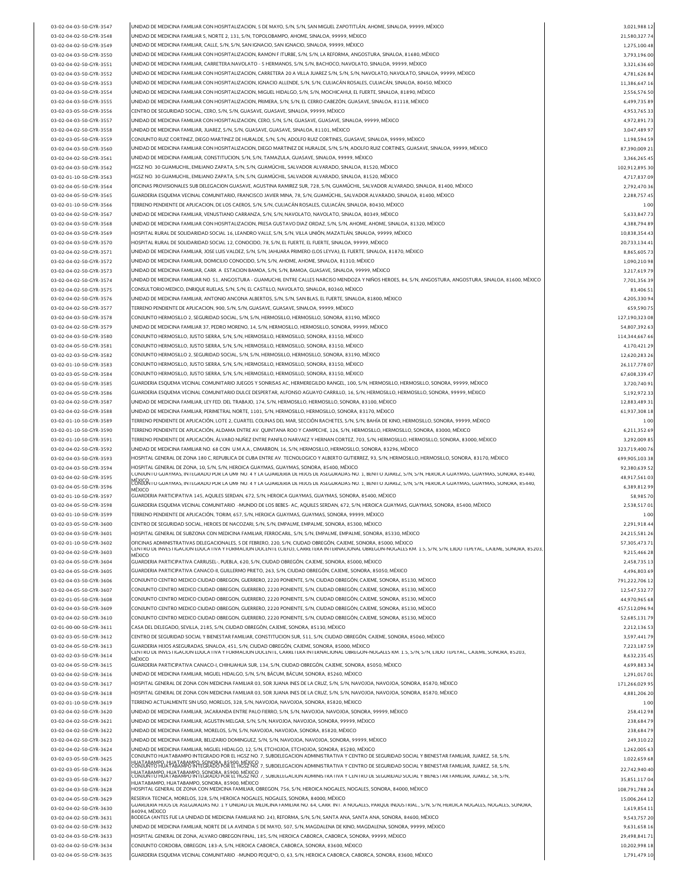| | | |
|---|---|---|
| 03-02-04-03-50-GYR-3547 | UNIDAD DE MEDICINA FAMILIAR CON HOSPITALIZACION, 5 DE MAYO, S/N, S/N, SAN MIGUEL ZAPOTITLÁN, AHOME, SINALOA, 99999, MÉXICO | 3,021,988.12 |
| 03-02-04-02-50-GYR-3548 | UNIDAD DE MEDICINA FAMILIAR 5, NORTE 2, 131, S/N, TOPOLOBAMPO, AHOME, SINALOA, 99999, MÉXICO | 21,580,327.74 |
| 03-02-04-02-50-GYR-3549 | UNIDAD DE MEDICINA FAMILIAR, CALLE, S/N, S/N, SAN IGNACIO, SAN IGNACIO, SINALOA, 99999, MÉXICO | 1,275,100.48 |
| 03-02-04-03-50-GYR-3550 | UNIDAD DE MEDICINA FAMILIAR CON HOSPITALIZACION, RAMON F ITURBE, S/N, S/N, LA REFORMA, ANGOSTURA, SINALOA, 81680, MÉXICO | 3,793,196.00 |
| 03-02-04-02-50-GYR-3551 | UNIDAD DE MEDICINA FAMILIAR, CARRETERA NAVOLATO - 5 HERMANOS, S/N, S/N, BACHOCO, NAVOLATO, SINALOA, 99999, MÉXICO | 3,321,636.60 |
| 03-02-04-03-50-GYR-3552 | UNIDAD DE MEDICINA FAMILIAR CON HOSPITALIZACION, CARRETERA 20 A VILLA JUAREZ S/N, S/N, S/N, NAVOLATO, NAVOLATO, SINALOA, 99999, MÉXICO | 4,781,626.84 |
| 03-02-04-03-50-GYR-3553 | UNIDAD DE MEDICINA FAMILIAR CON HOSPITALIZACION, IGNACIO ALLENDE, S/N, S/N, CULIACÁN ROSALES, CULIACÁN, SINALOA, 80450, MÉXICO | 11,386,647.16 |
| 03-02-04-03-50-GYR-3554 | UNIDAD DE MEDICINA FAMILIAR CON HOSPITALIZACION, MIGUEL HIDALGO, S/N, S/N, MOCHICAHUI, EL FUERTE, SINALOA, 81890, MÉXICO | 2,556,576.50 |
| 03-02-04-03-50-GYR-3555 | UNIDAD DE MEDICINA FAMILIAR CON HOSPITALIZACION, PRIMERA, S/N, S/N, EL CERRO CABEZÓN, GUASAVE, SINALOA, 81118, MÉXICO | 6,499,735.89 |
| 03-02-03-05-50-GYR-3556 | CENTRO DE SEGURIDAD SOCIAL, CERO, S/N, S/N, GUASAVE, GUASAVE, SINALOA, 99999, MÉXICO | 4,953,765.33 |
| 03-02-04-03-50-GYR-3557 | UNIDAD DE MEDICINA FAMILIAR CON HOSPITALIZACION, CERO, S/N, S/N, GUASAVE, GUASAVE, SINALOA, 99999, MÉXICO | 4,972,891.73 |
| 03-02-04-02-50-GYR-3558 | UNIDAD DE MEDICINA FAMILIAR, JUAREZ, S/N, S/N, GUASAVE, GUASAVE, SINALOA, 81101, MÉXICO | 3,047,489.97 |
| 03-02-03-05-50-GYR-3559 | CONJUNTO RUIZ CORTINEZ, DIEGO MARTINEZ DE HURALDE, S/N, S/N, ADOLFO RUIZ CORTINES, GUASAVE, SINALOA, 99999, MÉXICO | 1,198,594.59 |
| 03-02-04-03-50-GYR-3560 | UNIDAD DE MEDICINA FAMILIAR CON HOSPITALIZACION, DIEGO MARTINEZ DE HURALDE, S/N, S/N, ADOLFO RUIZ CORTINES, GUASAVE, SINALOA, 99999, MÉXICO | 87,390,009.21 |
| 03-02-04-02-50-GYR-3561 | UNIDAD DE MEDICINA FAMILIAR, CONSTITUCION, S/N, S/N, TAMAZULA, GUASAVE, SINALOA, 99999, MÉXICO | 3,366,265.45 |
| 03-02-04-03-50-GYR-3562 | HGSZ NO. 30 GUAMUCHIL, EMILIANO ZAPATA, S/N, S/N, GUAMÚCHIL, SALVADOR ALVARADO, SINALOA, 81520, MÉXICO | 102,912,895.30 |
| 03-02-01-10-50-GYR-3563 | HGSZ NO. 30 GUAMUCHIL, EMILIANO ZAPATA, S/N, S/N, GUAMÚCHIL, SALVADOR ALVARADO, SINALOA, 81520, MÉXICO | 4,717,837.09 |
| 03-02-04-05-50-GYR-3564 | OFICINAS PROVISIONALES SUB DELEGACION GUASAVE, AGUSTINA RAMIREZ SUR, 728, S/N, GUAMÚCHIL, SALVADOR ALVARADO, SINALOA, 81400, MÉXICO | 2,792,470.36 |
| 03-02-04-05-50-GYR-3565 | GUARDERIA ESQUEMA VECINAL COMUNITARIO, FRANCISCO JAVIER MINA, 78, S/N, GUAMÚCHIL, SALVADOR ALVARADO, SINALOA, 81400, MÉXICO | 2,288,757.45 |
| 03-02-01-10-50-GYR-3566 | TERRENO PENDIENTE DE APLICACION, DE LOS CAEROS, S/N, S/N, CULIACÁN ROSALES, CULIACÁN, SINALOA, 80430, MÉXICO | 1.00 |
| 03-02-04-02-50-GYR-3567 | UNIDAD DE MEDICINA FAMILIAR, VENUSTIANO CARRANZA, S/N, S/N, NAVOLATO, NAVOLATO, SINALOA, 80349, MÉXICO | 5,633,847.73 |
| 03-02-04-03-50-GYR-3568 | UNIDAD DE MEDICINA FAMILIAR CON HOSPITALIZACION, PRESA GUSTAVO DIAZ ORDAZ, S/N, S/N, AHOME, AHOME, SINALOA, 81320, MÉXICO | 4,388,794.89 |
| 03-02-04-03-50-GYR-3569 | HOSPITAL RURAL DE SOLIDARIDAD SOCIAL 16, LEANDRO VALLE, S/N, S/N, VILLA UNIÓN, MAZATLÁN, SINALOA, 99999, MÉXICO | 10,838,354.43 |
| 03-02-04-03-50-GYR-3570 | HOSPITAL RURAL DE SOLIDARIDAD SOCIAL 12, CONOCIDO, 78, S/N, EL FUERTE, EL FUERTE, SINALOA, 99999, MÉXICO | 20,733,134.41 |
| 03-02-04-02-50-GYR-3571 | UNIDAD DE MEDICINA FAMILIAR, JOSE LUIS VALDEZ, S/N, S/N, JAHUARA PRIMERO (LOS LEYVA), EL FUERTE, SINALOA, 81870, MÉXICO | 8,865,605.73 |
| 03-02-04-02-50-GYR-3572 | UNIDAD DE MEDICINA FAMILIAR, DOMICILIO CONOCIDO, S/N, S/N, AHOME, AHOME, SINALOA, 81310, MÉXICO | 1,090,210.98 |
| 03-02-04-02-50-GYR-3573 | UNIDAD DE MEDICINA FAMILIAR, CARR. A ESTACION BAMOA, S/N, S/N, BAMOA, GUASAVE, SINALOA, 99999, MÉXICO | 3,217,619.79 |
| 03-02-04-02-50-GYR-3574 | UNIDAD DE MEDICINA FAMILIAR NO. 51, ANGOSTURA - GUAMUCHIL ENTRE CALLES NARCISO MENDOZA Y NIÑOS HEROES, 84, S/N, ANGOSTURA, ANGOSTURA, SINALOA, 81600, MÉXICO | 7,701,356.39 |
| 03-02-04-02-50-GYR-3575 | CONSULTORIO MEDICO, ENRIQUE RUELAS, S/N, S/N, EL CASTILLO, NAVOLATO, SINALOA, 80360, MÉXICO | 83,406.51 |
| 03-02-04-02-50-GYR-3576 | UNIDAD DE MEDICINA FAMILIAR, ANTONIO ANCONA ALBERTOS, S/N, S/N, SAN BLAS, EL FUERTE, SINALOA, 81800, MÉXICO | 4,205,330.94 |
| 03-02-04-02-50-GYR-3577 | TERRENO PENDIENTE DE APLICACION, 900, S/N, S/N, GUASAVE, GUASAVE, SINALOA, 99999, MÉXICO | 659,590.75 |
| 03-02-04-03-50-GYR-3578 | CONJUNTO HERMOSILLO 2, SEGURIDAD SOCIAL, S/N, S/N, HERMOSILLO, HERMOSILLO, SONORA, 83190, MÉXICO | 127,190,323.08 |
| 03-02-04-02-50-GYR-3579 | UNIDAD DE MEDICINA FAMILIAR 37, PEDRO MORENO, 14, S/N, HERMOSILLO, HERMOSILLO, SONORA, 99999, MÉXICO | 54,807,392.63 |
| 03-02-04-03-50-GYR-3580 | CONJUNTO HERMOSILLO, JUSTO SIERRA, S/N, S/N, HERMOSILLO, HERMOSILLO, SONORA, 83150, MÉXICO | 114,344,667.66 |
| 03-02-04-05-50-GYR-3581 | CONJUNTO HERMOSILLO, JUSTO SIERRA, S/N, S/N, HERMOSILLO, HERMOSILLO, SONORA, 83150, MÉXICO | 4,170,421.29 |
| 03-02-02-03-50-GYR-3582 | CONJUNTO HERMOSILLO 2, SEGURIDAD SOCIAL, S/N, S/N, HERMOSILLO, HERMOSILLO, SONORA, 83190, MÉXICO | 12,620,283.26 |
| 03-02-01-10-50-GYR-3583 | CONJUNTO HERMOSILLO, JUSTO SIERRA, S/N, S/N, HERMOSILLO, HERMOSILLO, SONORA, 83150, MÉXICO | 26,117,778.07 |
| 03-02-03-05-50-GYR-3584 | CONJUNTO HERMOSILLO, JUSTO SIERRA, S/N, S/N, HERMOSILLO, HERMOSILLO, SONORA, 83150, MÉXICO | 67,608,339.47 |
| 03-02-04-05-50-GYR-3585 | GUARDERIA ESQUEMA VECINAL COMUNITARIO JUEGOS Y SONRISAS AC, HERMEREGILDO RANGEL, 100, S/N, HERMOSILLO, HERMOSILLO, SONORA, 99999, MÉXICO | 3,720,740.91 |
| 03-02-04-05-50-GYR-3586 | GUARDERIA ESQUEMA VECINAL COMUNITARIO DULCE DESPERTAR, ALFONSO AGUAYO CARRILLO, 16, S/N, HERMOSILLO, HERMOSILLO, SONORA, 99999, MÉXICO | 5,192,972.33 |
| 03-02-04-02-50-GYR-3587 | UNIDAD DE MEDICINA FAMILIAR, LEY FED. DEL TRABAJO, 174, S/N, HERMOSILLO, HERMOSILLO, SONORA, 83100, MÉXICO | 12,883,489.31 |
| 03-02-04-02-50-GYR-3588 | UNIDAD DE MEDICINA FAMILIAR, PERIMETRAL NORTE, 1101, S/N, HERMOSILLO, HERMOSILLO, SONORA, 83170, MÉXICO | 61,937,308.18 |
| 03-02-01-10-50-GYR-3589 | TERRENO PENDIENTE DE APLICACIÓN, LOTE 2, CUARTEL COLINAS DEL MAR, SECCIÓN RACHETES, S/N, S/N, BAHÍA DE KINO, HERMOSILLO, SONORA, 99999, MÉXICO | 1.00 |
| 03-02-01-10-50-GYR-3590 | TERRENO PENDIENTE DE APLICACIÓN, ALDAMA ENTRE AV. QUINTANA ROO Y CAMPECHE, 126, S/N, HERMOSILLO, HERMOSILLO, SONORA, 83000, MÉXICO | 6,211,352.69 |
| 03-02-01-10-50-GYR-3591 | TERRENO PENDIENTE DE APLICACIÓN, ÁLVARO NUÑEZ ENTRE PANFILO NARVAEZ Y HERNAN CORTEZ, 703, S/N, HERMOSILLO, HERMOSILLO, SONORA, 83000, MÉXICO | 3,292,009.85 |
| 03-02-04-02-50-GYR-3592 | UNIDAD DE MEDICINA FAMILIAR NO. 68 CON U.M.A.A., CIMARRON, 16, S/N, HERMOSILLO, HERMOSILLO, SONORA, 83296, MÉXICO | 323,719,400.76 |
| 03-02-04-03-50-GYR-3593 | HOSPITAL GENERAL DE ZONA 180 C, REPUBLICA DE CUBA ENTRE AV. TECNOLOGICO Y ALBERTO GUTIERREZ, 93, S/N, HERMOSILLO, HERMOSILLO, SONORA, 83170, MÉXICO | 699,905,103.38 |
| 03-02-04-03-50-GYR-3594 | HOSPITAL GENERAL DE ZONA, 10, S/N, S/N, HEROICA GUAYMAS, GUAYMAS, SONORA, 85400, MÉXICO | 92,380,639.52 |
| 03-02-04-02-50-GYR-3595 | CONJUNTO GUAYMAS, INTEGRADO POR LA UMF NO. 4 Y LA GUARDERIA DE HIJOS DE ASEGURADAS NO. 1, BENITO JUAREZ, S/N, S/N, HEROICA GUAYMAS, GUAYMAS, SONORA, 85440, MÉXICO | 48,917,561.03 |
| 03-02-04-05-50-GYR-3596 | CONJUNTO GUAYMAS, INTEGRADO POR LA UMF NO. 4 Y LA GUARDERIA DE HIJOS DE ASEGURADAS NO. 1, BENITO JUAREZ, S/N, S/N, HEROICA GUAYMAS, GUAYMAS, SONORA, 85440, MÉXICO | 6,389,812.99 |
| 03-02-01-10-50-GYR-3597 | GUARDERIA PARTICIPATIVA 145, AQUILES SERDAN, 672, S/N, HEROICA GUAYMAS, GUAYMAS, SONORA, 85400, MÉXICO | 58,985.70 |
| 03-02-04-05-50-GYR-3598 | GUARDERIA ESQUEMA VECINAL COMUNITARIO -MUNDO DE LOS BEBES- AC, AQUILES SERDAN, 672, S/N, HEROICA GUAYMAS, GUAYMAS, SONORA, 85400, MÉXICO | 2,538,517.01 |
| 03-02-01-10-50-GYR-3599 | TERRENO PENDIENTE DE APLICACIÓN, TORIM, 657, S/N, HEROICA GUAYMAS, GUAYMAS, SONORA, 99999, MÉXICO | 1.00 |
| 03-02-03-05-50-GYR-3600 | CENTRO DE SEGURIDAD SOCIAL, HEROES DE NACOZARI, S/N, S/N, EMPALME, EMPALME, SONORA, 85300, MÉXICO | 2,291,918.44 |
| 03-02-04-03-50-GYR-3601 | HOSPITAL GENERAL DE SUBZONA CON MEDICINA FAMILIAR, FERROCARIL, S/N, S/N, EMPALME, EMPALME, SONORA, 85330, MÉXICO | 24,215,581.26 |
| 03-02-01-10-50-GYR-3602 | OFICINAS ADMINISTRATIVAS DELEGACIONALES, 5 DE FEBRERO, 220, S/N, CIUDAD OBREGÓN, CAJEME, SONORA, 85000, MÉXICO | 57,305,473.71 |
| 03-02-04-02-50-GYR-3603 | CENTRO DE INVESTIGACION EDUCATIVA Y FORMACION DOCENTE (CIEFD), CARRETERA INTERNACIONAL OBREGON-NOGALES KM. 1.5, S/N, S/N, EJIDO TEPEYAC, CAJEME, SONORA, 85203, MÉXICO | 9,215,466.28 |
| 03-02-04-05-50-GYR-3604 | GUARDERIA PARTICIPATIVA CARRUSEL-, PUEBLA, 620, S/N, CIUDAD OBREGÓN, CAJEME, SONORA, 85000, MÉXICO | 2,458,735.13 |
| 03-02-04-05-50-GYR-3605 | GUARDERIA PARTICIPATIVA CANACO-II, GUILLERMO PRIETO, 263, S/N, CIUDAD OBREGÓN, CAJEME, SONORA, 85050, MÉXICO | 4,496,803.69 |
| 03-02-04-03-50-GYR-3606 | CONJUNTO CENTRO MEDICO CIUDAD OBREGON, GUERRERO, 2220 PONIENTE, S/N, CIUDAD OBREGÓN, CAJEME, SONORA, 85130, MÉXICO | 791,222,706.12 |
| 03-02-04-05-50-GYR-3607 | CONJUNTO CENTRO MEDICO CIUDAD OBREGON, GUERRERO, 2220 PONIENTE, S/N, CIUDAD OBREGÓN, CAJEME, SONORA, 85130, MÉXICO | 12,547,532.77 |
| 03-02-01-05-50-GYR-3608 | CONJUNTO CENTRO MEDICO CIUDAD OBREGON, GUERRERO, 2220 PONIENTE, S/N, CIUDAD OBREGÓN, CAJEME, SONORA, 85130, MÉXICO | 44,970,965.68 |
| 03-02-04-03-50-GYR-3609 | CONJUNTO CENTRO MEDICO CIUDAD OBREGON, GUERRERO, 2220 PONIENTE, S/N, CIUDAD OBREGÓN, CAJEME, SONORA, 85130, MÉXICO | 457,512,096.94 |
| 03-02-04-02-50-GYR-3610 | CONJUNTO CENTRO MEDICO CIUDAD OBREGON, GUERRERO, 2220 PONIENTE, S/N, CIUDAD OBREGÓN, CAJEME, SONORA, 85130, MÉXICO | 52,685,131.79 |
| 02-01-00-00-50-GYR-3611 | CASA DEL DELEGADO, SEVILLA, 2185, S/N, CIUDAD OBREGÓN, CAJEME, SONORA, 85130, MÉXICO | 2,212,136.53 |
| 03-02-03-05-50-GYR-3612 | CENTRO DE SEGURIDAD SOCIAL Y BIENESTAR FAMILIAR, CONSTITUCION SUR, 511, S/N, CIUDAD OBREGÓN, CAJEME, SONORA, 85060, MÉXICO | 3,597,441.79 |
| 03-02-04-05-50-GYR-3613 | GUARDERIA HIJOS ASEGURADAS, SINALOA, 451, S/N, CIUDAD OBREGÓN, CAJEME, SONORA, 85000, MÉXICO | 7,223,187.59 |
| 03-02-02-03-50-GYR-3614 | CENTRO DE INVESTIGACION EDUCATIVA Y FORMACION DOCENTE, CARRETERA INTERNACIONAL OBREGON-NOGALES KM. 1.5, S/N, S/N, EJIDO TEPEYAC, CAJEME, SONORA, 85203, MÉXICO | 8,632,235.45 |
| 03-02-04-05-50-GYR-3615 | GUARDERIA PARTICIPATIVA CANACO-I, CHIHUAHUA SUR, 134, S/N, CIUDAD OBREGÓN, CAJEME, SONORA, 85050, MÉXICO | 4,699,883.34 |
| 03-02-04-02-50-GYR-3616 | UNIDAD DE MEDICINA FAMILIAR, MIGUEL HIDALGO, S/N, S/N, BÁCUM, BÁCUM, SONORA, 85260, MÉXICO | 1,291,017.01 |
| 03-02-04-03-50-GYR-3617 | HOSPITAL GENERAL DE ZONA CON MEDICINA FAMILIAR 03, SOR JUANA INES DE LA CRUZ, S/N, S/N, NAVOJOA, NAVOJOA, SONORA, 85870, MÉXICO | 171,266,029.95 |
| 03-02-04-03-50-GYR-3618 | HOSPITAL GENERAL DE ZONA CON MEDICINA FAMILIAR 03, SOR JUANA INES DE LA CRUZ, S/N, S/N, NAVOJOA, NAVOJOA, SONORA, 85870, MÉXICO | 4,881,206.20 |
| 03-02-01-10-50-GYR-3619 | TERRENO ACTUALMENTE SIN USO, MORELOS, 328, S/N, NAVOJOA, NAVOJOA, SONORA, 85820, MÉXICO | 1.00 |
| 03-02-04-02-50-GYR-3620 | UNIDAD DE MEDICINA FAMILIAR, JACARANDA ENTRE PALO FIERRO, S/N, S/N, NAVOJOA, NAVOJOA, SONORA, 99999, MÉXICO | 258,412.98 |
| 03-02-04-02-50-GYR-3621 | UNIDAD DE MEDICINA FAMILIAR, AGUSTIN MELGAR, S/N, S/N, NAVOJOA, NAVOJOA, SONORA, 99999, MÉXICO | 238,684.79 |
| 03-02-04-02-50-GYR-3622 | UNIDAD DE MEDICINA FAMILIAR, MORELOS, S/N, S/N, NAVOJOA, NAVOJOA, SONORA, 85820, MÉXICO | 238,684.79 |
| 03-02-04-02-50-GYR-3623 | UNIDAD DE MEDICINA FAMILIAR, BELIZARIO DOMINGUEZ, S/N, S/N, NAVOJOA, NAVOJOA, SONORA, 99999, MÉXICO | 249,310.22 |
| 03-02-04-02-50-GYR-3624 | UNIDAD DE MEDICINA FAMILIAR, MIGUEL HIDALGO, 12, S/N, ETCHOJOA, ETCHOJOA, SONORA, 85280, MÉXICO | 1,262,005.63 |
| 03-02-03-05-50-GYR-3625 | CONJUNTO HUATABAMPO INTEGRADO POR EL HGSZ NO. 7, SUBDELEGACION ADMINISTRATIVA Y CENTRO DE SEGURIDAD SOCIAL Y BIENESTAR FAMILIAR, JUAREZ, 58, S/N, HUATABAMPO, HUATABAMPO, SONORA, 85900, MÉXICO | 1,022,659.68 |
| 03-02-03-05-50-GYR-3626 | CONJUNTO HUATABAMPO INTEGRADO POR EL HGSZ NO. 7, SUBDELEGACION ADMINISTRATIVA Y CENTRO DE SEGURIDAD SOCIAL Y BIENESTAR FAMILIAR, JUAREZ, 58, S/N, HUATABAMPO, HUATABAMPO, SONORA, 85900, MÉXICO | 22,742,940.40 |
| 03-02-03-05-50-GYR-3627 | CONJUNTO HUATABAMPO INTEGRADO POR EL HGSZ NO. 7, SUBDELEGACION ADMINISTRATIVA Y CENTRO DE SEGURIDAD SOCIAL Y BIENESTAR FAMILIAR, JUAREZ, 58, S/N, HUATABAMPO, HUATABAMPO, SONORA, 85900, MÉXICO | 35,851,117.04 |
| 03-02-04-03-50-GYR-3628 | HOSPITAL GENERAL DE ZONA CON MEDICINA FAMILIAR, OBREGON, 756, S/N, HEROICA NOGALES, NOGALES, SONORA, 84000, MÉXICO | 108,791,788.24 |
| 03-02-04-05-50-GYR-3629 | RESERVA TECNICA, MORELOS, 328, S/N, HEROICA NOGALES, NOGALES, SONORA, 84000, MÉXICO | 15,006,264.12 |
| 03-02-04-02-50-GYR-3630 | GUARDERIA HIJOS DE ASEGURADAS NO. 1 Y UNIDAD DE MEDICINA FAMILIAR NO. 64, CARR. INT. A NOGALES, PARQUE INDUSTRIAL, S/N, S/N, HEROICA NOGALES, NOGALES, SONORA, 84094, MÉXICO | 1,619,854.11 |
| 03-02-04-02-50-GYR-3631 | BODEGA (ANTES FUE LA UNIDAD DE MEDICINA FAMILIAR NO. 24), REFORMA, S/N, S/N, SANTA ANA, SANTA ANA, SONORA, 84600, MÉXICO | 9,543,757.20 |
| 03-02-04-02-50-GYR-3632 | UNIDAD DE MEDICINA FAMILIAR, NORTE DE LA AVENIDA 5 DE MAYO, 507, S/N, MAGDALENA DE KINO, MAGDALENA, SONORA, 99999, MÉXICO | 9,631,658.16 |
| 03-02-04-03-50-GYR-3633 | HOSPITAL GENERAL DE ZONA, ALVARO OBREGON FINAL, 185, S/N, HEROICA CABORCA, CABORCA, SONORA, 99999, MÉXICO | 29,498,841.71 |
| 03-02-04-02-50-GYR-3634 | CONJUNTO CORDOBA, OBREGON, 183-A, S/N, HEROICA CABORCA, CABORCA, SONORA, 83600, MÉXICO | 10,202,998.18 |
| 03-02-04-05-50-GYR-3635 | GUARDERIA ESQUEMA VECINAL COMUNITARIO -MUNDO PEQUE*O, O, 63, S/N, HEROICA CABORCA, CABORCA, SONORA, 83600, MÉXICO | 1,791,479.10 |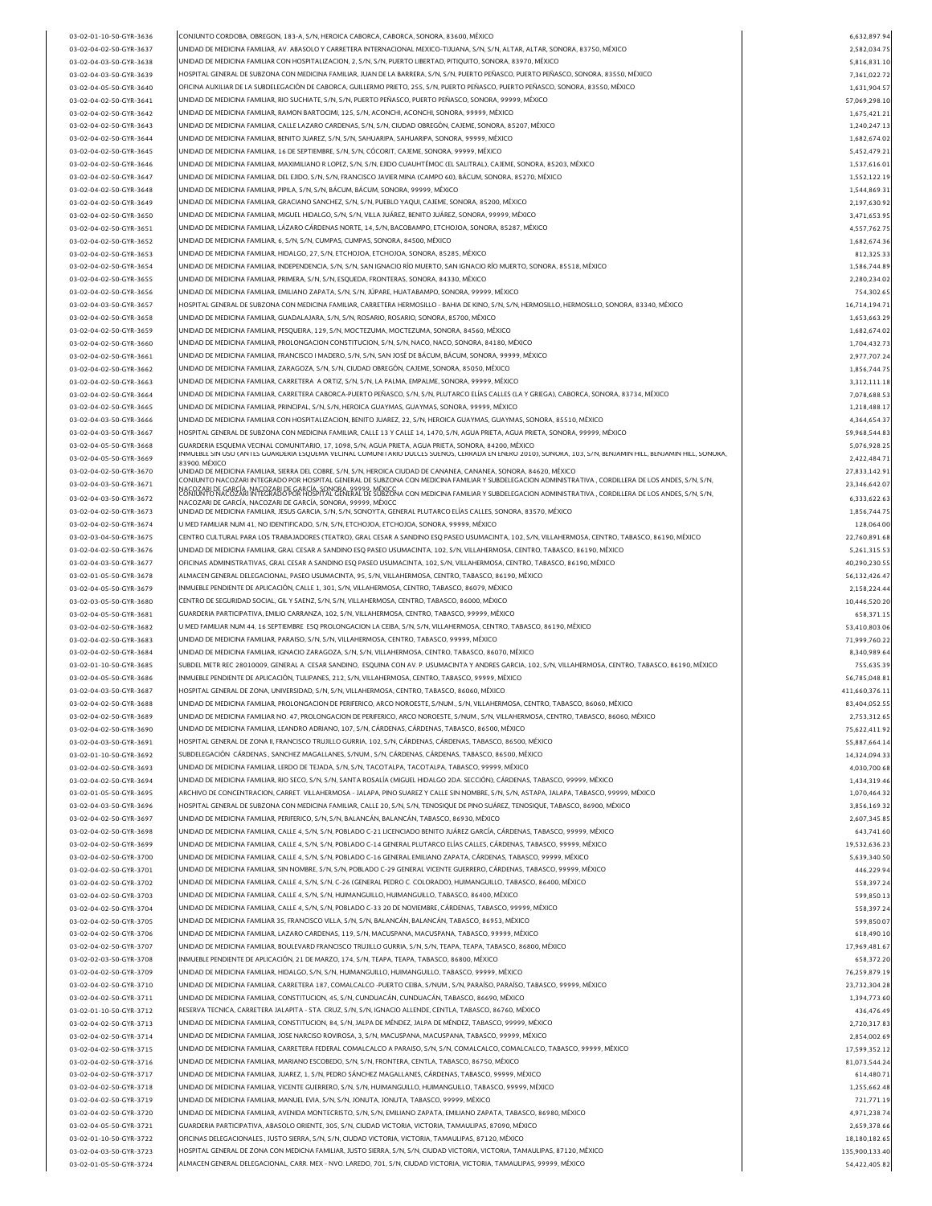| | | |
|---|---|---|
| 03-02-01-10-50-GYR-3636 | CONJUNTO CORDOBA, OBREGON, 183-A, S/N, HEROICA CABORCA, CABORCA, SONORA, 83600, MÉXICO | 6,632,897.94 |
| 03-02-04-02-50-GYR-3637 | UNIDAD DE MEDICINA FAMILIAR, AV. ABASOLO Y CARRETERA INTERNACIONAL MEXICO-TIJUANA, S/N, S/N, ALTAR, ALTAR, SONORA, 83750, MÉXICO | 2,582,034.75 |
| 03-02-04-03-50-GYR-3638 | UNIDAD DE MEDICINA FAMILIAR CON HOSPITALIZACION, 2, S/N, S/N, PUERTO LIBERTAD, PITIQUITO, SONORA, 83970, MÉXICO | 5,816,831.10 |
| 03-02-04-03-50-GYR-3639 | HOSPITAL GENERAL DE SUBZONA CON MEDICINA FAMILIAR, JUAN DE LA BARRERA, S/N, S/N, PUERTO PEÑASCO, PUERTO PEÑASCO, SONORA, 83550, MÉXICO | 7,361,022.72 |
| 03-02-04-05-50-GYR-3640 | OFICINA AUXILIAR DE LA SUBDELEGACIÓN DE CABORCA, GUILLERMO PRIETO, 255, S/N, PUERTO PEÑASCO, PUERTO PEÑASCO, SONORA, 83550, MÉXICO | 1,631,904.57 |
| 03-02-04-02-50-GYR-3641 | UNIDAD DE MEDICINA FAMILIAR, RIO SUCHIATE, S/N, S/N, PUERTO PEÑASCO, PUERTO PEÑASCO, SONORA, 99999, MÉXICO | 57,069,298.10 |
| 03-02-04-02-50-GYR-3642 | UNIDAD DE MEDICINA FAMILIAR, RAMON BARTOCIMI, 125, S/N, ACONCHI, ACONCHI, SONORA, 99999, MÉXICO | 1,675,421.21 |
| 03-02-04-02-50-GYR-3643 | UNIDAD DE MEDICINA FAMILIAR, CALLE LAZARO CARDENAS, S/N, S/N, CIUDAD OBREGÓN, CAJEME, SONORA, 85207, MÉXICO | 1,240,247.13 |
| 03-02-04-02-50-GYR-3644 | UNIDAD DE MEDICINA FAMILIAR, BENITO JUAREZ, S/N, S/N, SAHUARIPA, SAHUARIPA, SONORA, 99999, MÉXICO | 1,682,674.02 |
| 03-02-04-02-50-GYR-3645 | UNIDAD DE MEDICINA FAMILIAR, 16 DE SEPTIEMBRE, S/N, S/N, CÓCORIT, CAJEME, SONORA, 99999, MÉXICO | 5,452,479.21 |
| 03-02-04-02-50-GYR-3646 | UNIDAD DE MEDICINA FAMILIAR, MAXIMILIANO R LOPEZ, S/N, S/N, EJIDO CUAUHTÉMOC (EL SALITRAL), CAJEME, SONORA, 85203, MÉXICO | 1,537,616.01 |
| 03-02-04-02-50-GYR-3647 | UNIDAD DE MEDICINA FAMILIAR, DEL EJIDO, S/N, S/N, FRANCISCO JAVIER MINA (CAMPO 60), BÁCUM, SONORA, 85270, MÉXICO | 1,552,122.19 |
| 03-02-04-02-50-GYR-3648 | UNIDAD DE MEDICINA FAMILIAR, PIPILA, S/N, S/N, BÁCUM, BÁCUM, SONORA, 99999, MÉXICO | 1,544,869.31 |
| 03-02-04-02-50-GYR-3649 | UNIDAD DE MEDICINA FAMILIAR, GRACIANO SANCHEZ, S/N, S/N, PUEBLO YAQUI, CAJEME, SONORA, 85200, MÉXICO | 2,197,630.92 |
| 03-02-04-02-50-GYR-3650 | UNIDAD DE MEDICINA FAMILIAR, MIGUEL HIDALGO, S/N, S/N, VILLA JUÁREZ, BENITO JUÁREZ, SONORA, 99999, MÉXICO | 3,471,653.95 |
| 03-02-04-02-50-GYR-3651 | UNIDAD DE MEDICINA FAMILIAR, LÁZARO CÁRDENAS NORTE, 14, S/N, BACOBAMPO, ETCHOJOA, SONORA, 85287, MÉXICO | 4,557,762.75 |
| 03-02-04-02-50-GYR-3652 | UNIDAD DE MEDICINA FAMILIAR, 6, S/N, S/N, CUMPAS, CUMPAS, SONORA, 84500, MÉXICO | 1,682,674.36 |
| 03-02-04-02-50-GYR-3653 | UNIDAD DE MEDICINA FAMILIAR, HIDALGO, 27, S/N, ETCHOJOA, ETCHOJOA, SONORA, 85285, MÉXICO | 812,325.33 |
| 03-02-04-02-50-GYR-3654 | UNIDAD DE MEDICINA FAMILIAR, INDEPENDENCIA, S/N, S/N, SAN IGNACIO RÍO MUERTO, SAN IGNACIO RÍO MUERTO, SONORA, 85518, MÉXICO | 1,586,744.89 |
| 03-02-04-02-50-GYR-3655 | UNIDAD DE MEDICINA FAMILIAR, PRIMERA, S/N, S/N, ESQUEDA, FRONTERAS, SONORA, 84330, MÉXICO | 2,280,234.02 |
| 03-02-04-02-50-GYR-3656 | UNIDAD DE MEDICINA FAMILIAR, EMILIANO ZAPATA, S/N, S/N, JÚPARE, HUATABAMPO, SONORA, 99999, MÉXICO | 754,302.65 |
| 03-02-04-03-50-GYR-3657 | HOSPITAL GENERAL DE SUBZONA CON MEDICINA FAMILIAR, CARRETERA HERMOSILLO - BAHIA DE KINO, S/N, S/N, HERMOSILLO, HERMOSILLO, SONORA, 83340, MÉXICO | 16,714,194.71 |
| 03-02-04-02-50-GYR-3658 | UNIDAD DE MEDICINA FAMILIAR, GUADALAJARA, S/N, S/N, ROSARIO, ROSARIO, SONORA, 85700, MÉXICO | 1,653,663.29 |
| 03-02-04-02-50-GYR-3659 | UNIDAD DE MEDICINA FAMILIAR, PESQUEIRA, 129, S/N, MOCTEZUMA, MOCTEZUMA, SONORA, 84560, MÉXICO | 1,682,674.02 |
| 03-02-04-02-50-GYR-3660 | UNIDAD DE MEDICINA FAMILIAR, PROLONGACION CONSTITUCION, S/N, S/N, NACO, NACO, SONORA, 84180, MÉXICO | 1,704,432.73 |
| 03-02-04-02-50-GYR-3661 | UNIDAD DE MEDICINA FAMILIAR, FRANCISCO I MADERO, S/N, S/N, SAN JOSÉ DE BÁCUM, BÁCUM, SONORA, 99999, MÉXICO | 2,977,707.24 |
| 03-02-04-02-50-GYR-3662 | UNIDAD DE MEDICINA FAMILIAR, ZARAGOZA, S/N, S/N, CIUDAD OBREGÓN, CAJEME, SONORA, 85050, MÉXICO | 1,856,744.75 |
| 03-02-04-02-50-GYR-3663 | UNIDAD DE MEDICINA FAMILIAR, CARRETERA A ORTIZ, S/N, S/N, LA PALMA, EMPALME, SONORA, 99999, MÉXICO | 3,312,111.18 |
| 03-02-04-02-50-GYR-3664 | UNIDAD DE MEDICINA FAMILIAR, CARRETERA CABORCA-PUERTO PEÑASCO, S/N, S/N, PLUTARCO ELÍAS CALLES (LA Y GRIEGA), CABORCA, SONORA, 83734, MÉXICO | 7,078,688.53 |
| 03-02-04-02-50-GYR-3665 | UNIDAD DE MEDICINA FAMILIAR, PRINCIPAL, S/N, S/N, HEROICA GUAYMAS, GUAYMAS, SONORA, 99999, MÉXICO | 1,218,488.17 |
| 03-02-04-03-50-GYR-3666 | UNIDAD DE MEDICINA FAMILIAR CON HOSPITALIZACION, BENITO JUAREZ, 22, S/N, HEROICA GUAYMAS, GUAYMAS, SONORA, 85510, MÉXICO | 4,364,654.37 |
| 03-02-04-03-50-GYR-3667 | HOSPITAL GENERAL DE SUBZONA CON MEDICINA FAMILIAR, CALLE 13 Y CALLE 14, 1470, S/N, AGUA PRIETA, AGUA PRIETA, SONORA, 99999, MÉXICO | 59,968,544.83 |
| 03-02-04-05-50-GYR-3668 | GUARDERIA ESQUEMA VECINAL COMUNITARIO, 17, 1098, S/N, AGUA PRIETA, AGUA PRIETA, SONORA, 84200, MÉXICO | 5,076,928.25 |
| 03-02-04-05-50-GYR-3669 | INMUEBLE SIN USO (ANTES GUARDERIA ESQUEMA VECINAL COMUNITARIO DULCES SUEÑOS, CERRADA EN ENERO 2010), SONORA, 103, S/N, BENJAMIN HILL, BENJAMIN HILL, SONORA, 83900, MÉXICO | 2,422,484.71 |
| 03-02-04-02-50-GYR-3670 | UNIDAD DE MEDICINA FAMILIAR, SIERRA DEL COBRE, S/N, S/N, HEROICA CIUDAD DE CANANEA, CANANEA, SONORA, 84620, MÉXICO | 27,833,142.91 |
| 03-02-04-03-50-GYR-3671 | CONJUNTO NACOZARI INTEGRADO POR HOSPITAL GENERAL DE SUBZONA CON MEDICINA FAMILIAR Y SUBDELEGACION ADMINISTRATIVA., CORDILLERA DE LOS ANDES, S/N, S/N, NACOZARI DE GARCÍA, NACOZARI DE GARCÍA, SONORA, 99999, MÉXICO | 23,346,642.07 |
| 03-02-04-03-50-GYR-3672 | CONJUNTO NACOZARI INTEGRADO POR HOSPITAL GENERAL DE SUBZONA CON MEDICINA FAMILIAR Y SUBDELEGACION ADMINISTRATIVA., CORDILLERA DE LOS ANDES, S/N, S/N, NACOZARI DE GARCÍA, NACOZARI DE GARCÍA, SONORA, 99999, MÉXICO | 6,333,622.63 |
| 03-02-04-02-50-GYR-3673 | UNIDAD DE MEDICINA FAMILIAR, JESUS GARCIA, S/N, S/N, SONOYTA, GENERAL PLUTARCO ELÍAS CALLES, SONORA, 83570, MÉXICO | 1,856,744.75 |
| 03-02-04-02-50-GYR-3674 | U MED FAMILIAR NUM 41, NO IDENTIFICADO, S/N, S/N, ETCHOJOA, ETCHOJOA, SONORA, 99999, MÉXICO | 128,064.00 |
| 03-02-03-04-50-GYR-3675 | CENTRO CULTURAL PARA LOS TRABAJADORES (TEATRO), GRAL CESAR A SANDINO ESQ PASEO USUMACINTA, 102, S/N, VILLAHERMOSA, CENTRO, TABASCO, 86190, MÉXICO | 22,760,891.68 |
| 03-02-04-02-50-GYR-3676 | UNIDAD DE MEDICINA FAMILIAR, GRAL CESAR A SANDINO ESQ PASEO USUMACINTA, 102, S/N, VILLAHERMOSA, CENTRO, TABASCO, 86190, MÉXICO | 5,261,315.53 |
| 03-02-04-03-50-GYR-3677 | OFICINAS ADMINISTRATIVAS, GRAL CESAR A SANDINO ESQ PASEO USUMACINTA, 102, S/N, VILLAHERMOSA, CENTRO, TABASCO, 86190, MÉXICO | 40,290,230.55 |
| 03-02-01-05-50-GYR-3678 | ALMACEN GENERAL DELEGACIONAL, PASEO USUMACINTA, 95, S/N, VILLAHERMOSA, CENTRO, TABASCO, 86190, MÉXICO | 56,132,426.47 |
| 03-02-04-05-50-GYR-3679 | INMUEBLE PENDIENTE DE APLICACIÓN, CALLE 1, 301, S/N, VILLAHERMOSA, CENTRO, TABASCO, 86079, MÉXICO | 2,158,224.44 |
| 03-02-03-05-50-GYR-3680 | CENTRO DE SEGURIDAD SOCIAL, GIL Y SAENZ, S/N, S/N, VILLAHERMOSA, CENTRO, TABASCO, 86000, MÉXICO | 10,446,520.20 |
| 03-02-04-05-50-GYR-3681 | GUARDERIA PARTICIPATIVA, EMILIO CARRANZA, 102, S/N, VILLAHERMOSA, CENTRO, TABASCO, 99999, MÉXICO | 658,371.15 |
| 03-02-04-02-50-GYR-3682 | U MED FAMILIAR NUM 44, 16 SEPTIEMBRE ESQ PROLONGACION LA CEIBA, S/N, S/N, VILLAHERMOSA, CENTRO, TABASCO, 86190, MÉXICO | 53,410,803.06 |
| 03-02-04-02-50-GYR-3683 | UNIDAD DE MEDICINA FAMILIAR, PARAISO, S/N, S/N, VILLAHERMOSA, CENTRO, TABASCO, 99999, MÉXICO | 71,999,760.22 |
| 03-02-04-02-50-GYR-3684 | UNIDAD DE MEDICINA FAMILIAR, IGNACIO ZARAGOZA, S/N, S/N, VILLAHERMOSA, CENTRO, TABASCO, 86070, MÉXICO | 8,340,989.64 |
| 03-02-01-10-50-GYR-3685 | SUBDEL METR REC 28010009, GENERAL A. CESAR SANDINO, ESQUINA CON AV. P. USUMACINTA Y ANDRES GARCIA, 102, S/N, VILLAHERMOSA, CENTRO, TABASCO, 86190, MÉXICO | 755,635.39 |
| 03-02-04-05-50-GYR-3686 | INMUEBLE PENDIENTE DE APLICACIÓN, TULIPANES, 212, S/N, VILLAHERMOSA, CENTRO, TABASCO, 99999, MÉXICO | 56,785,048.81 |
| 03-02-04-03-50-GYR-3687 | HOSPITAL GENERAL DE ZONA, UNIVERSIDAD, S/N, S/N, VILLAHERMOSA, CENTRO, TABASCO, 86060, MÉXICO | 411,660,376.11 |
| 03-02-04-02-50-GYR-3688 | UNIDAD DE MEDICINA FAMILIAR, PROLONGACION DE PERIFERICO, ARCO NOROESTE, S/NUM., S/N, VILLAHERMOSA, CENTRO, TABASCO, 86060, MÉXICO | 83,404,052.55 |
| 03-02-04-02-50-GYR-3689 | UNIDAD DE MEDICINA FAMILIAR NO. 47, PROLONGACION DE PERIFERICO, ARCO NOROESTE, S/NUM., S/N, VILLAHERMOSA, CENTRO, TABASCO, 86060, MÉXICO | 2,753,312.65 |
| 03-02-04-02-50-GYR-3690 | UNIDAD DE MEDICINA FAMILIAR, LEANDRO ADRIANO, 107, S/N, CÁRDENAS, CÁRDENAS, TABASCO, 86500, MÉXICO | 75,622,411.92 |
| 03-02-04-03-50-GYR-3691 | HOSPITAL GENERAL DE ZONA II, FRANCISCO TRUJILLO GURRIA, 102, S/N, CÁRDENAS, CÁRDENAS, TABASCO, 86500, MÉXICO | 55,887,664.14 |
| 03-02-01-10-50-GYR-3692 | SUBDELEGACIÓN CÁRDENAS., SANCHEZ MAGALLANES, S/NUM., S/N, CÁRDENAS, CÁRDENAS, TABASCO, 86500, MÉXICO | 14,324,094.33 |
| 03-02-04-02-50-GYR-3693 | UNIDAD DE MEDICINA FAMILIAR, LERDO DE TEJADA, S/N, S/N, TACOTALPA, TACOTALPA, TABASCO, 99999, MÉXICO | 4,030,700.68 |
| 03-02-04-02-50-GYR-3694 | UNIDAD DE MEDICINA FAMILIAR, RIO SECO, S/N, S/N, SANTA ROSALÍA (MIGUEL HIDALGO 2DA. SECCIÓN), CÁRDENAS, TABASCO, 99999, MÉXICO | 1,434,319.46 |
| 03-02-01-05-50-GYR-3695 | ARCHIVO DE CONCENTRACION, CARRET. VILLAHERMOSA - JALAPA, PINO SUAREZ Y CALLE SIN NOMBRE, S/N, S/N, ASTAPA, JALAPA, TABASCO, 99999, MÉXICO | 1,070,464.32 |
| 03-02-04-03-50-GYR-3696 | HOSPITAL GENERAL DE SUBZONA CON MEDICINA FAMILIAR, CALLE 20, S/N, S/N, TENOSIQUE DE PINO SUÁREZ, TENOSIQUE, TABASCO, 86900, MÉXICO | 3,856,169.32 |
| 03-02-04-02-50-GYR-3697 | UNIDAD DE MEDICINA FAMILIAR, PERIFERICO, S/N, S/N, BALANCÁN, BALANCÁN, TABASCO, 86930, MÉXICO | 2,607,345.85 |
| 03-02-04-02-50-GYR-3698 | UNIDAD DE MEDICINA FAMILIAR, CALLE 4, S/N, S/N, POBLADO C-21 LICENCIADO BENITO JUÁREZ GARCÍA, CÁRDENAS, TABASCO, 99999, MÉXICO | 643,741.60 |
| 03-02-04-02-50-GYR-3699 | UNIDAD DE MEDICINA FAMILIAR, CALLE 4, S/N, S/N, POBLADO C-14 GENERAL PLUTARCO ELÍAS CALLES, CÁRDENAS, TABASCO, 99999, MÉXICO | 19,532,636.23 |
| 03-02-04-02-50-GYR-3700 | UNIDAD DE MEDICINA FAMILIAR, CALLE 4, S/N, S/N, POBLADO C-16 GENERAL EMILIANO ZAPATA, CÁRDENAS, TABASCO, 99999, MÉXICO | 5,639,340.50 |
| 03-02-04-02-50-GYR-3701 | UNIDAD DE MEDICINA FAMILIAR, SIN NOMBRE, S/N, S/N, POBLADO C-29 GENERAL VICENTE GUERRERO, CÁRDENAS, TABASCO, 99999, MÉXICO | 446,229.94 |
| 03-02-04-02-50-GYR-3702 | UNIDAD DE MEDICINA FAMILIAR, CALLE 4, S/N, S/N, C-26 (GENERAL PEDRO C. COLORADO), HUIMANGUILLO, TABASCO, 86400, MÉXICO | 558,397.24 |
| 03-02-04-02-50-GYR-3703 | UNIDAD DE MEDICINA FAMILIAR, CALLE 4, S/N, S/N, HUIMANGUILLO, HUIMANGUILLO, TABASCO, 86400, MÉXICO | 599,850.13 |
| 03-02-04-02-50-GYR-3704 | UNIDAD DE MEDICINA FAMILIAR, CALLE 4, S/N, S/N, POBLADO C-33 20 DE NOVIEMBRE, CÁRDENAS, TABASCO, 99999, MÉXICO | 558,397.24 |
| 03-02-04-02-50-GYR-3705 | UNIDAD DE MEDICINA FAMILIAR 35, FRANCISCO VILLA, S/N, S/N, BALANCÁN, BALANCÁN, TABASCO, 86953, MÉXICO | 599,850.07 |
| 03-02-04-02-50-GYR-3706 | UNIDAD DE MEDICINA FAMILIAR, LAZARO CARDENAS, 119, S/N, MACUSPANA, MACUSPANA, TABASCO, 99999, MÉXICO | 618,490.10 |
| 03-02-04-02-50-GYR-3707 | UNIDAD DE MEDICINA FAMILIAR, BOULEVARD FRANCISCO TRUJILLO GURRIA, S/N, S/N, TEAPA, TEAPA, TABASCO, 86800, MÉXICO | 17,969,481.67 |
| 03-02-02-03-50-GYR-3708 | INMUEBLE PENDIENTE DE APLICACIÓN, 21 DE MARZO, 174, S/N, TEAPA, TEAPA, TABASCO, 86800, MÉXICO | 658,372.20 |
| 03-02-04-02-50-GYR-3709 | UNIDAD DE MEDICINA FAMILIAR, HIDALGO, S/N, S/N, HUIMANGUILLO, HUIMANGUILLO, TABASCO, 99999, MÉXICO | 76,259,879.19 |
| 03-02-04-02-50-GYR-3710 | UNIDAD DE MEDICINA FAMILIAR, CARRETERA 187, COMALCALCO -PUERTO CEIBA, S/NUM., S/N, PARAÍSO, PARAÍSO, TABASCO, 99999, MÉXICO | 23,732,304.28 |
| 03-02-04-02-50-GYR-3711 | UNIDAD DE MEDICINA FAMILIAR, CONSTITUCION, 45, S/N, CUNDUACÁN, CUNDUACÁN, TABASCO, 86690, MÉXICO | 1,394,773.60 |
| 03-02-01-10-50-GYR-3712 | RESERVA TECNICA, CARRETERA JALAPITA - STA. CRUZ, S/N, S/N, IGNACIO ALLENDE, CENTLA, TABASCO, 86760, MÉXICO | 436,476.49 |
| 03-02-04-02-50-GYR-3713 | UNIDAD DE MEDICINA FAMILIAR, CONSTITUCION, 84, S/N, JALPA DE MÉNDEZ, JALPA DE MÉNDEZ, TABASCO, 99999, MÉXICO | 2,720,317.83 |
| 03-02-04-02-50-GYR-3714 | UNIDAD DE MEDICINA FAMILIAR, JOSE NARCISO ROVIROSA, 3, S/N, MACUSPANA, MACUSPANA, TABASCO, 99999, MÉXICO | 2,854,002.69 |
| 03-02-04-02-50-GYR-3715 | UNIDAD DE MEDICINA FAMILIAR, CARRETERA FEDERAL COMALCALCO A PARAISO, S/N, S/N, COMALCALCO, COMALCALCO, TABASCO, 99999, MÉXICO | 17,599,352.12 |
| 03-02-04-02-50-GYR-3716 | UNIDAD DE MEDICINA FAMILIAR, MARIANO ESCOBEDO, S/N, S/N, FRONTERA, CENTLA, TABASCO, 86750, MÉXICO | 81,073,544.24 |
| 03-02-04-02-50-GYR-3717 | UNIDAD DE MEDICINA FAMILIAR, JUAREZ, 1, S/N, PEDRO SÁNCHEZ MAGALLANES, CÁRDENAS, TABASCO, 99999, MÉXICO | 614,480.71 |
| 03-02-04-02-50-GYR-3718 | UNIDAD DE MEDICINA FAMILIAR, VICENTE GUERRERO, S/N, S/N, HUIMANGUILLO, HUIMANGUILLO, TABASCO, 99999, MÉXICO | 1,255,662.48 |
| 03-02-04-02-50-GYR-3719 | UNIDAD DE MEDICINA FAMILIAR, MANUEL EVIA, S/N, S/N, JONUTA, JONUTA, TABASCO, 99999, MÉXICO | 721,771.19 |
| 03-02-04-02-50-GYR-3720 | UNIDAD DE MEDICINA FAMILIAR, AVENIDA MONTECRISTO, S/N, S/N, EMILIANO ZAPATA, EMILIANO ZAPATA, TABASCO, 86980, MÉXICO | 4,971,238.74 |
| 03-02-04-05-50-GYR-3721 | GUARDERIA PARTICIPATIVA, ABASOLO ORIENTE, 305, S/N, CIUDAD VICTORIA, VICTORIA, TAMAULIPAS, 87090, MÉXICO | 2,659,378.66 |
| 03-02-01-10-50-GYR-3722 | OFICINAS DELEGACIONALES., JUSTO SIERRA, S/N, S/N, CIUDAD VICTORIA, VICTORIA, TAMAULIPAS, 87120, MÉXICO | 18,180,182.65 |
| 03-02-04-03-50-GYR-3723 | HOSPITAL GENERAL DE ZONA CON MEDICINA FAMILIAR, JUSTO SIERRA, S/N, S/N, CIUDAD VICTORIA, VICTORIA, TAMAULIPAS, 87120, MÉXICO | 135,900,133.40 |
| 03-02-01-05-50-GYR-3724 | ALMACEN GENERAL DELEGACIONAL, CARR. MEX - NVO. LAREDO, 701, S/N, CIUDAD VICTORIA, VICTORIA, TAMAULIPAS, 99999, MÉXICO | 54,422,405.82 |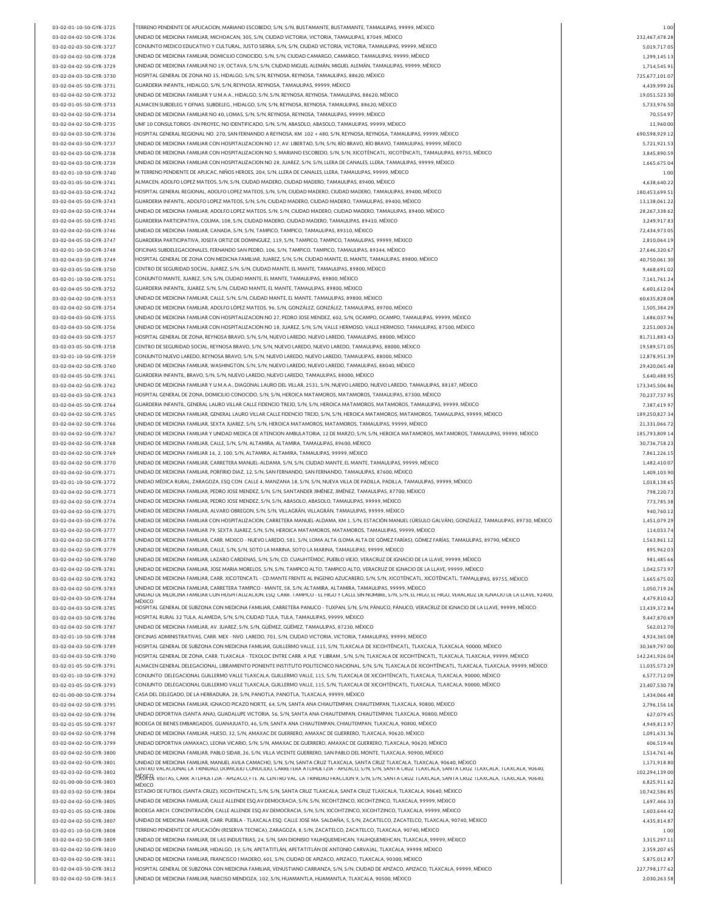| | | |
|---|---|---|
| 03-02-01-10-50-GYR-3725 | TERRENO PENDIENTE DE APLICACION, MARIANO ESCOBEDO, S/N, S/N, BUSTAMANTE, BUSTAMANTE, TAMAULIPAS, 99999, MÉXICO | 1.00 |
| 03-02-04-02-50-GYR-3726 | UNIDAD DE MEDICINA FAMILIAR, MICHOACAN, 305, S/N, CIUDAD VICTORIA, VICTORIA, TAMAULIPAS, 87049, MÉXICO | 232,467,478.28 |
| 03-02-02-03-50-GYR-3727 | CONJUNTO MEDICO EDUCATIVO Y CULTURAL, JUSTO SIERRA, S/N, S/N, CIUDAD VICTORIA, VICTORIA, TAMAULIPAS, 99999, MÉXICO | 5,019,717.05 |
| 03-02-04-02-50-GYR-3728 | UNIDAD DE MEDICINA FAMILIAR, DOMICILIO CONOCIDO, S/N, S/N, CIUDAD CAMARGO, CAMARGO, TAMAULIPAS, 99999, MÉXICO | 1,299,145.13 |
| 03-02-04-02-50-GYR-3729 | UNIDAD DE MEDICINA FAMILIAR NO 19, OCTAVA, S/N, S/N, CIUDAD MIGUEL ALEMÁN, MIGUEL ALEMÁN, TAMAULIPAS, 99999, MÉXICO | 1,714,545.91 |
| 03-02-04-03-50-GYR-3730 | HOSPITAL GENERAL DE ZONA NO 15, HIDALGO, S/N, S/N, REYNOSA, REYNOSA, TAMAULIPAS, 88620, MÉXICO | 725,677,101.07 |
| 03-02-04-05-50-GYR-3731 | GUARDERIA INFANTIL, HIDALGO, S/N, S/N, REYNOSA, REYNOSA, TAMAULIPAS, 99999, MÉXICO | 4,439,999.26 |
| 03-02-04-02-50-GYR-3732 | UNIDAD DE MEDICINA FAMILIAR Y U.M.A.A., HIDALGO, S/N, S/N, REYNOSA, REYNOSA, TAMAULIPAS, 88620, MÉXICO | 19,051,523.30 |
| 03-02-01-05-50-GYR-3733 | ALMACEN SUBDELEG Y OFNAS. SUBDELEG., HIDALGO, S/N, S/N, REYNOSA, REYNOSA, TAMAULIPAS, 88620, MÉXICO | 5,733,976.50 |
| 03-02-04-02-50-GYR-3734 | UNIDAD DE MEDICINA FAMILIAR NO 40, LOMAS, S/N, S/N, REYNOSA, REYNOSA, TAMAULIPAS, 99999, MÉXICO | 70,554.97 |
| 03-02-04-02-50-GYR-3735 | UMF 10 CONSULTORIOS -EN PROYEC, NO IDENTIFICADO, S/N, S/N, ABASOLO, ABASOLO, TAMAULIPAS, 99999, MÉXICO | 11,960.00 |
| 03-02-04-03-50-GYR-3736 | HOSPITAL GENERAL REGIONAL NO. 270, SAN FERNANDO A REYNOSA, KM. 102 + 480, S/N, REYNOSA, REYNOSA, TAMAULIPAS, 99999, MÉXICO | 690,598,929.12 |
| 03-02-04-03-50-GYR-3737 | UNIDAD DE MEDICINA FAMILIAR CON HOSPITALIZACION NO 17, AV. LIBERTAD, S/N, S/N, RÍO BRAVO, RÍO BRAVO, TAMAULIPAS, 99999, MÉXICO | 5,721,921.53 |
| 03-02-04-03-50-GYR-3738 | UNIDAD DE MEDICINA FAMILIAR CON HOSPITALIZACION NO 5, MARIANO ESCOBEDO, S/N, S/N, XICOTÉNCATL, XICOTÉNCATL, TAMAULIPAS, 89755, MÉXICO | 3,845,890.59 |
| 03-02-04-03-50-GYR-3739 | UNIDAD DE MEDICINA FAMILIAR CON HOSPITALIZACION NO 28, JUAREZ, S/N, S/N, LLERA DE CANALES, LLERA, TAMAULIPAS, 99999, MÉXICO | 1,665,675.04 |
| 03-02-01-10-50-GYR-3740 | M TERRENO PENDIENTE DE APLICAC, NIÑOS HEROES, 204, S/N, LLERA DE CANALES, LLERA, TAMAULIPAS, 99999, MÉXICO | 1.00 |
| 03-02-01-05-50-GYR-3741 | ALMACEN, ADOLFO LOPEZ MATEOS, S/N, S/N, CIUDAD MADERO, CIUDAD MADERO, TAMAULIPAS, 89400, MÉXICO | 4,638,640.22 |
| 03-02-04-03-50-GYR-3742 | HOSPITAL GENERAL REGIONAL, ADOLFO LOPEZ MATEOS, S/N, S/N, CIUDAD MADERO, CIUDAD MADERO, TAMAULIPAS, 89400, MÉXICO | 180,453,699.51 |
| 03-02-04-05-50-GYR-3743 | GUARDERIA INFANTIL, ADOLFO LOPEZ MATEOS, S/N, S/N, CIUDAD MADERO, CIUDAD MADERO, TAMAULIPAS, 89400, MÉXICO | 13,138,061.22 |
| 03-02-04-02-50-GYR-3744 | UNIDAD DE MEDICINA FAMILIAR, ADOLFO LOPEZ MATEOS, S/N, S/N, CIUDAD MADERO, CIUDAD MADERO, TAMAULIPAS, 89400, MÉXICO | 28,267,338.62 |
| 03-02-04-05-50-GYR-3745 | GUARDERIA PARTICIPATIVA, COLIMA, 108, S/N, CIUDAD MADERO, CIUDAD MADERO, TAMAULIPAS, 89410, MÉXICO | 3,249,917.83 |
| 03-02-04-02-50-GYR-3746 | UNIDAD DE MEDICINA FAMILIAR, CANADA, S/N, S/N, TAMPICO, TAMPICO, TAMAULIPAS, 89310, MÉXICO | 72,434,973.05 |
| 03-02-04-05-50-GYR-3747 | GUARDERIA PARTICIPATIVA, JOSEFA ORTIZ DE DOMINGUEZ, 119, S/N, TAMPICO, TAMPICO, TAMAULIPAS, 99999, MÉXICO | 2,810,064.19 |
| 03-02-01-10-50-GYR-3748 | OFICINAS SUBDELEGACIONALES, FERNANDO SAN PEDRO, 106, S/N, TAMPICO, TAMPICO, TAMAULIPAS, 89344, MÉXICO | 27,646,320.67 |
| 03-02-04-03-50-GYR-3749 | HOSPITAL GENERAL DE ZONA CON MEDICNA FAMILIAR, JUAREZ, S/N, S/N, CIUDAD MANTE, EL MANTE, TAMAULIPAS, 89800, MÉXICO | 40,750,061.30 |
| 03-02-03-05-50-GYR-3750 | CENTRO DE SEGURIDAD SOCIAL, JUAREZ, S/N, S/N, CIUDAD MANTE, EL MANTE, TAMAULIPAS, 89800, MÉXICO | 9,468,691.02 |
| 03-02-01-10-50-GYR-3751 | CONJUNTO MANTE, JUAREZ, S/N, S/N, CIUDAD MANTE, EL MANTE, TAMAULIPAS, 89800, MÉXICO | 7,161,761.24 |
| 03-02-04-05-50-GYR-3752 | GUARDERIA INFANTIL, JUAREZ, S/N, S/N, CIUDAD MANTE, EL MANTE, TAMAULIPAS, 89800, MÉXICO | 6,601,612.04 |
| 03-02-04-02-50-GYR-3753 | UNIDAD DE MEDICINA FAMILIAR, CALLE, S/N, S/N, CIUDAD MANTE, EL MANTE, TAMAULIPAS, 89800, MÉXICO | 60,635,828.08 |
| 03-02-04-02-50-GYR-3754 | UNIDAD DE MEDICINA FAMILIAR, ADOLFO LÓPEZ MATEOS, 96, S/N, GONZÁLEZ, GONZÁLEZ, TAMAULIPAS, 89700, MÉXICO | 1,505,384.29 |
| 03-02-04-03-50-GYR-3755 | UNIDAD DE MEDICINA FAMILIAR CON HOSPITALIZACION NO 27, PEDRO JOSE MENDEZ, 602, S/N, OCAMPO, OCAMPO, TAMAULIPAS, 99999, MÉXICO | 1,686,037.96 |
| 03-02-04-03-50-GYR-3756 | UNIDAD DE MEDICINA FAMILIAR CON HOSPITALIZACION NO 18, JUAREZ, S/N, S/N, VALLE HERMOSO, VALLE HERMOSO, TAMAULIPAS, 87500, MÉXICO | 2,251,003.26 |
| 03-02-04-03-50-GYR-3757 | HOSPITAL GENERAL DE ZONA, REYNOSA BRAVO, S/N, S/N, NUEVO LAREDO, NUEVO LAREDO, TAMAULIPAS, 88000, MÉXICO | 81,711,883.43 |
| 03-02-03-05-50-GYR-3758 | CENTRO DE SEGURIDAD SOCIAL, REYNOSA BRAVO, S/N, S/N, NUEVO LAREDO, NUEVO LAREDO, TAMAULIPAS, 88000, MÉXICO | 19,589,571.05 |
| 03-02-01-10-50-GYR-3759 | CONJUNTO NUEVO LAREDO, REYNOSA BRAVO, S/N, S/N, NUEVO LAREDO, NUEVO LAREDO, TAMAULIPAS, 88000, MÉXICO | 12,878,951.39 |
| 03-02-04-02-50-GYR-3760 | UNIDAD DE MEDICINA FAMILIAR, WASHINGTON, S/N, S/N, NUEVO LAREDO, NUEVO LAREDO, TAMAULIPAS, 88040, MÉXICO | 29,420,065.48 |
| 03-02-04-05-50-GYR-3761 | GUARDERIA INFANTIL, BRAVO, S/N, S/N, NUEVO LAREDO, NUEVO LAREDO, TAMAULIPAS, 88000, MÉXICO | 5,640,488.95 |
| 03-02-04-02-50-GYR-3762 | UNIDAD DE MEDICINA FAMILIAR Y U.M.A.A., DIAGONAL LAURO DEL VILLAR, 2531, S/N, NUEVO LAREDO, NUEVO LAREDO, TAMAULIPAS, 88187, MÉXICO | 173,345,506.86 |
| 03-02-04-03-50-GYR-3763 | HOSPITAL GENERAL DE ZONA, DOMICILIO CONOCIDO, S/N, S/N, HEROICA MATAMOROS, MATAMOROS, TAMAULIPAS, 87300, MÉXICO | 70,237,737.95 |
| 03-02-04-05-50-GYR-3764 | GUARDERIA INFANTIL, GENERAL LAURO VILLAR CALLE FIDENCIO TREJO, S/N, S/N, HEROICA MATAMOROS, MATAMOROS, TAMAULIPAS, 99999, MÉXICO | 7,387,619.97 |
| 03-02-04-02-50-GYR-3765 | UNIDAD DE MEDICINA FAMILIAR, GENERAL LAURO VILLAR CALLE FIDENCIO TREJO, S/N, S/N, HEROICA MATAMOROS, MATAMOROS, TAMAULIPAS, 99999, MÉXICO | 189,250,827.34 |
| 03-02-04-02-50-GYR-3766 | UNIDAD DE MEDICINA FAMILIAR, SEXTA JUAREZ, S/N, S/N, HEROICA MATAMOROS, MATAMOROS, TAMAULIPAS, 99999, MÉXICO | 21,331,066.72 |
| 03-02-04-02-50-GYR-3767 | UNIDAD DE MEDICINA FAMILIAR Y UNIDAD MEDICA DE ATENCION AMBULATORIA, 12 DE MARZO, S/N, S/N, HEROICA MATAMOROS, MATAMOROS, TAMAULIPAS, 99999, MÉXICO | 185,793,809.14 |
| 03-02-04-02-50-GYR-3768 | UNIDAD DE MEDICINA FAMILIAR, CALLE, S/N, S/N, ALTAMIRA, ALTAMIRA, TAMAULIPAS, 89600, MÉXICO | 30,736,758.23 |
| 03-02-04-02-50-GYR-3769 | UNIDAD DE MEDICINA FAMILIAR 16, 2, 100, S/N, ALTAMIRA, ALTAMIRA, TAMAULIPAS, 99999, MÉXICO | 7,861,226.15 |
| 03-02-04-02-50-GYR-3770 | UNIDAD DE MEDICINA FAMILIAR, CARRETERA MANUEL-ALDAMA, S/N, S/N, CIUDAD MANTE, EL MANTE, TAMAULIPAS, 99999, MÉXICO | 1,482,410.07 |
| 03-02-04-02-50-GYR-3771 | UNIDAD DE MEDICINA FAMILIAR, PORFIRIO DIAZ, 12, S/N, SAN FERNANDO, SAN FERNANDO, TAMAULIPAS, 87600, MÉXICO | 1,409,103.90 |
| 03-02-01-10-50-GYR-3772 | UNIDAD MÉDICA RURAL, ZARAGOZA, ESQ CON CALLE 4, MANZANA 18, S/N, S/N, NUEVA VILLA DE PADILLA, PADILLA, TAMAULIPAS, 99999, MÉXICO | 1,018,138.65 |
| 03-02-04-02-50-GYR-3773 | UNIDAD DE MEDICINA FAMILIAR, PEDRO JOSE MENDEZ, S/N, S/N, SANTANDER JIMÉNEZ, JIMÉNEZ, TAMAULIPAS, 87700, MÉXICO | 798,220.73 |
| 03-02-04-02-50-GYR-3774 | UNIDAD DE MEDICINA FAMILIAR, PEDRO JOSE MENDEZ, S/N, S/N, ABASOLO, ABASOLO, TAMAULIPAS, 99999, MÉXICO | 773,785.38 |
| 03-02-04-02-50-GYR-3775 | UNIDAD DE MEDICINA FAMILIAR, ALVARO OBREGON, S/N, S/N, VILLAGRÁN, VILLAGRÁN, TAMAULIPAS, 99999, MÉXICO | 940,760.12 |
| 03-02-04-03-50-GYR-3776 | UNIDAD DE MEDICINA FAMILIAR CON HOSPITALIZACION, CARRETERA MANUEL-ALDAMA, KM 1, S/N, ESTACIÓN MANUEL (ÚRSULO GALVÁN), GONZÁLEZ, TAMAULIPAS, 89730, MÉXICO | 1,451,079.29 |
| 03-02-04-02-50-GYR-3777 | UNIDAD DE MEDICINA FAMILIAR 79, SEXTA JUAREZ, S/N, S/N, HEROICA MATAMOROS, MATAMOROS, TAMAULIPAS, 99999, MÉXICO | 114,033.74 |
| 03-02-04-02-50-GYR-3778 | UNIDAD DE MEDICINA FAMILIAR, CARR. MEXICO - NUEVO LAREDO, 581, S/N, LOMA ALTA (LOMA ALTA DE GÓMEZ FARÍAS), GÓMEZ FARÍAS, TAMAULIPAS, 89790, MÉXICO | 1,563,861.12 |
| 03-02-04-02-50-GYR-3779 | UNIDAD DE MEDICINA FAMILIAR, CALLE, S/N, S/N, SOTO LA MARINA, SOTO LA MARINA, TAMAULIPAS, 99999, MÉXICO | 895,962.03 |
| 03-02-04-02-50-GYR-3780 | UNIDAD DE MEDICINA FAMILIAR, LAZARO CARDENAS, S/N, S/N, CD. CUAUHTÉMOC, PUEBLO VIEJO, VERACRUZ DE IGNACIO DE LA LLAVE, 99999, MÉXICO | 981,485.66 |
| 03-02-04-02-50-GYR-3781 | UNIDAD DE MEDICINA FAMILIAR, JOSE MARIA MORELOS, S/N, S/N, TAMPICO ALTO, TAMPICO ALTO, VERACRUZ DE IGNACIO DE LA LLAVE, 99999, MÉXICO | 1,042,573.97 |
| 03-02-04-02-50-GYR-3782 | UNIDAD DE MEDICINA FAMILIAR, CARR. XICOTENCATL - CD MANTE FRENTE AL INGENIO AZUCARERO, S/N, S/N, XICOTÉNCATL, XICOTÉNCATL, TAMAULIPAS, 89755, MÉXICO | 1,665,675.02 |
| 03-02-04-02-50-GYR-3783 | UNIDAD DE MEDICINA FAMILIAR, CARRETERA TAMPICO - MANTE, 58, S/N, ALTAMIRA, ALTAMIRA, TAMAULIPAS, 99999, MÉXICO | 1,050,719.26 |
| 03-02-04-03-50-GYR-3784 | UNIDAD DE MEDICINA FAMILIAR CON HOSPITALIZACION, ESQ CARR. TAMPICO - EL HIGO Y CALLE SIN NOMBRE, S/N, S/N, EL HIGO, EL HIGO, VERACRUZ DE IGNACIO DE LA LLAVE, 92400, MÉXICO | 4,479,810.62 |
| 03-02-04-03-50-GYR-3785 | HOSPITAL GENERAL DE SUBZONA CON MEDICINA FAMILIAR, CARRETERA PANUCO - TUXPAN, S/N, S/N, PÁNUCO, PÁNUCO, VERACRUZ DE IGNACIO DE LA LLAVE, 99999, MÉXICO | 13,439,372.84 |
| 03-02-04-03-50-GYR-3786 | HOSPITAL RURAL 32 TULA, ALAMEDA, S/N, S/N, CIUDAD TULA, TULA, TAMAULIPAS, 99999, MÉXICO | 9,447,870.69 |
| 03-02-04-02-50-GYR-3787 | UNIDAD DE MEDICINA FAMILIAR, AV. JUAREZ, S/N, S/N, GÜÉMEZ, GÜÉMEZ, TAMAULIPAS, 87230, MÉXICO | 562,012.70 |
| 03-02-01-10-50-GYR-3788 | OFICINAS ADMINISTRATIVAS, CARR. MEX - NVO. LAREDO, 701, S/N, CIUDAD VICTORIA, VICTORIA, TAMAULIPAS, 99999, MÉXICO | 4,924,365.08 |
| 03-02-04-03-50-GYR-3789 | HOSPITAL GENERAL DE SUBZONA CON MEDICINA FAMILIAR, GUILLERMO VALLE, 115, S/N, TLAXCALA DE XICOHTÉNCATL, TLAXCALA, TLAXCALA, 90000, MÉXICO | 30,369,797.00 |
| 03-02-04-03-50-GYR-3790 | HOSPITAL GENERAL DE ZONA, CARR. TLAXCALA - TEXOLOC ENTRE CARR. A PUE. Y LIBRAM., S/N, S/N, TLAXCALA DE XICOHTÉNCATL, TLAXCALA, TLAXCALA, 99999, MÉXICO | 142,241,926.04 |
| 03-02-01-05-50-GYR-3791 | ALMACEN GENERAL DELEGACIONAL, LIBRAMIENTO PONIENTE INSTITUTO POLITECNICO NACIONAL, S/N, S/N, TLAXCALA DE XICOHTÉNCATL, TLAXCALA, TLAXCALA, 99999, MÉXICO | 11,035,573.29 |
| 03-02-01-10-50-GYR-3792 | CONJUNTO DELEGACIONAL GUILLERMO VALLE TLAXCALA, GUILLERMO VALLE, 115, S/N, TLAXCALA DE XICOHTÉNCATL, TLAXCALA, TLAXCALA, 90000, MÉXICO | 6,577,712.09 |
| 03-02-03-05-50-GYR-3793 | CONJUNTO DELEGACIONAL GUILLERMO VALLE TLAXCALA, GUILLERMO VALLE, 115, S/N, TLAXCALA DE XICOHTÉNCATL, TLAXCALA, TLAXCALA, 90000, MÉXICO | 23,407,530.78 |
| 02-01-00-00-50-GYR-3794 | CASA DEL DELEGADO, DE LA HERRADURA, 28, S/N, PANOTLA, PANOTLA, TLAXCALA, 99999, MÉXICO | 1,434,066.48 |
| 03-02-04-02-50-GYR-3795 | UNIDAD DE MEDICINA FAMILIAR, IGNACIO PICAZO NORTE, 64, S/N, SANTA ANA CHIAUTEMPAN, CHIAUTEMPAN, TLAXCALA, 90800, MÉXICO | 2,796,156.16 |
| 03-02-04-02-50-GYR-3796 | UNIDAD DEPORTIVA (SANTA ANA), GUADALUPE VICTORIA, 56, S/N, SANTA ANA CHIAUTEMPAN, CHIAUTEMPAN, TLAXCALA, 90800, MÉXICO | 627,079.45 |
| 03-02-01-05-50-GYR-3797 | BODEGA DE BIENES EMBARGADOS, GUANAJUATO, 46, S/N, SANTA ANA CHIAUTEMPAN, CHIAUTEMPAN, TLAXCALA, 90800, MÉXICO | 4,949,813.97 |
| 03-02-04-02-50-GYR-3798 | UNIDAD DE MEDICINA FAMILIAR, HUESO, 32, S/N, AMAXAC DE GUERRERO, AMAXAC DE GUERRERO, TLAXCALA, 90620, MÉXICO | 1,091,631.36 |
| 03-02-04-02-50-GYR-3799 | UNIDAD DEPORTIVA (AMAXAC), LEONA VICARIO, S/N, S/N, AMAXAC DE GUERRERO, AMAXAC DE GUERRERO, TLAXCALA, 90620, MÉXICO | 606,519.46 |
| 03-02-04-02-50-GYR-3800 | UNIDAD DE MEDICINA FAMILIAR, PABLO SIDAR, 26, S/N, VILLA VICENTE GUERRERO, SAN PABLO DEL MONTE, TLAXCALA, 90900, MÉXICO | 1,514,761.46 |
| 03-02-04-02-50-GYR-3801 | UNIDAD DE MEDICINA FAMILIAR, MANUEL AVILA CAMACHO, S/N, S/N, SANTA CRUZ TLAXCALA, SANTA CRUZ TLAXCALA, TLAXCALA, 90640, MÉXICO | 1,171,918.80 |
| 03-02-03-02-50-GYR-3802 | CENTRO VACACIONAL LA TRINIDAD, DOMICILIO CONOCIDO, CARRETERA ATLIHUETZIA - APIZACO, S/N, S/N, SANTA CRUZ TLAXCALA, SANTA CRUZ TLAXCALA, TLAXCALA, 90640, MÉXICO | 102,294,139.00 |
| 02-01-00-00-50-GYR-3803 | CASA DE VISITAS, CARR. ATLIHUETZIA - APIZACO, FTE. AL CENTRO VAC. LA TRINIDAD FRACCION 9, S/N, S/N, SANTA CRUZ TLAXCALA, SANTA CRUZ TLAXCALA, TLAXCALA, 90640, MÉXICO | 6,825,911.62 |
| 03-02-03-02-50-GYR-3804 | ESTADIO DE FUTBOL (SANTA CRUZ), XICOHTENCATL, S/N, S/N, SANTA CRUZ TLAXCALA, SANTA CRUZ TLAXCALA, TLAXCALA, 90640, MÉXICO | 10,742,586.85 |
| 03-02-04-02-50-GYR-3805 | UNIDAD DE MEDICINA FAMILIAR, CALLE ALLENDE ESQ AV.DEMOCRACIA, S/N, S/N, XICOHTZINCO, XICOHTZINCO, TLAXCALA, 99999, MÉXICO | 1,697,466.33 |
| 03-02-01-05-50-GYR-3806 | BODEGA ARCH. CONCENTRACIÓN, CALLE ALLENDE ESQ AV DEMOCRACIA, S/N, S/N, XICOHTZINCO, XICOHTZINCO, TLAXCALA, 99999, MÉXICO | 1,603,644.42 |
| 03-02-04-02-50-GYR-3807 | UNIDAD DE MEDICINA FAMILIAR, CARR. PUEBLA - TLAXCALA ESQ. CALLE JOSE MA. SALDAÑA, 5, S/N, ZACATELCO, ZACATELCO, TLAXCALA, 90740, MÉXICO | 4,435,814.87 |
| 03-02-01-10-50-GYR-3808 | TERRENO PENDIENTE DE APLICACIÓN (RESERVA TECNICA), ZARAGOZA, 8, S/N, ZACATELCO, ZACATELCO, TLAXCALA, 90740, MÉXICO | 1.00 |
| 03-02-04-02-50-GYR-3809 | UNIDAD DE MEDICINA FAMILIAR, DE LAS INDUSTRIAS, 24, S/N, SAN DIONISIO YAUHQUEMEHCAN, YAUHQUEMEHCAN, TLAXCALA, 99999, MÉXICO | 3,315,297.11 |
| 03-02-04-02-50-GYR-3810 | UNIDAD DE MEDICINA FAMILIAR, HIDALGO, 19, S/N, APETATITLÁN, APETATITLÁN DE ANTONIO CARVAJAL, TLAXCALA, 99999, MÉXICO | 2,359,207.65 |
| 03-02-04-02-50-GYR-3811 | UNIDAD DE MEDICINA FAMILIAR, FRANCISCO I MADERO, 601, S/N, CIUDAD DE APIZACO, APIZACO, TLAXCALA, 90300, MÉXICO | 5,875,012.87 |
| 03-02-04-03-50-GYR-3812 | HOSPITAL GENERAL DE SUBZONA CON MEDICINA FAMILIAR, VENUSTIANO CARRANZA, S/N, S/N, CIUDAD DE APIZACO, APIZACO, TLAXCALA, 99999, MÉXICO | 227,798,177.62 |
| 03-02-04-02-50-GYR-3813 | UNIDAD DE MEDICINA FAMILIAR, NARCISO MENDOZA, 102, S/N, HUAMANTLA, HUAMANTLA, TLAXCALA, 90500, MÉXICO | 2,030,263.58 |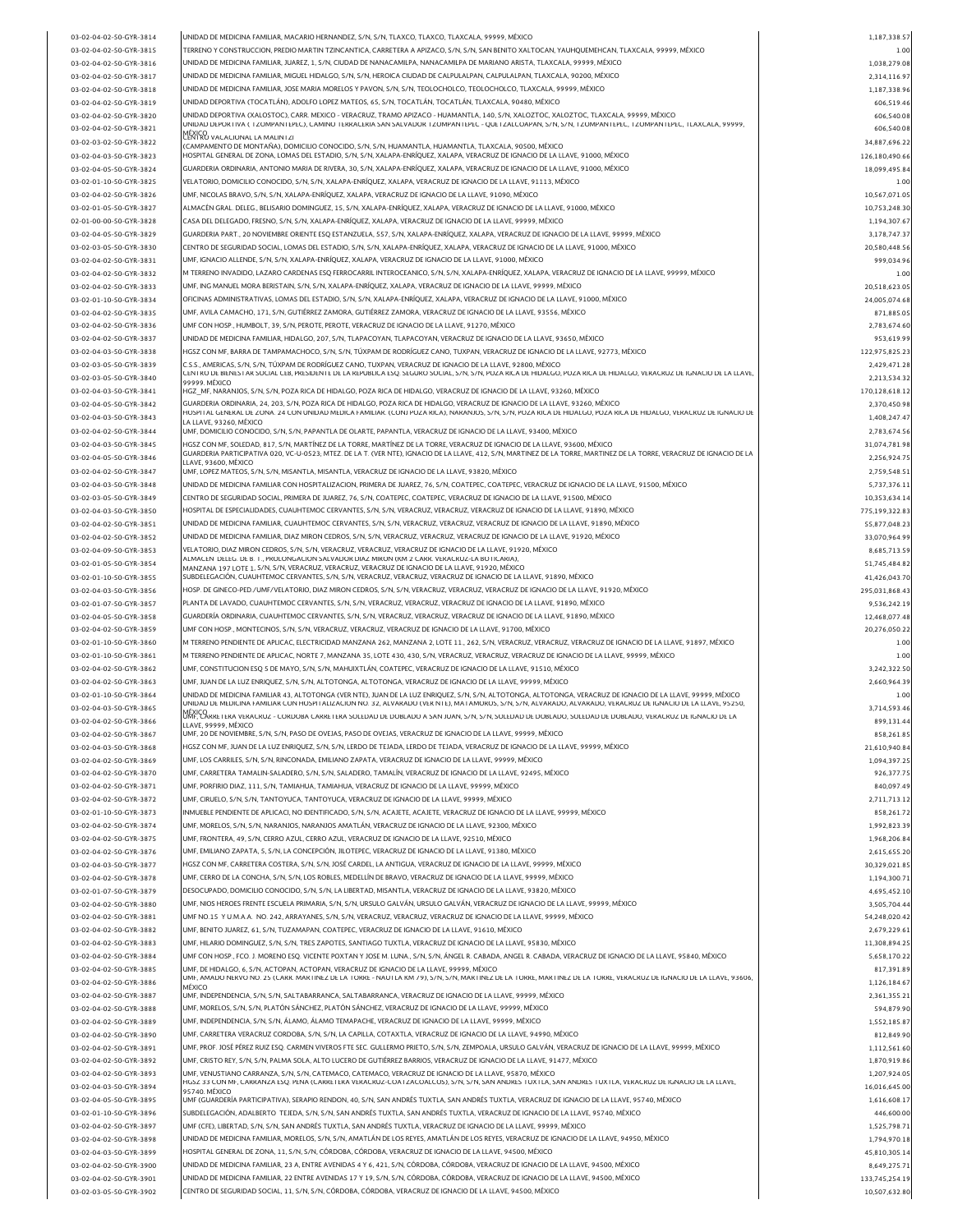| | | |
|---|---|---|
| 03-02-04-02-50-GYR-3814 | UNIDAD DE MEDICINA FAMILIAR, MACARIO HERNANDEZ, S/N, S/N, TLAXCO, TLAXCO, TLAXCALA, 99999, MÉXICO | 1,187,338.57 |
| 03-02-04-02-50-GYR-3815 | TERRENO Y CONSTRUCCION, PREDIO MARTIN TZINCANTICA, CARRETERA A APIZACO, S/N, S/N, SAN BENITO XALTOCAN, YAUHQUEMEHCAN, TLAXCALA, 99999, MÉXICO | 1.00 |
| 03-02-04-02-50-GYR-3816 | UNIDAD DE MEDICINA FAMILIAR, JUAREZ, 1, S/N, CIUDAD DE NANACAMILPA, NANACAMILPA DE MARIANO ARISTA, TLAXCALA, 99999, MÉXICO | 1,038,279.08 |
| 03-02-04-02-50-GYR-3817 | UNIDAD DE MEDICINA FAMILIAR, MIGUEL HIDALGO, S/N, S/N, HEROICA CIUDAD DE CALPULALPAN, CALPULALPAN, TLAXCALA, 90200, MÉXICO | 2,314,116.97 |
| 03-02-04-02-50-GYR-3818 | UNIDAD DE MEDICINA FAMILIAR, JOSE MARIA MORELOS Y PAVON, S/N, S/N, TEOLOCHOLCO, TEOLOCHOLCO, TLAXCALA, 99999, MÉXICO | 1,187,338.96 |
| 03-02-04-02-50-GYR-3819 | UNIDAD DEPORTIVA (TOCATLÁN), ADOLFO LOPEZ MATEOS, 65, S/N, TOCATLÁN, TOCATLÁN, TLAXCALA, 90480, MÉXICO | 606,519.46 |
| 03-02-04-02-50-GYR-3820 | UNIDAD DEPORTIVA (XALOSTOC), CARR. MEXICO - VERACRUZ, TRAMO APIZACO - HUAMANTLA, 140, S/N, XALOZTOC, XALOZTOC, TLAXCALA, 99999, MÉXICO | 606,540.08 |
| 03-02-04-02-50-GYR-3821 | UNIDAD DEPORTIVA ( TZOMPANTEPEC), CAMINO TERRACERIA SAN SALVADOR TZOMPANTEPEC - QUETZALCOAPAN, S/N, S/N, TZOMPANTEPEC, TZOMPANTEPEC, TLAXCALA, 99999, MÉXICO | 606,540.08 |
| 03-02-03-02-50-GYR-3822 | CENTRO VACACIONAL LA MALINTZI (CAMPAMENTO DE MONTAÑA), DOMICILIO CONOCIDO, S/N, S/N, HUAMANTLA, HUAMANTLA, TLAXCALA, 90500, MÉXICO | 34,887,696.22 |
| 03-02-04-03-50-GYR-3823 | HOSPITAL GENERAL DE ZONA, LOMAS DEL ESTADIO, S/N, S/N, XALAPA-ENRÍQUEZ, XALAPA, VERACRUZ DE IGNACIO DE LA LLAVE, 91000, MÉXICO | 126,180,490.66 |
| 03-02-04-05-50-GYR-3824 | GUARDERIA ORDINARIA, ANTONIO MARIA DE RIVERA, 30, S/N, XALAPA-ENRÍQUEZ, XALAPA, VERACRUZ DE IGNACIO DE LA LLAVE, 91000, MÉXICO | 18,099,495.84 |
| 03-02-01-10-50-GYR-3825 | VELATORIO, DOMICILIO CONOCIDO, S/N, S/N, XALAPA-ENRÍQUEZ, XALAPA, VERACRUZ DE IGNACIO DE LA LLAVE, 91113, MÉXICO | 1.00 |
| 03-02-04-02-50-GYR-3826 | UMF, NICOLAS BRAVO, S/N, S/N, XALAPA-ENRÍQUEZ, XALAPA, VERACRUZ DE IGNACIO DE LA LLAVE, 91090, MÉXICO | 10,567,071.05 |
| 03-02-01-05-50-GYR-3827 | ALMACÉN GRAL. DELEG., BELISARIO DOMINGUEZ, 15, S/N, XALAPA-ENRÍQUEZ, XALAPA, VERACRUZ DE IGNACIO DE LA LLAVE, 91000, MÉXICO | 10,753,248.30 |
| 02-01-00-00-50-GYR-3828 | CASA DEL DELEGADO, FRESNO, S/N, S/N, XALAPA-ENRÍQUEZ, XALAPA, VERACRUZ DE IGNACIO DE LA LLAVE, 99999, MÉXICO | 1,194,307.67 |
| 03-02-04-05-50-GYR-3829 | GUARDERIA PART., 20 NOVIEMBRE ORIENTE ESQ ESTANZUELA, 557, S/N, XALAPA-ENRÍQUEZ, XALAPA, VERACRUZ DE IGNACIO DE LA LLAVE, 99999, MÉXICO | 3,178,747.37 |
| 03-02-03-05-50-GYR-3830 | CENTRO DE SEGURIDAD SOCIAL, LOMAS DEL ESTADIO, S/N, S/N, XALAPA-ENRÍQUEZ, XALAPA, VERACRUZ DE IGNACIO DE LA LLAVE, 91000, MÉXICO | 20,580,448.56 |
| 03-02-04-02-50-GYR-3831 | UMF, IGNACIO ALLENDE, S/N, S/N, XALAPA-ENRÍQUEZ, XALAPA, VERACRUZ DE IGNACIO DE LA LLAVE, 91000, MÉXICO | 999,034.96 |
| 03-02-04-02-50-GYR-3832 | M TERRENO INVADIDO, LAZARO CARDENAS ESQ FERROCARRIL INTEROCEANICO, S/N, S/N, XALAPA-ENRÍQUEZ, XALAPA, VERACRUZ DE IGNACIO DE LA LLAVE, 99999, MÉXICO | 1.00 |
| 03-02-04-02-50-GYR-3833 | UMF, ING MANUEL MORA BERISTAIN, S/N, S/N, XALAPA-ENRÍQUEZ, XALAPA, VERACRUZ DE IGNACIO DE LA LLAVE, 99999, MÉXICO | 20,518,623.05 |
| 03-02-01-10-50-GYR-3834 | OFICINAS ADMINISTRATIVAS, LOMAS DEL ESTADIO, S/N, S/N, XALAPA-ENRÍQUEZ, XALAPA, VERACRUZ DE IGNACIO DE LA LLAVE, 91000, MÉXICO | 24,005,074.68 |
| 03-02-04-02-50-GYR-3835 | UMF, AVILA CAMACHO, 171, S/N, GUTIÉRREZ ZAMORA, GUTIÉRREZ ZAMORA, VERACRUZ DE IGNACIO DE LA LLAVE, 93556, MÉXICO | 871,885.05 |
| 03-02-04-02-50-GYR-3836 | UMF CON HOSP., HUMBOLT, 39, S/N, PEROTE, PEROTE, VERACRUZ DE IGNACIO DE LA LLAVE, 91270, MÉXICO | 2,783,674.60 |
| 03-02-04-02-50-GYR-3837 | UNIDAD DE MEDICINA FAMILIAR, HIDALGO, 207, S/N, TLAPACOYAN, TLAPACOYAN, VERACRUZ DE IGNACIO DE LA LLAVE, 93650, MÉXICO | 953,619.99 |
| 03-02-04-03-50-GYR-3838 | HGSZ CON MF, BARRA DE TAMPAMACHOCO, S/N, S/N, TÚXPAM DE RODRÍGUEZ CANO, TUXPAN, VERACRUZ DE IGNACIO DE LA LLAVE, 92773, MÉXICO | 122,975,825.23 |
| 03-02-03-05-50-GYR-3839 | C.S.S., AMERICAS, S/N, S/N, TÚXPAM DE RODRÍGUEZ CANO, TUXPAN, VERACRUZ DE IGNACIO DE LA LLAVE, 92800, MÉXICO | 2,429,471.28 |
| 03-02-03-05-50-GYR-3840 | CENTRO DE BIENESTAR SOCIAL CEB, PRESIDENTE DE LA REPUBLICA ESQ. SEGURO SOCIAL, S/N, S/N, POZA RICA DE HIDALGO, POZA RICA DE HIDALGO, VERACRUZ DE IGNACIO DE LA LLAVE, 99999, MÉXICO | 2,213,534.32 |
| 03-02-04-03-50-GYR-3841 | HGZ_MF, NARANJOS, S/N, S/N, POZA RICA DE HIDALGO, POZA RICA DE HIDALGO, VERACRUZ DE IGNACIO DE LA LLAVE, 93260, MÉXICO | 170,128,618.12 |
| 03-02-04-05-50-GYR-3842 | GUARDERIA ORDINARIA, 24, 203, S/N, POZA RICA DE HIDALGO, POZA RICA DE HIDALGO, VERACRUZ DE IGNACIO DE LA LLAVE, 93260, MÉXICO | 2,370,450.98 |
| 03-02-04-03-50-GYR-3843 | HOSPITAL GENERAL DE ZONA 24 CON UNIDAD MEDICA FAMILIAR (CONJ POZA RICA), NARANJOS, S/N, S/N, POZA RICA DE HIDALGO, POZA RICA DE HIDALGO, VERACRUZ DE IGNACIO DE LA LLAVE, 93260, MÉXICO | 1,408,247.47 |
| 03-02-04-02-50-GYR-3844 | UMF, DOMICILIO CONOCIDO, S/N, S/N, PAPANTLA DE OLARTE, PAPANTLA, VERACRUZ DE IGNACIO DE LA LLAVE, 93400, MÉXICO | 2,783,674.56 |
| 03-02-04-03-50-GYR-3845 | HGSZ CON MF, SOLEDAD, 817, S/N, MARTÍNEZ DE LA TORRE, MARTÍNEZ DE LA TORRE, VERACRUZ DE IGNACIO DE LA LLAVE, 93600, MÉXICO | 31,074,781.98 |
| 03-02-04-05-50-GYR-3846 | GUARDERIA PARTICIPATIVA 020, VC-U-0523; MTEZ. DE LA T. (VER NTE), IGNACIO DE LA LLAVE, 412, S/N, MARTINEZ DE LA TORRE, MARTINEZ DE LA TORRE, VERACRUZ DE IGNACIO DE LA LLAVE, 93600, MÉXICO | 2,256,924.75 |
| 03-02-04-02-50-GYR-3847 | UMF, LOPEZ MATEOS, S/N, S/N, MISANTLA, MISANTLA, VERACRUZ DE IGNACIO DE LA LLAVE, 93820, MÉXICO | 2,759,548.51 |
| 03-02-04-03-50-GYR-3848 | UNIDAD DE MEDICINA FAMILIAR CON HOSPITALIZACION, PRIMERA DE JUAREZ, 76, S/N, COATEPEC, COATEPEC, VERACRUZ DE IGNACIO DE LA LLAVE, 91500, MÉXICO | 5,737,376.11 |
| 03-02-03-05-50-GYR-3849 | CENTRO DE SEGURIDAD SOCIAL, PRIMERA DE JUAREZ, 76, S/N, COATEPEC, COATEPEC, VERACRUZ DE IGNACIO DE LA LLAVE, 91500, MÉXICO | 10,353,634.14 |
| 03-02-04-03-50-GYR-3850 | HOSPITAL DE ESPECIALIDADES, CUAUHTEMOC CERVANTES, S/N, S/N, VERACRUZ, VERACRUZ, VERACRUZ DE IGNACIO DE LA LLAVE, 91890, MÉXICO | 775,199,322.83 |
| 03-02-04-02-50-GYR-3851 | UNIDAD DE MEDICINA FAMILIAR, CUAUHTEMOC CERVANTES, S/N, S/N, VERACRUZ, VERACRUZ, VERACRUZ DE IGNACIO DE LA LLAVE, 91890, MÉXICO | 55,877,048.23 |
| 03-02-04-02-50-GYR-3852 | UNIDAD DE MEDICINA FAMILIAR, DIAZ MIRON CEDROS, S/N, S/N, VERACRUZ, VERACRUZ, VERACRUZ DE IGNACIO DE LA LLAVE, 91920, MÉXICO | 33,070,964.99 |
| 03-02-04-09-50-GYR-3853 | VELATORIO, DIAZ MIRON CEDROS, S/N, S/N, VERACRUZ, VERACRUZ, VERACRUZ DE IGNACIO DE LA LLAVE, 91920, MÉXICO | 8,685,713.59 |
| 03-02-01-05-50-GYR-3854 | ALMACEN DELEG. DE B. T., PROLONGACION SALVADOR DIAZ MIRON (KM 2 CARR. VERACRUZ-LA BOTICARIA), MANZANA 197 LOTE 1, S/N, S/N, VERACRUZ, VERACRUZ, VERACRUZ DE IGNACIO DE LA LLAVE, 91920, MÉXICO | 51,745,484.82 |
| 03-02-01-10-50-GYR-3855 | SUBDELEGACIÓN, CUAUHTEMOC CERVANTES, S/N, S/N, VERACRUZ, VERACRUZ, VERACRUZ DE IGNACIO DE LA LLAVE, 91890, MÉXICO | 41,426,043.70 |
| 03-02-04-03-50-GYR-3856 | HOSP. DE GINECO-PED./UMF/VELATORIO, DIAZ MIRON CEDROS, S/N, S/N, VERACRUZ, VERACRUZ, VERACRUZ DE IGNACIO DE LA LLAVE, 91920, MÉXICO | 295,031,868.43 |
| 03-02-01-07-50-GYR-3857 | PLANTA DE LAVADO, CUAUHTEMOC CERVANTES, S/N, S/N, VERACRUZ, VERACRUZ, VERACRUZ DE IGNACIO DE LA LLAVE, 91890, MÉXICO | 9,536,242.19 |
| 03-02-04-05-50-GYR-3858 | GUARDERÍA ORDINARIA, CUAUHTEMOC CERVANTES, S/N, S/N, VERACRUZ, VERACRUZ, VERACRUZ DE IGNACIO DE LA LLAVE, 91890, MÉXICO | 12,468,077.48 |
| 03-02-04-02-50-GYR-3859 | UMF CON HOSP., MONTECINOS, S/N, S/N, VERACRUZ, VERACRUZ, VERACRUZ DE IGNACIO DE LA LLAVE, 91700, MÉXICO | 20,276,050.22 |
| 03-02-01-10-50-GYR-3860 | M TERRENO PENDIENTE DE APLICAC, ELECTRICIDAD MANZANA 262, MANZANA 2, LOTE 11., 262, S/N, VERACRUZ, VERACRUZ, VERACRUZ DE IGNACIO DE LA LLAVE, 91897, MÉXICO | 1.00 |
| 03-02-01-10-50-GYR-3861 | M TERRENO PENDIENTE DE APLICAC, NORTE 7, MANZANA 35, LOTE 430, 430, S/N, VERACRUZ, VERACRUZ, VERACRUZ DE IGNACIO DE LA LLAVE, 99999, MÉXICO | 1.00 |
| 03-02-04-02-50-GYR-3862 | UMF, CONSTITUCION ESQ 5 DE MAYO, S/N, S/N, MAHUIXTLÁN, COATEPEC, VERACRUZ DE IGNACIO DE LA LLAVE, 91510, MÉXICO | 3,242,322.50 |
| 03-02-04-02-50-GYR-3863 | UMF, JUAN DE LA LUZ ENRIQUEZ, S/N, S/N, ALTOTONGA, ALTOTONGA, VERACRUZ DE IGNACIO DE LA LLAVE, 99999, MÉXICO | 2,660,964.39 |
| 03-02-01-10-50-GYR-3864 | UNIDAD DE MEDICINA FAMILIAR 43, ALTOTONGA (VER NTE), JUAN DE LA LUZ ENRIQUEZ, S/N, S/N, ALTOTONGA, ALTOTONGA, VERACRUZ DE IGNACIO DE LA LLAVE, 99999, MÉXICO | 1.00 |
| 03-02-04-03-50-GYR-3865 | UNIDAD DE MEDICINA FAMILIAR CON HOSPITALIZACION NO. 32, ALVARADO (VER NTE), MATAMOROS, S/N, S/N, ALVARADO, ALVARADO, VERACRUZ DE IGNACIO DE LA LLAVE, 95250, MÉXICO | 3,714,593.46 |
| 03-02-04-02-50-GYR-3866 | UMF, CARRETERA VERACRUZ - CORDOBA CARRETERA SOLEDAD DE DOBLADO A SAN JUAN, S/N, S/N, SOLEDAD DE DOBLADO, SOLEDAD DE DOBLADO, VERACRUZ DE IGNACIO DE LA LLAVE, 99999, MÉXICO | 899,131.44 |
| 03-02-04-02-50-GYR-3867 | UMF, 20 DE NOVIEMBRE, S/N, S/N, PASO DE OVEJAS, PASO DE OVEJAS, VERACRUZ DE IGNACIO DE LA LLAVE, 99999, MÉXICO | 858,261.85 |
| 03-02-04-03-50-GYR-3868 | HGSZ CON MF, JUAN DE LA LUZ ENRIQUEZ, S/N, S/N, LERDO DE TEJADA, LERDO DE TEJADA, VERACRUZ DE IGNACIO DE LA LLAVE, 99999, MÉXICO | 21,610,940.84 |
| 03-02-04-02-50-GYR-3869 | UMF, LOS CARRILES, S/N, S/N, RINCONADA, EMILIANO ZAPATA, VERACRUZ DE IGNACIO DE LA LLAVE, 99999, MÉXICO | 1,094,397.25 |
| 03-02-04-02-50-GYR-3870 | UMF, CARRETERA TAMALIN-SALADERO, S/N, S/N, SALADERO, TAMALÍN, VERACRUZ DE IGNACIO DE LA LLAVE, 92495, MÉXICO | 926,377.75 |
| 03-02-04-02-50-GYR-3871 | UMF, PORFIRIO DIAZ, 111, S/N, TAMIAHUA, TAMIAHUA, VERACRUZ DE IGNACIO DE LA LLAVE, 99999, MÉXICO | 840,097.49 |
| 03-02-04-02-50-GYR-3872 | UMF, CIRUELO, S/N, S/N, TANTOYUCA, TANTOYUCA, VERACRUZ DE IGNACIO DE LA LLAVE, 99999, MÉXICO | 2,711,713.12 |
| 03-02-01-10-50-GYR-3873 | INMUEBLE PENDIENTE DE APLICACI, NO IDENTIFICADO, S/N, S/N, ACAJETE, ACAJETE, VERACRUZ DE IGNACIO DE LA LLAVE, 99999, MÉXICO | 858,261.72 |
| 03-02-04-02-50-GYR-3874 | UMF, MORELOS, S/N, S/N, NARANJOS, NARANJOS AMATLÁN, VERACRUZ DE IGNACIO DE LA LLAVE, 92300, MÉXICO | 1,992,823.39 |
| 03-02-04-02-50-GYR-3875 | UMF, FRONTERA, 49, S/N, CERRO AZUL, CERRO AZUL, VERACRUZ DE IGNACIO DE LA LLAVE, 92510, MÉXICO | 1,968,206.84 |
| 03-02-04-02-50-GYR-3876 | UMF, EMILIANO ZAPATA, 5, S/N, LA CONCEPCIÓN, JILOTEPEC, VERACRUZ DE IGNACIO DE LA LLAVE, 91380, MÉXICO | 2,615,655.20 |
| 03-02-04-03-50-GYR-3877 | HGSZ CON MF, CARRETERA COSTERA, S/N, S/N, JOSÉ CARDEL, LA ANTIGUA, VERACRUZ DE IGNACIO DE LA LLAVE, 99999, MÉXICO | 30,329,021.85 |
| 03-02-04-02-50-GYR-3878 | UMF, CERRO DE LA CONCHA, S/N, S/N, LOS ROBLES, MEDELLÍN DE BRAVO, VERACRUZ DE IGNACIO DE LA LLAVE, 99999, MÉXICO | 1,194,300.71 |
| 03-02-01-07-50-GYR-3879 | DESOCUPADO, DOMICILIO CONOCIDO, S/N, S/N, LA LIBERTAD, MISANTLA, VERACRUZ DE IGNACIO DE LA LLAVE, 93820, MÉXICO | 4,695,452.10 |
| 03-02-04-02-50-GYR-3880 | UMF, NIOS HEROES FRENTE ESCUELA PRIMARIA, S/N, S/N, URSULO GALVÁN, URSULO GALVÁN, VERACRUZ DE IGNACIO DE LA LLAVE, 99999, MÉXICO | 3,505,704.44 |
| 03-02-04-02-50-GYR-3881 | UMF NO.15 Y U.M.A.A. NO. 242, ARRAYANES, S/N, S/N, VERACRUZ, VERACRUZ, VERACRUZ DE IGNACIO DE LA LLAVE, 99999, MÉXICO | 54,248,020.42 |
| 03-02-04-02-50-GYR-3882 | UMF, BENITO JUAREZ, 61, S/N, TUZAMAPAN, COATEPEC, VERACRUZ DE IGNACIO DE LA LLAVE, 91610, MÉXICO | 2,679,229.61 |
| 03-02-04-02-50-GYR-3883 | UMF, HILARIO DOMINGUEZ, S/N, S/N, TRES ZAPOTES, SANTIAGO TUXTLA, VERACRUZ DE IGNACIO DE LA LLAVE, 95830, MÉXICO | 11,308,894.25 |
| 03-02-04-02-50-GYR-3884 | UMF CON HOSP., FCO. J. MORENO ESQ. VICENTE POXTAN Y JOSE M. LUNA., S/N, S/N, ÁNGEL R. CABADA, ANGEL R. CABADA, VERACRUZ DE IGNACIO DE LA LLAVE, 95840, MÉXICO | 5,658,170.22 |
| 03-02-04-02-50-GYR-3885 | UMF, DE HIDALGO, 6, S/N, ACTOPAN, ACTOPAN, VERACRUZ DE IGNACIO DE LA LLAVE, 99999, MÉXICO | 817,391.89 |
| 03-02-04-02-50-GYR-3886 | UMF, AMADO NERVO NO. 25 (CARR. MARTINEZ DE LA TORRE - NAUTLA KM 79), S/N, S/N, MARTINEZ DE LA TORRE, MARTINEZ DE LA TORRE, VERACRUZ DE IGNACIO DE LA LLAVE, 93606, MÉXICO | 1,126,184.67 |
| 03-02-04-02-50-GYR-3887 | UMF, INDEPENDENCIA, S/N, S/N, SALTABARRANCA, SALTABARRANCA, VERACRUZ DE IGNACIO DE LA LLAVE, 99999, MÉXICO | 2,361,355.21 |
| 03-02-04-02-50-GYR-3888 | UMF, MORELOS, S/N, S/N, PLATÓN SÁNCHEZ, PLATÓN SÁNCHEZ, VERACRUZ DE IGNACIO DE LA LLAVE, 99999, MÉXICO | 594,879.90 |
| 03-02-04-02-50-GYR-3889 | UMF, INDEPENDENCIA, S/N, S/N, ÁLAMO, ÁLAMO TEMAPACHE, VERACRUZ DE IGNACIO DE LA LLAVE, 99999, MÉXICO | 1,552,185.87 |
| 03-02-04-02-50-GYR-3890 | UMF, CARRETERA VERACRUZ CORDOBA, S/N, S/N, LA CAPILLA, COTAXTLA, VERACRUZ DE IGNACIO DE LA LLAVE, 94990, MÉXICO | 812,849.90 |
| 03-02-04-02-50-GYR-3891 | UMF, PROF. JOSÉ PÉREZ RUIZ ESQ. CARMEN VIVEROS FTE SEC. GULLERMO PRIETO, S/N, S/N, ZEMPOALA, URSULO GALVÁN, VERACRUZ DE IGNACIO DE LA LLAVE, 99999, MÉXICO | 1,112,561.60 |
| 03-02-04-02-50-GYR-3892 | UMF, CRISTO REY, S/N, S/N, PALMA SOLA, ALTO LUCERO DE GUTIÉRREZ BARRIOS, VERACRUZ DE IGNACIO DE LA LLAVE, 91477, MÉXICO | 1,870,919.86 |
| 03-02-04-02-50-GYR-3893 | UMF, VENUSTIANO CARRANZA, S/N, S/N, CATEMACO, CATEMACO, VERACRUZ DE IGNACIO DE LA LLAVE, 95870, MÉXICO | 1,207,924.05 |
| 03-02-04-03-50-GYR-3894 | HGSZ 33 CON MF, CARRANZA ESQ. PEÑA (CARRETERA VERACRUZ-COATZACOALCOS), S/N, S/N, SAN ANDRÉS TUXTLA, SAN ANDRÉS TUXTLA, VERACRUZ DE IGNACIO DE LA LLAVE, 95740, MÉXICO | 16,016,645.00 |
| 03-02-04-05-50-GYR-3895 | UMF (GUARDERÍA PARTICIPATIVA), SERAPIO RENDON, 40, S/N, SAN ANDRÉS TUXTLA, SAN ANDRÉS TUXTLA, VERACRUZ DE IGNACIO DE LA LLAVE, 95740, MÉXICO | 1,616,608.17 |
| 03-02-01-10-50-GYR-3896 | SUBDELEGACIÓN, ADALBERTO TEJEDA, S/N, S/N, SAN ANDRÉS TUXTLA, SAN ANDRÉS TUXTLA, VERACRUZ DE IGNACIO DE LA LLAVE, 95740, MÉXICO | 446,600.00 |
| 03-02-04-02-50-GYR-3897 | UMF (CFE), LIBERTAD, S/N, S/N, SAN ANDRÉS TUXTLA, SAN ANDRÉS TUXTLA, VERACRUZ DE IGNACIO DE LA LLAVE, 99999, MÉXICO | 1,525,798.71 |
| 03-02-04-02-50-GYR-3898 | UNIDAD DE MEDICINA FAMILIAR, MORELOS, S/N, S/N, AMATLÁN DE LOS REYES, AMATLÁN DE LOS REYES, VERACRUZ DE IGNACIO DE LA LLAVE, 94950, MÉXICO | 1,794,970.18 |
| 03-02-04-03-50-GYR-3899 | HOSPITAL GENERAL DE ZONA, 11, S/N, S/N, CÓRDOBA, CÓRDOBA, VERACRUZ DE IGNACIO DE LA LLAVE, 94500, MÉXICO | 45,810,305.14 |
| 03-02-04-02-50-GYR-3900 | UNIDAD DE MEDICINA FAMILIAR, 23 A, ENTRE AVENIDAS 4 Y 6, 421, S/N, CÓRDOBA, CÓRDOBA, VERACRUZ DE IGNACIO DE LA LLAVE, 94500, MÉXICO | 8,649,275.71 |
| 03-02-04-02-50-GYR-3901 | UNIDAD DE MEDICINA FAMILIAR, 22 ENTRE AVENIDAS 17 Y 19, S/N, S/N, CÓRDOBA, CÓRDOBA, VERACRUZ DE IGNACIO DE LA LLAVE, 94500, MÉXICO | 133,745,254.19 |
| 03-02-03-05-50-GYR-3902 | CENTRO DE SEGURIDAD SOCIAL, 11, S/N, S/N, CÓRDOBA, CÓRDOBA, VERACRUZ DE IGNACIO DE LA LLAVE, 94500, MÉXICO | 10,507,632.80 |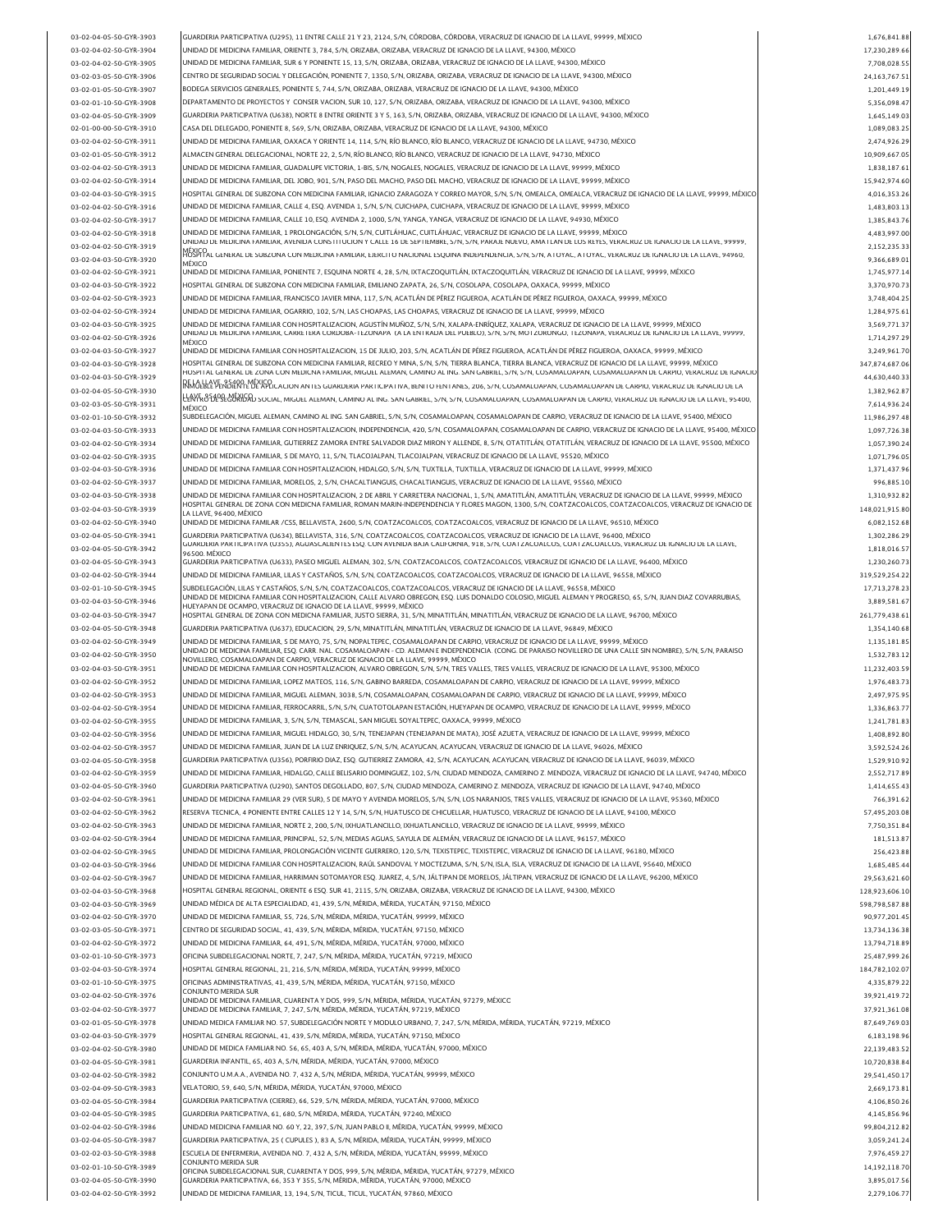| | | |
|---|---|---|
| 03-02-04-05-50-GYR-3903 | GUARDERIA PARTICIPATIVA (U295), 11 ENTRE CALLE 21 Y 23, 2124, S/N, CÓRDOBA, CÓRDOBA, VERACRUZ DE IGNACIO DE LA LLAVE, 99999, MÉXICO | 1,676,841.88 |
| 03-02-04-02-50-GYR-3904 | UNIDAD DE MEDICINA FAMILIAR, ORIENTE 3, 784, S/N, ORIZABA, ORIZABA, VERACRUZ DE IGNACIO DE LA LLAVE, 94300, MÉXICO | 17,230,289.66 |
| 03-02-04-02-50-GYR-3905 | UNIDAD DE MEDICINA FAMILIAR, SUR 6 Y PONIENTE 15, 13, S/N, ORIZABA, ORIZABA, VERACRUZ DE IGNACIO DE LA LLAVE, 94300, MÉXICO | 7,708,028.55 |
| 03-02-03-05-50-GYR-3906 | CENTRO DE SEGURIDAD SOCIAL Y DELEGACIÓN, PONIENTE 7, 1350, S/N, ORIZABA, ORIZABA, VERACRUZ DE IGNACIO DE LA LLAVE, 94300, MÉXICO | 24,163,767.51 |
| 03-02-01-05-50-GYR-3907 | BODEGA SERVICIOS GENERALES, PONIENTE 5, 744, S/N, ORIZABA, ORIZABA, VERACRUZ DE IGNACIO DE LA LLAVE, 94300, MÉXICO | 1,201,449.19 |
| 03-02-01-10-50-GYR-3908 | DEPARTAMENTO DE PROYECTOS Y CONSER VACION, SUR 10, 127, S/N, ORIZABA, ORIZABA, VERACRUZ DE IGNACIO DE LA LLAVE, 94300, MÉXICO | 5,356,098.47 |
| 03-02-04-05-50-GYR-3909 | GUARDERIA PARTICIPATIVA (U638), NORTE 8 ENTRE ORIENTE 3 Y 5, 163, S/N, ORIZABA, ORIZABA, VERACRUZ DE IGNACIO DE LA LLAVE, 94300, MÉXICO | 1,645,149.03 |
| 02-01-00-00-50-GYR-3910 | CASA DEL DELEGADO, PONIENTE 8, 569, S/N, ORIZABA, ORIZABA, VERACRUZ DE IGNACIO DE LA LLAVE, 94300, MÉXICO | 1,089,083.25 |
| 03-02-04-02-50-GYR-3911 | UNIDAD DE MEDICINA FAMILIAR, OAXACA Y ORIENTE 14, 114, S/N, RÍO BLANCO, RÍO BLANCO, VERACRUZ DE IGNACIO DE LA LLAVE, 94730, MÉXICO | 2,474,926.29 |
| 03-02-01-05-50-GYR-3912 | ALMACEN GENERAL DELEGACIONAL, NORTE 22, 2, S/N, RÍO BLANCO, RÍO BLANCO, VERACRUZ DE IGNACIO DE LA LLAVE, 94730, MÉXICO | 10,909,667.05 |
| 03-02-04-02-50-GYR-3913 | UNIDAD DE MEDICINA FAMILIAR, GUADALUPE VICTORIA, 1-BIS, S/N, NOGALES, NOGALES, VERACRUZ DE IGNACIO DE LA LLAVE, 99999, MÉXICO | 1,838,187.61 |
| 03-02-04-02-50-GYR-3914 | UNIDAD DE MEDICINA FAMILIAR, DEL JOBO, 901, S/N, PASO DEL MACHO, PASO DEL MACHO, VERACRUZ DE IGNACIO DE LA LLAVE, 99999, MÉXICO | 15,942,974.60 |
| 03-02-04-03-50-GYR-3915 | HOSPITAL GENERAL DE SUBZONA CON MEDICINA FAMILIAR, IGNACIO ZARAGOZA Y CORREO MAYOR, S/N, S/N, OMEALCA, OMEALCA, VERACRUZ DE IGNACIO DE LA LLAVE, 99999, MÉXICO | 4,016,353.26 |
| 03-02-04-02-50-GYR-3916 | UNIDAD DE MEDICINA FAMILIAR, CALLE 4, ESQ. AVENIDA 1, S/N, S/N, CUICHAPA, CUICHAPA, VERACRUZ DE IGNACIO DE LA LLAVE, 99999, MÉXICO | 1,483,803.13 |
| 03-02-04-02-50-GYR-3917 | UNIDAD DE MEDICINA FAMILIAR, CALLE 10, ESQ. AVENIDA 2, 1000, S/N, YANGA, YANGA, VERACRUZ DE IGNACIO DE LA LLAVE, 94930, MÉXICO | 1,385,843.76 |
| 03-02-04-02-50-GYR-3918 | UNIDAD DE MEDICINA FAMILIAR, 1 PROLONGACIÓN, S/N, S/N, CUITLÁHUAC, CUITLÁHUAC, VERACRUZ DE IGNACIO DE LA LLAVE, 99999, MÉXICO | 4,483,997.00 |
| 03-02-04-02-50-GYR-3919 | UNIDAD DE MEDICINA FAMILIAR, AVENIDA CONSTITUCION Y CALLE 16 DE SEPTIEMBRE, S/N, S/N, PARAJE NUEVO, AMATLÁN DE LOS REYES, VERACRUZ DE IGNACIO DE LA LLAVE, 99999, MÉXICO | 2,152,235.33 |
| 03-02-04-03-50-GYR-3920 | HOSPITAL GENERAL DE SUBZONA CON MEDICINA FAMILIAR, EJERCITO NACIONAL ESQUINA INDEPENDENCIA, S/N, S/N, ATOYAC, ATOYAC, VERACRUZ DE IGNACIO DE LA LLAVE, 94960, MÉXICO | 9,366,689.01 |
| 03-02-04-02-50-GYR-3921 | UNIDAD DE MEDICINA FAMILIAR, PONIENTE 7, ESQUINA NORTE 4, 28, S/N, IXTACZOQUITLÁN, IXTACZOQUITLÁN, VERACRUZ DE IGNACIO DE LA LLAVE, 99999, MÉXICO | 1,745,977.14 |
| 03-02-04-03-50-GYR-3922 | HOSPITAL GENERAL DE SUBZONA CON MEDICINA FAMILIAR, EMILIANO ZAPATA, 26, S/N, COSOLAPA, COSOLAPA, OAXACA, 99999, MÉXICO | 3,370,970.73 |
| 03-02-04-02-50-GYR-3923 | UNIDAD DE MEDICINA FAMILIAR, FRANCISCO JAVIER MINA, 117, S/N, ACATLÁN DE PÉREZ FIGUEROA, ACATLÁN DE PÉREZ FIGUEROA, OAXACA, 99999, MÉXICO | 3,748,404.25 |
| 03-02-04-02-50-GYR-3924 | UNIDAD DE MEDICINA FAMILIAR, OGARRIO, 102, S/N, LAS CHOAPAS, LAS CHOAPAS, VERACRUZ DE IGNACIO DE LA LLAVE, 99999, MÉXICO | 1,284,975.61 |
| 03-02-04-03-50-GYR-3925 | UNIDAD DE MEDICINA FAMILIAR CON HOSPITALIZACION, AGUSTÍN MUÑOZ, S/N, S/N, XALAPA-ENRÍQUEZ, XALAPA, VERACRUZ DE IGNACIO DE LA LLAVE, 99999, MÉXICO | 3,569,771.37 |
| 03-02-04-02-50-GYR-3926 | UNIDAD DE MEDICINA FAMILIAR, CARRETERA CORDOBA-TEZONAPA (A LA ENTRADA DEL PUEBLO), S/N, S/N, MOTZORONGO, TEZONAPA, VERACRUZ DE IGNACIO DE LA LLAVE, 99999, MÉXICO | 1,714,297.29 |
| 03-02-04-03-50-GYR-3927 | UNIDAD DE MEDICINA FAMILIAR CON HOSPITALIZACION, 15 DE JULIO, 203, S/N, ACATLÁN DE PÉREZ FIGUEROA, ACATLÁN DE PÉREZ FIGUEROA, OAXACA, 99999, MÉXICO | 3,249,961.70 |
| 03-02-04-03-50-GYR-3928 | HOSPITAL GENERAL DE SUBZONA CON MEDICINA FAMILIAR, RECREO Y MINA, S/N, S/N, TIERRA BLANCA, TIERRA BLANCA, VERACRUZ DE IGNACIO DE LA LLAVE, 99999, MÉXICO | 347,874,687.06 |
| 03-02-04-03-50-GYR-3929 | HOSPITAL GENERAL DE ZONA CON MEDICNA FAMILIAR, MIGUEL ALEMAN, CAMINO AL ING. SAN GABRIEL, S/N, S/N, COSAMALOAPAN, COSAMALOAPAN DE CARPIO, VERACRUZ DE IGNACIO DE LA LLAVE, 95400, MÉXICO | 44,630,440.33 |
| 03-02-04-05-50-GYR-3930 | INMUEBLE PENDIENTE DE APLICACION ANTES GUARDERIA PARTICIPATIVA, BENITO FENTANES, 206, S/N, COSAMALOAPAN, COSAMALOAPAN DE CARPIO, VERACRUZ DE IGNACIO DE LA LLAVE, 95400, MÉXICO | 1,382,962.87 |
| 03-02-03-05-50-GYR-3931 | CENTRO DE SEGURIDAD SOCIAL, MIGUEL ALEMAN, CAMINO AL ING. SAN GABRIEL, S/N, S/N, COSAMALOAPAN, COSAMALOAPAN DE CARPIO, VERACRUZ DE IGNACIO DE LA LLAVE, 95400, MÉXICO | 7,614,936.24 |
| 03-02-01-10-50-GYR-3932 | SUBDELEGACIÓN, MIGUEL ALEMAN, CAMINO AL ING. SAN GABRIEL, S/N, S/N, COSAMALOAPAN, COSAMALOAPAN DE CARPIO, VERACRUZ DE IGNACIO DE LA LLAVE, 95400, MÉXICO | 11,986,297.48 |
| 03-02-04-03-50-GYR-3933 | UNIDAD DE MEDICINA FAMILIAR CON HOSPITALIZACION, INDEPENDENCIA, 420, S/N, COSAMALOAPAN, COSAMALOAPAN DE CARPIO, VERACRUZ DE IGNACIO DE LA LLAVE, 95400, MÉXICO | 1,097,726.38 |
| 03-02-04-03-50-GYR-3934 | UNIDAD DE MEDICINA FAMILIAR, GUTIERREZ ZAMORA ENTRE SALVADOR DIAZ MIRON Y ALLENDE, 8, S/N, OTATITLÁN, OTATITLÁN, VERACRUZ DE IGNACIO DE LA LLAVE, 95500, MÉXICO | 1,057,390.24 |
| 03-02-04-02-50-GYR-3935 | UNIDAD DE MEDICINA FAMILIAR, 5 DE MAYO, 11, S/N, TLACOJALPAN, TLACOJALPAN, VERACRUZ DE IGNACIO DE LA LLAVE, 95520, MÉXICO | 1,071,796.05 |
| 03-02-04-03-50-GYR-3936 | UNIDAD DE MEDICINA FAMILIAR CON HOSPITALIZACION, HIDALGO, S/N, S/N, TUXTILLA, TUXTILLA, VERACRUZ DE IGNACIO DE LA LLAVE, 99999, MÉXICO | 1,371,437.96 |
| 03-02-04-02-50-GYR-3937 | UNIDAD DE MEDICINA FAMILIAR, MORELOS, 2, S/N, CHACALTIANGUIS, CHACALTIANGUIS, VERACRUZ DE IGNACIO DE LA LLAVE, 95560, MÉXICO | 996,885.10 |
| 03-02-04-03-50-GYR-3938 | UNIDAD DE MEDICINA FAMILIAR CON HOSPITALIZACION, 2 DE ABRIL Y CARRETERA NACIONAL, 1, S/N, AMATITLÁN, AMATITLÁN, VERACRUZ DE IGNACIO DE LA LLAVE, 99999, MÉXICO | 1,310,932.82 |
| 03-02-04-03-50-GYR-3939 | HOSPITAL GENERAL DE ZONA CON MEDICNA FAMILIAR, ROMAN MARIN-INDEPENDENCIA Y FLORES MAGON, 1300, S/N, COATZACOALCOS, COATZACOALCOS, VERACRUZ DE IGNACIO DE LA LLAVE, 96400, MÉXICO | 148,021,915.80 |
| 03-02-04-02-50-GYR-3940 | UNIDAD DE MEDICINA FAMILAR /CSS, BELLAVISTA, 2600, S/N, COATZACOALCOS, COATZACOALCOS, VERACRUZ DE IGNACIO DE LA LLAVE, 96510, MÉXICO | 6,082,152.68 |
| 03-02-04-05-50-GYR-3941 | GUARDERIA PARTICIPATIVA (U634), BELLAVISTA, 316, S/N, COATZACOALCOS, COATZACOALCOS, VERACRUZ DE IGNACIO DE LA LLAVE, 96400, MÉXICO | 1,302,286.29 |
| 03-02-04-05-50-GYR-3942 | GUARDERIA PARTICIPATIVA (U355), AGUASCALIENTES ESQ. CON AVENIDA BAJA CALIFORNIA, 918, S/N, COATZACOALCOS, COATZACOALCOS, VERACRUZ DE IGNACIO DE LA LLAVE, 96500, MÉXICO | 1,818,016.57 |
| 03-02-04-05-50-GYR-3943 | GUARDERIA PARTICIPATIVA (U633), PASEO MIGUEL ALEMAN, 302, S/N, COATZACOALCOS, COATZACOALCOS, VERACRUZ DE IGNACIO DE LA LLAVE, 96400, MÉXICO | 1,230,260.73 |
| 03-02-04-02-50-GYR-3944 | UNIDAD DE MEDICINA FAMILIAR, LILAS Y CASTAÑOS, S/N, S/N, COATZACOALCOS, COATZACOALCOS, VERACRUZ DE IGNACIO DE LA LLAVE, 96558, MÉXICO | 319,529,254.22 |
| 03-02-01-10-50-GYR-3945 | SUBDELEGACIÓN, LILAS Y CASTAÑOS, S/N, S/N, COATZACOALCOS, COATZACOALCOS, VERACRUZ DE IGNACIO DE LA LLAVE, 96558, MÉXICO | 17,713,278.23 |
| 03-02-04-03-50-GYR-3946 | UNIDAD DE MEDICINA FAMILIAR CON HOSPITALIZACION, CALLE ALVARO OBREGON, ESQ. LUIS DONALDO COLOSIO, MIGUEL ALEMAN Y PROGRESO, 65, S/N, JUAN DIAZ COVARRUBIAS, HUEYAPAN DE OCAMPO, VERACRUZ DE IGNACIO DE LA LLAVE, 99999, MÉXICO | 3,889,581.67 |
| 03-02-04-03-50-GYR-3947 | HOSPITAL GENERAL DE ZONA CON MEDICNA FAMILIAR, JUSTO SIERRA, 31, S/N, MINATITLÁN, MINATITLÁN, VERACRUZ DE IGNACIO DE LA LLAVE, 96700, MÉXICO | 261,779,438.61 |
| 03-02-04-05-50-GYR-3948 | GUARDERIA PARTICIPATIVA (U637), EDUCACION, 29, S/N, MINATITLÁN, MINATITLÁN, VERACRUZ DE IGNACIO DE LA LLAVE, 96849, MÉXICO | 1,354,140.68 |
| 03-02-04-02-50-GYR-3949 | UNIDAD DE MEDICINA FAMILIAR, 5 DE MAYO, 75, S/N, NOPALTEPEC, COSAMALOAPAN DE CARPIO, VERACRUZ DE IGNACIO DE LA LLAVE, 99999, MÉXICO | 1,135,181.85 |
| 03-02-04-02-50-GYR-3950 | UNIDAD DE MEDICINA FAMILIAR, ESQ. CARR. NAL. COSAMALOAPAN - CD. ALEMAN E INDEPENDENCIA. (CONG. DE PARAISO NOVILLERO DE UNA CALLE SIN NOMBRE), S/N, S/N, PARAISO NOVILLERO, COSAMALOAPAN DE CARPIO, VERACRUZ DE IGNACIO DE LA LLAVE, 99999, MÉXICO | 1,532,783.12 |
| 03-02-04-03-50-GYR-3951 | UNIDAD DE MEDICINA FAMILIAR CON HOSPITALIZACION, ALVARO OBREGON, S/N, S/N, TRES VALLES, TRES VALLES, VERACRUZ DE IGNACIO DE LA LLAVE, 95300, MÉXICO | 11,232,403.59 |
| 03-02-04-02-50-GYR-3952 | UNIDAD DE MEDICINA FAMILIAR, LOPEZ MATEOS, 116, S/N, GABINO BARREDA, COSAMALOAPAN DE CARPIO, VERACRUZ DE IGNACIO DE LA LLAVE, 99999, MÉXICO | 1,976,483.73 |
| 03-02-04-02-50-GYR-3953 | UNIDAD DE MEDICINA FAMILIAR, MIGUEL ALEMAN, 3038, S/N, COSAMALOAPAN, COSAMALOAPAN DE CARPIO, VERACRUZ DE IGNACIO DE LA LLAVE, 99999, MÉXICO | 2,497,975.95 |
| 03-02-04-02-50-GYR-3954 | UNIDAD DE MEDICINA FAMILIAR, FERROCARRIL, S/N, S/N, CUATOTOLAPAN ESTACIÓN, HUEYAPAN DE OCAMPO, VERACRUZ DE IGNACIO DE LA LLAVE, 99999, MÉXICO | 1,336,863.77 |
| 03-02-04-02-50-GYR-3955 | UNIDAD DE MEDICINA FAMILIAR, 3, S/N, S/N, TEMASCAL, SAN MIGUEL SOYALTEPEC, OAXACA, 99999, MÉXICO | 1,241,781.83 |
| 03-02-04-02-50-GYR-3956 | UNIDAD DE MEDICINA FAMILIAR, MIGUEL HIDALGO, 30, S/N, TENEJAPAN (TENEJAPAN DE MATA), JOSÉ AZUETA, VERACRUZ DE IGNACIO DE LA LLAVE, 99999, MÉXICO | 1,408,892.80 |
| 03-02-04-02-50-GYR-3957 | UNIDAD DE MEDICINA FAMILIAR, JUAN DE LA LUZ ENRIQUEZ, S/N, S/N, ACAYUCAN, ACAYUCAN, VERACRUZ DE IGNACIO DE LA LLAVE, 96026, MÉXICO | 3,592,524.26 |
| 03-02-04-05-50-GYR-3958 | GUARDERIA PARTICIPATIVA (U356), PORFIRIO DIAZ, ESQ. GUTIERREZ ZAMORA, 42, S/N, ACAYUCAN, ACAYUCAN, VERACRUZ DE IGNACIO DE LA LLAVE, 96039, MÉXICO | 1,529,910.92 |
| 03-02-04-02-50-GYR-3959 | UNIDAD DE MEDICINA FAMILIAR, HIDALGO, CALLE BELISARIO DOMINGUEZ, 102, S/N, CIUDAD MENDOZA, CAMERINO Z. MENDOZA, VERACRUZ DE IGNACIO DE LA LLAVE, 94740, MÉXICO | 2,552,717.89 |
| 03-02-04-05-50-GYR-3960 | GUARDERIA PARTICIPATIVA (U290), SANTOS DEGOLLADO, 807, S/N, CIUDAD MENDOZA, CAMERINO Z. MENDOZA, VERACRUZ DE IGNACIO DE LA LLAVE, 94740, MÉXICO | 1,414,655.43 |
| 03-02-04-02-50-GYR-3961 | UNIDAD DE MEDICINA FAMILIAR 29 (VER SUR), 5 DE MAYO Y AVENIDA MORELOS, S/N, S/N, LOS NARANJOS, TRES VALLES, VERACRUZ DE IGNACIO DE LA LLAVE, 95360, MÉXICO | 766,391.62 |
| 03-02-04-02-50-GYR-3962 | RESERVA TECNICA, 4 PONIENTE ENTRE CALLES 12 Y 14, S/N, S/N, HUATUSCO DE CHICUELLAR, HUATUSCO, VERACRUZ DE IGNACIO DE LA LLAVE, 94100, MÉXICO | 57,495,203.08 |
| 03-02-04-02-50-GYR-3963 | UNIDAD DE MEDICINA FAMILIAR, NORTE 2, 200, S/N, IXHUATLANCILLO, IXHUATLANCILLO, VERACRUZ DE IGNACIO DE LA LLAVE, 99999, MÉXICO | 7,750,351.84 |
| 03-02-04-02-50-GYR-3964 | UNIDAD DE MEDICINA FAMILIAR, PRINCIPAL, 52, S/N, MEDIAS AGUAS, SAYULA DE ALEMÁN, VERACRUZ DE IGNACIO DE LA LLAVE, 96157, MÉXICO | 181,513.87 |
| 03-02-04-02-50-GYR-3965 | UNIDAD DE MEDICINA FAMILIAR, PROLONGACIÓN VICENTE GUERRERO, 120, S/N, TEXISTEPEC, TEXISTEPEC, VERACRUZ DE IGNACIO DE LA LLAVE, 96180, MÉXICO | 256,423.88 |
| 03-02-04-03-50-GYR-3966 | UNIDAD DE MEDICINA FAMILIAR CON HOSPITALIZACION, RAÚL SANDOVAL Y MOCTEZUMA, S/N, S/N, ISLA, ISLA, VERACRUZ DE IGNACIO DE LA LLAVE, 95640, MÉXICO | 1,685,485.44 |
| 03-02-04-02-50-GYR-3967 | UNIDAD DE MEDICINA FAMILIAR, HARRIMAN SOTOMAYOR ESQ. JUAREZ, 4, S/N, JÁLTIPAN DE MORELOS, JÁLTIPAN, VERACRUZ DE IGNACIO DE LA LLAVE, 96200, MÉXICO | 29,563,621.60 |
| 03-02-04-03-50-GYR-3968 | HOSPITAL GENERAL REGIONAL, ORIENTE 6 ESQ. SUR 41, 2115, S/N, ORIZABA, ORIZABA, VERACRUZ DE IGNACIO DE LA LLAVE, 94300, MÉXICO | 128,923,606.10 |
| 03-02-04-03-50-GYR-3969 | UNIDAD MÉDICA DE ALTA ESPECIALIDAD, 41, 439, S/N, MÉRIDA, MÉRIDA, YUCATÁN, 97150, MÉXICO | 598,798,587.88 |
| 03-02-04-02-50-GYR-3970 | UNIDAD DE MEDICINA FAMILIAR, 55, 726, S/N, MÉRIDA, MÉRIDA, YUCATÁN, 99999, MÉXICO | 90,977,201.45 |
| 03-02-03-05-50-GYR-3971 | CENTRO DE SEGURIDAD SOCIAL, 41, 439, S/N, MÉRIDA, MÉRIDA, YUCATÁN, 97150, MÉXICO | 13,734,136.38 |
| 03-02-04-02-50-GYR-3972 | UNIDAD DE MEDICINA FAMILIAR, 64, 491, S/N, MÉRIDA, MÉRIDA, YUCATÁN, 97000, MÉXICO | 13,794,718.89 |
| 03-02-01-10-50-GYR-3973 | OFICINA SUBDELEGACIONAL NORTE, 7, 247, S/N, MÉRIDA, MÉRIDA, YUCATÁN, 97219, MÉXICO | 25,487,999.26 |
| 03-02-04-03-50-GYR-3974 | HOSPITAL GENERAL REGIONAL, 21, 216, S/N, MÉRIDA, MÉRIDA, YUCATÁN, 99999, MÉXICO | 184,782,102.07 |
| 03-02-01-10-50-GYR-3975 | OFICINAS ADMINISTRATIVAS, 41, 439, S/N, MÉRIDA, MÉRIDA, YUCATÁN, 97150, MÉXICO | 4,335,879.22 |
| 03-02-04-02-50-GYR-3976 | CONJUNTO MERIDA SUR UNIDAD DE MEDICINA FAMILIAR, CUARENTA Y DOS, 999, S/N, MÉRIDA, MÉRIDA, YUCATÁN, 97279, MÉXICO | 39,921,419.72 |
| 03-02-04-02-50-GYR-3977 | UNIDAD DE MEDICINA FAMILIAR, 7, 247, S/N, MÉRIDA, MÉRIDA, YUCATÁN, 97219, MÉXICO | 37,921,361.08 |
| 03-02-01-05-50-GYR-3978 | UNIDAD MEDICA FAMILIAR NO. 57, SUBDELEGACIÓN NORTE Y MODULO URBANO, 7, 247, S/N, MÉRIDA, MÉRIDA, YUCATÁN, 97219, MÉXICO | 87,649,769.03 |
| 03-02-04-03-50-GYR-3979 | HOSPITAL GENERAL REGIONAL, 41, 439, S/N, MÉRIDA, MÉRIDA, YUCATÁN, 97150, MÉXICO | 6,183,198.96 |
| 03-02-04-02-50-GYR-3980 | UNIDAD DE MEDICA FAMILIAR NO. 56, 65, 403 A, S/N, MÉRIDA, MÉRIDA, YUCATÁN, 97000, MÉXICO | 22,139,483.52 |
| 03-02-04-05-50-GYR-3981 | GUARDERIA INFANTIL, 65, 403 A, S/N, MÉRIDA, MÉRIDA, YUCATÁN, 97000, MÉXICO | 10,720,838.84 |
| 03-02-04-02-50-GYR-3982 | CONJUNTO U.M.A.A., AVENIDA NO. 7, 432 A, S/N, MÉRIDA, MÉRIDA, YUCATÁN, 99999, MÉXICO | 29,541,450.17 |
| 03-02-04-09-50-GYR-3983 | VELATORIO, 59, 640, S/N, MÉRIDA, MÉRIDA, YUCATÁN, 97000, MÉXICO | 2,669,173.81 |
| 03-02-04-05-50-GYR-3984 | GUARDERIA PARTICIPATIVA (CIERRE), 66, 529, S/N, MÉRIDA, MÉRIDA, YUCATÁN, 97000, MÉXICO | 4,106,850.26 |
| 03-02-04-05-50-GYR-3985 | GUARDERIA PARTICIPATIVA, 61, 680, S/N, MÉRIDA, MÉRIDA, YUCATÁN, 97240, MÉXICO | 4,145,856.96 |
| 03-02-04-02-50-GYR-3986 | UNIDAD MEDICINA FAMILIAR NO. 60 Y, 22, 397, S/N, JUAN PABLO II, MÉRIDA, YUCATÁN, 99999, MÉXICO | 99,804,212.82 |
| 03-02-04-05-50-GYR-3987 | GUARDERIA PARTICIPATIVA, 25 ( CUPULES ), 83 A, S/N, MÉRIDA, MÉRIDA, YUCATÁN, 99999, MÉXICO | 3,059,241.24 |
| 03-02-03-50-GYR-3988 | ESCUELA DE ENFERMERIA, AVENIDA NO. 7, 432 A, S/N, MÉRIDA, MÉRIDA, YUCATÁN, 99999, MÉXICO | 7,976,459.27 |
| 03-02-01-10-50-GYR-3989 | CONJUNTO MERIDA SUR OFICINA SUBDELEGACIONAL SUR, CUARENTA Y DOS, 999, S/N, MÉRIDA, MÉRIDA, YUCATÁN, 97279, MÉXICO | 14,192,118.70 |
| 03-02-04-05-50-GYR-3990 | GUARDERIA PARTICIPATIVA, 66, 353 Y 355, S/N, MÉRIDA, MÉRIDA, YUCATÁN, 97000, MÉXICO | 3,895,017.56 |
| 03-02-04-02-50-GYR-3992 | UNIDAD DE MEDICINA FAMILIAR, 13, 194, S/N, TICUL, TICUL, YUCATÁN, 97860, MÉXICO | 2,279,106.77 |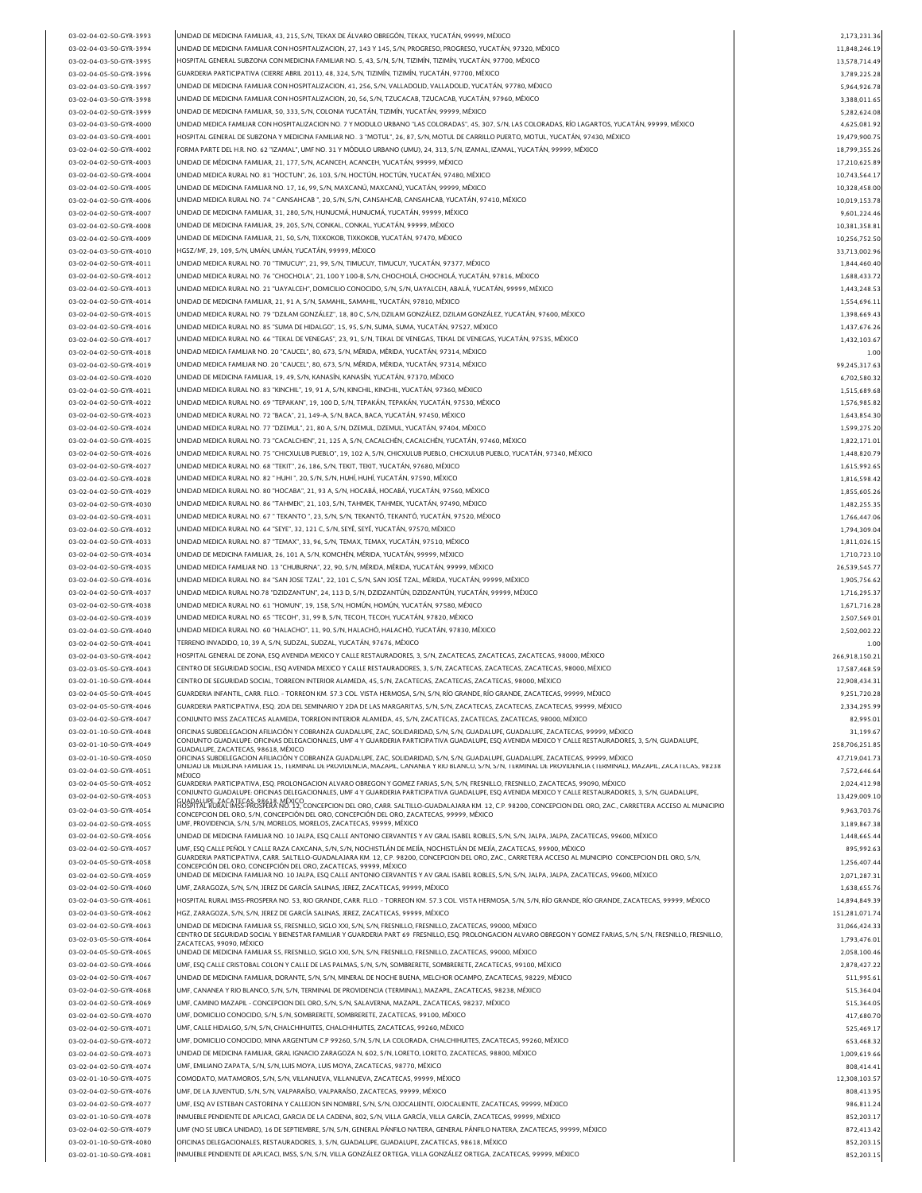| | | |
|---|---|---|
| 03-02-04-02-50-GYR-3993 | UNIDAD DE MEDICINA FAMILIAR, 43, 215, S/N, TEKAX DE ÁLVARO OBREGÓN, TEKAX, YUCATÁN, 99999, MÉXICO | 2,173,231.36 |
| 03-02-04-03-50-GYR-3994 | UNIDAD DE MEDICINA FAMILIAR CON HOSPITALIZACION, 27, 143 Y 145, S/N, PROGRESO, PROGRESO, YUCATÁN, 97320, MÉXICO | 11,848,246.19 |
| 03-02-04-03-50-GYR-3995 | HOSPITAL GENERAL SUBZONA CON MEDICINA FAMILIAR NO. 5, 43, S/N, S/N, TIZIMÍN, TIZIMÍN, YUCATÁN, 97700, MÉXICO | 13,578,714.49 |
| 03-02-04-05-50-GYR-3996 | GUARDERIA PARTICIPATIVA (CIERRE ABRIL 2011), 48, 324, S/N, TIZIMÍN, TIZIMÍN, YUCATÁN, 97700, MÉXICO | 3,789,225.28 |
| 03-02-04-03-50-GYR-3997 | UNIDAD DE MEDICINA FAMILIAR CON HOSPITALIZACION, 41, 256, S/N, VALLADOLID, VALLADOLID, YUCATÁN, 97780, MÉXICO | 5,964,926.78 |
| 03-02-04-03-50-GYR-3998 | UNIDAD DE MEDICINA FAMILIAR CON HOSPITALIZACION, 20, 56, S/N, TZUCACAB, TZUCACAB, YUCATÁN, 97960, MÉXICO | 3,388,011.65 |
| 03-02-04-02-50-GYR-3999 | UNIDAD DE MEDICINA FAMILIAR, 50, 333, S/N, COLONIA YUCATÁN, TIZIMÍN, YUCATÁN, 99999, MÉXICO | 5,282,624.08 |
| 03-02-04-03-50-GYR-4000 | UNIDAD MEDICA FAMILIAR CON HOSPITALIZACION NO. 7 Y MODULO URBANO "LAS COLORADAS", 45, 307, S/N, LAS COLORADAS, RÍO LAGARTOS, YUCATÁN, 99999, MÉXICO | 4,625,081.92 |
| 03-02-04-03-50-GYR-4001 | HOSPITAL GENERAL DE SUBZONA Y MEDICINA FAMILIAR NO.. 3 "MOTUL", 26, 87, S/N, MOTUL DE CARRILLO PUERTO, MOTUL, YUCATÁN, 97430, MÉXICO | 19,479,900.75 |
| 03-02-04-02-50-GYR-4002 | FORMA PARTE DEL H.R. NO. 62 "IZAMAL", UMF NO. 31 Y MÓDULO URBANO (UMU), 24, 313, S/N, IZAMAL, IZAMAL, YUCATÁN, 99999, MÉXICO | 18,799,355.26 |
| 03-02-04-02-50-GYR-4003 | UNIDAD DE MÉDICINA FAMILIAR, 21, 177, S/N, ACANCEH, ACANCEH, YUCATÁN, 99999, MÉXICO | 17,210,625.89 |
| 03-02-04-02-50-GYR-4004 | UNIDAD MEDICA RURAL NO. 81 "HOCTUN", 26, 103, S/N, HOCTÚN, HOCTÚN, YUCATÁN, 97480, MÉXICO | 10,743,564.17 |
| 03-02-04-02-50-GYR-4005 | UNIDAD DE MEDICINA FAMILIAR NO. 17, 16, 99, S/N, MAXCANÚ, MAXCANÚ, YUCATÁN, 99999, MÉXICO | 10,328,458.00 |
| 03-02-04-02-50-GYR-4006 | UNIDAD MEDICA RURAL NO. 74 " CANSAHCAB ", 20, S/N, S/N, CANSAHCAB, CANSAHCAB, YUCATÁN, 97410, MÉXICO | 10,019,153.78 |
| 03-02-04-02-50-GYR-4007 | UNIDAD DE MEDICINA FAMILIAR, 31, 280, S/N, HUNUCMÁ, HUNUCMÁ, YUCATÁN, 99999, MÉXICO | 9,601,224.46 |
| 03-02-04-02-50-GYR-4008 | UNIDAD DE MEDICINA FAMILIAR, 29, 205, S/N, CONKAL, CONKAL, YUCATÁN, 99999, MÉXICO | 10,381,358.81 |
| 03-02-04-02-50-GYR-4009 | UNIDAD DE MEDICINA FAMILIAR, 21, 50, S/N, TIXKOKOB, TIXKOKOB, YUCATÁN, 97470, MÉXICO | 10,256,752.50 |
| 03-02-04-03-50-GYR-4010 | HGSZ/MF, 29, 109, S/N, UMÁN, UMÁN, YUCATÁN, 99999, MÉXICO | 33,713,002.96 |
| 03-02-04-02-50-GYR-4011 | UNIDAD MEDICA RURAL NO. 70 "TIMUCUY", 21, 99, S/N, TIMUCUY, TIMUCUY, YUCATÁN, 97377, MÉXICO | 1,844,460.40 |
| 03-02-04-02-50-GYR-4012 | UNIDAD MEDICA RURAL NO. 76 "CHOCHOLA", 21, 100 Y 100-B, S/N, CHOCHOLÁ, CHOCHOLÁ, YUCATÁN, 97816, MÉXICO | 1,688,433.72 |
| 03-02-04-02-50-GYR-4013 | UNIDAD MEDICA RURAL NO. 21 "UAYALCEH", DOMICILIO CONOCIDO, S/N, S/N, UAYALCEH, ABALÁ, YUCATÁN, 99999, MÉXICO | 1,443,248.53 |
| 03-02-04-02-50-GYR-4014 | UNIDAD DE MEDICINA FAMILIAR, 21, 91 A, S/N, SAMAHIL, SAMAHIL, YUCATÁN, 97810, MÉXICO | 1,554,696.11 |
| 03-02-04-02-50-GYR-4015 | UNIDAD MEDICA RURAL NO. 79 "DZILAM GONZÁLEZ", 18, 80 C, S/N, DZILAM GONZÁLEZ, DZILAM GONZÁLEZ, YUCATÁN, 97600, MÉXICO | 1,398,669.43 |
| 03-02-04-02-50-GYR-4016 | UNIDAD MEDICA RURAL NO. 85 "SUMA DE HIDALGO", 15, 95, S/N, SUMA, SUMA, YUCATÁN, 97527, MÉXICO | 1,437,676.26 |
| 03-02-04-02-50-GYR-4017 | UNIDAD MEDICA RURAL NO. 66 "TEKAL DE VENEGAS", 23, 91, S/N, TEKAL DE VENEGAS, TEKAL DE VENEGAS, YUCATÁN, 97535, MÉXICO | 1,432,103.67 |
| 03-02-04-02-50-GYR-4018 | UNIDAD MEDICA FAMILIAR NO. 20 "CAUCEL", 80, 673, S/N, MÉRIDA, MÉRIDA, YUCATÁN, 97314, MÉXICO | 1.00 |
| 03-02-04-02-50-GYR-4019 | UNIDAD MEDICA FAMILIAR NO. 20 "CAUCEL", 80, 673, S/N, MÉRIDA, MÉRIDA, YUCATÁN, 97314, MÉXICO | 99,245,317.63 |
| 03-02-04-02-50-GYR-4020 | UNIDAD DE MEDICINA FAMILIAR, 19, 49, S/N, KANASÍN, KANASÍN, YUCATÁN, 97370, MÉXICO | 6,702,580.32 |
| 03-02-04-02-50-GYR-4021 | UNIDAD MEDICA RURAL NO. 83 "KINCHIL", 19, 91 A, S/N, KINCHIL, KINCHIL, YUCATÁN, 97360, MÉXICO | 1,515,689.68 |
| 03-02-04-02-50-GYR-4022 | UNIDAD MEDICA RURAL NO. 69 "TEPAKAN", 19, 100 D, S/N, TEPAKÁN, TEPAKÁN, YUCATÁN, 97530, MÉXICO | 1,576,985.82 |
| 03-02-04-02-50-GYR-4023 | UNIDAD MEDICA RURAL NO. 72 "BACA", 21, 149-A, S/N, BACA, BACA, YUCATÁN, 97450, MÉXICO | 1,643,854.30 |
| 03-02-04-02-50-GYR-4024 | UNIDAD MEDICA RURAL NO. 77 "DZEMUL", 21, 80 A, S/N, DZEMUL, DZEMUL, YUCATÁN, 97404, MÉXICO | 1,599,275.20 |
| 03-02-04-02-50-GYR-4025 | UNIDAD MEDICA RURAL NO. 73 "CACALCHEN", 21, 125 A, S/N, CACALCHÉN, CACALCHÉN, YUCATÁN, 97460, MÉXICO | 1,822,171.01 |
| 03-02-04-02-50-GYR-4026 | UNIDAD MEDICA RURAL NO. 75 "CHICXULUB PUEBLO", 19, 102 A, S/N, CHICXULUB PUEBLO, CHICXULUB PUEBLO, YUCATÁN, 97340, MÉXICO | 1,448,820.79 |
| 03-02-04-02-50-GYR-4027 | UNIDAD MEDICA RURAL NO. 68 "TEKIT", 26, 186, S/N, TEKIT, TEKIT, YUCATÁN, 97680, MÉXICO | 1,615,992.65 |
| 03-02-04-02-50-GYR-4028 | UNIDAD MEDICA RURAL NO. 82 " HUHI ", 20, S/N, S/N, HUHÍ, HUHÍ, YUCATÁN, 97590, MÉXICO | 1,816,598.42 |
| 03-02-04-02-50-GYR-4029 | UNIDAD MEDICA RURAL NO. 80 "HOCABA", 21, 93 A, S/N, HOCABÁ, HOCABÁ, YUCATÁN, 97560, MÉXICO | 1,855,605.26 |
| 03-02-04-02-50-GYR-4030 | UNIDAD MEDICA RURAL NO. 86 "TAHMEK", 21, 103, S/N, TAHMEK, TAHMEK, YUCATÁN, 97490, MÉXICO | 1,482,255.35 |
| 03-02-04-02-50-GYR-4031 | UNIDAD MEDICA RURAL NO. 67 " TEKANTO ", 23, S/N, S/N, TEKANTÓ, TEKANTÓ, YUCATÁN, 97520, MÉXICO | 1,766,447.06 |
| 03-02-04-02-50-GYR-4032 | UNIDAD MEDICA RURAL NO. 64 "SEYE", 32, 121 C, S/N, SEYÉ, SEYÉ, YUCATÁN, 97570, MÉXICO | 1,794,309.04 |
| 03-02-04-02-50-GYR-4033 | UNIDAD MEDICA RURAL NO. 87 "TEMAX", 33, 96, S/N, TEMAX, TEMAX, YUCATÁN, 97510, MÉXICO | 1,811,026.15 |
| 03-02-04-02-50-GYR-4034 | UNIDAD DE MEDICINA FAMILIAR, 26, 101 A, S/N, KOMCHÉN, MÉRIDA, YUCATÁN, 99999, MÉXICO | 1,710,723.10 |
| 03-02-04-02-50-GYR-4035 | UNIDAD MEDICA FAMILIAR NO. 13 "CHUBURNA", 22, 90, S/N, MÉRIDA, MÉRIDA, YUCATÁN, 99999, MÉXICO | 26,539,545.77 |
| 03-02-04-02-50-GYR-4036 | UNIDAD MEDICA RURAL NO. 84 "SAN JOSE TZAL", 22, 101 C, S/N, SAN JOSÉ TZAL, MÉRIDA, YUCATÁN, 99999, MÉXICO | 1,905,756.62 |
| 03-02-04-02-50-GYR-4037 | UNIDAD MEDICA RURAL NO.78 "DZIDZANTUN", 24, 113 D, S/N, DZIDZANTÚN, DZIDZANTÚN, YUCATÁN, 99999, MÉXICO | 1,716,295.37 |
| 03-02-04-02-50-GYR-4038 | UNIDAD MEDICA RURAL NO. 61 "HOMUN", 19, 158, S/N, HOMÚN, HOMÚN, YUCATÁN, 97580, MÉXICO | 1,671,716.28 |
| 03-02-04-02-50-GYR-4039 | UNIDAD MEDICA RURAL NO. 65 "TECOH", 31, 99 B, S/N, TECOH, TECOH, YUCATÁN, 97820, MÉXICO | 2,507,569.01 |
| 03-02-04-02-50-GYR-4040 | UNIDAD MEDICA RURAL NO. 60 "HALACHO", 11, 90, S/N, HALACHÓ, HALACHÓ, YUCATÁN, 97830, MÉXICO | 2,502,002.22 |
| 03-02-04-02-50-GYR-4041 | TERRENO INVADIDO, 10, 39 A, S/N, SUDZAL, SUDZAL, YUCATÁN, 97676, MÉXICO | 1.00 |
| 03-02-04-03-50-GYR-4042 | HOSPITAL GENERAL DE ZONA, ESQ AVENIDA MEXICO Y CALLE RESTAURADORES, 3, S/N, ZACATECAS, ZACATECAS, ZACATECAS, 98000, MÉXICO | 266,918,150.21 |
| 03-02-03-05-50-GYR-4043 | CENTRO DE SEGURIDAD SOCIAL, ESQ AVENIDA MEXICO Y CALLE RESTAURADORES, 3, S/N, ZACATECAS, ZACATECAS, ZACATECAS, 98000, MÉXICO | 17,587,468.59 |
| 03-02-01-10-50-GYR-4044 | CENTRO DE SEGURIDAD SOCIAL, TORREON INTERIOR ALAMEDA, 45, S/N, ZACATECAS, ZACATECAS, ZACATECAS, 98000, MÉXICO | 22,908,434.31 |
| 03-02-04-05-50-GYR-4045 | GUARDERIA INFANTIL, CARR. FLLO. - TORREON KM. 57.3 COL. VISTA HERMOSA, S/N, S/N, RÍO GRANDE, RÍO GRANDE, ZACATECAS, 99999, MÉXICO | 9,251,720.28 |
| 03-02-04-05-50-GYR-4046 | GUARDERIA PARTICIPATIVA, ESQ. 2DA DEL SEMINARIO Y 2DA DE LAS MARGARITAS, S/N, S/N, ZACATECAS, ZACATECAS, ZACATECAS, 99999, MÉXICO | 2,334,295.99 |
| 03-02-04-02-50-GYR-4047 | CONJUNTO IMSS ZACATECAS ALAMEDA, TORREON INTERIOR ALAMEDA, 45, S/N, ZACATECAS, ZACATECAS, ZACATECAS, 98000, MÉXICO | 82,995.01 |
| 03-02-01-10-50-GYR-4048 | OFICINAS SUBDELEGACION AFILIACIÓN Y COBRANZA GUADALUPE, ZAC, SOLIDARIDAD, S/N, S/N, GUADALUPE, GUADALUPE, ZACATECAS, 99999, MÉXICO | 31,199.67 |
| 03-02-01-10-50-GYR-4049 | CONJUNTO GUADALUPE: OFICINAS DELEGACIONALES, UMF 4 Y GUARDERIA PARTICIPATIVA GUADALUPE, ESQ AVENIDA MEXICO Y CALLE RESTAURADORES, 3, S/N, GUADALUPE, GUADALUPE, ZACATECAS, 98618, MÉXICO | 258,706,251.85 |
| 03-02-01-10-50-GYR-4050 | OFICINAS SUBDELEGACION AFILIACIÓN Y COBRANZA GUADALUPE, ZAC, SOLIDARIDAD, S/N, S/N, GUADALUPE, GUADALUPE, ZACATECAS, 99999, MÉXICO | 47,719,041.73 |
| 03-02-04-02-50-GYR-4051 | UNIDAD DE MEDICINA FAMILIAR 15, TERMINAL DE PROVIDENCIA, MAZAPIL, CANANEA Y RIO BLANCO, S/N, S/N, TERMINAL DE PROVIDENCIA (TERMINAL), MAZAPIL, ZACATECAS, 98238 MÉXICO | 7,572,646.64 |
| 03-02-04-05-50-GYR-4052 | GUARDERIA PARTICIPATIVA, ESQ. PROLONGACION ALVARO OBREGON Y GOMEZ FARIAS, S/N, S/N, FRESNILLO, FRESNILLO, ZACATECAS, 99090, MÉXICO | 2,024,412.98 |
| 03-02-04-02-50-GYR-4053 | CONJUNTO GUADALUPE: OFICINAS DELEGACIONALES, UMF 4 Y GUARDERIA PARTICIPATIVA GUADALUPE, ESQ AVENIDA MEXICO Y CALLE RESTAURADORES, 3, S/N, GUADALUPE, GUADALUPE, ZACATECAS, 98618, MÉXICO | 13,429,009.10 |
| 03-02-04-03-50-GYR-4054 | HOSPITAL RURAL IMSS-PROSPERA NO. 12, CONCEPCION DEL ORO, CARR. SALTILLO-GUADALAJARA KM. 12, C.P. 98200, CONCEPCION DEL ORO, ZAC., CARRETERA ACCESO AL MUNICIPIO CONCEPCION DEL ORO, S/N, CONCEPCIÓN DEL ORO, CONCEPCIÓN DEL ORO, ZACATECAS, 99999, MÉXICO | 9,963,703.76 |
| 03-02-04-02-50-GYR-4055 | UMF, PROVIDENCIA, S/N, S/N, MORELOS, MORELOS, ZACATECAS, 99999, MÉXICO | 3,189,867.38 |
| 03-02-04-02-50-GYR-4056 | UNIDAD DE MEDICINA FAMILIAR NO. 10 JALPA, ESQ CALLE ANTONIO CERVANTES Y AV GRAL ISABEL ROBLES, S/N, S/N, JALPA, JALPA, ZACATECAS, 99600, MÉXICO | 1,448,665.44 |
| 03-02-04-02-50-GYR-4057 | UMF, ESQ CALLE PEÑOL Y CALLE RAZA CAXCANA, S/N, S/N, NOCHISTLÁN DE MEJÍA, NOCHISTLÁN DE MEJÍA, ZACATECAS, 99900, MÉXICO | 895,992.63 |
| 03-02-04-05-50-GYR-4058 | GUARDERIA PARTICIPATIVA, CARR. SALTILLO-GUADALAJARA KM. 12, C.P. 98200, CONCEPCION DEL ORO, ZAC., CARRETERA ACCESO AL MUNICIPIO CONCEPCION DEL ORO, S/N, CONCEPCIÓN DEL ORO, CONCEPCIÓN DEL ORO, ZACATECAS, 99999, MÉXICO | 1,256,407.44 |
| 03-02-04-02-50-GYR-4059 | UNIDAD DE MEDICINA FAMILIAR NO. 10 JALPA, ESQ CALLE ANTONIO CERVANTES Y AV GRAL ISABEL ROBLES, S/N, S/N, JALPA, JALPA, ZACATECAS, 99600, MÉXICO | 2,071,287.31 |
| 03-02-04-02-50-GYR-4060 | UMF, ZARAGOZA, S/N, S/N, JEREZ DE GARCÍA SALINAS, JEREZ, ZACATECAS, 99999, MÉXICO | 1,638,655.76 |
| 03-02-04-03-50-GYR-4061 | HOSPITAL RURAL IMSS-PROSPERA NO. 53, RIO GRANDE, CARR. FLLO. - TORREON KM. 57.3 COL. VISTA HERMOSA, S/N, S/N, RÍO GRANDE, RÍO GRANDE, ZACATECAS, 99999, MÉXICO | 14,894,849.39 |
| 03-02-04-03-50-GYR-4062 | HGZ, ZARAGOZA, S/N, S/N, JEREZ DE GARCÍA SALINAS, JEREZ, ZACATECAS, 99999, MÉXICO | 151,281,071.74 |
| 03-02-04-02-50-GYR-4063 | UNIDAD DE MEDICINA FAMILIAR 55, FRESNILLO, SIGLO XXI, S/N, S/N, FRESNILLO, FRESNILLO, ZACATECAS, 99000, MÉXICO | 31,066,424.33 |
| 03-02-03-05-50-GYR-4064 | CENTRO DE SEGURIDAD SOCIAL Y BIENESTAR FAMILIAR Y GUARDERIA PART 69 FRESNILLO, ESQ. PROLONGACION ALVARO OBREGON Y GOMEZ FARIAS, S/N, S/N, FRESNILLO, FRESNILLO, ZACATECAS, 99090, MÉXICO | 1,793,476.01 |
| 03-02-04-05-50-GYR-4065 | UNIDAD DE MEDICINA FAMILIAR 55, FRESNILLO, SIGLO XXI, S/N, S/N, FRESNILLO, FRESNILLO, ZACATECAS, 99000, MÉXICO | 2,058,100.46 |
| 03-02-04-02-50-GYR-4066 | UMF, ESQ CALLE CRISTOBAL COLON Y CALLE DE LAS PALMAS, S/N, S/N, SOMBRERETE, SOMBRERETE, ZACATECAS, 99100, MÉXICO | 2,878,427.22 |
| 03-02-04-02-50-GYR-4067 | UNIDAD DE MEDICINA FAMILIAR, DORANTE, S/N, S/N, MINERAL DE NOCHE BUENA, MELCHOR OCAMPO, ZACATECAS, 98229, MÉXICO | 511,995.61 |
| 03-02-04-02-50-GYR-4068 | UMF, CANANEA Y RIO BLANCO, S/N, S/N, TERMINAL DE PROVIDENCIA (TERMINAL), MAZAPIL, ZACATECAS, 98238, MÉXICO | 515,364.04 |
| 03-02-04-02-50-GYR-4069 | UMF, CAMINO MAZAPIL - CONCEPCION DEL ORO, S/N, S/N, SALAVERNA, MAZAPIL, ZACATECAS, 98237, MÉXICO | 515,364.05 |
| 03-02-04-02-50-GYR-4070 | UMF, DOMICILIO CONOCIDO, S/N, S/N, SOMBRERETE, SOMBRERETE, ZACATECAS, 99100, MÉXICO | 417,680.70 |
| 03-02-04-02-50-GYR-4071 | UMF, CALLE HIDALGO, S/N, S/N, CHALCHIHUITES, CHALCHIHUITES, ZACATECAS, 99260, MÉXICO | 525,469.17 |
| 03-02-04-02-50-GYR-4072 | UMF, DOMICILIO CONOCIDO, MINA ARGENTUM C.P 99260, S/N, S/N, LA COLORADA, CHALCHIHUITES, ZACATECAS, 99260, MÉXICO | 653,468.32 |
| 03-02-04-02-50-GYR-4073 | UNIDAD DE MEDICINA FAMILIAR, GRAL IGNACIO ZARAGOZA N, 602, S/N, LORETO, LORETO, ZACATECAS, 98800, MÉXICO | 1,009,619.66 |
| 03-02-04-02-50-GYR-4074 | UMF, EMILIANO ZAPATA, S/N, S/N, LUIS MOYA, LUIS MOYA, ZACATECAS, 98770, MÉXICO | 808,414.41 |
| 03-02-01-10-50-GYR-4075 | COMODATO, MATAMOROS, S/N, S/N, VILLANUEVA, VILLANUEVA, ZACATECAS, 99999, MÉXICO | 12,308,103.57 |
| 03-02-04-02-50-GYR-4076 | UMF, DE LA JUVENTUD, S/N, S/N, VALPARAÍSO, VALPARAÍSO, ZACATECAS, 99999, MÉXICO | 808,413.95 |
| 03-02-04-02-50-GYR-4077 | UMF, ESQ AV ESTEBAN CASTORENA Y CALLEJON SIN NOMBRE, S/N, S/N, OJOCALIENTE, OJOCALIENTE, ZACATECAS, 99999, MÉXICO | 986,811.24 |
| 03-02-01-10-50-GYR-4078 | INMUEBLE PENDIENTE DE APLICACI, GARCIA DE LA CADENA, 802, S/N, VILLA GARCÍA, VILLA GARCÍA, ZACATECAS, 99999, MÉXICO | 852,203.17 |
| 03-02-04-02-50-GYR-4079 | UMF (NO SE UBICA UNIDAD), 16 DE SEPTIEMBRE, S/N, S/N, GENERAL PÁNFILO NATERA, GENERAL PÁNFILO NATERA, ZACATECAS, 99999, MÉXICO | 872,413.42 |
| 03-02-01-10-50-GYR-4080 | OFICINAS DELEGACIONALES, RESTAURADORES, 3, S/N, GUADALUPE, GUADALUPE, ZACATECAS, 98618, MÉXICO | 852,203.15 |
| 03-02-01-10-50-GYR-4081 | INMUEBLE PENDIENTE DE APLICACI, IMSS, S/N, S/N, VILLA GONZÁLEZ ORTEGA, VILLA GONZÁLEZ ORTEGA, ZACATECAS, 99999, MÉXICO | 852,203.15 |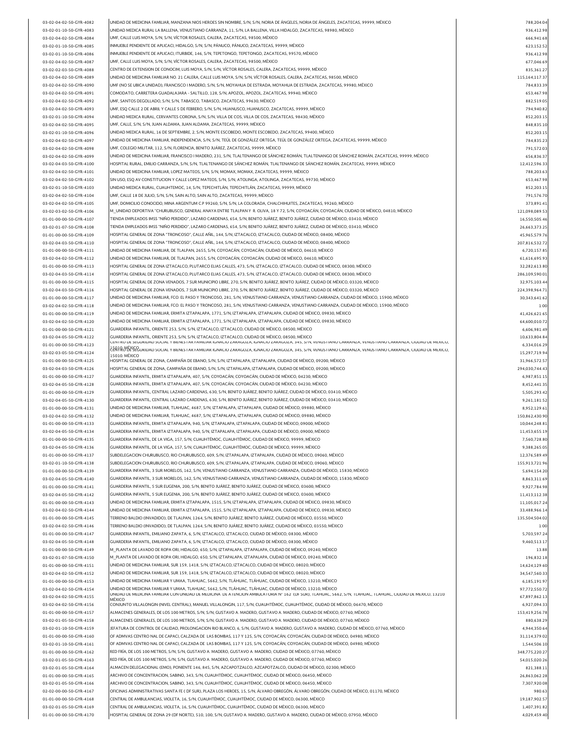| | | |
|---|---|---|
| 03-02-04-02-50-GYR-4082 | UNIDAD DE MEDICINA FAMILIAR, MANZANA NIOS HEROES SIN NOMBRE, S/N, S/N, NORIA DE ÁNGELES, NORIA DE ÁNGELES, ZACATECAS, 99999, MÉXICO | 788,204.04 |
| 03-02-01-10-50-GYR-4083 | UNIDAD MEDICA RURAL LA BALLENA, VENUSTIANO CARRANZA, 11, S/N, LA BALLENA, VILLA HIDALGO, ZACATECAS, 98980, MÉXICO | 936,412.98 |
| 03-02-04-02-50-GYR-4084 | UMF, CALLE LUIS MOYA, S/N, S/N, VÍCTOR ROSALES, CALERA, ZACATECAS, 98500, MÉXICO | 666,941.68 |
| 03-02-01-10-50-GYR-4085 | INMUEBLE PENDIENTE DE APLICACI, HIDALGO, S/N, S/N, PÁNUCO, PÁNUCO, ZACATECAS, 99999, MÉXICO | 623,152.52 |
| 03-02-01-10-50-GYR-4086 | INMUEBLE PENDIENTE DE APLICACI, ITURBIDE, 146, S/N, TEPETONGO, TEPETONGO, ZACATECAS, 99570, MÉXICO | 936,412.98 |
| 03-02-04-02-50-GYR-4087 | UMF, CALLE LUIS MOYA, S/N, S/N, VÍCTOR ROSALES, CALERA, ZACATECAS, 98500, MÉXICO | 677,046.69 |
| 03-02-02-03-50-GYR-4088 | CENTRO DE EXTENSION DE CONOCIM, LUIS MOYA, S/N, S/N, VÍCTOR ROSALES, CALERA, ZACATECAS, 99999, MÉXICO | 835,361.27 |
| 03-02-04-02-50-GYR-4089 | UNIDAD DE MEDICINA FAMILIAR NO. 21 CALERA, CALLE LUIS MOYA, S/N, S/N, VÍCTOR ROSALES, CALERA, ZACATECAS, 98500, MÉXICO | 115,164,117.37 |
| 03-02-04-02-50-GYR-4090 | UMF (NO SE UBICA UNIDAD), FRANCISCO I MADERO, S/N, S/N, MOYAHUA DE ESTRADA, MOYAHUA DE ESTRADA, ZACATECAS, 99980, MÉXICO | 784,833.39 |
| 03-02-04-02-50-GYR-4091 | COMODATO, CARRETERA GUADALAJARA - SALTILLO, 128, S/N, APOZOL, APOZOL, ZACATECAS, 99940, MÉXICO | 653,467.98 |
| 03-02-04-02-50-GYR-4092 | UMF, SANTOS DEGOLLADO, S/N, S/N, TABASCO, TABASCO, ZACATECAS, 99630, MÉXICO | 882,519.05 |
| 03-02-04-02-50-GYR-4093 | UMF, ESQ CALLE 2 DE ABRIL Y CALLE 5 DE FEBRERO, S/N, S/N, HUANUSCO, HUANUSCO, ZACATECAS, 99999, MÉXICO | 794,940.82 |
| 03-02-01-10-50-GYR-4094 | UNIDAD MEDICA RURAL, CERVANTES CORONA, S/N, S/N, VILLA DE COS, VILLA DE COS, ZACATECAS, 98430, MÉXICO | 852,203.15 |
| 03-02-04-02-50-GYR-4095 | UMF, CALLE, S/N, S/N, JUAN ALDAMA, JUAN ALDAMA, ZACATECAS, 99999, MÉXICO | 848,835.10 |
| 03-02-01-10-50-GYR-4096 | UNIDAD MEDICA RURAL, 16 DE SEPTIEMBRE, 2, S/N, MONTE ESCOBEDO, MONTE ESCOBEDO, ZACATECAS, 99400, MÉXICO | 852,203.15 |
| 03-02-04-02-50-GYR-4097 | UNIDAD DE MEDICINA FAMILIAR, INDEPENDENCIA, S/N, S/N, TEÚL DE GONZÁLEZ ORTEGA, TEÚL DE GONZÁLEZ ORTEGA, ZACATECAS, 99999, MÉXICO | 784,835.23 |
| 03-02-04-02-50-GYR-4098 | UMF, COLEGIO MILITAR, 112, S/N, FLORENCIA, BENITO JUÁREZ, ZACATECAS, 99999, MÉXICO | 791,572.03 |
| 03-02-04-02-50-GYR-4099 | UNIDAD DE MEDICINA FAMILIAR, FRANCISCO I MADERO, 231, S/N, TLALTENANGO DE SÁNCHEZ ROMÁN, TLALTENANGO DE SÁNCHEZ ROMÁN, ZACATECAS, 99999, MÉXICO | 656,836.37 |
| 03-02-04-03-50-GYR-4100 | HOSPITAL RURAL, EMILIO CARRANZA, S/N, S/N, TLALTENANGO DE SÁNCHEZ ROMÁN, TLALTENANGO DE SÁNCHEZ ROMÁN, ZACATECAS, 99999, MÉXICO | 12,412,596.33 |
| 03-02-04-02-50-GYR-4101 | UNIDAD DE MEDICINA FAMILIAR, LOPEZ MATEOS, S/N, S/N, MOMAX, MOMAX, ZACATECAS, 99999, MÉXICO | 788,203.63 |
| 03-02-04-02-50-GYR-4102 | SIN USO, ESQ AV CONSTITUCION Y CALLE LOPEZ MATEOS, S/N, S/N, ATOLINGA, ATOLINGA, ZACATECAS, 99730, MÉXICO | 653,467.98 |
| 03-02-01-10-50-GYR-4103 | UNIDAD MEDICA RURAL, CUAUHTEMOC, 14, S/N, TEPECHITLÁN, TEPECHITLÁN, ZACATECAS, 99999, MÉXICO | 852,203.15 |
| 03-02-04-02-50-GYR-4104 | UMF, CALLE 18 DE JULIO, S/N, S/N, SAIN ALTO, SAIN ALTO, ZACATECAS, 99999, MÉXICO | 791,576.70 |
| 03-02-04-02-50-GYR-4105 | UMF, DOMICILIO CONOCIDO, MINA ARGENTUM C.P 99260, S/N, S/N, LA COLORADA, CHALCHIHUITES, ZACATECAS, 99260, MÉXICO | 373,891.41 |
| 03-02-03-02-50-GYR-4106 | M_UNIDAD DEPORTIVA "CHURUBUSCO, GENERAL ANAYA ENTRE TLALPAN Y R. OLIVA, 18 Y 72, S/N, COYOACÁN, COYOACÁN, CIUDAD DE MÉXICO, 04810, MÉXICO | 121,098,089.53 |
| 01-01-00-00-50-GYR-4107 | TIENDA EMPLEADOS IMSS "NIÑO PERDIDO", LAZARO CARDENAS, 654, S/N, BENITO JUÁREZ, BENITO JUÁREZ, CIUDAD DE MÉXICO, 03410, MÉXICO | 16,550,505.46 |
| 03-02-01-07-50-GYR-4108 | TIENDA EMPLEADOS IMSS "NIÑO PERDIDO", LAZARO CARDENAS, 654, S/N, BENITO JUÁREZ, BENITO JUÁREZ, CIUDAD DE MÉXICO, 03410, MÉXICO | 26,663,373.25 |
| 01-01-00-00-50-GYR-4109 | HOSPITAL GENERAL DE ZONA "TRONCOSO", CALLE AÑIL, 144, S/N, IZTACALCO, IZTACALCO, CIUDAD DE MÉXICO, 08400, MÉXICO | 45,965,579.76 |
| 03-02-04-03-50-GYR-4110 | HOSPITAL GENERAL DE ZONA "TRONCOSO", CALLE AÑIL, 144, S/N, IZTACALCO, IZTACALCO, CIUDAD DE MÉXICO, 08400, MÉXICO | 207,816,532.72 |
| 01-01-00-00-50-GYR-4111 | UNIDAD DE MEDICINA FAMILIAR, DE TLALPAN, 2655, S/N, COYOACÁN, COYOACÁN, CIUDAD DE MÉXICO, 04610, MÉXICO | 6,720,157.85 |
| 03-02-04-02-50-GYR-4112 | UNIDAD DE MEDICINA FAMILIAR, DE TLALPAN, 2655, S/N, COYOACÁN, COYOACÁN, CIUDAD DE MÉXICO, 04610, MÉXICO | 61,616,695.93 |
| 01-01-00-00-50-GYR-4113 | HOSPITAL GENERAL DE ZONA IZTACALCO, PLUTARCO ELIAS CALLES, 473, S/N, IZTACALCO, IZTACALCO, CIUDAD DE MÉXICO, 08300, MÉXICO | 32,282,613.80 |
| 03-02-04-03-50-GYR-4114 | HOSPITAL GENERAL DE ZONA IZTACALCO, PLUTARCO ELIAS CALLES, 473, S/N, IZTACALCO, IZTACALCO, CIUDAD DE MÉXICO, 08300, MÉXICO | 286,109,590.01 |
| 01-01-00-00-50-GYR-4115 | HOSPITAL GENERAL DE ZONA VENADOS, 7 SUR MUNICIPIO LIBRE, 270, S/N, BENITO JUÁREZ, BENITO JUÁREZ, CIUDAD DE MÉXICO, 03320, MÉXICO | 32,975,103.44 |
| 03-02-04-03-50-GYR-4116 | HOSPITAL GENERAL DE ZONA VENADOS, 7 SUR MUNICIPIO LIBRE, 270, S/N, BENITO JUÁREZ, BENITO JUÁREZ, CIUDAD DE MÉXICO, 03320, MÉXICO | 224,398,964.71 |
| 01-01-00-00-50-GYR-4117 | UNIDAD DE MEDICINA FAMILIAR, FCO. EL PASO Y TRONCOSO, 281, S/N, VENUSTIANO CARRANZA, VENUSTIANO CARRANZA, CIUDAD DE MÉXICO, 15900, MÉXICO | 30,343,641.62 |
| 03-02-04-02-50-GYR-4118 | UNIDAD DE MEDICINA FAMILIAR, FCO. EL PASO Y TRONCOSO, 281, S/N, VENUSTIANO CARRANZA, VENUSTIANO CARRANZA, CIUDAD DE MÉXICO, 15900, MÉXICO | 1.00 |
| 01-01-00-00-50-GYR-4119 | UNIDAD DE MEDICINA FAMILIAR, ERMITA IZTAPALAPA, 1771, S/N, IZTAPALAPA, IZTAPALAPA, CIUDAD DE MÉXICO, 09830, MÉXICO | 41,426,621.65 |
| 03-02-04-02-50-GYR-4120 | UNIDAD DE MEDICINA FAMILIAR, ERMITA IZTAPALAPA, 1771, S/N, IZTAPALAPA, IZTAPALAPA, CIUDAD DE MÉXICO, 09830, MÉXICO | 64,600,010.72 |
| 01-01-00-00-50-GYR-4121 | GUARDERIA INFANTIL, ORIENTE 253, S/N, S/N, IZTACALCO, IZTACALCO, CIUDAD DE MÉXICO, 08500, MÉXICO | 6,606,981.49 |
| 03-02-04-05-50-GYR-4122 | GUARDERIA INFANTIL, ORIENTE 253, S/N, S/N, IZTACALCO, IZTACALCO, CIUDAD DE MÉXICO, 08500, MÉXICO | 10,633,804.84 |
| 01-01-00-00-50-GYR-4123 | CENTRO DE SEGURIDAD SOCIAL Y BIENESTAR FAMILIAR IGNACIO ZARAGOZA, IGNACIO ZARAGOZA, 345, S/N, VENUSTIANO CARRANZA, VENUSTIANO CARRANZA, CIUDAD DE MÉXICO, 15010, MÉXICO | 6,334,016.29 |
| 03-02-03-05-50-GYR-4124 | CENTRO DE SEGURIDAD SOCIAL Y BIENESTAR FAMILIAR IGNACIO ZARAGOZA, IGNACIO ZARAGOZA, 345, S/N, VENUSTIANO CARRANZA, VENUSTIANO CARRANZA, CIUDAD DE MÉXICO, 15010, MÉXICO | 15,297,719.94 |
| 01-01-00-00-50-GYR-4125 | HOSPITAL GENERAL DE ZONA, CAMPAÑA DE EBANO, S/N, S/N, IZTAPALAPA, IZTAPALAPA, CIUDAD DE MÉXICO, 09200, MÉXICO | 31,966,572.57 |
| 03-02-04-03-50-GYR-4126 | HOSPITAL GENERAL DE ZONA, CAMPAÑA DE EBANO, S/N, S/N, IZTAPALAPA, IZTAPALAPA, CIUDAD DE MÉXICO, 09200, MÉXICO | 294,030,744.43 |
| 01-01-00-00-50-GYR-4127 | GUARDERIA INFANTIL, ERMITA IZTAPALAPA, 407, S/N, COYOACÁN, COYOACÁN, CIUDAD DE MÉXICO, 04230, MÉXICO | 6,987,851.15 |
| 03-02-04-05-50-GYR-4128 | GUARDERIA INFANTIL, ERMITA IZTAPALAPA, 407, S/N, COYOACÁN, COYOACÁN, CIUDAD DE MÉXICO, 04230, MÉXICO | 8,452,441.35 |
| 01-01-00-00-50-GYR-4129 | GUARDERIA INFANTIL, CENTRAL LAZARO CARDENAS, 630, S/N, BENITO JUÁREZ, BENITO JUÁREZ, CIUDAD DE MÉXICO, 03410, MÉXICO | 5,505,293.42 |
| 03-02-04-05-50-GYR-4130 | GUARDERIA INFANTIL, CENTRAL LAZARO CARDENAS, 630, S/N, BENITO JUÁREZ, BENITO JUÁREZ, CIUDAD DE MÉXICO, 03410, MÉXICO | 9,261,181.52 |
| 01-01-00-00-50-GYR-4131 | UNIDAD DE MEDICINA FAMILIAR, TLAHUAC, 4687, S/N, IZTAPALAPA, IZTAPALAPA, CIUDAD DE MÉXICO, 09880, MÉXICO | 8,952,129.61 |
| 03-02-04-02-50-GYR-4132 | UNIDAD DE MEDICINA FAMILIAR, TLAHUAC, 4687, S/N, IZTAPALAPA, IZTAPALAPA, CIUDAD DE MÉXICO, 09880, MÉXICO | 150,862,430.90 |
| 01-01-00-00-50-GYR-4133 | GUARDERIA INFANTIL, ERMITA IZTAPALAPA, 940, S/N, IZTAPALAPA, IZTAPALAPA, CIUDAD DE MÉXICO, 09000, MÉXICO | 10,044,248.81 |
| 03-02-04-05-50-GYR-4134 | GUARDERIA INFANTIL, ERMITA IZTAPALAPA, 940, S/N, IZTAPALAPA, IZTAPALAPA, CIUDAD DE MÉXICO, 09000, MÉXICO | 11,453,655.19 |
| 01-01-00-00-50-GYR-4135 | GUARDERIA INFANTIL, DE LA VIGA, 157, S/N, CUAUHTÉMOC, CUAUHTÉMOC, CIUDAD DE MÉXICO, 99999, MÉXICO | 7,560,728.80 |
| 03-02-04-05-50-GYR-4136 | GUARDERIA INFANTIL, DE LA VIGA, 157, S/N, CUAUHTÉMOC, CUAUHTÉMOC, CIUDAD DE MÉXICO, 99999, MÉXICO | 9,388,265.05 |
| 01-01-00-00-50-GYR-4137 | SUBDELEGACION CHURUBUSCO, RIO CHURUBUSCO, 609, S/N, IZTAPALAPA, IZTAPALAPA, CIUDAD DE MÉXICO, 09060, MÉXICO | 12,376,589.49 |
| 03-02-01-10-50-GYR-4138 | SUBDELEGACION CHURUBUSCO, RIO CHURUBUSCO, 609, S/N, IZTAPALAPA, IZTAPALAPA, CIUDAD DE MÉXICO, 09060, MÉXICO | 155,913,721.96 |
| 01-01-00-00-50-GYR-4139 | GUARDERIA INFANTIL, 3 SUR MORELOS, 162, S/N, VENUSTIANO CARRANZA, VENUSTIANO CARRANZA, CIUDAD DE MÉXICO, 15830, MÉXICO | 5,694,154.20 |
| 03-02-04-05-50-GYR-4140 | GUARDERIA INFANTIL, 3 SUR MORELOS, 162, S/N, VENUSTIANO CARRANZA, VENUSTIANO CARRANZA, CIUDAD DE MÉXICO, 15830, MÉXICO | 8,863,311.69 |
| 01-01-00-00-50-GYR-4141 | GUARDERIA INFANTIL, S SUR EUGENIA, 200, S/N, BENITO JUÁREZ, BENITO JUÁREZ, CIUDAD DE MÉXICO, 03600, MÉXICO | 9,927,784.98 |
| 03-02-04-05-50-GYR-4142 | GUARDERIA INFANTIL, S SUR EUGENIA, 200, S/N, BENITO JUÁREZ, BENITO JUÁREZ, CIUDAD DE MÉXICO, 03600, MÉXICO | 11,413,112.38 |
| 01-01-00-00-50-GYR-4143 | UNIDAD DE MEDICINA FAMILIAR, ERMITA IZTAPALAPA, 1515, S/N, IZTAPALAPA, IZTAPALAPA, CIUDAD DE MÉXICO, 09830, MÉXICO | 11,105,017.24 |
| 03-02-04-02-50-GYR-4144 | UNIDAD DE MEDICINA FAMILIAR, ERMITA IZTAPALAPA, 1515, S/N, IZTAPALAPA, IZTAPALAPA, CIUDAD DE MÉXICO, 09830, MÉXICO | 33,488,966.14 |
| 01-01-00-00-50-GYR-4145 | TERRENO BALDIO (INVADIDO), DE TLALPAN, 1264, S/N, BENITO JUÁREZ, BENITO JUÁREZ, CIUDAD DE MÉXICO, 03550, MÉXICO | 135,504,504.02 |
| 03-02-04-02-50-GYR-4146 | TERRENO BALDIO (INVADIDO), DE TLALPAN, 1264, S/N, BENITO JUÁREZ, BENITO JUÁREZ, CIUDAD DE MÉXICO, 03550, MÉXICO | 1.00 |
| 01-01-00-00-50-GYR-4147 | GUARDERIA INFANTIL, EMILIANO ZAPATA, 6, S/N, IZTACALCO, IZTACALCO, CIUDAD DE MÉXICO, 08300, MÉXICO | 5,703,597.24 |
| 03-02-04-05-50-GYR-4148 | GUARDERIA INFANTIL, EMILIANO ZAPATA, 6, S/N, IZTACALCO, IZTACALCO, CIUDAD DE MÉXICO, 08300, MÉXICO | 9,460,513.17 |
| 01-01-00-00-50-GYR-4149 | M_PLANTA DE LAVADO DE ROPA ORI, HIDALGO, 650, S/N, IZTAPALAPA, IZTAPALAPA, CIUDAD DE MÉXICO, 09240, MÉXICO | 13.88 |
| 03-02-01-07-50-GYR-4150 | M_PLANTA DE LAVADO DE ROPA ORI, HIDALGO, 650, S/N, IZTAPALAPA, IZTAPALAPA, CIUDAD DE MÉXICO, 09240, MÉXICO | 196,832.18 |
| 01-01-00-00-50-GYR-4151 | UNIDAD DE MEDICINA FAMILIAR, SUR 159, 1418, S/N, IZTACALCO, IZTACALCO, CIUDAD DE MÉXICO, 08020, MÉXICO | 14,624,129.60 |
| 03-02-04-02-50-GYR-4152 | UNIDAD DE MEDICINA FAMILIAR, SUR 159, 1418, S/N, IZTACALCO, IZTACALCO, CIUDAD DE MÉXICO, 08020, MÉXICO | 34,547,560.33 |
| 01-01-00-00-50-GYR-4153 | UNIDAD DE MEDICINA FAMILIAR Y UMAA, TLAHUAC, 5662, S/N, TLÁHUAC, TLÁHUAC, CIUDAD DE MÉXICO, 13210, MÉXICO | 6,185,191.97 |
| 03-02-04-02-50-GYR-4154 | UNIDAD DE MEDICINA FAMILIAR Y UMAA, TLAHUAC, 5662, S/N, TLÁHUAC, TLÁHUAC, CIUDAD DE MÉXICO, 13210, MÉXICO | 97,772,550.72 |
| 03-02-04-02-50-GYR-4155 | UNIDAD DE MEDICINA FAMILIAR CON UNIDAD DE MEDICINA DE ATENCION AMBULATORIA N° 162 (DF SUR), TLAHUAC, 5662, S/N, TLÁHUAC, TLÁHUAC, CIUDAD DE MÉXICO, 13210 MÉXICO | 67,897,862.13 |
| 03-02-04-02-50-GYR-4156 | CONJUNTO VILLALONGIN (NIVEL CENTRAL), MANUEL VILLALONGIN, 117, S/N, CUAUHTÉMOC, CUAUHTÉMOC, CIUDAD DE MÉXICO, 06470, MÉXICO | 6,927,094.33 |
| 01-01-00-00-50-GYR-4157 | ALMACENES GENERALES, DE LOS 100 METROS, S/N, S/N, GUSTAVO A. MADERO, GUSTAVO A. MADERO, CIUDAD DE MÉXICO, 07760, MÉXICO | 153,419,256.78 |
| 03-02-01-05-50-GYR-4158 | ALMACENES GENERALES, DE LOS 100 METROS, S/N, S/N, GUSTAVO A. MADERO, GUSTAVO A. MADERO, CIUDAD DE MÉXICO, 07760, MÉXICO | 880,638.29 |
| 03-02-01-10-50-GYR-4159 | JEFATURA DE CONTROL DE CALIDAD, PROLONGACION RIO BLANCO, 6, S/N, GUSTAVO A. MADERO, GUSTAVO A. MADERO, CIUDAD DE MÉXICO, 07760, MÉXICO | 4,944,350.64 |
| 01-01-00-00-50-GYR-4160 | OF ADMVAS CENTRO NAL DE CAPACI, CALZADA DE LAS BOMBAS, 117 Y 125, S/N, COYOACÁN, COYOACÁN, CIUDAD DE MÉXICO, 04980, MÉXICO | 31,114,379.02 |
| 03-02-01-10-50-GYR-4161 | OF ADMVAS CENTRO NAL DE CAPACI, CALZADA DE LAS BOMBAS, 117 Y 125, S/N, COYOACÁN, COYOACÁN, CIUDAD DE MÉXICO, 04980, MÉXICO | 1,544,506.10 |
| 01-01-00-00-50-GYR-4162 | RED FRÍA, DE LOS 100 METROS, S/N, S/N, GUSTAVO A. MADERO, GUSTAVO A. MADERO, CIUDAD DE MÉXICO, 07760, MÉXICO | 348,775,220.27 |
| 03-02-01-05-50-GYR-4163 | RED FRÍA, DE LOS 100 METROS, S/N, S/N, GUSTAVO A. MADERO, GUSTAVO A. MADERO, CIUDAD DE MÉXICO, 07760, MÉXICO | 54,015,020.26 |
| 03-02-01-05-50-GYR-4164 | ALMACEN DELEGACIONAL (EMO), PONIENTE 146, 845, S/N, AZCAPOTZALCO, AZCAPOTZALCO, CIUDAD DE MÉXICO, 02300, MÉXICO | 821,388.11 |
| 01-01-00-00-50-GYR-4165 | ARCHIVO DE CONCENTRACION, SABINO, 343, S/N, CUAUHTÉMOC, CUAUHTÉMOC, CIUDAD DE MÉXICO, 06450, MÉXICO | 26,863,062.28 |
| 03-02-01-05-50-GYR-4166 | ARCHIVO DE CONCENTRACION, SABINO, 343, S/N, CUAUHTÉMOC, CUAUHTÉMOC, CIUDAD DE MÉXICO, 06450, MÉXICO | 7,307,920.08 |
| 02-02-00-00-50-GYR-4167 | OFICINAS ADMINISTRATIVAS SANTA FE ( DF SUR), PLAZA LOS HEROES, 15, S/N, ÁLVARO OBREGÓN, ÁLVARO OBREGÓN, CIUDAD DE MÉXICO, 01170, MÉXICO | 980.63 |
| 01-01-00-00-50-GYR-4168 | CENTRAL DE AMBULANCIAS, VIOLETA, 16, S/N, CUAUHTÉMOC, CUAUHTÉMOC, CIUDAD DE MÉXICO, 06300, MÉXICO | 19,187,902.57 |
| 03-02-01-05-50-GYR-4169 | CENTRAL DE AMBULANCIAS, VIOLETA, 16, S/N, CUAUHTÉMOC, CUAUHTÉMOC, CIUDAD DE MÉXICO, 06300, MÉXICO | 1,407,391.82 |
| 01-01-00-00-50-GYR-4170 | HOSPITAL GENERAL DE ZONA 29 (DF NORTE), 510, 100, S/N, GUSTAVO A. MADERO, GUSTAVO A. MADERO, CIUDAD DE MÉXICO, 07950, MÉXICO | 4,029,459.40 |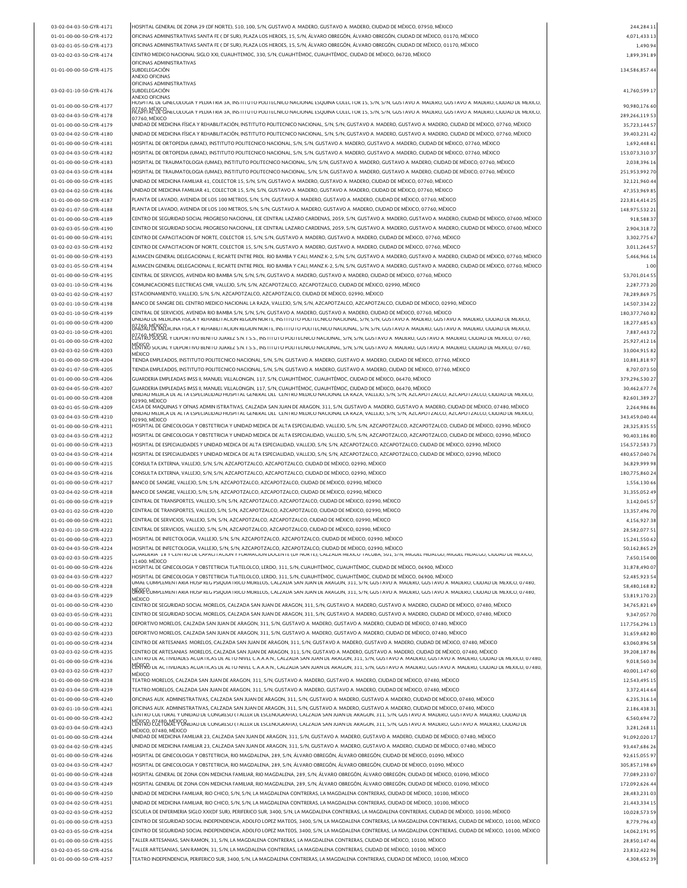| | | |
|---|---|---|
| 03-02-04-03-50-GYR-4171 | HOSPITAL GENERAL DE ZONA 29 (DF NORTE), 510, 100, S/N, GUSTAVO A. MADERO, GUSTAVO A. MADERO, CIUDAD DE MÉXICO, 07950, MÉXICO | 244,284.11 |
| 01-01-00-00-50-GYR-4172 | OFICINAS ADMINISTRATIVAS SANTA FE ( DF SUR), PLAZA LOS HEROES, 15, S/N, ÁLVARO OBREGÓN, ÁLVARO OBREGÓN, CIUDAD DE MÉXICO, 01170, MÉXICO | 4,071,433.13 |
| 03-02-01-05-50-GYR-4173 | OFICINAS ADMINISTRATIVAS SANTA FE ( DF SUR), PLAZA LOS HEROES, 15, S/N, ÁLVARO OBREGÓN, ÁLVARO OBREGÓN, CIUDAD DE MÉXICO, 01170, MÉXICO | 1,490.94 |
| 03-02-02-03-50-GYR-4174 | CENTRO MEDICO NACIONAL SIGLO XXI, CUAUHTEMOC, 330, S/N, CUAUHTÉMOC, CUAUHTÉMOC, CIUDAD DE MÉXICO, 06720, MÉXICO | 1,899,391.89 |
| 01-01-00-00-50-GYR-4175 | OFICINAS ADMINISTRATIVAS SUBDELEGACIÓN ANEXO OFICINAS | 134,586,857.44 |
| 03-02-01-10-50-GYR-4176 | OFICINAS ADMINISTRATIVAS SUBDELEGACIÓN ANEXO OFICINAS | 41,760,599.17 |
| 01-01-00-00-50-GYR-4177 | HOSPITAL DE GINECOLOGIA Y PEDIATRIA 3A, INSTITUTO POLITECNICO NACIONAL ESQUINA COLECTOR 15, S/N, S/N, GUSTAVO A. MADERO, GUSTAVO A. MADERO, CIUDAD DE MÉXICO, 07760, MÉXICO | 90,980,176.60 |
| 03-02-04-03-50-GYR-4178 | HOSPITAL DE GINECOLOGIA Y PEDIATRIA 3A, INSTITUTO POLITECNICO NACIONAL ESQUINA COLECTOR 15, S/N, S/N, GUSTAVO A. MADERO, GUSTAVO A. MADERO, CIUDAD DE MÉXICO, 07760, MÉXICO | 289,266,119.53 |
| 01-01-00-00-50-GYR-4179 | UNIDAD DE MEDICINA FÍSICA Y REHABILITACIÓN, INSTITUTO POLITECNICO NACIONAL, S/N, S/N, GUSTAVO A. MADERO, GUSTAVO A. MADERO, CIUDAD DE MÉXICO, 07760, MÉXICO | 35,723,144.57 |
| 03-02-04-02-50-GYR-4180 | UNIDAD DE MEDICINA FÍSICA Y REHABILITACIÓN, INSTITUTO POLITECNICO NACIONAL, S/N, S/N, GUSTAVO A. MADERO, GUSTAVO A. MADERO, CIUDAD DE MÉXICO, 07760, MÉXICO | 39,403,231.42 |
| 01-01-00-00-50-GYR-4181 | HOSPITAL DE ORTOPEDIA (UMAE), INSTITUTO POLITECNICO NACIONAL, S/N, S/N, GUSTAVO A. MADERO, GUSTAVO A. MADERO, CIUDAD DE MÉXICO, 07760, MÉXICO | 1,692,448.61 |
| 03-02-04-03-50-GYR-4182 | HOSPITAL DE ORTOPEDIA (UMAE), INSTITUTO POLITECNICO NACIONAL, S/N, S/N, GUSTAVO A. MADERO, GUSTAVO A. MADERO, CIUDAD DE MÉXICO, 07760, MÉXICO | 153,073,310.37 |
| 01-01-00-00-50-GYR-4183 | HOSPITAL DE TRAUMATOLOGIA (UMAE), INSTITUTO POLITECNICO NACIONAL, S/N, S/N, GUSTAVO A. MADERO, GUSTAVO A. MADERO, CIUDAD DE MÉXICO, 07760, MÉXICO | 2,038,396.16 |
| 03-02-04-03-50-GYR-4184 | HOSPITAL DE TRAUMATOLOGIA (UMAE), INSTITUTO POLITECNICO NACIONAL, S/N, S/N, GUSTAVO A. MADERO, GUSTAVO A. MADERO, CIUDAD DE MÉXICO, 07760, MÉXICO | 251,953,992.70 |
| 01-01-00-00-50-GYR-4185 | UNIDAD DE MEDICINA FAMILIAR 41, COLECTOR 15, S/N, S/N, GUSTAVO A. MADERO, GUSTAVO A. MADERO, CIUDAD DE MÉXICO, 07760, MÉXICO | 32,121,960.44 |
| 03-02-04-02-50-GYR-4186 | UNIDAD DE MEDICINA FAMILIAR 41, COLECTOR 15, S/N, S/N, GUSTAVO A. MADERO, GUSTAVO A. MADERO, CIUDAD DE MÉXICO, 07760, MÉXICO | 47,353,969.85 |
| 01-01-00-00-50-GYR-4187 | PLANTA DE LAVADO, AVENIDA DE LOS 100 METROS, S/N, S/N, GUSTAVO A. MADERO, GUSTAVO A. MADERO, CIUDAD DE MÉXICO, 07760, MÉXICO | 223,814,414.25 |
| 03-02-01-07-50-GYR-4188 | PLANTA DE LAVADO, AVENIDA DE LOS 100 METROS, S/N, S/N, GUSTAVO A. MADERO, GUSTAVO A. MADERO, CIUDAD DE MÉXICO, 07760, MÉXICO | 148,975,532.21 |
| 01-01-00-00-50-GYR-4189 | CENTRO DE SEGURIDAD SOCIAL PROGRESO NACIONAL, EJE CENTRAL LAZARO CARDENAS, 2059, S/N, GUSTAVO A. MADERO, GUSTAVO A. MADERO, CIUDAD DE MÉXICO, 07600, MÉXICO | 918,588.37 |
| 03-02-03-05-50-GYR-4190 | CENTRO DE SEGURIDAD SOCIAL PROGRESO NACIONAL, EJE CENTRAL LAZARO CARDENAS, 2059, S/N, GUSTAVO A. MADERO, GUSTAVO A. MADERO, CIUDAD DE MÉXICO, 07600, MÉXICO | 2,904,318.72 |
| 01-01-00-00-50-GYR-4191 | CENTRO DE CAPACITACION DF NORTE, COLECTOR 15, S/N, S/N, GUSTAVO A. MADERO, GUSTAVO A. MADERO, CIUDAD DE MÉXICO, 07760, MÉXICO | 3,302,775.67 |
| 03-02-02-03-50-GYR-4192 | CENTRO DE CAPACITACION DF NORTE, COLECTOR 15, S/N, S/N, GUSTAVO A. MADERO, GUSTAVO A. MADERO, CIUDAD DE MÉXICO, 07760, MÉXICO | 3,011,264.57 |
| 01-01-00-00-50-GYR-4193 | ALMACEN GENERAL DELEGACIONAL E, RICARTE ENTRE PROL. RIO BAMBA Y CALI, MANZ K-2, S/N, S/N, GUSTAVO A. MADERO, GUSTAVO A. MADERO, CIUDAD DE MÉXICO, 07760, MÉXICO | 5,466,966.16 |
| 03-02-01-05-50-GYR-4194 | ALMACEN GENERAL DELEGACIONAL E, RICARTE ENTRE PROL. RIO BAMBA Y CALI, MANZ K-2, S/N, S/N, GUSTAVO A. MADERO, GUSTAVO A. MADERO, CIUDAD DE MÉXICO, 07760, MÉXICO | 1.00 |
| 01-01-00-00-50-GYR-4195 | CENTRAL DE SERVICIOS, AVENIDA RIO BAMBA S/N, S/N, S/N, GUSTAVO A. MADERO, GUSTAVO A. MADERO, CIUDAD DE MÉXICO, 07760, MÉXICO | 53,701,014.55 |
| 03-02-01-10-50-GYR-4196 | COMUNICACIONES ELECTRICAS CMR, VALLEJO, S/N, S/N, AZCAPOTZALCO, AZCAPOTZALCO, CIUDAD DE MÉXICO, 02990, MÉXICO | 2,287,773.20 |
| 03-02-01-02-50-GYR-4197 | ESTACIONAMIENTO, VALLEJO, S/N, S/N, AZCAPOTZALCO, AZCAPOTZALCO, CIUDAD DE MÉXICO, 02990, MÉXICO | 78,289,869.75 |
| 03-02-01-10-50-GYR-4198 | BANCO DE SANGRE DEL CENTRO MEDICO NACIONAL LA RAZA, VALLEJO, S/N, S/N, AZCAPOTZALCO, AZCAPOTZALCO, CIUDAD DE MÉXICO, 02990, MÉXICO | 14,507,334.22 |
| 03-02-01-10-50-GYR-4199 | CENTRAL DE SERVICIOS, AVENIDA RIO BAMBA S/N, S/N, S/N, GUSTAVO A. MADERO, GUSTAVO A. MADERO, CIUDAD DE MÉXICO, 07760, MÉXICO | 180,377,760.82 |
| 01-01-00-00-50-GYR-4200 | UNIDAD DE MEDICINA FISICA Y REHABILITACION REGION NORTE, INSTITUTO POLITECNICO NACIONAL, S/N, S/N, GUSTAVO A. MADERO, GUSTAVO A. MADERO, CIUDAD DE MÉXICO, 07760, MÉXICO | 18,277,685.63 |
| 03-02-01-10-50-GYR-4201 | UNIDAD DE MEDICINA FISICA Y REHABILITACION REGION NORTE, INSTITUTO POLITECNICO NACIONAL, S/N, S/N, GUSTAVO A. MADERO, GUSTAVO A. MADERO, CIUDAD DE MÉXICO, 07760, MÉXICO | 7,887,443.72 |
| 01-01-00-00-50-GYR-4202 | CENTRO SOCIAL Y DEPORTIVO BENITO JUAREZ S.N.T.S.S., INSTITUTO POLITECNICO NACIONAL, S/N, S/N, GUSTAVO A. MADERO, GUSTAVO A. MADERO, CIUDAD DE MÉXICO, 07760, MÉXICO | 25,927,412.16 |
| 03-02-03-02-50-GYR-4203 | CENTRO SOCIAL Y DEPORTIVO BENITO JUAREZ S.N.T.S.S., INSTITUTO POLITECNICO NACIONAL, S/N, S/N, GUSTAVO A. MADERO, GUSTAVO A. MADERO, CIUDAD DE MÉXICO, 07760, MÉXICO | 33,004,915.82 |
| 01-01-00-00-50-GYR-4204 | TIENDA EMPLEADOS, INSTITUTO POLITECNICO NACIONAL, S/N, S/N, GUSTAVO A. MADERO, GUSTAVO A. MADERO, CIUDAD DE MÉXICO, 07760, MÉXICO | 10,881,818.97 |
| 03-02-01-07-50-GYR-4205 | TIENDA EMPLEADOS, INSTITUTO POLITECNICO NACIONAL, S/N, S/N, GUSTAVO A. MADERO, GUSTAVO A. MADERO, CIUDAD DE MÉXICO, 07760, MÉXICO | 8,707,073.50 |
| 01-01-00-00-50-GYR-4206 | GUARDERIA EMPLEADAS IMSS II, MANUEL VILLALONGIN, 117, S/N, CUAUHTÉMOC, CUAUHTÉMOC, CIUDAD DE MÉXICO, 06470, MÉXICO | 379,296,530.27 |
| 03-02-04-05-50-GYR-4207 | GUARDERIA EMPLEADAS IMSS II, MANUEL VILLALONGIN, 117, S/N, CUAUHTÉMOC, CUAUHTÉMOC, CIUDAD DE MÉXICO, 06470, MÉXICO | 30,462,677.74 |
| 01-01-00-00-50-GYR-4208 | UNIDAD MEDICA DE ALTA ESPECIALIDAD HOSPITAL GENERAL DEL CENTRO MEDICO NACIONAL LA RAZA, VALLEJO, S/N, S/N, AZCAPOTZALCO, AZCAPOTZALCO, CIUDAD DE MÉXICO, 02990, MÉXICO | 82,601,389.27 |
| 03-02-01-05-50-GYR-4209 | CASA DE MAQUINAS Y OFNAS ADMIN ISTRATIVAS, CALZADA SAN JUAN DE ARAGON, 311, S/N, GUSTAVO A. MADERO, GUSTAVO A. MADERO, CIUDAD DE MÉXICO, 07480, MÉXICO | 2,264,986.86 |
| 03-02-04-03-50-GYR-4210 | UNIDAD MEDICA DE ALTA ESPECIALIDAD HOSPITAL GENERAL DEL CENTRO MEDICO NACIONAL LA RAZA, VALLEJO, S/N, S/N, AZCAPOTZALCO, AZCAPOTZALCO, CIUDAD DE MÉXICO, 02990, MÉXICO | 343,459,040.44 |
| 01-01-00-00-50-GYR-4211 | HOSPITAL DE GINECOLOGIA Y OBSTETRICIA Y UNIDAD MEDICA DE ALTA ESPECIALIDAD, VALLEJO, S/N, S/N, AZCAPOTZALCO, AZCAPOTZALCO, CIUDAD DE MÉXICO, 02990, MÉXICO | 28,325,835.55 |
| 03-02-04-03-50-GYR-4212 | HOSPITAL DE GINECOLOGIA Y OBSTETRICIA Y UNIDAD MEDICA DE ALTA ESPECIALIDAD, VALLEJO, S/N, S/N, AZCAPOTZALCO, AZCAPOTZALCO, CIUDAD DE MÉXICO, 02990, MÉXICO | 90,403,186.80 |
| 01-01-00-00-50-GYR-4213 | HOSPITAL DE ESPECIALIDADES Y UNIDAD MEDICA DE ALTA ESPECIALIDAD, VALLEJO, S/N, S/N, AZCAPOTZALCO, AZCAPOTZALCO, CIUDAD DE MÉXICO, 02990, MÉXICO | 156,572,583.73 |
| 03-02-04-03-50-GYR-4214 | HOSPITAL DE ESPECIALIDADES Y UNIDAD MEDICA DE ALTA ESPECIALIDAD, VALLEJO, S/N, S/N, AZCAPOTZALCO, AZCAPOTZALCO, CIUDAD DE MÉXICO, 02990, MÉXICO | 480,657,040.76 |
| 01-01-00-00-50-GYR-4215 | CONSULTA EXTERNA, VALLEJO, S/N, S/N, AZCAPOTZALCO, AZCAPOTZALCO, CIUDAD DE MÉXICO, 02990, MÉXICO | 36,829,999.98 |
| 03-02-04-03-50-GYR-4216 | CONSULTA EXTERNA, VALLEJO, S/N, S/N, AZCAPOTZALCO, AZCAPOTZALCO, CIUDAD DE MÉXICO, 02990, MÉXICO | 180,775,860.24 |
| 01-01-00-00-50-GYR-4217 | BANCO DE SANGRE, VALLEJO, S/N, S/N, AZCAPOTZALCO, AZCAPOTZALCO, CIUDAD DE MÉXICO, 02990, MÉXICO | 1,556,130.66 |
| 03-02-04-02-50-GYR-4218 | BANCO DE SANGRE, VALLEJO, S/N, S/N, AZCAPOTZALCO, AZCAPOTZALCO, CIUDAD DE MÉXICO, 02990, MÉXICO | 31,355,052.49 |
| 01-01-00-00-50-GYR-4219 | CENTRAL DE TRANSPORTES, VALLEJO, S/N, S/N, AZCAPOTZALCO, AZCAPOTZALCO, CIUDAD DE MÉXICO, 02990, MÉXICO | 3,142,045.57 |
| 03-02-01-02-50-GYR-4220 | CENTRAL DE TRANSPORTES, VALLEJO, S/N, S/N, AZCAPOTZALCO, AZCAPOTZALCO, CIUDAD DE MÉXICO, 02990, MÉXICO | 13,357,496.70 |
| 01-01-00-00-50-GYR-4221 | CENTRAL DE SERVICIOS, VALLEJO, S/N, S/N, AZCAPOTZALCO, AZCAPOTZALCO, CIUDAD DE MÉXICO, 02990, MÉXICO | 4,156,927.38 |
| 03-02-01-10-50-GYR-4222 | CENTRAL DE SERVICIOS, VALLEJO, S/N, S/N, AZCAPOTZALCO, AZCAPOTZALCO, CIUDAD DE MÉXICO, 02990, MÉXICO | 28,582,077.51 |
| 01-01-00-00-50-GYR-4223 | HOSPITAL DE INFECTOLOGIA, VALLEJO, S/N, S/N, AZCAPOTZALCO, AZCAPOTZALCO, CIUDAD DE MÉXICO, 02990, MÉXICO | 15,241,550.62 |
| 03-02-04-03-50-GYR-4224 | HOSPITAL DE INFECTOLOGIA, VALLEJO, S/N, S/N, AZCAPOTZALCO, AZCAPOTZALCO, CIUDAD DE MÉXICO, 02990, MÉXICO | 50,162,865.29 |
| 03-02-02-03-50-GYR-4225 | GUARDERIA 18 Y CENTRO DE CAPACITACION Y FORMACION DOCENTE (DF NORTE), CALZADA MEXICO TACUBA, 501, S/N, MIGUEL HIDALGO, MIGUEL HIDALGO, CIUDAD DE MÉXICO, 11400, MÉXICO | 7,650,154.00 |
| 01-01-00-00-50-GYR-4226 | HOSPITAL DE GINECOLOGIA Y OBSTETRICIA TLATELOLCO, LERDO, 311, S/N, CUAUHTÉMOC, CUAUHTÉMOC, CIUDAD DE MÉXICO, 06900, MÉXICO | 31,878,490.07 |
| 03-02-04-03-50-GYR-4227 | HOSPITAL DE GINECOLOGIA Y OBSTETRICIA TLATELOLCO, LERDO, 311, S/N, CUAUHTÉMOC, CUAUHTÉMOC, CIUDAD DE MÉXICO, 06900, MÉXICO | 52,485,923.54 |
| 01-01-00-00-50-GYR-4228 | UMAE COMPLEMENTARIA HOSP REG PSIQUIATRICO MORELOS, CALZADA SAN JUAN DE ARAGON, 311, S/N, GUSTAVO A. MADERO, GUSTAVO A. MADERO, CIUDAD DE MÉXICO, 07480, MÉXICO | 58,480,168.82 |
| 03-02-04-03-50-GYR-4229 | UMAE COMPLEMENTARIA HOSP REG PSIQUIATRICO MORELOS, CALZADA SAN JUAN DE ARAGON, 311, S/N, GUSTAVO A. MADERO, GUSTAVO A. MADERO, CIUDAD DE MÉXICO, 07480, MÉXICO | 53,819,170.23 |
| 01-01-00-00-50-GYR-4230 | CENTRO DE SEGURIDAD SOCIAL MORELOS, CALZADA SAN JUAN DE ARAGON, 311, S/N, GUSTAVO A. MADERO, GUSTAVO A. MADERO, CIUDAD DE MÉXICO, 07480, MÉXICO | 34,765,821.69 |
| 03-02-03-05-50-GYR-4231 | CENTRO DE SEGURIDAD SOCIAL MORELOS, CALZADA SAN JUAN DE ARAGON, 311, S/N, GUSTAVO A. MADERO, GUSTAVO A. MADERO, CIUDAD DE MÉXICO, 07480, MÉXICO | 9,347,057.70 |
| 01-01-00-00-50-GYR-4232 | DEPORTIVO MORELOS, CALZADA SAN JUAN DE ARAGON, 311, S/N, GUSTAVO A. MADERO, GUSTAVO A. MADERO, CIUDAD DE MÉXICO, 07480, MÉXICO | 117,756,296.13 |
| 03-02-03-02-50-GYR-4233 | DEPORTIVO MORELOS, CALZADA SAN JUAN DE ARAGON, 311, S/N, GUSTAVO A. MADERO, GUSTAVO A. MADERO, CIUDAD DE MÉXICO, 07480, MÉXICO | 31,659,682.80 |
| 01-01-00-00-50-GYR-4234 | CENTRO DE ARTESANIAS MORELOS, CALZADA SAN JUAN DE ARAGON, 311, S/N, GUSTAVO A. MADERO, GUSTAVO A. MADERO, CIUDAD DE MÉXICO, 07480, MÉXICO | 63,060,896.58 |
| 03-02-03-02-50-GYR-4235 | CENTRO DE ARTESANIAS MORELOS, CALZADA SAN JUAN DE ARAGON, 311, S/N, GUSTAVO A. MADERO, GUSTAVO A. MADERO, CIUDAD DE MÉXICO, 07480, MÉXICO | 39,208,187.86 |
| 01-01-00-00-50-GYR-4236 | CENTRO DE ACTIVIDADES ACUATICAS DE ALTO NIVEL C.A.A.A.N., CALZADA SAN JUAN DE ARAGON, 311, S/N, GUSTAVO A. MADERO, GUSTAVO A. MADERO, CIUDAD DE MÉXICO, 07480, MÉXICO | 9,018,560.34 |
| 03-02-03-02-50-GYR-4237 | CENTRO DE ACTIVIDADES ACUATICAS DE ALTO NIVEL C.A.A.A.N., CALZADA SAN JUAN DE ARAGON, 311, S/N, GUSTAVO A. MADERO, GUSTAVO A. MADERO, CIUDAD DE MÉXICO, 07480, MÉXICO | 40,001,147.60 |
| 01-01-00-00-50-GYR-4238 | TEATRO MORELOS, CALZADA SAN JUAN DE ARAGON, 311, S/N, GUSTAVO A. MADERO, GUSTAVO A. MADERO, CIUDAD DE MÉXICO, 07480, MÉXICO | 12,543,495.15 |
| 03-02-03-04-50-GYR-4239 | TEATRO MORELOS, CALZADA SAN JUAN DE ARAGON, 311, S/N, GUSTAVO A. MADERO, GUSTAVO A. MADERO, CIUDAD DE MÉXICO, 07480, MÉXICO | 3,372,414.64 |
| 01-01-00-00-50-GYR-4240 | OFICINAS AUX. ADMINISTRATIVAS, CALZADA SAN JUAN DE ARAGON, 311, S/N, GUSTAVO A. MADERO, GUSTAVO A. MADERO, CIUDAD DE MÉXICO, 07480, MÉXICO | 6,235,316.14 |
| 03-02-01-10-50-GYR-4241 | OFICINAS AUX. ADMINISTRATIVAS, CALZADA SAN JUAN DE ARAGON, 311, S/N, GUSTAVO A. MADERO, GUSTAVO A. MADERO, CIUDAD DE MÉXICO, 07480, MÉXICO | 2,186,438.31 |
| 01-01-00-00-50-GYR-4242 | CENTRO CULTURAL Y UNIDAD DE CONGRESO (TALLER DE ESCENOGRAFIA), CALZADA SAN JUAN DE ARAGON, 311, S/N, GUSTAVO A. MADERO, GUSTAVO A. MADERO, CIUDAD DE MÉXICO, 07480, MÉXICO | 6,560,694.72 |
| 03-02-03-04-50-GYR-4243 | CENTRO CULTURAL Y UNIDAD DE CONGRESO (TALLER DE ESCENOGRAFIA), CALZADA SAN JUAN DE ARAGON, 311, S/N, GUSTAVO A. MADERO, GUSTAVO A. MADERO, CIUDAD DE MÉXICO, 07480, MÉXICO | 3,281,268.11 |
| 01-01-00-00-50-GYR-4244 | UNIDAD DE MEDICINA FAMILIAR 23, CALZADA SAN JUAN DE ARAGON, 311, S/N, GUSTAVO A. MADERO, GUSTAVO A. MADERO, CIUDAD DE MÉXICO, 07480, MÉXICO | 91,092,020.17 |
| 03-02-04-02-50-GYR-4245 | UNIDAD DE MEDICINA FAMILIAR 23, CALZADA SAN JUAN DE ARAGON, 311, S/N, GUSTAVO A. MADERO, GUSTAVO A. MADERO, CIUDAD DE MÉXICO, 07480, MÉXICO | 93,447,686.26 |
| 01-01-00-00-50-GYR-4246 | HOSPITAL DE GINECOLOGIA Y OBSTETRICIA, RIO MAGDALENA, 289, S/N, ÁLVARO OBREGÓN, ÁLVARO OBREGÓN, CIUDAD DE MÉXICO, 01090, MÉXICO | 92,615,055.97 |
| 03-02-04-03-50-GYR-4247 | HOSPITAL DE GINECOLOGIA Y OBSTETRICIA, RIO MAGDALENA, 289, S/N, ÁLVARO OBREGÓN, ÁLVARO OBREGÓN, CIUDAD DE MÉXICO, 01090, MÉXICO | 305,857,198.69 |
| 01-01-00-00-50-GYR-4248 | HOSPITAL GENERAL DE ZONA CON MEDICNA FAMILIAR, RIO MAGDALENA, 289, S/N, ÁLVARO OBREGÓN, ÁLVARO OBREGÓN, CIUDAD DE MÉXICO, 01090, MÉXICO | 77,089,233.07 |
| 03-02-04-03-50-GYR-4249 | HOSPITAL GENERAL DE ZONA CON MEDICNA FAMILIAR, RIO MAGDALENA, 289, S/N, ÁLVARO OBREGÓN, ÁLVARO OBREGÓN, CIUDAD DE MÉXICO, 01090, MÉXICO | 172,092,626.44 |
| 01-01-00-00-50-GYR-4250 | UNIDAD DE MEDICINA FAMILIAR, RIO CHICO, S/N, S/N, LA MAGDALENA CONTRERAS, LA MAGDALENA CONTRERAS, CIUDAD DE MÉXICO, 10100, MÉXICO | 28,483,231.03 |
| 03-02-04-02-50-GYR-4251 | UNIDAD DE MEDICINA FAMILIAR, RIO CHICO, S/N, S/N, LA MAGDALENA CONTRERAS, LA MAGDALENA CONTRERAS, CIUDAD DE MÉXICO, 10100, MÉXICO | 21,443,334.15 |
| 03-02-02-03-50-GYR-4252 | ESCUELA DE ENFERMERIA SIGLO XXI(DF SUR), PERIFERICO SUR, 3400, S/N, LA MAGDALENA CONTRERAS, LA MAGDALENA CONTRERAS, CIUDAD DE MÉXICO, 10100, MÉXICO | 10,028,573.59 |
| 01-01-00-00-50-GYR-4253 | CENTRO DE SEGURIDAD SOCIAL INDEPENDENCIA, ADOLFO LOPEZ MATEOS, 3400, S/N, LA MAGDALENA CONTRERAS, LA MAGDALENA CONTRERAS, CIUDAD DE MÉXICO, 10100, MÉXICO | 8,779,796.43 |
| 03-02-03-05-50-GYR-4254 | CENTRO DE SEGURIDAD SOCIAL INDEPENDENCIA, ADOLFO LOPEZ MATEOS, 3400, S/N, LA MAGDALENA CONTRERAS, LA MAGDALENA CONTRERAS, CIUDAD DE MÉXICO, 10100, MÉXICO | 14,062,191.95 |
| 01-01-00-00-50-GYR-4255 | TALLER ARTESANIAS, SAN RAMON, 31, S/N, LA MAGDALENA CONTRERAS, LA MAGDALENA CONTRERAS, CIUDAD DE MÉXICO, 10100, MÉXICO | 28,850,147.46 |
| 03-02-03-05-50-GYR-4256 | TALLER ARTESANIAS, SAN RAMON, 31, S/N, LA MAGDALENA CONTRERAS, LA MAGDALENA CONTRERAS, CIUDAD DE MÉXICO, 10100, MÉXICO | 23,832,422.96 |
| 01-01-00-00-50-GYR-4257 | TEATRO INDEPENDENCIA, PERIFERICO SUR, 3400, S/N, LA MAGDALENA CONTRERAS, LA MAGDALENA CONTRERAS, CIUDAD DE MÉXICO, 10100, MÉXICO | 4,308,652.39 |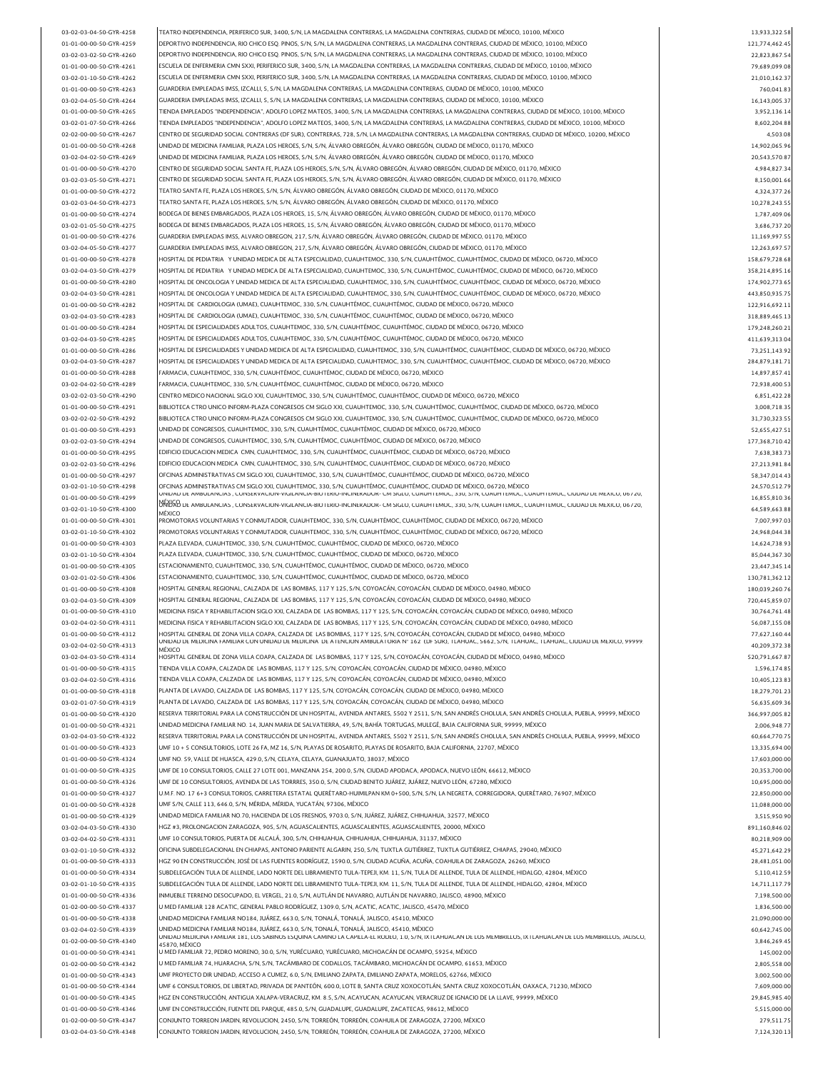| | | |
|---|---|---|
| 03-02-03-04-50-GYR-4258 | TEATRO INDEPENDENCIA, PERIFERICO SUR, 3400, S/N, LA MAGDALENA CONTRERAS, LA MAGDALENA CONTRERAS, CIUDAD DE MÉXICO, 10100, MÉXICO | 13,933,322.58 |
| 01-01-00-00-50-GYR-4259 | DEPORTIVO INDEPENDENCIA, RIO CHICO ESQ. PINOS, S/N, S/N, LA MAGDALENA CONTRERAS, LA MAGDALENA CONTRERAS, CIUDAD DE MÉXICO, 10100, MÉXICO | 121,774,462.45 |
| 03-02-03-02-50-GYR-4260 | DEPORTIVO INDEPENDENCIA, RIO CHICO ESQ. PINOS, S/N, S/N, LA MAGDALENA CONTRERAS, LA MAGDALENA CONTRERAS, CIUDAD DE MÉXICO, 10100, MÉXICO | 22,823,867.54 |
| 01-01-00-00-50-GYR-4261 | ESCUELA DE ENFERMERIA CMN SXXI, PERIFERICO SUR, 3400, S/N, LA MAGDALENA CONTRERAS, LA MAGDALENA CONTRERAS, CIUDAD DE MÉXICO, 10100, MÉXICO | 79,689,099.08 |
| 03-02-01-10-50-GYR-4262 | ESCUELA DE ENFERMERIA CMN SXXI, PERIFERICO SUR, 3400, S/N, LA MAGDALENA CONTRERAS, LA MAGDALENA CONTRERAS, CIUDAD DE MÉXICO, 10100, MÉXICO | 21,010,162.37 |
| 01-01-00-00-50-GYR-4263 | GUARDERIA EMPLEADAS IMSS, IZCALLI, 5, S/N, LA MAGDALENA CONTRERAS, LA MAGDALENA CONTRERAS, CIUDAD DE MÉXICO, 10100, MÉXICO | 760,041.83 |
| 03-02-04-05-50-GYR-4264 | GUARDERIA EMPLEADAS IMSS, IZCALLI, 5, S/N, LA MAGDALENA CONTRERAS, LA MAGDALENA CONTRERAS, CIUDAD DE MÉXICO, 10100, MÉXICO | 16,143,005.37 |
| 01-01-00-00-50-GYR-4265 | TIENDA EMPLEADOS "INDEPENDENCIA", ADOLFO LOPEZ MATEOS, 3400, S/N, LA MAGDALENA CONTRERAS, LA MAGDALENA CONTRERAS, CIUDAD DE MÉXICO, 10100, MÉXICO | 3,952,136.14 |
| 03-02-01-07-50-GYR-4266 | TIENDA EMPLEADOS "INDEPENDENCIA", ADOLFO LOPEZ MATEOS, 3400, S/N, LA MAGDALENA CONTRERAS, LA MAGDALENA CONTRERAS, CIUDAD DE MÉXICO, 10100, MÉXICO | 8,602,204.88 |
| 02-02-00-00-50-GYR-4267 | CENTRO DE SEGURIDAD SOCIAL CONTRERAS (DF SUR), CONTRERAS, 728, S/N, LA MAGDALENA CONTRERAS, LA MAGDALENA CONTRERAS, CIUDAD DE MÉXICO, 10200, MÉXICO | 4,503.08 |
| 01-01-00-00-50-GYR-4268 | UNIDAD DE MEDICINA FAMILIAR, PLAZA LOS HEROES, S/N, S/N, ÁLVARO OBREGÓN, ÁLVARO OBREGÓN, CIUDAD DE MÉXICO, 01170, MÉXICO | 14,902,065.96 |
| 03-02-04-02-50-GYR-4269 | UNIDAD DE MEDICINA FAMILIAR, PLAZA LOS HEROES, S/N, S/N, ÁLVARO OBREGÓN, ÁLVARO OBREGÓN, CIUDAD DE MÉXICO, 01170, MÉXICO | 20,543,570.87 |
| 01-01-00-00-50-GYR-4270 | CENTRO DE SEGURIDAD SOCIAL SANTA FE, PLAZA LOS HEROES, S/N, S/N, ÁLVARO OBREGÓN, ÁLVARO OBREGÓN, CIUDAD DE MÉXICO, 01170, MÉXICO | 4,984,827.34 |
| 03-02-03-05-50-GYR-4271 | CENTRO DE SEGURIDAD SOCIAL SANTA FE, PLAZA LOS HEROES, S/N, S/N, ÁLVARO OBREGÓN, ÁLVARO OBREGÓN, CIUDAD DE MÉXICO, 01170, MÉXICO | 8,150,001.66 |
| 01-01-00-00-50-GYR-4272 | TEATRO SANTA FE, PLAZA LOS HEROES, S/N, S/N, ÁLVARO OBREGÓN, ÁLVARO OBREGÓN, CIUDAD DE MÉXICO, 01170, MÉXICO | 4,324,377.26 |
| 03-02-03-04-50-GYR-4273 | TEATRO SANTA FE, PLAZA LOS HEROES, S/N, S/N, ÁLVARO OBREGÓN, ÁLVARO OBREGÓN, CIUDAD DE MÉXICO, 01170, MÉXICO | 10,278,243.55 |
| 01-01-00-00-50-GYR-4274 | BODEGA DE BIENES EMBARGADOS, PLAZA LOS HEROES, 15, S/N, ÁLVARO OBREGÓN, ÁLVARO OBREGÓN, CIUDAD DE MÉXICO, 01170, MÉXICO | 1,787,409.06 |
| 03-02-01-05-50-GYR-4275 | BODEGA DE BIENES EMBARGADOS, PLAZA LOS HEROES, 15, S/N, ÁLVARO OBREGÓN, ÁLVARO OBREGÓN, CIUDAD DE MÉXICO, 01170, MÉXICO | 3,686,737.20 |
| 01-01-00-00-50-GYR-4276 | GUARDERIA EMPLEADAS IMSS, ALVARO OBREGON, 217, S/N, ÁLVARO OBREGÓN, ÁLVARO OBREGÓN, CIUDAD DE MÉXICO, 01170, MÉXICO | 11,169,997.55 |
| 03-02-04-05-50-GYR-4277 | GUARDERIA EMPLEADAS IMSS, ALVARO OBREGON, 217, S/N, ÁLVARO OBREGÓN, ÁLVARO OBREGÓN, CIUDAD DE MÉXICO, 01170, MÉXICO | 12,263,697.57 |
| 01-01-00-00-50-GYR-4278 | HOSPITAL DE PEDIATRIA Y UNIDAD MEDICA DE ALTA ESPECIALIDAD, CUAUHTEMOC, 330, S/N, CUAUHTÉMOC, CUAUHTÉMOC, CIUDAD DE MÉXICO, 06720, MÉXICO | 158,679,728.68 |
| 03-02-04-03-50-GYR-4279 | HOSPITAL DE PEDIATRIA Y UNIDAD MEDICA DE ALTA ESPECIALIDAD, CUAUHTEMOC, 330, S/N, CUAUHTÉMOC, CUAUHTÉMOC, CIUDAD DE MÉXICO, 06720, MÉXICO | 358,214,895.16 |
| 01-01-00-00-50-GYR-4280 | HOSPITAL DE ONCOLOGIA Y UNIDAD MEDICA DE ALTA ESPECIALIDAD, CUAUHTEMOC, 330, S/N, CUAUHTÉMOC, CUAUHTÉMOC, CIUDAD DE MÉXICO, 06720, MÉXICO | 174,902,773.65 |
| 03-02-04-03-50-GYR-4281 | HOSPITAL DE ONCOLOGIA Y UNIDAD MEDICA DE ALTA ESPECIALIDAD, CUAUHTEMOC, 330, S/N, CUAUHTÉMOC, CUAUHTÉMOC, CIUDAD DE MÉXICO, 06720, MÉXICO | 443,850,935.75 |
| 01-01-00-00-50-GYR-4282 | HOSPITAL DE CARDIOLOGIA (UMAE), CUAUHTEMOC, 330, S/N, CUAUHTÉMOC, CUAUHTÉMOC, CIUDAD DE MÉXICO, 06720, MÉXICO | 122,916,692.11 |
| 03-02-04-03-50-GYR-4283 | HOSPITAL DE CARDIOLOGIA (UMAE), CUAUHTEMOC, 330, S/N, CUAUHTÉMOC, CUAUHTÉMOC, CIUDAD DE MÉXICO, 06720, MÉXICO | 318,889,465.13 |
| 01-01-00-00-50-GYR-4284 | HOSPITAL DE ESPECIALIDADES ADULTOS, CUAUHTEMOC, 330, S/N, CUAUHTÉMOC, CUAUHTÉMOC, CIUDAD DE MÉXICO, 06720, MÉXICO | 179,248,260.21 |
| 03-02-04-03-50-GYR-4285 | HOSPITAL DE ESPECIALIDADES ADULTOS, CUAUHTEMOC, 330, S/N, CUAUHTÉMOC, CUAUHTÉMOC, CIUDAD DE MÉXICO, 06720, MÉXICO | 411,639,313.04 |
| 01-01-00-00-50-GYR-4286 | HOSPITAL DE ESPECIALIDADES Y UNIDAD MEDICA DE ALTA ESPECIALIDAD, CUAUHTEMOC, 330, S/N, CUAUHTÉMOC, CUAUHTÉMOC, CIUDAD DE MÉXICO, 06720, MÉXICO | 73,251,143.92 |
| 03-02-04-03-50-GYR-4287 | HOSPITAL DE ESPECIALIDADES Y UNIDAD MEDICA DE ALTA ESPECIALIDAD, CUAUHTEMOC, 330, S/N, CUAUHTÉMOC, CUAUHTÉMOC, CIUDAD DE MÉXICO, 06720, MÉXICO | 284,879,181.71 |
| 01-01-00-00-50-GYR-4288 | FARMACIA, CUAUHTEMOC, 330, S/N, CUAUHTÉMOC, CUAUHTÉMOC, CIUDAD DE MÉXICO, 06720, MÉXICO | 14,897,857.41 |
| 03-02-04-02-50-GYR-4289 | FARMACIA, CUAUHTEMOC, 330, S/N, CUAUHTÉMOC, CUAUHTÉMOC, CIUDAD DE MÉXICO, 06720, MÉXICO | 72,938,400.53 |
| 03-02-02-03-50-GYR-4290 | CENTRO MEDICO NACIONAL SIGLO XXI, CUAUHTEMOC, 330, S/N, CUAUHTÉMOC, CUAUHTÉMOC, CIUDAD DE MÉXICO, 06720, MÉXICO | 6,851,422.28 |
| 01-01-00-00-50-GYR-4291 | BIBLIOTECA CTRO UNICO INFORM-PLAZA CONGRESOS CM SIGLO XXI, CUAUHTEMOC, 330, S/N, CUAUHTÉMOC, CUAUHTÉMOC, CIUDAD DE MÉXICO, 06720, MÉXICO | 3,008,718.35 |
| 03-02-02-02-50-GYR-4292 | BIBLIOTECA CTRO UNICO INFORM-PLAZA CONGRESOS CM SIGLO XXI, CUAUHTEMOC, 330, S/N, CUAUHTÉMOC, CUAUHTÉMOC, CIUDAD DE MÉXICO, 06720, MÉXICO | 31,730,323.55 |
| 01-01-00-00-50-GYR-4293 | UNIDAD DE CONGRESOS, CUAUHTEMOC, 330, S/N, CUAUHTÉMOC, CUAUHTÉMOC, CIUDAD DE MÉXICO, 06720, MÉXICO | 52,655,427.51 |
| 03-02-02-03-50-GYR-4294 | UNIDAD DE CONGRESOS, CUAUHTEMOC, 330, S/N, CUAUHTÉMOC, CUAUHTÉMOC, CIUDAD DE MÉXICO, 06720, MÉXICO | 177,368,710.42 |
| 01-01-00-00-50-GYR-4295 | EDIFICIO EDUCACION MEDICA CMN, CUAUHTEMOC, 330, S/N, CUAUHTÉMOC, CUAUHTÉMOC, CIUDAD DE MÉXICO, 06720, MÉXICO | 7,638,383.73 |
| 03-02-02-03-50-GYR-4296 | EDIFICIO EDUCACION MEDICA CMN, CUAUHTEMOC, 330, S/N, CUAUHTÉMOC, CUAUHTÉMOC, CIUDAD DE MÉXICO, 06720, MÉXICO | 27,213,981.84 |
| 01-01-00-00-50-GYR-4297 | OFCINAS ADMINISTRATIVAS CM SIGLO XXI, CUAUHTEMOC, 330, S/N, CUAUHTÉMOC, CUAUHTÉMOC, CIUDAD DE MÉXICO, 06720, MÉXICO | 58,347,014.43 |
| 03-02-01-10-50-GYR-4298 | OFCINAS ADMINISTRATIVAS CM SIGLO XXI, CUAUHTEMOC, 330, S/N, CUAUHTÉMOC, CUAUHTÉMOC, CIUDAD DE MÉXICO, 06720, MÉXICO | 24,570,512.79 |
| 01-01-00-00-50-GYR-4299 | UNIDAD DE AMBULANCIAS , CONSERVACION-VIGILANCIA-BIOTERIO-INCINERADOR- CM SIGLO, CUAUHTEMOC, 330, S/N, CUAUHTÉMOC, CUAUHTÉMOC, CIUDAD DE MÉXICO, 06720, MÉXICO | 16,855,810.36 |
| 03-02-01-10-50-GYR-4300 | UNIDAD DE AMBULANCIAS , CONSERVACION-VIGILANCIA-BIOTERIO-INCINERADOR- CM SIGLO, CUAUHTEMOC, 330, S/N, CUAUHTÉMOC, CUAUHTÉMOC, CIUDAD DE MÉXICO, 06720, MÉXICO | 64,589,663.88 |
| 01-01-00-00-50-GYR-4301 | PROMOTORAS VOLUNTARIAS Y CONMUTADOR, CUAUHTEMOC, 330, S/N, CUAUHTÉMOC, CUAUHTÉMOC, CIUDAD DE MÉXICO, 06720, MÉXICO | 7,007,997.03 |
| 03-02-01-10-50-GYR-4302 | PROMOTORAS VOLUNTARIAS Y CONMUTADOR, CUAUHTEMOC, 330, S/N, CUAUHTÉMOC, CUAUHTÉMOC, CIUDAD DE MÉXICO, 06720, MÉXICO | 24,968,044.38 |
| 01-01-00-00-50-GYR-4303 | PLAZA ELEVADA, CUAUHTEMOC, 330, S/N, CUAUHTÉMOC, CUAUHTÉMOC, CIUDAD DE MÉXICO, 06720, MÉXICO | 14,624,738.93 |
| 03-02-01-10-50-GYR-4304 | PLAZA ELEVADA, CUAUHTEMOC, 330, S/N, CUAUHTÉMOC, CUAUHTÉMOC, CIUDAD DE MÉXICO, 06720, MÉXICO | 85,044,367.30 |
| 01-01-00-00-50-GYR-4305 | ESTACIONAMIENTO, CUAUHTEMOC, 330, S/N, CUAUHTÉMOC, CUAUHTÉMOC, CIUDAD DE MÉXICO, 06720, MÉXICO | 23,447,345.14 |
| 03-02-01-02-50-GYR-4306 | ESTACIONAMIENTO, CUAUHTEMOC, 330, S/N, CUAUHTÉMOC, CUAUHTÉMOC, CIUDAD DE MÉXICO, 06720, MÉXICO | 130,781,362.12 |
| 01-01-00-00-50-GYR-4308 | HOSPITAL GENERAL REGIONAL, CALZADA DE LAS BOMBAS, 117 Y 125, S/N, COYOACÁN, COYOACÁN, CIUDAD DE MÉXICO, 04980, MÉXICO | 180,039,260.76 |
| 03-02-04-03-50-GYR-4309 | HOSPITAL GENERAL REGIONAL, CALZADA DE LAS BOMBAS, 117 Y 125, S/N, COYOACÁN, COYOACÁN, CIUDAD DE MÉXICO, 04980, MÉXICO | 720,445,859.07 |
| 01-01-00-00-50-GYR-4310 | MEDICINA FISICA Y REHABILITACION SIGLO XXI, CALZADA DE LAS BOMBAS, 117 Y 125, S/N, COYOACÁN, COYOACÁN, CIUDAD DE MÉXICO, 04980, MÉXICO | 30,764,761.48 |
| 03-02-04-02-50-GYR-4311 | MEDICINA FISICA Y REHABILITACION SIGLO XXI, CALZADA DE LAS BOMBAS, 117 Y 125, S/N, COYOACÁN, COYOACÁN, CIUDAD DE MÉXICO, 04980, MÉXICO | 56,087,155.08 |
| 01-01-00-00-50-GYR-4312 | HOSPITAL GENERAL DE ZONA VILLA COAPA, CALZADA DE LAS BOMBAS, 117 Y 125, S/N, COYOACÁN, COYOACÁN, CIUDAD DE MÉXICO, 04980, MÉXICO | 77,627,160.44 |
| 03-02-04-02-50-GYR-4313 | UNIDAD DE MEDICINA FAMILIAR CON UNIDAD DE MEDICINA DE ATENCION AMBULATORIA N° 162 (DF SUR), TLAHUAC, 5662, S/N, TLÁHUAC, TLÁHUAC, CIUDAD DE MÉXICO, 99999 MÉXICO | 40,209,372.38 |
| 03-02-04-03-50-GYR-4314 | HOSPITAL GENERAL DE ZONA VILLA COAPA, CALZADA DE LAS BOMBAS, 117 Y 125, S/N, COYOACÁN, COYOACÁN, CIUDAD DE MÉXICO, 04980, MÉXICO | 520,791,667.87 |
| 01-01-00-00-50-GYR-4315 | TIENDA VILLA COAPA, CALZADA DE LAS BOMBAS, 117 Y 125, S/N, COYOACÁN, COYOACÁN, CIUDAD DE MÉXICO, 04980, MÉXICO | 1,596,174.85 |
| 03-02-04-02-50-GYR-4316 | TIENDA VILLA COAPA, CALZADA DE LAS BOMBAS, 117 Y 125, S/N, COYOACÁN, COYOACÁN, CIUDAD DE MÉXICO, 04980, MÉXICO | 10,405,123.83 |
| 01-01-00-00-50-GYR-4318 | PLANTA DE LAVADO, CALZADA DE LAS BOMBAS, 117 Y 125, S/N, COYOACÁN, COYOACÁN, CIUDAD DE MÉXICO, 04980, MÉXICO | 18,279,701.23 |
| 03-02-01-07-50-GYR-4319 | PLANTA DE LAVADO, CALZADA DE LAS BOMBAS, 117 Y 125, S/N, COYOACÁN, COYOACÁN, CIUDAD DE MÉXICO, 04980, MÉXICO | 56,635,609.94 |
| 01-01-00-00-50-GYR-4320 | RESERVA TERRITORIAL PARA LA CONSTRUCCIÓN DE UN HOSPITAL, AVENIDA ANTARES, 5502 Y 2511, S/N, SAN ANDRÉS CHOLULA, SAN ANDRÉS CHOLULA, PUEBLA, 99999, MÉXICO | 366,997,005.82 |
| 01-01-00-00-50-GYR-4321 | UNIDAD MEDICINA FAMILIAR NO. 14, JUAN MARIA DE SALVATIERRA, 49, S/N, BAHÍA TORTUGAS, MULEGÉ, BAJA CALIFORNIA SUR, 99999, MÉXICO | 2,006,948.77 |
| 03-02-04-03-50-GYR-4322 | RESERVA TERRITORIAL PARA LA CONSTRUCCIÓN DE UN HOSPITAL, AVENIDA ANTARES, 5502 Y 2511, S/N, SAN ANDRÉS CHOLULA, SAN ANDRÉS CHOLULA, PUEBLA, 99999, MÉXICO | 60,664,770.75 |
| 01-01-00-00-50-GYR-4323 | UMF 10 + 5 CONSULTORIOS, LOTE 26 FA, MZ 16, S/N, PLAYAS DE ROSARITO, PLAYAS DE ROSARITO, BAJA CALIFORNIA, 22707, MÉXICO | 13,335,694.00 |
| 01-01-00-00-50-GYR-4324 | UMF NO. 59, VALLE DE HUASCA, 429.0, S/N, CELAYA, CELAYA, GUANAJUATO, 38037, MÉXICO | 17,603,000.00 |
| 01-01-00-00-50-GYR-4325 | UMF DE 10 CONSULTORIOS, CALLE 27 LOTE 001, MANZANA 254, 200.0, S/N, CIUDAD APODACA, APODACA, NUEVO LEÓN, 66612, MÉXICO | 20,353,700.00 |
| 01-01-00-00-50-GYR-4326 | UMF DE 10 CONSULTORIOS, AVENIDA DE LAS TORRES, 350.0, S/N, CIUDAD BENITO JUÁREZ, JUÁREZ, NUEVO LEÓN, 67280, MÉXICO | 10,695,000.00 |
| 01-01-00-00-50-GYR-4327 | U.M.F. NO. 17 6+3 CONSULTORIOS, CARRETERA ESTATAL QUERÉTARO-HUIMILPAN KM 0+500, S/N, S/N, LA NEGRETA, CORREGIDORA, QUERÉTARO, 76907, MÉXICO | 22,850,000.00 |
| 01-01-00-00-50-GYR-4328 | UMF S/N, CALLE 113, 646.0, S/N, MÉRIDA, MÉRIDA, YUCATÁN, 97306, MÉXICO | 11,088,000.00 |
| 01-01-00-00-50-GYR-4329 | UNIDAD MEDICA FAMILIAR NO.70, HACIENDA DE LOS FRESNOS, 9703.0, S/N, JUÁREZ, JUÁREZ, CHIHUAHUA, 32577, MÉXICO | 3,515,950.90 |
| 03-02-04-03-50-GYR-4330 | HGZ #3, PROLONGACION ZARAGOZA, 905, S/N, AGUASCALIENTES, AGUASCALIENTES, AGUASCALIENTES, 20000, MÉXICO | 891,160,846.02 |
| 03-02-04-02-50-GYR-4331 | UMF 10 CONSULTORIOS, PUERTA DE ALCALÁ, 300, S/N, CHIHUAHUA, CHIHUAHUA, CHIHUAHUA, 31137, MÉXICO | 80,218,909.00 |
| 03-02-01-10-50-GYR-4332 | OFICINA SUBDELEGACIONAL EN CHIAPAS, ANTONIO PARIENTE ALGARIN, 250, S/N, TUXTLA GUTIÉRREZ, TUXTLA GUTIÉRREZ, CHIAPAS, 29040, MÉXICO | 45,271,642.29 |
| 01-01-00-00-50-GYR-4333 | HGZ 90 EN CONSTRUCCIÓN, JOSÉ DE LAS FUENTES RODRÍGUEZ, 1590.0, S/N, CIUDAD ACUÑA, ACUÑA, COAHUILA DE ZARAGOZA, 26260, MÉXICO | 28,481,051.00 |
| 01-01-00-00-50-GYR-4334 | SUBDELEGACIÓN TULA DE ALLENDE, LADO NORTE DEL LIBRAMIENTO TULA-TEPEJI, KM. 11, S/N, TULA DE ALLENDE, TULA DE ALLENDE, HIDALGO, 42804, MÉXICO | 5,110,412.59 |
| 03-02-01-10-50-GYR-4335 | SUBDELEGACIÓN TULA DE ALLENDE, LADO NORTE DEL LIBRAMIENTO TULA-TEPEJI, KM. 11, S/N, TULA DE ALLENDE, TULA DE ALLENDE, HIDALGO, 42804, MÉXICO | 14,711,117.79 |
| 01-01-00-00-50-GYR-4336 | INMUEBLE TERRENO DESOCUPADO, EL VERGEL, 21.0, S/N, AUTLÁN DE NAVARRO, AUTLÁN DE NAVARRO, JALISCO, 48900, MÉXICO | 7,198,500.00 |
| 01-02-00-00-50-GYR-4337 | U MED FAMILIAR 128 ACATIC, GENERAL PABLO RODRÍGUEZ, 1309.0, S/N, ACATIC, ACATIC, JALISCO, 45470, MÉXICO | 1,836,500.00 |
| 01-01-00-00-50-GYR-4338 | UNIDAD MEDICINA FAMILIAR NO184, JUÁREZ, 663.0, S/N, TONALÁ, TONALÁ, JALISCO, 45410, MÉXICO | 21,090,000.00 |
| 03-02-04-02-50-GYR-4339 | UNIDAD MEDICINA FAMILIAR NO184, JUÁREZ, 663.0, S/N, TONALÁ, TONALÁ, JALISCO, 45410, MÉXICO | 60,642,745.00 |
| 01-02-00-00-50-GYR-4340 | UNIDAD MEDICINA FAMILIAR 181, LOS SABINOS ESQUINA CAMINO LA CAPILLA-EL RODEO, 1.0, S/N, IXTLAHUACÁN DE LOS MEMBRILLOS, IXTLAHUACÁN DE LOS MEMBRILLOS, JALISCO, 45870, MÉXICO | 3,846,269.45 |
| 01-01-00-00-50-GYR-4341 | U MED FAMILIAR 72, PEDRO MORENO, 30.0, S/N, YURÉCUARO, YURÉCUARO, MICHOACÁN DE OCAMPO, 59254, MÉXICO | 145,002.00 |
| 01-02-00-00-50-GYR-4342 | U MED FAMILIAR 74, HUARACHA, S/N, S/N, TACÁMBARO DE CODALLOS, TACÁMBARO, MICHOACÁN DE OCAMPO, 61653, MÉXICO | 2,805,558.00 |
| 01-01-00-00-50-GYR-4343 | UMF PROYECTO DIR UNIDAD, ACCESO A CUMEZ, 6.0, S/N, EMILIANO ZAPATA, EMILIANO ZAPATA, MORELOS, 62766, MÉXICO | 3,002,500.00 |
| 01-01-00-00-50-GYR-4344 | UMF 6 CONSULTORIOS, DE LIBERTAD, PRIVADA DE PANTEÓN, 600.0, LOTE 8, SANTA CRUZ XOXOCOTLÁN, SANTA CRUZ XOXOCOTLÁN, OAXACA, 71230, MÉXICO | 7,609,000.00 |
| 01-01-00-00-50-GYR-4345 | HGZ EN CONSTRUCCIÓN, ANTIGUA XALAPA-VERACRUZ, KM. 8.5, S/N, ACAYUCAN, ACAYUCAN, VERACRUZ DE IGNACIO DE LA LLAVE, 99999, MÉXICO | 29,845,985.40 |
| 01-01-00-00-50-GYR-4346 | UMF EN CONSTRUCCIÓN, FUENTE DEL PARQUE, 485.0, S/N, GUADALUPE, GUADALUPE, ZACATECAS, 98612, MÉXICO | 5,515,000.00 |
| 01-02-00-00-50-GYR-4347 | CONJUNTO TORREON JARDIN, REVOLUCION, 2450, S/N, TORREÓN, TORREÓN, COAHUILA DE ZARAGOZA, 27200, MÉXICO | 279,511.75 |
| 03-02-04-03-50-GYR-4348 | CONJUNTO TORREON JARDIN, REVOLUCION, 2450, S/N, TORREÓN, TORREÓN, COAHUILA DE ZARAGOZA, 27200, MÉXICO | 7,124,320.13 |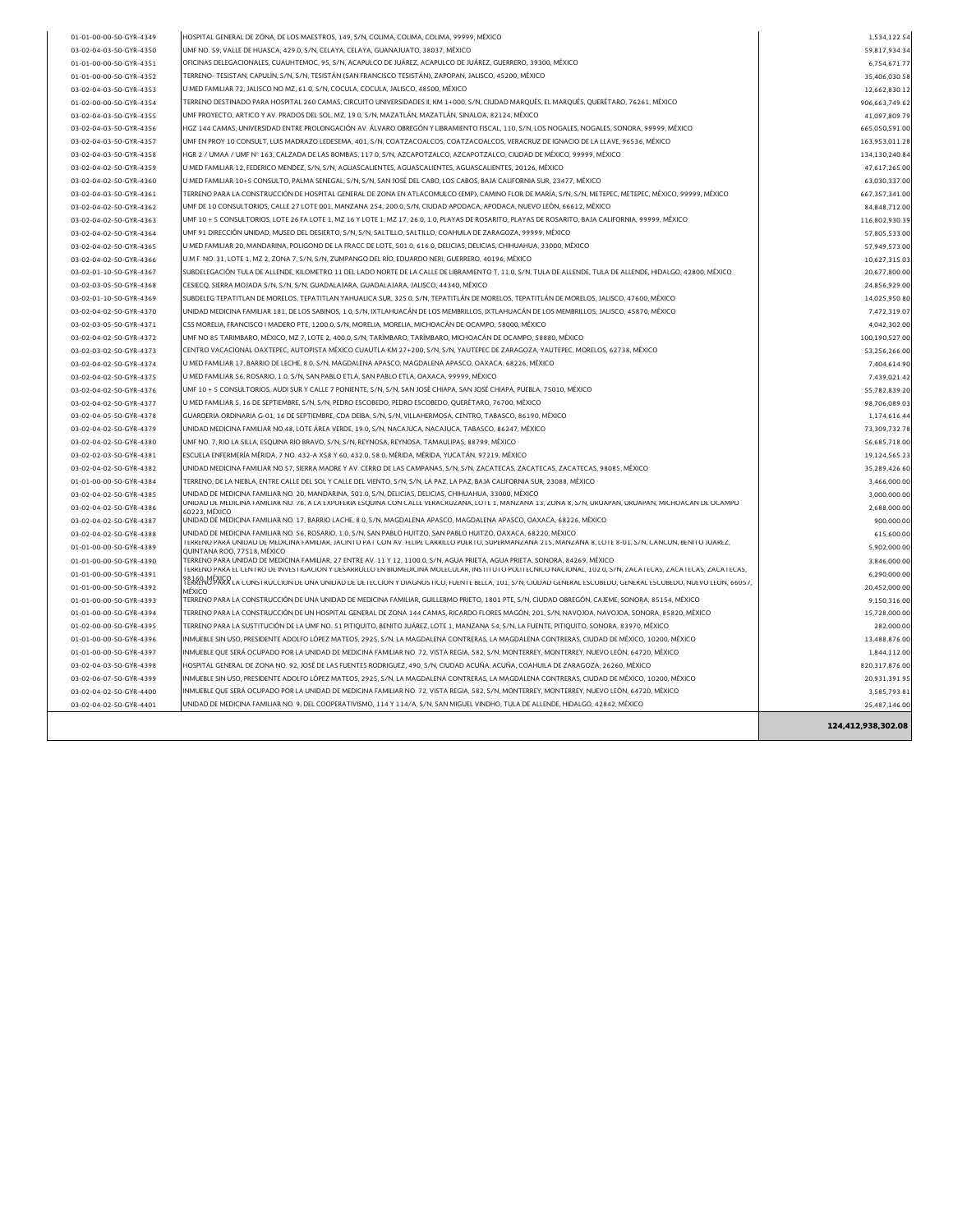| | | |
|---|---|---|
| 01-01-00-00-50-GYR-4349 | HOSPITAL GENERAL DE ZONA, DE LOS MAESTROS, 149, S/N, COLIMA, COLIMA, COLIMA, 99999, MÉXICO | 1,534,122.54 |
| 03-02-04-03-50-GYR-4350 | UMF NO. 59, VALLE DE HUASCA, 429.0, S/N, CELAYA, CELAYA, GUANAJUATO, 38037, MÉXICO | 59,817,934.34 |
| 01-01-00-00-50-GYR-4351 | OFICINAS DELEGACIONALES, CUAUHTEMOC, 95, S/N, ACAPULCO DE JUÁREZ, ACAPULCO DE JUÁREZ, GUERRERO, 39300, MÉXICO | 6,754,671.77 |
| 01-01-00-00-50-GYR-4352 | TERRENO- TESISTAN, CAPULÍN, S/N, S/N, TESISTÁN (SAN FRANCISCO TESISTÁN), ZAPOPAN, JALISCO, 45200, MÉXICO | 35,406,030.58 |
| 03-02-04-03-50-GYR-4353 | U MED FAMILIAR 72, JALISCO NO MZ, 61.0, S/N, COCULA, COCULA, JALISCO, 48500, MÉXICO | 12,662,830.12 |
| 01-02-00-00-50-GYR-4354 | TERRENO DESTINADO PARA HOSPITAL 260 CAMAS, CIRCUITO UNIVERSIDADES II, KM 1+000, S/N, CIUDAD MARQUÉS, EL MARQUÉS, QUERÉTARO, 76261, MÉXICO | 906,663,749.62 |
| 03-02-04-03-50-GYR-4355 | UMF PROYECTO, ARTICO Y AV. PRADOS DEL SOL, MZ, 19.0, S/N, MAZATLÁN, MAZATLÁN, SINALOA, 82124, MÉXICO | 41,097,809.79 |
| 03-02-04-03-50-GYR-4356 | HGZ 144 CAMAS, UNIVERSIDAD ENTRE PROLONGACIÓN AV. ÁLVARO OBREGÓN Y LIBRAMIENTO FISCAL, 110, S/N, LOS NOGALES, NOGALES, SONORA, 99999, MÉXICO | 665,050,591.00 |
| 03-02-04-03-50-GYR-4357 | UMF EN PROY 10 CONSULT, LUIS MADRAZO LEDESEMA, 401, S/N, COATZACOALCOS, COATZACOALCOS, VERACRUZ DE IGNACIO DE LA LLAVE, 96536, MÉXICO | 163,953,011.28 |
| 03-02-04-03-50-GYR-4358 | HGR 2 / UMAA / UMF N° 163, CALZADA DE LAS BOMBAS, 117.0, S/N, AZCAPOTZALCO, AZCAPOTZALCO, CIUDAD DE MÉXICO, 99999, MÉXICO | 134,130,240.84 |
| 03-02-04-02-50-GYR-4359 | U MED FAMILIAR 12, FEDERICO MENDEZ, S/N, S/N, AGUASCALIENTES, AGUASCALIENTES, AGUASCALIENTES, 20126, MÉXICO | 47,617,265.00 |
| 03-02-04-02-50-GYR-4360 | U MED FAMILIAR 10+5 CONSULTO, PALMA SENEGAL, S/N, S/N, SAN JOSÉ DEL CABO, LOS CABOS, BAJA CALIFORNIA SUR, 23477, MÉXICO | 63,030,337.00 |
| 03-02-04-03-50-GYR-4361 | TERRENO PARA LA CONSTRUCCIÓN DE HOSPITAL GENERAL DE ZONA EN ATLACOMULCO (EMP), CAMINO FLOR DE MARÍA, S/N, S/N, METEPEC, METEPEC, MÉXICO, 99999, MÉXICO | 667,357,341.00 |
| 03-02-04-02-50-GYR-4362 | UMF DE 10 CONSULTORIOS, CALLE 27 LOTE 001, MANZANA 254, 200.0, S/N, CIUDAD APODACA, APODACA, NUEVO LEÓN, 66612, MÉXICO | 84,848,712.00 |
| 03-02-04-02-50-GYR-4363 | UMF 10 + 5 CONSULTORIOS, LOTE 26 FA LOTE 1, MZ 16 Y LOTE 1, MZ 17, 26.0, 1.0, PLAYAS DE ROSARITO, PLAYAS DE ROSARITO, BAJA CALIFORNIA, 99999, MÉXICO | 116,802,930.39 |
| 03-02-04-02-50-GYR-4364 | UMF 91 DIRECCIÓN UNIDAD, MUSEO DEL DESIERTO, S/N, S/N, SALTILLO, SALTILLO, COAHUILA DE ZARAGOZA, 99999, MÉXICO | 57,805,533.00 |
| 03-02-04-02-50-GYR-4365 | U MED FAMILIAR 20, MANDARINA, POLIGONO DE LA FRACC DE LOTE, 501.0, 616.0, DELICIAS, DELICIAS, CHIHUAHUA, 33000, MÉXICO | 57,949,573.00 |
| 03-02-04-02-50-GYR-4366 | U.M.F. NO. 31, LOTE 1, MZ 2, ZONA 7, S/N, S/N, ZUMPANGO DEL RÍO, EDUARDO NERI, GUERRERO, 40196, MÉXICO | 10,627,315.03 |
| 03-02-01-10-50-GYR-4367 | SUBDELEGACIÓN TULA DE ALLENDE, KILOMETRO 11 DEL LADO NORTE DE LA CALLE DE LIBRAMIENTO T, 11.0, S/N, TULA DE ALLENDE, TULA DE ALLENDE, HIDALGO, 42800, MÉXICO | 20,677,800.00 |
| 03-02-03-05-50-GYR-4368 | CESIECQ, SIERRA MOJADA S/N, S/N, S/N, GUADALAJARA, GUADALAJARA, JALISCO, 44340, MÉXICO | 24,856,929.00 |
| 03-02-01-10-50-GYR-4369 | SUBDELEG TEPATITLAN DE MORELOS, TEPATITLAN YAHUALICA SUR, 325.0, S/N, TEPATITLÁN DE MORELOS, TEPATITLÁN DE MORELOS, JALISCO, 47600, MÉXICO | 14,025,950.80 |
| 03-02-04-02-50-GYR-4370 | UNIDAD MEDICINA FAMILIAR 181, DE LOS SABINOS, 1.0, S/N, IXTLAHUACÁN DE LOS MEMBRILLOS, IXTLAHUACÁN DE LOS MEMBRILLOS, JALISCO, 45870, MÉXICO | 7,472,319.07 |
| 03-02-03-05-50-GYR-4371 | CSS MORELIA, FRANCISCO I MADERO PTE, 1200.0, S/N, MORELIA, MORELIA, MICHOACÁN DE OCAMPO, 58000, MÉXICO | 4,042,302.00 |
| 03-02-04-02-50-GYR-4372 | UMF NO 85 TARIMBARO, MÉXICO, MZ 7, LOTE 2, 400.0, S/N, TARÍMBARO, TARÍMBARO, MICHOACÁN DE OCAMPO, 58880, MÉXICO | 100,190,527.00 |
| 03-02-03-02-50-GYR-4373 | CENTRO VACACIONAL OAXTEPEC, AUTOPISTA MÉXICO CUAUTLA KM 27+200, S/N, S/N, YAUTEPEC DE ZARAGOZA, YAUTEPEC, MORELOS, 62738, MÉXICO | 53,256,266.00 |
| 03-02-04-02-50-GYR-4374 | U MED FAMILIAR 17, BARRIO DE LECHE, 8.0, S/N, MAGDALENA APASCO, MAGDALENA APASCO, OAXACA, 68226, MÉXICO | 7,404,614.90 |
| 03-02-04-02-50-GYR-4375 | U MED FAMILIAR 56, ROSARIO, 1.0, S/N, SAN PABLO ETLA, SAN PABLO ETLA, OAXACA, 99999, MÉXICO | 7,439,021.42 |
| 03-02-04-02-50-GYR-4376 | UMF 10 + 5 CONSULTORIOS, AUDI SUR Y CALLE 7 PONIENTE, S/N, S/N, SAN JOSÉ CHIAPA, SAN JOSÉ CHIAPA, PUEBLA, 75010, MÉXICO | 55,782,839.20 |
| 03-02-04-02-50-GYR-4377 | U MED FAMILIAR 5, 16 DE SEPTIEMBRE, S/N, S/N, PEDRO ESCOBEDO, PEDRO ESCOBEDO, QUERÉTARO, 76700, MÉXICO | 98,706,089.03 |
| 03-02-04-05-50-GYR-4378 | GUARDERIA ORDINARIA G-01, 16 DE SEPTIEMBRE, CDA DEIBA, S/N, S/N, VILLAHERMOSA, CENTRO, TABASCO, 86190, MÉXICO | 1,174,616.44 |
| 03-02-04-02-50-GYR-4379 | UNIDAD MEDICINA FAMILIAR NO.48, LOTE ÁREA VERDE, 19.0, S/N, NACAJUCA, NACAJUCA, TABASCO, 86247, MÉXICO | 73,309,732.78 |
| 03-02-04-02-50-GYR-4380 | UMF NO. 7, RIO LA SILLA, ESQUINA RIO BRAVO, S/N, S/N, REYNOSA, REYNOSA, TAMAULIPAS, 88799, MÉXICO | 56,685,718.00 |
| 03-02-02-03-50-GYR-4381 | ESCUELA ENFERMERÍA MÉRIDA, 7 NO. 432-A X58 Y 60, 432.0, 58.0, MÉRIDA, MÉRIDA, YUCATÁN, 97219, MÉXICO | 19,124,565.23 |
| 03-02-04-02-50-GYR-4382 | UNIDAD MEDICINA FAMILIAR NO.57, SIERRA MADRE Y AV. CERRO DE LAS CAMPANAS, S/N, S/N, ZACATECAS, ZACATECAS, ZACATECAS, 98085, MÉXICO | 35,289,426.60 |
| 01-01-00-00-50-GYR-4384 | TERRENO, DE LA NIEBLA, ENTRE CALLE DEL SOL Y CALLE DEL VIENTO, S/N, S/N, LA PAZ, LA PAZ, BAJA CALIFORNIA SUR, 23088, MÉXICO | 3,466,000.00 |
| 03-02-04-02-50-GYR-4385 | UNIDAD DE MEDICINA FAMILIAR NO. 20, MANDARINA, 501.0, S/N, DELICIAS, DELICIAS, CHIHUAHUA, 33000, MÉXICO | 3,000,000.00 |
| 03-02-04-02-50-GYR-4386 | UNIDAD DE MEDICINA FAMILIAR NO. 76, A LA EXPOFERIA ESQUINA CON CALLE VERACRUZANA, LOTE 1, MANZANA 13, ZONA 8, S/N, URUAPAN, URUAPAN, MICHOACÁN DE OCAMPO 60223, MÉXICO | 2,688,000.00 |
| 03-02-04-02-50-GYR-4387 | UNIDAD DE MEDICINA FAMILIAR NO. 17, BARRIO LACHE, 8.0, S/N, MAGDALENA APASCO, MAGDALENA APASCO, OAXACA, 68226, MÉXICO | 900,000.00 |
| 03-02-04-02-50-GYR-4388 | UNIDAD DE MEDICINA FAMILIAR NO. 56, ROSARIO, 1.0, S/N, SAN PABLO HUITZO, SAN PABLO HUITZO, OAXACA, 68220, MÉXICO | 615,600.00 |
| 01-01-00-00-50-GYR-4389 | TERRENO PARA UNIDAD DE MEDICINA FAMILIAR, JACINTO PAT CON AV. FELIPE CARRILLO PUERTO, SUPERMANZANA 215, MANZANA 8, LOTE 8-01, S/N, CANCÚN, BENITO JUÁREZ, QUINTANA ROO, 77518, MÉXICO | 5,902,000.00 |
| 01-01-00-00-50-GYR-4390 | TERRENO PARA UNIDAD DE MEDICINA FAMILIAR, 27 ENTRE AV. 11 Y 12, 1100.0, S/N, AGUA PRIETA, AGUA PRIETA, SONORA, 84269, MÉXICO | 3,846,000.00 |
| 01-01-00-00-50-GYR-4391 | TERRENO PARA EL CENTRO DE INVESTIGACIÓN Y DESARROLLO EN BIOMEDICINA MOLECULAR, INSTITUTO POLITÉCNICO NACIONAL, 102.0, S/N, ZACATECAS, ZACATECAS, ZACATECAS, 98160, MÉXICO | 6,290,000.00 |
| 01-01-00-00-50-GYR-4392 | TERRENO PARA LA CONSTRUCCIÓN DE UNA UNIDAD DE DETECCIÓN Y DIAGNÓSTICO, FUENTE BELLA, 101, S/N, CIUDAD GENERAL ESCOBEDO, GENERAL ESCOBEDO, NUEVO LEÓN, 66057, MÉXICO | 20,452,000.00 |
| 01-01-00-00-50-GYR-4393 | TERRENO PARA LA CONSTRUCCIÓN DE UNA UNIDAD DE MEDICINA FAMILIAR, GUILLERMO PRIETO, 1801 PTE, S/N, CIUDAD OBREGÓN, CAJEME, SONORA, 85154, MÉXICO | 9,150,316.00 |
| 01-01-00-00-50-GYR-4394 | TERRENO PARA LA CONSTRUCCIÓN DE UN HOSPITAL GENERAL DE ZONA 144 CAMAS, RICARDO FLORES MAGÓN, 201, S/N, NAVOJOA, NAVOJOA, SONORA, 85820, MÉXICO | 15,728,000.00 |
| 01-02-00-00-50-GYR-4395 | TERRENO PARA LA SUSTITUCIÓN DE LA UMF NO. 51 PITIQUITO, BENITO JUÁREZ, LOTE 1, MANZANA 54, S/N, LA FUENTE, PITIQUITO, SONORA, 83970, MÉXICO | 282,000.00 |
| 01-01-00-00-50-GYR-4396 | INMUEBLE SIN USO, PRESIDENTE ADOLFO LÓPEZ MATEOS, 2925, S/N, LA MAGDALENA CONTRERAS, LA MAGDALENA CONTRERAS, CIUDAD DE MÉXICO, 10200, MÉXICO | 13,488,876.00 |
| 01-01-00-00-50-GYR-4397 | INMUEBLE QUE SERÁ OCUPADO POR LA UNIDAD DE MEDICINA FAMILIAR NO. 72, VISTA REGIA, 582, S/N, MONTERREY, MONTERREY, NUEVO LEÓN, 64720, MÉXICO | 1,844,112.00 |
| 03-02-04-03-50-GYR-4398 | HOSPITAL GENERAL DE ZONA NO. 92, JOSÉ DE LAS FUENTES RODRIGUEZ, 490, S/N, CIUDAD ACUÑA, ACUÑA, COAHUILA DE ZARAGOZA, 26260, MÉXICO | 820,317,876.00 |
| 03-02-06-07-50-GYR-4399 | INMUEBLE SIN USO, PRESIDENTE ADOLFO LÓPEZ MATEOS, 2925, S/N, LA MAGDALENA CONTRERAS, LA MAGDALENA CONTRERAS, CIUDAD DE MÉXICO, 10200, MÉXICO | 20,931,391.95 |
| 03-02-04-02-50-GYR-4400 | INMUEBLE QUE SERÁ OCUPADO POR LA UNIDAD DE MEDICINA FAMILIAR NO. 72, VISTA REGIA, 582, S/N, MONTERREY, MONTERREY, NUEVO LEÓN, 64720, MÉXICO | 3,585,793.81 |
| 03-02-04-02-50-GYR-4401 | UNIDAD DE MEDICINA FAMILIAR NO. 9, DEL COOPERATIVISMO, 114 Y 114/A, S/N, SAN MIGUEL VINDHO, TULA DE ALLENDE, HIDALGO, 42842, MÉXICO | 25,487,146.00 |
| | | **124,412,938,302.08** |